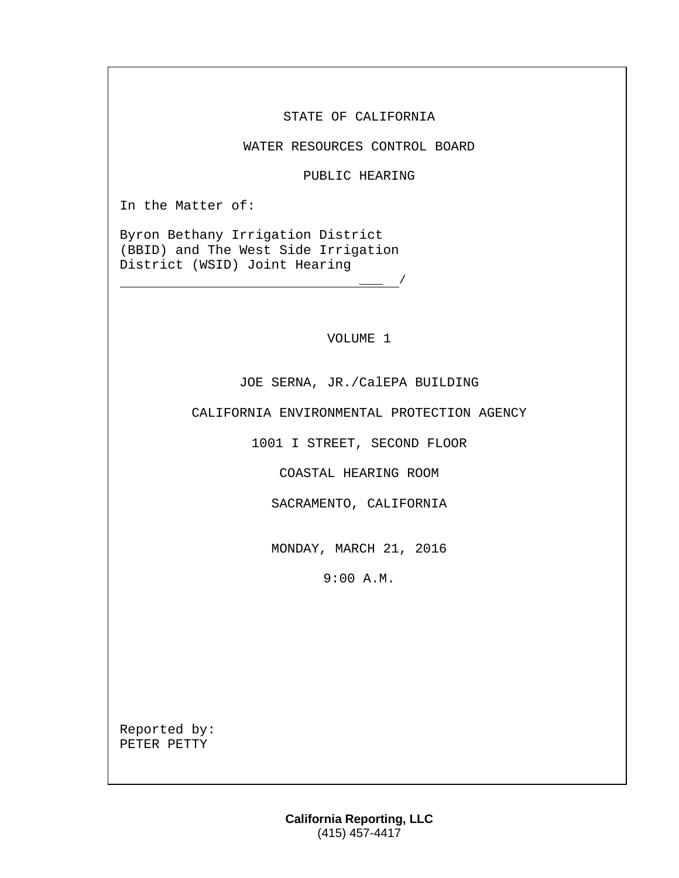STATE OF CALIFORNIA

WATER RESOURCES CONTROL BOARD

PUBLIC HEARING

In the Matter of:

Byron Bethany Irrigation District
(BBID) and The West Side Irrigation
District (WSID) Joint Hearing
___________________________________/

VOLUME 1

JOE SERNA, JR./CalEPA BUILDING

CALIFORNIA ENVIRONMENTAL PROTECTION AGENCY

1001 I STREET, SECOND FLOOR

COASTAL HEARING ROOM

SACRAMENTO, CALIFORNIA

MONDAY, MARCH 21, 2016

9:00 A.M.

Reported by:
PETER PETTY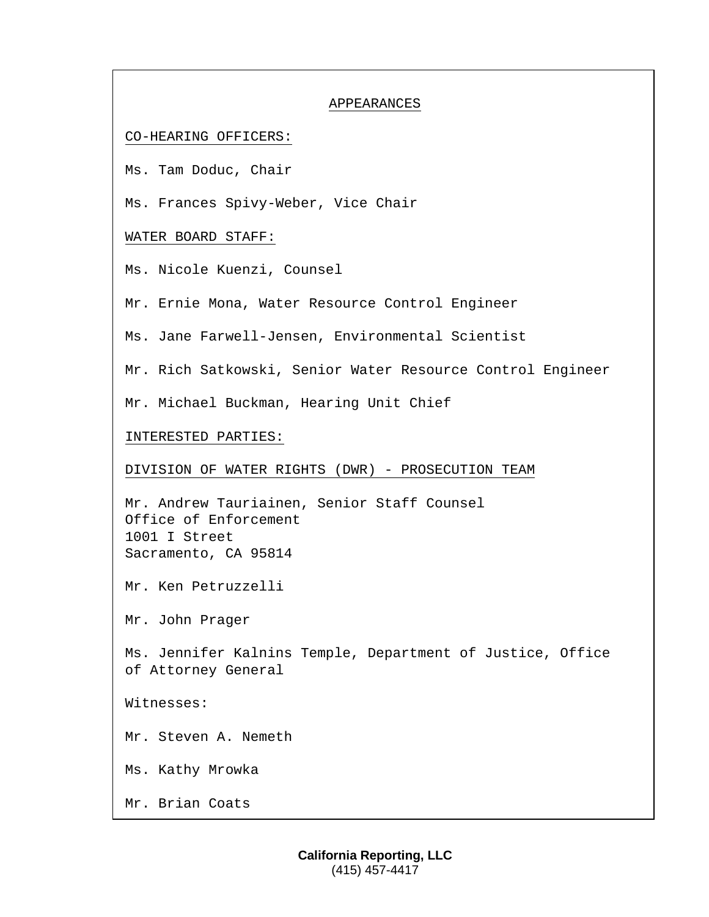# APPEARANCES

CO-HEARING OFFICERS:

Ms. Tam Doduc, Chair

Ms. Frances Spivy-Weber, Vice Chair

WATER BOARD STAFF:

Ms. Nicole Kuenzi, Counsel

Mr. Ernie Mona, Water Resource Control Engineer

Ms. Jane Farwell-Jensen, Environmental Scientist

Mr. Rich Satkowski, Senior Water Resource Control Engineer

Mr. Michael Buckman, Hearing Unit Chief

INTERESTED PARTIES:

DIVISION OF WATER RIGHTS (DWR) - PROSECUTION TEAM

Mr. Andrew Tauriainen, Senior Staff Counsel
Office of Enforcement
1001 I Street
Sacramento, CA 95814

Mr. Ken Petruzzelli

Mr. John Prager

Ms. Jennifer Kalnins Temple, Department of Justice, Office of Attorney General

Witnesses:

Mr. Steven A. Nemeth

Ms. Kathy Mrowka

Mr. Brian Coats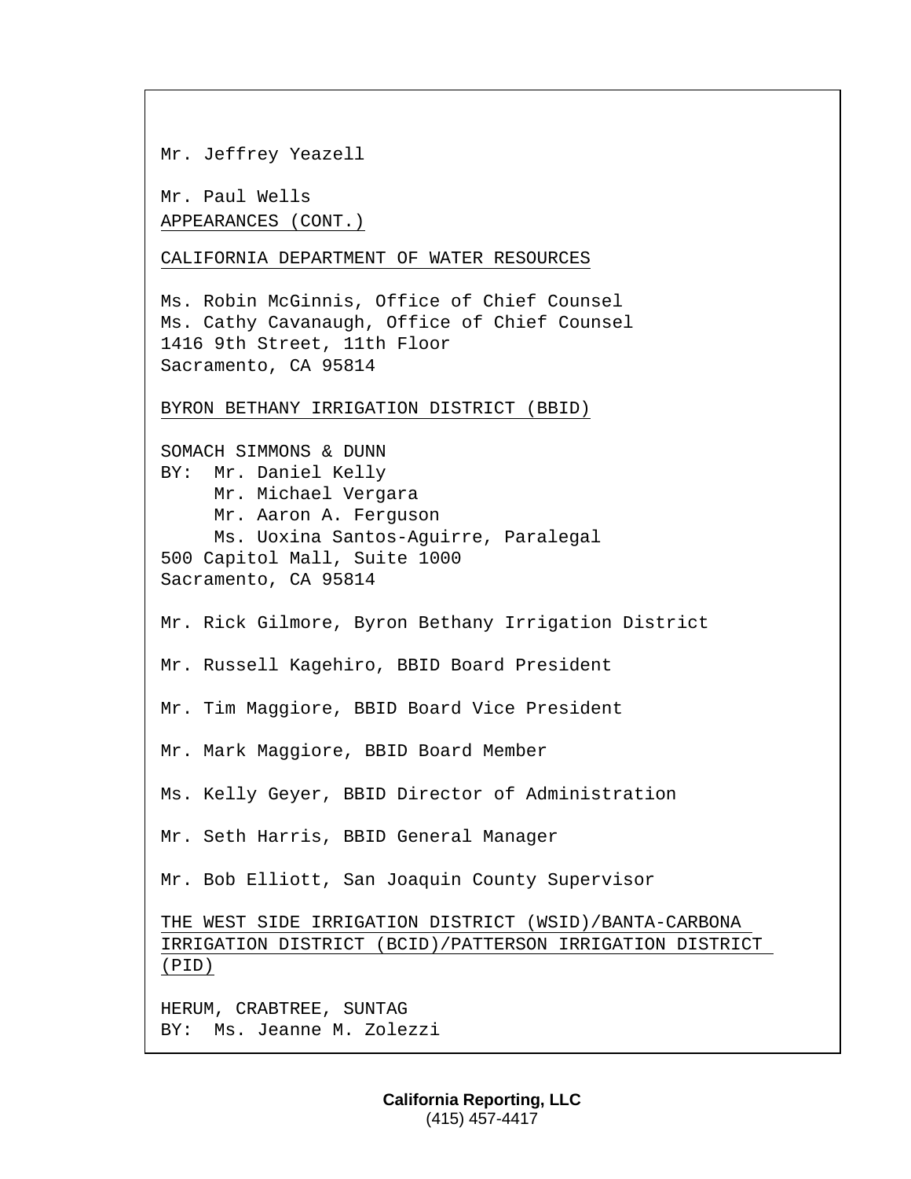Mr. Jeffrey Yeazell

Mr. Paul Wells

APPEARANCES (CONT.)

CALIFORNIA DEPARTMENT OF WATER RESOURCES

Ms. Robin McGinnis, Office of Chief Counsel
Ms. Cathy Cavanaugh, Office of Chief Counsel
1416 9th Street, 11th Floor
Sacramento, CA 95814

BYRON BETHANY IRRIGATION DISTRICT (BBID)

SOMACH SIMMONS & DUNN
BY: Mr. Daniel Kelly
Mr. Michael Vergara
Mr. Aaron A. Ferguson
Ms. Uoxina Santos-Aguirre, Paralegal
500 Capitol Mall, Suite 1000
Sacramento, CA 95814

Mr. Rick Gilmore, Byron Bethany Irrigation District

Mr. Russell Kagehiro, BBID Board President

Mr. Tim Maggiore, BBID Board Vice President

Mr. Mark Maggiore, BBID Board Member

Ms. Kelly Geyer, BBID Director of Administration

Mr. Seth Harris, BBID General Manager

Mr. Bob Elliott, San Joaquin County Supervisor

THE WEST SIDE IRRIGATION DISTRICT (WSID)/BANTA-CARBONA IRRIGATION DISTRICT (BCID)/PATTERSON IRRIGATION DISTRICT (PID)

HERUM, CRABTREE, SUNTAG
BY: Ms. Jeanne M. Zolezzi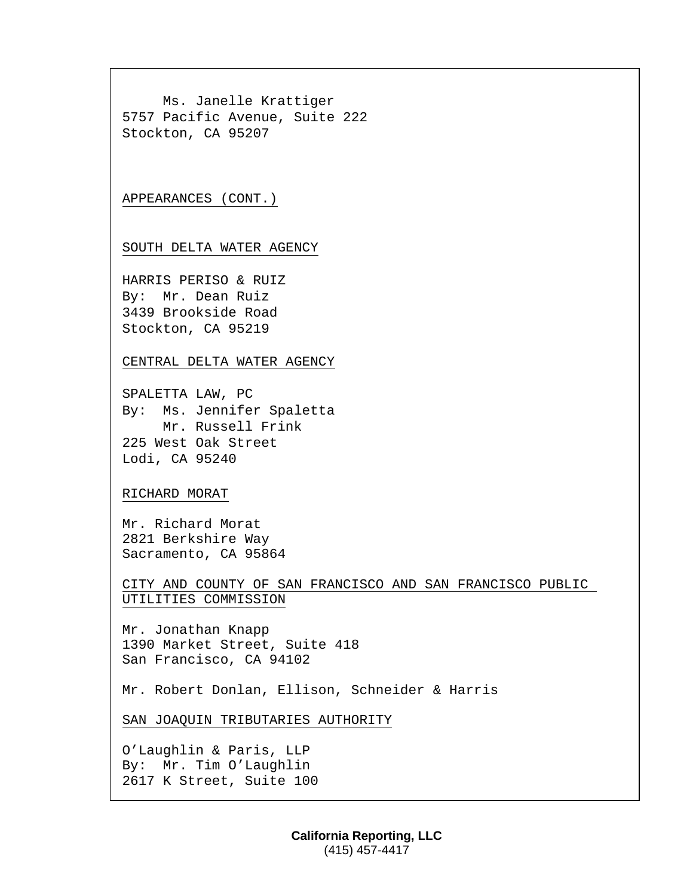Ms. Janelle Krattiger
5757 Pacific Avenue, Suite 222
Stockton, CA 95207

APPEARANCES (CONT.)

SOUTH DELTA WATER AGENCY

HARRIS PERISO & RUIZ
By: Mr. Dean Ruiz
3439 Brookside Road
Stockton, CA 95219

CENTRAL DELTA WATER AGENCY

SPALETTA LAW, PC
By: Ms. Jennifer Spaletta
Mr. Russell Frink
225 West Oak Street
Lodi, CA 95240

RICHARD MORAT

Mr. Richard Morat
2821 Berkshire Way
Sacramento, CA 95864

CITY AND COUNTY OF SAN FRANCISCO AND SAN FRANCISCO PUBLIC UTILITIES COMMISSION

Mr. Jonathan Knapp
1390 Market Street, Suite 418
San Francisco, CA 94102

Mr. Robert Donlan, Ellison, Schneider & Harris

SAN JOAQUIN TRIBUTARIES AUTHORITY

O'Laughlin & Paris, LLP
By: Mr. Tim O'Laughlin
2617 K Street, Suite 100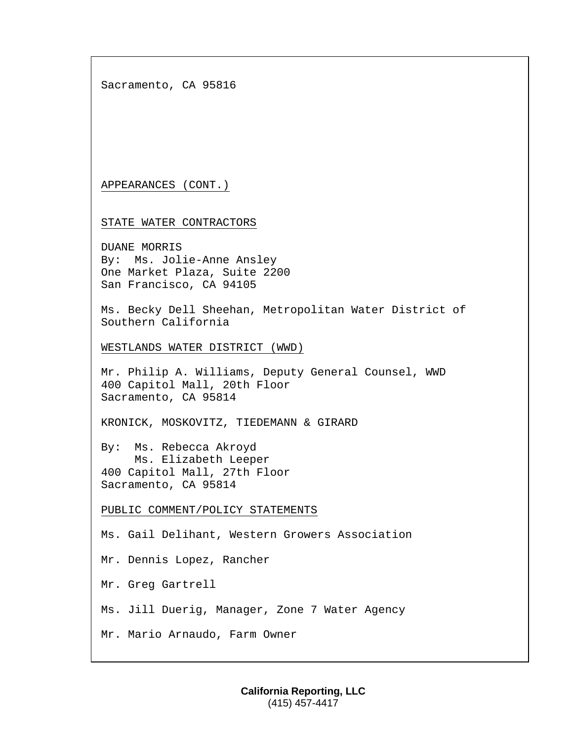Sacramento, CA 95816

APPEARANCES (CONT.)

STATE WATER CONTRACTORS

DUANE MORRIS
By: Ms. Jolie-Anne Ansley
One Market Plaza, Suite 2200
San Francisco, CA 94105

Ms. Becky Dell Sheehan, Metropolitan Water District of Southern California

WESTLANDS WATER DISTRICT (WWD)

Mr. Philip A. Williams, Deputy General Counsel, WWD
400 Capitol Mall, 20th Floor
Sacramento, CA 95814

KRONICK, MOSKOVITZ, TIEDEMANN & GIRARD

By: Ms. Rebecca Akroyd
Ms. Elizabeth Leeper
400 Capitol Mall, 27th Floor
Sacramento, CA 95814

PUBLIC COMMENT/POLICY STATEMENTS

Ms. Gail Delihant, Western Growers Association

Mr. Dennis Lopez, Rancher

Mr. Greg Gartrell

Ms. Jill Duerig, Manager, Zone 7 Water Agency

Mr. Mario Arnaudo, Farm Owner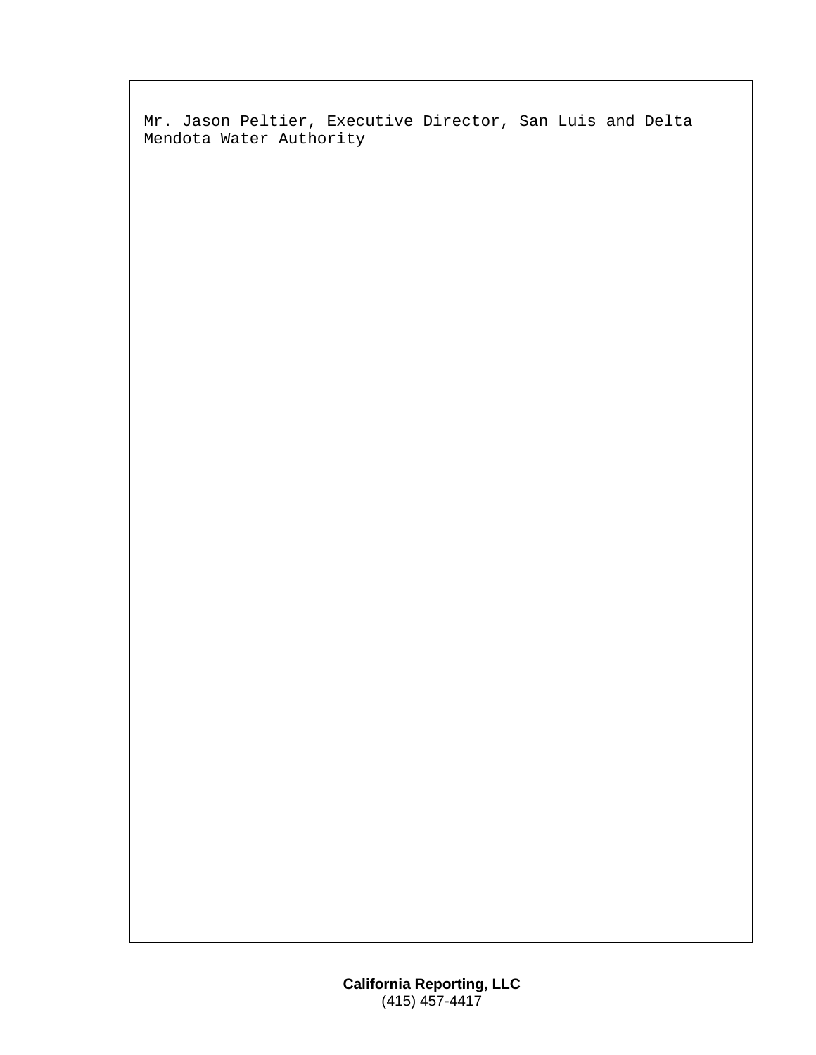Mr. Jason Peltier, Executive Director, San Luis and Delta Mendota Water Authority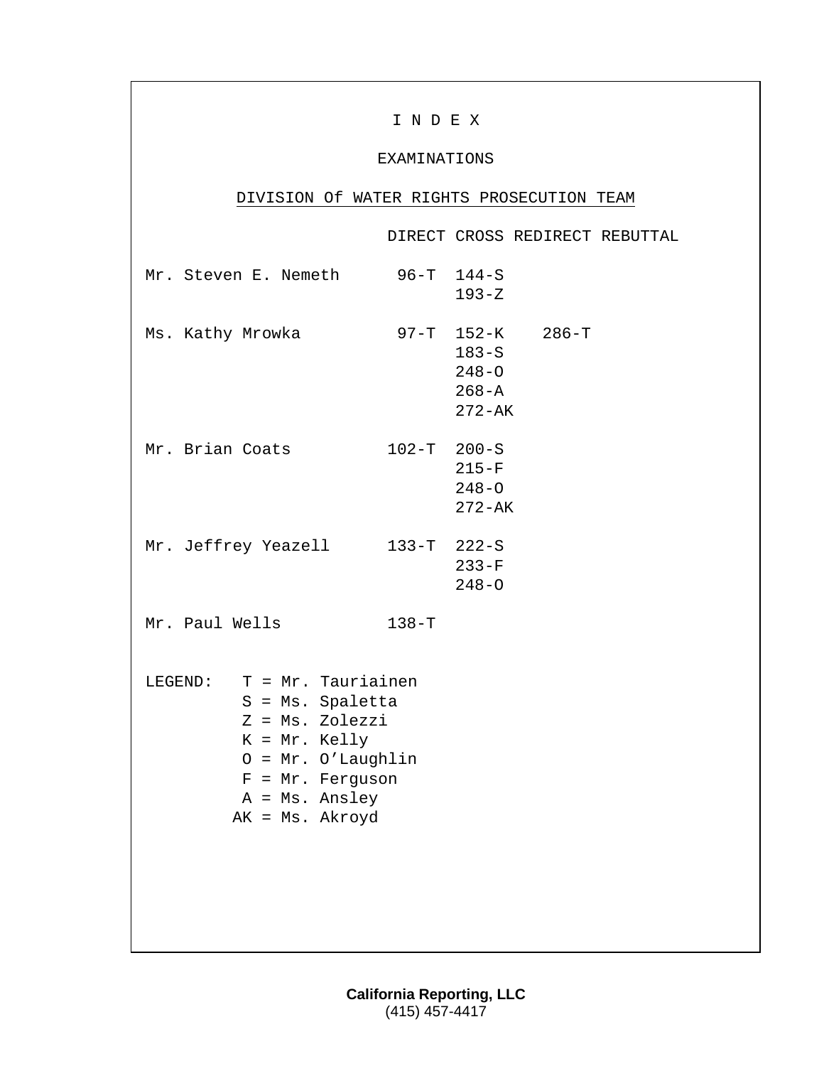# I N D E X

## EXAMINATIONS

### DIVISION Of WATER RIGHTS PROSECUTION TEAM

| | DIRECT | CROSS | REDIRECT | REBUTTAL |
|---|---|---|---|---|
| Mr. Steven E. Nemeth | 96-T | 144-S | | |
| | | 193-Z | | |
| Ms. Kathy Mrowka | 97-T | 152-K | 286-T | |
| | | 183-S | | |
| | | 248-O | | |
| | | 268-A | | |
| | | 272-AK | | |
| Mr. Brian Coats | 102-T | 200-S | | |
| | | 215-F | | |
| | | 248-O | | |
| | | 272-AK | | |
| Mr. Jeffrey Yeazell | 133-T | 222-S | | |
| | | 233-F | | |
| | | 248-O | | |
| Mr. Paul Wells | 138-T | | | |

LEGEND:
- T = Mr. Tauriainen
- S = Ms. Spaletta
- Z = Ms. Zolezzi
- K = Mr. Kelly
- O = Mr. O'Laughlin
- F = Mr. Ferguson
- A = Ms. Ansley
- AK = Ms. Akroyd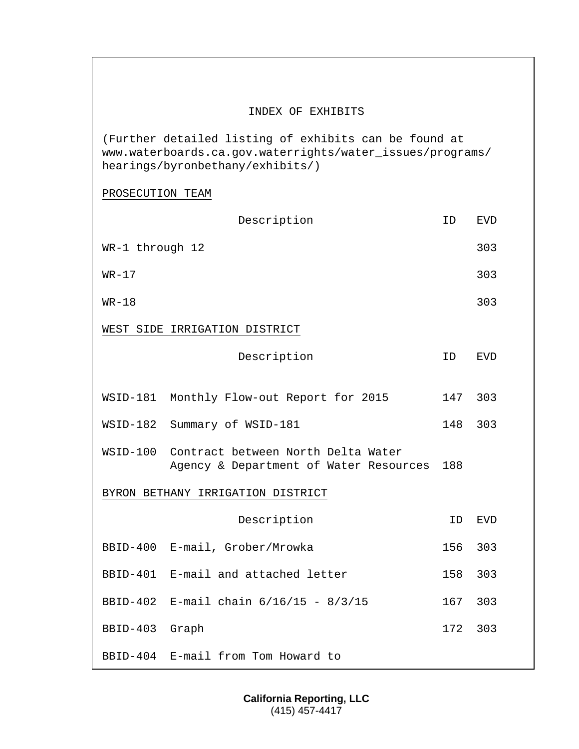# INDEX OF EXHIBITS

(Further detailed listing of exhibits can be found at www.waterboards.ca.gov.waterrights/water_issues/programs/hearings/byronbethany/exhibits/)

## PROSECUTION TEAM

| | Description | ID | EVD |
|---|---|---|---|
| WR-1 through 12 | | | 303 |
| WR-17 | | | 303 |
| WR-18 | | | 303 |

## WEST SIDE IRRIGATION DISTRICT

| | Description | ID | EVD |
|---|---|---|---|
| WSID-181 | Monthly Flow-out Report for 2015 | 147 | 303 |
| WSID-182 | Summary of WSID-181 | 148 | 303 |
| WSID-100 | Contract between North Delta Water Agency & Department of Water Resources | 188 | |

## BYRON BETHANY IRRIGATION DISTRICT

| | Description | ID | EVD |
|---|---|---|---|
| BBID-400 | E-mail, Grober/Mrowka | 156 | 303 |
| BBID-401 | E-mail and attached letter | 158 | 303 |
| BBID-402 | E-mail chain 6/16/15 - 8/3/15 | 167 | 303 |
| BBID-403 | Graph | 172 | 303 |
| BBID-404 | E-mail from Tom Howard to | | |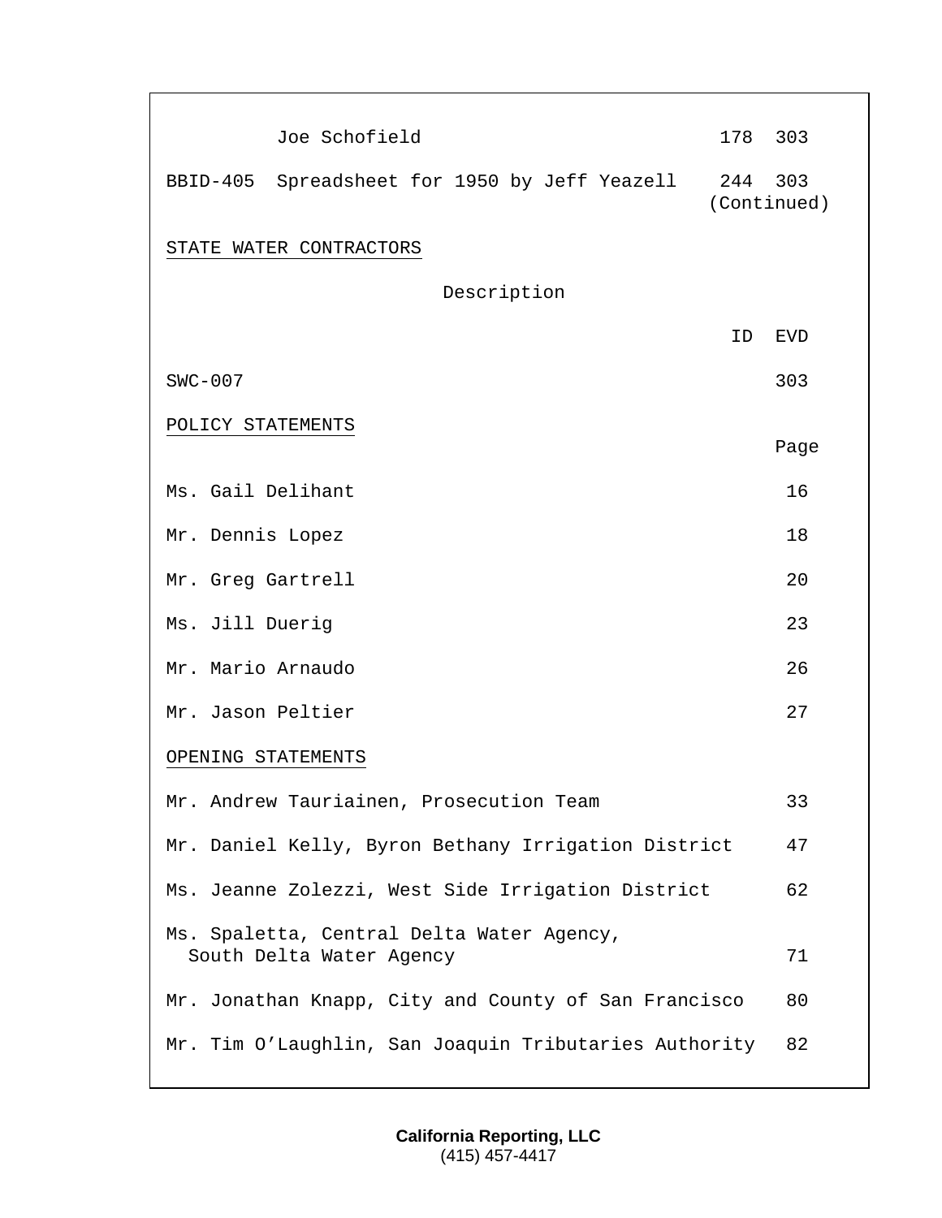| | | ID | EVD |
|---|---|---|---|
| | Joe Schofield | 178 | 303 |
| BBID-405 | Spreadsheet for 1950 by Jeff Yeazell | 244 | 303 |

(Continued)

STATE WATER CONTRACTORS

| Description | ID | EVD |
|---|---|---|
| SWC-007 | | 303 |

POLICY STATEMENTS

| | Page |
|---|---|
| Ms. Gail Delihant | 16 |
| Mr. Dennis Lopez | 18 |
| Mr. Greg Gartrell | 20 |
| Ms. Jill Duerig | 23 |
| Mr. Mario Arnaudo | 26 |
| Mr. Jason Peltier | 27 |

OPENING STATEMENTS

| | Page |
|---|---|
| Mr. Andrew Tauriainen, Prosecution Team | 33 |
| Mr. Daniel Kelly, Byron Bethany Irrigation District | 47 |
| Ms. Jeanne Zolezzi, West Side Irrigation District | 62 |
| Ms. Spaletta, Central Delta Water Agency, South Delta Water Agency | 71 |
| Mr. Jonathan Knapp, City and County of San Francisco | 80 |
| Mr. Tim O'Laughlin, San Joaquin Tributaries Authority | 82 |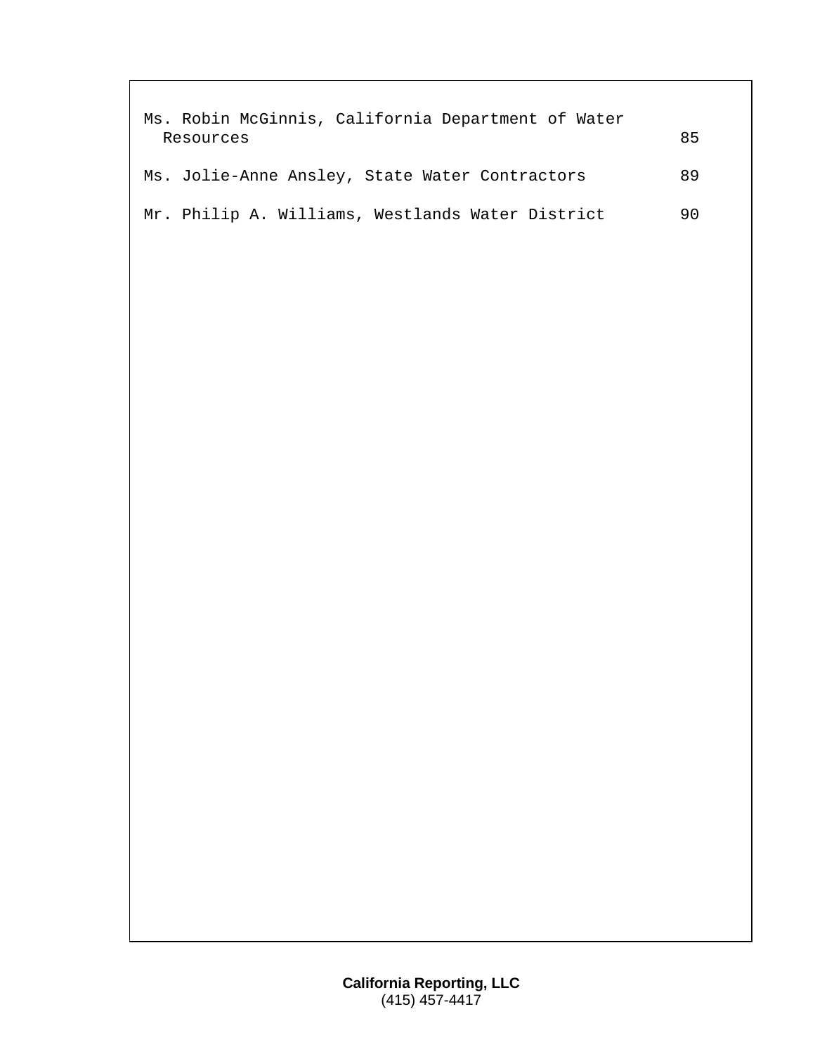| | |
|---|---|
| Ms. Robin McGinnis, California Department of Water Resources | 85 |
| Ms. Jolie-Anne Ansley, State Water Contractors | 89 |
| Mr. Philip A. Williams, Westlands Water District | 90 |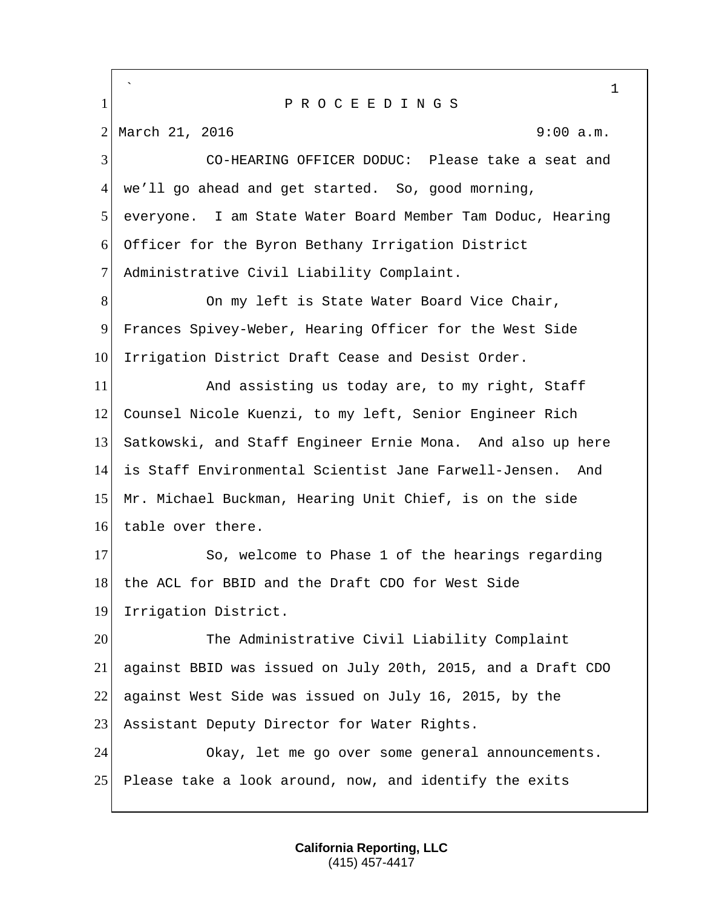P R O C E E D I N G S

March 21, 2016 9:00 a.m.

CO-HEARING OFFICER DODUC: Please take a seat and we'll go ahead and get started. So, good morning, everyone. I am State Water Board Member Tam Doduc, Hearing Officer for the Byron Bethany Irrigation District Administrative Civil Liability Complaint.

On my left is State Water Board Vice Chair, Frances Spivey-Weber, Hearing Officer for the West Side Irrigation District Draft Cease and Desist Order.

And assisting us today are, to my right, Staff Counsel Nicole Kuenzi, to my left, Senior Engineer Rich Satkowski, and Staff Engineer Ernie Mona. And also up here is Staff Environmental Scientist Jane Farwell-Jensen. And Mr. Michael Buckman, Hearing Unit Chief, is on the side table over there.

So, welcome to Phase 1 of the hearings regarding the ACL for BBID and the Draft CDO for West Side Irrigation District.

The Administrative Civil Liability Complaint against BBID was issued on July 20th, 2015, and a Draft CDO against West Side was issued on July 16, 2015, by the Assistant Deputy Director for Water Rights.

Okay, let me go over some general announcements. Please take a look around, now, and identify the exits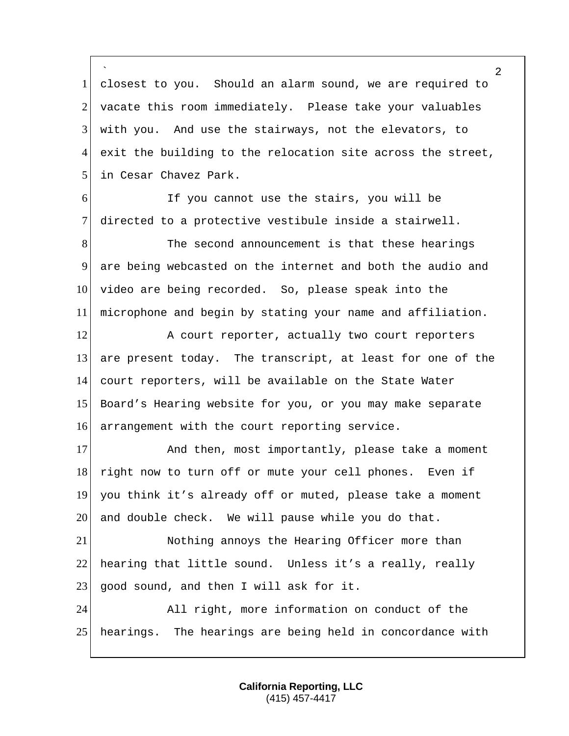closest to you. Should an alarm sound, we are required to vacate this room immediately. Please take your valuables with you. And use the stairways, not the elevators, to exit the building to the relocation site across the street, in Cesar Chavez Park.

If you cannot use the stairs, you will be directed to a protective vestibule inside a stairwell.

The second announcement is that these hearings are being webcasted on the internet and both the audio and video are being recorded. So, please speak into the microphone and begin by stating your name and affiliation.

A court reporter, actually two court reporters are present today. The transcript, at least for one of the court reporters, will be available on the State Water Board's Hearing website for you, or you may make separate arrangement with the court reporting service.

And then, most importantly, please take a moment right now to turn off or mute your cell phones. Even if you think it's already off or muted, please take a moment and double check. We will pause while you do that.

Nothing annoys the Hearing Officer more than hearing that little sound. Unless it's a really, really good sound, and then I will ask for it.

All right, more information on conduct of the hearings. The hearings are being held in concordance with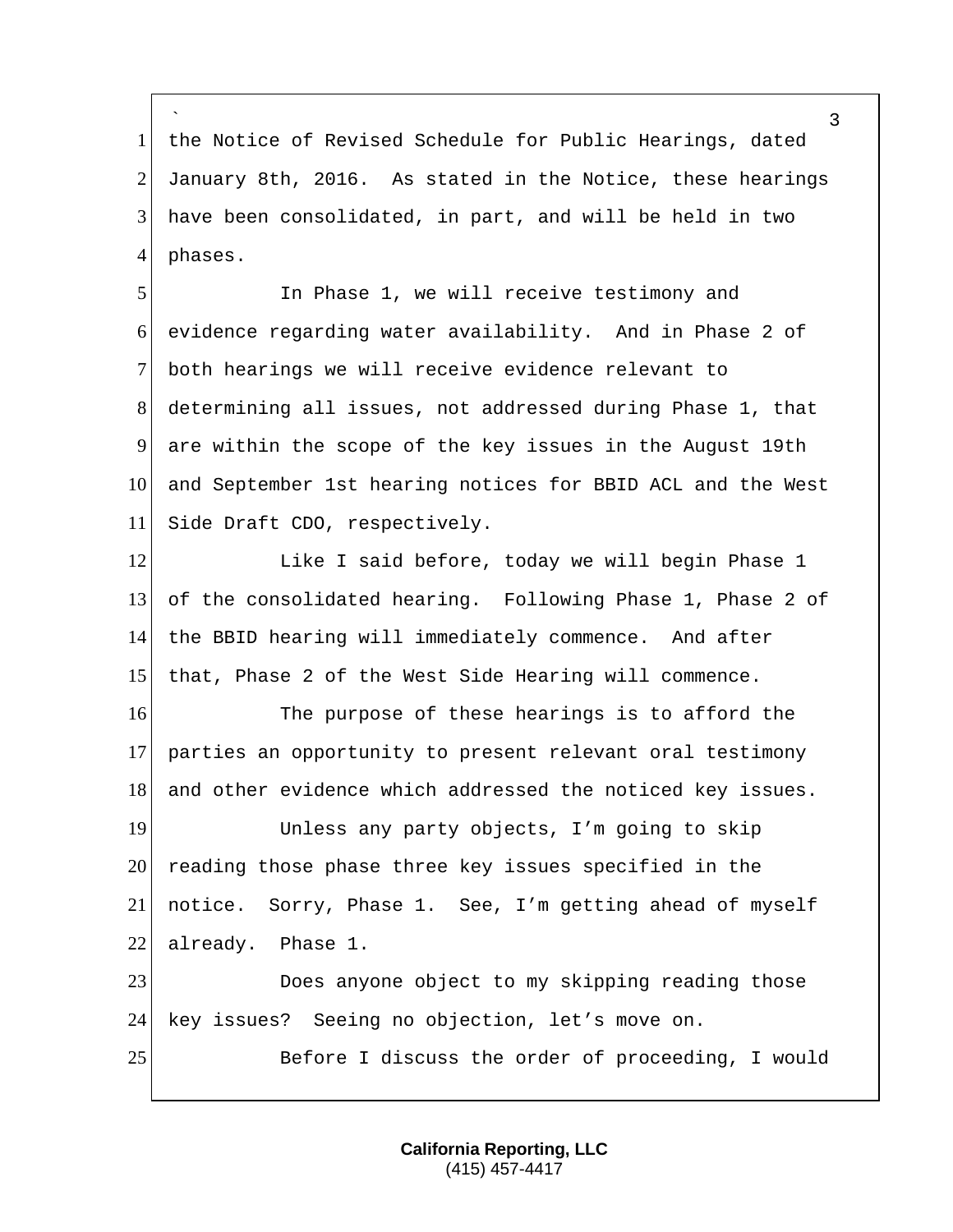the Notice of Revised Schedule for Public Hearings, dated January 8th, 2016. As stated in the Notice, these hearings have been consolidated, in part, and will be held in two phases.

In Phase 1, we will receive testimony and evidence regarding water availability. And in Phase 2 of both hearings we will receive evidence relevant to determining all issues, not addressed during Phase 1, that are within the scope of the key issues in the August 19th and September 1st hearing notices for BBID ACL and the West Side Draft CDO, respectively.

Like I said before, today we will begin Phase 1 of the consolidated hearing. Following Phase 1, Phase 2 of the BBID hearing will immediately commence. And after that, Phase 2 of the West Side Hearing will commence.

The purpose of these hearings is to afford the parties an opportunity to present relevant oral testimony and other evidence which addressed the noticed key issues.

Unless any party objects, I'm going to skip reading those phase three key issues specified in the notice. Sorry, Phase 1. See, I'm getting ahead of myself already. Phase 1.

Does anyone object to my skipping reading those key issues? Seeing no objection, let's move on.

Before I discuss the order of proceeding, I would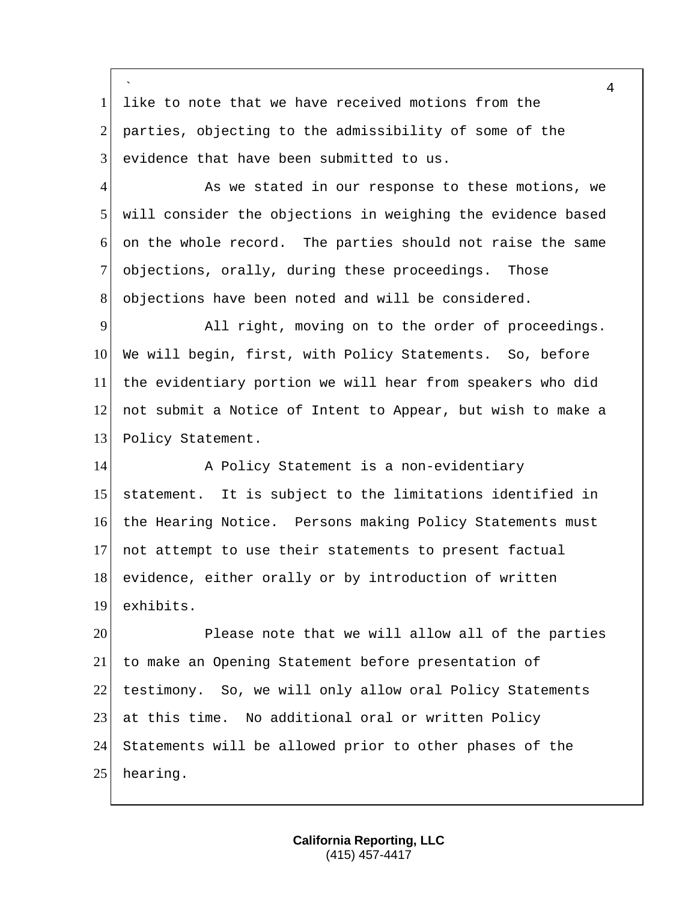like to note that we have received motions from the parties, objecting to the admissibility of some of the evidence that have been submitted to us.

As we stated in our response to these motions, we will consider the objections in weighing the evidence based on the whole record. The parties should not raise the same objections, orally, during these proceedings. Those objections have been noted and will be considered.

All right, moving on to the order of proceedings. We will begin, first, with Policy Statements. So, before the evidentiary portion we will hear from speakers who did not submit a Notice of Intent to Appear, but wish to make a Policy Statement.

A Policy Statement is a non-evidentiary statement. It is subject to the limitations identified in the Hearing Notice. Persons making Policy Statements must not attempt to use their statements to present factual evidence, either orally or by introduction of written exhibits.

Please note that we will allow all of the parties to make an Opening Statement before presentation of testimony. So, we will only allow oral Policy Statements at this time. No additional oral or written Policy Statements will be allowed prior to other phases of the hearing.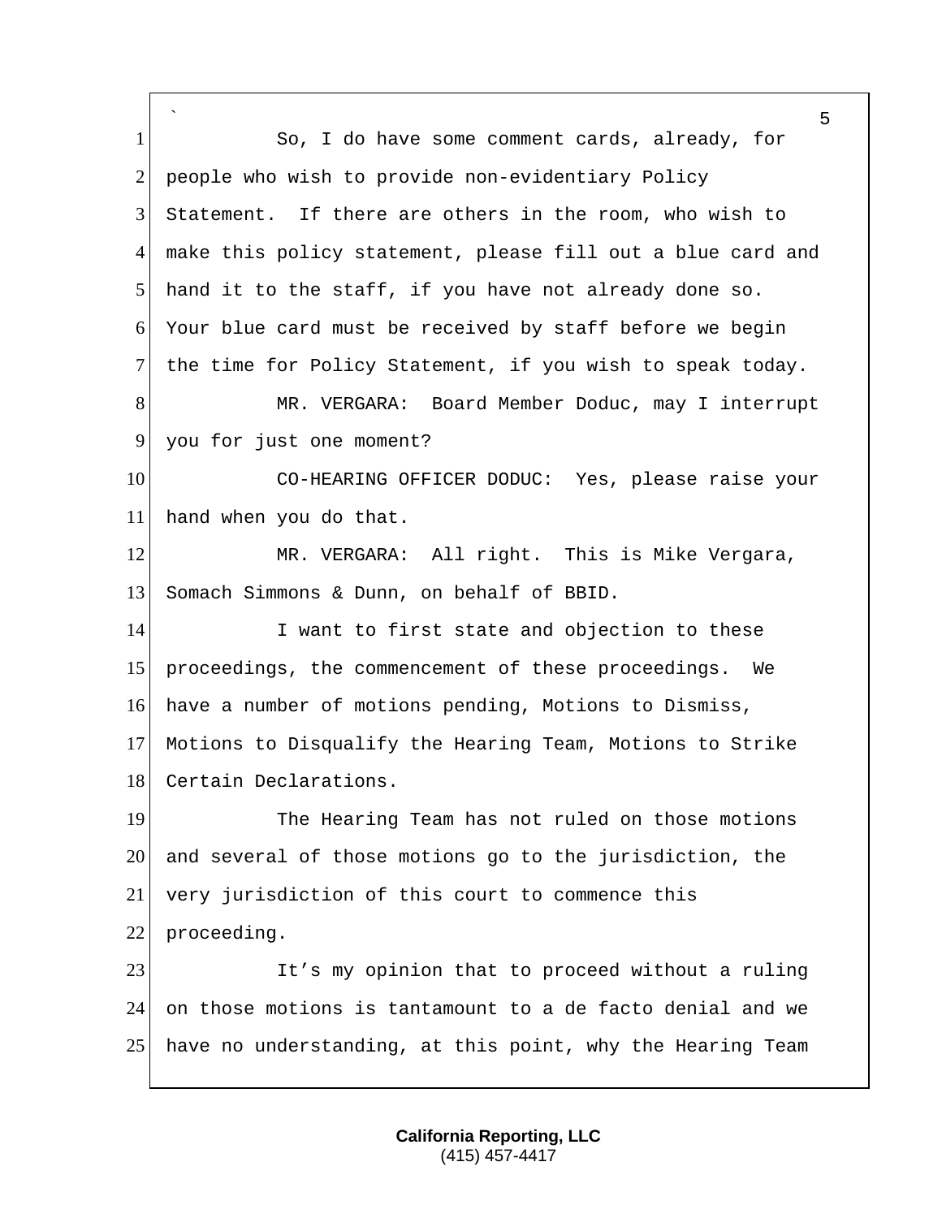So, I do have some comment cards, already, for people who wish to provide non-evidentiary Policy Statement. If there are others in the room, who wish to make this policy statement, please fill out a blue card and hand it to the staff, if you have not already done so. Your blue card must be received by staff before we begin the time for Policy Statement, if you wish to speak today.

MR. VERGARA: Board Member Doduc, may I interrupt you for just one moment?

CO-HEARING OFFICER DODUC: Yes, please raise your hand when you do that.

MR. VERGARA: All right. This is Mike Vergara, Somach Simmons & Dunn, on behalf of BBID.

I want to first state and objection to these proceedings, the commencement of these proceedings. We have a number of motions pending, Motions to Dismiss, Motions to Disqualify the Hearing Team, Motions to Strike Certain Declarations.

The Hearing Team has not ruled on those motions and several of those motions go to the jurisdiction, the very jurisdiction of this court to commence this proceeding.

It's my opinion that to proceed without a ruling on those motions is tantamount to a de facto denial and we have no understanding, at this point, why the Hearing Team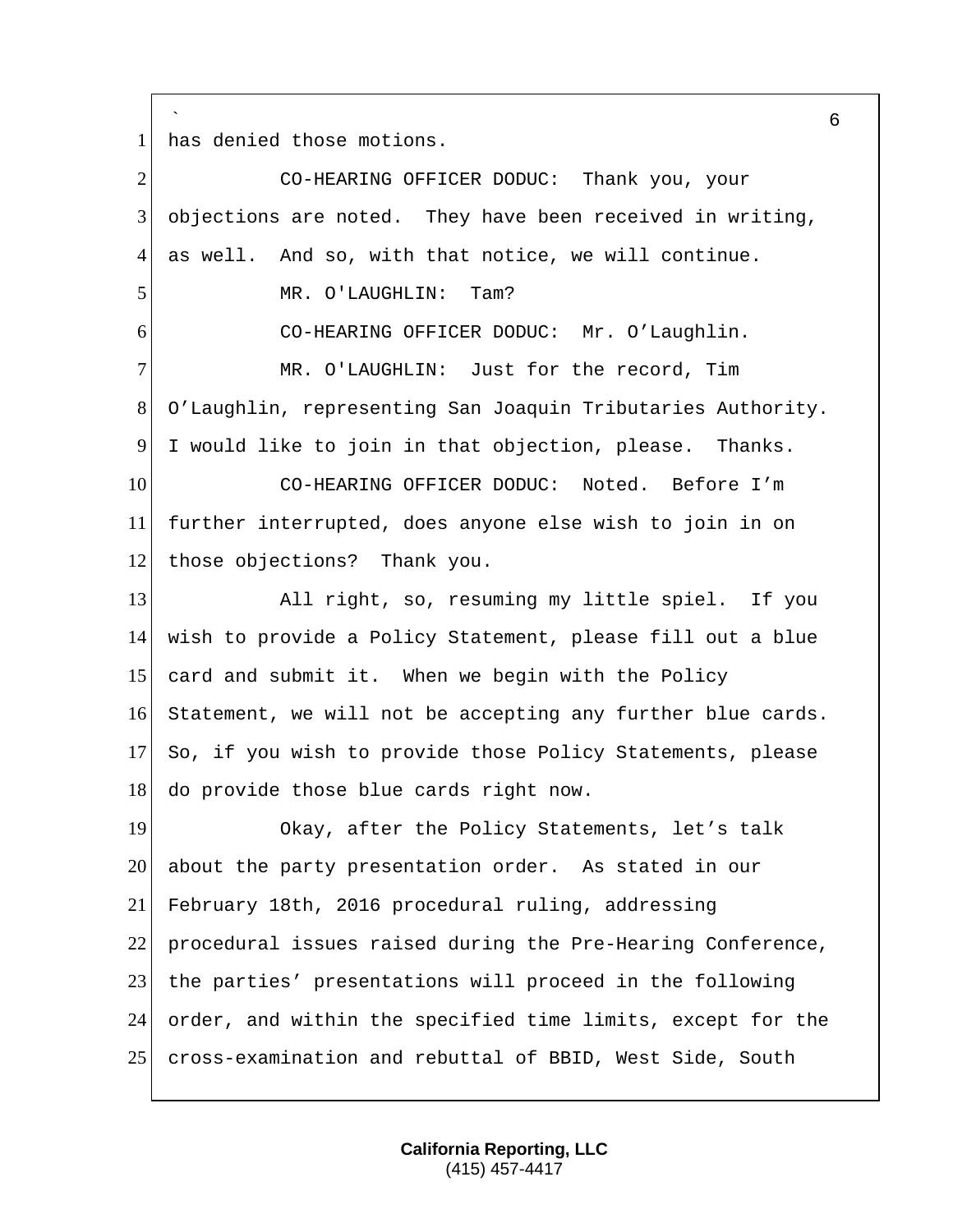has denied those motions.

CO-HEARING OFFICER DODUC: Thank you, your objections are noted. They have been received in writing, as well. And so, with that notice, we will continue.

MR. O'LAUGHLIN: Tam?

CO-HEARING OFFICER DODUC: Mr. O'Laughlin.

MR. O'LAUGHLIN: Just for the record, Tim O'Laughlin, representing San Joaquin Tributaries Authority. I would like to join in that objection, please. Thanks.

CO-HEARING OFFICER DODUC: Noted. Before I'm further interrupted, does anyone else wish to join in on those objections? Thank you.

All right, so, resuming my little spiel. If you wish to provide a Policy Statement, please fill out a blue card and submit it. When we begin with the Policy Statement, we will not be accepting any further blue cards. So, if you wish to provide those Policy Statements, please do provide those blue cards right now.

Okay, after the Policy Statements, let's talk about the party presentation order. As stated in our February 18th, 2016 procedural ruling, addressing procedural issues raised during the Pre-Hearing Conference, the parties' presentations will proceed in the following order, and within the specified time limits, except for the cross-examination and rebuttal of BBID, West Side, South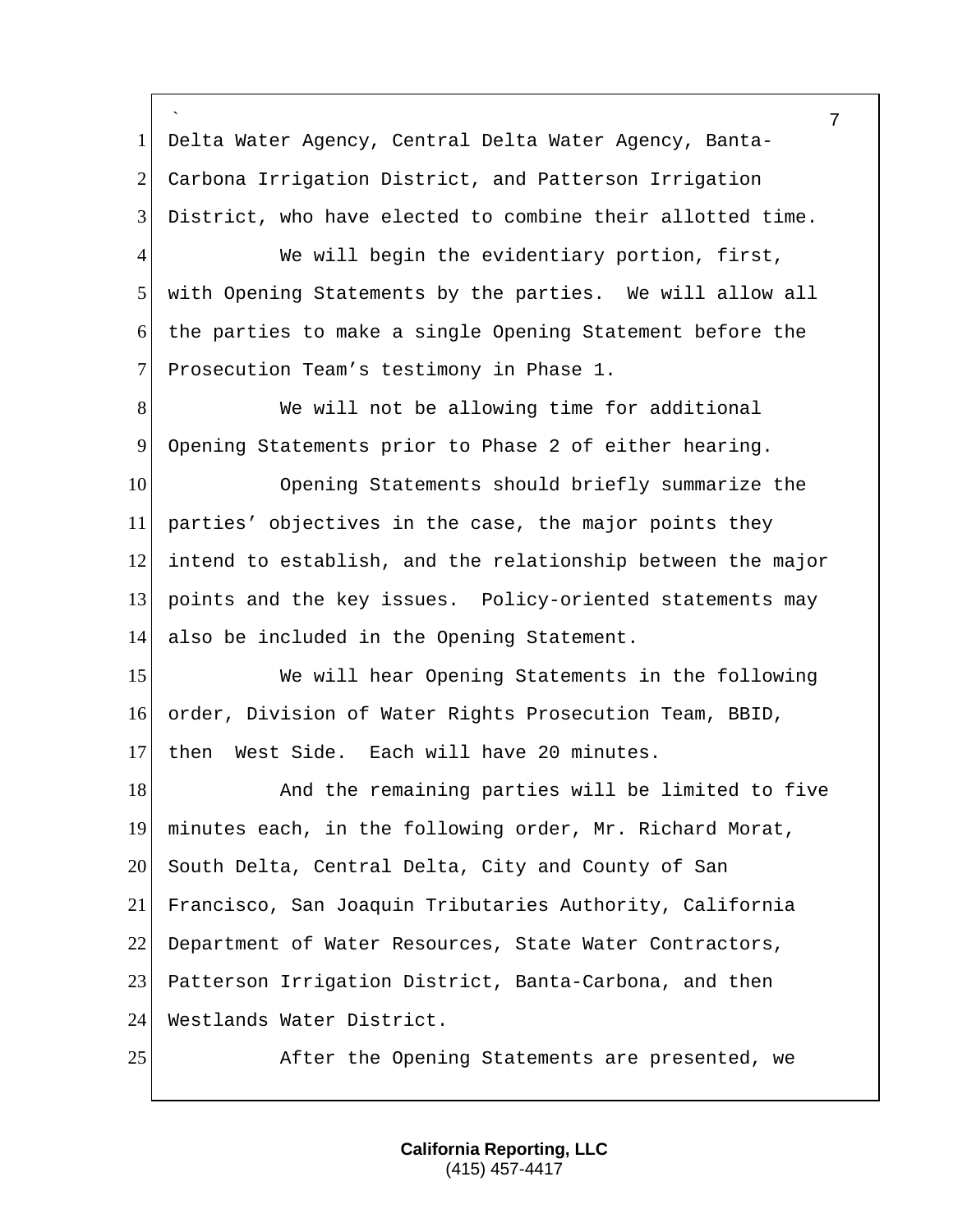Delta Water Agency, Central Delta Water Agency, Banta-Carbona Irrigation District, and Patterson Irrigation District, who have elected to combine their allotted time.

We will begin the evidentiary portion, first, with Opening Statements by the parties. We will allow all the parties to make a single Opening Statement before the Prosecution Team's testimony in Phase 1.

We will not be allowing time for additional Opening Statements prior to Phase 2 of either hearing.

Opening Statements should briefly summarize the parties' objectives in the case, the major points they intend to establish, and the relationship between the major points and the key issues. Policy-oriented statements may also be included in the Opening Statement.

We will hear Opening Statements in the following order, Division of Water Rights Prosecution Team, BBID, then West Side. Each will have 20 minutes.

And the remaining parties will be limited to five minutes each, in the following order, Mr. Richard Morat, South Delta, Central Delta, City and County of San Francisco, San Joaquin Tributaries Authority, California Department of Water Resources, State Water Contractors, Patterson Irrigation District, Banta-Carbona, and then Westlands Water District.

After the Opening Statements are presented, we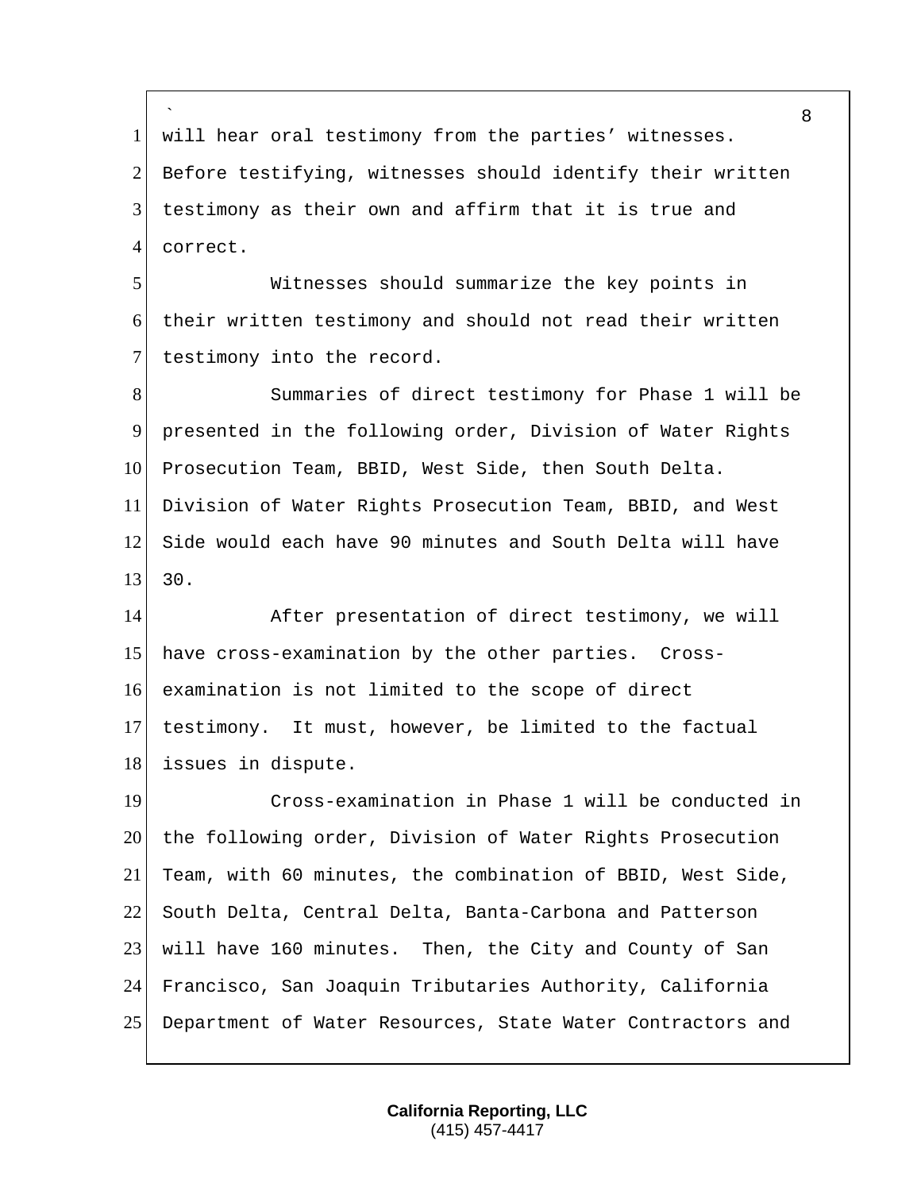will hear oral testimony from the parties' witnesses. Before testifying, witnesses should identify their written testimony as their own and affirm that it is true and correct.

Witnesses should summarize the key points in their written testimony and should not read their written testimony into the record.

Summaries of direct testimony for Phase 1 will be presented in the following order, Division of Water Rights Prosecution Team, BBID, West Side, then South Delta. Division of Water Rights Prosecution Team, BBID, and West Side would each have 90 minutes and South Delta will have 30.

After presentation of direct testimony, we will have cross-examination by the other parties. Cross-examination is not limited to the scope of direct testimony. It must, however, be limited to the factual issues in dispute.

Cross-examination in Phase 1 will be conducted in the following order, Division of Water Rights Prosecution Team, with 60 minutes, the combination of BBID, West Side, South Delta, Central Delta, Banta-Carbona and Patterson will have 160 minutes. Then, the City and County of San Francisco, San Joaquin Tributaries Authority, California Department of Water Resources, State Water Contractors and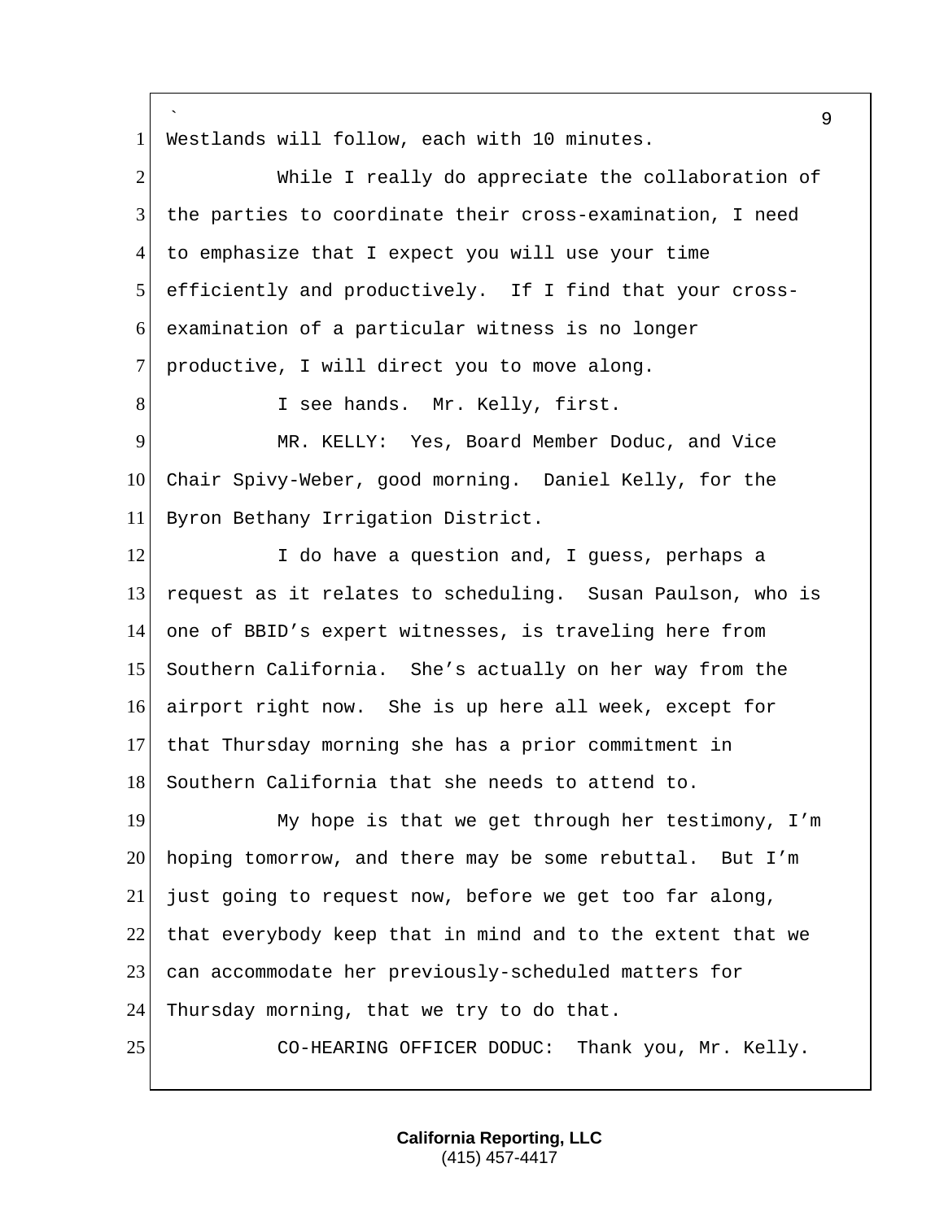Westlands will follow, each with 10 minutes.

While I really do appreciate the collaboration of the parties to coordinate their cross-examination, I need to emphasize that I expect you will use your time efficiently and productively. If I find that your cross-examination of a particular witness is no longer productive, I will direct you to move along.

I see hands. Mr. Kelly, first.

MR. KELLY: Yes, Board Member Doduc, and Vice Chair Spivy-Weber, good morning. Daniel Kelly, for the Byron Bethany Irrigation District.

I do have a question and, I guess, perhaps a request as it relates to scheduling. Susan Paulson, who is one of BBID's expert witnesses, is traveling here from Southern California. She's actually on her way from the airport right now. She is up here all week, except for that Thursday morning she has a prior commitment in Southern California that she needs to attend to.

My hope is that we get through her testimony, I'm hoping tomorrow, and there may be some rebuttal. But I'm just going to request now, before we get too far along, that everybody keep that in mind and to the extent that we can accommodate her previously-scheduled matters for Thursday morning, that we try to do that.

CO-HEARING OFFICER DODUC: Thank you, Mr. Kelly.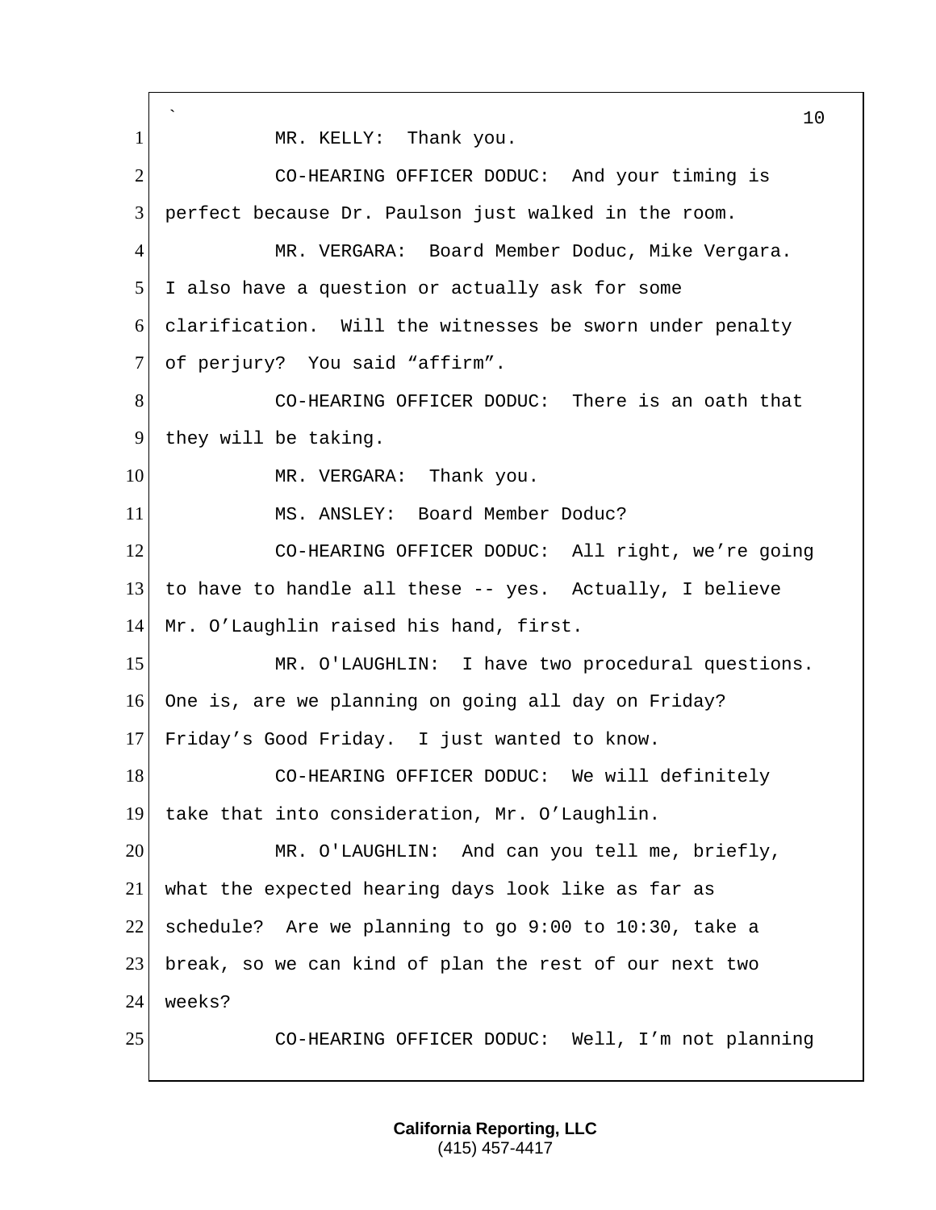MR. KELLY: Thank you.

CO-HEARING OFFICER DODUC: And your timing is perfect because Dr. Paulson just walked in the room.

MR. VERGARA: Board Member Doduc, Mike Vergara. I also have a question or actually ask for some clarification. Will the witnesses be sworn under penalty of perjury? You said “affirm”.

CO-HEARING OFFICER DODUC: There is an oath that they will be taking.

MR. VERGARA: Thank you.

MS. ANSLEY: Board Member Doduc?

CO-HEARING OFFICER DODUC: All right, we’re going to have to handle all these -- yes. Actually, I believe Mr. O’Laughlin raised his hand, first.

MR. O'LAUGHLIN: I have two procedural questions. One is, are we planning on going all day on Friday? Friday’s Good Friday. I just wanted to know.

CO-HEARING OFFICER DODUC: We will definitely take that into consideration, Mr. O’Laughlin.

MR. O'LAUGHLIN: And can you tell me, briefly, what the expected hearing days look like as far as schedule? Are we planning to go 9:00 to 10:30, take a break, so we can kind of plan the rest of our next two weeks?

CO-HEARING OFFICER DODUC: Well, I’m not planning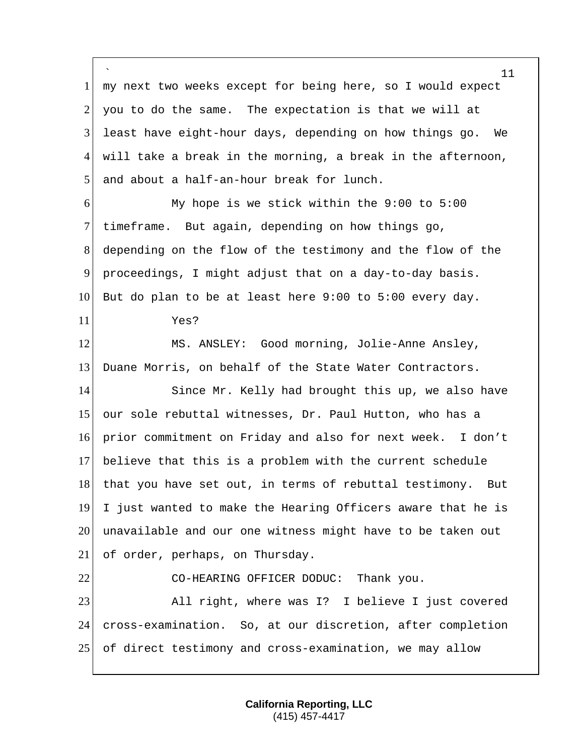my next two weeks except for being here, so I would expect you to do the same. The expectation is that we will at least have eight-hour days, depending on how things go. We will take a break in the morning, a break in the afternoon, and about a half-an-hour break for lunch.

My hope is we stick within the 9:00 to 5:00 timeframe. But again, depending on how things go, depending on the flow of the testimony and the flow of the proceedings, I might adjust that on a day-to-day basis. But do plan to be at least here 9:00 to 5:00 every day.

Yes?

MS. ANSLEY: Good morning, Jolie-Anne Ansley, Duane Morris, on behalf of the State Water Contractors.

Since Mr. Kelly had brought this up, we also have our sole rebuttal witnesses, Dr. Paul Hutton, who has a prior commitment on Friday and also for next week. I don't believe that this is a problem with the current schedule that you have set out, in terms of rebuttal testimony. But I just wanted to make the Hearing Officers aware that he is unavailable and our one witness might have to be taken out of order, perhaps, on Thursday.

CO-HEARING OFFICER DODUC: Thank you.

All right, where was I? I believe I just covered cross-examination. So, at our discretion, after completion of direct testimony and cross-examination, we may allow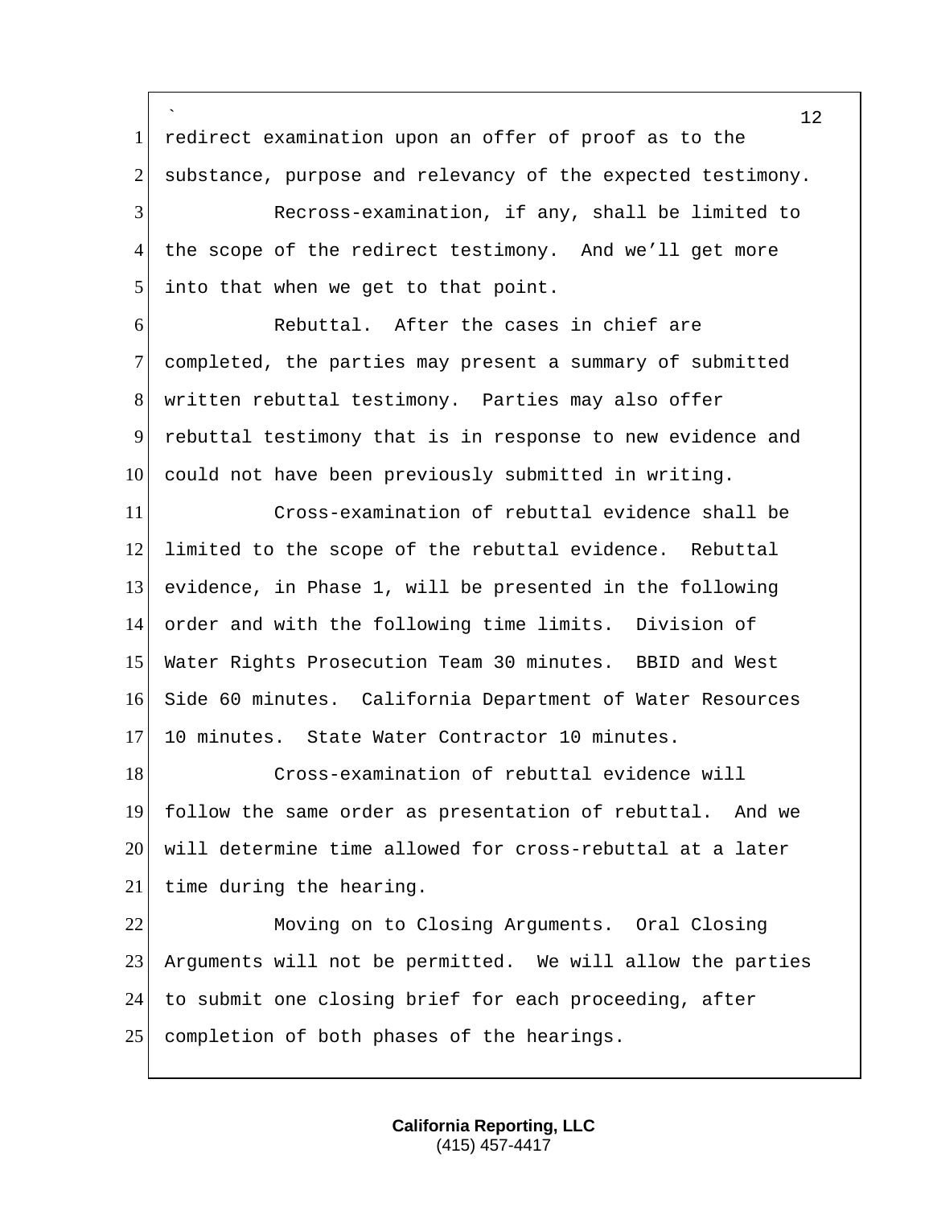redirect examination upon an offer of proof as to the substance, purpose and relevancy of the expected testimony.

Recross-examination, if any, shall be limited to the scope of the redirect testimony. And we'll get more into that when we get to that point.

Rebuttal. After the cases in chief are completed, the parties may present a summary of submitted written rebuttal testimony. Parties may also offer rebuttal testimony that is in response to new evidence and could not have been previously submitted in writing.

Cross-examination of rebuttal evidence shall be limited to the scope of the rebuttal evidence. Rebuttal evidence, in Phase 1, will be presented in the following order and with the following time limits. Division of Water Rights Prosecution Team 30 minutes. BBID and West Side 60 minutes. California Department of Water Resources 10 minutes. State Water Contractor 10 minutes.

Cross-examination of rebuttal evidence will follow the same order as presentation of rebuttal. And we will determine time allowed for cross-rebuttal at a later time during the hearing.

Moving on to Closing Arguments. Oral Closing Arguments will not be permitted. We will allow the parties to submit one closing brief for each proceeding, after completion of both phases of the hearings.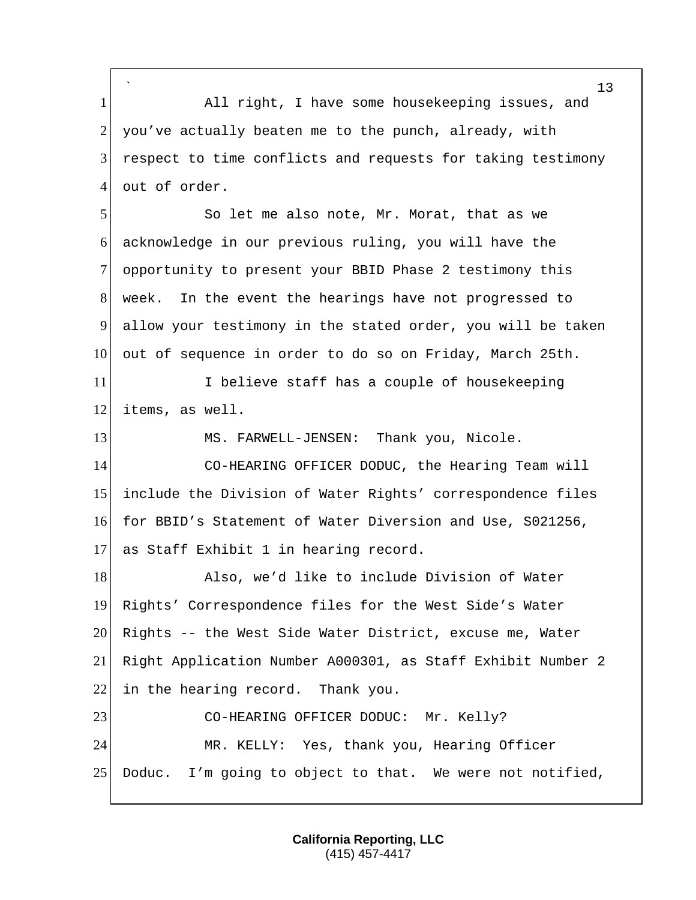All right, I have some housekeeping issues, and you've actually beaten me to the punch, already, with respect to time conflicts and requests for taking testimony out of order.

So let me also note, Mr. Morat, that as we acknowledge in our previous ruling, you will have the opportunity to present your BBID Phase 2 testimony this week. In the event the hearings have not progressed to allow your testimony in the stated order, you will be taken out of sequence in order to do so on Friday, March 25th.

I believe staff has a couple of housekeeping items, as well.

MS. FARWELL-JENSEN: Thank you, Nicole.

CO-HEARING OFFICER DODUC, the Hearing Team will include the Division of Water Rights' correspondence files for BBID's Statement of Water Diversion and Use, S021256, as Staff Exhibit 1 in hearing record.

Also, we'd like to include Division of Water Rights' Correspondence files for the West Side's Water Rights -- the West Side Water District, excuse me, Water Right Application Number A000301, as Staff Exhibit Number 2 in the hearing record. Thank you.

CO-HEARING OFFICER DODUC: Mr. Kelly?

MR. KELLY: Yes, thank you, Hearing Officer Doduc. I'm going to object to that. We were not notified,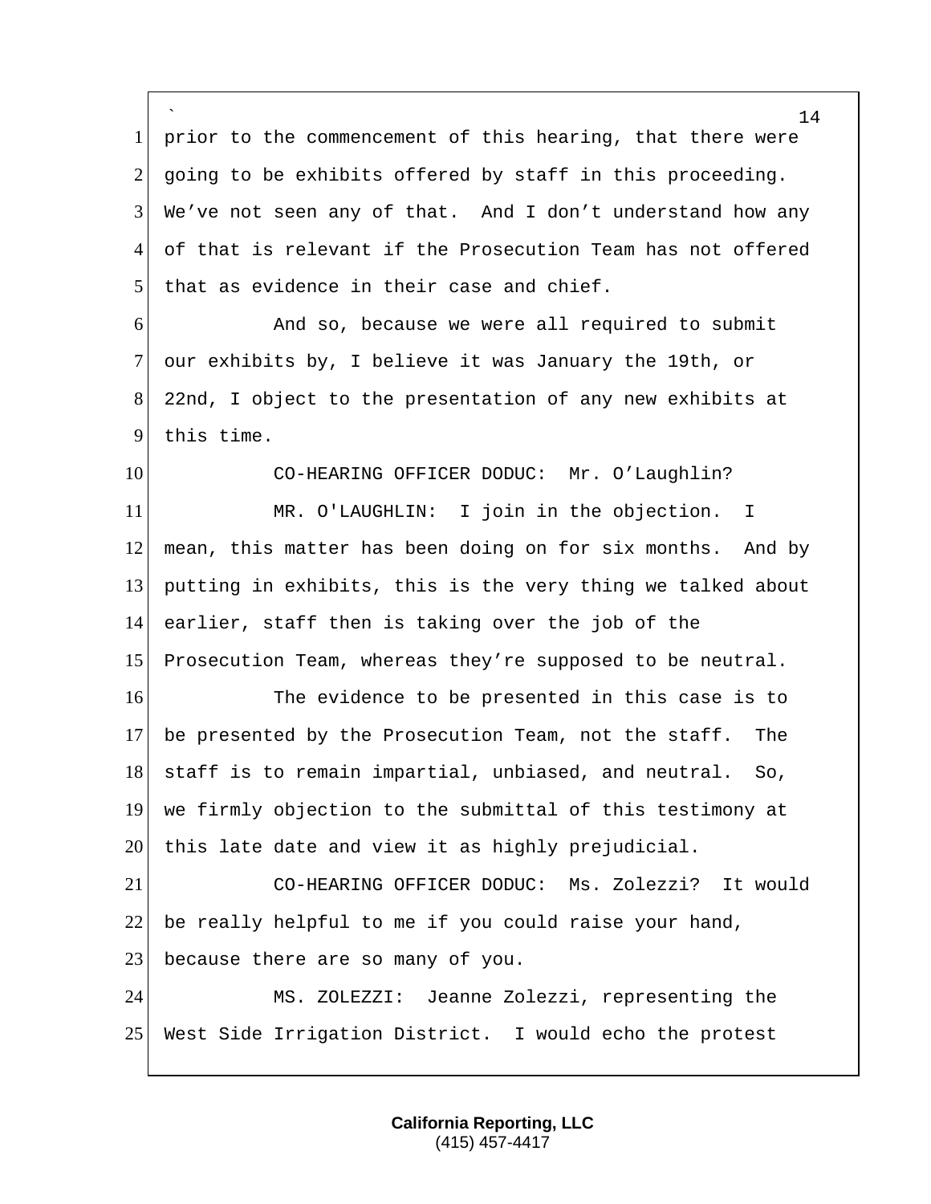prior to the commencement of this hearing, that there were going to be exhibits offered by staff in this proceeding. We've not seen any of that. And I don't understand how any of that is relevant if the Prosecution Team has not offered that as evidence in their case and chief.

And so, because we were all required to submit our exhibits by, I believe it was January the 19th, or 22nd, I object to the presentation of any new exhibits at this time.

CO-HEARING OFFICER DODUC: Mr. O'Laughlin?

MR. O'LAUGHLIN: I join in the objection. I mean, this matter has been doing on for six months. And by putting in exhibits, this is the very thing we talked about earlier, staff then is taking over the job of the Prosecution Team, whereas they're supposed to be neutral.

The evidence to be presented in this case is to be presented by the Prosecution Team, not the staff. The staff is to remain impartial, unbiased, and neutral. So, we firmly objection to the submittal of this testimony at this late date and view it as highly prejudicial.

CO-HEARING OFFICER DODUC: Ms. Zolezzi? It would be really helpful to me if you could raise your hand, because there are so many of you.

MS. ZOLEZZI: Jeanne Zolezzi, representing the West Side Irrigation District. I would echo the protest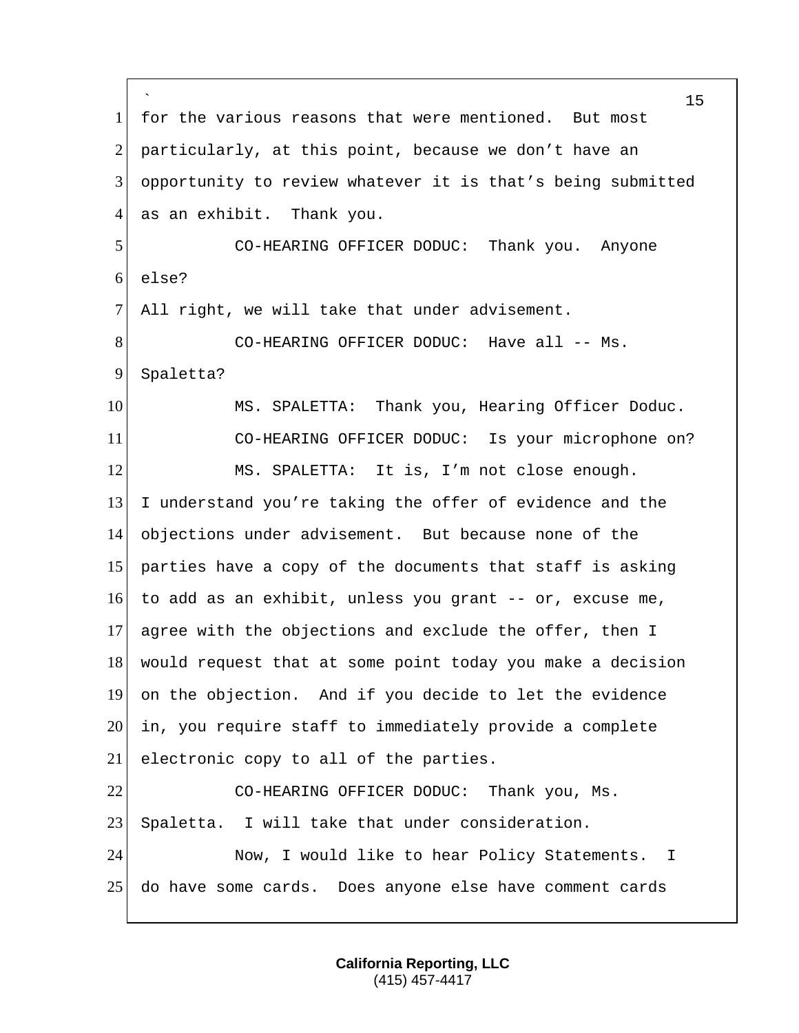for the various reasons that were mentioned. But most particularly, at this point, because we don't have an opportunity to review whatever it is that's being submitted as an exhibit. Thank you.

CO-HEARING OFFICER DODUC: Thank you. Anyone else?

All right, we will take that under advisement.

CO-HEARING OFFICER DODUC: Have all -- Ms. Spaletta?

MS. SPALETTA: Thank you, Hearing Officer Doduc.

CO-HEARING OFFICER DODUC: Is your microphone on?

MS. SPALETTA: It is, I'm not close enough. I understand you're taking the offer of evidence and the objections under advisement. But because none of the parties have a copy of the documents that staff is asking to add as an exhibit, unless you grant -- or, excuse me, agree with the objections and exclude the offer, then I would request that at some point today you make a decision on the objection. And if you decide to let the evidence in, you require staff to immediately provide a complete electronic copy to all of the parties.

CO-HEARING OFFICER DODUC: Thank you, Ms. Spaletta. I will take that under consideration.

Now, I would like to hear Policy Statements. I do have some cards. Does anyone else have comment cards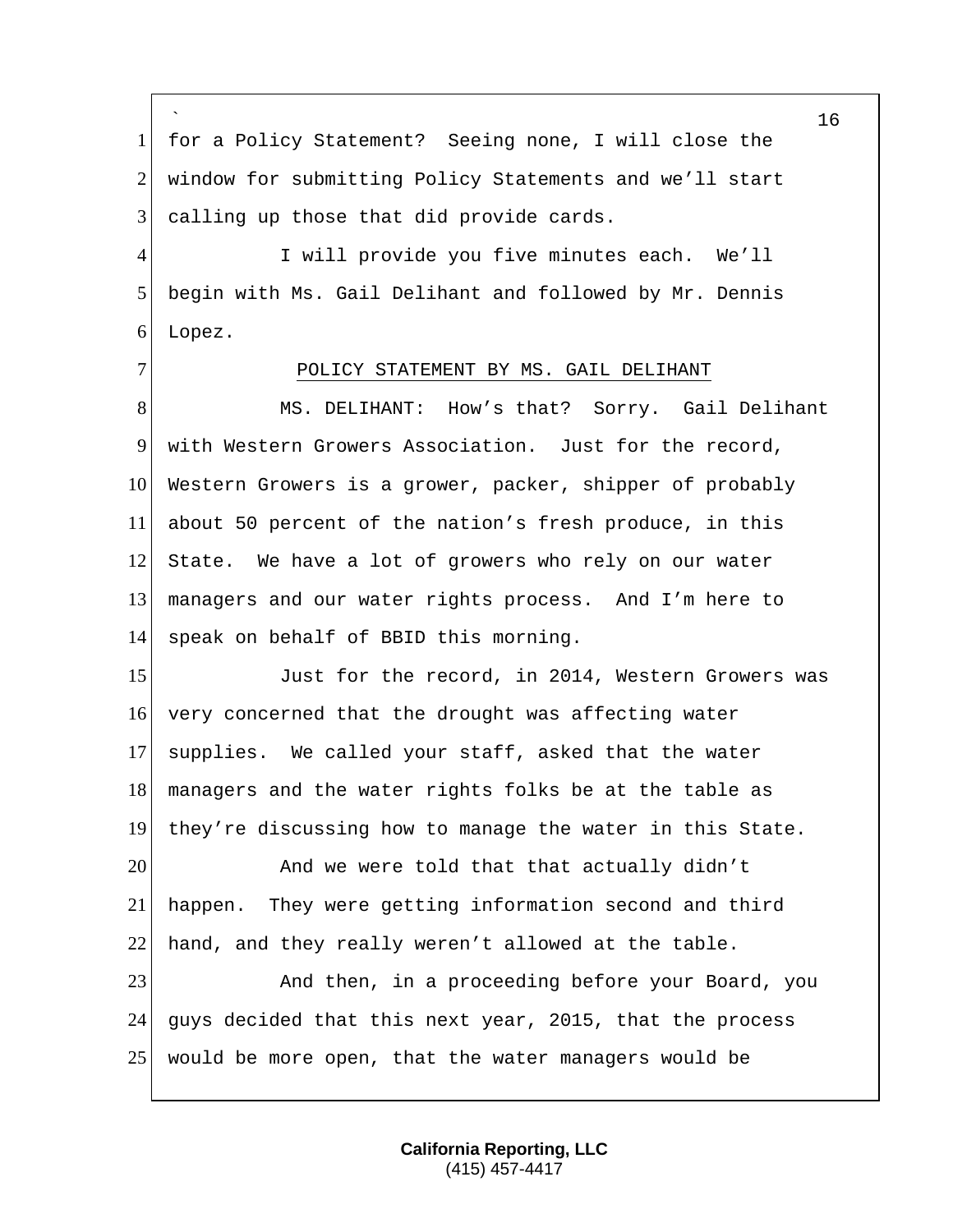for a Policy Statement? Seeing none, I will close the window for submitting Policy Statements and we'll start calling up those that did provide cards.

I will provide you five minutes each. We'll begin with Ms. Gail Delihant and followed by Mr. Dennis Lopez.

POLICY STATEMENT BY MS. GAIL DELIHANT

MS. DELIHANT: How's that? Sorry. Gail Delihant with Western Growers Association. Just for the record, Western Growers is a grower, packer, shipper of probably about 50 percent of the nation's fresh produce, in this State. We have a lot of growers who rely on our water managers and our water rights process. And I'm here to speak on behalf of BBID this morning.

Just for the record, in 2014, Western Growers was very concerned that the drought was affecting water supplies. We called your staff, asked that the water managers and the water rights folks be at the table as they're discussing how to manage the water in this State.

And we were told that that actually didn't happen. They were getting information second and third hand, and they really weren't allowed at the table.

And then, in a proceeding before your Board, you guys decided that this next year, 2015, that the process would be more open, that the water managers would be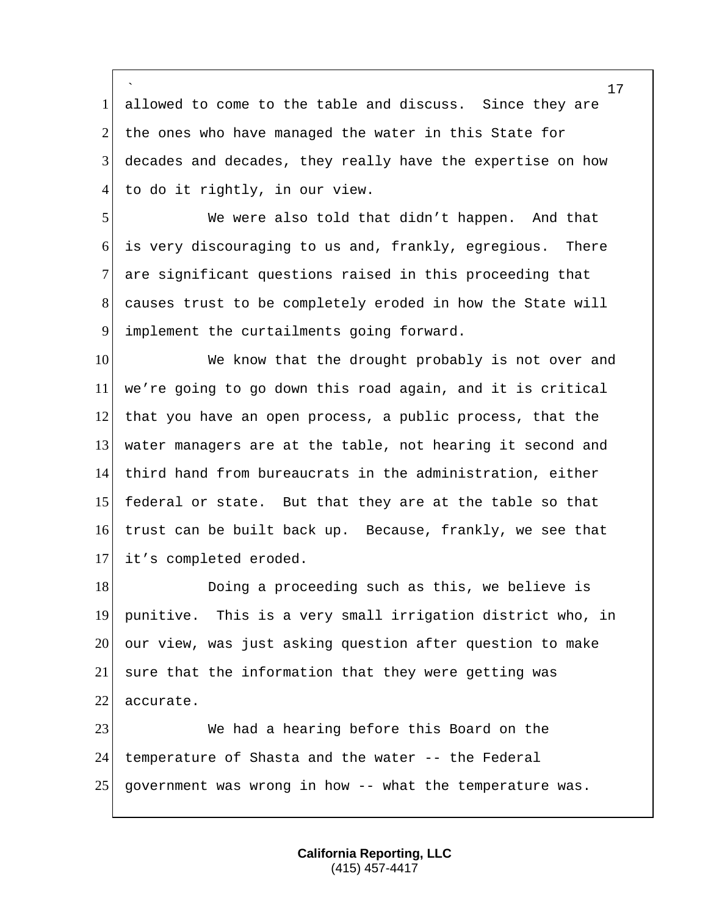allowed to come to the table and discuss. Since they are the ones who have managed the water in this State for decades and decades, they really have the expertise on how to do it rightly, in our view.

We were also told that didn't happen. And that is very discouraging to us and, frankly, egregious. There are significant questions raised in this proceeding that causes trust to be completely eroded in how the State will implement the curtailments going forward.

We know that the drought probably is not over and we're going to go down this road again, and it is critical that you have an open process, a public process, that the water managers are at the table, not hearing it second and third hand from bureaucrats in the administration, either federal or state. But that they are at the table so that trust can be built back up. Because, frankly, we see that it's completed eroded.

Doing a proceeding such as this, we believe is punitive. This is a very small irrigation district who, in our view, was just asking question after question to make sure that the information that they were getting was accurate.

We had a hearing before this Board on the temperature of Shasta and the water -- the Federal government was wrong in how -- what the temperature was.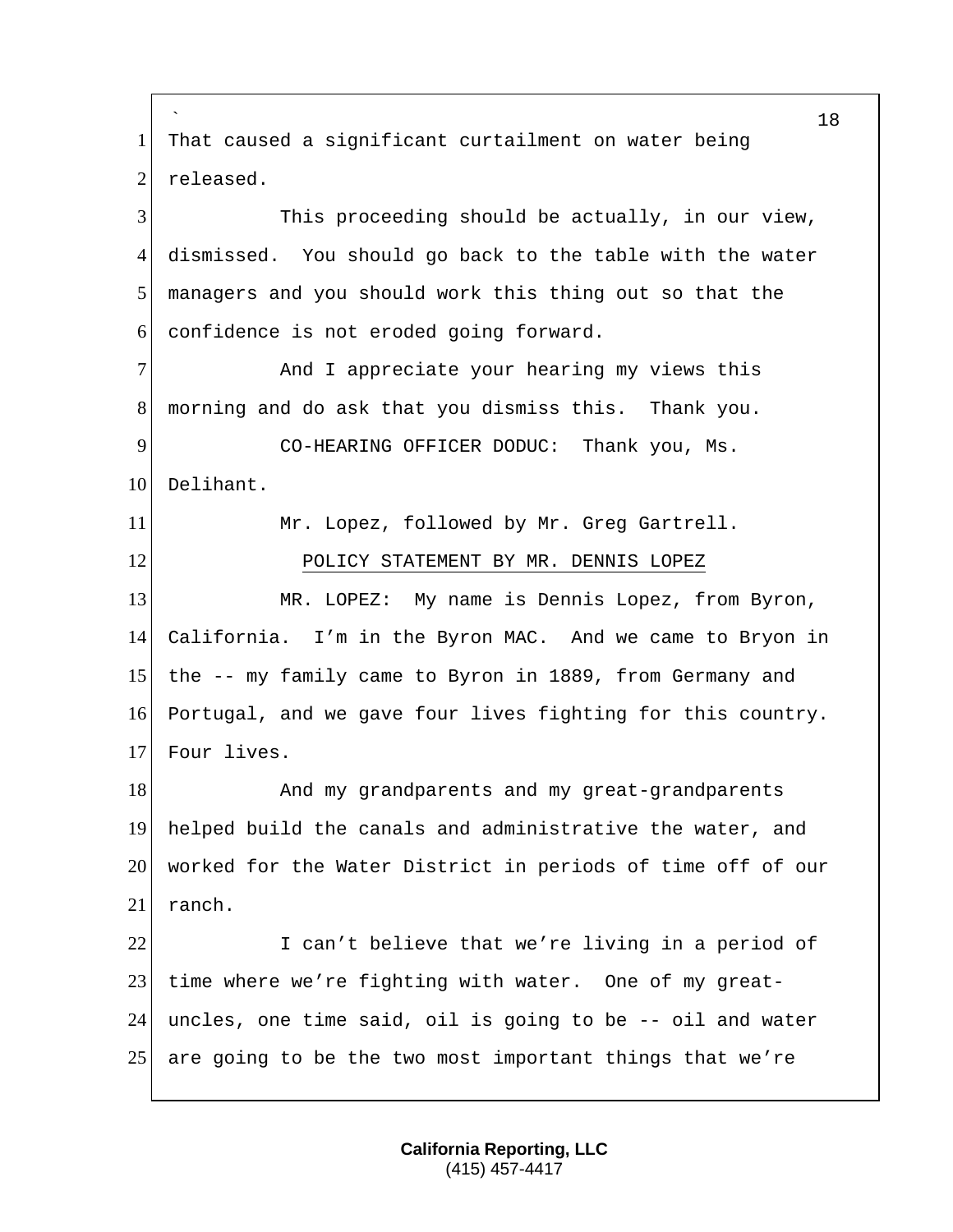That caused a significant curtailment on water being released.

This proceeding should be actually, in our view, dismissed. You should go back to the table with the water managers and you should work this thing out so that the confidence is not eroded going forward.

And I appreciate your hearing my views this morning and do ask that you dismiss this. Thank you.

CO-HEARING OFFICER DODUC: Thank you, Ms. Delihant.

Mr. Lopez, followed by Mr. Greg Gartrell.

POLICY STATEMENT BY MR. DENNIS LOPEZ

MR. LOPEZ: My name is Dennis Lopez, from Byron, California. I'm in the Byron MAC. And we came to Bryon in the -- my family came to Byron in 1889, from Germany and Portugal, and we gave four lives fighting for this country. Four lives.

And my grandparents and my great-grandparents helped build the canals and administrative the water, and worked for the Water District in periods of time off of our ranch.

I can't believe that we're living in a period of time where we're fighting with water. One of my great-uncles, one time said, oil is going to be -- oil and water are going to be the two most important things that we're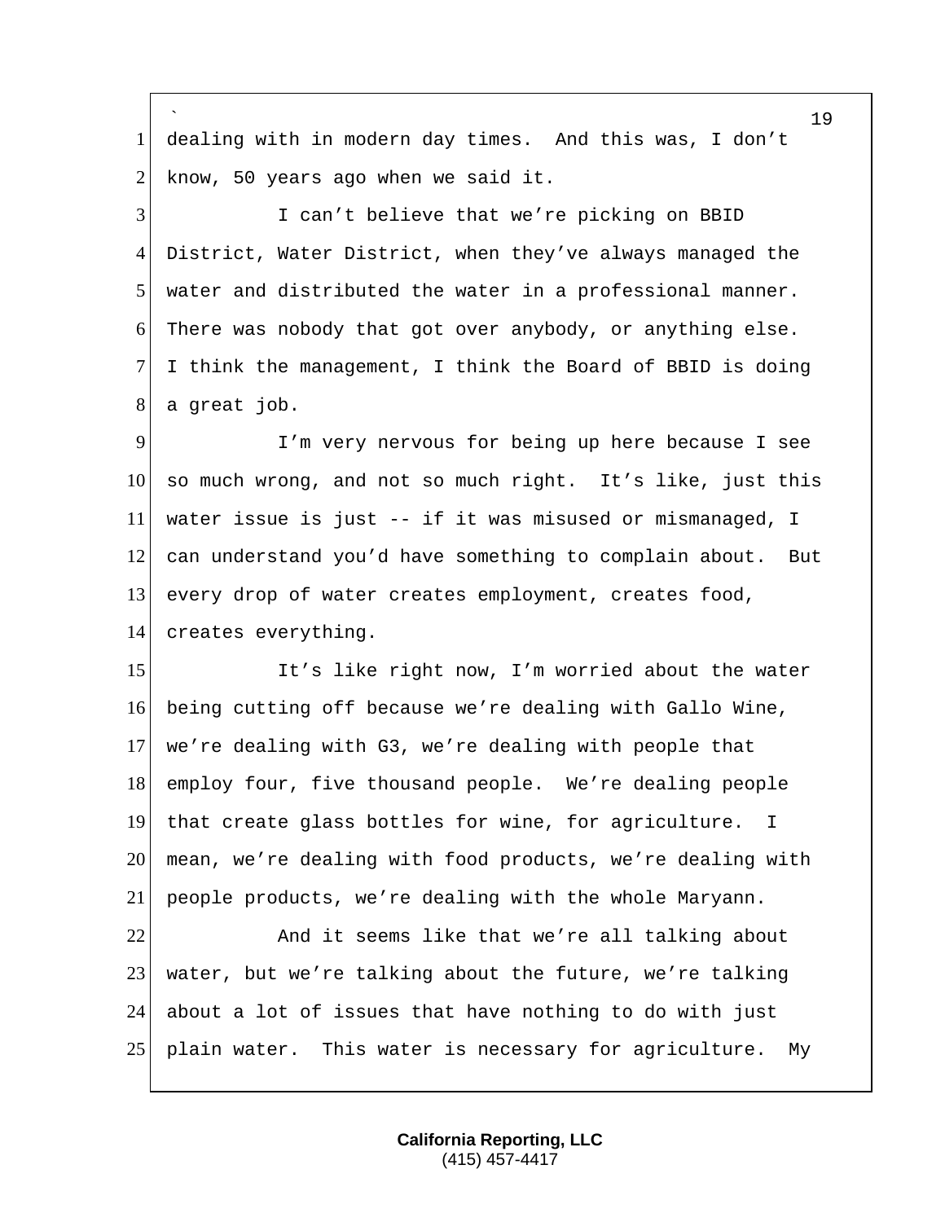dealing with in modern day times. And this was, I don't know, 50 years ago when we said it.

I can't believe that we're picking on BBID District, Water District, when they've always managed the water and distributed the water in a professional manner. There was nobody that got over anybody, or anything else. I think the management, I think the Board of BBID is doing a great job.

I'm very nervous for being up here because I see so much wrong, and not so much right. It's like, just this water issue is just -- if it was misused or mismanaged, I can understand you'd have something to complain about. But every drop of water creates employment, creates food, creates everything.

It's like right now, I'm worried about the water being cutting off because we're dealing with Gallo Wine, we're dealing with G3, we're dealing with people that employ four, five thousand people. We're dealing people that create glass bottles for wine, for agriculture. I mean, we're dealing with food products, we're dealing with people products, we're dealing with the whole Maryann.

And it seems like that we're all talking about water, but we're talking about the future, we're talking about a lot of issues that have nothing to do with just plain water. This water is necessary for agriculture. My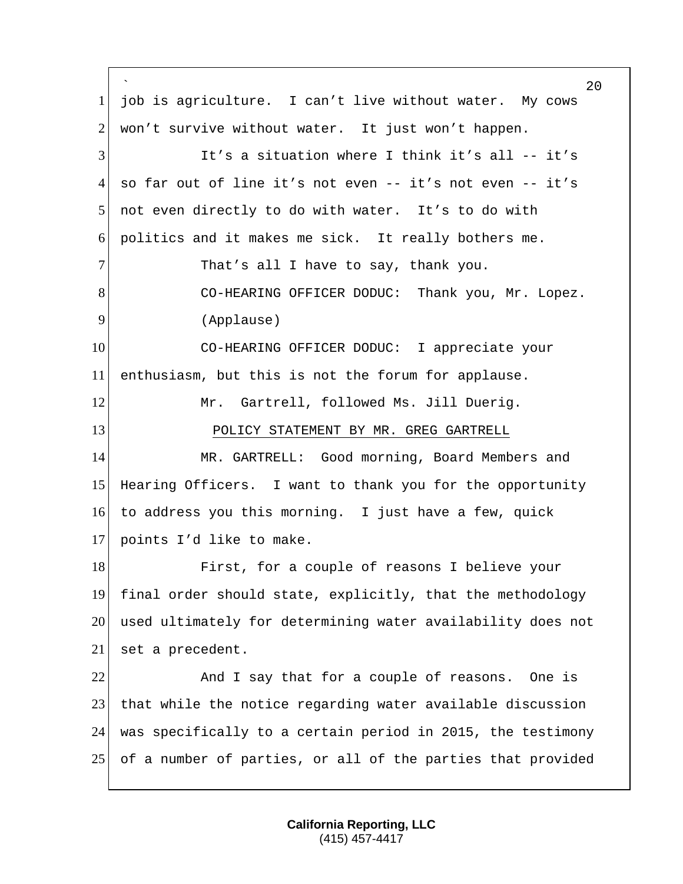job is agriculture. I can't live without water. My cows won't survive without water. It just won't happen.

It's a situation where I think it's all -- it's so far out of line it's not even -- it's not even -- it's not even directly to do with water. It's to do with politics and it makes me sick. It really bothers me.

That's all I have to say, thank you.

CO-HEARING OFFICER DODUC: Thank you, Mr. Lopez.

(Applause)

CO-HEARING OFFICER DODUC: I appreciate your enthusiasm, but this is not the forum for applause.

Mr. Gartrell, followed Ms. Jill Duerig.

POLICY STATEMENT BY MR. GREG GARTRELL

MR. GARTRELL: Good morning, Board Members and Hearing Officers. I want to thank you for the opportunity to address you this morning. I just have a few, quick points I'd like to make.

First, for a couple of reasons I believe your final order should state, explicitly, that the methodology used ultimately for determining water availability does not set a precedent.

And I say that for a couple of reasons. One is that while the notice regarding water available discussion was specifically to a certain period in 2015, the testimony of a number of parties, or all of the parties that provided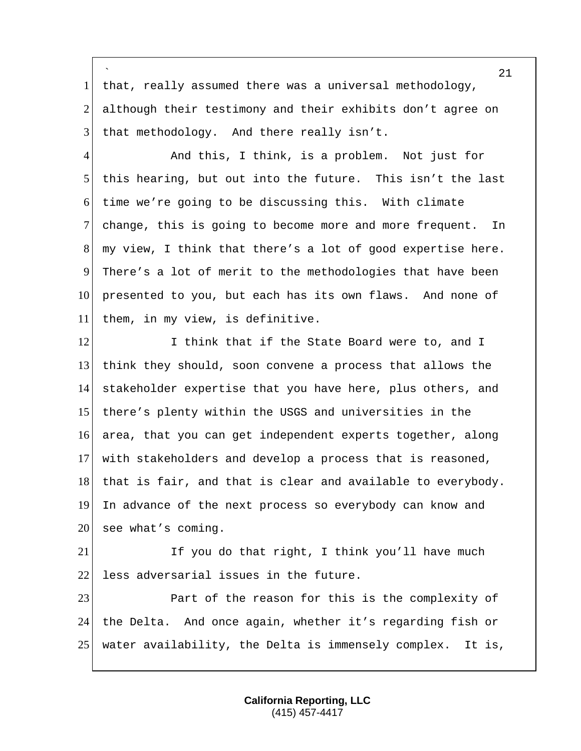that, really assumed there was a universal methodology, although their testimony and their exhibits don't agree on that methodology. And there really isn't.

And this, I think, is a problem. Not just for this hearing, but out into the future. This isn't the last time we're going to be discussing this. With climate change, this is going to become more and more frequent. In my view, I think that there's a lot of good expertise here. There's a lot of merit to the methodologies that have been presented to you, but each has its own flaws. And none of them, in my view, is definitive.

I think that if the State Board were to, and I think they should, soon convene a process that allows the stakeholder expertise that you have here, plus others, and there's plenty within the USGS and universities in the area, that you can get independent experts together, along with stakeholders and develop a process that is reasoned, that is fair, and that is clear and available to everybody. In advance of the next process so everybody can know and see what's coming.

If you do that right, I think you'll have much less adversarial issues in the future.

Part of the reason for this is the complexity of the Delta. And once again, whether it's regarding fish or water availability, the Delta is immensely complex. It is,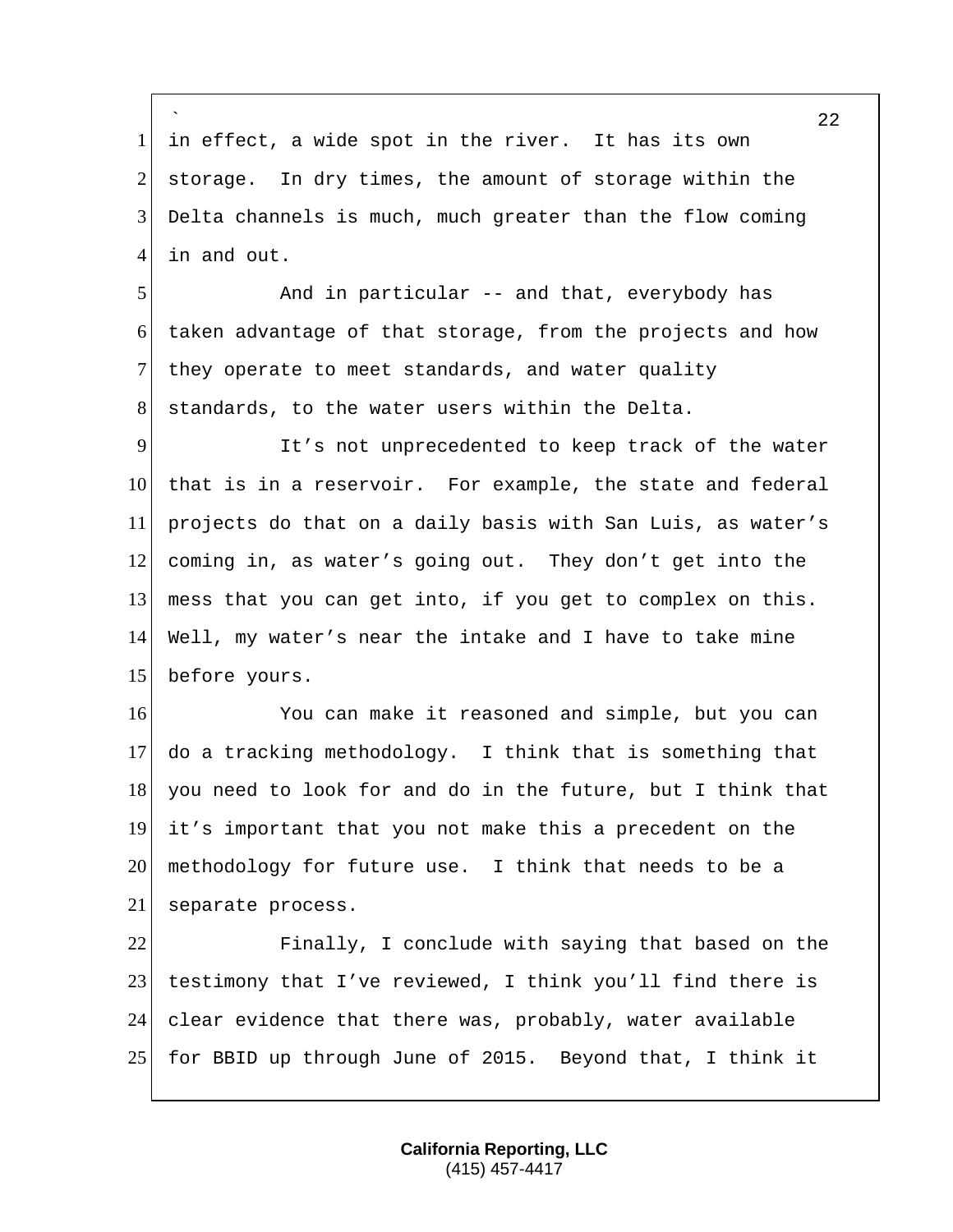in effect, a wide spot in the river. It has its own storage. In dry times, the amount of storage within the Delta channels is much, much greater than the flow coming in and out.

And in particular -- and that, everybody has taken advantage of that storage, from the projects and how they operate to meet standards, and water quality standards, to the water users within the Delta.

It's not unprecedented to keep track of the water that is in a reservoir. For example, the state and federal projects do that on a daily basis with San Luis, as water's coming in, as water's going out. They don't get into the mess that you can get into, if you get to complex on this. Well, my water's near the intake and I have to take mine before yours.

You can make it reasoned and simple, but you can do a tracking methodology. I think that is something that you need to look for and do in the future, but I think that it's important that you not make this a precedent on the methodology for future use. I think that needs to be a separate process.

Finally, I conclude with saying that based on the testimony that I've reviewed, I think you'll find there is clear evidence that there was, probably, water available for BBID up through June of 2015. Beyond that, I think it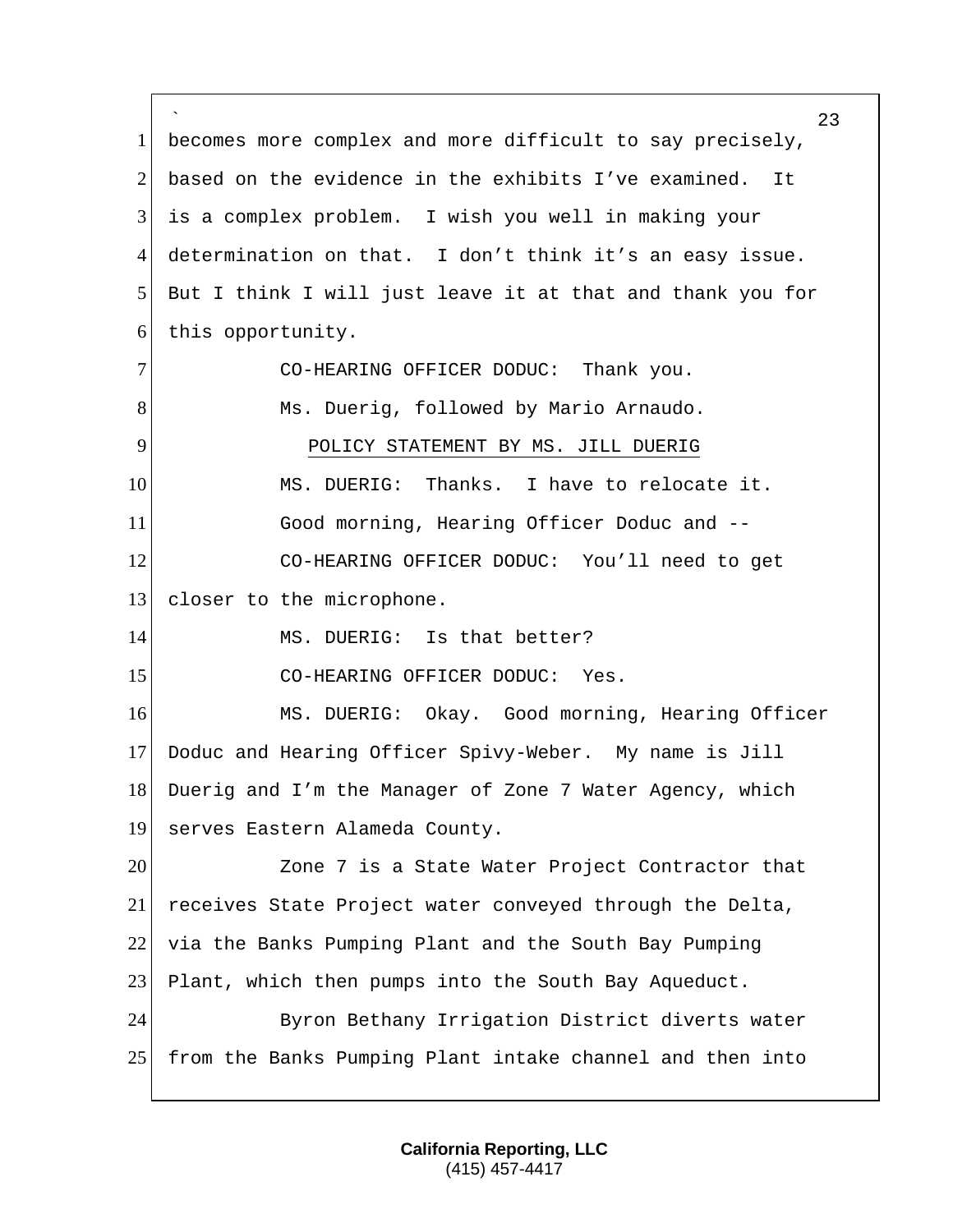becomes more complex and more difficult to say precisely, based on the evidence in the exhibits I've examined. It is a complex problem. I wish you well in making your determination on that. I don't think it's an easy issue. But I think I will just leave it at that and thank you for this opportunity.

CO-HEARING OFFICER DODUC: Thank you.

Ms. Duerig, followed by Mario Arnaudo.

POLICY STATEMENT BY MS. JILL DUERIG

MS. DUERIG: Thanks. I have to relocate it.

Good morning, Hearing Officer Doduc and --

CO-HEARING OFFICER DODUC: You'll need to get closer to the microphone.

MS. DUERIG: Is that better?

CO-HEARING OFFICER DODUC: Yes.

MS. DUERIG: Okay. Good morning, Hearing Officer Doduc and Hearing Officer Spivy-Weber. My name is Jill Duerig and I'm the Manager of Zone 7 Water Agency, which serves Eastern Alameda County.

Zone 7 is a State Water Project Contractor that receives State Project water conveyed through the Delta, via the Banks Pumping Plant and the South Bay Pumping Plant, which then pumps into the South Bay Aqueduct.

Byron Bethany Irrigation District diverts water from the Banks Pumping Plant intake channel and then into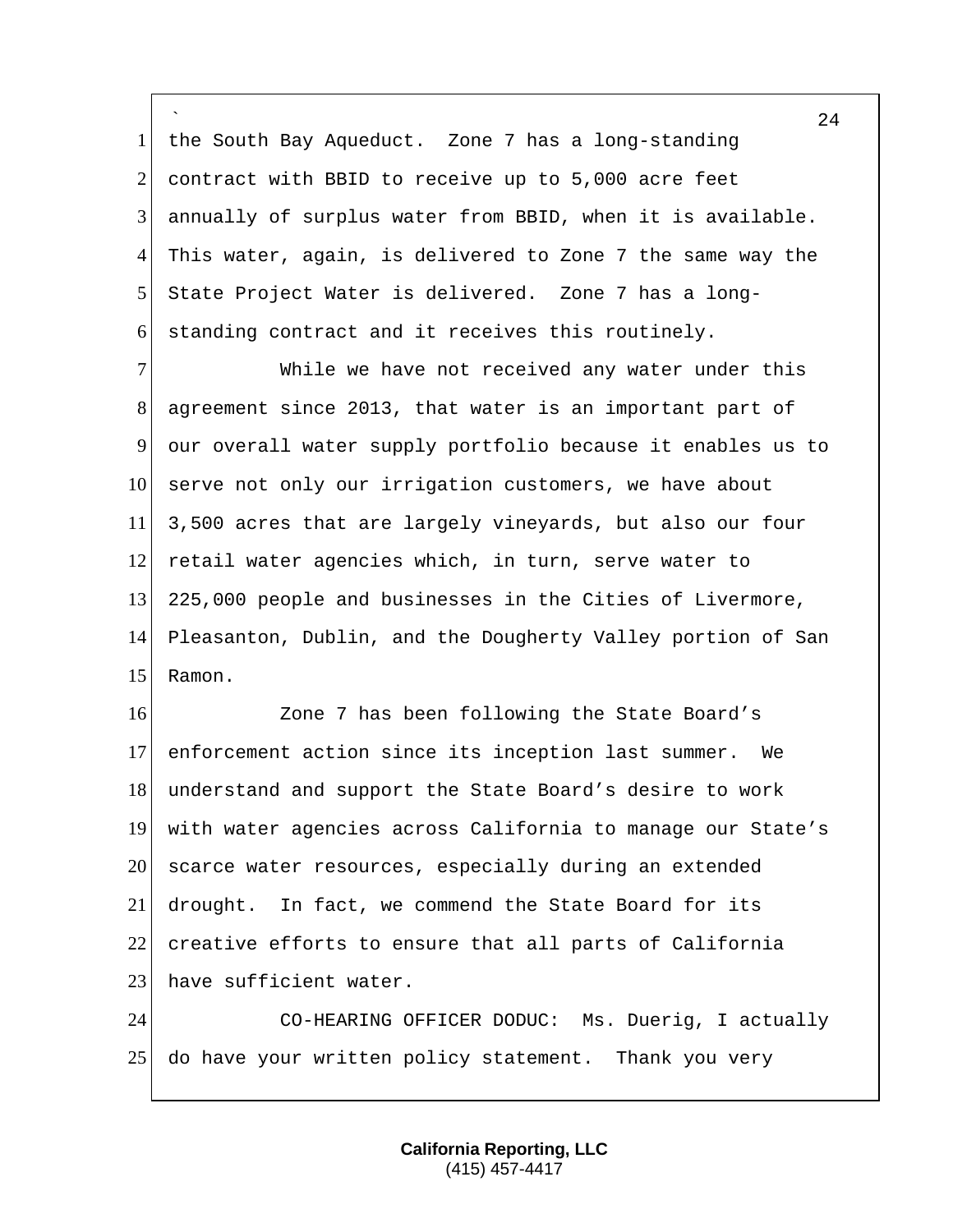the South Bay Aqueduct. Zone 7 has a long-standing contract with BBID to receive up to 5,000 acre feet annually of surplus water from BBID, when it is available. This water, again, is delivered to Zone 7 the same way the State Project Water is delivered. Zone 7 has a long-standing contract and it receives this routinely.

While we have not received any water under this agreement since 2013, that water is an important part of our overall water supply portfolio because it enables us to serve not only our irrigation customers, we have about 3,500 acres that are largely vineyards, but also our four retail water agencies which, in turn, serve water to 225,000 people and businesses in the Cities of Livermore, Pleasanton, Dublin, and the Dougherty Valley portion of San Ramon.

Zone 7 has been following the State Board's enforcement action since its inception last summer. We understand and support the State Board's desire to work with water agencies across California to manage our State's scarce water resources, especially during an extended drought. In fact, we commend the State Board for its creative efforts to ensure that all parts of California have sufficient water.

CO-HEARING OFFICER DODUC: Ms. Duerig, I actually do have your written policy statement. Thank you very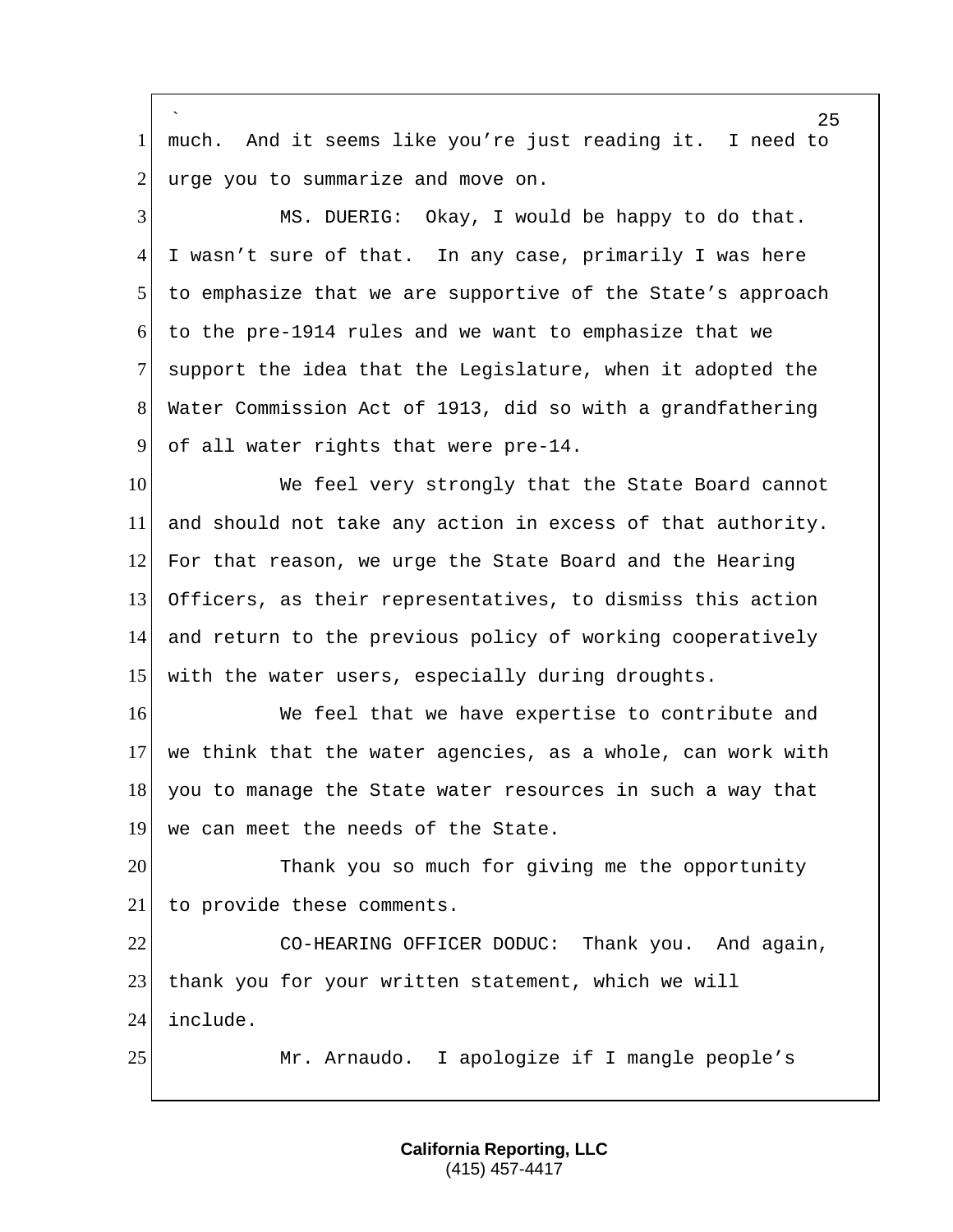much. And it seems like you're just reading it. I need to urge you to summarize and move on.

MS. DUERIG: Okay, I would be happy to do that. I wasn't sure of that. In any case, primarily I was here to emphasize that we are supportive of the State's approach to the pre-1914 rules and we want to emphasize that we support the idea that the Legislature, when it adopted the Water Commission Act of 1913, did so with a grandfathering of all water rights that were pre-14.

We feel very strongly that the State Board cannot and should not take any action in excess of that authority. For that reason, we urge the State Board and the Hearing Officers, as their representatives, to dismiss this action and return to the previous policy of working cooperatively with the water users, especially during droughts.

We feel that we have expertise to contribute and we think that the water agencies, as a whole, can work with you to manage the State water resources in such a way that we can meet the needs of the State.

Thank you so much for giving me the opportunity to provide these comments.

CO-HEARING OFFICER DODUC: Thank you. And again, thank you for your written statement, which we will include.

Mr. Arnaudo. I apologize if I mangle people's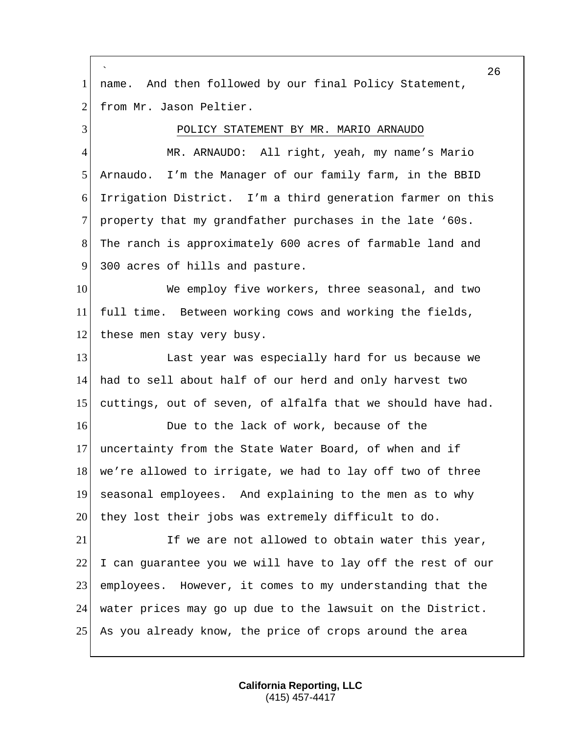name. And then followed by our final Policy Statement, from Mr. Jason Peltier.

POLICY STATEMENT BY MR. MARIO ARNAUDO

MR. ARNAUDO: All right, yeah, my name's Mario Arnaudo. I'm the Manager of our family farm, in the BBID Irrigation District. I'm a third generation farmer on this property that my grandfather purchases in the late '60s. The ranch is approximately 600 acres of farmable land and 300 acres of hills and pasture.

We employ five workers, three seasonal, and two full time. Between working cows and working the fields, these men stay very busy.

Last year was especially hard for us because we had to sell about half of our herd and only harvest two cuttings, out of seven, of alfalfa that we should have had.

Due to the lack of work, because of the uncertainty from the State Water Board, of when and if we're allowed to irrigate, we had to lay off two of three seasonal employees. And explaining to the men as to why they lost their jobs was extremely difficult to do.

If we are not allowed to obtain water this year, I can guarantee you we will have to lay off the rest of our employees. However, it comes to my understanding that the water prices may go up due to the lawsuit on the District. As you already know, the price of crops around the area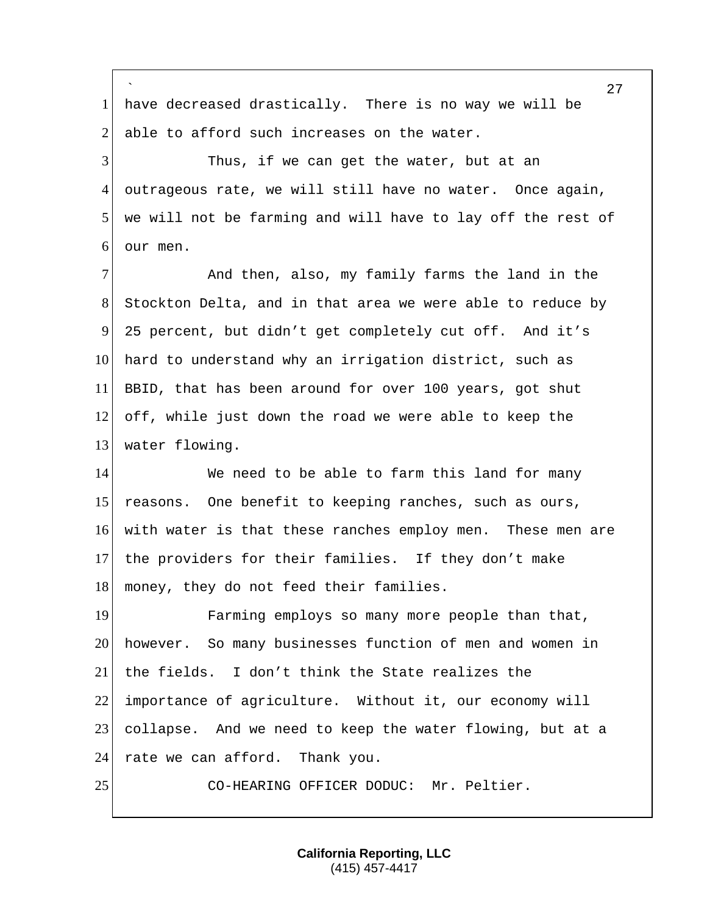have decreased drastically. There is no way we will be able to afford such increases on the water.

Thus, if we can get the water, but at an outrageous rate, we will still have no water. Once again, we will not be farming and will have to lay off the rest of our men.

And then, also, my family farms the land in the Stockton Delta, and in that area we were able to reduce by 25 percent, but didn't get completely cut off. And it's hard to understand why an irrigation district, such as BBID, that has been around for over 100 years, got shut off, while just down the road we were able to keep the water flowing.

We need to be able to farm this land for many reasons. One benefit to keeping ranches, such as ours, with water is that these ranches employ men. These men are the providers for their families. If they don't make money, they do not feed their families.

Farming employs so many more people than that, however. So many businesses function of men and women in the fields. I don't think the State realizes the importance of agriculture. Without it, our economy will collapse. And we need to keep the water flowing, but at a rate we can afford. Thank you.

CO-HEARING OFFICER DODUC: Mr. Peltier.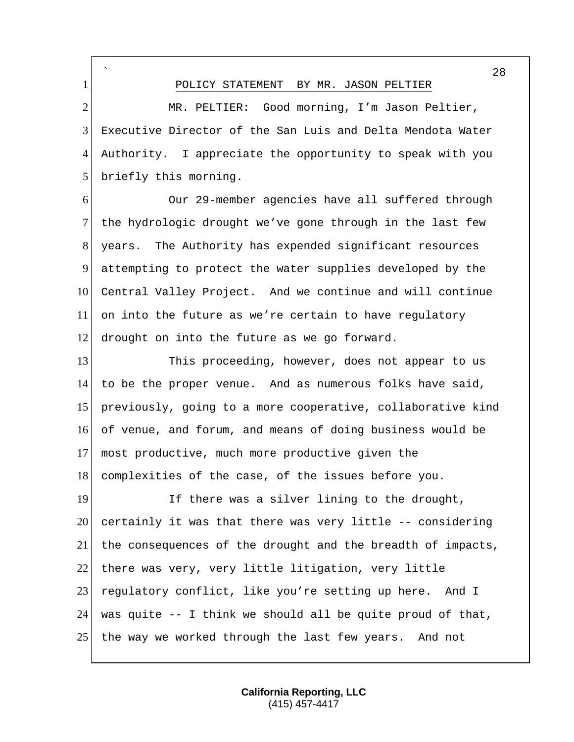POLICY STATEMENT BY MR. JASON PELTIER

MR. PELTIER: Good morning, I'm Jason Peltier, Executive Director of the San Luis and Delta Mendota Water Authority. I appreciate the opportunity to speak with you briefly this morning.

Our 29-member agencies have all suffered through the hydrologic drought we've gone through in the last few years. The Authority has expended significant resources attempting to protect the water supplies developed by the Central Valley Project. And we continue and will continue on into the future as we're certain to have regulatory drought on into the future as we go forward.

This proceeding, however, does not appear to us to be the proper venue. And as numerous folks have said, previously, going to a more cooperative, collaborative kind of venue, and forum, and means of doing business would be most productive, much more productive given the complexities of the case, of the issues before you.

If there was a silver lining to the drought, certainly it was that there was very little -- considering the consequences of the drought and the breadth of impacts, there was very, very little litigation, very little regulatory conflict, like you're setting up here. And I was quite -- I think we should all be quite proud of that, the way we worked through the last few years. And not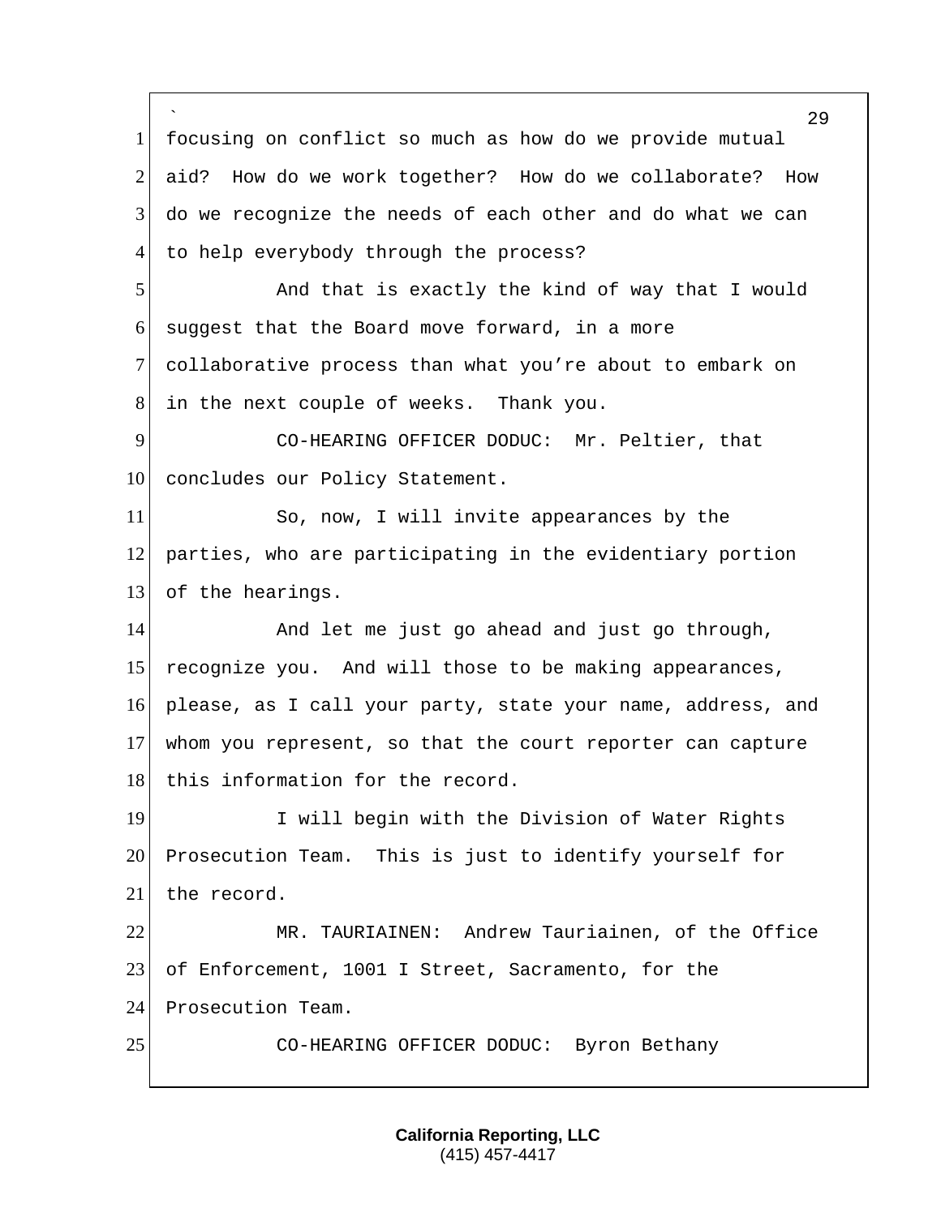focusing on conflict so much as how do we provide mutual aid? How do we work together? How do we collaborate? How do we recognize the needs of each other and do what we can to help everybody through the process?

And that is exactly the kind of way that I would suggest that the Board move forward, in a more collaborative process than what you're about to embark on in the next couple of weeks. Thank you.

CO-HEARING OFFICER DODUC: Mr. Peltier, that concludes our Policy Statement.

So, now, I will invite appearances by the parties, who are participating in the evidentiary portion of the hearings.

And let me just go ahead and just go through, recognize you. And will those to be making appearances, please, as I call your party, state your name, address, and whom you represent, so that the court reporter can capture this information for the record.

I will begin with the Division of Water Rights Prosecution Team. This is just to identify yourself for the record.

MR. TAURIAINEN: Andrew Tauriainen, of the Office of Enforcement, 1001 I Street, Sacramento, for the Prosecution Team.

CO-HEARING OFFICER DODUC: Byron Bethany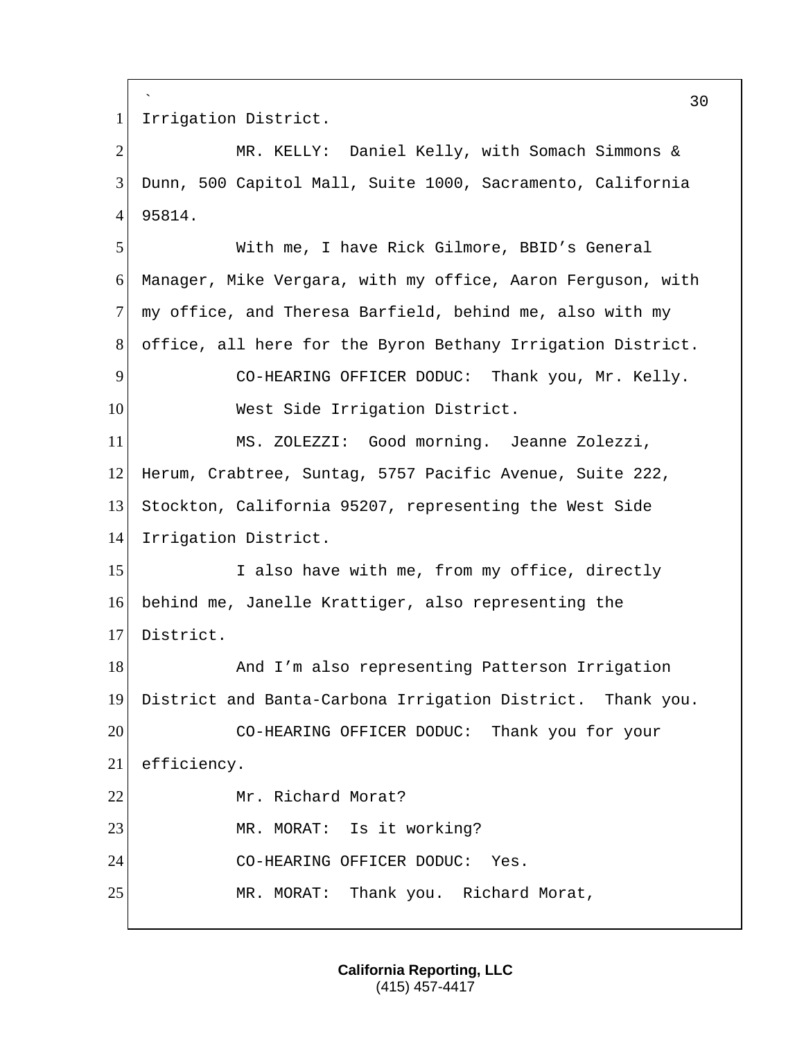Irrigation District.

MR. KELLY: Daniel Kelly, with Somach Simmons & Dunn, 500 Capitol Mall, Suite 1000, Sacramento, California 95814.

With me, I have Rick Gilmore, BBID's General Manager, Mike Vergara, with my office, Aaron Ferguson, with my office, and Theresa Barfield, behind me, also with my office, all here for the Byron Bethany Irrigation District.

CO-HEARING OFFICER DODUC: Thank you, Mr. Kelly.

West Side Irrigation District.

MS. ZOLEZZI: Good morning. Jeanne Zolezzi, Herum, Crabtree, Suntag, 5757 Pacific Avenue, Suite 222, Stockton, California 95207, representing the West Side Irrigation District.

I also have with me, from my office, directly behind me, Janelle Krattiger, also representing the District.

And I'm also representing Patterson Irrigation District and Banta-Carbona Irrigation District. Thank you.

CO-HEARING OFFICER DODUC: Thank you for your efficiency.

Mr. Richard Morat?

MR. MORAT: Is it working?

CO-HEARING OFFICER DODUC: Yes.

MR. MORAT: Thank you. Richard Morat,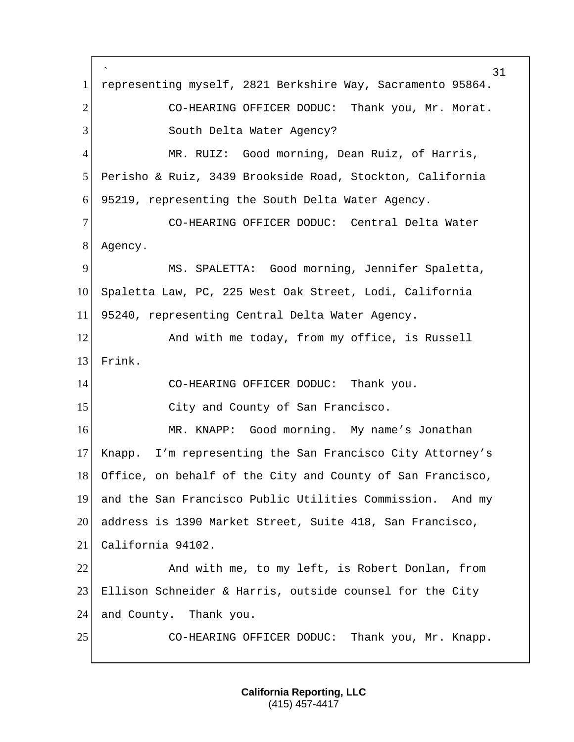representing myself, 2821 Berkshire Way, Sacramento 95864.

CO-HEARING OFFICER DODUC: Thank you, Mr. Morat.

South Delta Water Agency?

MR. RUIZ: Good morning, Dean Ruiz, of Harris, Perisho & Ruiz, 3439 Brookside Road, Stockton, California 95219, representing the South Delta Water Agency.

CO-HEARING OFFICER DODUC: Central Delta Water Agency.

MS. SPALETTA: Good morning, Jennifer Spaletta, Spaletta Law, PC, 225 West Oak Street, Lodi, California 95240, representing Central Delta Water Agency.

And with me today, from my office, is Russell Frink.

CO-HEARING OFFICER DODUC: Thank you.

City and County of San Francisco.

MR. KNAPP: Good morning. My name's Jonathan Knapp. I'm representing the San Francisco City Attorney's Office, on behalf of the City and County of San Francisco, and the San Francisco Public Utilities Commission. And my address is 1390 Market Street, Suite 418, San Francisco, California 94102.

And with me, to my left, is Robert Donlan, from Ellison Schneider & Harris, outside counsel for the City and County. Thank you.

CO-HEARING OFFICER DODUC: Thank you, Mr. Knapp.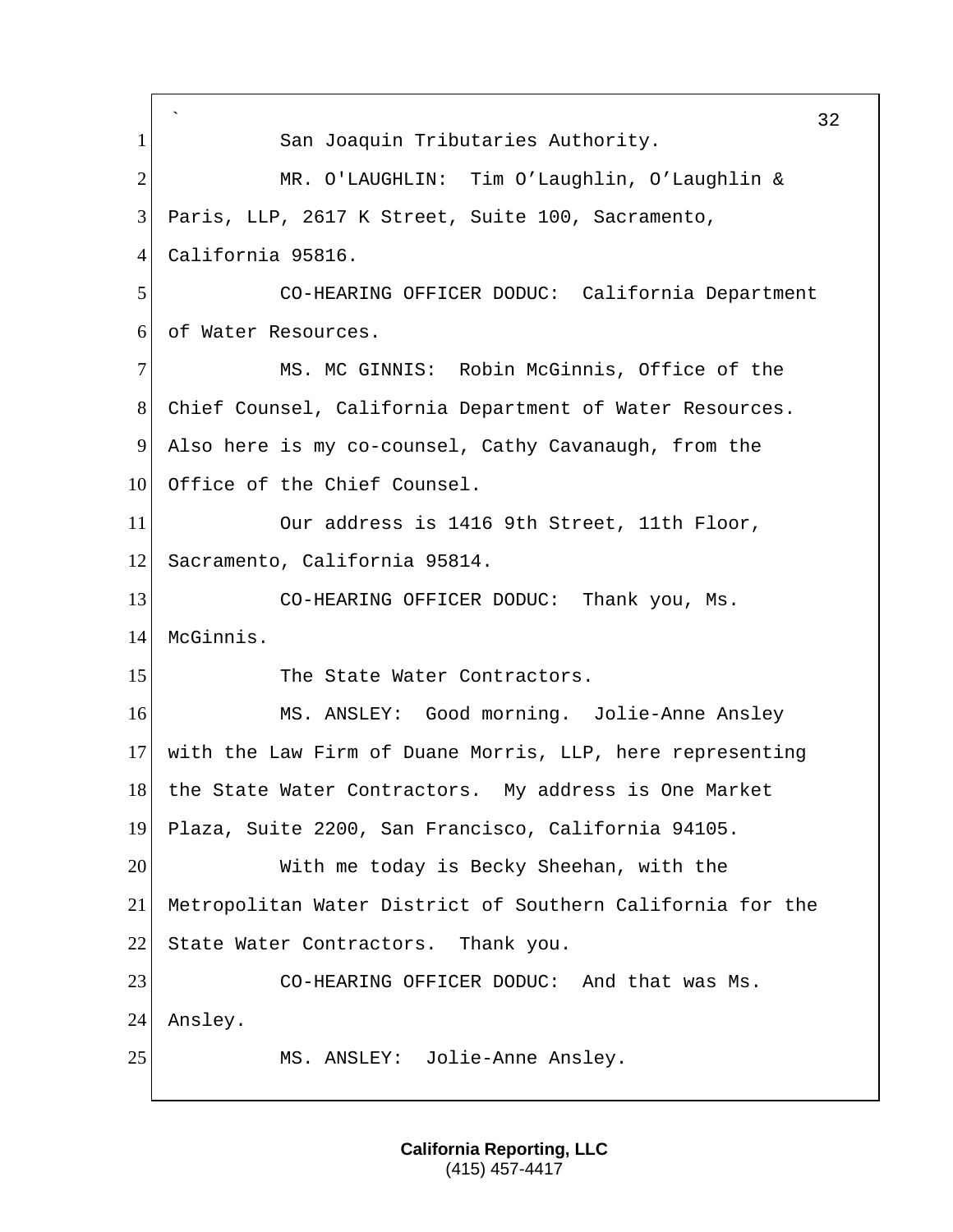San Joaquin Tributaries Authority.

MR. O'LAUGHLIN: Tim O'Laughlin, O'Laughlin & Paris, LLP, 2617 K Street, Suite 100, Sacramento, California 95816.

CO-HEARING OFFICER DODUC: California Department of Water Resources.

MS. MC GINNIS: Robin McGinnis, Office of the Chief Counsel, California Department of Water Resources. Also here is my co-counsel, Cathy Cavanaugh, from the Office of the Chief Counsel.

Our address is 1416 9th Street, 11th Floor, Sacramento, California 95814.

CO-HEARING OFFICER DODUC: Thank you, Ms. McGinnis.

The State Water Contractors.

MS. ANSLEY: Good morning. Jolie-Anne Ansley with the Law Firm of Duane Morris, LLP, here representing the State Water Contractors. My address is One Market Plaza, Suite 2200, San Francisco, California 94105.

With me today is Becky Sheehan, with the Metropolitan Water District of Southern California for the State Water Contractors. Thank you.

CO-HEARING OFFICER DODUC: And that was Ms. Ansley.

MS. ANSLEY: Jolie-Anne Ansley.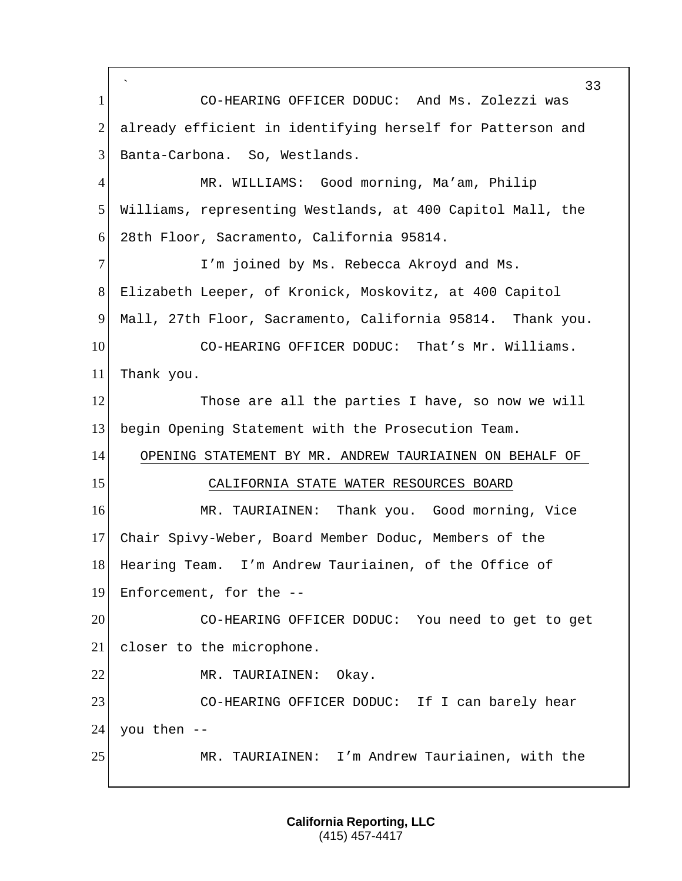CO-HEARING OFFICER DODUC: And Ms. Zolezzi was already efficient in identifying herself for Patterson and Banta-Carbona. So, Westlands.

MR. WILLIAMS: Good morning, Ma'am, Philip Williams, representing Westlands, at 400 Capitol Mall, the 28th Floor, Sacramento, California 95814.

I'm joined by Ms. Rebecca Akroyd and Ms. Elizabeth Leeper, of Kronick, Moskovitz, at 400 Capitol Mall, 27th Floor, Sacramento, California 95814. Thank you.

CO-HEARING OFFICER DODUC: That's Mr. Williams. Thank you.

Those are all the parties I have, so now we will begin Opening Statement with the Prosecution Team.

## OPENING STATEMENT BY MR. ANDREW TAURIAINEN ON BEHALF OF CALIFORNIA STATE WATER RESOURCES BOARD

MR. TAURIAINEN: Thank you. Good morning, Vice Chair Spivy-Weber, Board Member Doduc, Members of the Hearing Team. I'm Andrew Tauriainen, of the Office of Enforcement, for the --

CO-HEARING OFFICER DODUC: You need to get to get closer to the microphone.

MR. TAURIAINEN: Okay.

CO-HEARING OFFICER DODUC: If I can barely hear you then --

MR. TAURIAINEN: I'm Andrew Tauriainen, with the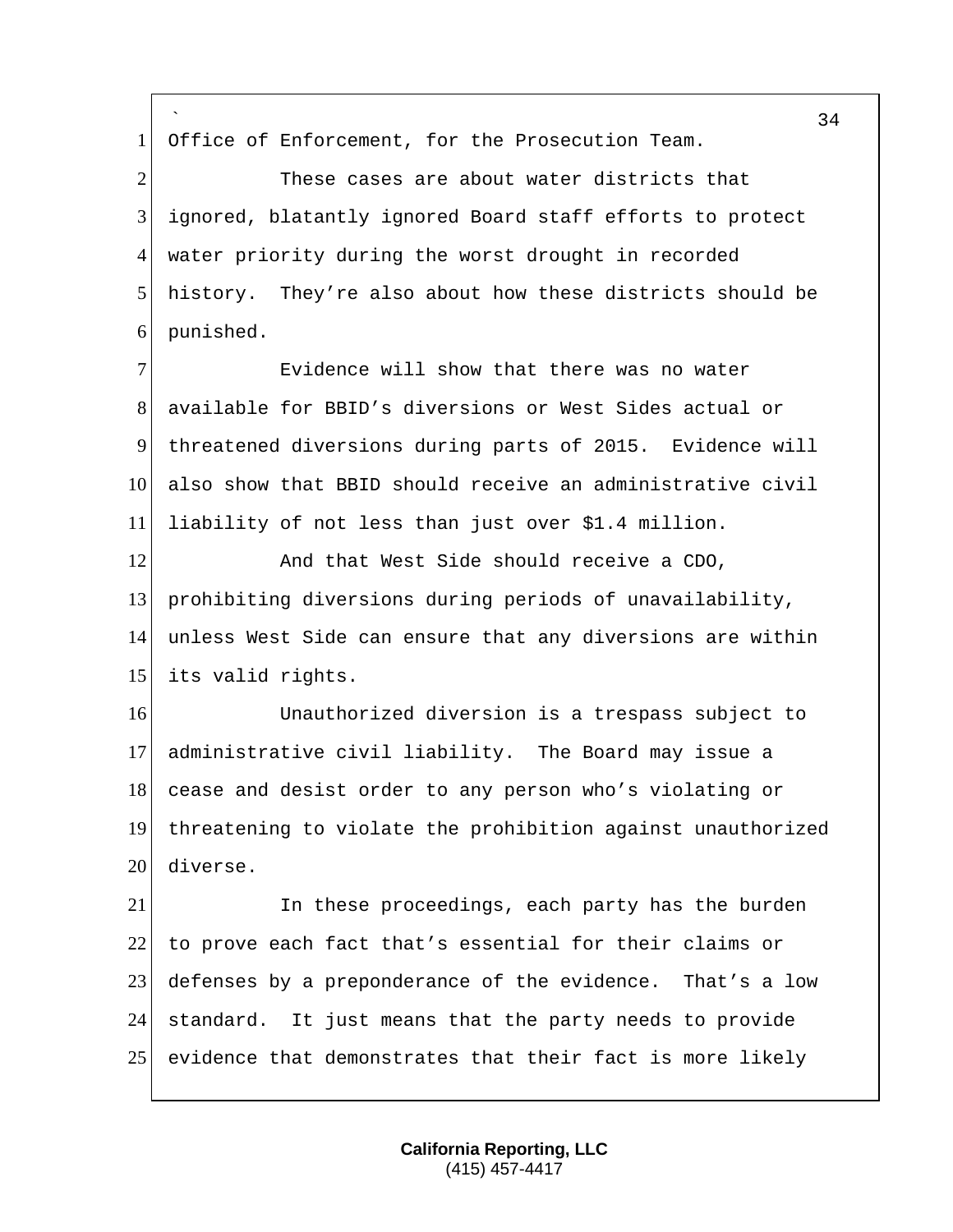Office of Enforcement, for the Prosecution Team.

These cases are about water districts that ignored, blatantly ignored Board staff efforts to protect water priority during the worst drought in recorded history. They're also about how these districts should be punished.

Evidence will show that there was no water available for BBID's diversions or West Sides actual or threatened diversions during parts of 2015. Evidence will also show that BBID should receive an administrative civil liability of not less than just over $1.4 million.

And that West Side should receive a CDO, prohibiting diversions during periods of unavailability, unless West Side can ensure that any diversions are within its valid rights.

Unauthorized diversion is a trespass subject to administrative civil liability. The Board may issue a cease and desist order to any person who's violating or threatening to violate the prohibition against unauthorized diverse.

In these proceedings, each party has the burden to prove each fact that's essential for their claims or defenses by a preponderance of the evidence. That's a low standard. It just means that the party needs to provide evidence that demonstrates that their fact is more likely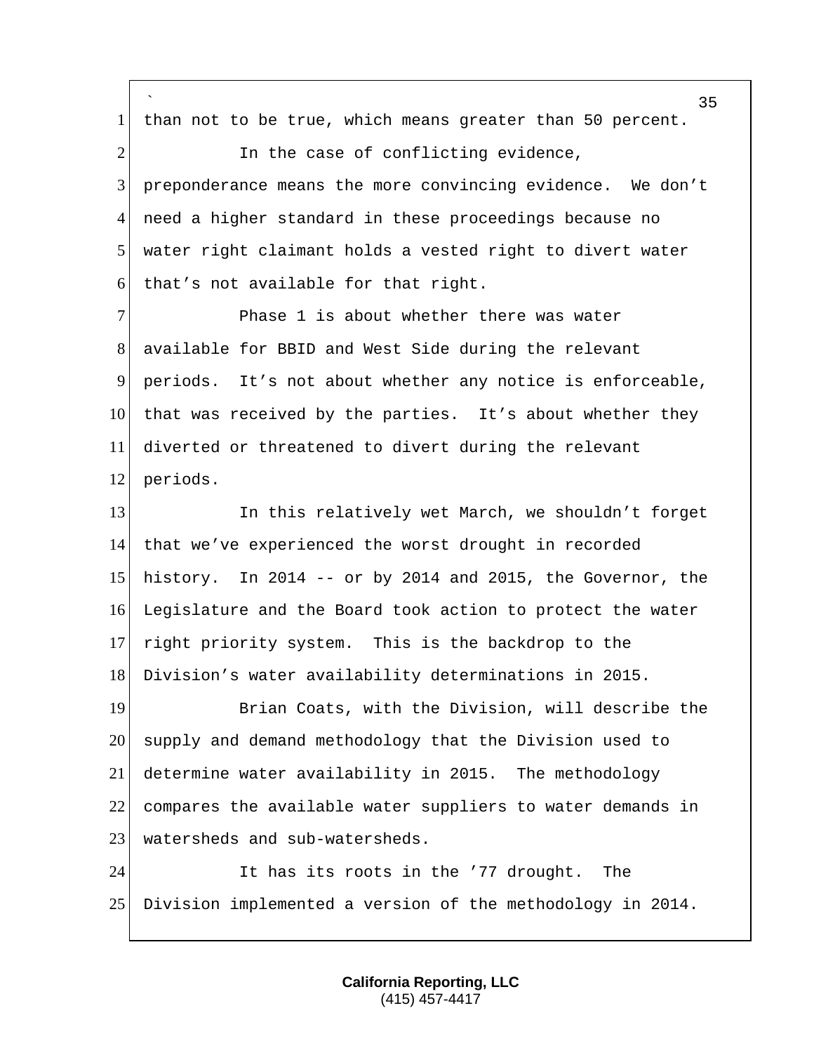than not to be true, which means greater than 50 percent.

In the case of conflicting evidence, preponderance means the more convincing evidence. We don't need a higher standard in these proceedings because no water right claimant holds a vested right to divert water that's not available for that right.

Phase 1 is about whether there was water available for BBID and West Side during the relevant periods. It's not about whether any notice is enforceable, that was received by the parties. It's about whether they diverted or threatened to divert during the relevant periods.

In this relatively wet March, we shouldn't forget that we've experienced the worst drought in recorded history. In 2014 -- or by 2014 and 2015, the Governor, the Legislature and the Board took action to protect the water right priority system. This is the backdrop to the Division's water availability determinations in 2015.

Brian Coats, with the Division, will describe the supply and demand methodology that the Division used to determine water availability in 2015. The methodology compares the available water suppliers to water demands in watersheds and sub-watersheds.

It has its roots in the '77 drought. The Division implemented a version of the methodology in 2014.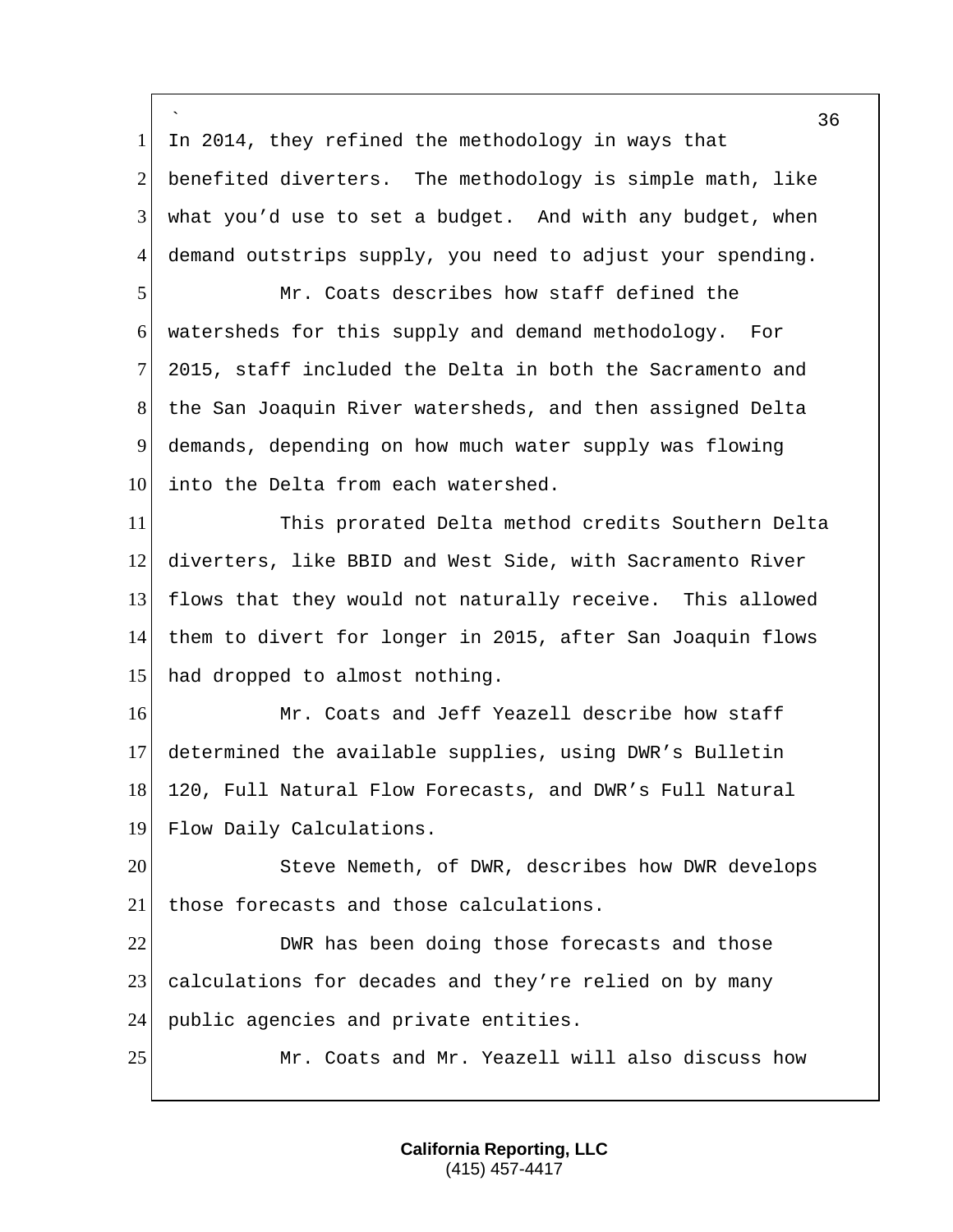In 2014, they refined the methodology in ways that benefited diverters. The methodology is simple math, like what you'd use to set a budget. And with any budget, when demand outstrips supply, you need to adjust your spending.

Mr. Coats describes how staff defined the watersheds for this supply and demand methodology. For 2015, staff included the Delta in both the Sacramento and the San Joaquin River watersheds, and then assigned Delta demands, depending on how much water supply was flowing into the Delta from each watershed.

This prorated Delta method credits Southern Delta diverters, like BBID and West Side, with Sacramento River flows that they would not naturally receive. This allowed them to divert for longer in 2015, after San Joaquin flows had dropped to almost nothing.

Mr. Coats and Jeff Yeazell describe how staff determined the available supplies, using DWR's Bulletin 120, Full Natural Flow Forecasts, and DWR's Full Natural Flow Daily Calculations.

Steve Nemeth, of DWR, describes how DWR develops those forecasts and those calculations.

DWR has been doing those forecasts and those calculations for decades and they're relied on by many public agencies and private entities.

Mr. Coats and Mr. Yeazell will also discuss how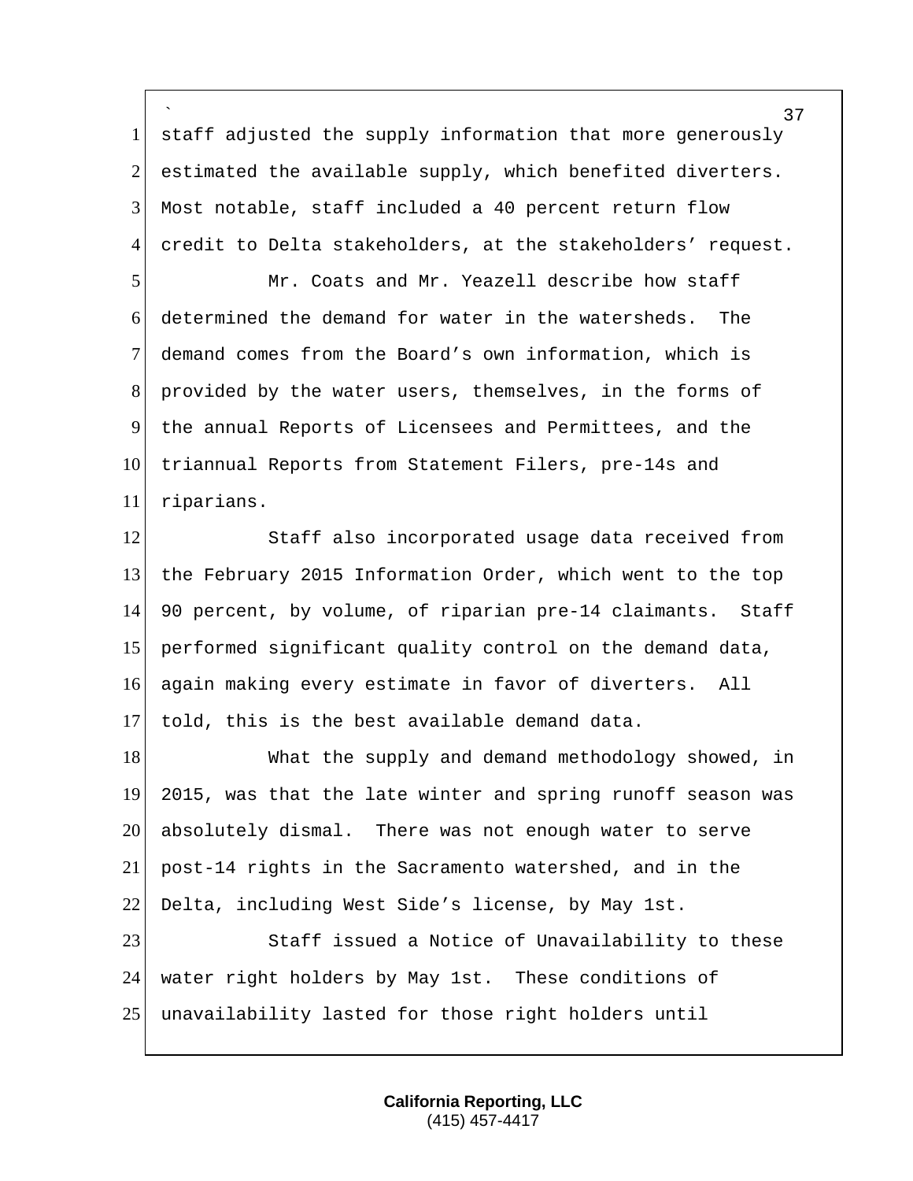staff adjusted the supply information that more generously estimated the available supply, which benefited diverters. Most notable, staff included a 40 percent return flow credit to Delta stakeholders, at the stakeholders' request.

Mr. Coats and Mr. Yeazell describe how staff determined the demand for water in the watersheds. The demand comes from the Board's own information, which is provided by the water users, themselves, in the forms of the annual Reports of Licensees and Permittees, and the triannual Reports from Statement Filers, pre-14s and riparians.

Staff also incorporated usage data received from the February 2015 Information Order, which went to the top 90 percent, by volume, of riparian pre-14 claimants. Staff performed significant quality control on the demand data, again making every estimate in favor of diverters. All told, this is the best available demand data.

What the supply and demand methodology showed, in 2015, was that the late winter and spring runoff season was absolutely dismal. There was not enough water to serve post-14 rights in the Sacramento watershed, and in the Delta, including West Side's license, by May 1st.

Staff issued a Notice of Unavailability to these water right holders by May 1st. These conditions of unavailability lasted for those right holders until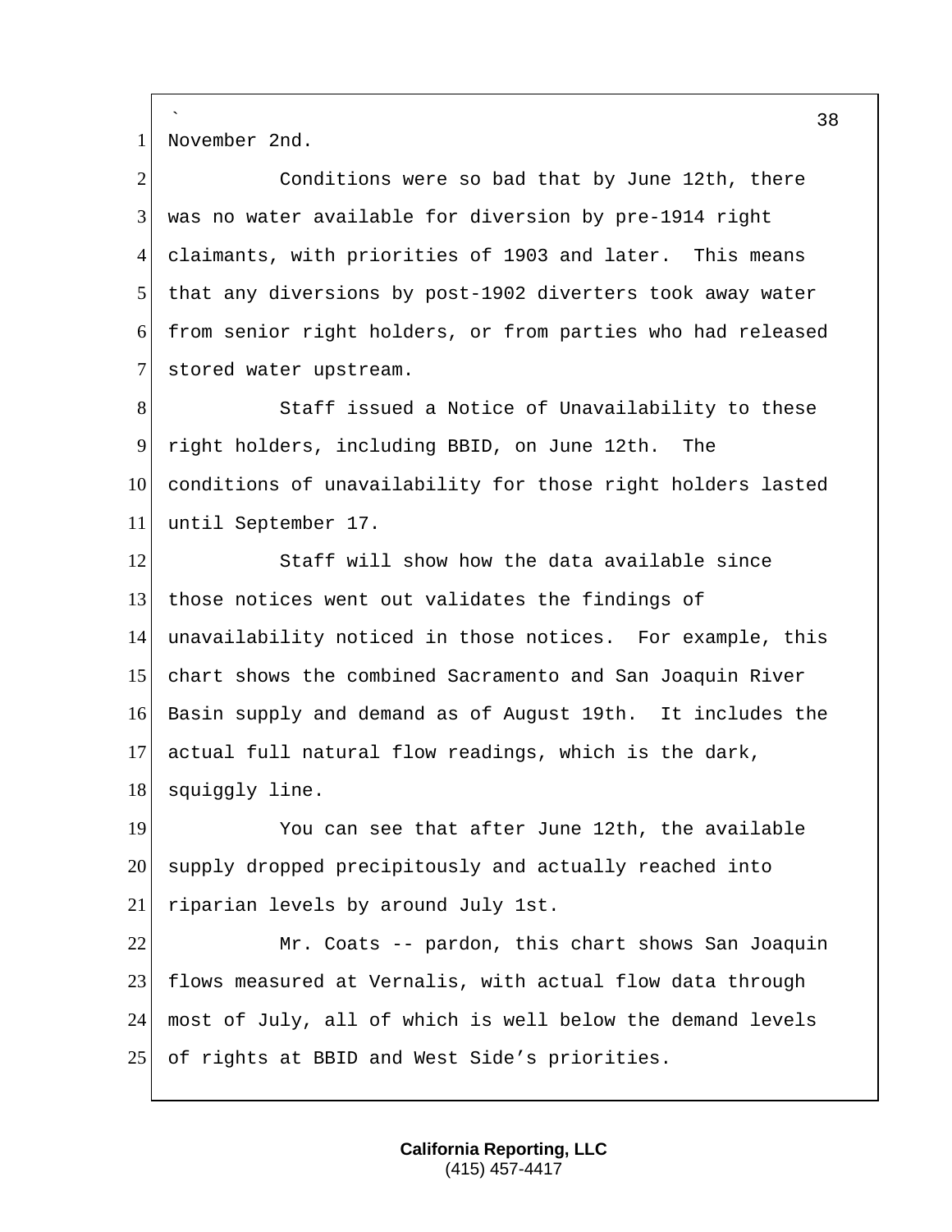November 2nd.

Conditions were so bad that by June 12th, there was no water available for diversion by pre-1914 right claimants, with priorities of 1903 and later. This means that any diversions by post-1902 diverters took away water from senior right holders, or from parties who had released stored water upstream.

Staff issued a Notice of Unavailability to these right holders, including BBID, on June 12th. The conditions of unavailability for those right holders lasted until September 17.

Staff will show how the data available since those notices went out validates the findings of unavailability noticed in those notices. For example, this chart shows the combined Sacramento and San Joaquin River Basin supply and demand as of August 19th. It includes the actual full natural flow readings, which is the dark, squiggly line.

You can see that after June 12th, the available supply dropped precipitously and actually reached into riparian levels by around July 1st.

Mr. Coats -- pardon, this chart shows San Joaquin flows measured at Vernalis, with actual flow data through most of July, all of which is well below the demand levels of rights at BBID and West Side's priorities.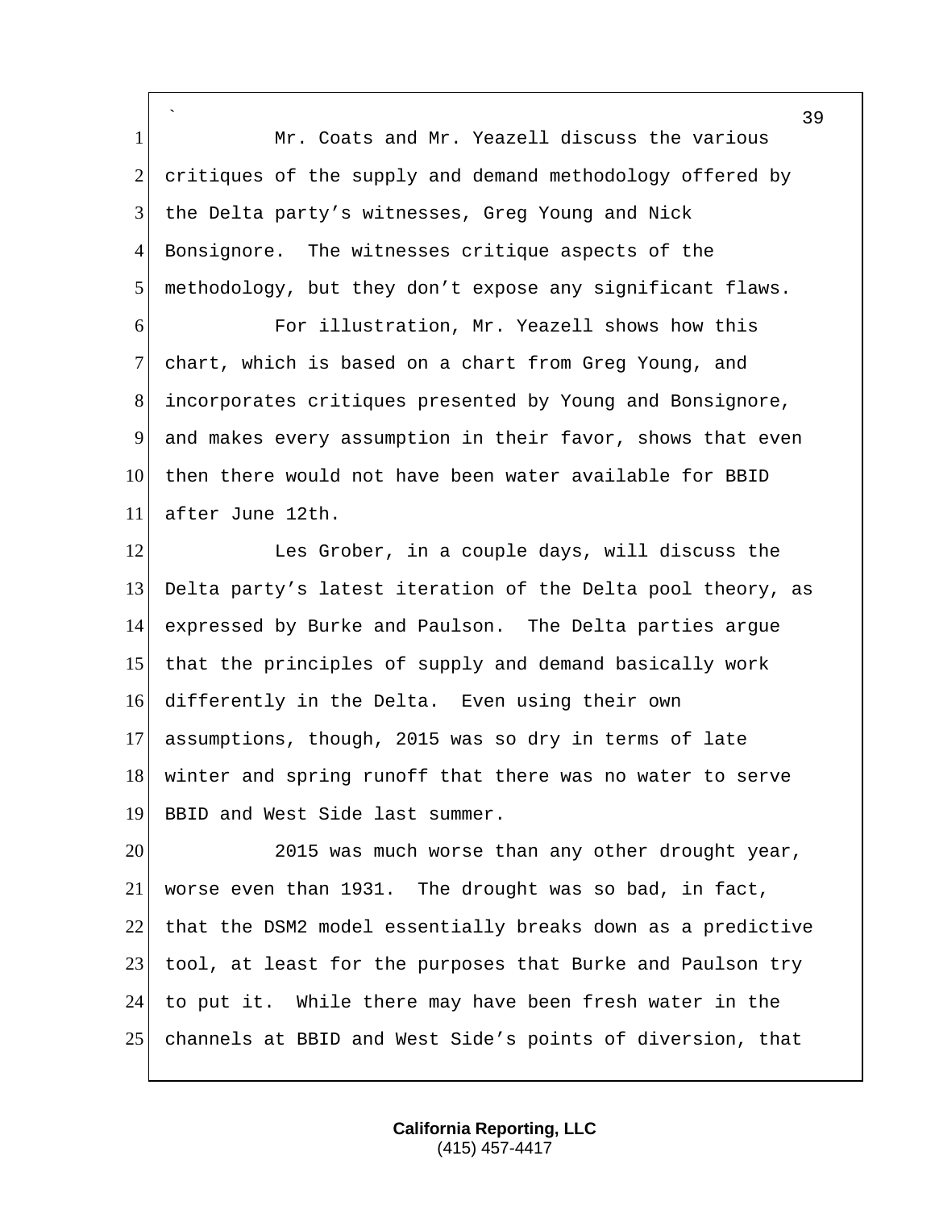Mr. Coats and Mr. Yeazell discuss the various critiques of the supply and demand methodology offered by the Delta party's witnesses, Greg Young and Nick Bonsignore. The witnesses critique aspects of the methodology, but they don't expose any significant flaws.

For illustration, Mr. Yeazell shows how this chart, which is based on a chart from Greg Young, and incorporates critiques presented by Young and Bonsignore, and makes every assumption in their favor, shows that even then there would not have been water available for BBID after June 12th.

Les Grober, in a couple days, will discuss the Delta party's latest iteration of the Delta pool theory, as expressed by Burke and Paulson. The Delta parties argue that the principles of supply and demand basically work differently in the Delta. Even using their own assumptions, though, 2015 was so dry in terms of late winter and spring runoff that there was no water to serve BBID and West Side last summer.

2015 was much worse than any other drought year, worse even than 1931. The drought was so bad, in fact, that the DSM2 model essentially breaks down as a predictive tool, at least for the purposes that Burke and Paulson try to put it. While there may have been fresh water in the channels at BBID and West Side's points of diversion, that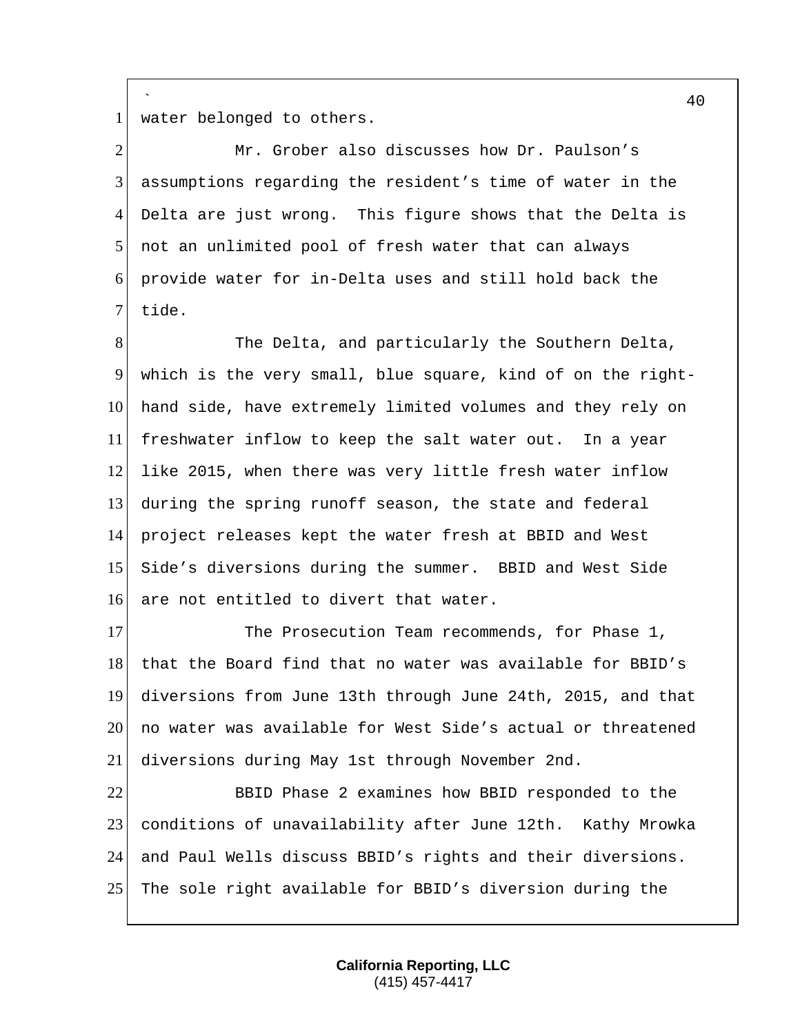water belonged to others.

Mr. Grober also discusses how Dr. Paulson's assumptions regarding the resident's time of water in the Delta are just wrong. This figure shows that the Delta is not an unlimited pool of fresh water that can always provide water for in-Delta uses and still hold back the tide.

The Delta, and particularly the Southern Delta, which is the very small, blue square, kind of on the right-hand side, have extremely limited volumes and they rely on freshwater inflow to keep the salt water out. In a year like 2015, when there was very little fresh water inflow during the spring runoff season, the state and federal project releases kept the water fresh at BBID and West Side's diversions during the summer. BBID and West Side are not entitled to divert that water.

The Prosecution Team recommends, for Phase 1, that the Board find that no water was available for BBID's diversions from June 13th through June 24th, 2015, and that no water was available for West Side's actual or threatened diversions during May 1st through November 2nd.

BBID Phase 2 examines how BBID responded to the conditions of unavailability after June 12th. Kathy Mrowka and Paul Wells discuss BBID's rights and their diversions. The sole right available for BBID's diversion during the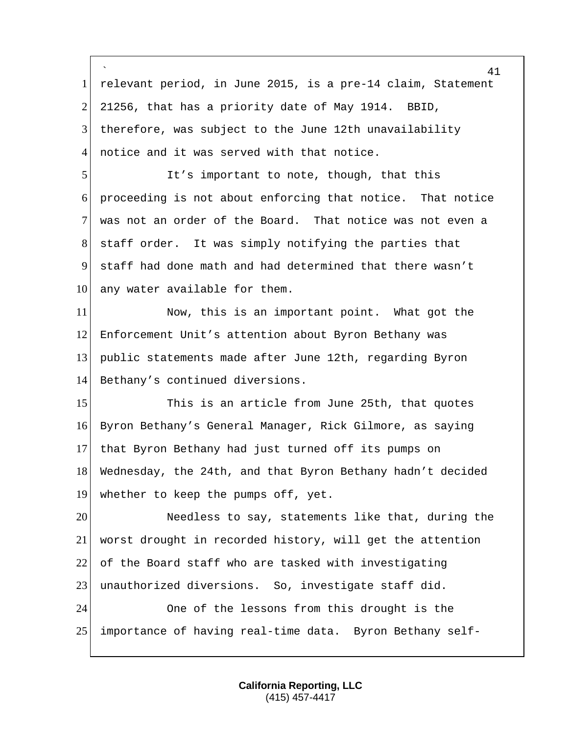relevant period, in June 2015, is a pre-14 claim, Statement 21256, that has a priority date of May 1914. BBID, therefore, was subject to the June 12th unavailability notice and it was served with that notice.

It's important to note, though, that this proceeding is not about enforcing that notice. That notice was not an order of the Board. That notice was not even a staff order. It was simply notifying the parties that staff had done math and had determined that there wasn't any water available for them.

Now, this is an important point. What got the Enforcement Unit's attention about Byron Bethany was public statements made after June 12th, regarding Byron Bethany's continued diversions.

This is an article from June 25th, that quotes Byron Bethany's General Manager, Rick Gilmore, as saying that Byron Bethany had just turned off its pumps on Wednesday, the 24th, and that Byron Bethany hadn't decided whether to keep the pumps off, yet.

Needless to say, statements like that, during the worst drought in recorded history, will get the attention of the Board staff who are tasked with investigating unauthorized diversions. So, investigate staff did.

One of the lessons from this drought is the importance of having real-time data. Byron Bethany self-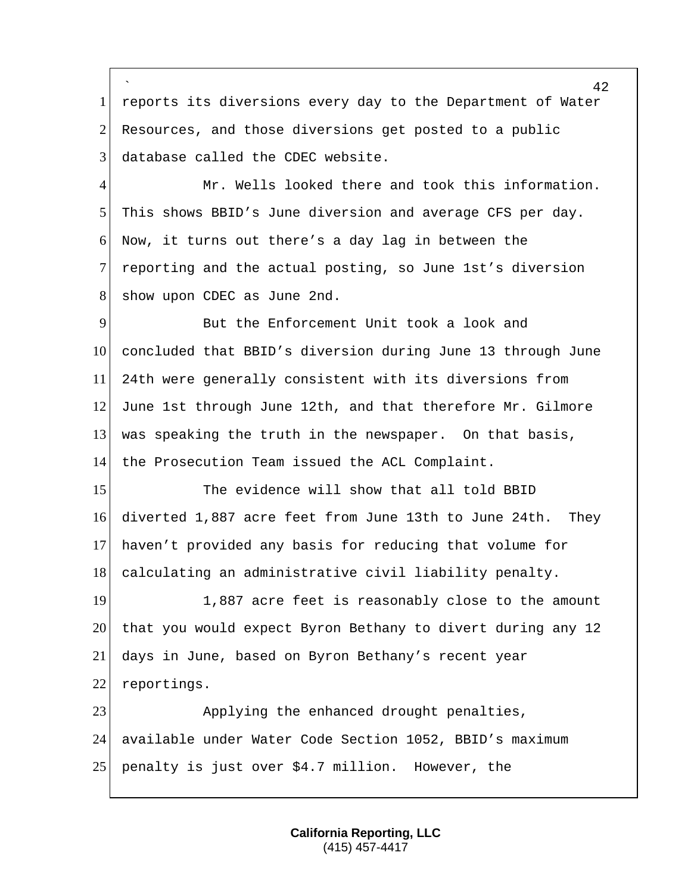reports its diversions every day to the Department of Water Resources, and those diversions get posted to a public database called the CDEC website.

Mr. Wells looked there and took this information. This shows BBID's June diversion and average CFS per day. Now, it turns out there's a day lag in between the reporting and the actual posting, so June 1st's diversion show upon CDEC as June 2nd.

But the Enforcement Unit took a look and concluded that BBID's diversion during June 13 through June 24th were generally consistent with its diversions from June 1st through June 12th, and that therefore Mr. Gilmore was speaking the truth in the newspaper. On that basis, the Prosecution Team issued the ACL Complaint.

The evidence will show that all told BBID diverted 1,887 acre feet from June 13th to June 24th. They haven't provided any basis for reducing that volume for calculating an administrative civil liability penalty.

1,887 acre feet is reasonably close to the amount that you would expect Byron Bethany to divert during any 12 days in June, based on Byron Bethany's recent year reportings.

Applying the enhanced drought penalties, available under Water Code Section 1052, BBID's maximum penalty is just over $4.7 million. However, the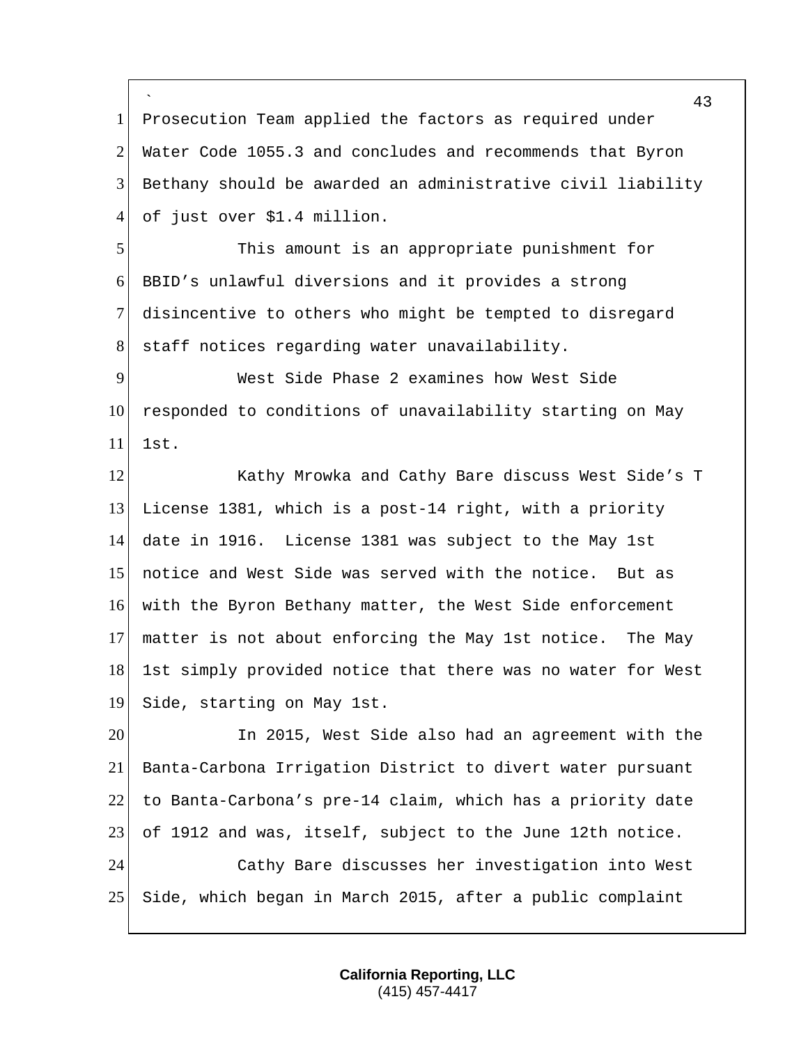Prosecution Team applied the factors as required under Water Code 1055.3 and concludes and recommends that Byron Bethany should be awarded an administrative civil liability of just over $1.4 million.

This amount is an appropriate punishment for BBID's unlawful diversions and it provides a strong disincentive to others who might be tempted to disregard staff notices regarding water unavailability.

West Side Phase 2 examines how West Side responded to conditions of unavailability starting on May 1st.

Kathy Mrowka and Cathy Bare discuss West Side's T License 1381, which is a post-14 right, with a priority date in 1916. License 1381 was subject to the May 1st notice and West Side was served with the notice. But as with the Byron Bethany matter, the West Side enforcement matter is not about enforcing the May 1st notice. The May 1st simply provided notice that there was no water for West Side, starting on May 1st.

In 2015, West Side also had an agreement with the Banta-Carbona Irrigation District to divert water pursuant to Banta-Carbona's pre-14 claim, which has a priority date of 1912 and was, itself, subject to the June 12th notice.

Cathy Bare discusses her investigation into West Side, which began in March 2015, after a public complaint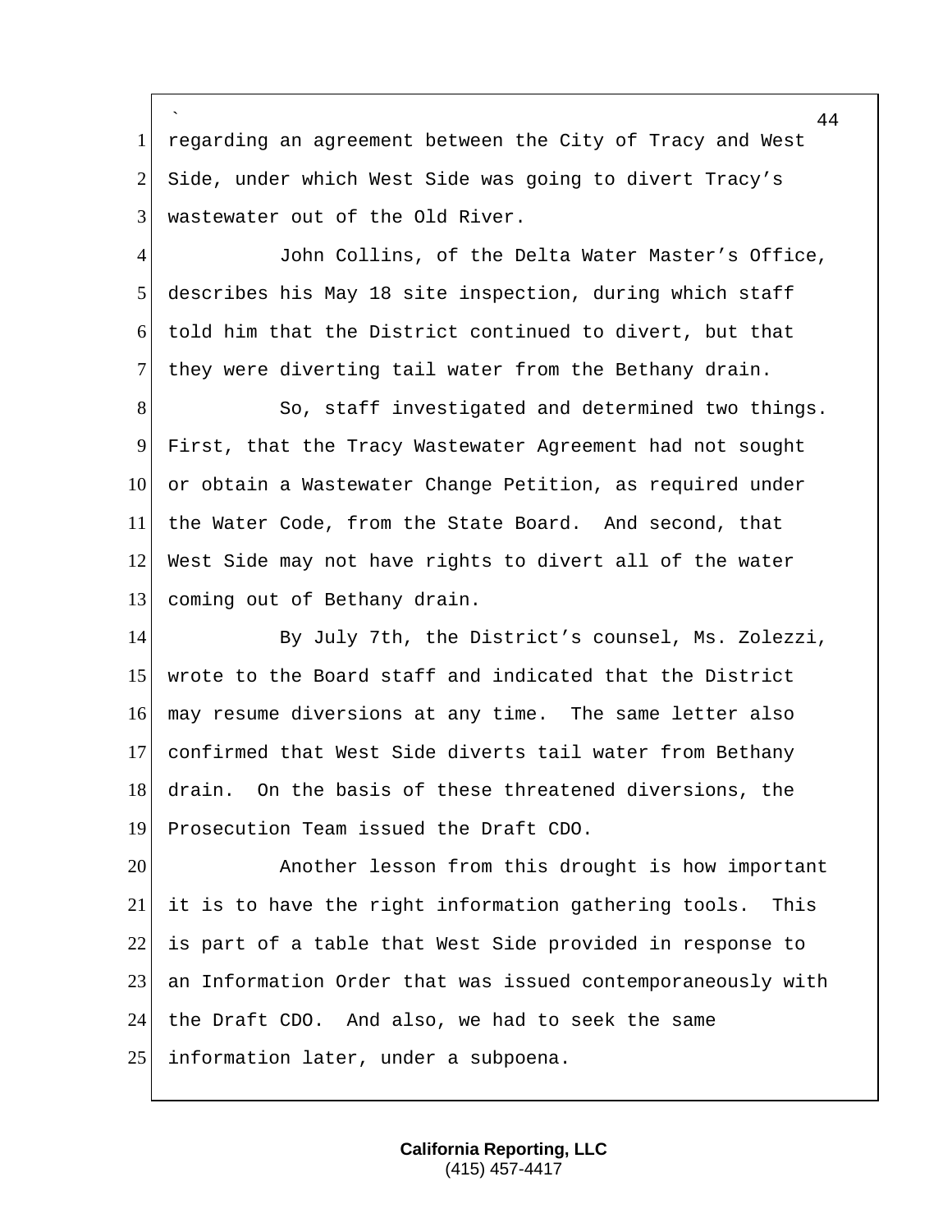regarding an agreement between the City of Tracy and West Side, under which West Side was going to divert Tracy's wastewater out of the Old River.

John Collins, of the Delta Water Master's Office, describes his May 18 site inspection, during which staff told him that the District continued to divert, but that they were diverting tail water from the Bethany drain.

So, staff investigated and determined two things. First, that the Tracy Wastewater Agreement had not sought or obtain a Wastewater Change Petition, as required under the Water Code, from the State Board. And second, that West Side may not have rights to divert all of the water coming out of Bethany drain.

By July 7th, the District's counsel, Ms. Zolezzi, wrote to the Board staff and indicated that the District may resume diversions at any time. The same letter also confirmed that West Side diverts tail water from Bethany drain. On the basis of these threatened diversions, the Prosecution Team issued the Draft CDO.

Another lesson from this drought is how important it is to have the right information gathering tools. This is part of a table that West Side provided in response to an Information Order that was issued contemporaneously with the Draft CDO. And also, we had to seek the same information later, under a subpoena.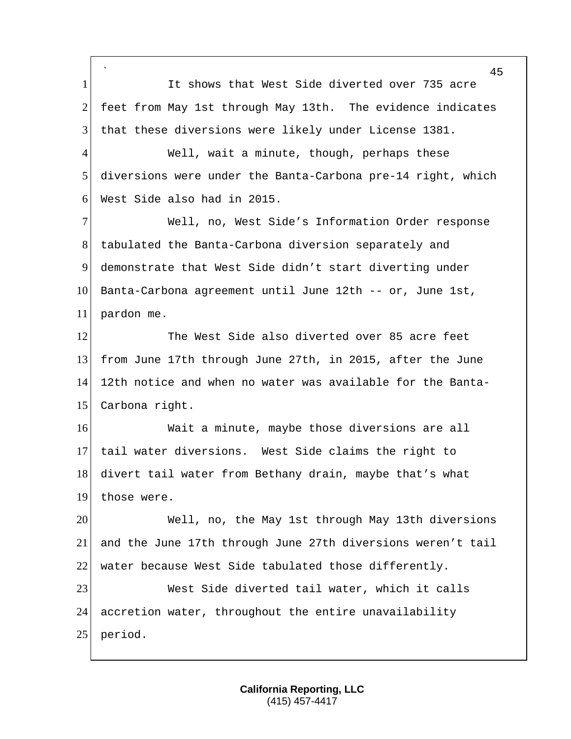It shows that West Side diverted over 735 acre feet from May 1st through May 13th. The evidence indicates that these diversions were likely under License 1381.

Well, wait a minute, though, perhaps these diversions were under the Banta-Carbona pre-14 right, which West Side also had in 2015.

Well, no, West Side's Information Order response tabulated the Banta-Carbona diversion separately and demonstrate that West Side didn't start diverting under Banta-Carbona agreement until June 12th -- or, June 1st, pardon me.

The West Side also diverted over 85 acre feet from June 17th through June 27th, in 2015, after the June 12th notice and when no water was available for the Banta-Carbona right.

Wait a minute, maybe those diversions are all tail water diversions. West Side claims the right to divert tail water from Bethany drain, maybe that's what those were.

Well, no, the May 1st through May 13th diversions and the June 17th through June 27th diversions weren't tail water because West Side tabulated those differently.

West Side diverted tail water, which it calls accretion water, throughout the entire unavailability period.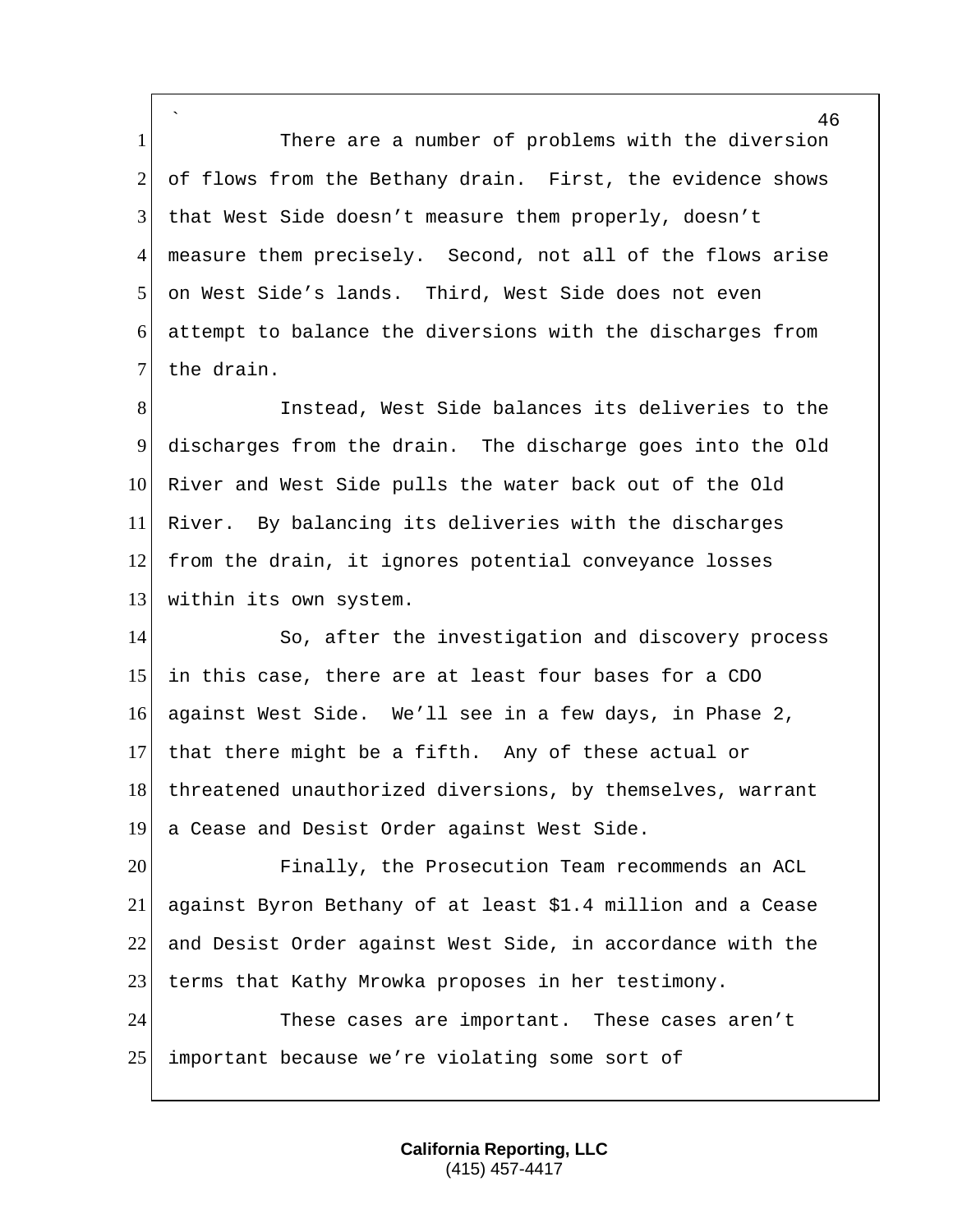There are a number of problems with the diversion of flows from the Bethany drain. First, the evidence shows that West Side doesn't measure them properly, doesn't measure them precisely. Second, not all of the flows arise on West Side's lands. Third, West Side does not even attempt to balance the diversions with the discharges from the drain.

Instead, West Side balances its deliveries to the discharges from the drain. The discharge goes into the Old River and West Side pulls the water back out of the Old River. By balancing its deliveries with the discharges from the drain, it ignores potential conveyance losses within its own system.

So, after the investigation and discovery process in this case, there are at least four bases for a CDO against West Side. We'll see in a few days, in Phase 2, that there might be a fifth. Any of these actual or threatened unauthorized diversions, by themselves, warrant a Cease and Desist Order against West Side.

Finally, the Prosecution Team recommends an ACL against Byron Bethany of at least $1.4 million and a Cease and Desist Order against West Side, in accordance with the terms that Kathy Mrowka proposes in her testimony.

These cases are important. These cases aren't important because we're violating some sort of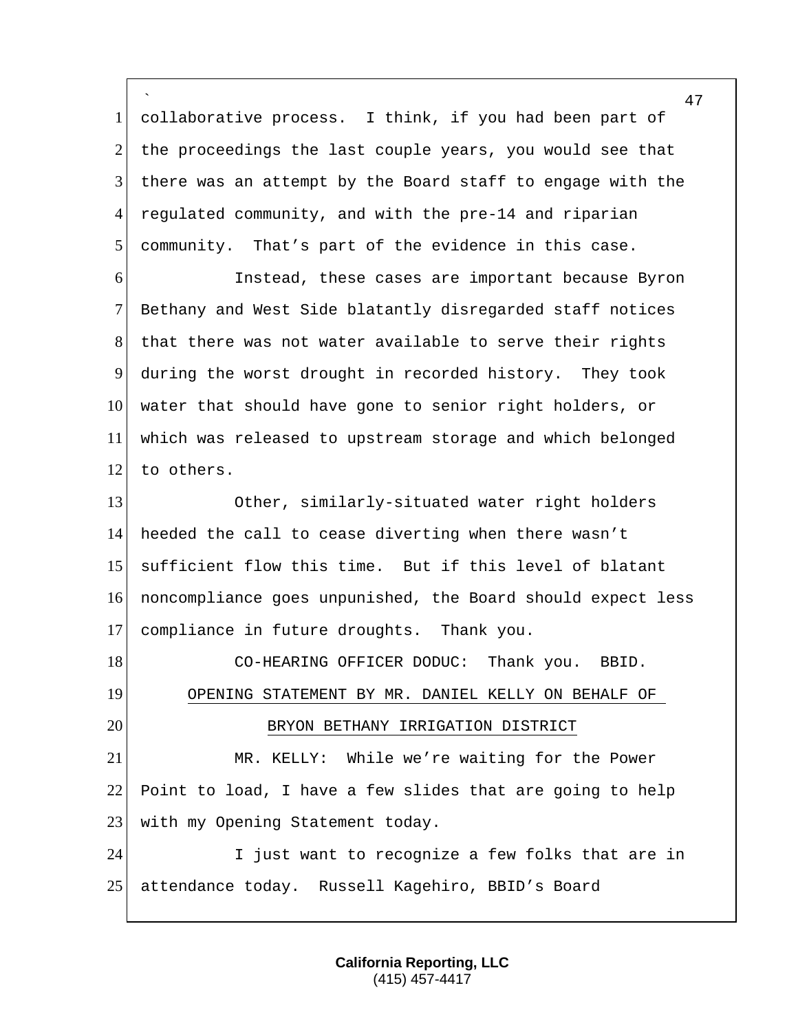collaborative process. I think, if you had been part of the proceedings the last couple years, you would see that there was an attempt by the Board staff to engage with the regulated community, and with the pre-14 and riparian community. That's part of the evidence in this case.

Instead, these cases are important because Byron Bethany and West Side blatantly disregarded staff notices that there was not water available to serve their rights during the worst drought in recorded history. They took water that should have gone to senior right holders, or which was released to upstream storage and which belonged to others.

Other, similarly-situated water right holders heeded the call to cease diverting when there wasn't sufficient flow this time. But if this level of blatant noncompliance goes unpunished, the Board should expect less compliance in future droughts. Thank you.

CO-HEARING OFFICER DODUC: Thank you. BBID.

OPENING STATEMENT BY MR. DANIEL KELLY ON BEHALF OF BRYON BETHANY IRRIGATION DISTRICT

MR. KELLY: While we're waiting for the Power Point to load, I have a few slides that are going to help with my Opening Statement today.

I just want to recognize a few folks that are in attendance today. Russell Kagehiro, BBID's Board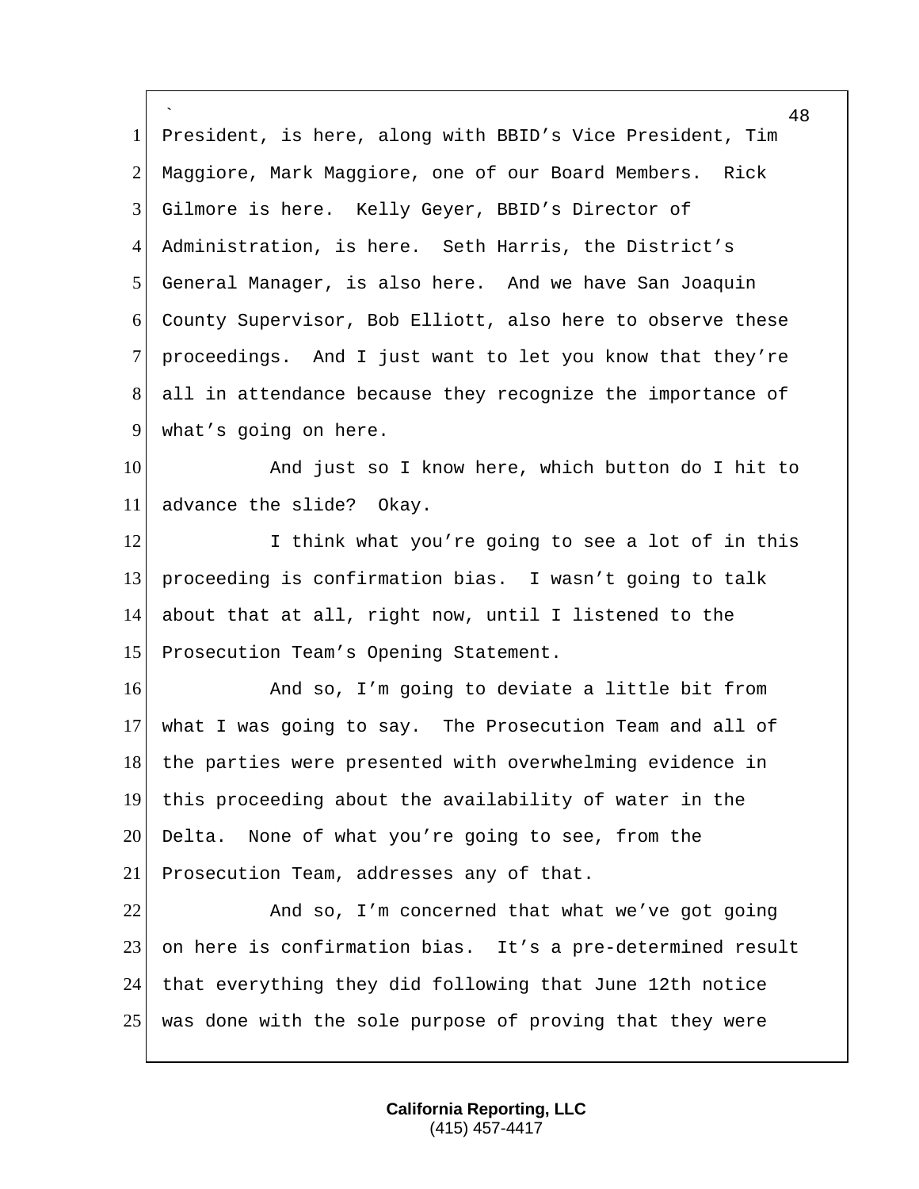President, is here, along with BBID's Vice President, Tim Maggiore, Mark Maggiore, one of our Board Members. Rick Gilmore is here. Kelly Geyer, BBID's Director of Administration, is here. Seth Harris, the District's General Manager, is also here. And we have San Joaquin County Supervisor, Bob Elliott, also here to observe these proceedings. And I just want to let you know that they're all in attendance because they recognize the importance of what's going on here.

And just so I know here, which button do I hit to advance the slide? Okay.

I think what you're going to see a lot of in this proceeding is confirmation bias. I wasn't going to talk about that at all, right now, until I listened to the Prosecution Team's Opening Statement.

And so, I'm going to deviate a little bit from what I was going to say. The Prosecution Team and all of the parties were presented with overwhelming evidence in this proceeding about the availability of water in the Delta. None of what you're going to see, from the Prosecution Team, addresses any of that.

And so, I'm concerned that what we've got going on here is confirmation bias. It's a pre-determined result that everything they did following that June 12th notice was done with the sole purpose of proving that they were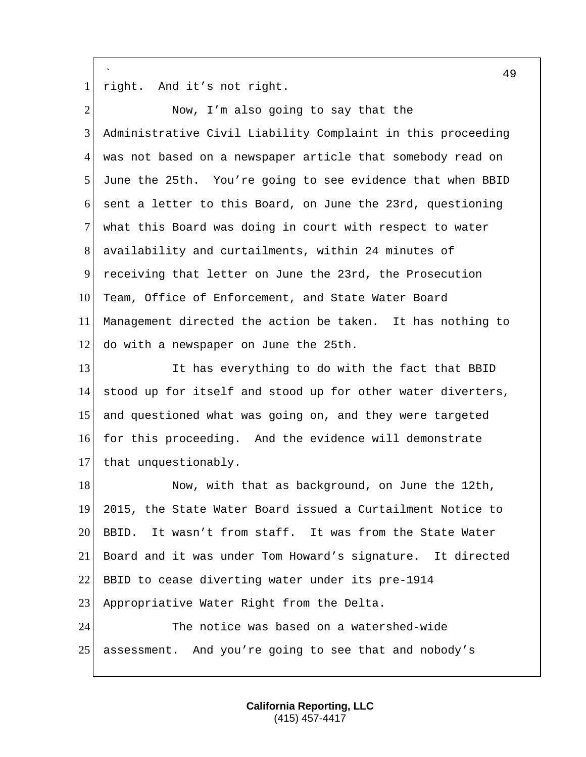right. And it's not right.

Now, I'm also going to say that the Administrative Civil Liability Complaint in this proceeding was not based on a newspaper article that somebody read on June the 25th. You're going to see evidence that when BBID sent a letter to this Board, on June the 23rd, questioning what this Board was doing in court with respect to water availability and curtailments, within 24 minutes of receiving that letter on June the 23rd, the Prosecution Team, Office of Enforcement, and State Water Board Management directed the action be taken. It has nothing to do with a newspaper on June the 25th.

It has everything to do with the fact that BBID stood up for itself and stood up for other water diverters, and questioned what was going on, and they were targeted for this proceeding. And the evidence will demonstrate that unquestionably.

Now, with that as background, on June the 12th, 2015, the State Water Board issued a Curtailment Notice to BBID. It wasn't from staff. It was from the State Water Board and it was under Tom Howard's signature. It directed BBID to cease diverting water under its pre-1914 Appropriative Water Right from the Delta.

The notice was based on a watershed-wide assessment. And you're going to see that and nobody's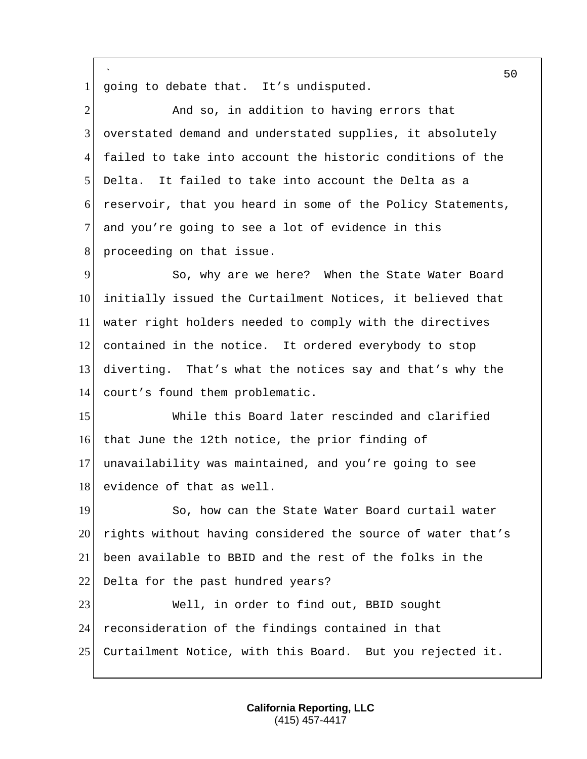going to debate that. It's undisputed.

And so, in addition to having errors that overstated demand and understated supplies, it absolutely failed to take into account the historic conditions of the Delta. It failed to take into account the Delta as a reservoir, that you heard in some of the Policy Statements, and you're going to see a lot of evidence in this proceeding on that issue.

So, why are we here? When the State Water Board initially issued the Curtailment Notices, it believed that water right holders needed to comply with the directives contained in the notice. It ordered everybody to stop diverting. That's what the notices say and that's why the court's found them problematic.

While this Board later rescinded and clarified that June the 12th notice, the prior finding of unavailability was maintained, and you're going to see evidence of that as well.

So, how can the State Water Board curtail water rights without having considered the source of water that's been available to BBID and the rest of the folks in the Delta for the past hundred years?

Well, in order to find out, BBID sought reconsideration of the findings contained in that Curtailment Notice, with this Board. But you rejected it.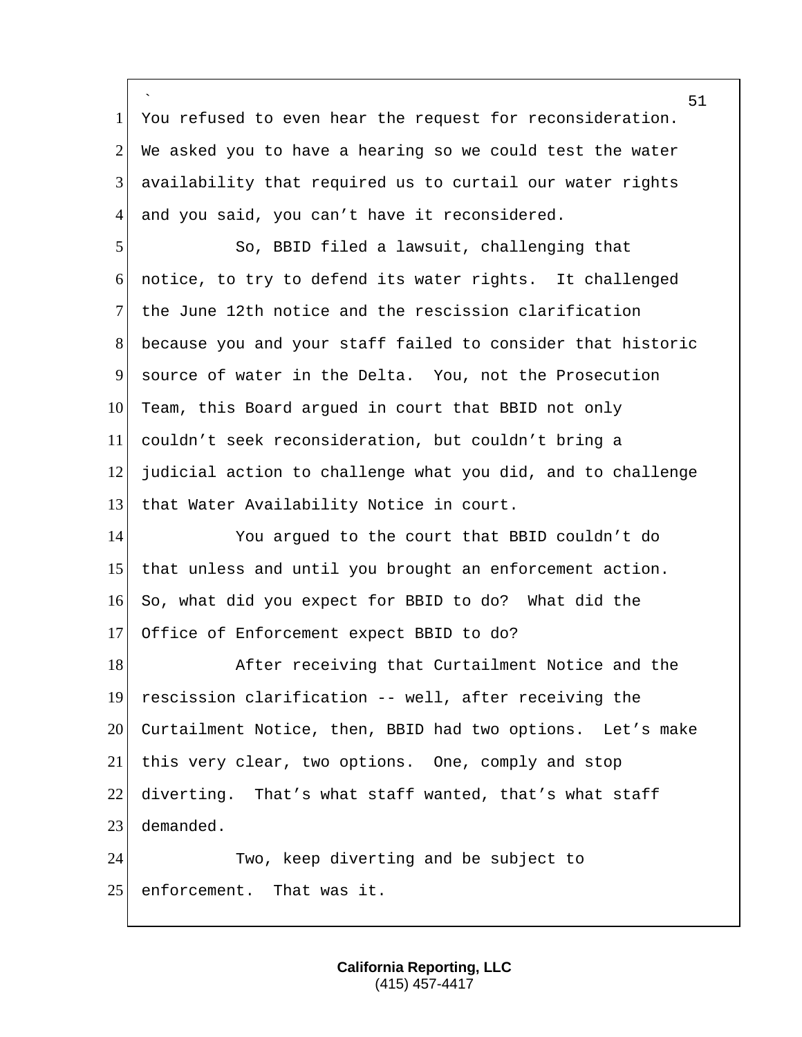You refused to even hear the request for reconsideration. We asked you to have a hearing so we could test the water availability that required us to curtail our water rights and you said, you can't have it reconsidered.

So, BBID filed a lawsuit, challenging that notice, to try to defend its water rights. It challenged the June 12th notice and the rescission clarification because you and your staff failed to consider that historic source of water in the Delta. You, not the Prosecution Team, this Board argued in court that BBID not only couldn't seek reconsideration, but couldn't bring a judicial action to challenge what you did, and to challenge that Water Availability Notice in court.

You argued to the court that BBID couldn't do that unless and until you brought an enforcement action. So, what did you expect for BBID to do? What did the Office of Enforcement expect BBID to do?

After receiving that Curtailment Notice and the rescission clarification -- well, after receiving the Curtailment Notice, then, BBID had two options. Let's make this very clear, two options. One, comply and stop diverting. That's what staff wanted, that's what staff demanded.

Two, keep diverting and be subject to enforcement. That was it.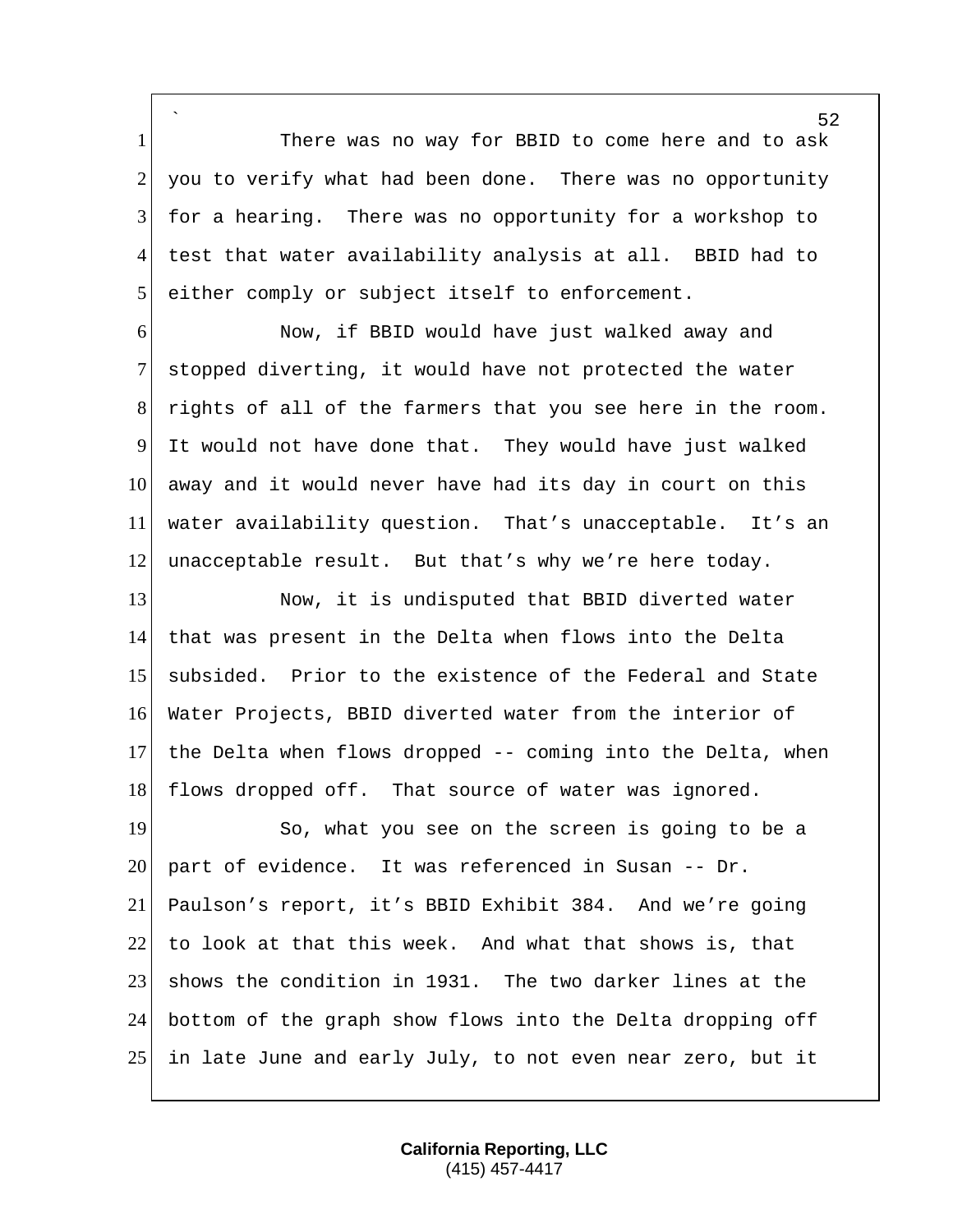There was no way for BBID to come here and to ask you to verify what had been done. There was no opportunity for a hearing. There was no opportunity for a workshop to test that water availability analysis at all. BBID had to either comply or subject itself to enforcement.

Now, if BBID would have just walked away and stopped diverting, it would have not protected the water rights of all of the farmers that you see here in the room. It would not have done that. They would have just walked away and it would never have had its day in court on this water availability question. That's unacceptable. It's an unacceptable result. But that's why we're here today.

Now, it is undisputed that BBID diverted water that was present in the Delta when flows into the Delta subsided. Prior to the existence of the Federal and State Water Projects, BBID diverted water from the interior of the Delta when flows dropped -- coming into the Delta, when flows dropped off. That source of water was ignored.

So, what you see on the screen is going to be a part of evidence. It was referenced in Susan -- Dr. Paulson's report, it's BBID Exhibit 384. And we're going to look at that this week. And what that shows is, that shows the condition in 1931. The two darker lines at the bottom of the graph show flows into the Delta dropping off in late June and early July, to not even near zero, but it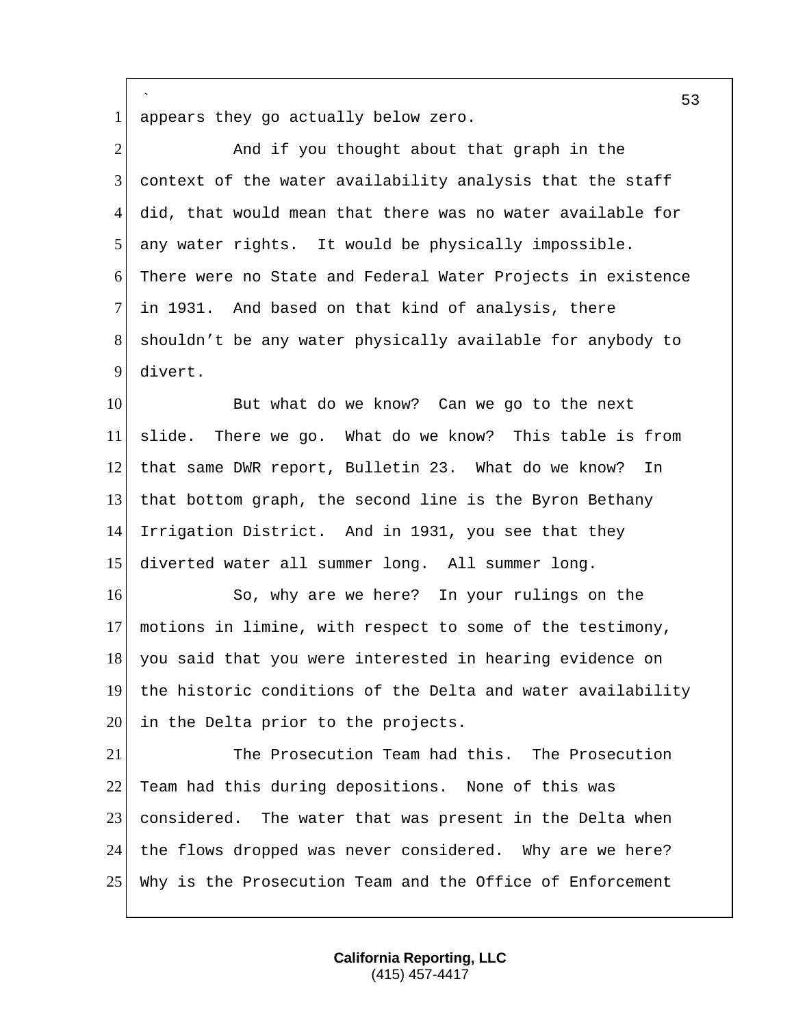appears they go actually below zero.

And if you thought about that graph in the context of the water availability analysis that the staff did, that would mean that there was no water available for any water rights. It would be physically impossible. There were no State and Federal Water Projects in existence in 1931. And based on that kind of analysis, there shouldn't be any water physically available for anybody to divert.

But what do we know? Can we go to the next slide. There we go. What do we know? This table is from that same DWR report, Bulletin 23. What do we know? In that bottom graph, the second line is the Byron Bethany Irrigation District. And in 1931, you see that they diverted water all summer long. All summer long.

So, why are we here? In your rulings on the motions in limine, with respect to some of the testimony, you said that you were interested in hearing evidence on the historic conditions of the Delta and water availability in the Delta prior to the projects.

The Prosecution Team had this. The Prosecution Team had this during depositions. None of this was considered. The water that was present in the Delta when the flows dropped was never considered. Why are we here? Why is the Prosecution Team and the Office of Enforcement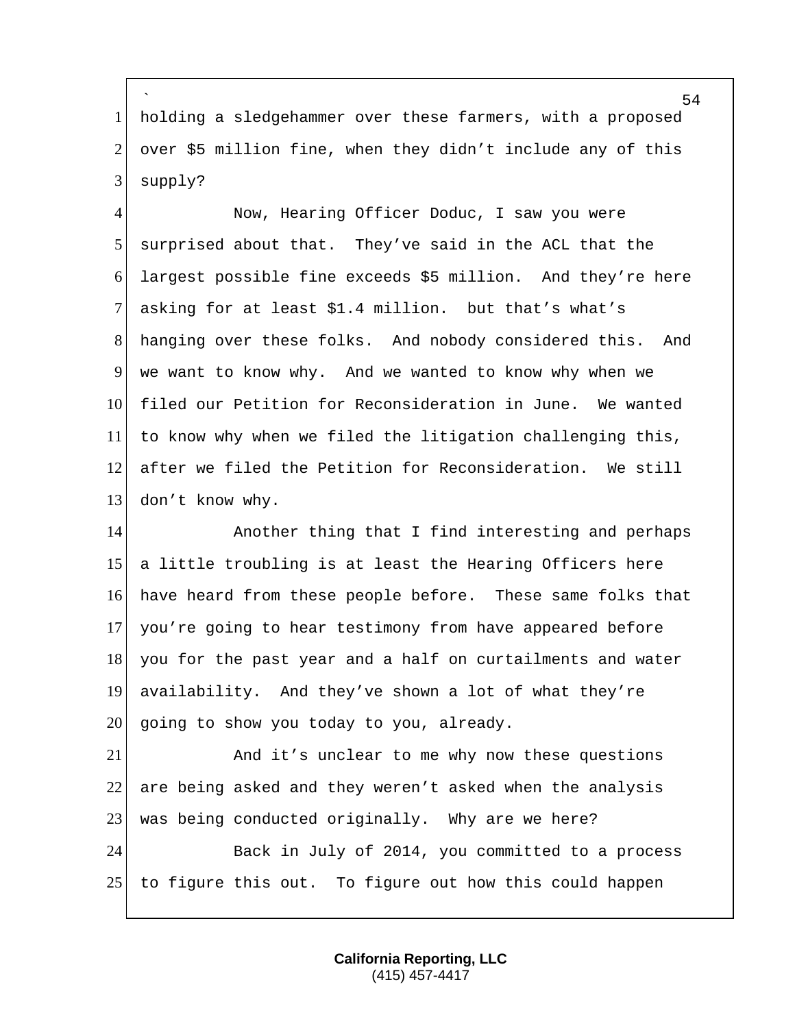holding a sledgehammer over these farmers, with a proposed over $5 million fine, when they didn't include any of this supply?

Now, Hearing Officer Doduc, I saw you were surprised about that. They've said in the ACL that the largest possible fine exceeds $5 million. And they're here asking for at least $1.4 million. but that's what's hanging over these folks. And nobody considered this. And we want to know why. And we wanted to know why when we filed our Petition for Reconsideration in June. We wanted to know why when we filed the litigation challenging this, after we filed the Petition for Reconsideration. We still don't know why.

Another thing that I find interesting and perhaps a little troubling is at least the Hearing Officers here have heard from these people before. These same folks that you're going to hear testimony from have appeared before you for the past year and a half on curtailments and water availability. And they've shown a lot of what they're going to show you today to you, already.

And it's unclear to me why now these questions are being asked and they weren't asked when the analysis was being conducted originally. Why are we here?

Back in July of 2014, you committed to a process to figure this out. To figure out how this could happen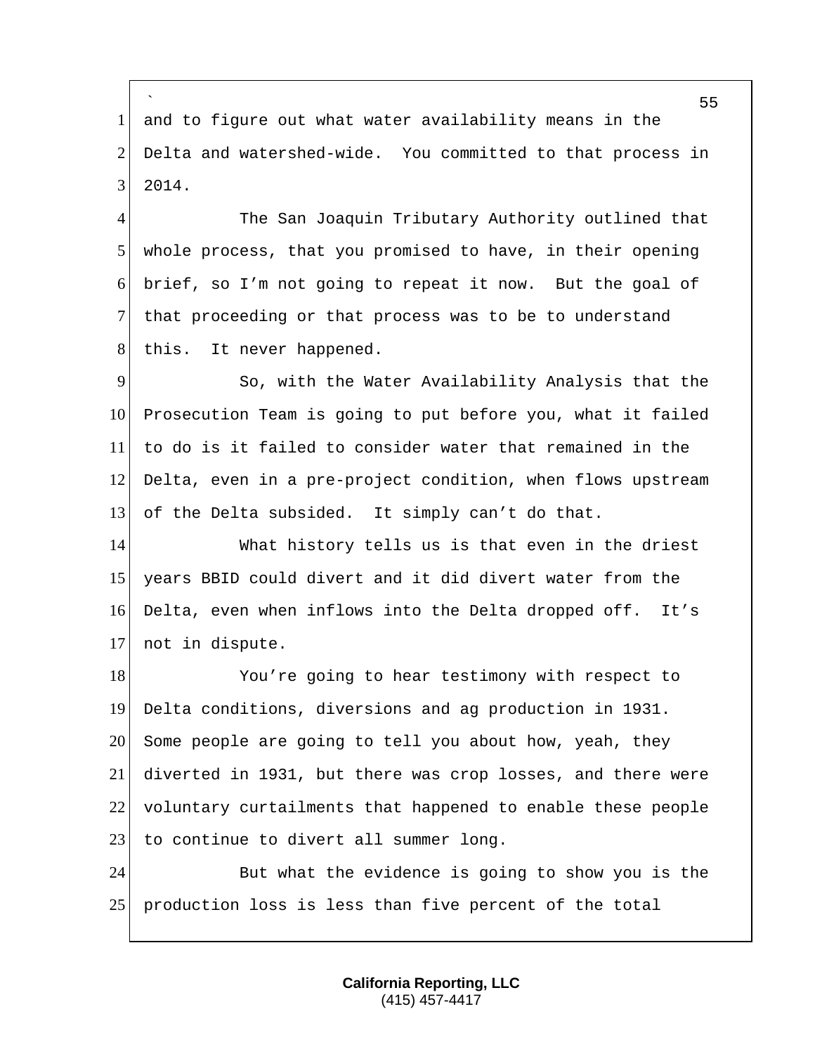and to figure out what water availability means in the Delta and watershed-wide. You committed to that process in 2014.

The San Joaquin Tributary Authority outlined that whole process, that you promised to have, in their opening brief, so I'm not going to repeat it now. But the goal of that proceeding or that process was to be to understand this. It never happened.

So, with the Water Availability Analysis that the Prosecution Team is going to put before you, what it failed to do is it failed to consider water that remained in the Delta, even in a pre-project condition, when flows upstream of the Delta subsided. It simply can't do that.

What history tells us is that even in the driest years BBID could divert and it did divert water from the Delta, even when inflows into the Delta dropped off. It's not in dispute.

You're going to hear testimony with respect to Delta conditions, diversions and ag production in 1931. Some people are going to tell you about how, yeah, they diverted in 1931, but there was crop losses, and there were voluntary curtailments that happened to enable these people to continue to divert all summer long.

But what the evidence is going to show you is the production loss is less than five percent of the total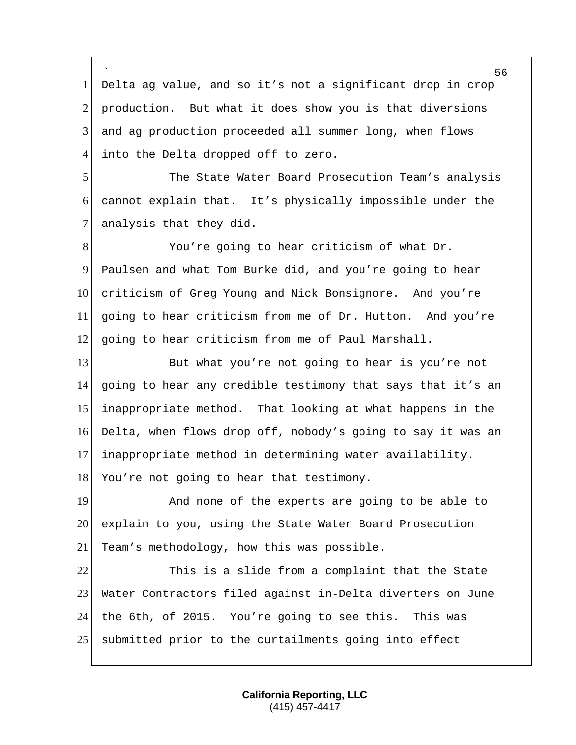Delta ag value, and so it's not a significant drop in crop production. But what it does show you is that diversions and ag production proceeded all summer long, when flows into the Delta dropped off to zero.

The State Water Board Prosecution Team's analysis cannot explain that. It's physically impossible under the analysis that they did.

You're going to hear criticism of what Dr. Paulsen and what Tom Burke did, and you're going to hear criticism of Greg Young and Nick Bonsignore. And you're going to hear criticism from me of Dr. Hutton. And you're going to hear criticism from me of Paul Marshall.

But what you're not going to hear is you're not going to hear any credible testimony that says that it's an inappropriate method. That looking at what happens in the Delta, when flows drop off, nobody's going to say it was an inappropriate method in determining water availability. You're not going to hear that testimony.

And none of the experts are going to be able to explain to you, using the State Water Board Prosecution Team's methodology, how this was possible.

This is a slide from a complaint that the State Water Contractors filed against in-Delta diverters on June the 6th, of 2015. You're going to see this. This was submitted prior to the curtailments going into effect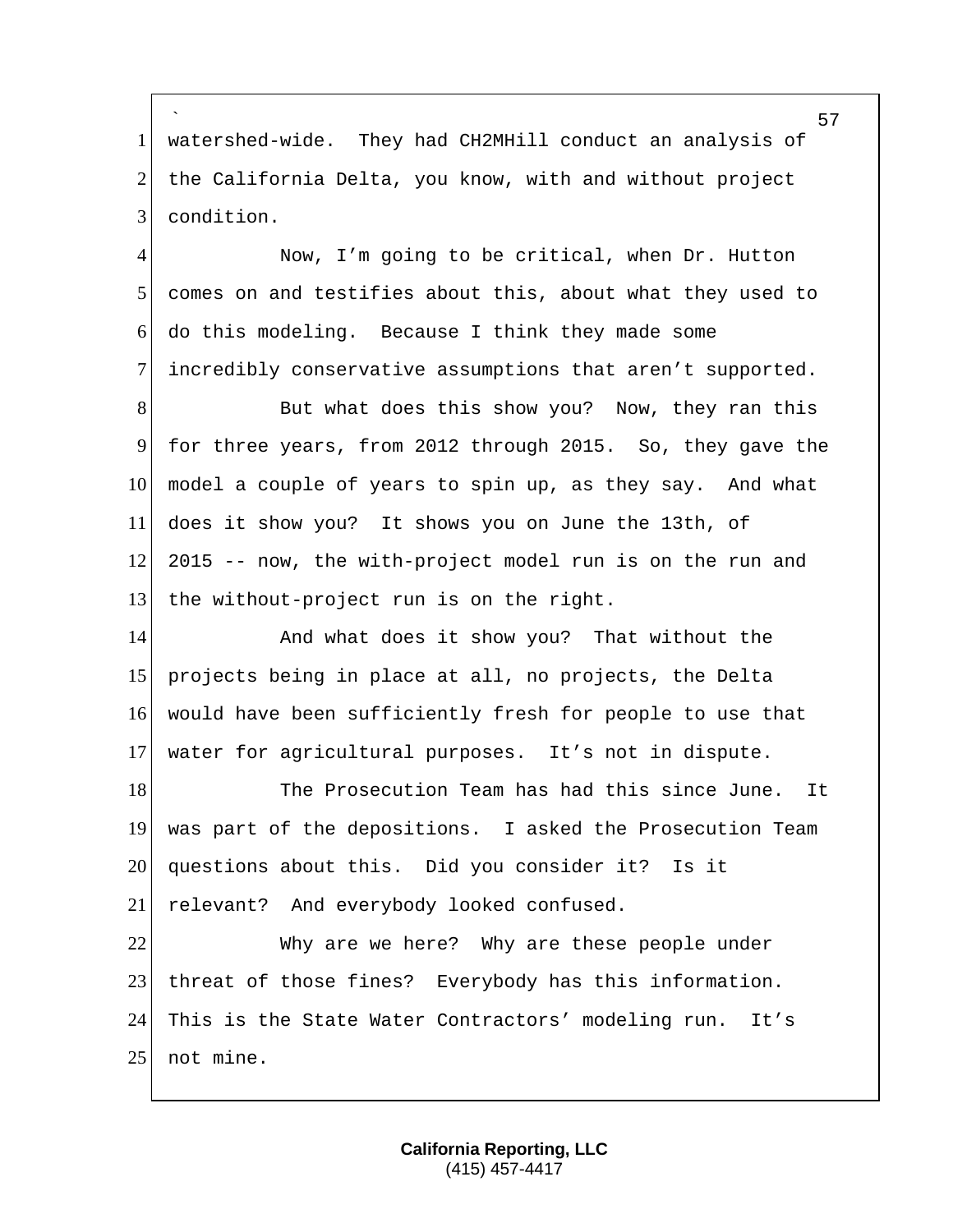watershed-wide. They had CH2MHill conduct an analysis of the California Delta, you know, with and without project condition.

Now, I'm going to be critical, when Dr. Hutton comes on and testifies about this, about what they used to do this modeling. Because I think they made some incredibly conservative assumptions that aren't supported.

But what does this show you? Now, they ran this for three years, from 2012 through 2015. So, they gave the model a couple of years to spin up, as they say. And what does it show you? It shows you on June the 13th, of 2015 -- now, the with-project model run is on the run and the without-project run is on the right.

And what does it show you? That without the projects being in place at all, no projects, the Delta would have been sufficiently fresh for people to use that water for agricultural purposes. It's not in dispute.

The Prosecution Team has had this since June. It was part of the depositions. I asked the Prosecution Team questions about this. Did you consider it? Is it relevant? And everybody looked confused.

Why are we here? Why are these people under threat of those fines? Everybody has this information. This is the State Water Contractors' modeling run. It's not mine.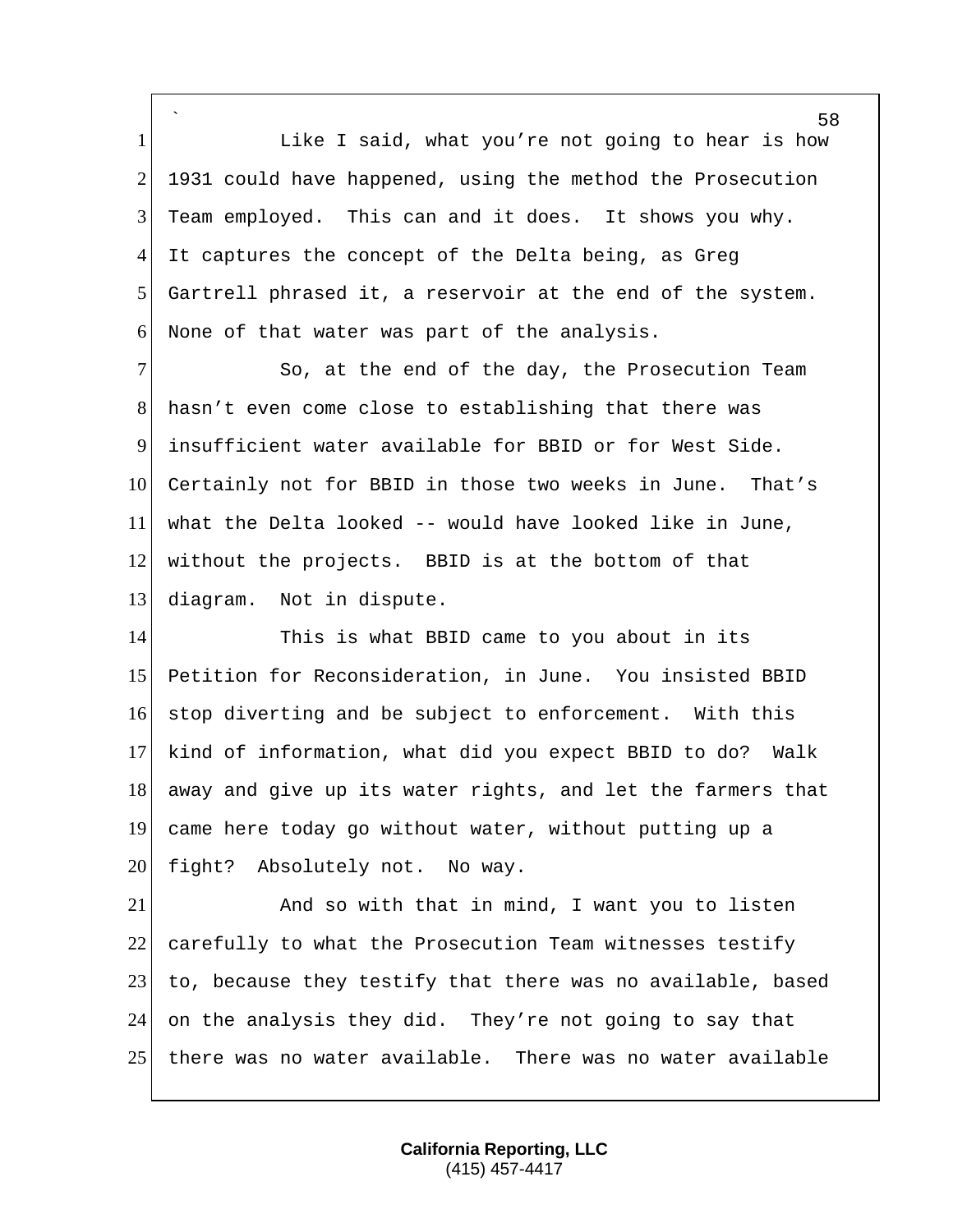Like I said, what you're not going to hear is how 1931 could have happened, using the method the Prosecution Team employed. This can and it does. It shows you why. It captures the concept of the Delta being, as Greg Gartrell phrased it, a reservoir at the end of the system. None of that water was part of the analysis.

So, at the end of the day, the Prosecution Team hasn't even come close to establishing that there was insufficient water available for BBID or for West Side. Certainly not for BBID in those two weeks in June. That's what the Delta looked -- would have looked like in June, without the projects. BBID is at the bottom of that diagram. Not in dispute.

This is what BBID came to you about in its Petition for Reconsideration, in June. You insisted BBID stop diverting and be subject to enforcement. With this kind of information, what did you expect BBID to do? Walk away and give up its water rights, and let the farmers that came here today go without water, without putting up a fight? Absolutely not. No way.

And so with that in mind, I want you to listen carefully to what the Prosecution Team witnesses testify to, because they testify that there was no available, based on the analysis they did. They're not going to say that there was no water available. There was no water available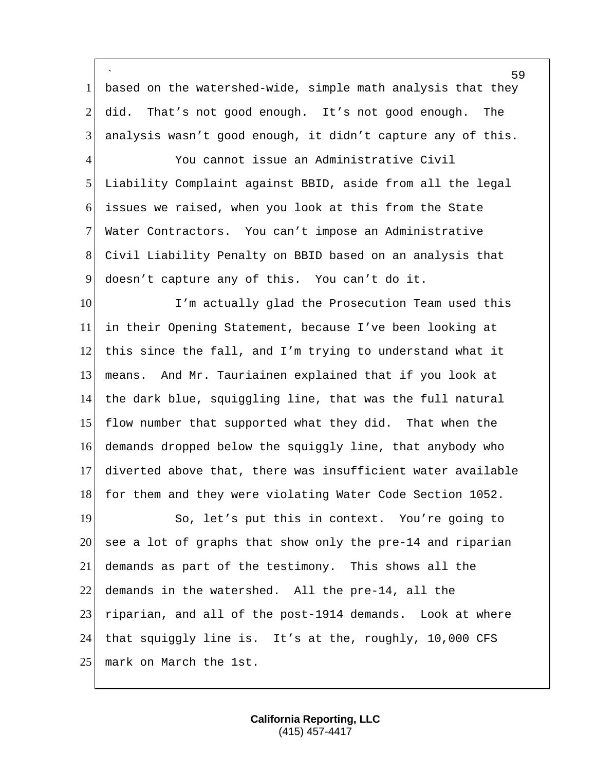based on the watershed-wide, simple math analysis that they did. That's not good enough. It's not good enough. The analysis wasn't good enough, it didn't capture any of this.

You cannot issue an Administrative Civil Liability Complaint against BBID, aside from all the legal issues we raised, when you look at this from the State Water Contractors. You can't impose an Administrative Civil Liability Penalty on BBID based on an analysis that doesn't capture any of this. You can't do it.

I'm actually glad the Prosecution Team used this in their Opening Statement, because I've been looking at this since the fall, and I'm trying to understand what it means. And Mr. Tauriainen explained that if you look at the dark blue, squiggling line, that was the full natural flow number that supported what they did. That when the demands dropped below the squiggly line, that anybody who diverted above that, there was insufficient water available for them and they were violating Water Code Section 1052.

So, let's put this in context. You're going to see a lot of graphs that show only the pre-14 and riparian demands as part of the testimony. This shows all the demands in the watershed. All the pre-14, all the riparian, and all of the post-1914 demands. Look at where that squiggly line is. It's at the, roughly, 10,000 CFS mark on March the 1st.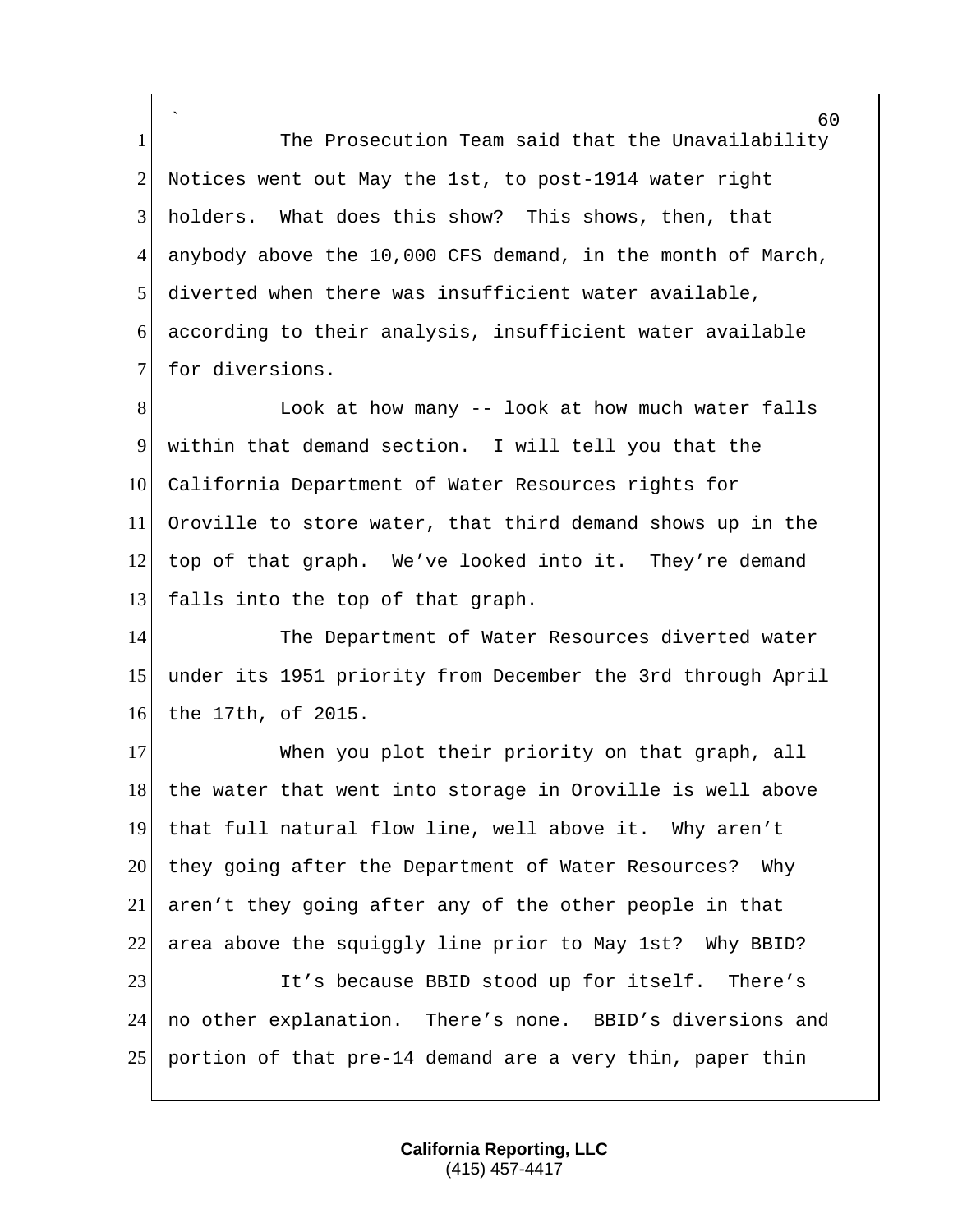The Prosecution Team said that the Unavailability Notices went out May the 1st, to post-1914 water right holders. What does this show? This shows, then, that anybody above the 10,000 CFS demand, in the month of March, diverted when there was insufficient water available, according to their analysis, insufficient water available for diversions.

Look at how many -- look at how much water falls within that demand section. I will tell you that the California Department of Water Resources rights for Oroville to store water, that third demand shows up in the top of that graph. We've looked into it. They're demand falls into the top of that graph.

The Department of Water Resources diverted water under its 1951 priority from December the 3rd through April the 17th, of 2015.

When you plot their priority on that graph, all the water that went into storage in Oroville is well above that full natural flow line, well above it. Why aren't they going after the Department of Water Resources? Why aren't they going after any of the other people in that area above the squiggly line prior to May 1st? Why BBID?

It's because BBID stood up for itself. There's no other explanation. There's none. BBID's diversions and portion of that pre-14 demand are a very thin, paper thin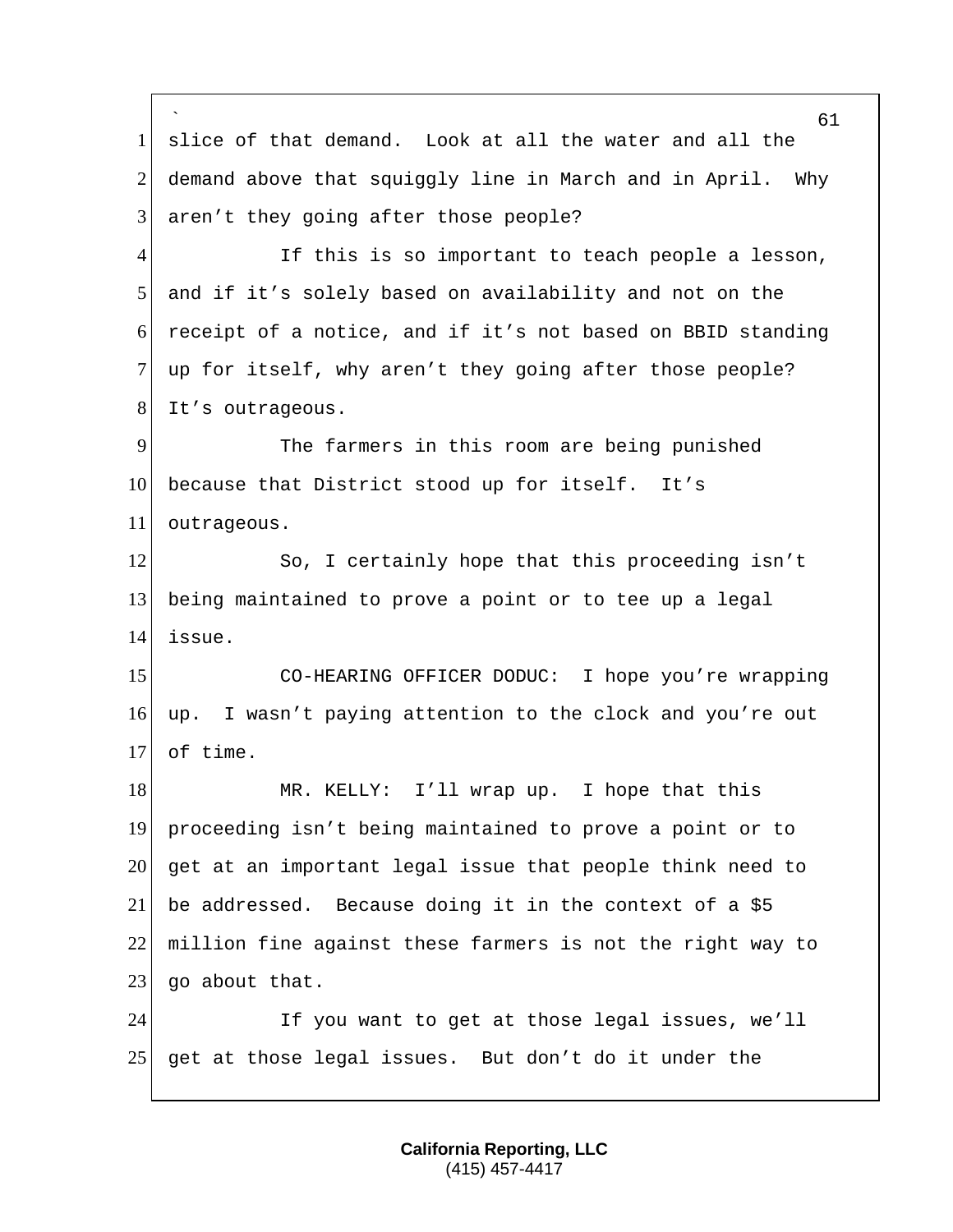slice of that demand. Look at all the water and all the demand above that squiggly line in March and in April. Why aren't they going after those people?

If this is so important to teach people a lesson, and if it's solely based on availability and not on the receipt of a notice, and if it's not based on BBID standing up for itself, why aren't they going after those people? It's outrageous.

The farmers in this room are being punished because that District stood up for itself. It's outrageous.

So, I certainly hope that this proceeding isn't being maintained to prove a point or to tee up a legal issue.

CO-HEARING OFFICER DODUC: I hope you're wrapping up. I wasn't paying attention to the clock and you're out of time.

MR. KELLY: I'll wrap up. I hope that this proceeding isn't being maintained to prove a point or to get at an important legal issue that people think need to be addressed. Because doing it in the context of a $5 million fine against these farmers is not the right way to go about that.

If you want to get at those legal issues, we'll get at those legal issues. But don't do it under the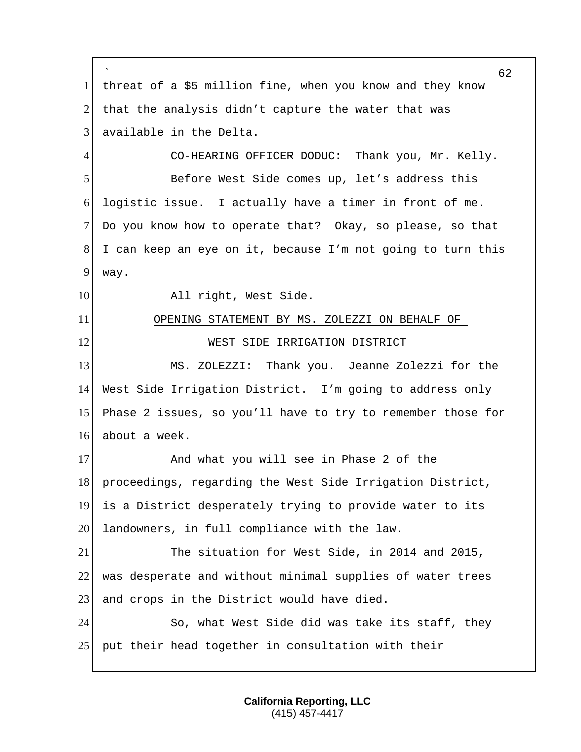threat of a $5 million fine, when you know and they know that the analysis didn't capture the water that was available in the Delta.

CO-HEARING OFFICER DODUC: Thank you, Mr. Kelly.

Before West Side comes up, let's address this logistic issue. I actually have a timer in front of me. Do you know how to operate that? Okay, so please, so that I can keep an eye on it, because I'm not going to turn this way.

All right, West Side.

## OPENING STATEMENT BY MS. ZOLEZZI ON BEHALF OF WEST SIDE IRRIGATION DISTRICT

MS. ZOLEZZI: Thank you. Jeanne Zolezzi for the West Side Irrigation District. I'm going to address only Phase 2 issues, so you'll have to try to remember those for about a week.

And what you will see in Phase 2 of the proceedings, regarding the West Side Irrigation District, is a District desperately trying to provide water to its landowners, in full compliance with the law.

The situation for West Side, in 2014 and 2015, was desperate and without minimal supplies of water trees and crops in the District would have died.

So, what West Side did was take its staff, they put their head together in consultation with their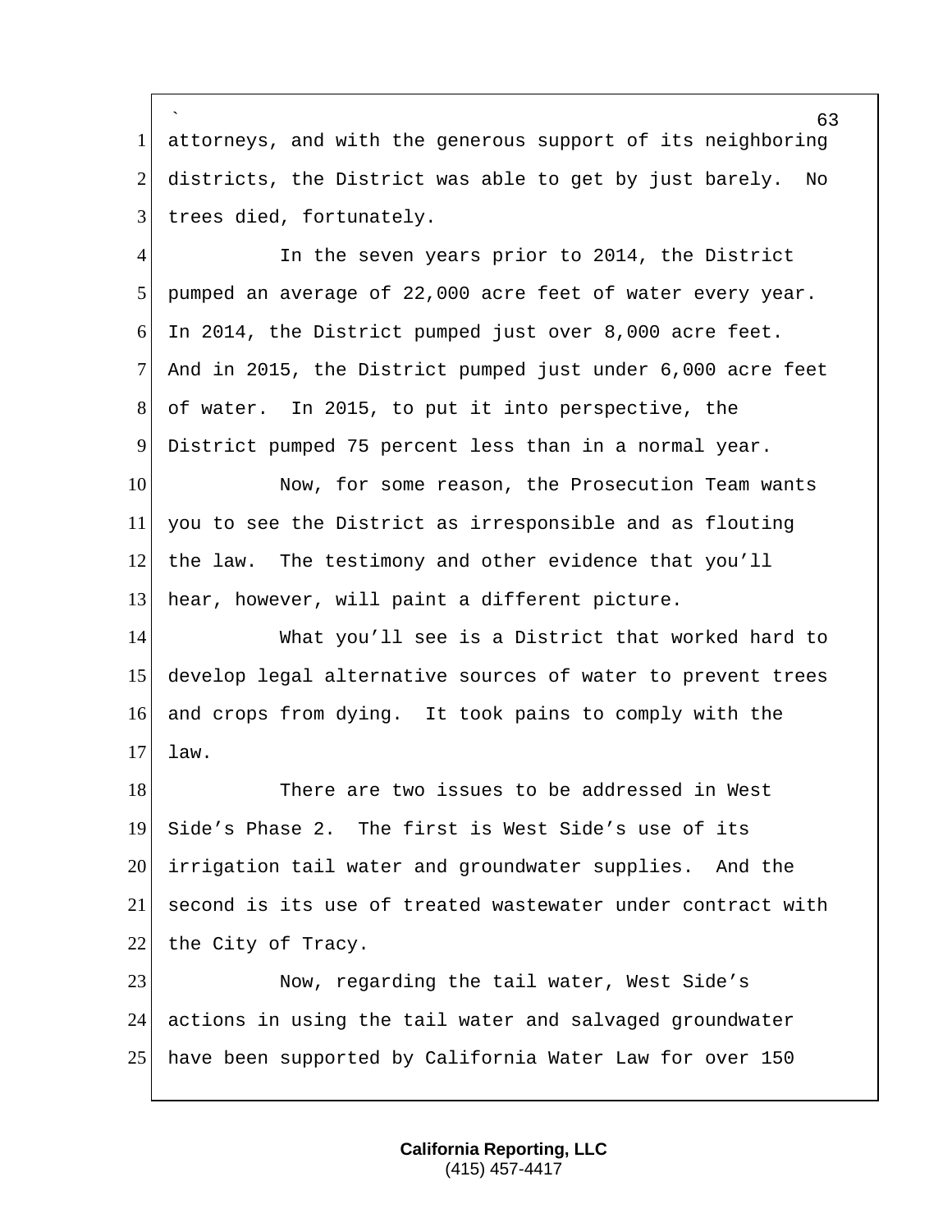attorneys, and with the generous support of its neighboring districts, the District was able to get by just barely. No trees died, fortunately.

In the seven years prior to 2014, the District pumped an average of 22,000 acre feet of water every year. In 2014, the District pumped just over 8,000 acre feet. And in 2015, the District pumped just under 6,000 acre feet of water. In 2015, to put it into perspective, the District pumped 75 percent less than in a normal year.

Now, for some reason, the Prosecution Team wants you to see the District as irresponsible and as flouting the law. The testimony and other evidence that you'll hear, however, will paint a different picture.

What you'll see is a District that worked hard to develop legal alternative sources of water to prevent trees and crops from dying. It took pains to comply with the law.

There are two issues to be addressed in West Side's Phase 2. The first is West Side's use of its irrigation tail water and groundwater supplies. And the second is its use of treated wastewater under contract with the City of Tracy.

Now, regarding the tail water, West Side's actions in using the tail water and salvaged groundwater have been supported by California Water Law for over 150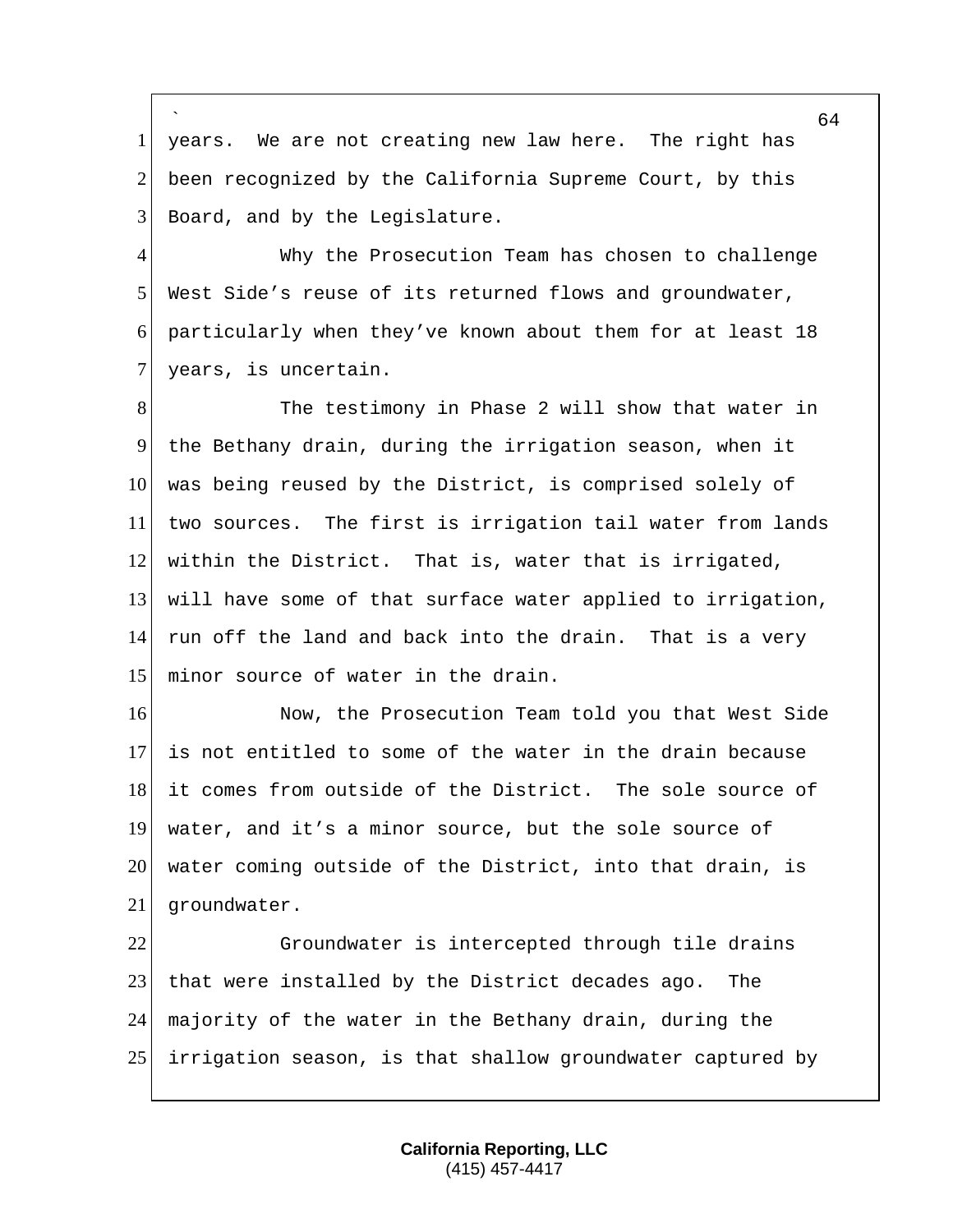years. We are not creating new law here. The right has been recognized by the California Supreme Court, by this Board, and by the Legislature.

Why the Prosecution Team has chosen to challenge West Side's reuse of its returned flows and groundwater, particularly when they've known about them for at least 18 years, is uncertain.

The testimony in Phase 2 will show that water in the Bethany drain, during the irrigation season, when it was being reused by the District, is comprised solely of two sources. The first is irrigation tail water from lands within the District. That is, water that is irrigated, will have some of that surface water applied to irrigation, run off the land and back into the drain. That is a very minor source of water in the drain.

Now, the Prosecution Team told you that West Side is not entitled to some of the water in the drain because it comes from outside of the District. The sole source of water, and it's a minor source, but the sole source of water coming outside of the District, into that drain, is groundwater.

Groundwater is intercepted through tile drains that were installed by the District decades ago. The majority of the water in the Bethany drain, during the irrigation season, is that shallow groundwater captured by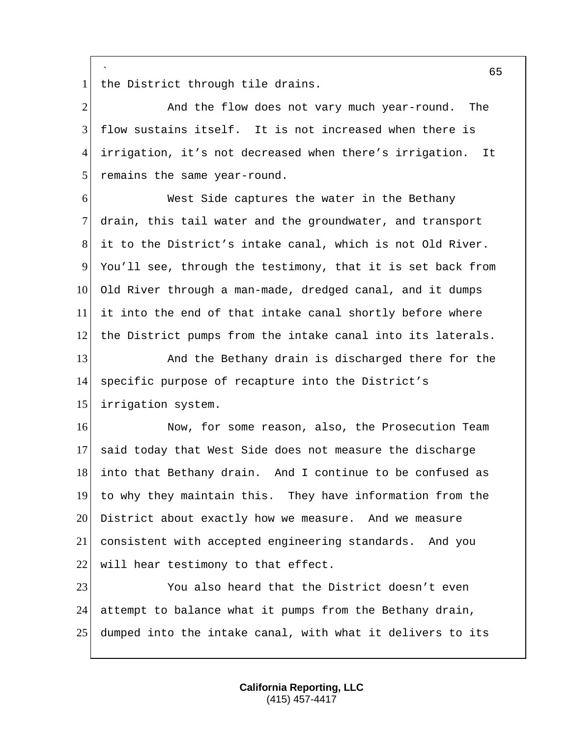the District through tile drains.

And the flow does not vary much year-round. The flow sustains itself. It is not increased when there is irrigation, it's not decreased when there's irrigation. It remains the same year-round.

West Side captures the water in the Bethany drain, this tail water and the groundwater, and transport it to the District's intake canal, which is not Old River. You'll see, through the testimony, that it is set back from Old River through a man-made, dredged canal, and it dumps it into the end of that intake canal shortly before where the District pumps from the intake canal into its laterals.

And the Bethany drain is discharged there for the specific purpose of recapture into the District's irrigation system.

Now, for some reason, also, the Prosecution Team said today that West Side does not measure the discharge into that Bethany drain. And I continue to be confused as to why they maintain this. They have information from the District about exactly how we measure. And we measure consistent with accepted engineering standards. And you will hear testimony to that effect.

You also heard that the District doesn't even attempt to balance what it pumps from the Bethany drain, dumped into the intake canal, with what it delivers to its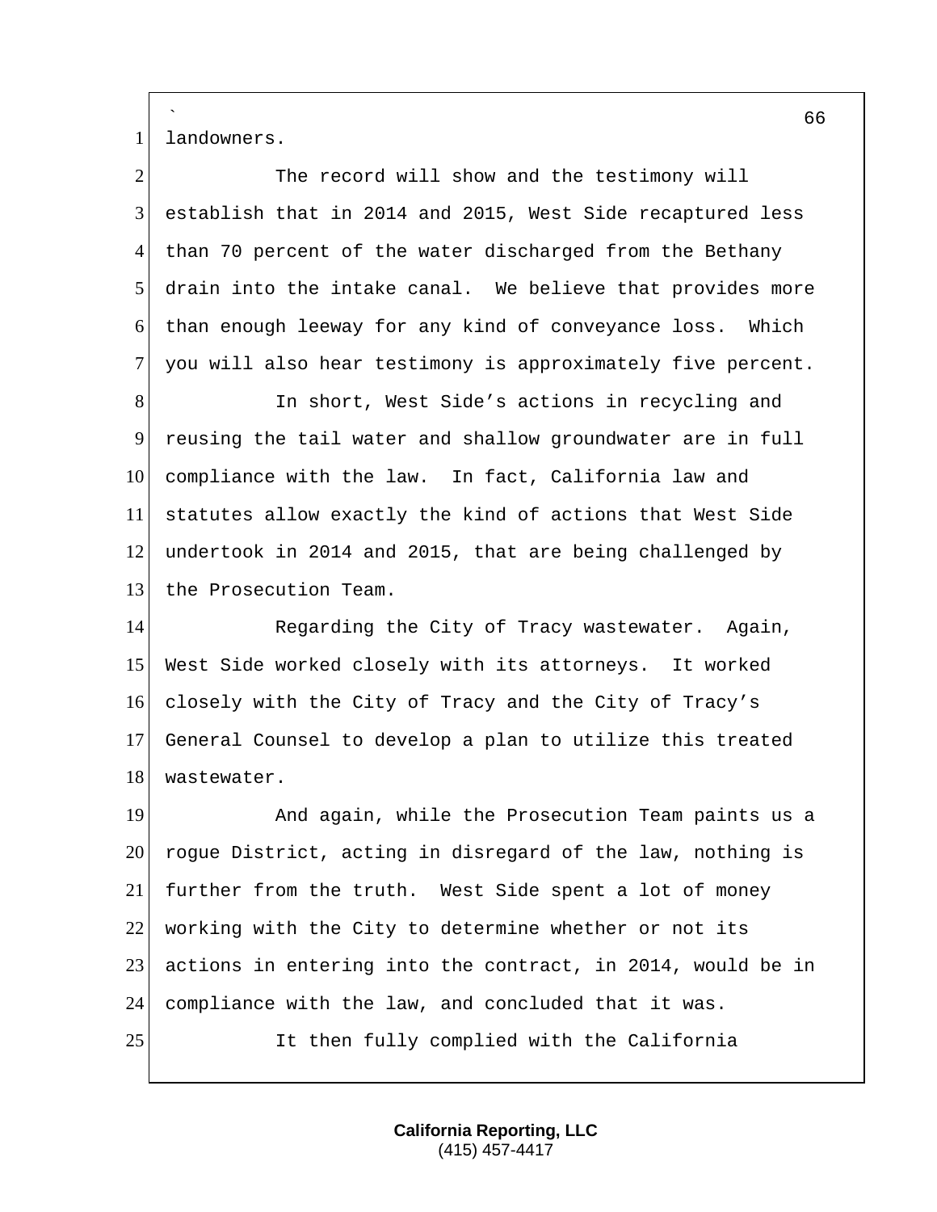landowners.

The record will show and the testimony will establish that in 2014 and 2015, West Side recaptured less than 70 percent of the water discharged from the Bethany drain into the intake canal. We believe that provides more than enough leeway for any kind of conveyance loss. Which you will also hear testimony is approximately five percent.

In short, West Side's actions in recycling and reusing the tail water and shallow groundwater are in full compliance with the law. In fact, California law and statutes allow exactly the kind of actions that West Side undertook in 2014 and 2015, that are being challenged by the Prosecution Team.

Regarding the City of Tracy wastewater. Again, West Side worked closely with its attorneys. It worked closely with the City of Tracy and the City of Tracy's General Counsel to develop a plan to utilize this treated wastewater.

And again, while the Prosecution Team paints us a rogue District, acting in disregard of the law, nothing is further from the truth. West Side spent a lot of money working with the City to determine whether or not its actions in entering into the contract, in 2014, would be in compliance with the law, and concluded that it was.

It then fully complied with the California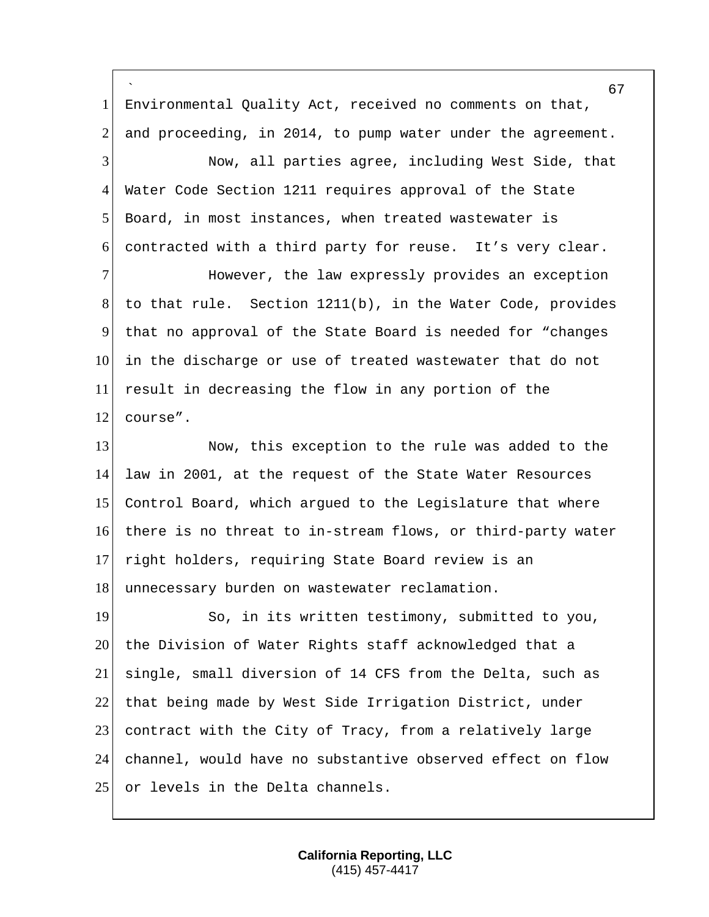Environmental Quality Act, received no comments on that, and proceeding, in 2014, to pump water under the agreement.

Now, all parties agree, including West Side, that Water Code Section 1211 requires approval of the State Board, in most instances, when treated wastewater is contracted with a third party for reuse. It's very clear.

However, the law expressly provides an exception to that rule. Section 1211(b), in the Water Code, provides that no approval of the State Board is needed for "changes in the discharge or use of treated wastewater that do not result in decreasing the flow in any portion of the course".

Now, this exception to the rule was added to the law in 2001, at the request of the State Water Resources Control Board, which argued to the Legislature that where there is no threat to in-stream flows, or third-party water right holders, requiring State Board review is an unnecessary burden on wastewater reclamation.

So, in its written testimony, submitted to you, the Division of Water Rights staff acknowledged that a single, small diversion of 14 CFS from the Delta, such as that being made by West Side Irrigation District, under contract with the City of Tracy, from a relatively large channel, would have no substantive observed effect on flow or levels in the Delta channels.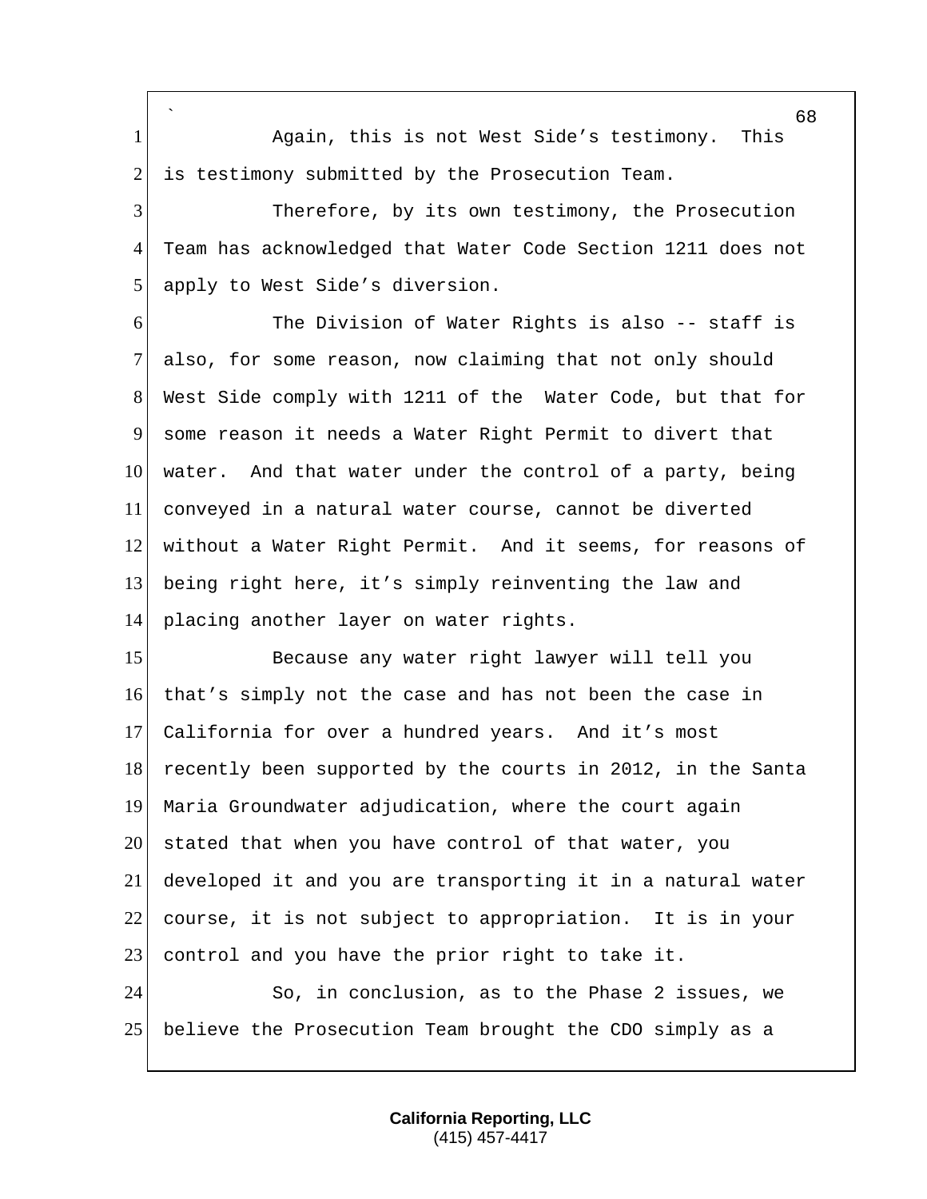Again, this is not West Side's testimony. This is testimony submitted by the Prosecution Team.

Therefore, by its own testimony, the Prosecution Team has acknowledged that Water Code Section 1211 does not apply to West Side's diversion.

The Division of Water Rights is also -- staff is also, for some reason, now claiming that not only should West Side comply with 1211 of the Water Code, but that for some reason it needs a Water Right Permit to divert that water. And that water under the control of a party, being conveyed in a natural water course, cannot be diverted without a Water Right Permit. And it seems, for reasons of being right here, it's simply reinventing the law and placing another layer on water rights.

Because any water right lawyer will tell you that's simply not the case and has not been the case in California for over a hundred years. And it's most recently been supported by the courts in 2012, in the Santa Maria Groundwater adjudication, where the court again stated that when you have control of that water, you developed it and you are transporting it in a natural water course, it is not subject to appropriation. It is in your control and you have the prior right to take it.

So, in conclusion, as to the Phase 2 issues, we believe the Prosecution Team brought the CDO simply as a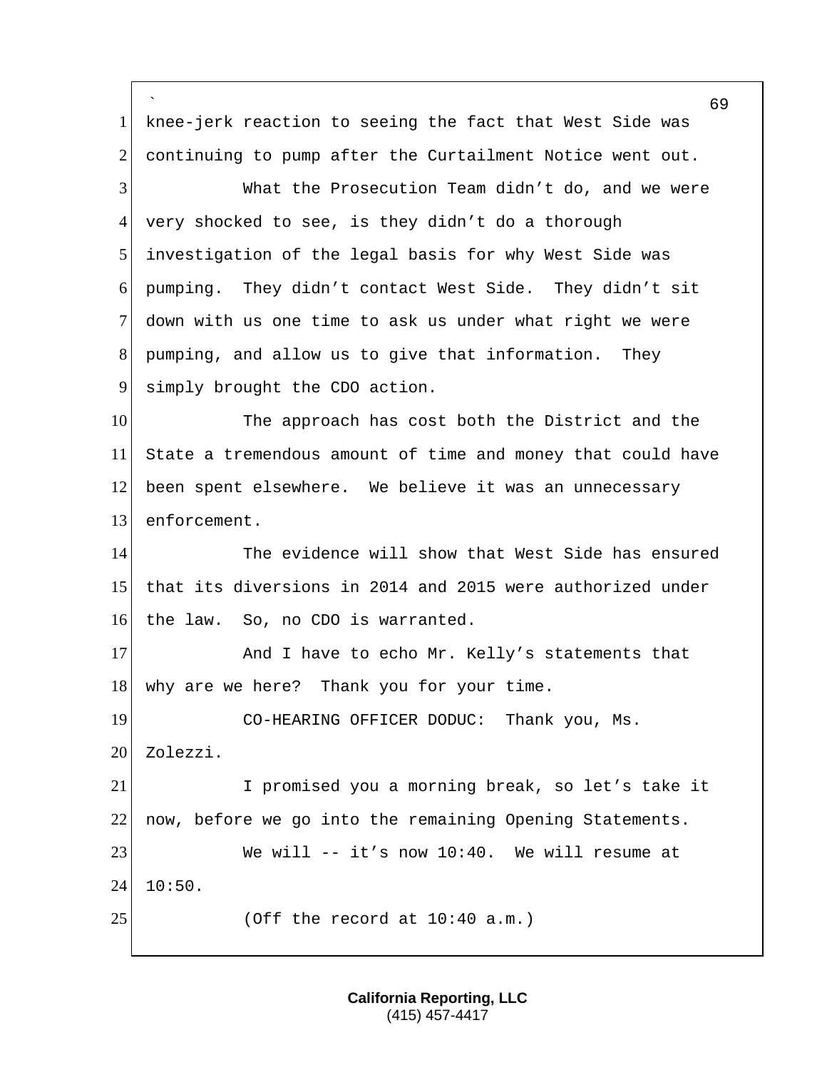knee-jerk reaction to seeing the fact that West Side was continuing to pump after the Curtailment Notice went out.

What the Prosecution Team didn't do, and we were very shocked to see, is they didn't do a thorough investigation of the legal basis for why West Side was pumping. They didn't contact West Side. They didn't sit down with us one time to ask us under what right we were pumping, and allow us to give that information. They simply brought the CDO action.

The approach has cost both the District and the State a tremendous amount of time and money that could have been spent elsewhere. We believe it was an unnecessary enforcement.

The evidence will show that West Side has ensured that its diversions in 2014 and 2015 were authorized under the law. So, no CDO is warranted.

And I have to echo Mr. Kelly's statements that why are we here? Thank you for your time.

CO-HEARING OFFICER DODUC: Thank you, Ms. Zolezzi.

I promised you a morning break, so let's take it now, before we go into the remaining Opening Statements.

We will -- it's now 10:40. We will resume at 10:50.

(Off the record at 10:40 a.m.)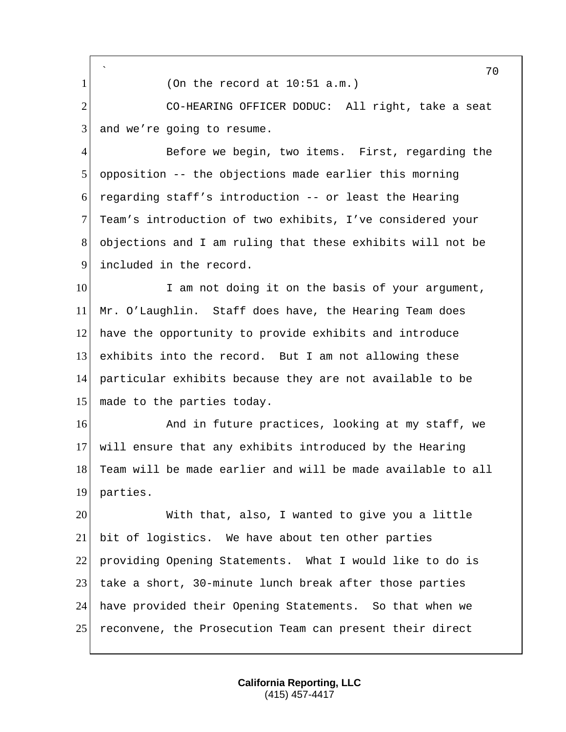(On the record at 10:51 a.m.)

CO-HEARING OFFICER DODUC: All right, take a seat and we're going to resume.

Before we begin, two items. First, regarding the opposition -- the objections made earlier this morning regarding staff's introduction -- or least the Hearing Team's introduction of two exhibits, I've considered your objections and I am ruling that these exhibits will not be included in the record.

I am not doing it on the basis of your argument, Mr. O'Laughlin. Staff does have, the Hearing Team does have the opportunity to provide exhibits and introduce exhibits into the record. But I am not allowing these particular exhibits because they are not available to be made to the parties today.

And in future practices, looking at my staff, we will ensure that any exhibits introduced by the Hearing Team will be made earlier and will be made available to all parties.

With that, also, I wanted to give you a little bit of logistics. We have about ten other parties providing Opening Statements. What I would like to do is take a short, 30-minute lunch break after those parties have provided their Opening Statements. So that when we reconvene, the Prosecution Team can present their direct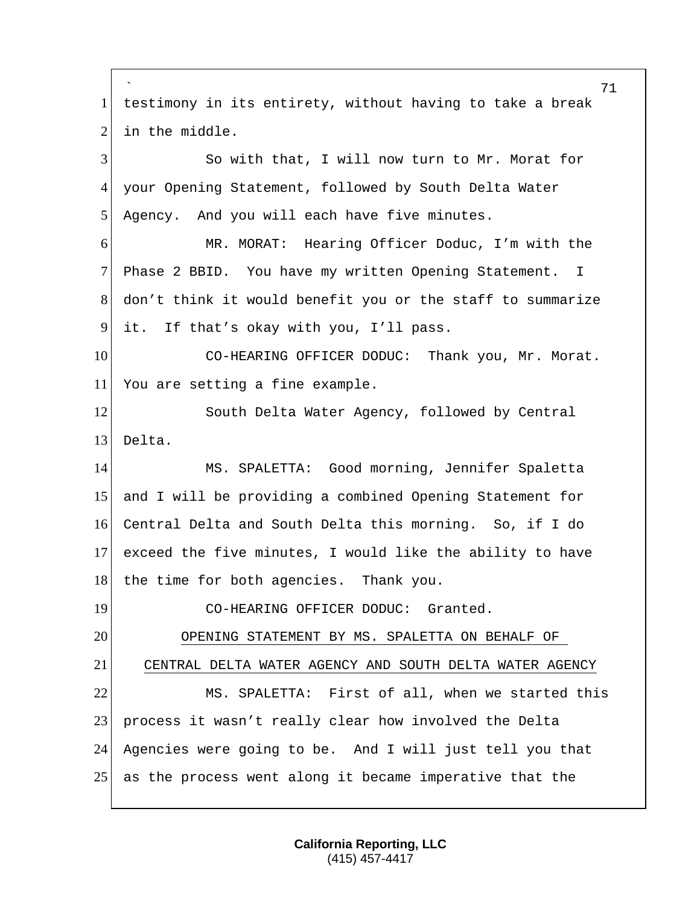testimony in its entirety, without having to take a break in the middle.

So with that, I will now turn to Mr. Morat for your Opening Statement, followed by South Delta Water Agency. And you will each have five minutes.

MR. MORAT: Hearing Officer Doduc, I'm with the Phase 2 BBID. You have my written Opening Statement. I don't think it would benefit you or the staff to summarize it. If that's okay with you, I'll pass.

CO-HEARING OFFICER DODUC: Thank you, Mr. Morat. You are setting a fine example.

South Delta Water Agency, followed by Central Delta.

MS. SPALETTA: Good morning, Jennifer Spaletta and I will be providing a combined Opening Statement for Central Delta and South Delta this morning. So, if I do exceed the five minutes, I would like the ability to have the time for both agencies. Thank you.

CO-HEARING OFFICER DODUC: Granted.

OPENING STATEMENT BY MS. SPALETTA ON BEHALF OF CENTRAL DELTA WATER AGENCY AND SOUTH DELTA WATER AGENCY

MS. SPALETTA: First of all, when we started this process it wasn't really clear how involved the Delta Agencies were going to be. And I will just tell you that as the process went along it became imperative that the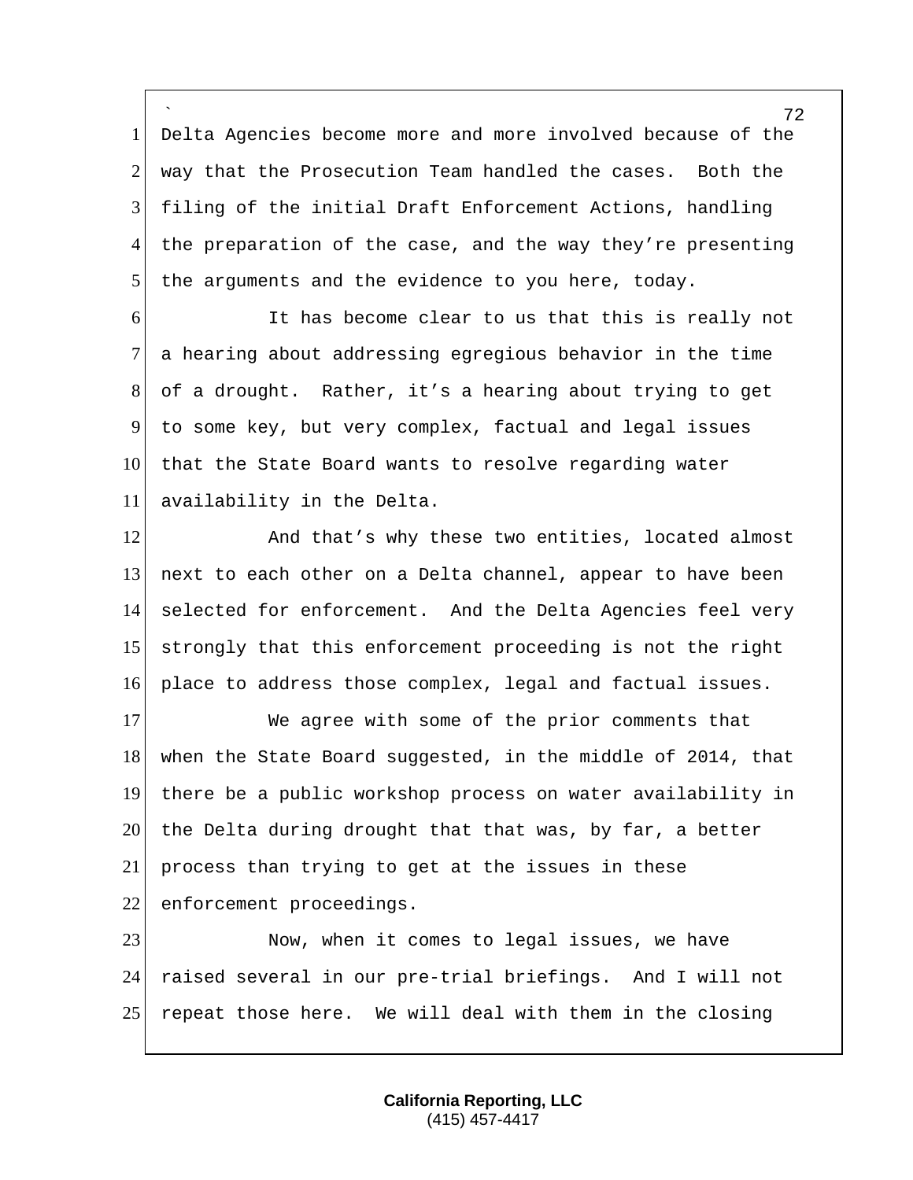Delta Agencies become more and more involved because of the way that the Prosecution Team handled the cases. Both the filing of the initial Draft Enforcement Actions, handling the preparation of the case, and the way they're presenting the arguments and the evidence to you here, today.

It has become clear to us that this is really not a hearing about addressing egregious behavior in the time of a drought. Rather, it's a hearing about trying to get to some key, but very complex, factual and legal issues that the State Board wants to resolve regarding water availability in the Delta.

And that's why these two entities, located almost next to each other on a Delta channel, appear to have been selected for enforcement. And the Delta Agencies feel very strongly that this enforcement proceeding is not the right place to address those complex, legal and factual issues.

We agree with some of the prior comments that when the State Board suggested, in the middle of 2014, that there be a public workshop process on water availability in the Delta during drought that that was, by far, a better process than trying to get at the issues in these enforcement proceedings.

Now, when it comes to legal issues, we have raised several in our pre-trial briefings. And I will not repeat those here. We will deal with them in the closing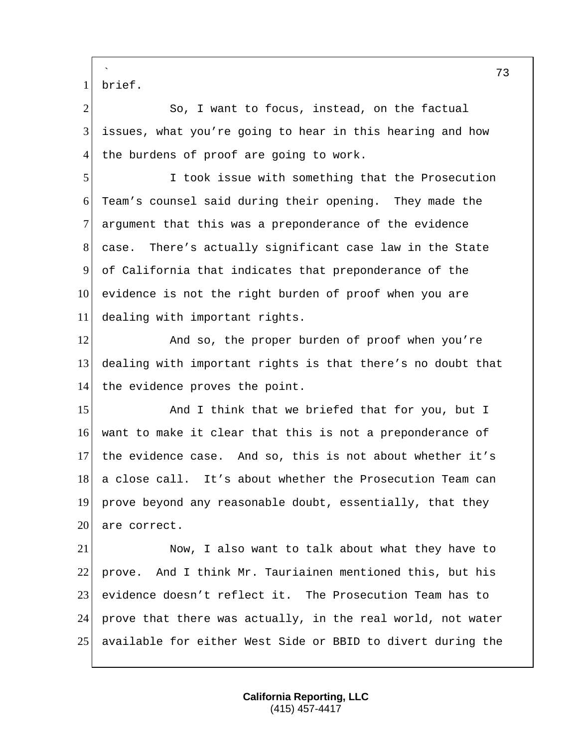brief.

So, I want to focus, instead, on the factual issues, what you're going to hear in this hearing and how the burdens of proof are going to work.

I took issue with something that the Prosecution Team's counsel said during their opening. They made the argument that this was a preponderance of the evidence case. There's actually significant case law in the State of California that indicates that preponderance of the evidence is not the right burden of proof when you are dealing with important rights.

And so, the proper burden of proof when you're dealing with important rights is that there's no doubt that the evidence proves the point.

And I think that we briefed that for you, but I want to make it clear that this is not a preponderance of the evidence case. And so, this is not about whether it's a close call. It's about whether the Prosecution Team can prove beyond any reasonable doubt, essentially, that they are correct.

Now, I also want to talk about what they have to prove. And I think Mr. Tauriainen mentioned this, but his evidence doesn't reflect it. The Prosecution Team has to prove that there was actually, in the real world, not water available for either West Side or BBID to divert during the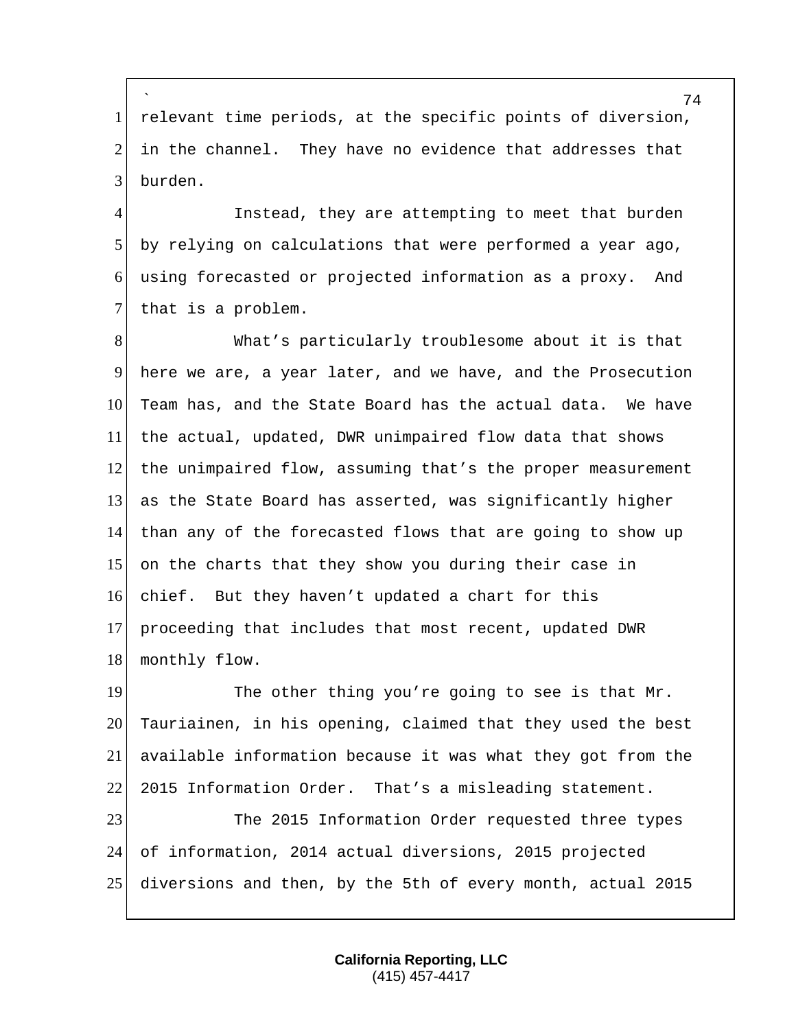relevant time periods, at the specific points of diversion, in the channel. They have no evidence that addresses that burden.

Instead, they are attempting to meet that burden by relying on calculations that were performed a year ago, using forecasted or projected information as a proxy. And that is a problem.

What's particularly troublesome about it is that here we are, a year later, and we have, and the Prosecution Team has, and the State Board has the actual data. We have the actual, updated, DWR unimpaired flow data that shows the unimpaired flow, assuming that's the proper measurement as the State Board has asserted, was significantly higher than any of the forecasted flows that are going to show up on the charts that they show you during their case in chief. But they haven't updated a chart for this proceeding that includes that most recent, updated DWR monthly flow.

The other thing you're going to see is that Mr. Tauriainen, in his opening, claimed that they used the best available information because it was what they got from the 2015 Information Order. That's a misleading statement.

The 2015 Information Order requested three types of information, 2014 actual diversions, 2015 projected diversions and then, by the 5th of every month, actual 2015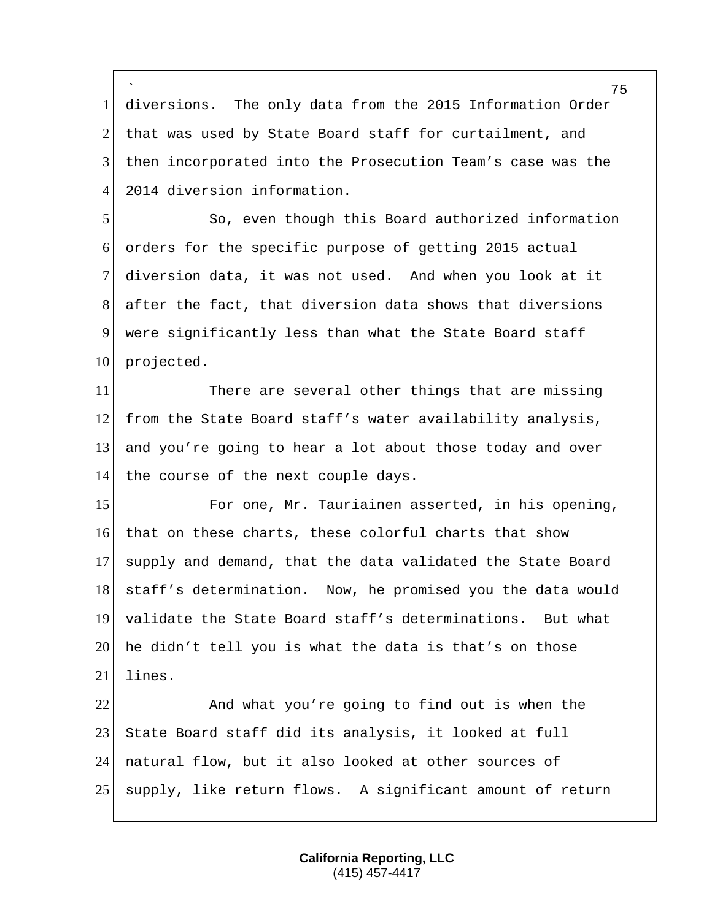diversions. The only data from the 2015 Information Order that was used by State Board staff for curtailment, and then incorporated into the Prosecution Team's case was the 2014 diversion information.

So, even though this Board authorized information orders for the specific purpose of getting 2015 actual diversion data, it was not used. And when you look at it after the fact, that diversion data shows that diversions were significantly less than what the State Board staff projected.

There are several other things that are missing from the State Board staff's water availability analysis, and you're going to hear a lot about those today and over the course of the next couple days.

For one, Mr. Tauriainen asserted, in his opening, that on these charts, these colorful charts that show supply and demand, that the data validated the State Board staff's determination. Now, he promised you the data would validate the State Board staff's determinations. But what he didn't tell you is what the data is that's on those lines.

And what you're going to find out is when the State Board staff did its analysis, it looked at full natural flow, but it also looked at other sources of supply, like return flows. A significant amount of return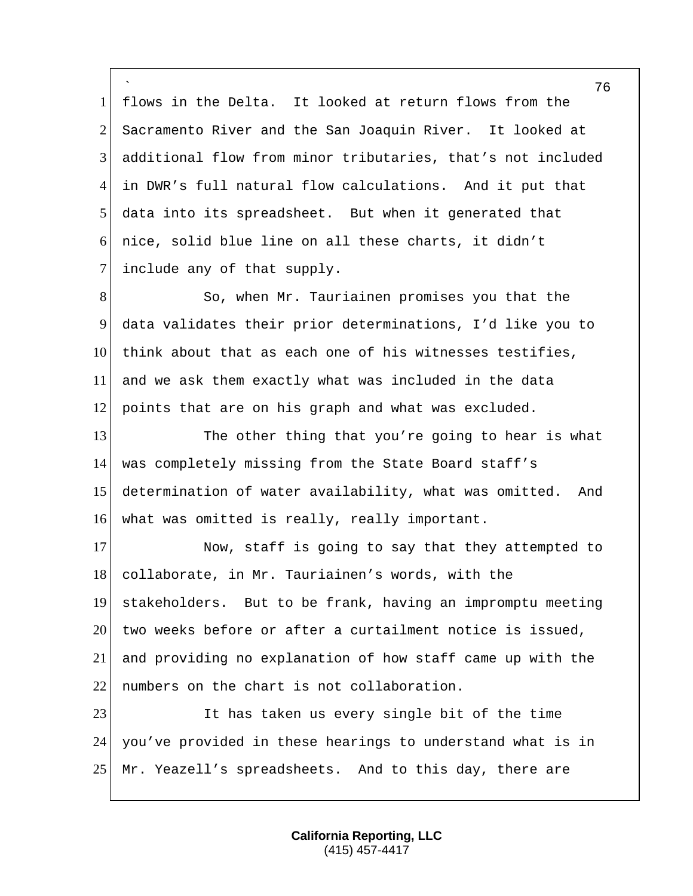flows in the Delta. It looked at return flows from the Sacramento River and the San Joaquin River. It looked at additional flow from minor tributaries, that's not included in DWR's full natural flow calculations. And it put that data into its spreadsheet. But when it generated that nice, solid blue line on all these charts, it didn't include any of that supply.

So, when Mr. Tauriainen promises you that the data validates their prior determinations, I'd like you to think about that as each one of his witnesses testifies, and we ask them exactly what was included in the data points that are on his graph and what was excluded.

The other thing that you're going to hear is what was completely missing from the State Board staff's determination of water availability, what was omitted. And what was omitted is really, really important.

Now, staff is going to say that they attempted to collaborate, in Mr. Tauriainen's words, with the stakeholders. But to be frank, having an impromptu meeting two weeks before or after a curtailment notice is issued, and providing no explanation of how staff came up with the numbers on the chart is not collaboration.

It has taken us every single bit of the time you've provided in these hearings to understand what is in Mr. Yeazell's spreadsheets. And to this day, there are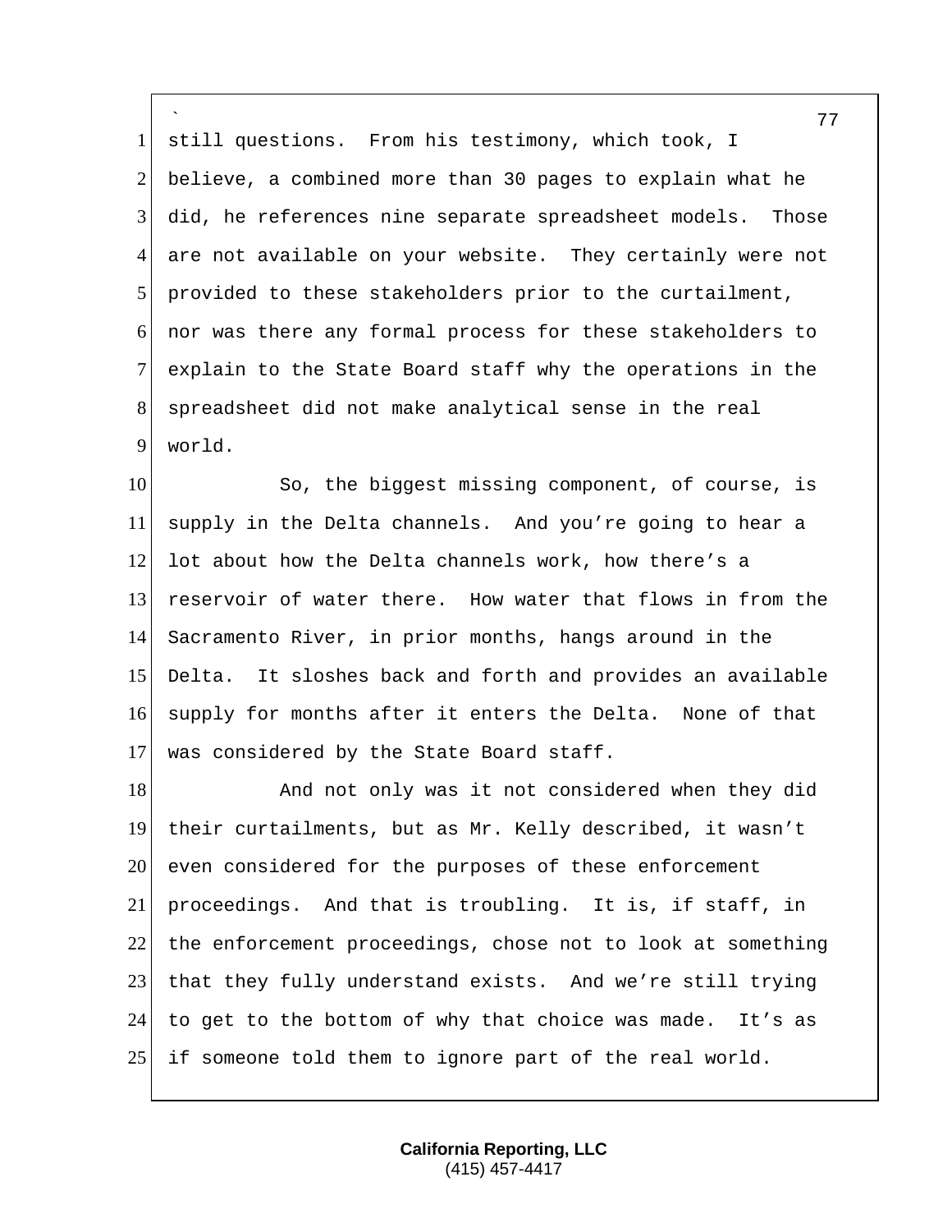still questions. From his testimony, which took, I believe, a combined more than 30 pages to explain what he did, he references nine separate spreadsheet models. Those are not available on your website. They certainly were not provided to these stakeholders prior to the curtailment, nor was there any formal process for these stakeholders to explain to the State Board staff why the operations in the spreadsheet did not make analytical sense in the real world.

So, the biggest missing component, of course, is supply in the Delta channels. And you're going to hear a lot about how the Delta channels work, how there's a reservoir of water there. How water that flows in from the Sacramento River, in prior months, hangs around in the Delta. It sloshes back and forth and provides an available supply for months after it enters the Delta. None of that was considered by the State Board staff.

And not only was it not considered when they did their curtailments, but as Mr. Kelly described, it wasn't even considered for the purposes of these enforcement proceedings. And that is troubling. It is, if staff, in the enforcement proceedings, chose not to look at something that they fully understand exists. And we're still trying to get to the bottom of why that choice was made. It's as if someone told them to ignore part of the real world.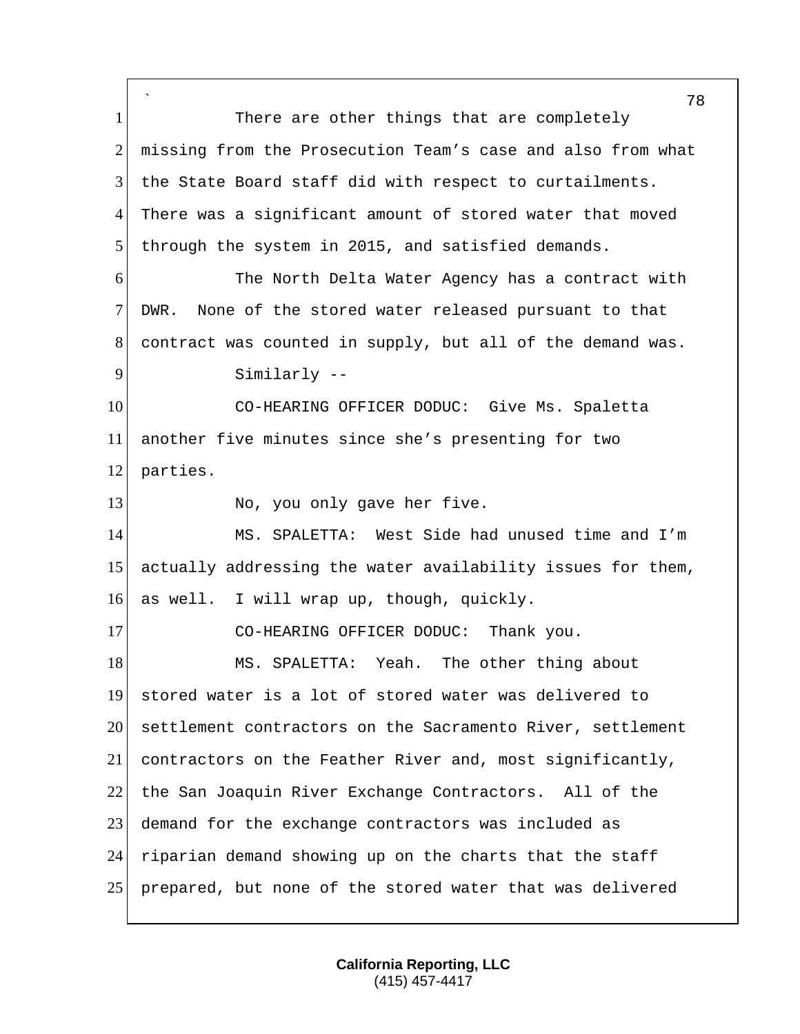There are other things that are completely missing from the Prosecution Team's case and also from what the State Board staff did with respect to curtailments. There was a significant amount of stored water that moved through the system in 2015, and satisfied demands.

The North Delta Water Agency has a contract with DWR. None of the stored water released pursuant to that contract was counted in supply, but all of the demand was.

Similarly --

CO-HEARING OFFICER DODUC: Give Ms. Spaletta another five minutes since she's presenting for two parties.

No, you only gave her five.

MS. SPALETTA: West Side had unused time and I'm actually addressing the water availability issues for them, as well. I will wrap up, though, quickly.

CO-HEARING OFFICER DODUC: Thank you.

MS. SPALETTA: Yeah. The other thing about stored water is a lot of stored water was delivered to settlement contractors on the Sacramento River, settlement contractors on the Feather River and, most significantly, the San Joaquin River Exchange Contractors. All of the demand for the exchange contractors was included as riparian demand showing up on the charts that the staff prepared, but none of the stored water that was delivered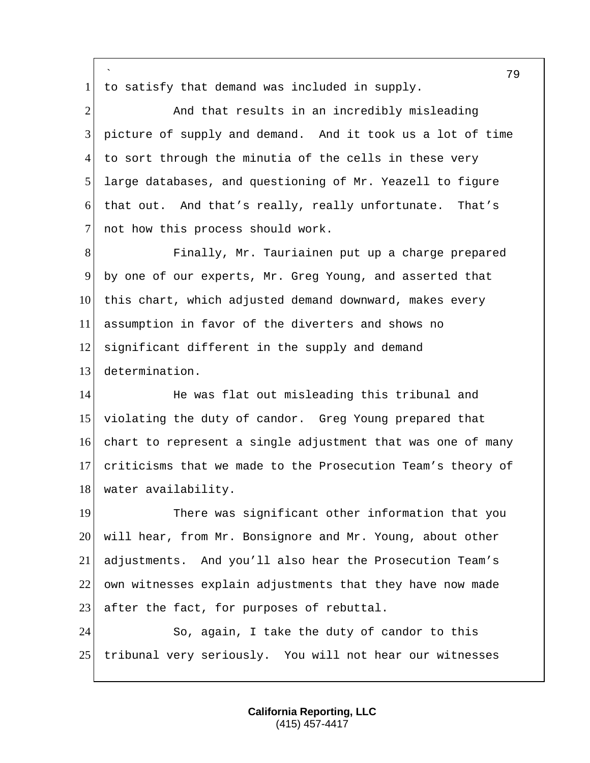to satisfy that demand was included in supply.

And that results in an incredibly misleading picture of supply and demand. And it took us a lot of time to sort through the minutia of the cells in these very large databases, and questioning of Mr. Yeazell to figure that out. And that's really, really unfortunate. That's not how this process should work.

Finally, Mr. Tauriainen put up a charge prepared by one of our experts, Mr. Greg Young, and asserted that this chart, which adjusted demand downward, makes every assumption in favor of the diverters and shows no significant different in the supply and demand determination.

He was flat out misleading this tribunal and violating the duty of candor. Greg Young prepared that chart to represent a single adjustment that was one of many criticisms that we made to the Prosecution Team's theory of water availability.

There was significant other information that you will hear, from Mr. Bonsignore and Mr. Young, about other adjustments. And you'll also hear the Prosecution Team's own witnesses explain adjustments that they have now made after the fact, for purposes of rebuttal.

So, again, I take the duty of candor to this tribunal very seriously. You will not hear our witnesses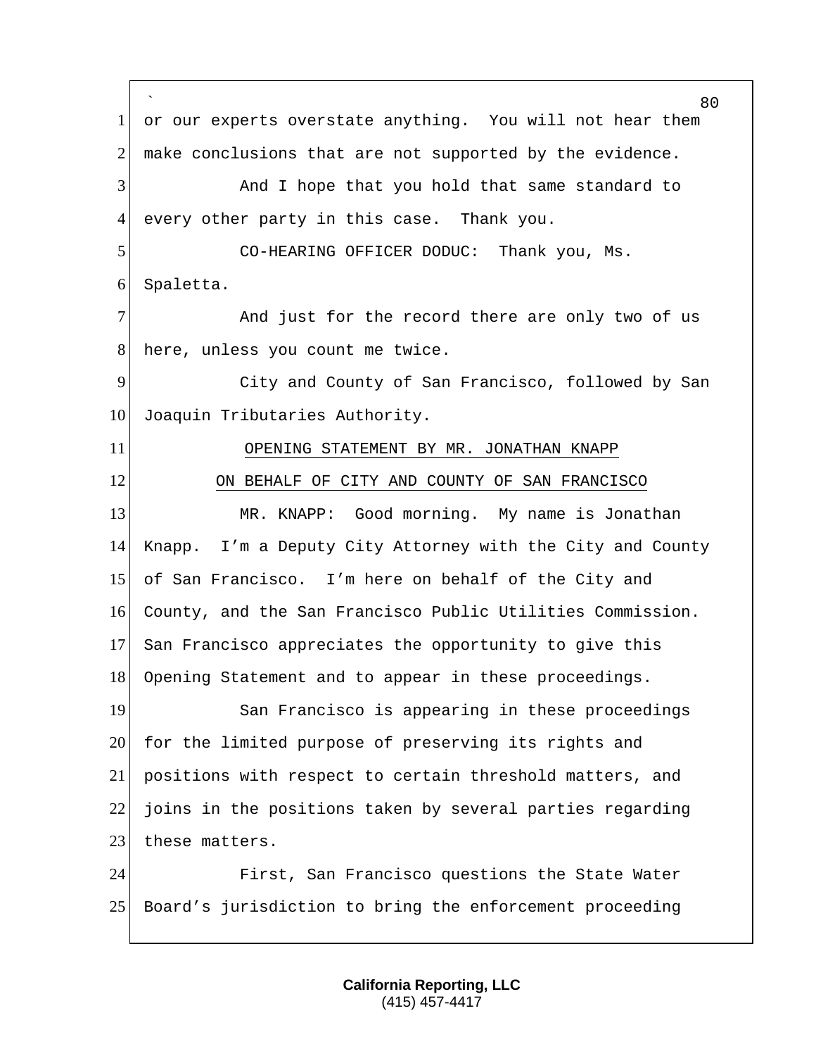or our experts overstate anything. You will not hear them make conclusions that are not supported by the evidence.

And I hope that you hold that same standard to every other party in this case. Thank you.

CO-HEARING OFFICER DODUC: Thank you, Ms. Spaletta.

And just for the record there are only two of us here, unless you count me twice.

City and County of San Francisco, followed by San Joaquin Tributaries Authority.

OPENING STATEMENT BY MR. JONATHAN KNAPP

ON BEHALF OF CITY AND COUNTY OF SAN FRANCISCO

MR. KNAPP: Good morning. My name is Jonathan Knapp. I'm a Deputy City Attorney with the City and County of San Francisco. I'm here on behalf of the City and County, and the San Francisco Public Utilities Commission. San Francisco appreciates the opportunity to give this Opening Statement and to appear in these proceedings.

San Francisco is appearing in these proceedings for the limited purpose of preserving its rights and positions with respect to certain threshold matters, and joins in the positions taken by several parties regarding these matters.

First, San Francisco questions the State Water Board's jurisdiction to bring the enforcement proceeding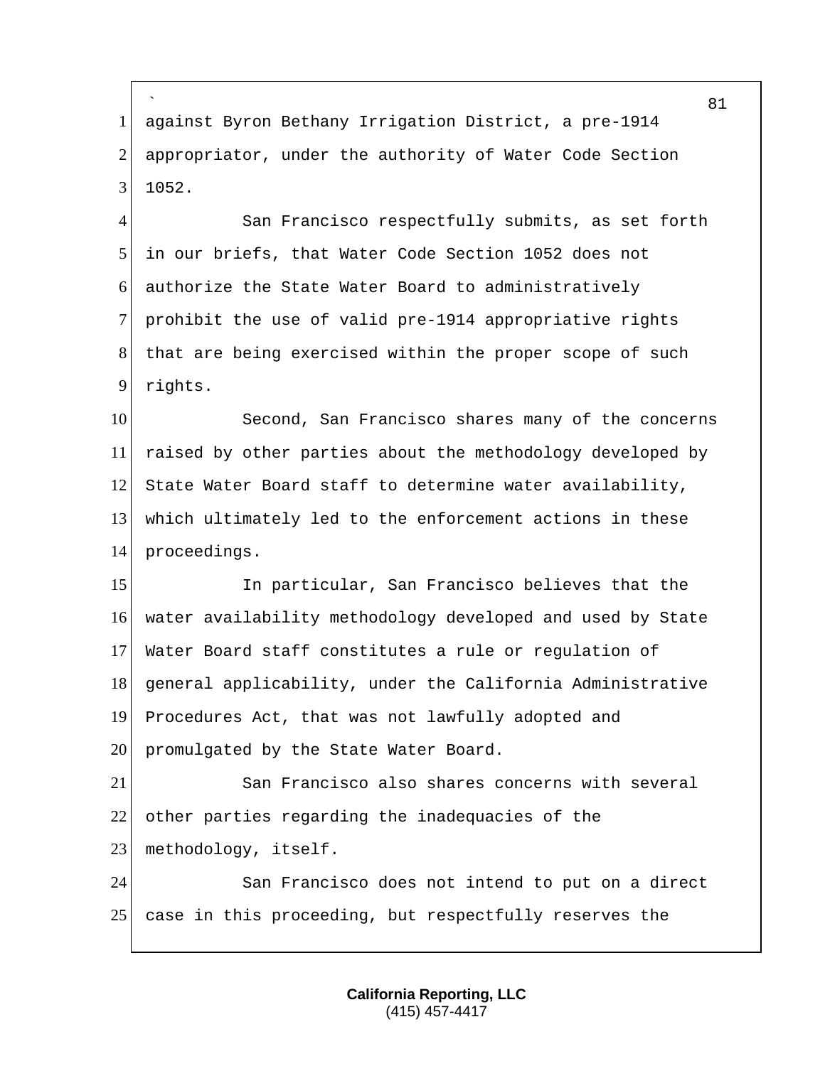against Byron Bethany Irrigation District, a pre-1914 appropriator, under the authority of Water Code Section 1052.

San Francisco respectfully submits, as set forth in our briefs, that Water Code Section 1052 does not authorize the State Water Board to administratively prohibit the use of valid pre-1914 appropriative rights that are being exercised within the proper scope of such rights.

Second, San Francisco shares many of the concerns raised by other parties about the methodology developed by State Water Board staff to determine water availability, which ultimately led to the enforcement actions in these proceedings.

In particular, San Francisco believes that the water availability methodology developed and used by State Water Board staff constitutes a rule or regulation of general applicability, under the California Administrative Procedures Act, that was not lawfully adopted and promulgated by the State Water Board.

San Francisco also shares concerns with several other parties regarding the inadequacies of the methodology, itself.

San Francisco does not intend to put on a direct case in this proceeding, but respectfully reserves the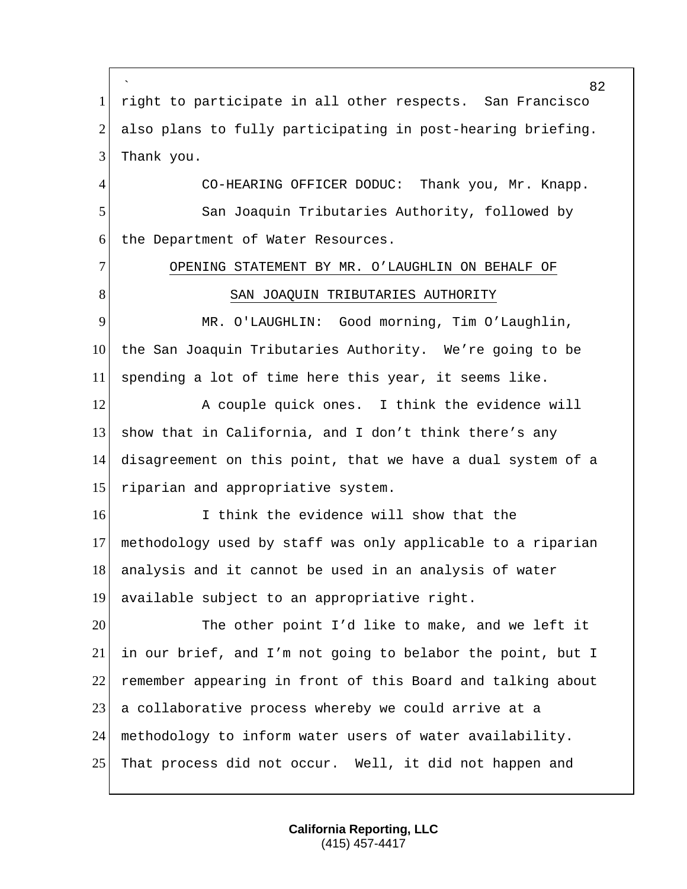right to participate in all other respects. San Francisco also plans to fully participating in post-hearing briefing. Thank you.

CO-HEARING OFFICER DODUC: Thank you, Mr. Knapp.

San Joaquin Tributaries Authority, followed by the Department of Water Resources.

OPENING STATEMENT BY MR. O'LAUGHLIN ON BEHALF OF SAN JOAQUIN TRIBUTARIES AUTHORITY

MR. O'LAUGHLIN: Good morning, Tim O'Laughlin, the San Joaquin Tributaries Authority. We're going to be spending a lot of time here this year, it seems like.

A couple quick ones. I think the evidence will show that in California, and I don't think there's any disagreement on this point, that we have a dual system of a riparian and appropriative system.

I think the evidence will show that the methodology used by staff was only applicable to a riparian analysis and it cannot be used in an analysis of water available subject to an appropriative right.

The other point I'd like to make, and we left it in our brief, and I'm not going to belabor the point, but I remember appearing in front of this Board and talking about a collaborative process whereby we could arrive at a methodology to inform water users of water availability. That process did not occur. Well, it did not happen and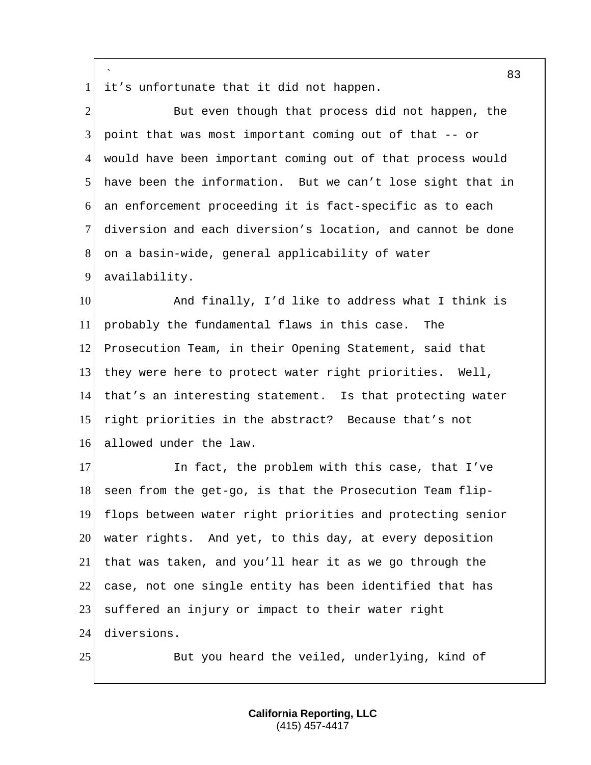it's unfortunate that it did not happen.

But even though that process did not happen, the point that was most important coming out of that -- or would have been important coming out of that process would have been the information. But we can't lose sight that in an enforcement proceeding it is fact-specific as to each diversion and each diversion's location, and cannot be done on a basin-wide, general applicability of water availability.

And finally, I'd like to address what I think is probably the fundamental flaws in this case. The Prosecution Team, in their Opening Statement, said that they were here to protect water right priorities. Well, that's an interesting statement. Is that protecting water right priorities in the abstract? Because that's not allowed under the law.

In fact, the problem with this case, that I've seen from the get-go, is that the Prosecution Team flip-flops between water right priorities and protecting senior water rights. And yet, to this day, at every deposition that was taken, and you'll hear it as we go through the case, not one single entity has been identified that has suffered an injury or impact to their water right diversions.

But you heard the veiled, underlying, kind of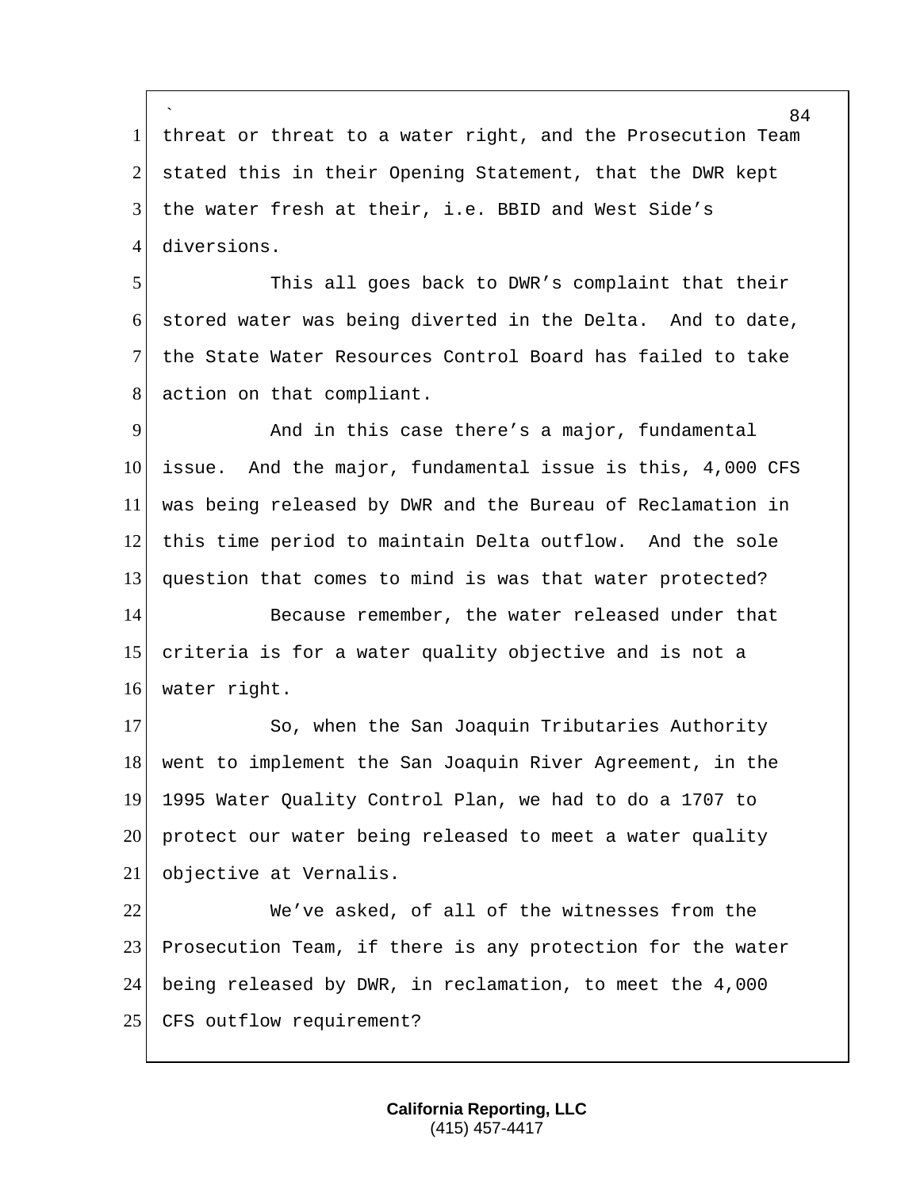threat or threat to a water right, and the Prosecution Team stated this in their Opening Statement, that the DWR kept the water fresh at their, i.e. BBID and West Side's diversions.

This all goes back to DWR's complaint that their stored water was being diverted in the Delta. And to date, the State Water Resources Control Board has failed to take action on that compliant.

And in this case there's a major, fundamental issue. And the major, fundamental issue is this, 4,000 CFS was being released by DWR and the Bureau of Reclamation in this time period to maintain Delta outflow. And the sole question that comes to mind is was that water protected?

Because remember, the water released under that criteria is for a water quality objective and is not a water right.

So, when the San Joaquin Tributaries Authority went to implement the San Joaquin River Agreement, in the 1995 Water Quality Control Plan, we had to do a 1707 to protect our water being released to meet a water quality objective at Vernalis.

We've asked, of all of the witnesses from the Prosecution Team, if there is any protection for the water being released by DWR, in reclamation, to meet the 4,000 CFS outflow requirement?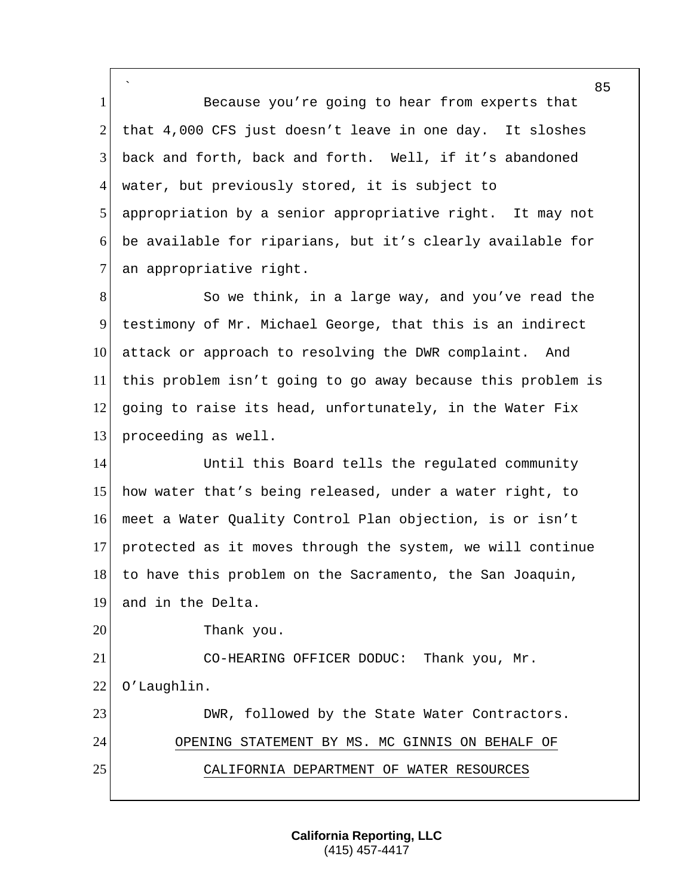Because you're going to hear from experts that that 4,000 CFS just doesn't leave in one day. It sloshes back and forth, back and forth. Well, if it's abandoned water, but previously stored, it is subject to appropriation by a senior appropriative right. It may not be available for riparians, but it's clearly available for an appropriative right.

So we think, in a large way, and you've read the testimony of Mr. Michael George, that this is an indirect attack or approach to resolving the DWR complaint. And this problem isn't going to go away because this problem is going to raise its head, unfortunately, in the Water Fix proceeding as well.

Until this Board tells the regulated community how water that's being released, under a water right, to meet a Water Quality Control Plan objection, is or isn't protected as it moves through the system, we will continue to have this problem on the Sacramento, the San Joaquin, and in the Delta.

Thank you.

CO-HEARING OFFICER DODUC: Thank you, Mr. O'Laughlin.

DWR, followed by the State Water Contractors.

OPENING STATEMENT BY MS. MC GINNIS ON BEHALF OF CALIFORNIA DEPARTMENT OF WATER RESOURCES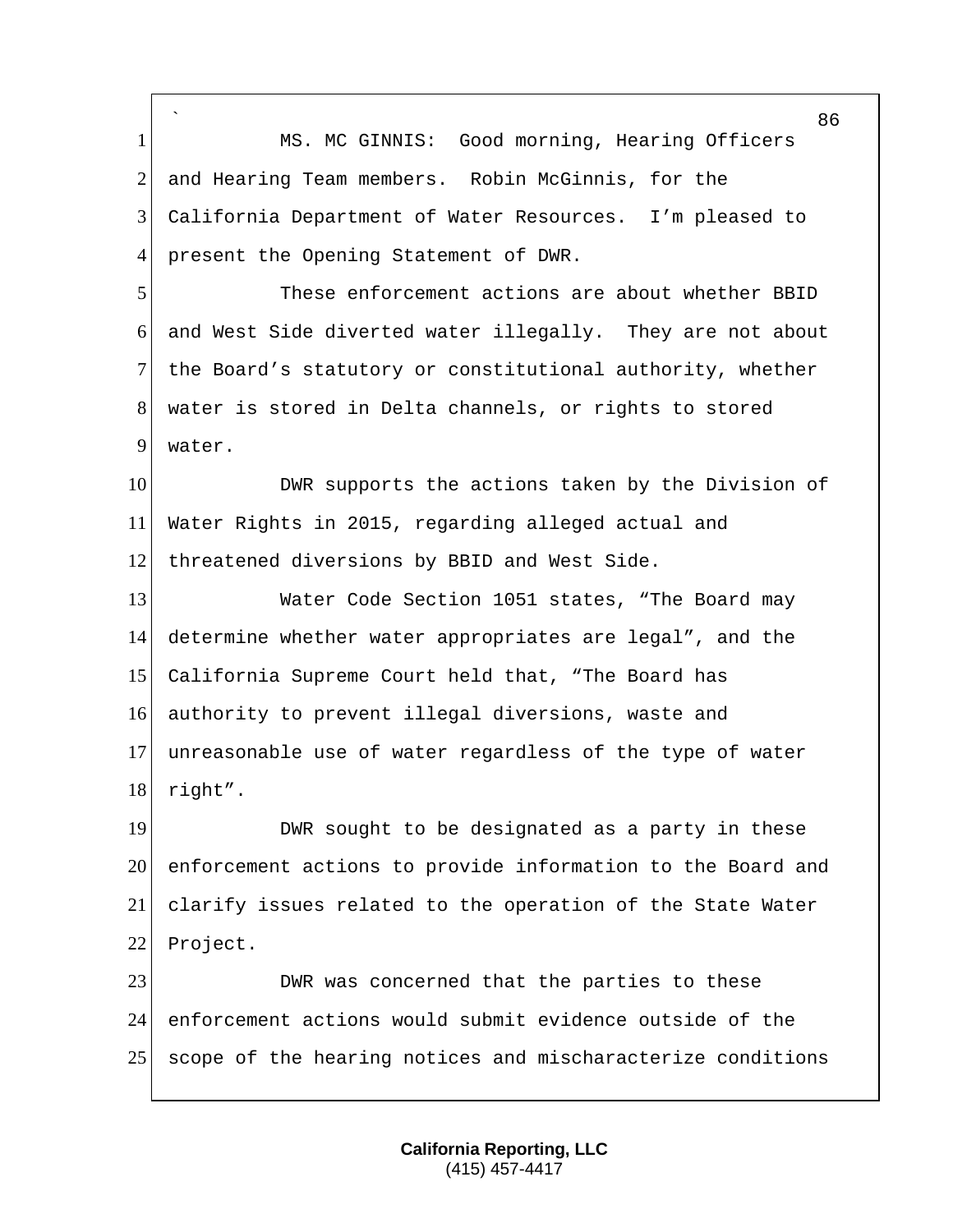MS. MC GINNIS: Good morning, Hearing Officers and Hearing Team members. Robin McGinnis, for the California Department of Water Resources. I'm pleased to present the Opening Statement of DWR.

These enforcement actions are about whether BBID and West Side diverted water illegally. They are not about the Board's statutory or constitutional authority, whether water is stored in Delta channels, or rights to stored water.

DWR supports the actions taken by the Division of Water Rights in 2015, regarding alleged actual and threatened diversions by BBID and West Side.

Water Code Section 1051 states, "The Board may determine whether water appropriates are legal", and the California Supreme Court held that, "The Board has authority to prevent illegal diversions, waste and unreasonable use of water regardless of the type of water right".

DWR sought to be designated as a party in these enforcement actions to provide information to the Board and clarify issues related to the operation of the State Water Project.

DWR was concerned that the parties to these enforcement actions would submit evidence outside of the scope of the hearing notices and mischaracterize conditions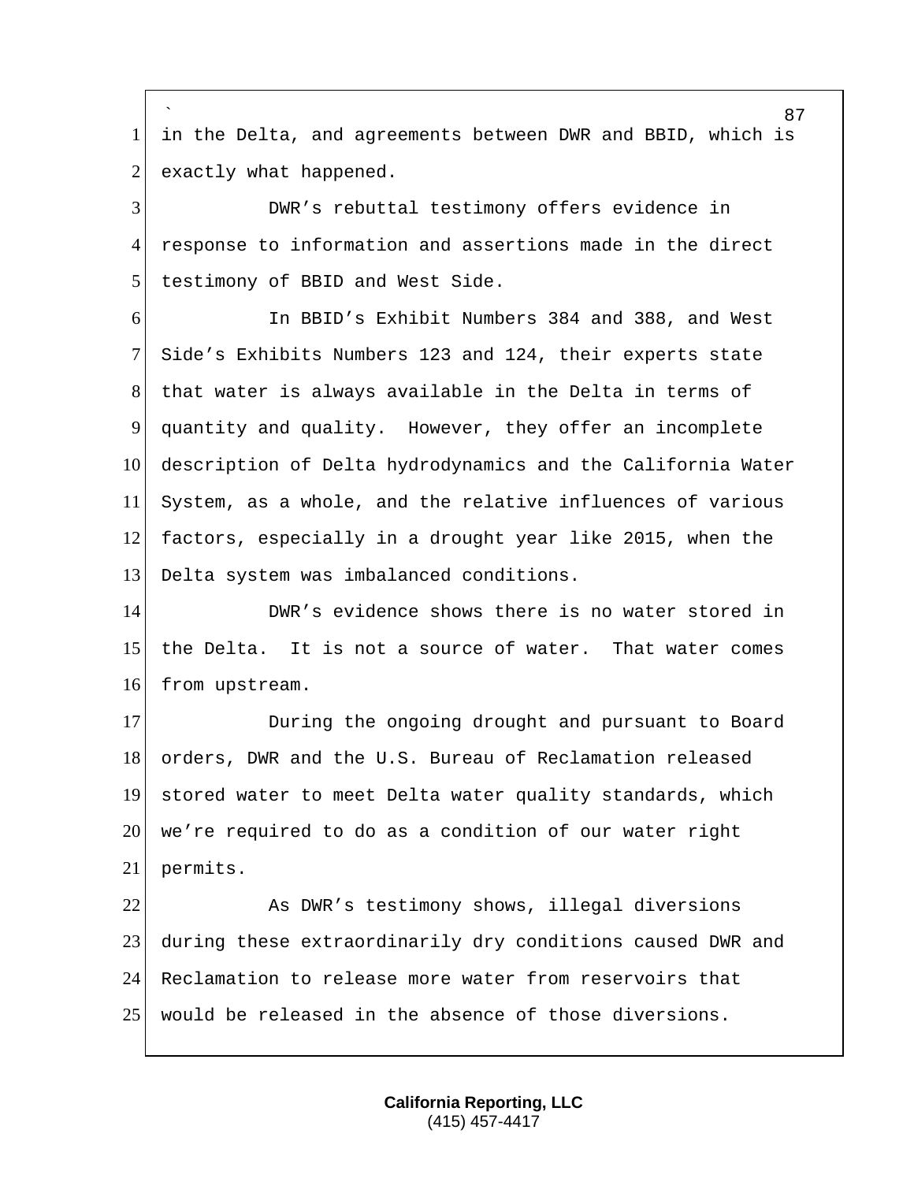in the Delta, and agreements between DWR and BBID, which is exactly what happened.

DWR's rebuttal testimony offers evidence in response to information and assertions made in the direct testimony of BBID and West Side.

In BBID's Exhibit Numbers 384 and 388, and West Side's Exhibits Numbers 123 and 124, their experts state that water is always available in the Delta in terms of quantity and quality. However, they offer an incomplete description of Delta hydrodynamics and the California Water System, as a whole, and the relative influences of various factors, especially in a drought year like 2015, when the Delta system was imbalanced conditions.

DWR's evidence shows there is no water stored in the Delta. It is not a source of water. That water comes from upstream.

During the ongoing drought and pursuant to Board orders, DWR and the U.S. Bureau of Reclamation released stored water to meet Delta water quality standards, which we're required to do as a condition of our water right permits.

As DWR's testimony shows, illegal diversions during these extraordinarily dry conditions caused DWR and Reclamation to release more water from reservoirs that would be released in the absence of those diversions.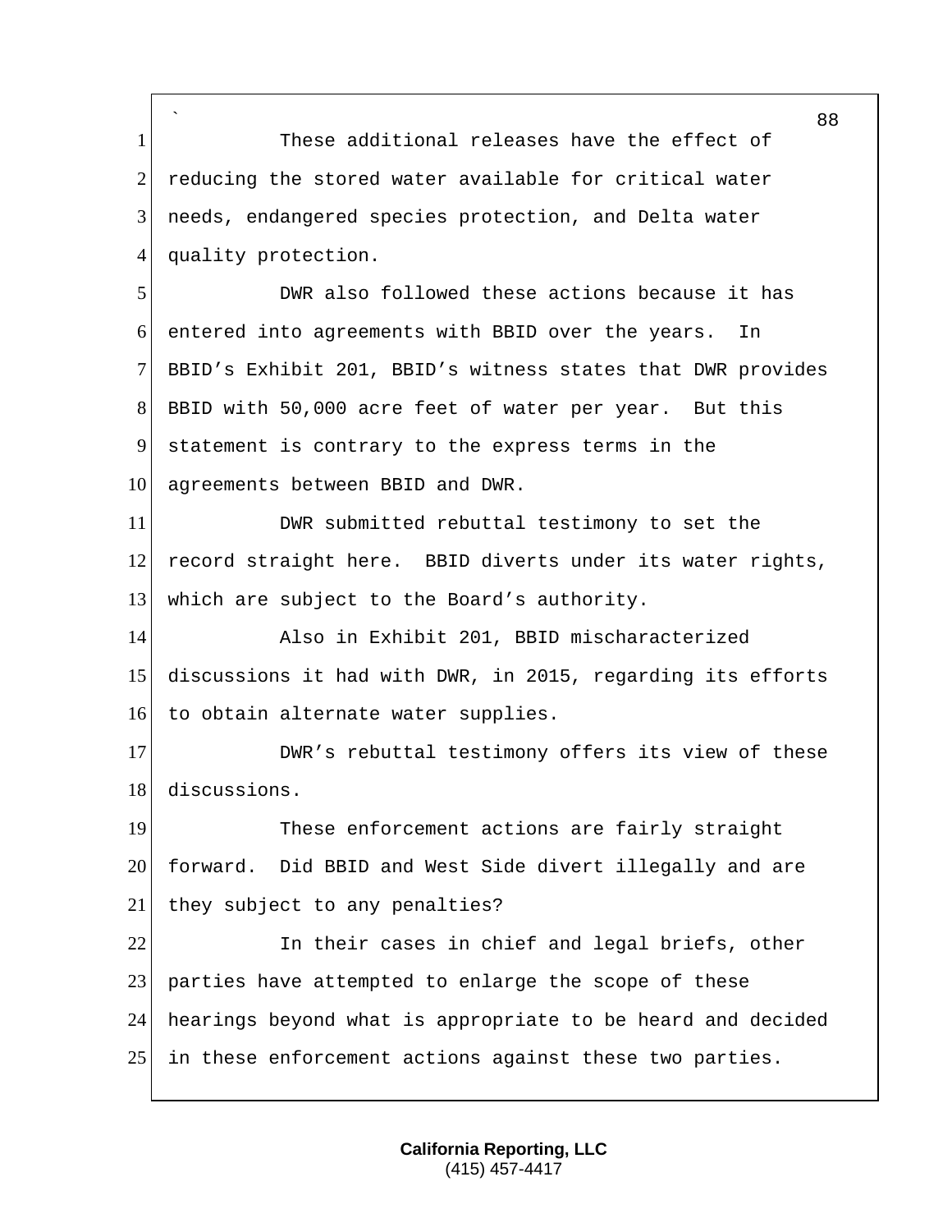These additional releases have the effect of reducing the stored water available for critical water needs, endangered species protection, and Delta water quality protection.

DWR also followed these actions because it has entered into agreements with BBID over the years. In BBID's Exhibit 201, BBID's witness states that DWR provides BBID with 50,000 acre feet of water per year. But this statement is contrary to the express terms in the agreements between BBID and DWR.

DWR submitted rebuttal testimony to set the record straight here. BBID diverts under its water rights, which are subject to the Board's authority.

Also in Exhibit 201, BBID mischaracterized discussions it had with DWR, in 2015, regarding its efforts to obtain alternate water supplies.

DWR's rebuttal testimony offers its view of these discussions.

These enforcement actions are fairly straight forward. Did BBID and West Side divert illegally and are they subject to any penalties?

In their cases in chief and legal briefs, other parties have attempted to enlarge the scope of these hearings beyond what is appropriate to be heard and decided in these enforcement actions against these two parties.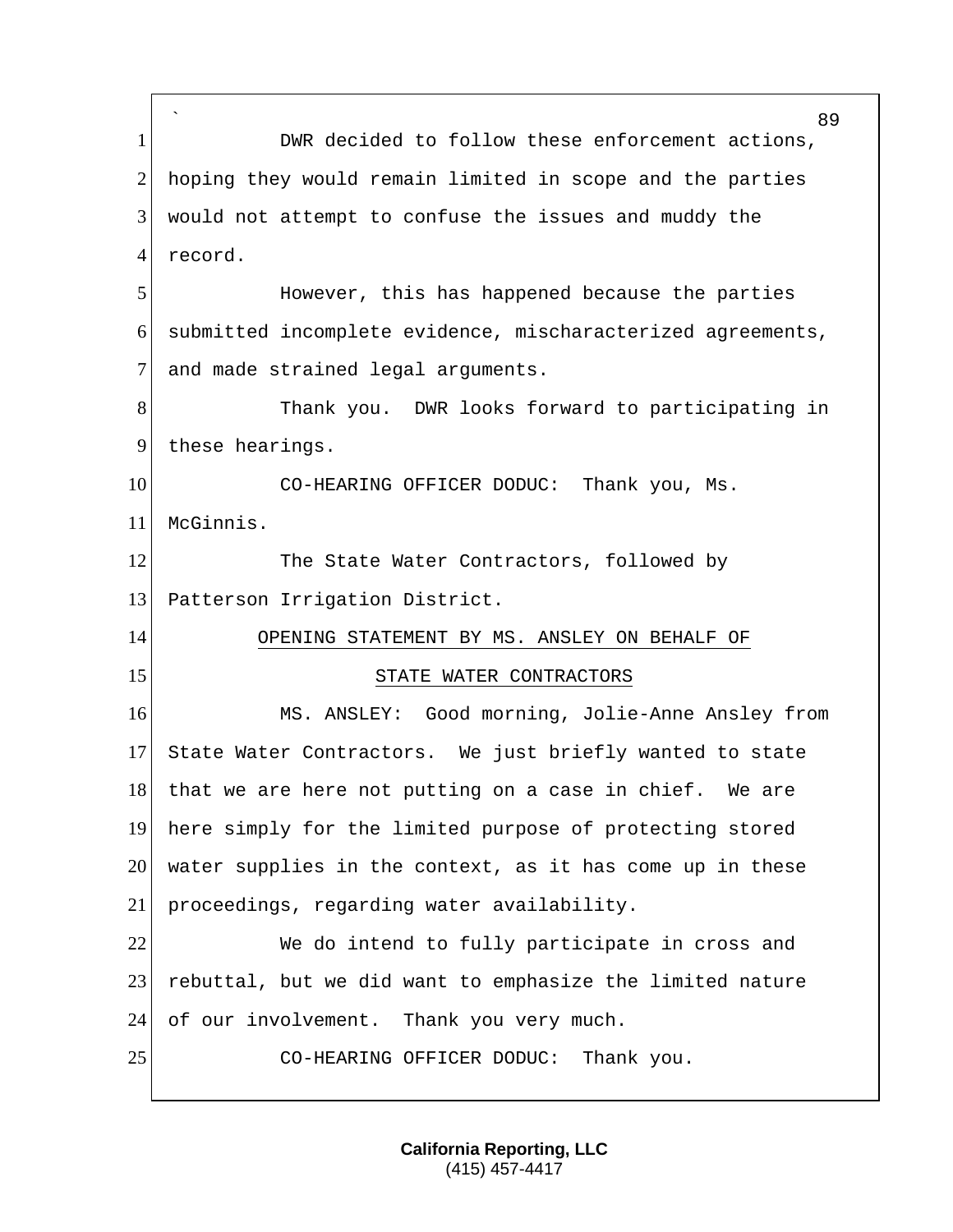DWR decided to follow these enforcement actions, hoping they would remain limited in scope and the parties would not attempt to confuse the issues and muddy the record.

However, this has happened because the parties submitted incomplete evidence, mischaracterized agreements, and made strained legal arguments.

Thank you. DWR looks forward to participating in these hearings.

CO-HEARING OFFICER DODUC: Thank you, Ms. McGinnis.

The State Water Contractors, followed by Patterson Irrigation District.

OPENING STATEMENT BY MS. ANSLEY ON BEHALF OF STATE WATER CONTRACTORS

MS. ANSLEY: Good morning, Jolie-Anne Ansley from State Water Contractors. We just briefly wanted to state that we are here not putting on a case in chief. We are here simply for the limited purpose of protecting stored water supplies in the context, as it has come up in these proceedings, regarding water availability.

We do intend to fully participate in cross and rebuttal, but we did want to emphasize the limited nature of our involvement. Thank you very much.

CO-HEARING OFFICER DODUC: Thank you.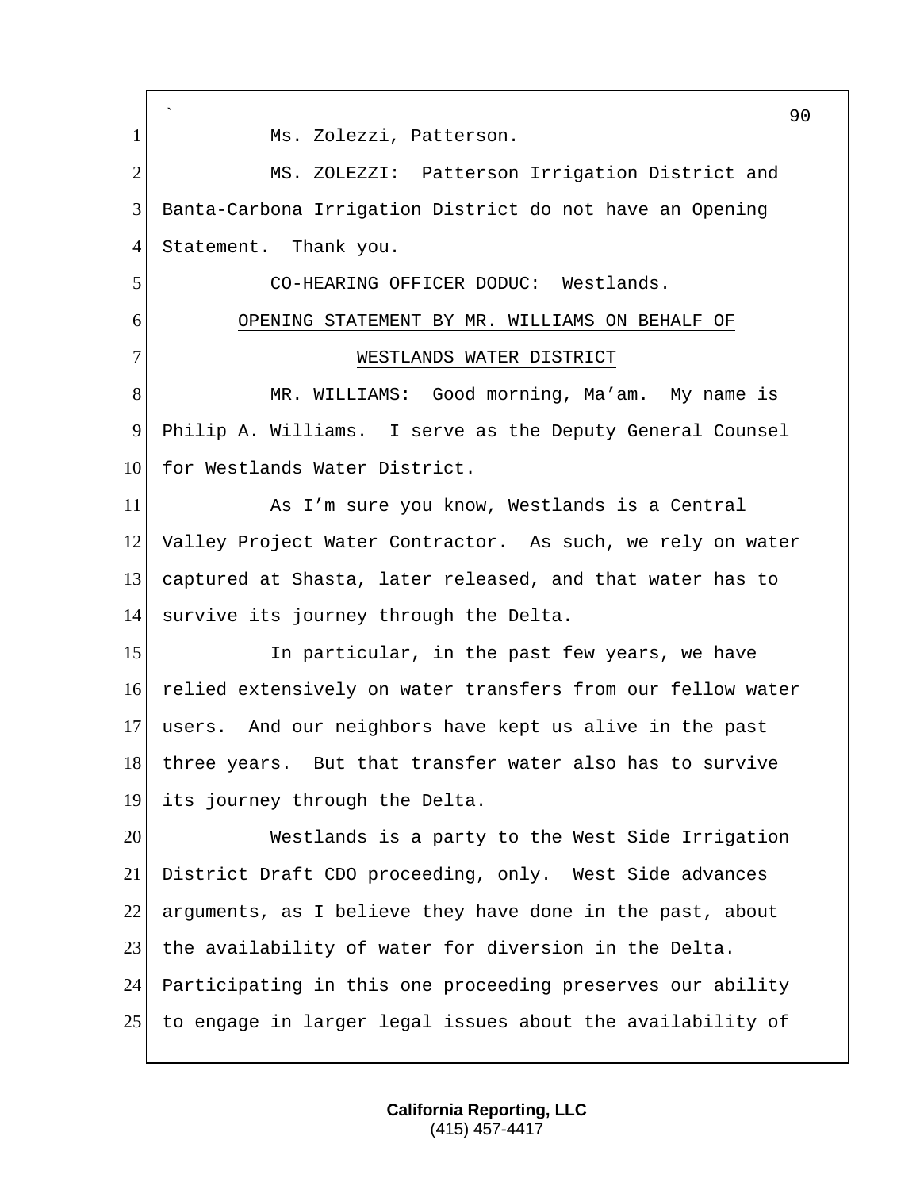Ms. Zolezzi, Patterson.

MS. ZOLEZZI: Patterson Irrigation District and Banta-Carbona Irrigation District do not have an Opening Statement. Thank you.

CO-HEARING OFFICER DODUC: Westlands.

OPENING STATEMENT BY MR. WILLIAMS ON BEHALF OF WESTLANDS WATER DISTRICT

MR. WILLIAMS: Good morning, Ma'am. My name is Philip A. Williams. I serve as the Deputy General Counsel for Westlands Water District.

As I'm sure you know, Westlands is a Central Valley Project Water Contractor. As such, we rely on water captured at Shasta, later released, and that water has to survive its journey through the Delta.

In particular, in the past few years, we have relied extensively on water transfers from our fellow water users. And our neighbors have kept us alive in the past three years. But that transfer water also has to survive its journey through the Delta.

Westlands is a party to the West Side Irrigation District Draft CDO proceeding, only. West Side advances arguments, as I believe they have done in the past, about the availability of water for diversion in the Delta. Participating in this one proceeding preserves our ability to engage in larger legal issues about the availability of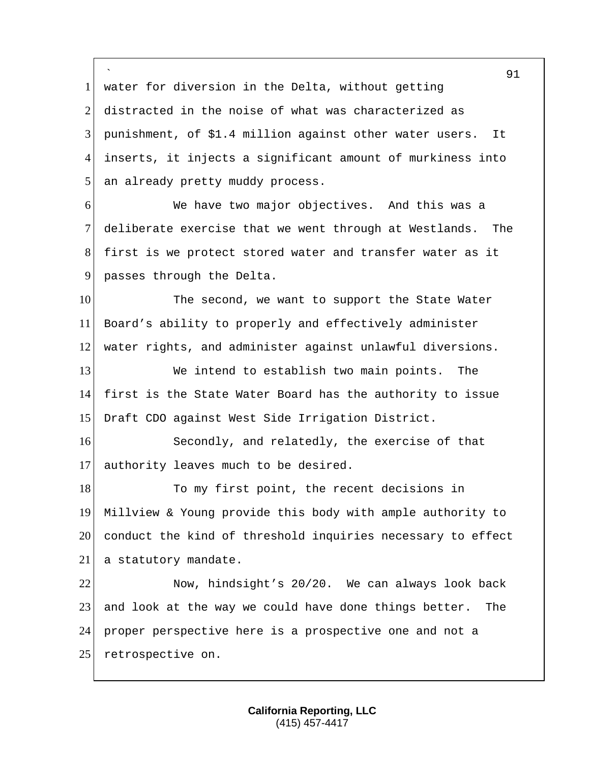water for diversion in the Delta, without getting distracted in the noise of what was characterized as punishment, of $1.4 million against other water users. It inserts, it injects a significant amount of murkiness into an already pretty muddy process.

We have two major objectives. And this was a deliberate exercise that we went through at Westlands. The first is we protect stored water and transfer water as it passes through the Delta.

The second, we want to support the State Water Board's ability to properly and effectively administer water rights, and administer against unlawful diversions.

We intend to establish two main points. The first is the State Water Board has the authority to issue Draft CDO against West Side Irrigation District.

Secondly, and relatedly, the exercise of that authority leaves much to be desired.

To my first point, the recent decisions in Millview & Young provide this body with ample authority to conduct the kind of threshold inquiries necessary to effect a statutory mandate.

Now, hindsight's 20/20. We can always look back and look at the way we could have done things better. The proper perspective here is a prospective one and not a retrospective on.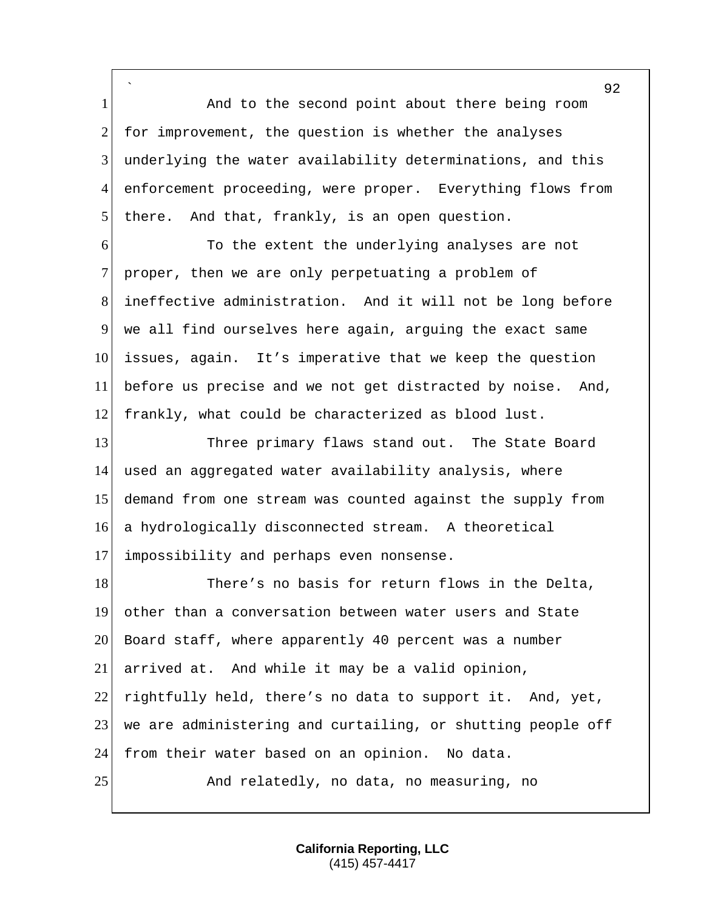And to the second point about there being room for improvement, the question is whether the analyses underlying the water availability determinations, and this enforcement proceeding, were proper. Everything flows from there. And that, frankly, is an open question.

To the extent the underlying analyses are not proper, then we are only perpetuating a problem of ineffective administration. And it will not be long before we all find ourselves here again, arguing the exact same issues, again. It's imperative that we keep the question before us precise and we not get distracted by noise. And, frankly, what could be characterized as blood lust.

Three primary flaws stand out. The State Board used an aggregated water availability analysis, where demand from one stream was counted against the supply from a hydrologically disconnected stream. A theoretical impossibility and perhaps even nonsense.

There's no basis for return flows in the Delta, other than a conversation between water users and State Board staff, where apparently 40 percent was a number arrived at. And while it may be a valid opinion, rightfully held, there's no data to support it. And, yet, we are administering and curtailing, or shutting people off from their water based on an opinion. No data.

And relatedly, no data, no measuring, no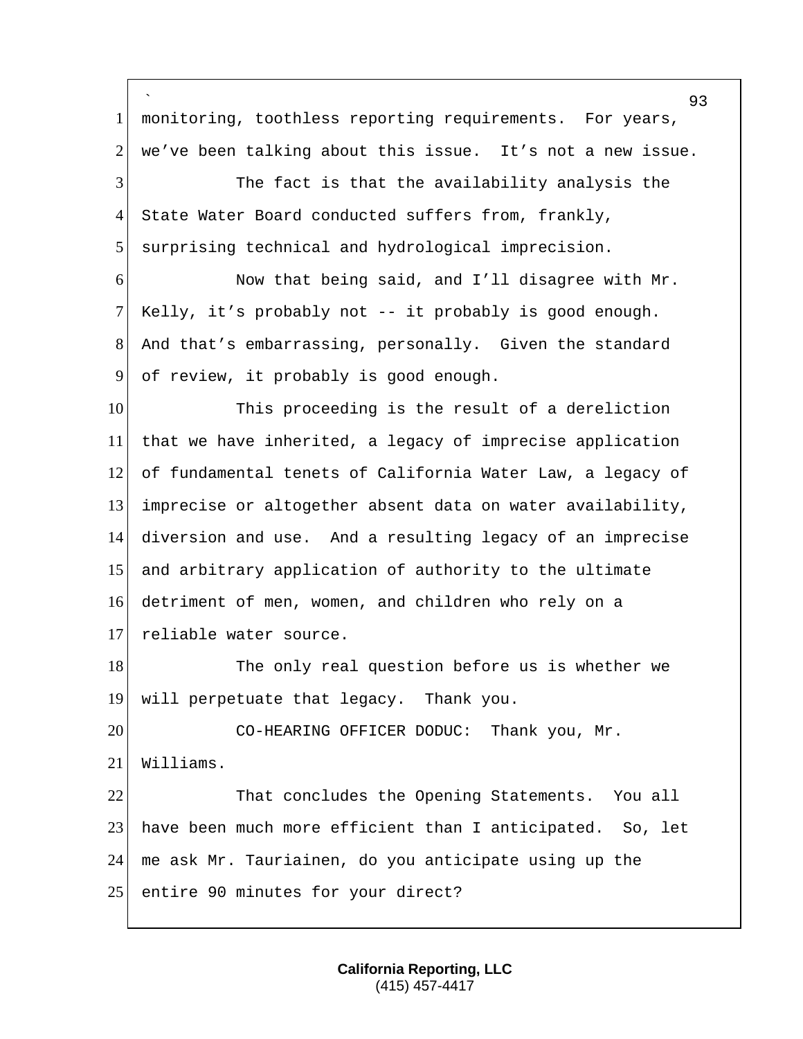monitoring, toothless reporting requirements. For years, we've been talking about this issue. It's not a new issue.

The fact is that the availability analysis the State Water Board conducted suffers from, frankly, surprising technical and hydrological imprecision.

Now that being said, and I'll disagree with Mr. Kelly, it's probably not -- it probably is good enough. And that's embarrassing, personally. Given the standard of review, it probably is good enough.

This proceeding is the result of a dereliction that we have inherited, a legacy of imprecise application of fundamental tenets of California Water Law, a legacy of imprecise or altogether absent data on water availability, diversion and use. And a resulting legacy of an imprecise and arbitrary application of authority to the ultimate detriment of men, women, and children who rely on a reliable water source.

The only real question before us is whether we will perpetuate that legacy. Thank you.

CO-HEARING OFFICER DODUC: Thank you, Mr. Williams.

That concludes the Opening Statements. You all have been much more efficient than I anticipated. So, let me ask Mr. Tauriainen, do you anticipate using up the entire 90 minutes for your direct?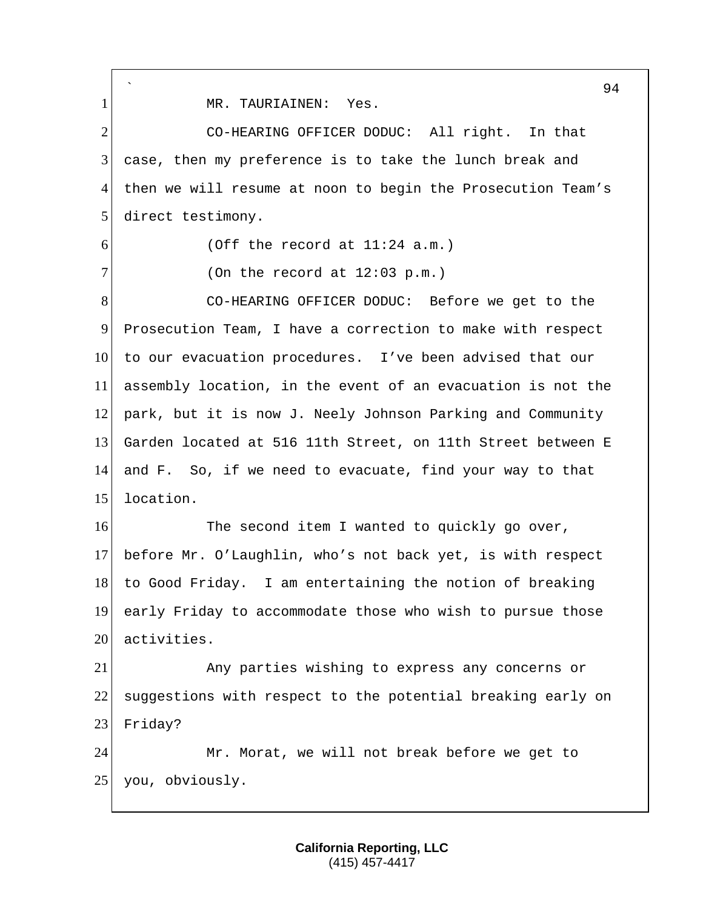MR. TAURIAINEN: Yes.

CO-HEARING OFFICER DODUC: All right. In that case, then my preference is to take the lunch break and then we will resume at noon to begin the Prosecution Team's direct testimony.

(Off the record at 11:24 a.m.)

(On the record at 12:03 p.m.)

CO-HEARING OFFICER DODUC: Before we get to the Prosecution Team, I have a correction to make with respect to our evacuation procedures. I've been advised that our assembly location, in the event of an evacuation is not the park, but it is now J. Neely Johnson Parking and Community Garden located at 516 11th Street, on 11th Street between E and F. So, if we need to evacuate, find your way to that location.

The second item I wanted to quickly go over, before Mr. O'Laughlin, who's not back yet, is with respect to Good Friday. I am entertaining the notion of breaking early Friday to accommodate those who wish to pursue those activities.

Any parties wishing to express any concerns or suggestions with respect to the potential breaking early on Friday?

Mr. Morat, we will not break before we get to you, obviously.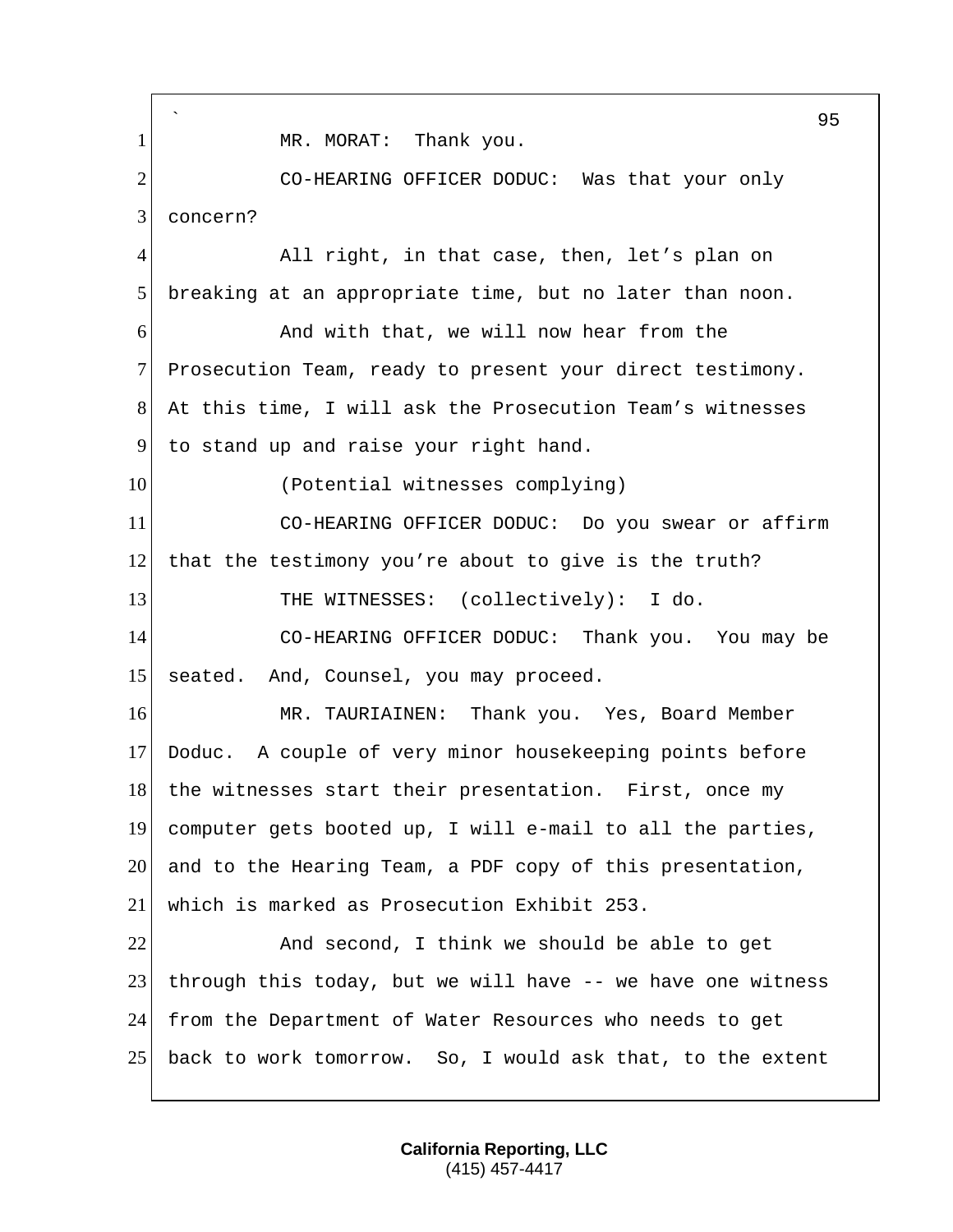MR. MORAT: Thank you.

CO-HEARING OFFICER DODUC: Was that your only concern?

All right, in that case, then, let's plan on breaking at an appropriate time, but no later than noon.

And with that, we will now hear from the Prosecution Team, ready to present your direct testimony. At this time, I will ask the Prosecution Team's witnesses to stand up and raise your right hand.

(Potential witnesses complying)

CO-HEARING OFFICER DODUC: Do you swear or affirm that the testimony you're about to give is the truth?

THE WITNESSES: (collectively): I do.

CO-HEARING OFFICER DODUC: Thank you. You may be seated. And, Counsel, you may proceed.

MR. TAURIAINEN: Thank you. Yes, Board Member Doduc. A couple of very minor housekeeping points before the witnesses start their presentation. First, once my computer gets booted up, I will e-mail to all the parties, and to the Hearing Team, a PDF copy of this presentation, which is marked as Prosecution Exhibit 253.

And second, I think we should be able to get through this today, but we will have -- we have one witness from the Department of Water Resources who needs to get back to work tomorrow. So, I would ask that, to the extent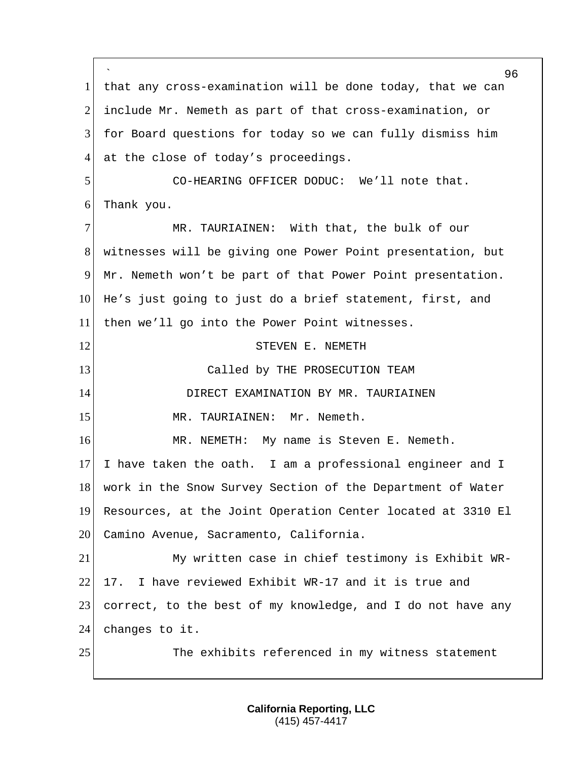that any cross-examination will be done today, that we can include Mr. Nemeth as part of that cross-examination, or for Board questions for today so we can fully dismiss him at the close of today's proceedings.

CO-HEARING OFFICER DODUC: We'll note that. Thank you.

MR. TAURIAINEN: With that, the bulk of our witnesses will be giving one Power Point presentation, but Mr. Nemeth won't be part of that Power Point presentation. He's just going to just do a brief statement, first, and then we'll go into the Power Point witnesses.

STEVEN E. NEMETH

Called by THE PROSECUTION TEAM

DIRECT EXAMINATION BY MR. TAURIAINEN

MR. TAURIAINEN: Mr. Nemeth.

MR. NEMETH: My name is Steven E. Nemeth. I have taken the oath. I am a professional engineer and I work in the Snow Survey Section of the Department of Water Resources, at the Joint Operation Center located at 3310 El Camino Avenue, Sacramento, California.

My written case in chief testimony is Exhibit WR-17. I have reviewed Exhibit WR-17 and it is true and correct, to the best of my knowledge, and I do not have any changes to it.

The exhibits referenced in my witness statement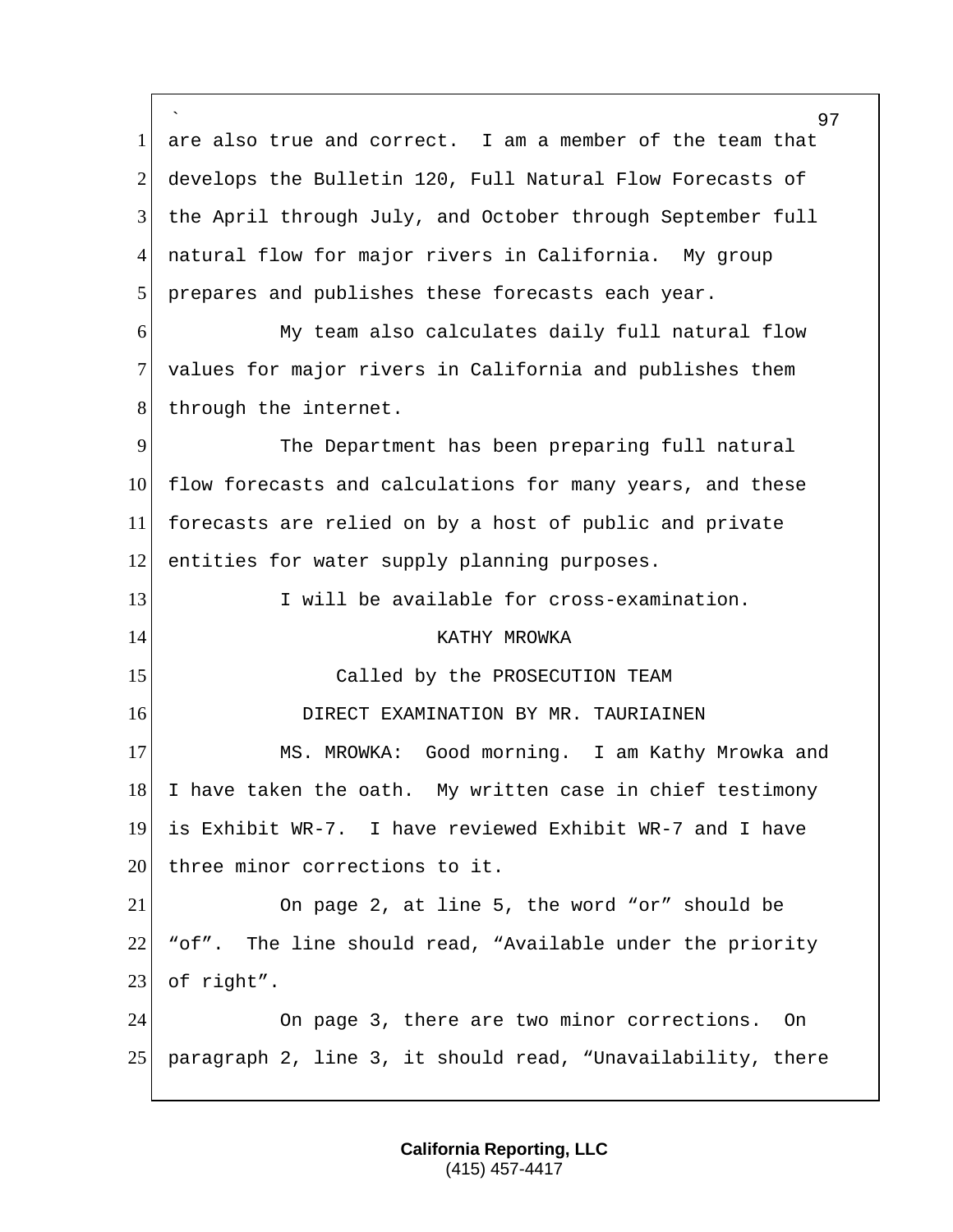are also true and correct. I am a member of the team that develops the Bulletin 120, Full Natural Flow Forecasts of the April through July, and October through September full natural flow for major rivers in California. My group prepares and publishes these forecasts each year.

My team also calculates daily full natural flow values for major rivers in California and publishes them through the internet.

The Department has been preparing full natural flow forecasts and calculations for many years, and these forecasts are relied on by a host of public and private entities for water supply planning purposes.

I will be available for cross-examination.

KATHY MROWKA

Called by the PROSECUTION TEAM

DIRECT EXAMINATION BY MR. TAURIAINEN

MS. MROWKA: Good morning. I am Kathy Mrowka and I have taken the oath. My written case in chief testimony is Exhibit WR-7. I have reviewed Exhibit WR-7 and I have three minor corrections to it.

On page 2, at line 5, the word "or" should be "of". The line should read, "Available under the priority of right".

On page 3, there are two minor corrections. On paragraph 2, line 3, it should read, "Unavailability, there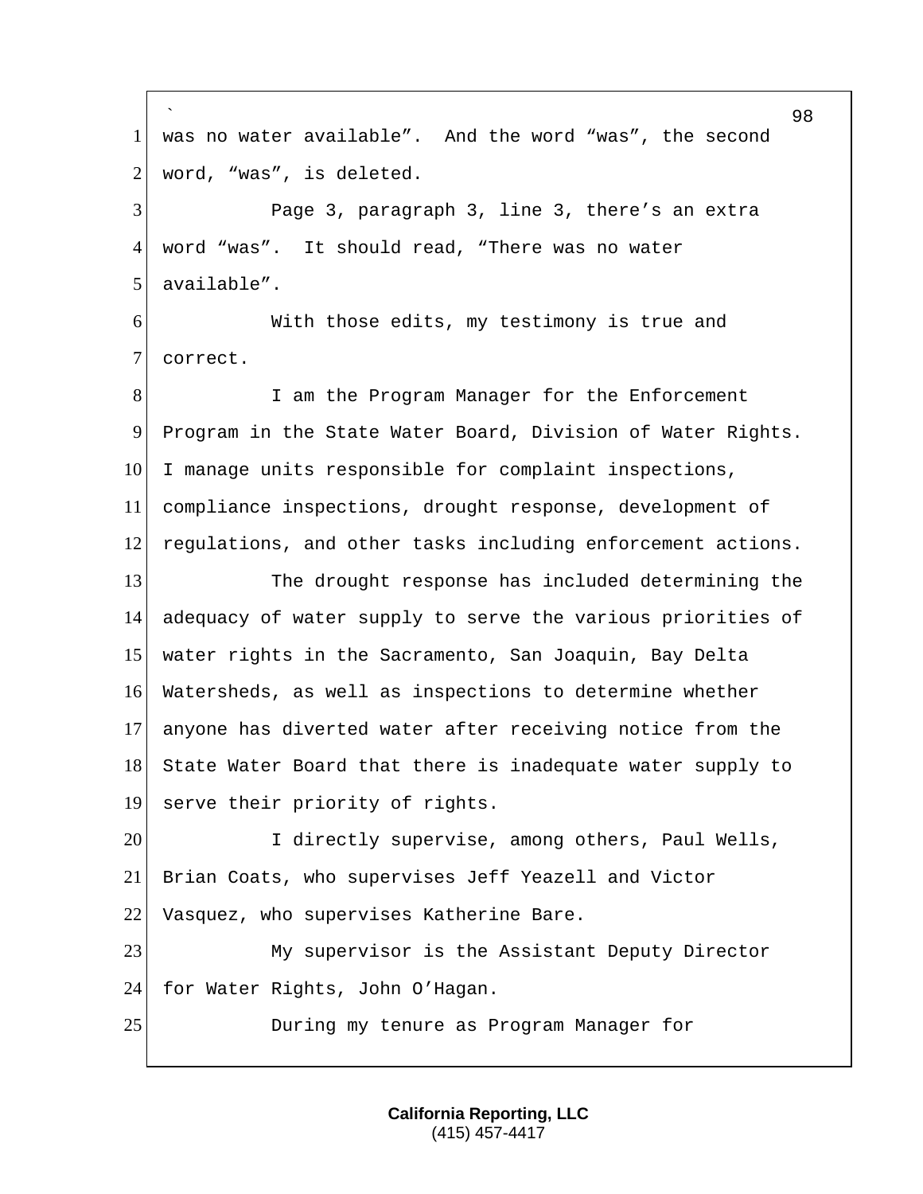was no water available". And the word "was", the second word, "was", is deleted.

Page 3, paragraph 3, line 3, there's an extra word "was". It should read, "There was no water available".

With those edits, my testimony is true and correct.

I am the Program Manager for the Enforcement Program in the State Water Board, Division of Water Rights. I manage units responsible for complaint inspections, compliance inspections, drought response, development of regulations, and other tasks including enforcement actions.

The drought response has included determining the adequacy of water supply to serve the various priorities of water rights in the Sacramento, San Joaquin, Bay Delta Watersheds, as well as inspections to determine whether anyone has diverted water after receiving notice from the State Water Board that there is inadequate water supply to serve their priority of rights.

I directly supervise, among others, Paul Wells, Brian Coats, who supervises Jeff Yeazell and Victor Vasquez, who supervises Katherine Bare.

My supervisor is the Assistant Deputy Director for Water Rights, John O'Hagan.

During my tenure as Program Manager for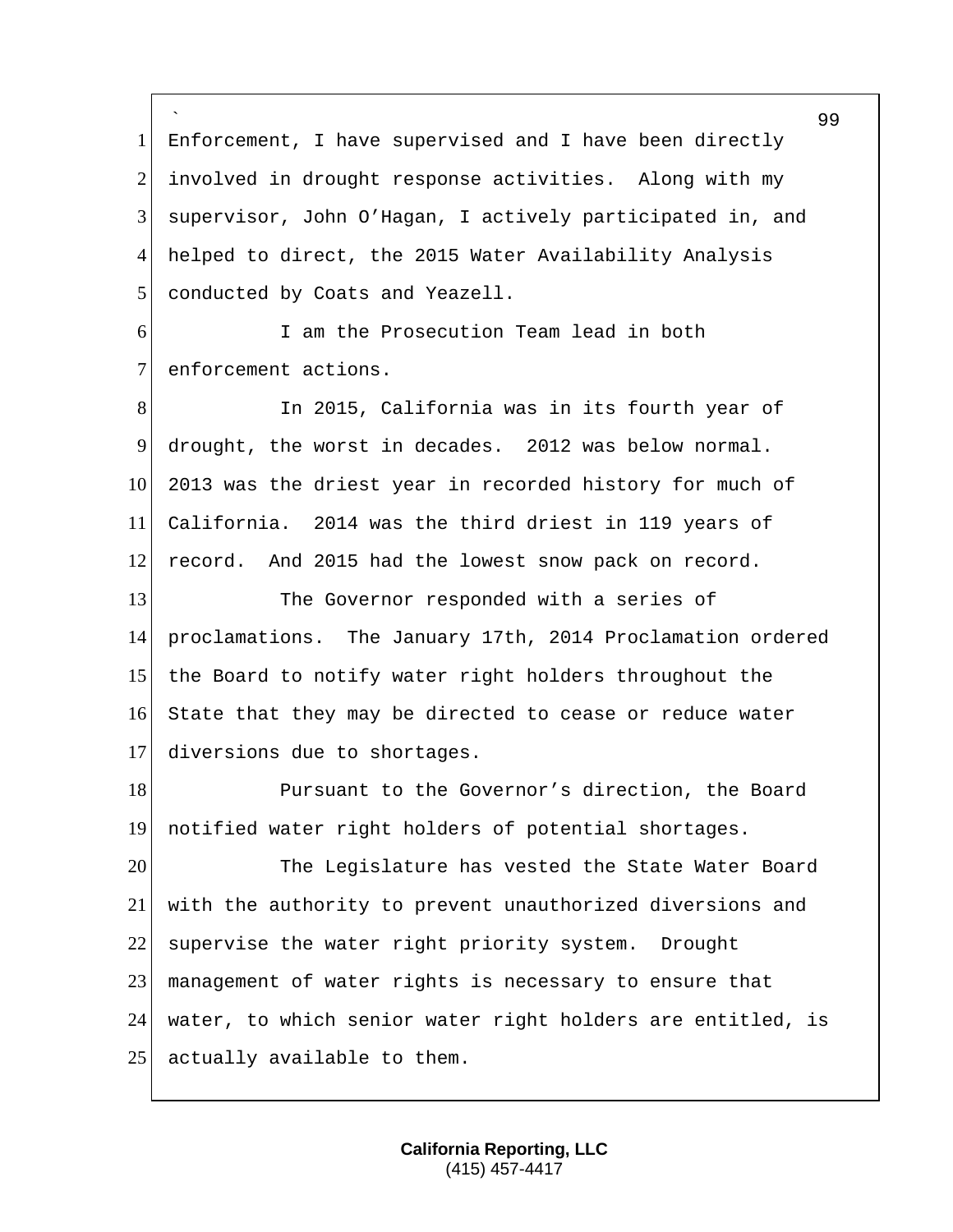Enforcement, I have supervised and I have been directly involved in drought response activities. Along with my supervisor, John O'Hagan, I actively participated in, and helped to direct, the 2015 Water Availability Analysis conducted by Coats and Yeazell.

I am the Prosecution Team lead in both enforcement actions.

In 2015, California was in its fourth year of drought, the worst in decades. 2012 was below normal. 2013 was the driest year in recorded history for much of California. 2014 was the third driest in 119 years of record. And 2015 had the lowest snow pack on record.

The Governor responded with a series of proclamations. The January 17th, 2014 Proclamation ordered the Board to notify water right holders throughout the State that they may be directed to cease or reduce water diversions due to shortages.

Pursuant to the Governor's direction, the Board notified water right holders of potential shortages.

The Legislature has vested the State Water Board with the authority to prevent unauthorized diversions and supervise the water right priority system. Drought management of water rights is necessary to ensure that water, to which senior water right holders are entitled, is actually available to them.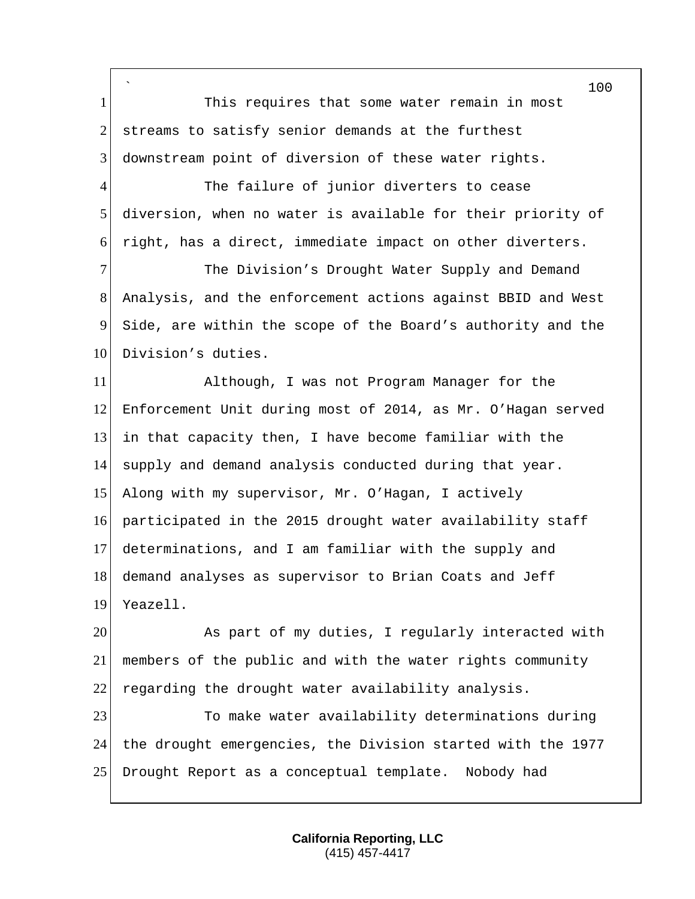This requires that some water remain in most streams to satisfy senior demands at the furthest downstream point of diversion of these water rights.

The failure of junior diverters to cease diversion, when no water is available for their priority of right, has a direct, immediate impact on other diverters.

The Division's Drought Water Supply and Demand Analysis, and the enforcement actions against BBID and West Side, are within the scope of the Board's authority and the Division's duties.

Although, I was not Program Manager for the Enforcement Unit during most of 2014, as Mr. O'Hagan served in that capacity then, I have become familiar with the supply and demand analysis conducted during that year. Along with my supervisor, Mr. O'Hagan, I actively participated in the 2015 drought water availability staff determinations, and I am familiar with the supply and demand analyses as supervisor to Brian Coats and Jeff Yeazell.

As part of my duties, I regularly interacted with members of the public and with the water rights community regarding the drought water availability analysis.

To make water availability determinations during the drought emergencies, the Division started with the 1977 Drought Report as a conceptual template. Nobody had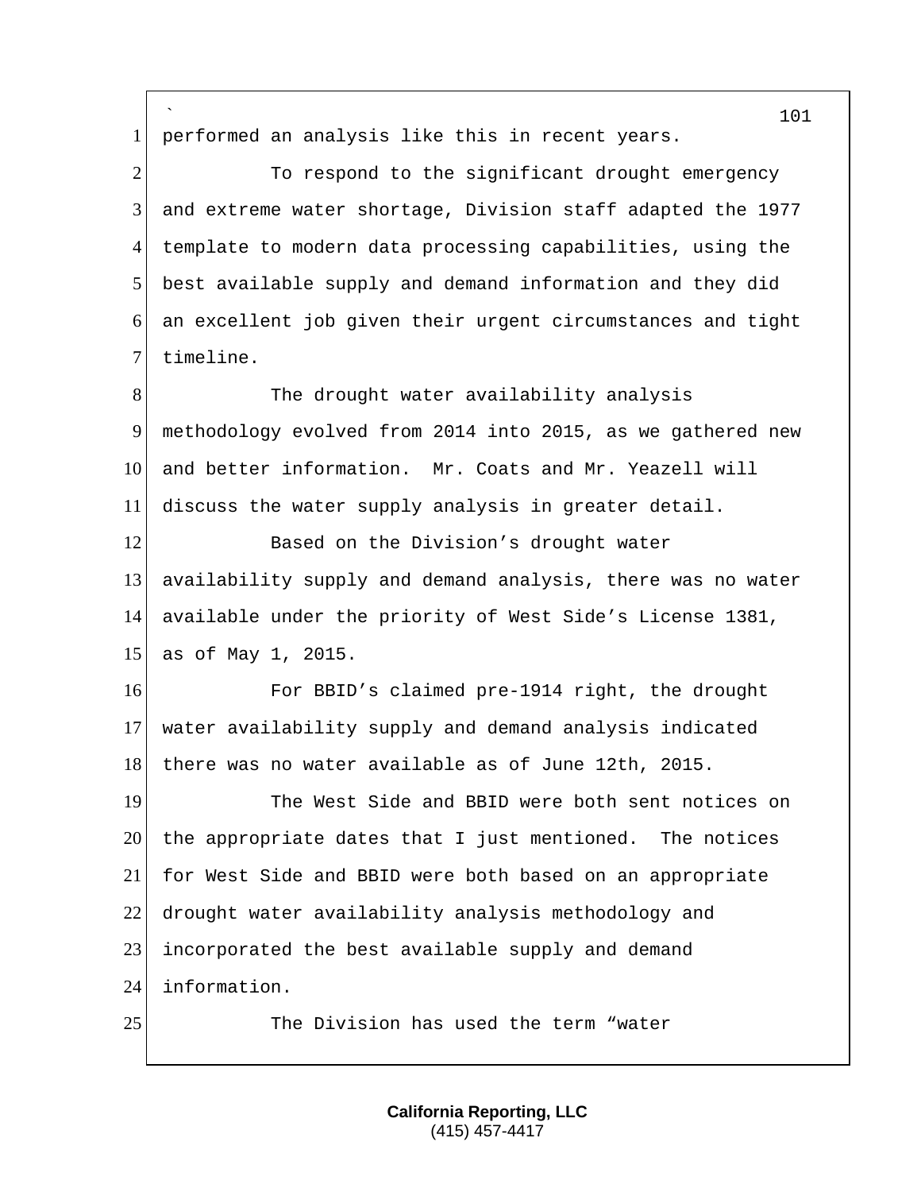performed an analysis like this in recent years.

To respond to the significant drought emergency and extreme water shortage, Division staff adapted the 1977 template to modern data processing capabilities, using the best available supply and demand information and they did an excellent job given their urgent circumstances and tight timeline.

The drought water availability analysis methodology evolved from 2014 into 2015, as we gathered new and better information. Mr. Coats and Mr. Yeazell will discuss the water supply analysis in greater detail.

Based on the Division's drought water availability supply and demand analysis, there was no water available under the priority of West Side's License 1381, as of May 1, 2015.

For BBID's claimed pre-1914 right, the drought water availability supply and demand analysis indicated there was no water available as of June 12th, 2015.

The West Side and BBID were both sent notices on the appropriate dates that I just mentioned. The notices for West Side and BBID were both based on an appropriate drought water availability analysis methodology and incorporated the best available supply and demand information.

The Division has used the term "water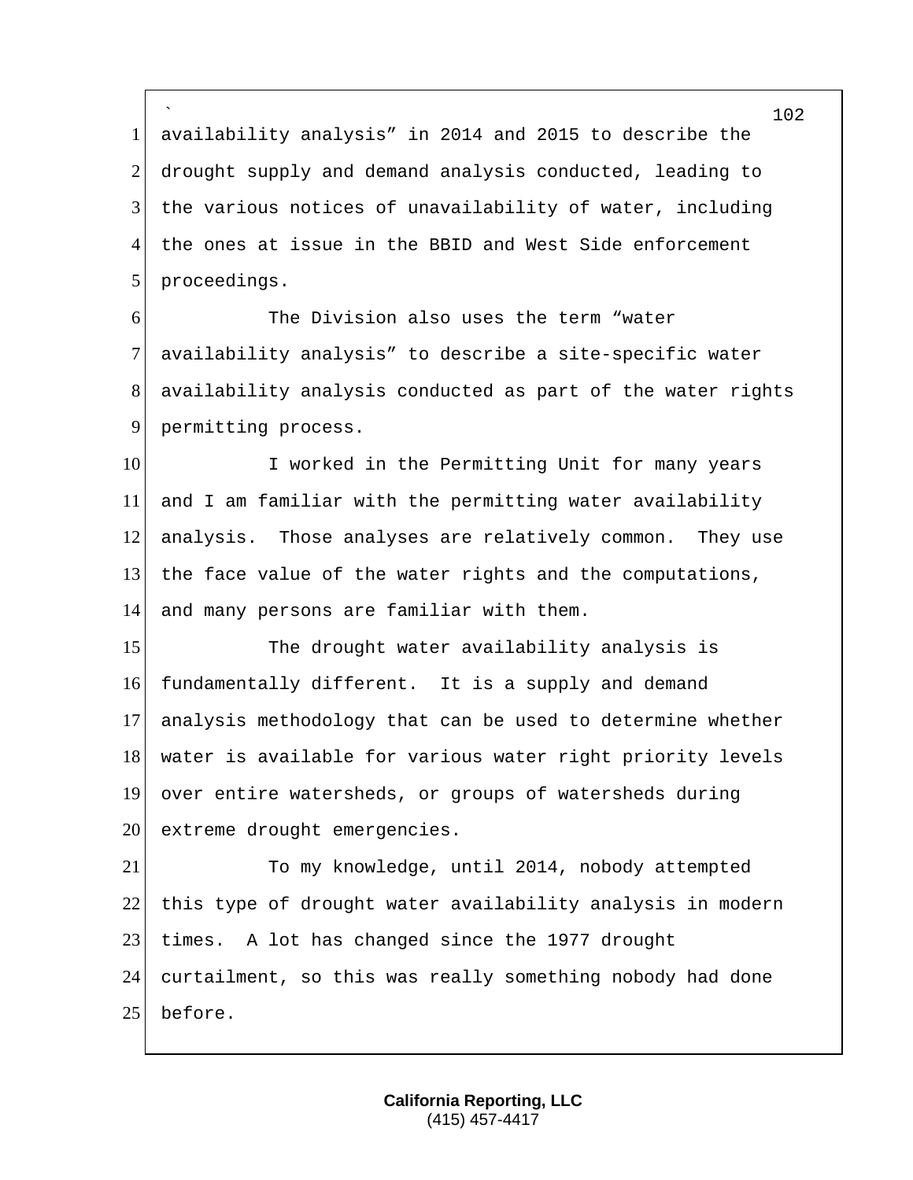availability analysis" in 2014 and 2015 to describe the drought supply and demand analysis conducted, leading to the various notices of unavailability of water, including the ones at issue in the BBID and West Side enforcement proceedings.

The Division also uses the term "water availability analysis" to describe a site-specific water availability analysis conducted as part of the water rights permitting process.

I worked in the Permitting Unit for many years and I am familiar with the permitting water availability analysis. Those analyses are relatively common. They use the face value of the water rights and the computations, and many persons are familiar with them.

The drought water availability analysis is fundamentally different. It is a supply and demand analysis methodology that can be used to determine whether water is available for various water right priority levels over entire watersheds, or groups of watersheds during extreme drought emergencies.

To my knowledge, until 2014, nobody attempted this type of drought water availability analysis in modern times. A lot has changed since the 1977 drought curtailment, so this was really something nobody had done before.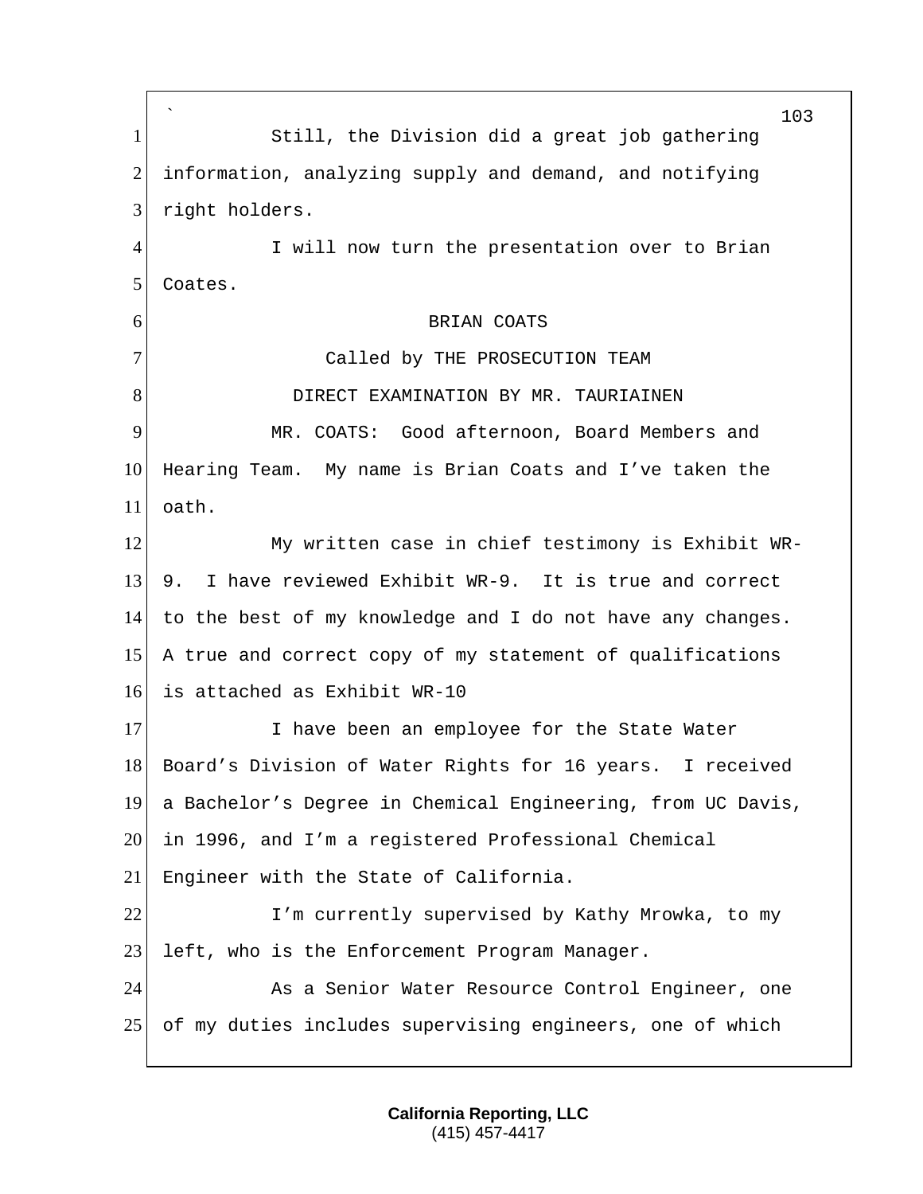Still, the Division did a great job gathering information, analyzing supply and demand, and notifying right holders.

I will now turn the presentation over to Brian Coates.

BRIAN COATS

Called by THE PROSECUTION TEAM

DIRECT EXAMINATION BY MR. TAURIAINEN

MR. COATS: Good afternoon, Board Members and Hearing Team. My name is Brian Coats and I've taken the oath.

My written case in chief testimony is Exhibit WR-9. I have reviewed Exhibit WR-9. It is true and correct to the best of my knowledge and I do not have any changes. A true and correct copy of my statement of qualifications is attached as Exhibit WR-10

I have been an employee for the State Water Board's Division of Water Rights for 16 years. I received a Bachelor's Degree in Chemical Engineering, from UC Davis, in 1996, and I'm a registered Professional Chemical Engineer with the State of California.

I'm currently supervised by Kathy Mrowka, to my left, who is the Enforcement Program Manager.

As a Senior Water Resource Control Engineer, one of my duties includes supervising engineers, one of which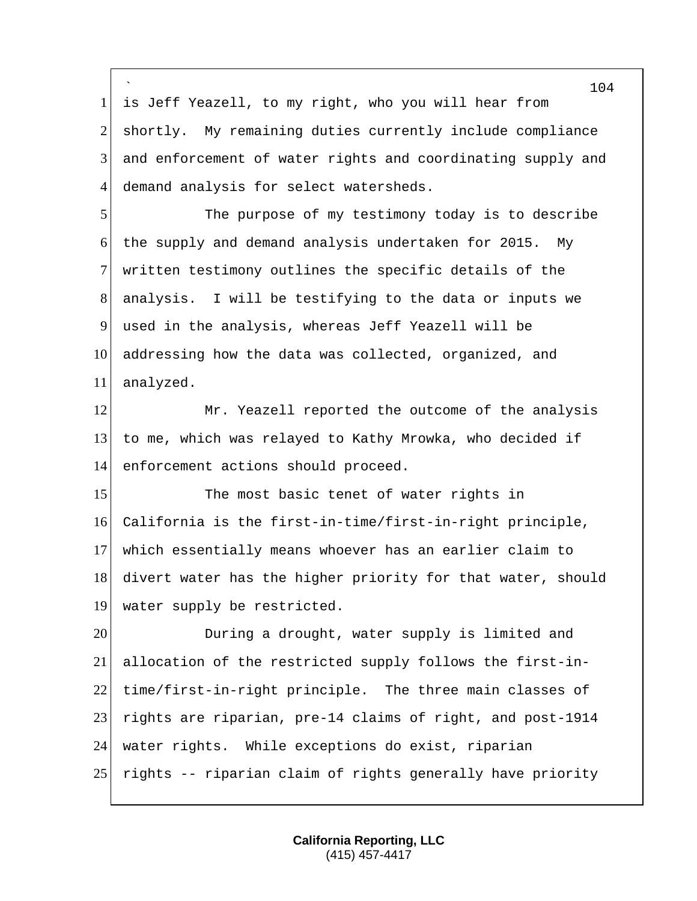is Jeff Yeazell, to my right, who you will hear from shortly. My remaining duties currently include compliance and enforcement of water rights and coordinating supply and demand analysis for select watersheds.

The purpose of my testimony today is to describe the supply and demand analysis undertaken for 2015. My written testimony outlines the specific details of the analysis. I will be testifying to the data or inputs we used in the analysis, whereas Jeff Yeazell will be addressing how the data was collected, organized, and analyzed.

Mr. Yeazell reported the outcome of the analysis to me, which was relayed to Kathy Mrowka, who decided if enforcement actions should proceed.

The most basic tenet of water rights in California is the first-in-time/first-in-right principle, which essentially means whoever has an earlier claim to divert water has the higher priority for that water, should water supply be restricted.

During a drought, water supply is limited and allocation of the restricted supply follows the first-in-time/first-in-right principle. The three main classes of rights are riparian, pre-14 claims of right, and post-1914 water rights. While exceptions do exist, riparian rights -- riparian claim of rights generally have priority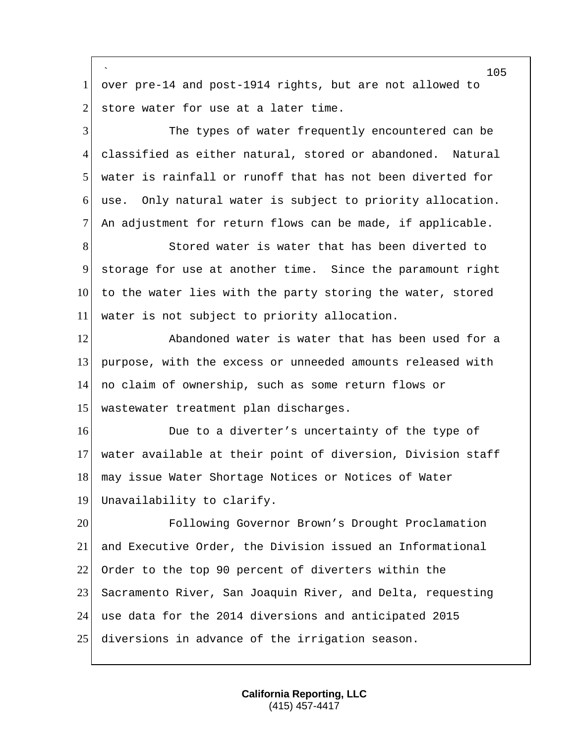over pre-14 and post-1914 rights, but are not allowed to store water for use at a later time.

The types of water frequently encountered can be classified as either natural, stored or abandoned. Natural water is rainfall or runoff that has not been diverted for use. Only natural water is subject to priority allocation. An adjustment for return flows can be made, if applicable.

Stored water is water that has been diverted to storage for use at another time. Since the paramount right to the water lies with the party storing the water, stored water is not subject to priority allocation.

Abandoned water is water that has been used for a purpose, with the excess or unneeded amounts released with no claim of ownership, such as some return flows or wastewater treatment plan discharges.

Due to a diverter’s uncertainty of the type of water available at their point of diversion, Division staff may issue Water Shortage Notices or Notices of Water Unavailability to clarify.

Following Governor Brown’s Drought Proclamation and Executive Order, the Division issued an Informational Order to the top 90 percent of diverters within the Sacramento River, San Joaquin River, and Delta, requesting use data for the 2014 diversions and anticipated 2015 diversions in advance of the irrigation season.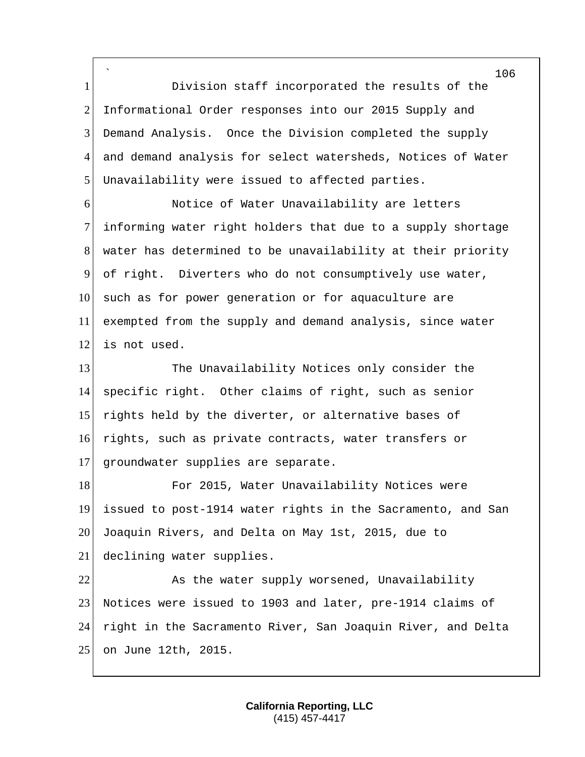Division staff incorporated the results of the Informational Order responses into our 2015 Supply and Demand Analysis. Once the Division completed the supply and demand analysis for select watersheds, Notices of Water Unavailability were issued to affected parties.

Notice of Water Unavailability are letters informing water right holders that due to a supply shortage water has determined to be unavailability at their priority of right. Diverters who do not consumptively use water, such as for power generation or for aquaculture are exempted from the supply and demand analysis, since water is not used.

The Unavailability Notices only consider the specific right. Other claims of right, such as senior rights held by the diverter, or alternative bases of rights, such as private contracts, water transfers or groundwater supplies are separate.

For 2015, Water Unavailability Notices were issued to post-1914 water rights in the Sacramento, and San Joaquin Rivers, and Delta on May 1st, 2015, due to declining water supplies.

As the water supply worsened, Unavailability Notices were issued to 1903 and later, pre-1914 claims of right in the Sacramento River, San Joaquin River, and Delta on June 12th, 2015.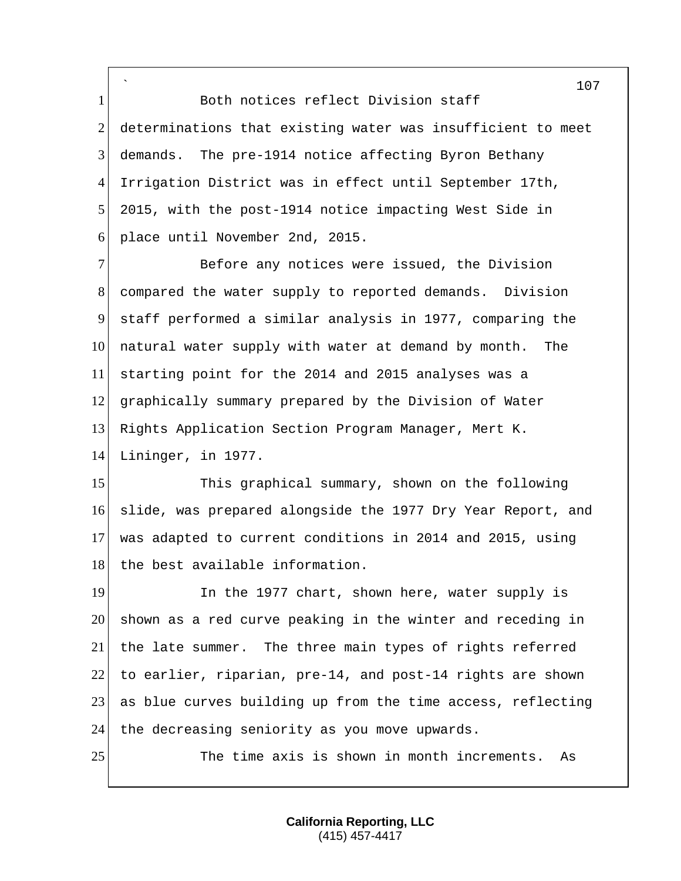Both notices reflect Division staff determinations that existing water was insufficient to meet demands. The pre-1914 notice affecting Byron Bethany Irrigation District was in effect until September 17th, 2015, with the post-1914 notice impacting West Side in place until November 2nd, 2015.

Before any notices were issued, the Division compared the water supply to reported demands. Division staff performed a similar analysis in 1977, comparing the natural water supply with water at demand by month. The starting point for the 2014 and 2015 analyses was a graphically summary prepared by the Division of Water Rights Application Section Program Manager, Mert K. Lininger, in 1977.

This graphical summary, shown on the following slide, was prepared alongside the 1977 Dry Year Report, and was adapted to current conditions in 2014 and 2015, using the best available information.

In the 1977 chart, shown here, water supply is shown as a red curve peaking in the winter and receding in the late summer. The three main types of rights referred to earlier, riparian, pre-14, and post-14 rights are shown as blue curves building up from the time access, reflecting the decreasing seniority as you move upwards.

The time axis is shown in month increments. As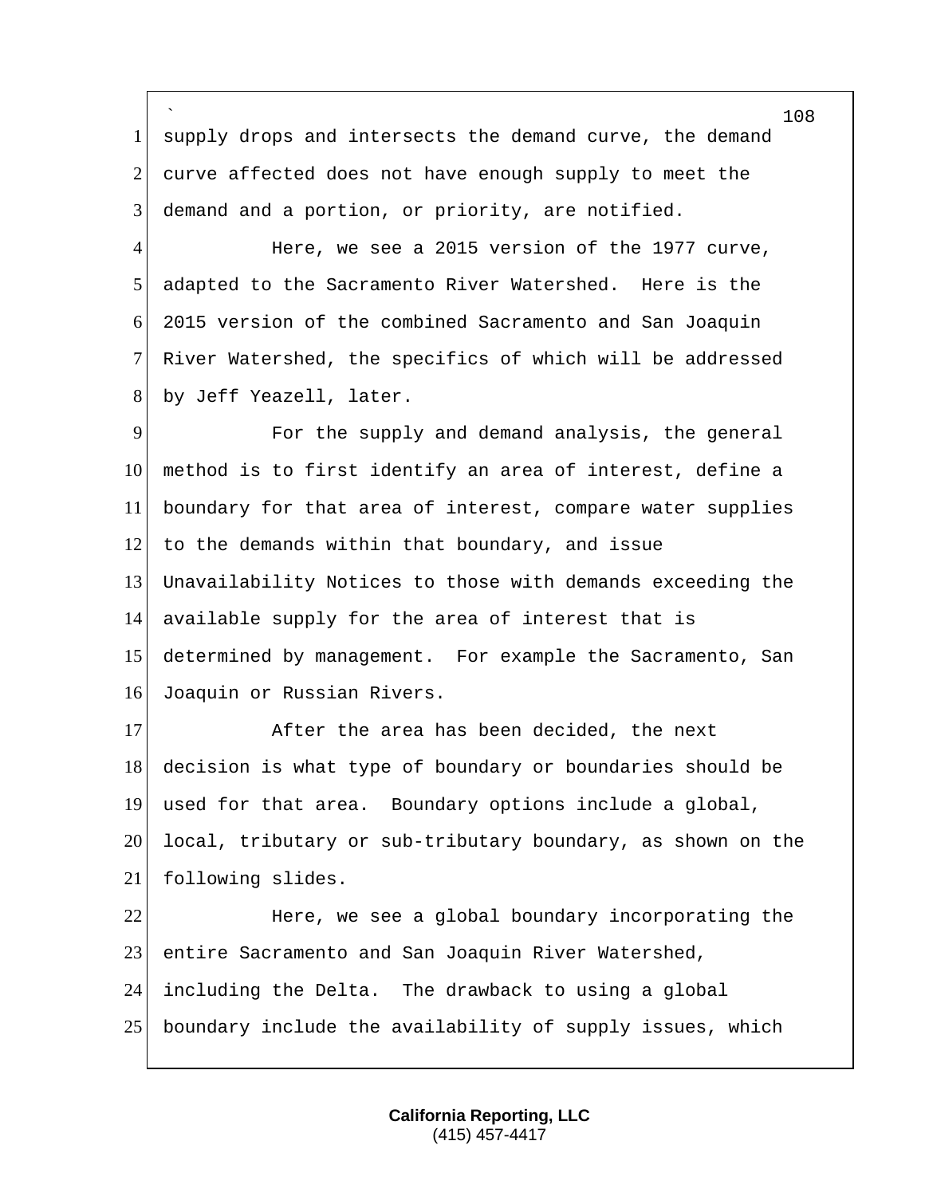supply drops and intersects the demand curve, the demand curve affected does not have enough supply to meet the demand and a portion, or priority, are notified.

Here, we see a 2015 version of the 1977 curve, adapted to the Sacramento River Watershed. Here is the 2015 version of the combined Sacramento and San Joaquin River Watershed, the specifics of which will be addressed by Jeff Yeazell, later.

For the supply and demand analysis, the general method is to first identify an area of interest, define a boundary for that area of interest, compare water supplies to the demands within that boundary, and issue Unavailability Notices to those with demands exceeding the available supply for the area of interest that is determined by management. For example the Sacramento, San Joaquin or Russian Rivers.

After the area has been decided, the next decision is what type of boundary or boundaries should be used for that area. Boundary options include a global, local, tributary or sub-tributary boundary, as shown on the following slides.

Here, we see a global boundary incorporating the entire Sacramento and San Joaquin River Watershed, including the Delta. The drawback to using a global boundary include the availability of supply issues, which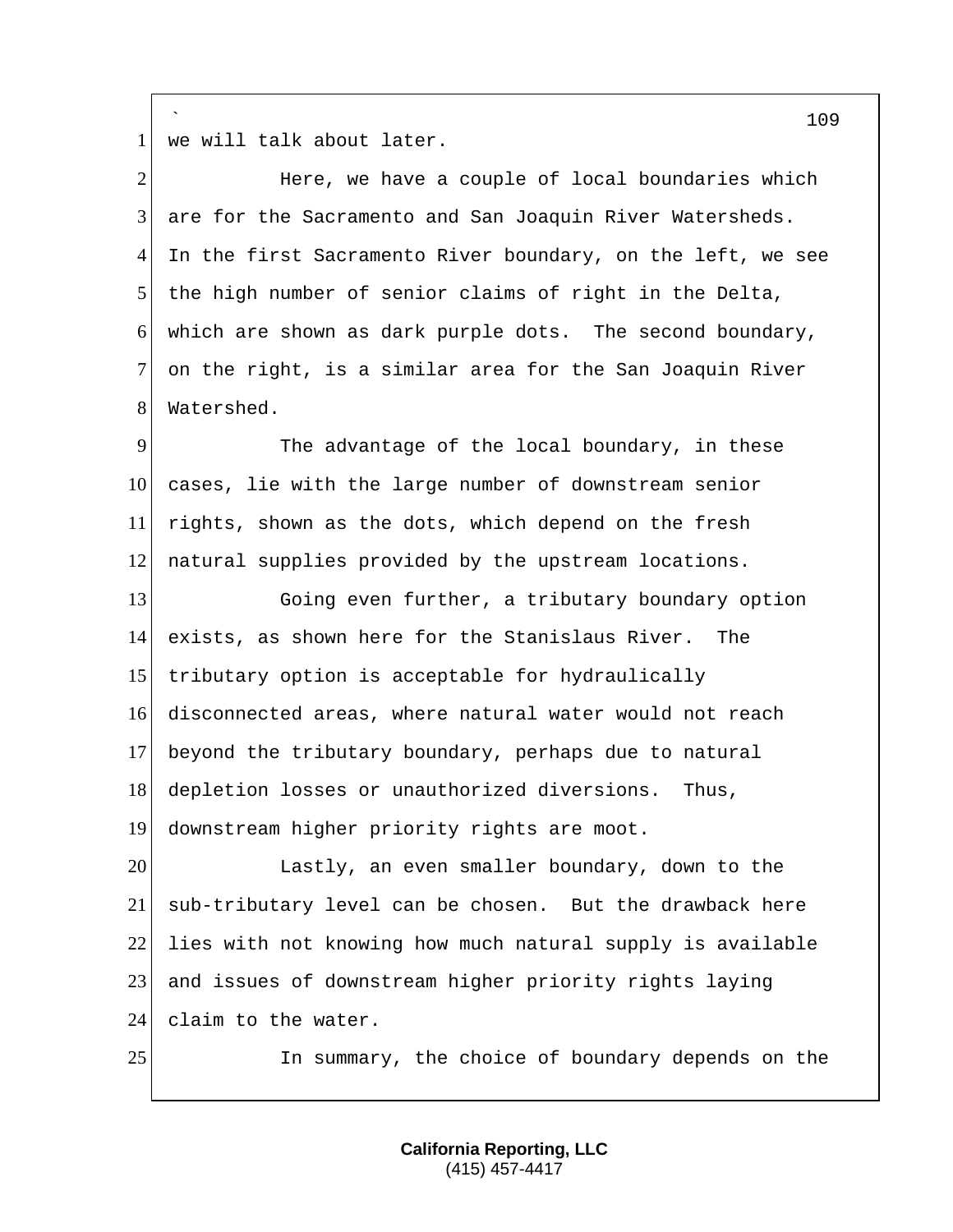we will talk about later.

Here, we have a couple of local boundaries which are for the Sacramento and San Joaquin River Watersheds. In the first Sacramento River boundary, on the left, we see the high number of senior claims of right in the Delta, which are shown as dark purple dots. The second boundary, on the right, is a similar area for the San Joaquin River Watershed.

The advantage of the local boundary, in these cases, lie with the large number of downstream senior rights, shown as the dots, which depend on the fresh natural supplies provided by the upstream locations.

Going even further, a tributary boundary option exists, as shown here for the Stanislaus River. The tributary option is acceptable for hydraulically disconnected areas, where natural water would not reach beyond the tributary boundary, perhaps due to natural depletion losses or unauthorized diversions. Thus, downstream higher priority rights are moot.

Lastly, an even smaller boundary, down to the sub-tributary level can be chosen. But the drawback here lies with not knowing how much natural supply is available and issues of downstream higher priority rights laying claim to the water.

In summary, the choice of boundary depends on the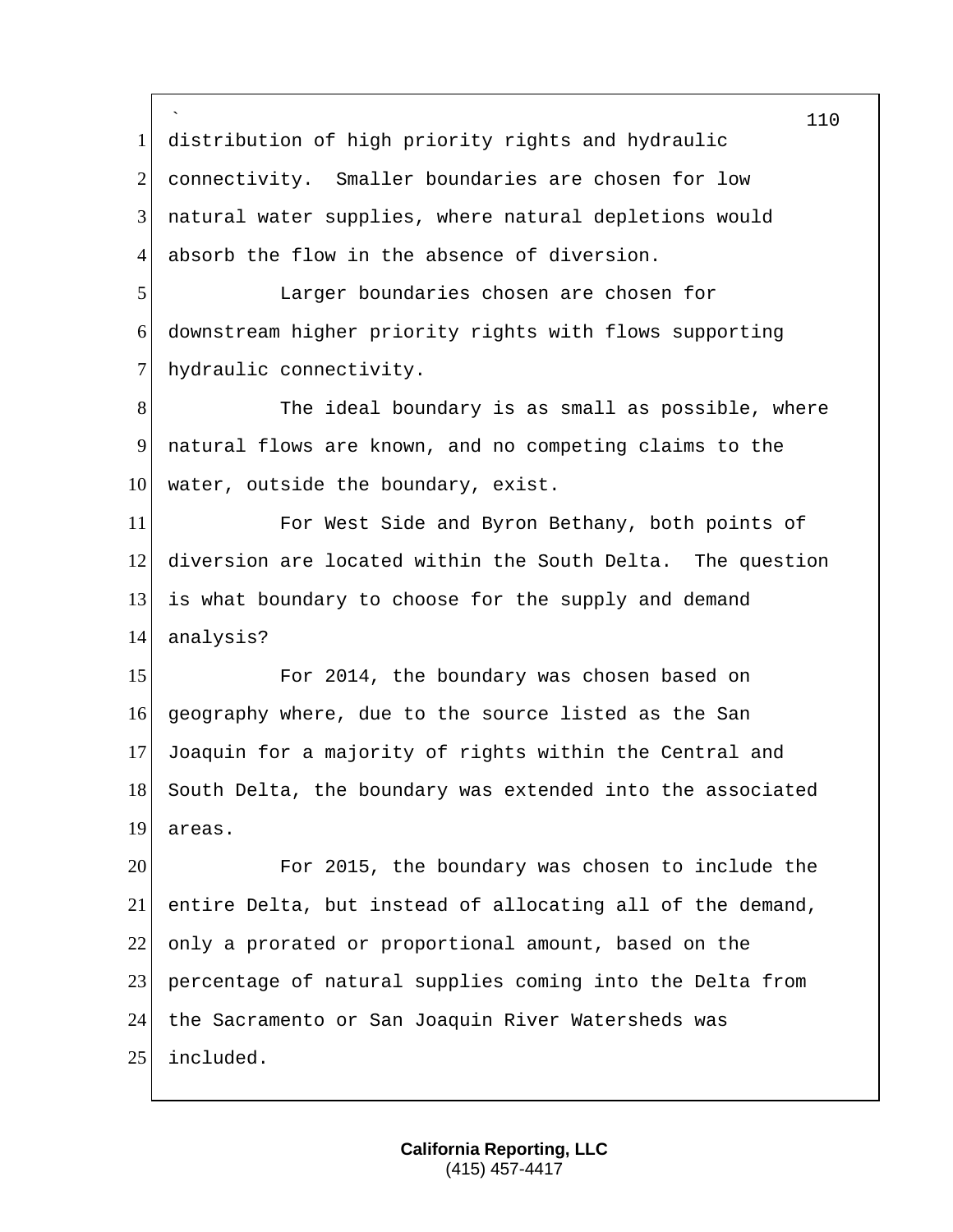distribution of high priority rights and hydraulic connectivity. Smaller boundaries are chosen for low natural water supplies, where natural depletions would absorb the flow in the absence of diversion.

Larger boundaries chosen are chosen for downstream higher priority rights with flows supporting hydraulic connectivity.

The ideal boundary is as small as possible, where natural flows are known, and no competing claims to the water, outside the boundary, exist.

For West Side and Byron Bethany, both points of diversion are located within the South Delta. The question is what boundary to choose for the supply and demand analysis?

For 2014, the boundary was chosen based on geography where, due to the source listed as the San Joaquin for a majority of rights within the Central and South Delta, the boundary was extended into the associated areas.

For 2015, the boundary was chosen to include the entire Delta, but instead of allocating all of the demand, only a prorated or proportional amount, based on the percentage of natural supplies coming into the Delta from the Sacramento or San Joaquin River Watersheds was included.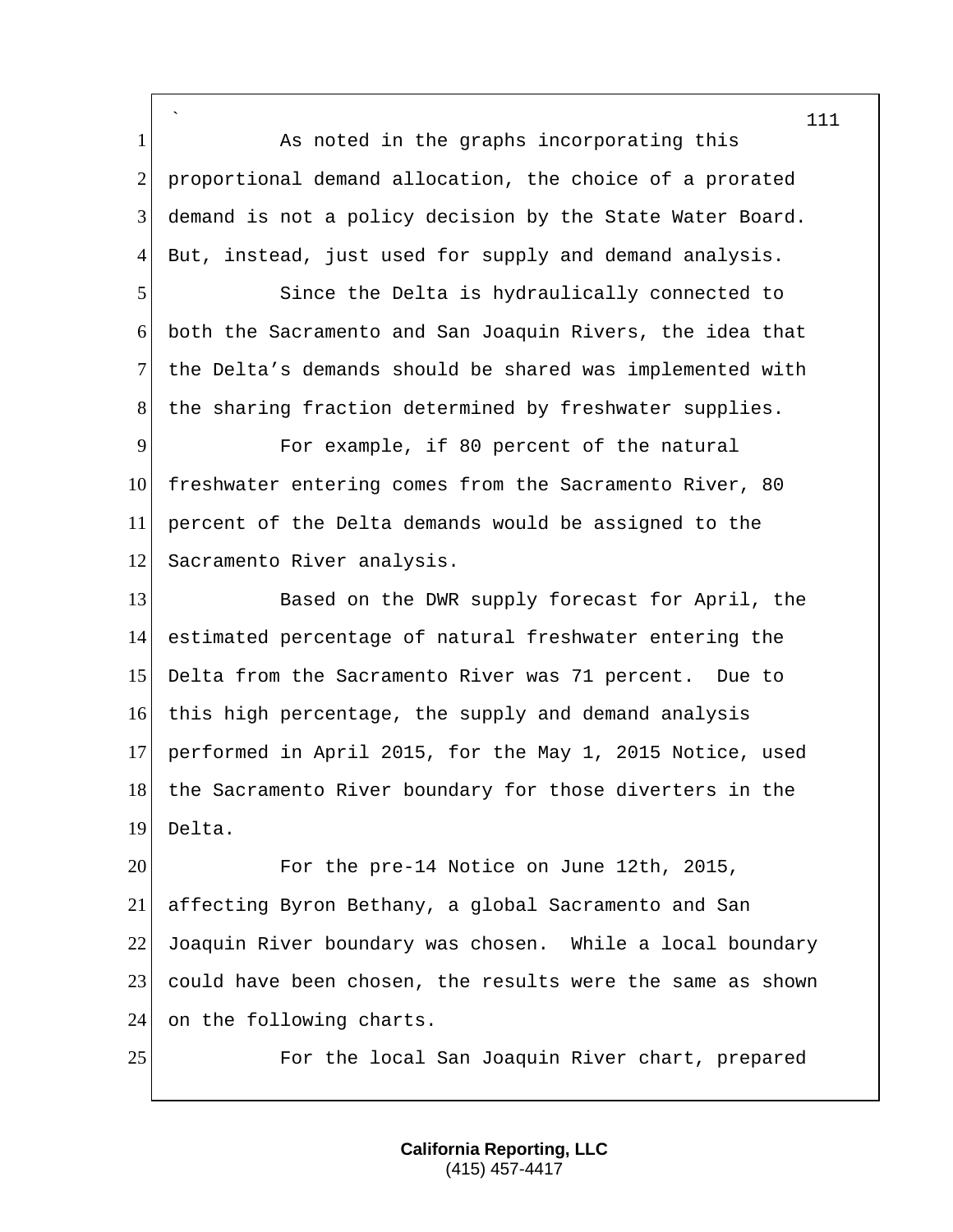As noted in the graphs incorporating this proportional demand allocation, the choice of a prorated demand is not a policy decision by the State Water Board. But, instead, just used for supply and demand analysis.

Since the Delta is hydraulically connected to both the Sacramento and San Joaquin Rivers, the idea that the Delta's demands should be shared was implemented with the sharing fraction determined by freshwater supplies.

For example, if 80 percent of the natural freshwater entering comes from the Sacramento River, 80 percent of the Delta demands would be assigned to the Sacramento River analysis.

Based on the DWR supply forecast for April, the estimated percentage of natural freshwater entering the Delta from the Sacramento River was 71 percent. Due to this high percentage, the supply and demand analysis performed in April 2015, for the May 1, 2015 Notice, used the Sacramento River boundary for those diverters in the Delta.

For the pre-14 Notice on June 12th, 2015, affecting Byron Bethany, a global Sacramento and San Joaquin River boundary was chosen. While a local boundary could have been chosen, the results were the same as shown on the following charts.

For the local San Joaquin River chart, prepared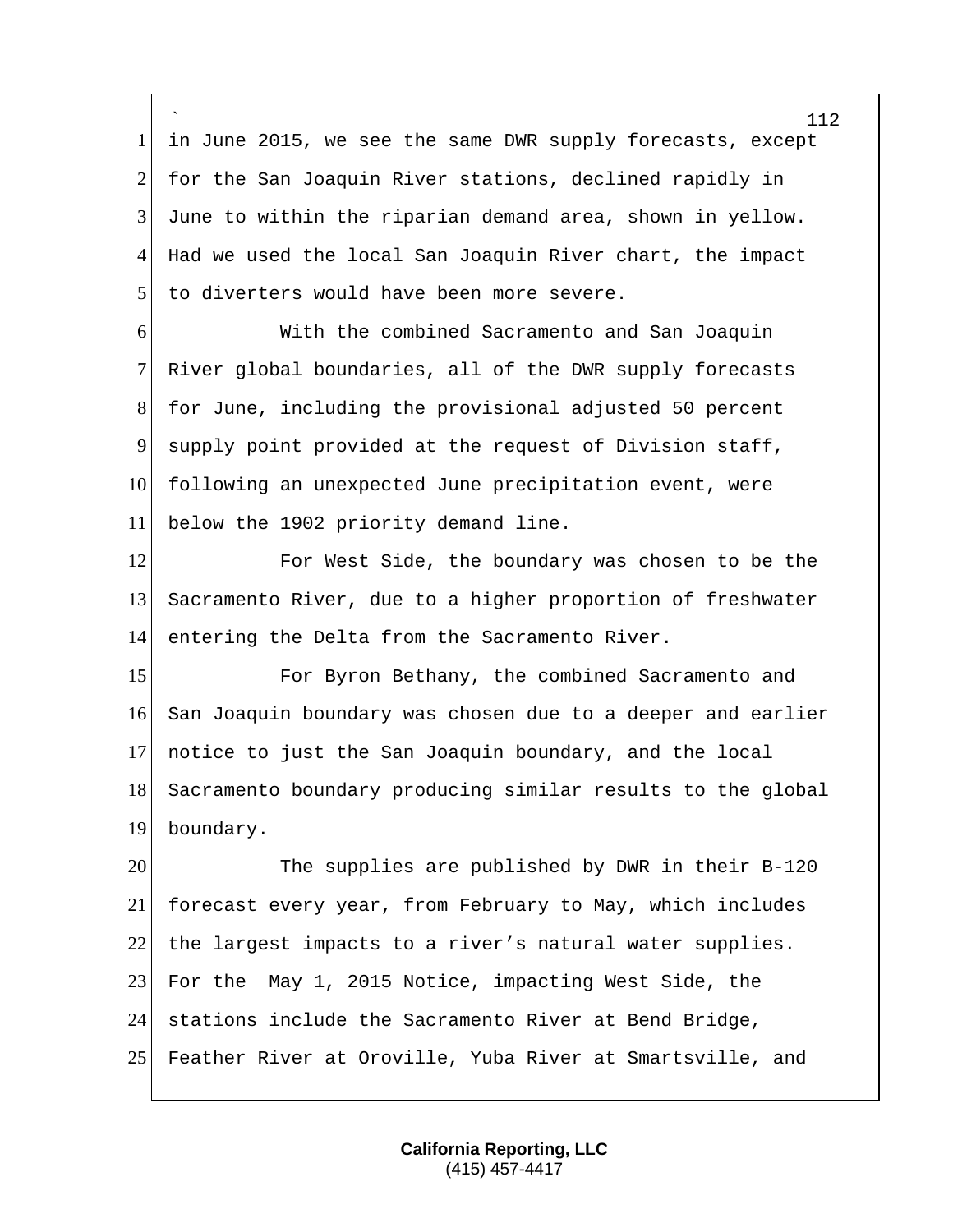in June 2015, we see the same DWR supply forecasts, except for the San Joaquin River stations, declined rapidly in June to within the riparian demand area, shown in yellow. Had we used the local San Joaquin River chart, the impact to diverters would have been more severe.

With the combined Sacramento and San Joaquin River global boundaries, all of the DWR supply forecasts for June, including the provisional adjusted 50 percent supply point provided at the request of Division staff, following an unexpected June precipitation event, were below the 1902 priority demand line.

For West Side, the boundary was chosen to be the Sacramento River, due to a higher proportion of freshwater entering the Delta from the Sacramento River.

For Byron Bethany, the combined Sacramento and San Joaquin boundary was chosen due to a deeper and earlier notice to just the San Joaquin boundary, and the local Sacramento boundary producing similar results to the global boundary.

The supplies are published by DWR in their B-120 forecast every year, from February to May, which includes the largest impacts to a river's natural water supplies. For the May 1, 2015 Notice, impacting West Side, the stations include the Sacramento River at Bend Bridge, Feather River at Oroville, Yuba River at Smartsville, and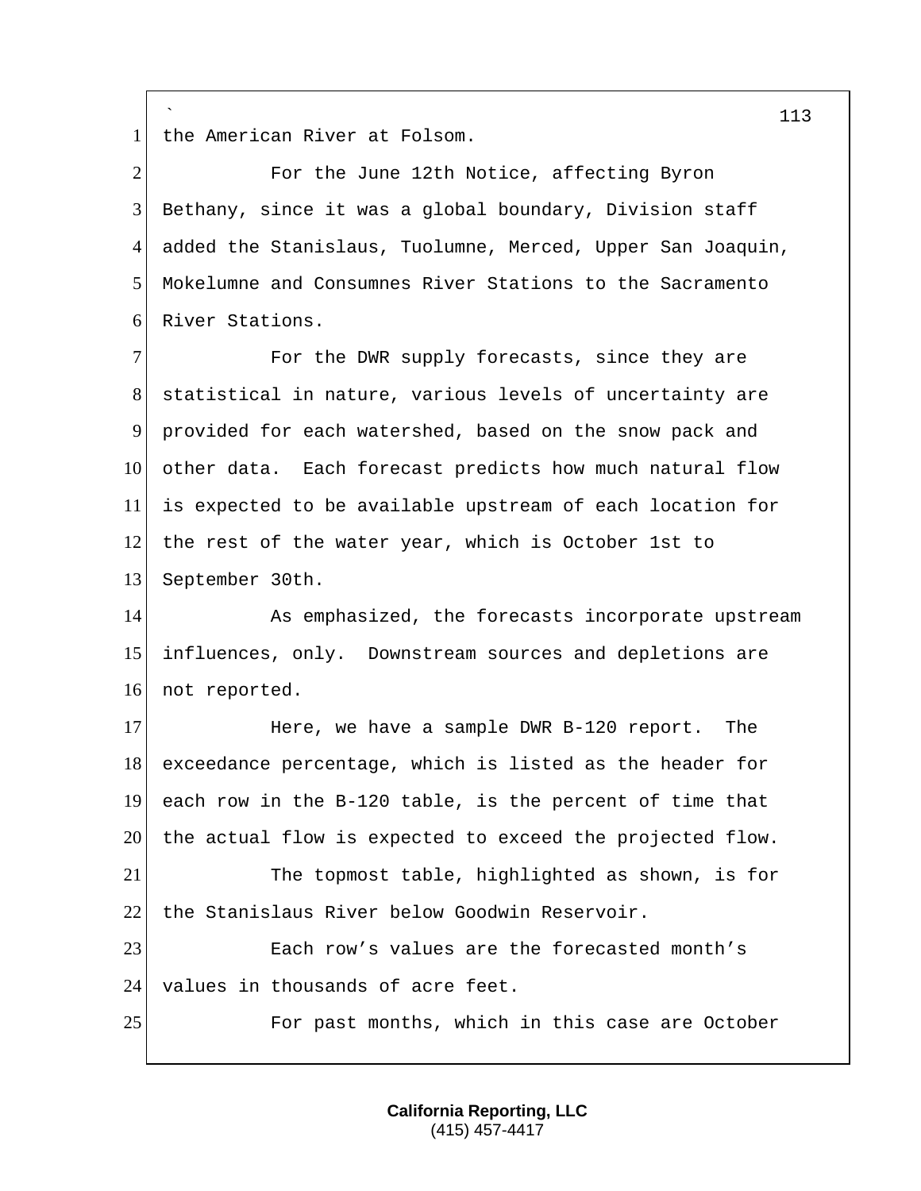the American River at Folsom.

For the June 12th Notice, affecting Byron Bethany, since it was a global boundary, Division staff added the Stanislaus, Tuolumne, Merced, Upper San Joaquin, Mokelumne and Consumnes River Stations to the Sacramento River Stations.

For the DWR supply forecasts, since they are statistical in nature, various levels of uncertainty are provided for each watershed, based on the snow pack and other data. Each forecast predicts how much natural flow is expected to be available upstream of each location for the rest of the water year, which is October 1st to September 30th.

As emphasized, the forecasts incorporate upstream influences, only. Downstream sources and depletions are not reported.

Here, we have a sample DWR B-120 report. The exceedance percentage, which is listed as the header for each row in the B-120 table, is the percent of time that the actual flow is expected to exceed the projected flow.

The topmost table, highlighted as shown, is for the Stanislaus River below Goodwin Reservoir.

Each row's values are the forecasted month's values in thousands of acre feet.

For past months, which in this case are October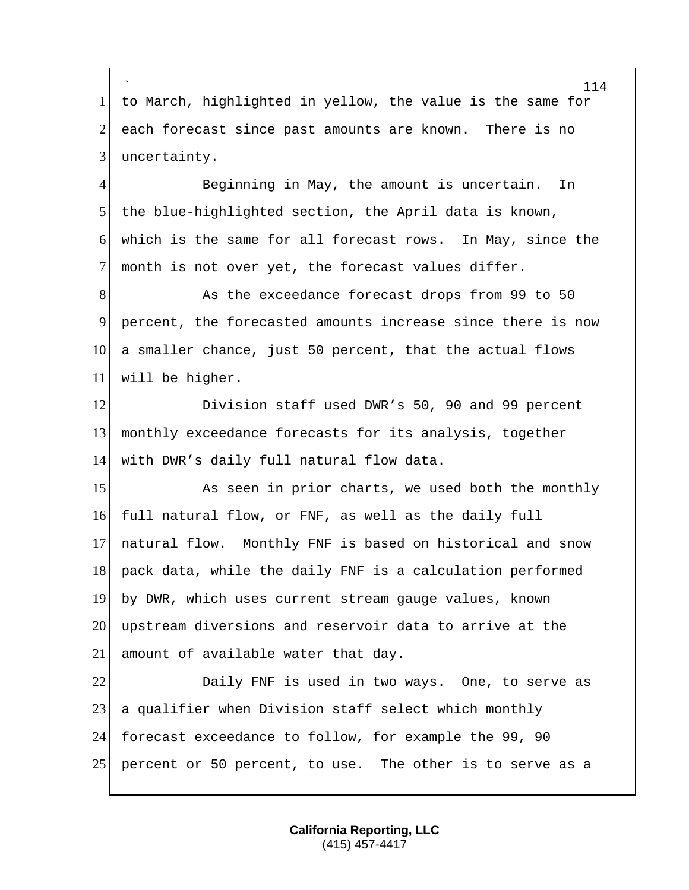to March, highlighted in yellow, the value is the same for each forecast since past amounts are known. There is no uncertainty.

Beginning in May, the amount is uncertain. In the blue-highlighted section, the April data is known, which is the same for all forecast rows. In May, since the month is not over yet, the forecast values differ.

As the exceedance forecast drops from 99 to 50 percent, the forecasted amounts increase since there is now a smaller chance, just 50 percent, that the actual flows will be higher.

Division staff used DWR's 50, 90 and 99 percent monthly exceedance forecasts for its analysis, together with DWR's daily full natural flow data.

As seen in prior charts, we used both the monthly full natural flow, or FNF, as well as the daily full natural flow. Monthly FNF is based on historical and snow pack data, while the daily FNF is a calculation performed by DWR, which uses current stream gauge values, known upstream diversions and reservoir data to arrive at the amount of available water that day.

Daily FNF is used in two ways. One, to serve as a qualifier when Division staff select which monthly forecast exceedance to follow, for example the 99, 90 percent or 50 percent, to use. The other is to serve as a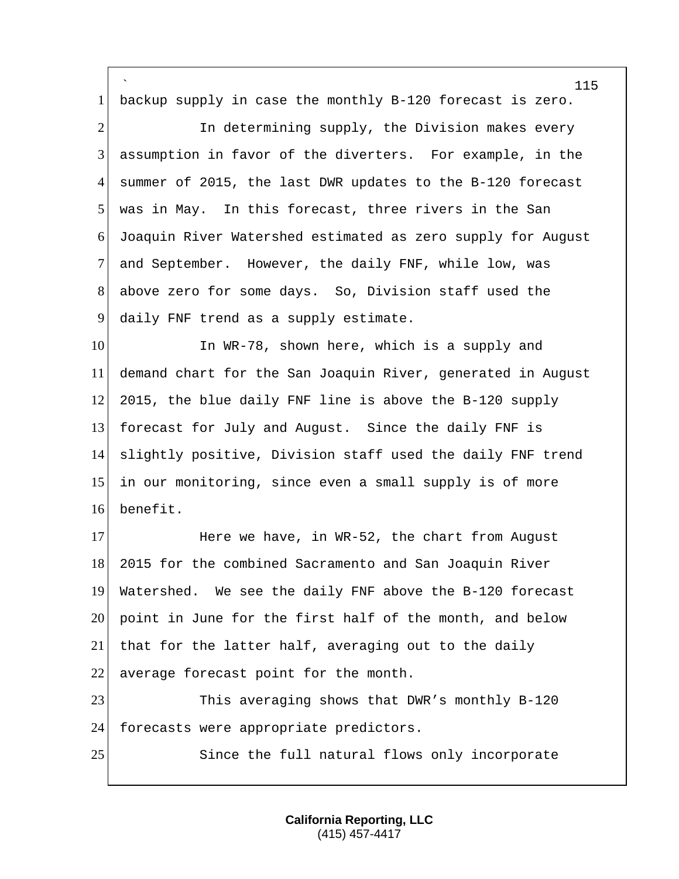backup supply in case the monthly B-120 forecast is zero.

In determining supply, the Division makes every assumption in favor of the diverters. For example, in the summer of 2015, the last DWR updates to the B-120 forecast was in May. In this forecast, three rivers in the San Joaquin River Watershed estimated as zero supply for August and September. However, the daily FNF, while low, was above zero for some days. So, Division staff used the daily FNF trend as a supply estimate.

In WR-78, shown here, which is a supply and demand chart for the San Joaquin River, generated in August 2015, the blue daily FNF line is above the B-120 supply forecast for July and August. Since the daily FNF is slightly positive, Division staff used the daily FNF trend in our monitoring, since even a small supply is of more benefit.

Here we have, in WR-52, the chart from August 2015 for the combined Sacramento and San Joaquin River Watershed. We see the daily FNF above the B-120 forecast point in June for the first half of the month, and below that for the latter half, averaging out to the daily average forecast point for the month.

This averaging shows that DWR's monthly B-120 forecasts were appropriate predictors.

Since the full natural flows only incorporate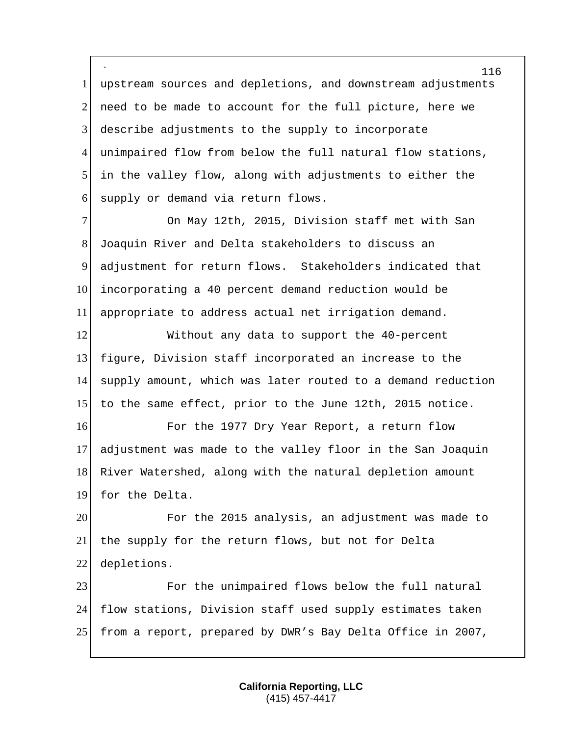upstream sources and depletions, and downstream adjustments need to be made to account for the full picture, here we describe adjustments to the supply to incorporate unimpaired flow from below the full natural flow stations, in the valley flow, along with adjustments to either the supply or demand via return flows.

On May 12th, 2015, Division staff met with San Joaquin River and Delta stakeholders to discuss an adjustment for return flows. Stakeholders indicated that incorporating a 40 percent demand reduction would be appropriate to address actual net irrigation demand.

Without any data to support the 40-percent figure, Division staff incorporated an increase to the supply amount, which was later routed to a demand reduction to the same effect, prior to the June 12th, 2015 notice.

For the 1977 Dry Year Report, a return flow adjustment was made to the valley floor in the San Joaquin River Watershed, along with the natural depletion amount for the Delta.

For the 2015 analysis, an adjustment was made to the supply for the return flows, but not for Delta depletions.

For the unimpaired flows below the full natural flow stations, Division staff used supply estimates taken from a report, prepared by DWR's Bay Delta Office in 2007,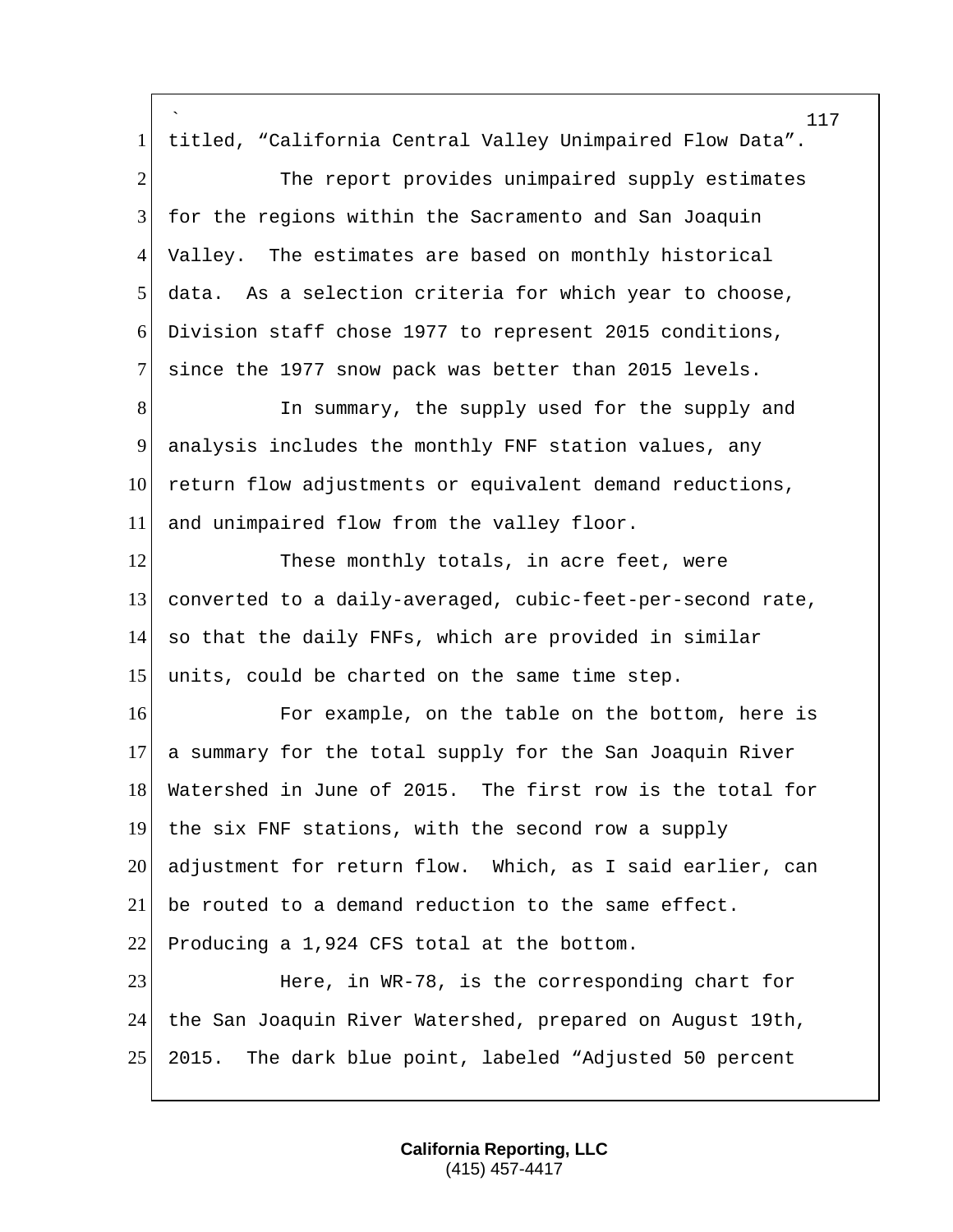titled, “California Central Valley Unimpaired Flow Data”.

The report provides unimpaired supply estimates for the regions within the Sacramento and San Joaquin Valley. The estimates are based on monthly historical data. As a selection criteria for which year to choose, Division staff chose 1977 to represent 2015 conditions, since the 1977 snow pack was better than 2015 levels.

In summary, the supply used for the supply and analysis includes the monthly FNF station values, any return flow adjustments or equivalent demand reductions, and unimpaired flow from the valley floor.

These monthly totals, in acre feet, were converted to a daily-averaged, cubic-feet-per-second rate, so that the daily FNFs, which are provided in similar units, could be charted on the same time step.

For example, on the table on the bottom, here is a summary for the total supply for the San Joaquin River Watershed in June of 2015. The first row is the total for the six FNF stations, with the second row a supply adjustment for return flow. Which, as I said earlier, can be routed to a demand reduction to the same effect. Producing a 1,924 CFS total at the bottom.

Here, in WR-78, is the corresponding chart for the San Joaquin River Watershed, prepared on August 19th, 2015. The dark blue point, labeled “Adjusted 50 percent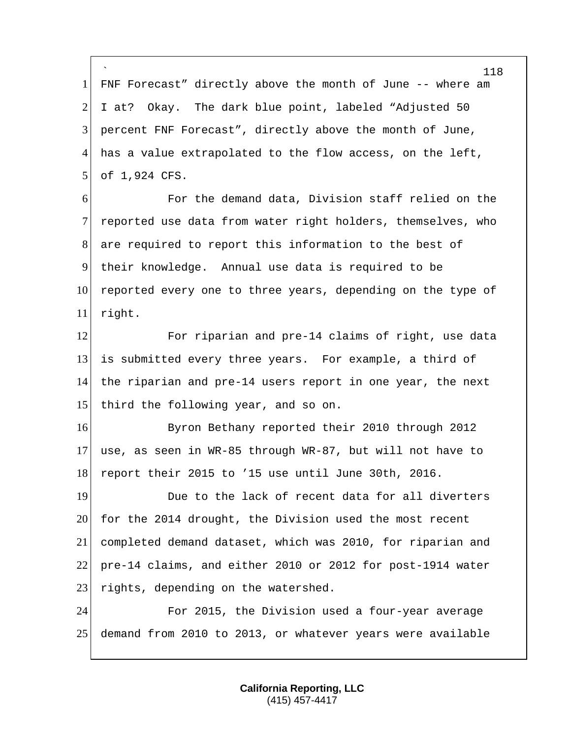FNF Forecast” directly above the month of June -- where am I at? Okay. The dark blue point, labeled “Adjusted 50 percent FNF Forecast”, directly above the month of June, has a value extrapolated to the flow access, on the left, of 1,924 CFS.

For the demand data, Division staff relied on the reported use data from water right holders, themselves, who are required to report this information to the best of their knowledge. Annual use data is required to be reported every one to three years, depending on the type of right.

For riparian and pre-14 claims of right, use data is submitted every three years. For example, a third of the riparian and pre-14 users report in one year, the next third the following year, and so on.

Byron Bethany reported their 2010 through 2012 use, as seen in WR-85 through WR-87, but will not have to report their 2015 to ’15 use until June 30th, 2016.

Due to the lack of recent data for all diverters for the 2014 drought, the Division used the most recent completed demand dataset, which was 2010, for riparian and pre-14 claims, and either 2010 or 2012 for post-1914 water rights, depending on the watershed.

For 2015, the Division used a four-year average demand from 2010 to 2013, or whatever years were available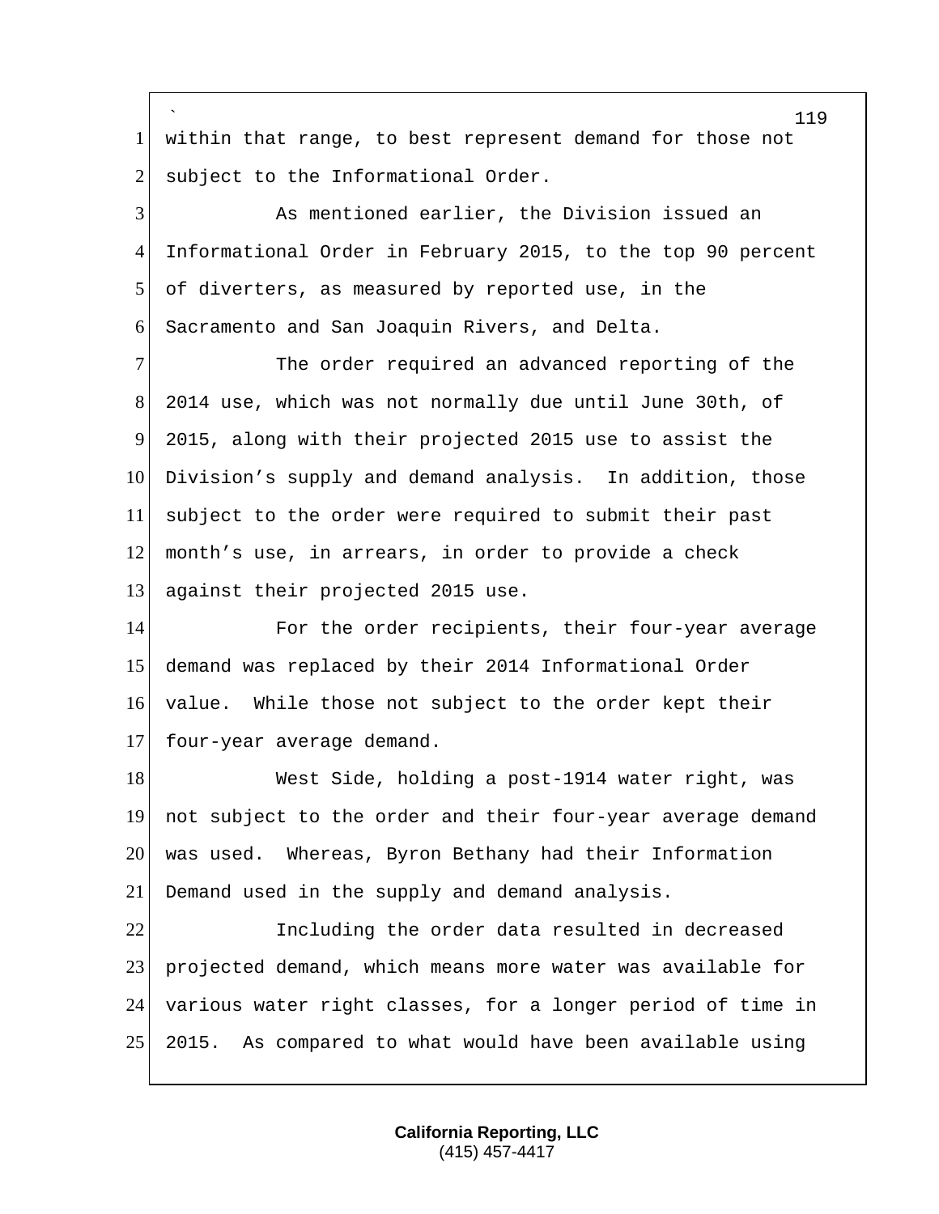within that range, to best represent demand for those not subject to the Informational Order.

As mentioned earlier, the Division issued an Informational Order in February 2015, to the top 90 percent of diverters, as measured by reported use, in the Sacramento and San Joaquin Rivers, and Delta.

The order required an advanced reporting of the 2014 use, which was not normally due until June 30th, of 2015, along with their projected 2015 use to assist the Division's supply and demand analysis. In addition, those subject to the order were required to submit their past month's use, in arrears, in order to provide a check against their projected 2015 use.

For the order recipients, their four-year average demand was replaced by their 2014 Informational Order value. While those not subject to the order kept their four-year average demand.

West Side, holding a post-1914 water right, was not subject to the order and their four-year average demand was used. Whereas, Byron Bethany had their Information Demand used in the supply and demand analysis.

Including the order data resulted in decreased projected demand, which means more water was available for various water right classes, for a longer period of time in 2015. As compared to what would have been available using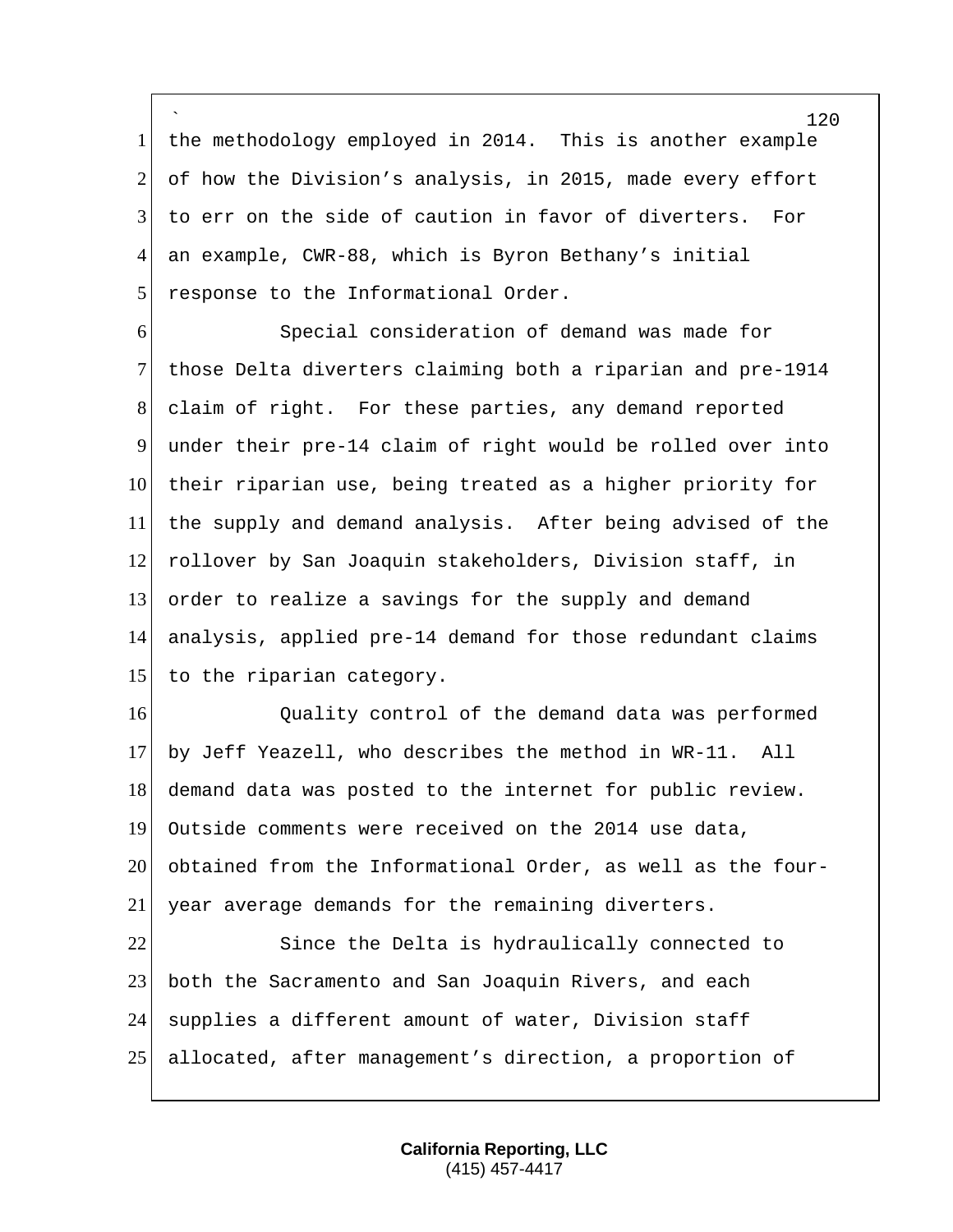the methodology employed in 2014. This is another example of how the Division's analysis, in 2015, made every effort to err on the side of caution in favor of diverters. For an example, CWR-88, which is Byron Bethany's initial response to the Informational Order.

Special consideration of demand was made for those Delta diverters claiming both a riparian and pre-1914 claim of right. For these parties, any demand reported under their pre-14 claim of right would be rolled over into their riparian use, being treated as a higher priority for the supply and demand analysis. After being advised of the rollover by San Joaquin stakeholders, Division staff, in order to realize a savings for the supply and demand analysis, applied pre-14 demand for those redundant claims to the riparian category.

Quality control of the demand data was performed by Jeff Yeazell, who describes the method in WR-11. All demand data was posted to the internet for public review. Outside comments were received on the 2014 use data, obtained from the Informational Order, as well as the four-year average demands for the remaining diverters.

Since the Delta is hydraulically connected to both the Sacramento and San Joaquin Rivers, and each supplies a different amount of water, Division staff allocated, after management's direction, a proportion of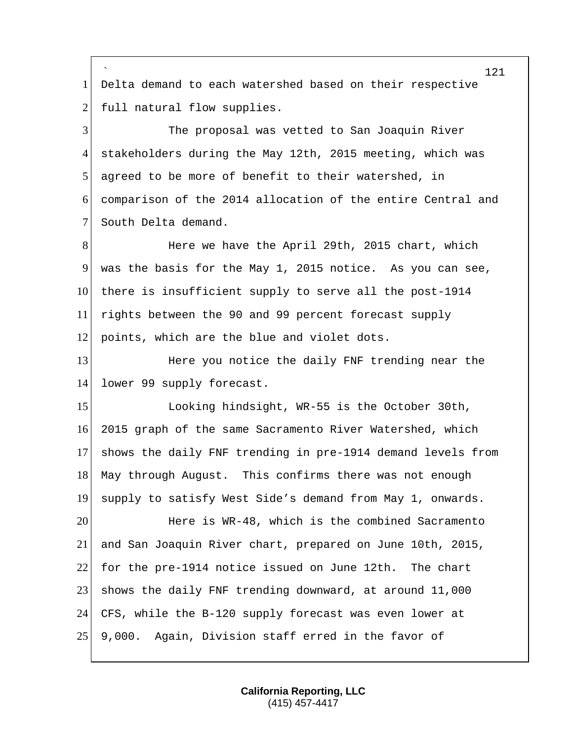Delta demand to each watershed based on their respective full natural flow supplies.

The proposal was vetted to San Joaquin River stakeholders during the May 12th, 2015 meeting, which was agreed to be more of benefit to their watershed, in comparison of the 2014 allocation of the entire Central and South Delta demand.

Here we have the April 29th, 2015 chart, which was the basis for the May 1, 2015 notice. As you can see, there is insufficient supply to serve all the post-1914 rights between the 90 and 99 percent forecast supply points, which are the blue and violet dots.

Here you notice the daily FNF trending near the lower 99 supply forecast.

Looking hindsight, WR-55 is the October 30th, 2015 graph of the same Sacramento River Watershed, which shows the daily FNF trending in pre-1914 demand levels from May through August. This confirms there was not enough supply to satisfy West Side's demand from May 1, onwards.

Here is WR-48, which is the combined Sacramento and San Joaquin River chart, prepared on June 10th, 2015, for the pre-1914 notice issued on June 12th. The chart shows the daily FNF trending downward, at around 11,000 CFS, while the B-120 supply forecast was even lower at 9,000. Again, Division staff erred in the favor of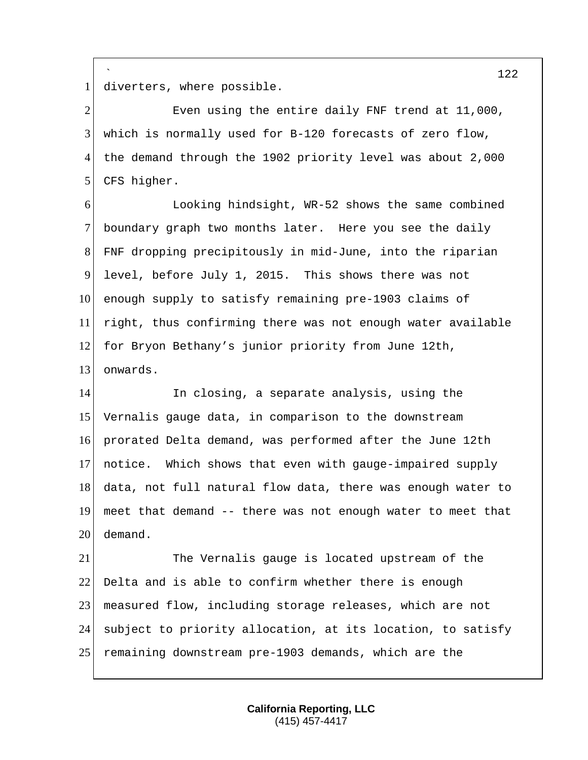diverters, where possible.

Even using the entire daily FNF trend at 11,000, which is normally used for B-120 forecasts of zero flow, the demand through the 1902 priority level was about 2,000 CFS higher.

Looking hindsight, WR-52 shows the same combined boundary graph two months later. Here you see the daily FNF dropping precipitously in mid-June, into the riparian level, before July 1, 2015. This shows there was not enough supply to satisfy remaining pre-1903 claims of right, thus confirming there was not enough water available for Bryon Bethany's junior priority from June 12th, onwards.

In closing, a separate analysis, using the Vernalis gauge data, in comparison to the downstream prorated Delta demand, was performed after the June 12th notice. Which shows that even with gauge-impaired supply data, not full natural flow data, there was enough water to meet that demand -- there was not enough water to meet that demand.

The Vernalis gauge is located upstream of the Delta and is able to confirm whether there is enough measured flow, including storage releases, which are not subject to priority allocation, at its location, to satisfy remaining downstream pre-1903 demands, which are the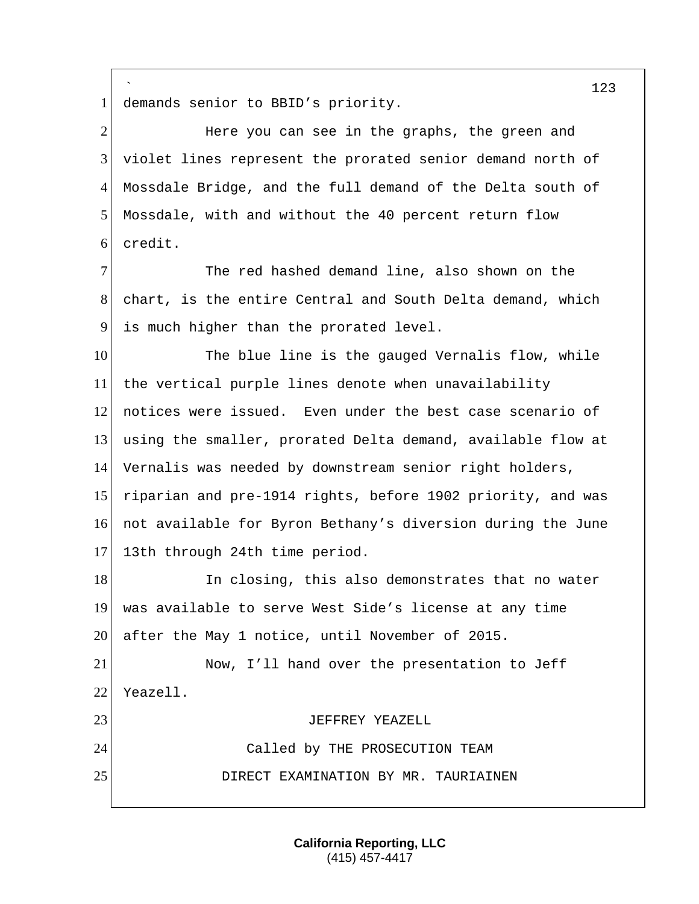demands senior to BBID's priority.

Here you can see in the graphs, the green and violet lines represent the prorated senior demand north of Mossdale Bridge, and the full demand of the Delta south of Mossdale, with and without the 40 percent return flow credit.

The red hashed demand line, also shown on the chart, is the entire Central and South Delta demand, which is much higher than the prorated level.

The blue line is the gauged Vernalis flow, while the vertical purple lines denote when unavailability notices were issued. Even under the best case scenario of using the smaller, prorated Delta demand, available flow at Vernalis was needed by downstream senior right holders, riparian and pre-1914 rights, before 1902 priority, and was not available for Byron Bethany's diversion during the June 13th through 24th time period.

In closing, this also demonstrates that no water was available to serve West Side's license at any time after the May 1 notice, until November of 2015.

Now, I'll hand over the presentation to Jeff Yeazell.

JEFFREY YEAZELL

Called by THE PROSECUTION TEAM

DIRECT EXAMINATION BY MR. TAURIAINEN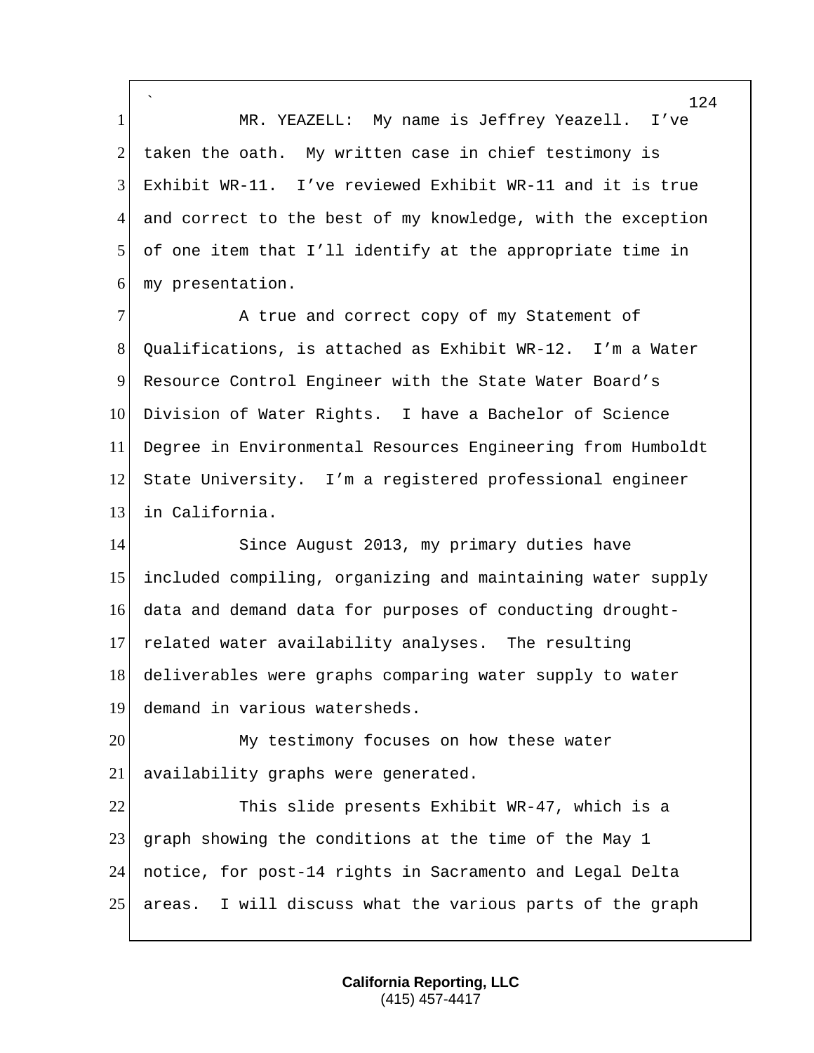MR. YEAZELL: My name is Jeffrey Yeazell. I've taken the oath. My written case in chief testimony is Exhibit WR-11. I've reviewed Exhibit WR-11 and it is true and correct to the best of my knowledge, with the exception of one item that I'll identify at the appropriate time in my presentation.

A true and correct copy of my Statement of Qualifications, is attached as Exhibit WR-12. I'm a Water Resource Control Engineer with the State Water Board's Division of Water Rights. I have a Bachelor of Science Degree in Environmental Resources Engineering from Humboldt State University. I'm a registered professional engineer in California.

Since August 2013, my primary duties have included compiling, organizing and maintaining water supply data and demand data for purposes of conducting drought-related water availability analyses. The resulting deliverables were graphs comparing water supply to water demand in various watersheds.

My testimony focuses on how these water availability graphs were generated.

This slide presents Exhibit WR-47, which is a graph showing the conditions at the time of the May 1 notice, for post-14 rights in Sacramento and Legal Delta areas. I will discuss what the various parts of the graph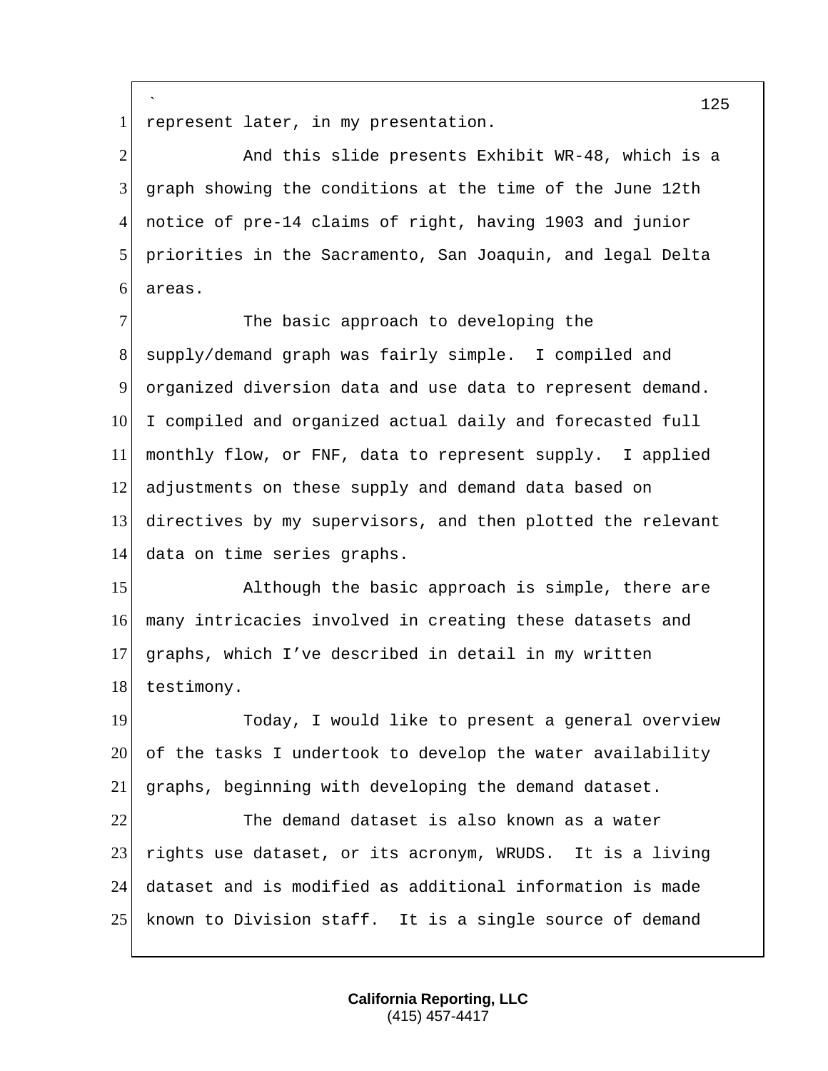represent later, in my presentation.

And this slide presents Exhibit WR-48, which is a graph showing the conditions at the time of the June 12th notice of pre-14 claims of right, having 1903 and junior priorities in the Sacramento, San Joaquin, and legal Delta areas.

The basic approach to developing the supply/demand graph was fairly simple. I compiled and organized diversion data and use data to represent demand. I compiled and organized actual daily and forecasted full monthly flow, or FNF, data to represent supply. I applied adjustments on these supply and demand data based on directives by my supervisors, and then plotted the relevant data on time series graphs.

Although the basic approach is simple, there are many intricacies involved in creating these datasets and graphs, which I've described in detail in my written testimony.

Today, I would like to present a general overview of the tasks I undertook to develop the water availability graphs, beginning with developing the demand dataset.

The demand dataset is also known as a water rights use dataset, or its acronym, WRUDS. It is a living dataset and is modified as additional information is made known to Division staff. It is a single source of demand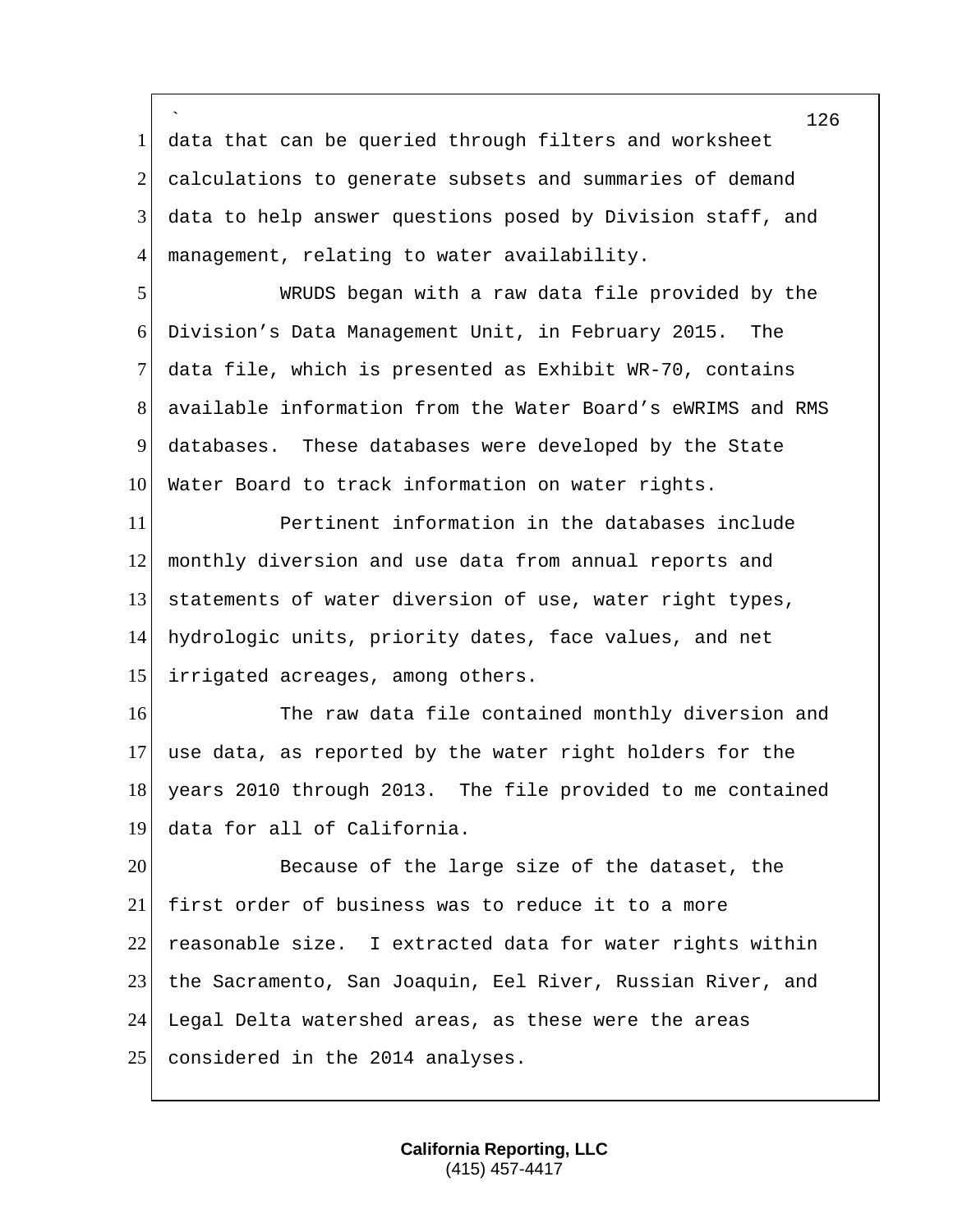data that can be queried through filters and worksheet calculations to generate subsets and summaries of demand data to help answer questions posed by Division staff, and management, relating to water availability.

WRUDS began with a raw data file provided by the Division's Data Management Unit, in February 2015. The data file, which is presented as Exhibit WR-70, contains available information from the Water Board's eWRIMS and RMS databases. These databases were developed by the State Water Board to track information on water rights.

Pertinent information in the databases include monthly diversion and use data from annual reports and statements of water diversion of use, water right types, hydrologic units, priority dates, face values, and net irrigated acreages, among others.

The raw data file contained monthly diversion and use data, as reported by the water right holders for the years 2010 through 2013. The file provided to me contained data for all of California.

Because of the large size of the dataset, the first order of business was to reduce it to a more reasonable size. I extracted data for water rights within the Sacramento, San Joaquin, Eel River, Russian River, and Legal Delta watershed areas, as these were the areas considered in the 2014 analyses.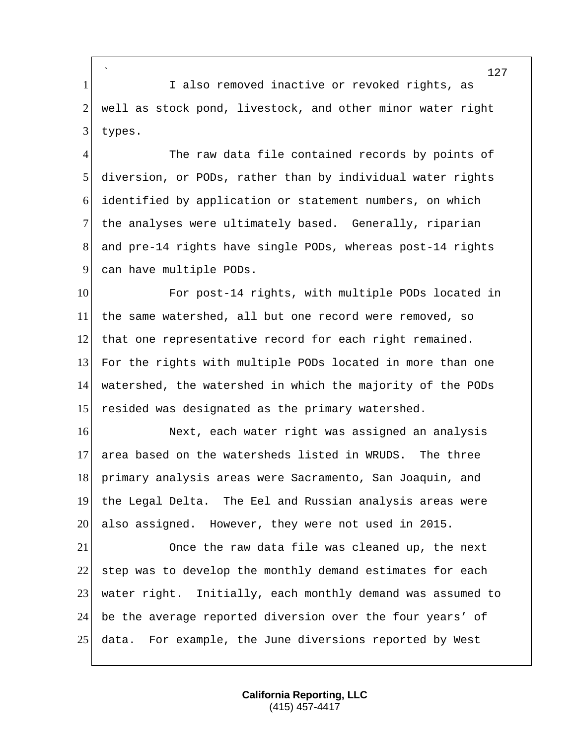I also removed inactive or revoked rights, as well as stock pond, livestock, and other minor water right types.

The raw data file contained records by points of diversion, or PODs, rather than by individual water rights identified by application or statement numbers, on which the analyses were ultimately based. Generally, riparian and pre-14 rights have single PODs, whereas post-14 rights can have multiple PODs.

For post-14 rights, with multiple PODs located in the same watershed, all but one record were removed, so that one representative record for each right remained. For the rights with multiple PODs located in more than one watershed, the watershed in which the majority of the PODs resided was designated as the primary watershed.

Next, each water right was assigned an analysis area based on the watersheds listed in WRUDS. The three primary analysis areas were Sacramento, San Joaquin, and the Legal Delta. The Eel and Russian analysis areas were also assigned. However, they were not used in 2015.

Once the raw data file was cleaned up, the next step was to develop the monthly demand estimates for each water right. Initially, each monthly demand was assumed to be the average reported diversion over the four years' of data. For example, the June diversions reported by West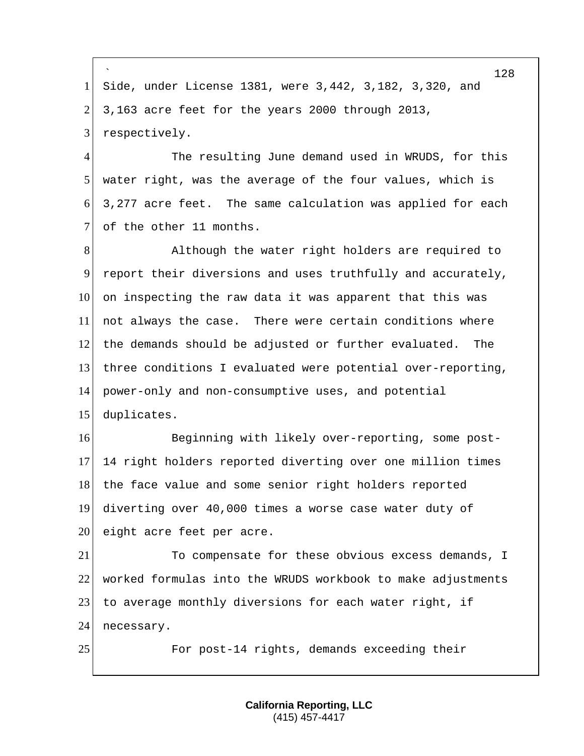Side, under License 1381, were 3,442, 3,182, 3,320, and 3,163 acre feet for the years 2000 through 2013, respectively.

The resulting June demand used in WRUDS, for this water right, was the average of the four values, which is 3,277 acre feet. The same calculation was applied for each of the other 11 months.

Although the water right holders are required to report their diversions and uses truthfully and accurately, on inspecting the raw data it was apparent that this was not always the case. There were certain conditions where the demands should be adjusted or further evaluated. The three conditions I evaluated were potential over-reporting, power-only and non-consumptive uses, and potential duplicates.

Beginning with likely over-reporting, some post-14 right holders reported diverting over one million times the face value and some senior right holders reported diverting over 40,000 times a worse case water duty of eight acre feet per acre.

To compensate for these obvious excess demands, I worked formulas into the WRUDS workbook to make adjustments to average monthly diversions for each water right, if necessary.

For post-14 rights, demands exceeding their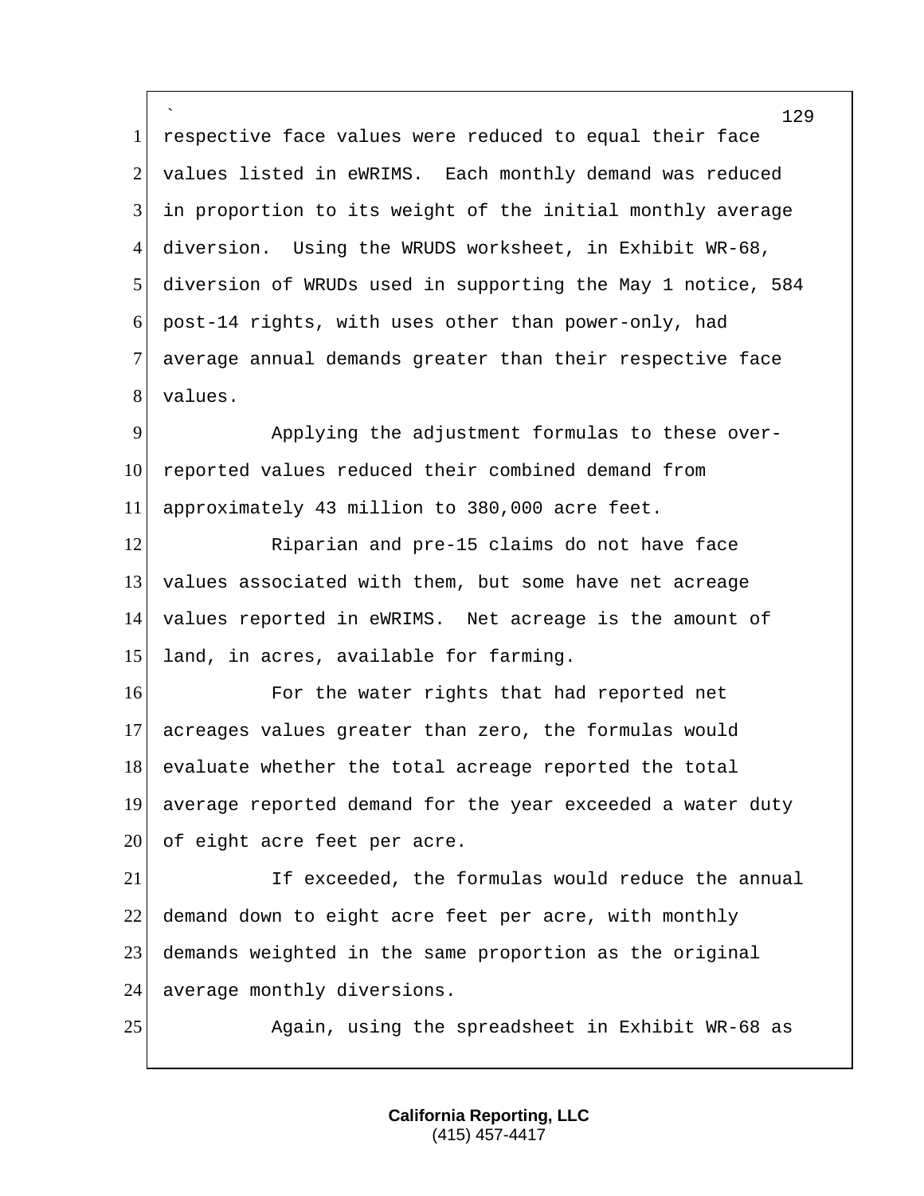respective face values were reduced to equal their face values listed in eWRIMS. Each monthly demand was reduced in proportion to its weight of the initial monthly average diversion. Using the WRUDS worksheet, in Exhibit WR-68, diversion of WRUDs used in supporting the May 1 notice, 584 post-14 rights, with uses other than power-only, had average annual demands greater than their respective face values.

Applying the adjustment formulas to these over-reported values reduced their combined demand from approximately 43 million to 380,000 acre feet.

Riparian and pre-15 claims do not have face values associated with them, but some have net acreage values reported in eWRIMS. Net acreage is the amount of land, in acres, available for farming.

For the water rights that had reported net acreages values greater than zero, the formulas would evaluate whether the total acreage reported the total average reported demand for the year exceeded a water duty of eight acre feet per acre.

If exceeded, the formulas would reduce the annual demand down to eight acre feet per acre, with monthly demands weighted in the same proportion as the original average monthly diversions.

Again, using the spreadsheet in Exhibit WR-68 as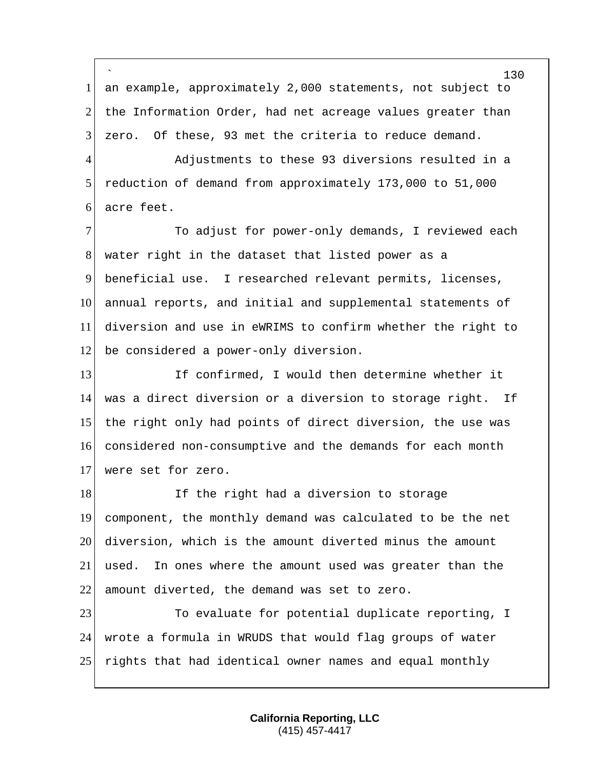an example, approximately 2,000 statements, not subject to the Information Order, had net acreage values greater than zero. Of these, 93 met the criteria to reduce demand.

Adjustments to these 93 diversions resulted in a reduction of demand from approximately 173,000 to 51,000 acre feet.

To adjust for power-only demands, I reviewed each water right in the dataset that listed power as a beneficial use. I researched relevant permits, licenses, annual reports, and initial and supplemental statements of diversion and use in eWRIMS to confirm whether the right to be considered a power-only diversion.

If confirmed, I would then determine whether it was a direct diversion or a diversion to storage right. If the right only had points of direct diversion, the use was considered non-consumptive and the demands for each month were set for zero.

If the right had a diversion to storage component, the monthly demand was calculated to be the net diversion, which is the amount diverted minus the amount used. In ones where the amount used was greater than the amount diverted, the demand was set to zero.

To evaluate for potential duplicate reporting, I wrote a formula in WRUDS that would flag groups of water rights that had identical owner names and equal monthly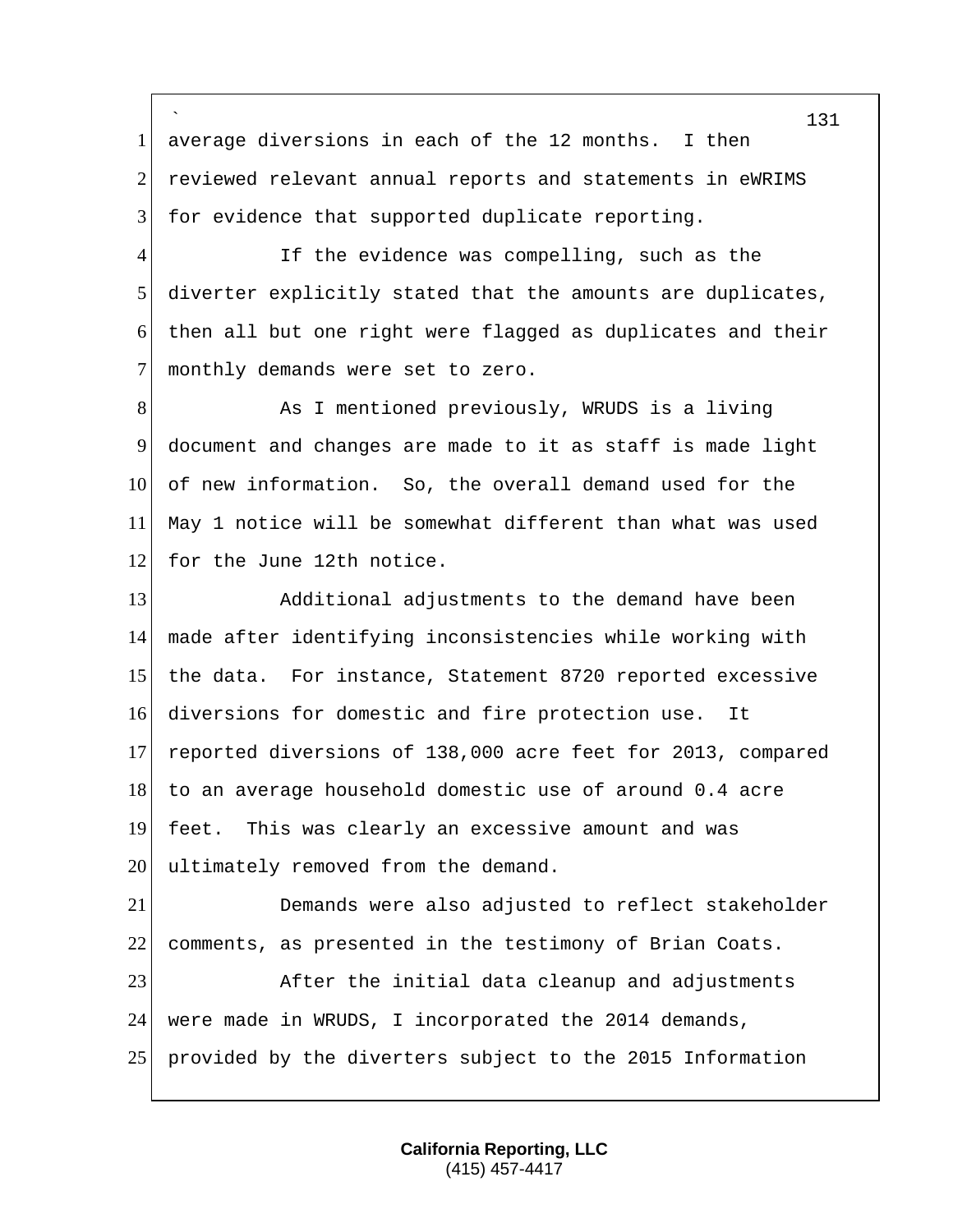average diversions in each of the 12 months. I then reviewed relevant annual reports and statements in eWRIMS for evidence that supported duplicate reporting.

If the evidence was compelling, such as the diverter explicitly stated that the amounts are duplicates, then all but one right were flagged as duplicates and their monthly demands were set to zero.

As I mentioned previously, WRUDS is a living document and changes are made to it as staff is made light of new information. So, the overall demand used for the May 1 notice will be somewhat different than what was used for the June 12th notice.

Additional adjustments to the demand have been made after identifying inconsistencies while working with the data. For instance, Statement 8720 reported excessive diversions for domestic and fire protection use. It reported diversions of 138,000 acre feet for 2013, compared to an average household domestic use of around 0.4 acre feet. This was clearly an excessive amount and was ultimately removed from the demand.

Demands were also adjusted to reflect stakeholder comments, as presented in the testimony of Brian Coats.

After the initial data cleanup and adjustments were made in WRUDS, I incorporated the 2014 demands, provided by the diverters subject to the 2015 Information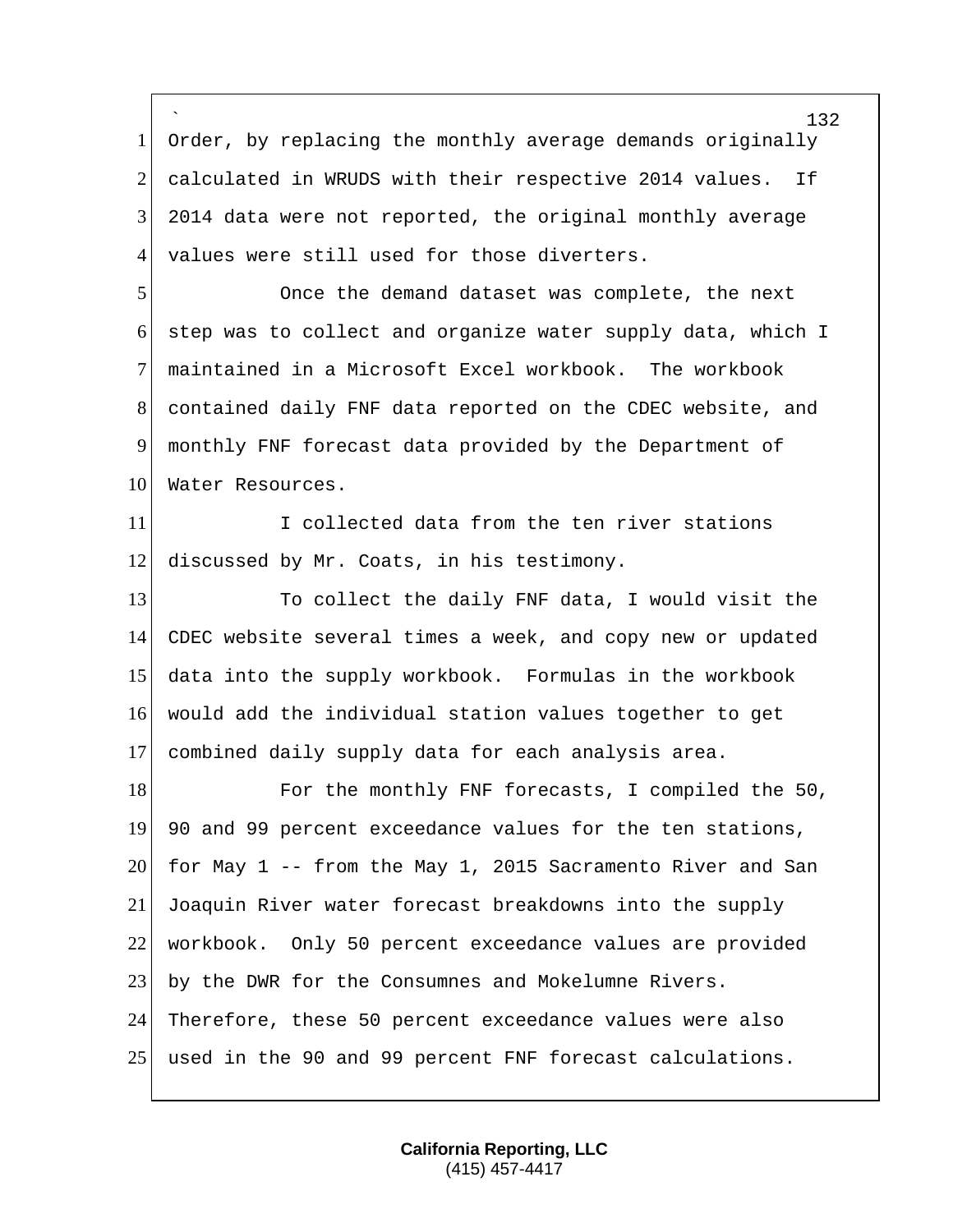Order, by replacing the monthly average demands originally calculated in WRUDS with their respective 2014 values. If 2014 data were not reported, the original monthly average values were still used for those diverters.

Once the demand dataset was complete, the next step was to collect and organize water supply data, which I maintained in a Microsoft Excel workbook. The workbook contained daily FNF data reported on the CDEC website, and monthly FNF forecast data provided by the Department of Water Resources.

I collected data from the ten river stations discussed by Mr. Coats, in his testimony.

To collect the daily FNF data, I would visit the CDEC website several times a week, and copy new or updated data into the supply workbook. Formulas in the workbook would add the individual station values together to get combined daily supply data for each analysis area.

For the monthly FNF forecasts, I compiled the 50, 90 and 99 percent exceedance values for the ten stations, for May 1 -- from the May 1, 2015 Sacramento River and San Joaquin River water forecast breakdowns into the supply workbook. Only 50 percent exceedance values are provided by the DWR for the Consumnes and Mokelumne Rivers. Therefore, these 50 percent exceedance values were also used in the 90 and 99 percent FNF forecast calculations.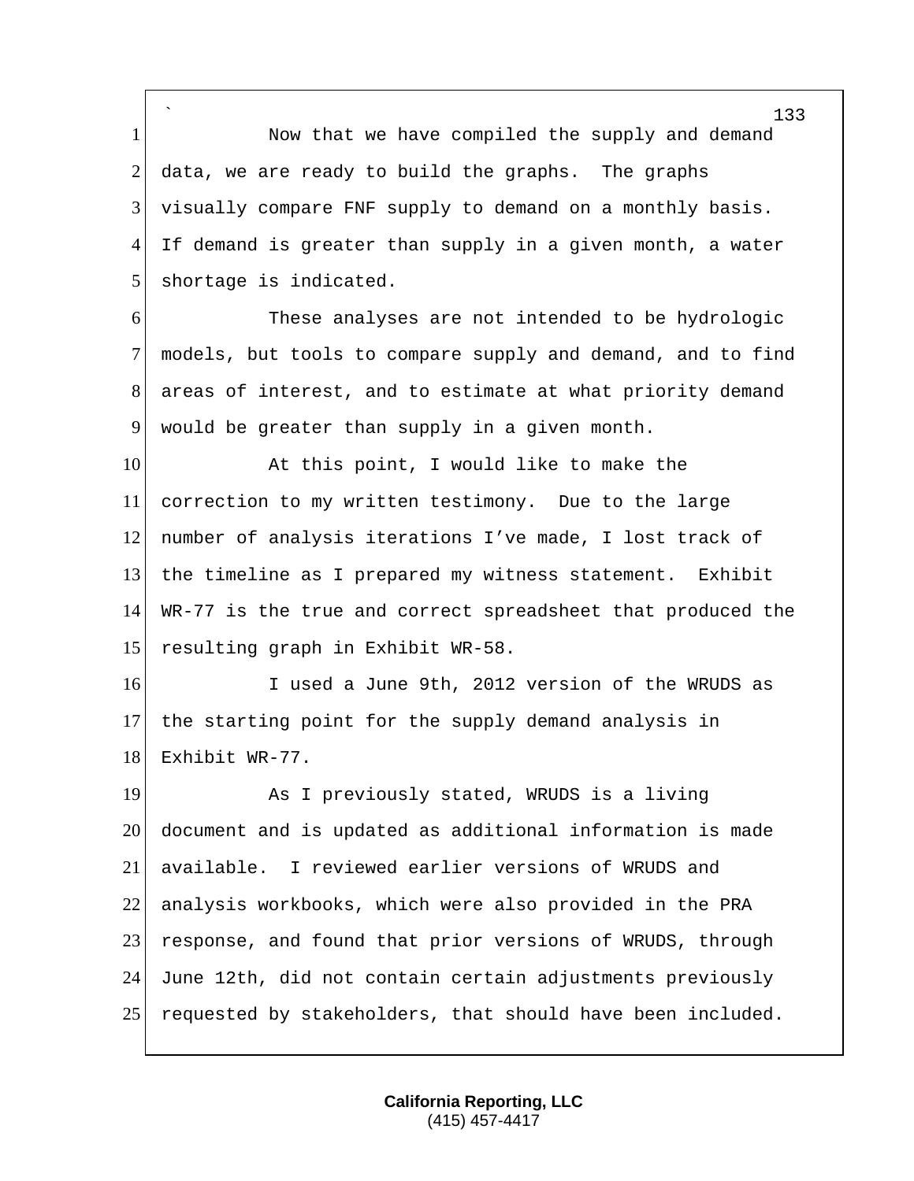Now that we have compiled the supply and demand data, we are ready to build the graphs. The graphs visually compare FNF supply to demand on a monthly basis. If demand is greater than supply in a given month, a water shortage is indicated.

These analyses are not intended to be hydrologic models, but tools to compare supply and demand, and to find areas of interest, and to estimate at what priority demand would be greater than supply in a given month.

At this point, I would like to make the correction to my written testimony. Due to the large number of analysis iterations I've made, I lost track of the timeline as I prepared my witness statement. Exhibit WR-77 is the true and correct spreadsheet that produced the resulting graph in Exhibit WR-58.

I used a June 9th, 2012 version of the WRUDS as the starting point for the supply demand analysis in Exhibit WR-77.

As I previously stated, WRUDS is a living document and is updated as additional information is made available. I reviewed earlier versions of WRUDS and analysis workbooks, which were also provided in the PRA response, and found that prior versions of WRUDS, through June 12th, did not contain certain adjustments previously requested by stakeholders, that should have been included.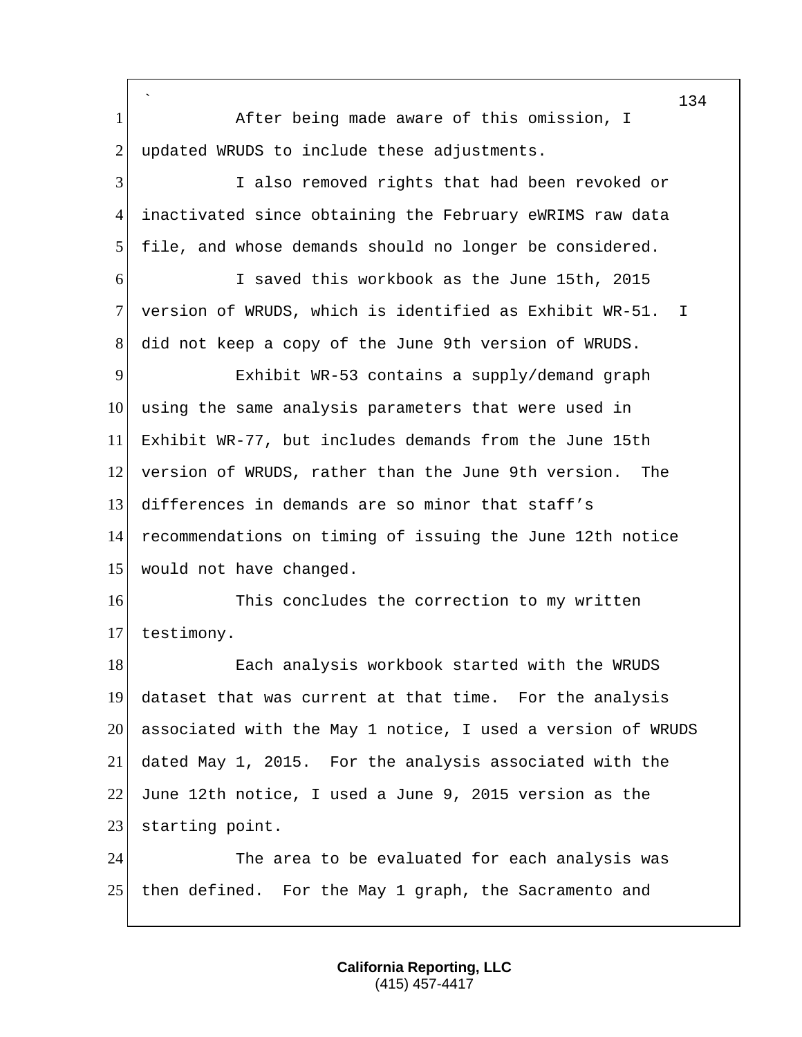After being made aware of this omission, I updated WRUDS to include these adjustments.

I also removed rights that had been revoked or inactivated since obtaining the February eWRIMS raw data file, and whose demands should no longer be considered.

I saved this workbook as the June 15th, 2015 version of WRUDS, which is identified as Exhibit WR-51. I did not keep a copy of the June 9th version of WRUDS.

Exhibit WR-53 contains a supply/demand graph using the same analysis parameters that were used in Exhibit WR-77, but includes demands from the June 15th version of WRUDS, rather than the June 9th version. The differences in demands are so minor that staff's recommendations on timing of issuing the June 12th notice would not have changed.

This concludes the correction to my written testimony.

Each analysis workbook started with the WRUDS dataset that was current at that time. For the analysis associated with the May 1 notice, I used a version of WRUDS dated May 1, 2015. For the analysis associated with the June 12th notice, I used a June 9, 2015 version as the starting point.

The area to be evaluated for each analysis was then defined. For the May 1 graph, the Sacramento and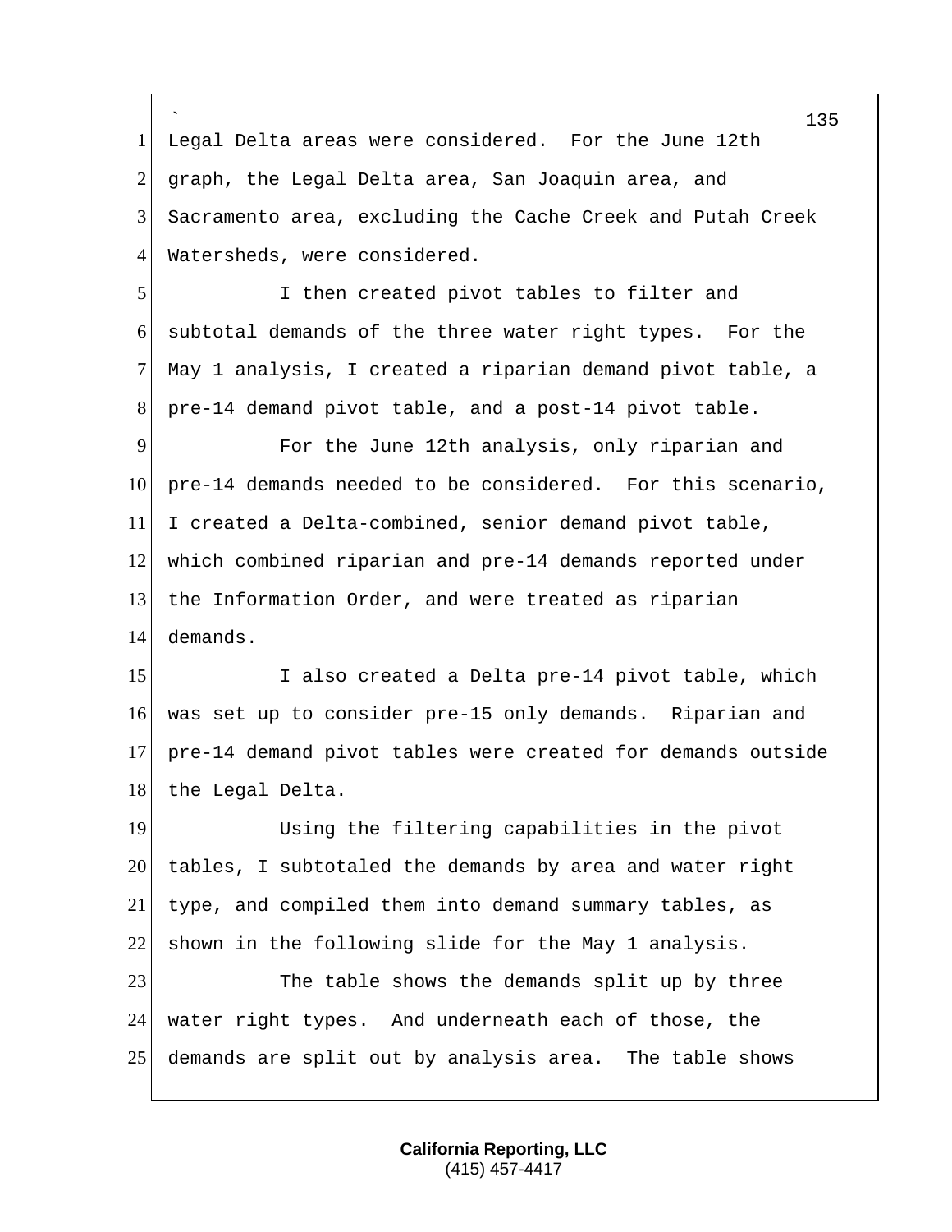Legal Delta areas were considered. For the June 12th graph, the Legal Delta area, San Joaquin area, and Sacramento area, excluding the Cache Creek and Putah Creek Watersheds, were considered.

I then created pivot tables to filter and subtotal demands of the three water right types. For the May 1 analysis, I created a riparian demand pivot table, a pre-14 demand pivot table, and a post-14 pivot table.

For the June 12th analysis, only riparian and pre-14 demands needed to be considered. For this scenario, I created a Delta-combined, senior demand pivot table, which combined riparian and pre-14 demands reported under the Information Order, and were treated as riparian demands.

I also created a Delta pre-14 pivot table, which was set up to consider pre-15 only demands. Riparian and pre-14 demand pivot tables were created for demands outside the Legal Delta.

Using the filtering capabilities in the pivot tables, I subtotaled the demands by area and water right type, and compiled them into demand summary tables, as shown in the following slide for the May 1 analysis.

The table shows the demands split up by three water right types. And underneath each of those, the demands are split out by analysis area. The table shows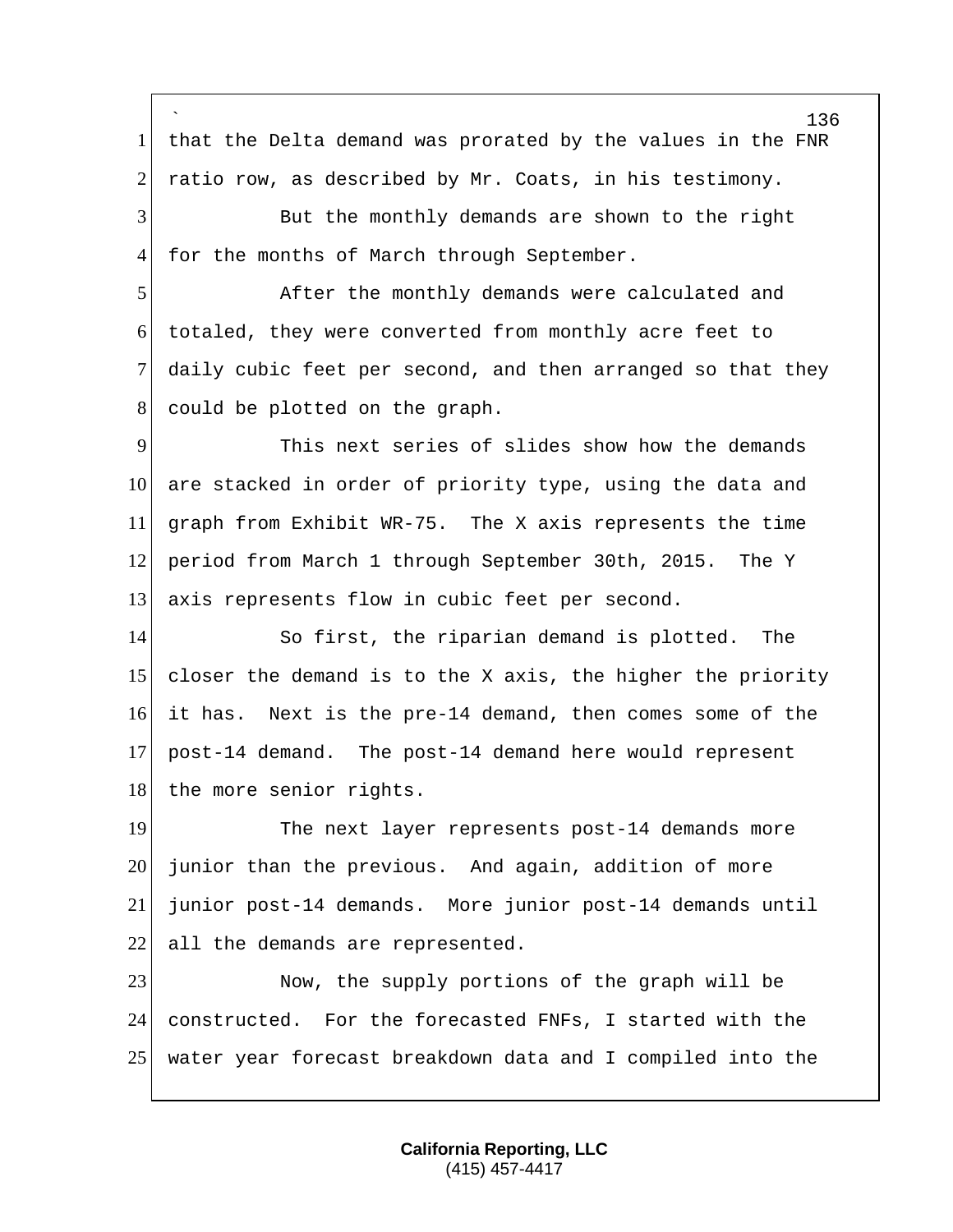that the Delta demand was prorated by the values in the FNR ratio row, as described by Mr. Coats, in his testimony.

But the monthly demands are shown to the right for the months of March through September.

After the monthly demands were calculated and totaled, they were converted from monthly acre feet to daily cubic feet per second, and then arranged so that they could be plotted on the graph.

This next series of slides show how the demands are stacked in order of priority type, using the data and graph from Exhibit WR-75. The X axis represents the time period from March 1 through September 30th, 2015. The Y axis represents flow in cubic feet per second.

So first, the riparian demand is plotted. The closer the demand is to the X axis, the higher the priority it has. Next is the pre-14 demand, then comes some of the post-14 demand. The post-14 demand here would represent the more senior rights.

The next layer represents post-14 demands more junior than the previous. And again, addition of more junior post-14 demands. More junior post-14 demands until all the demands are represented.

Now, the supply portions of the graph will be constructed. For the forecasted FNFs, I started with the water year forecast breakdown data and I compiled into the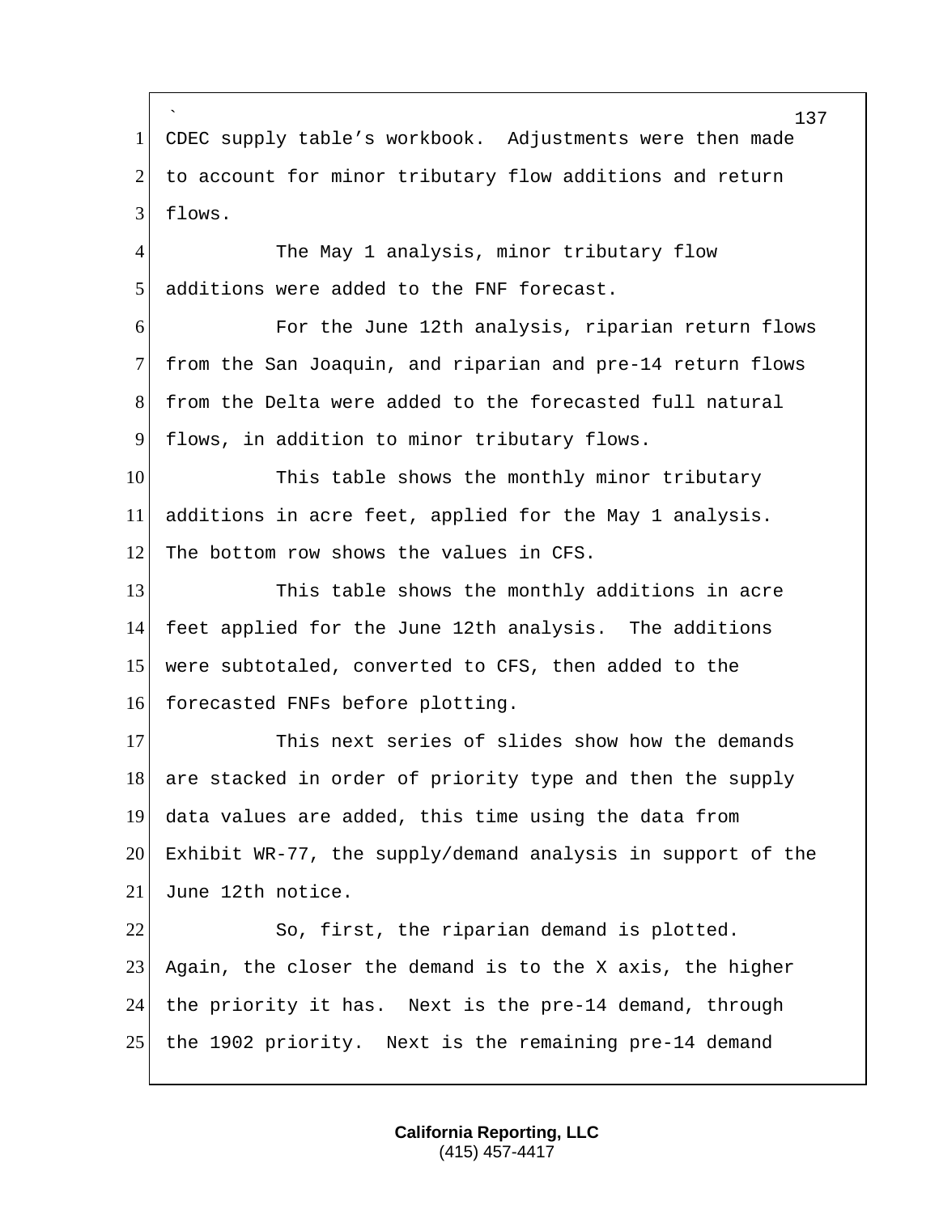CDEC supply table's workbook. Adjustments were then made to account for minor tributary flow additions and return flows.

The May 1 analysis, minor tributary flow additions were added to the FNF forecast.

For the June 12th analysis, riparian return flows from the San Joaquin, and riparian and pre-14 return flows from the Delta were added to the forecasted full natural flows, in addition to minor tributary flows.

This table shows the monthly minor tributary additions in acre feet, applied for the May 1 analysis. The bottom row shows the values in CFS.

This table shows the monthly additions in acre feet applied for the June 12th analysis. The additions were subtotaled, converted to CFS, then added to the forecasted FNFs before plotting.

This next series of slides show how the demands are stacked in order of priority type and then the supply data values are added, this time using the data from Exhibit WR-77, the supply/demand analysis in support of the June 12th notice.

So, first, the riparian demand is plotted. Again, the closer the demand is to the X axis, the higher the priority it has. Next is the pre-14 demand, through the 1902 priority. Next is the remaining pre-14 demand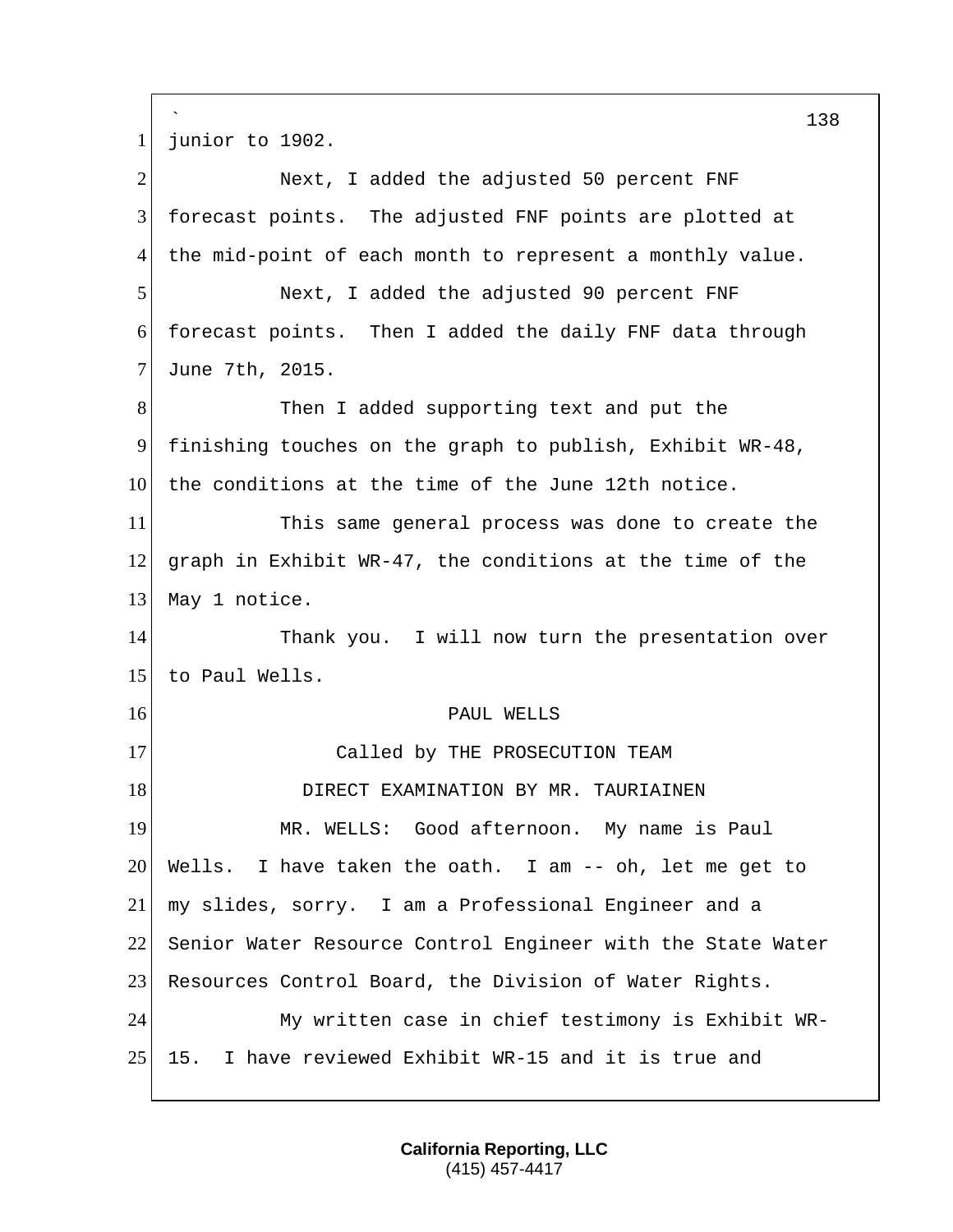junior to 1902.

Next, I added the adjusted 50 percent FNF forecast points. The adjusted FNF points are plotted at the mid-point of each month to represent a monthly value.

Next, I added the adjusted 90 percent FNF forecast points. Then I added the daily FNF data through June 7th, 2015.

Then I added supporting text and put the finishing touches on the graph to publish, Exhibit WR-48, the conditions at the time of the June 12th notice.

This same general process was done to create the graph in Exhibit WR-47, the conditions at the time of the May 1 notice.

Thank you. I will now turn the presentation over to Paul Wells.

PAUL WELLS

Called by THE PROSECUTION TEAM

DIRECT EXAMINATION BY MR. TAURIAINEN

MR. WELLS: Good afternoon. My name is Paul Wells. I have taken the oath. I am -- oh, let me get to my slides, sorry. I am a Professional Engineer and a Senior Water Resource Control Engineer with the State Water Resources Control Board, the Division of Water Rights.

My written case in chief testimony is Exhibit WR-15. I have reviewed Exhibit WR-15 and it is true and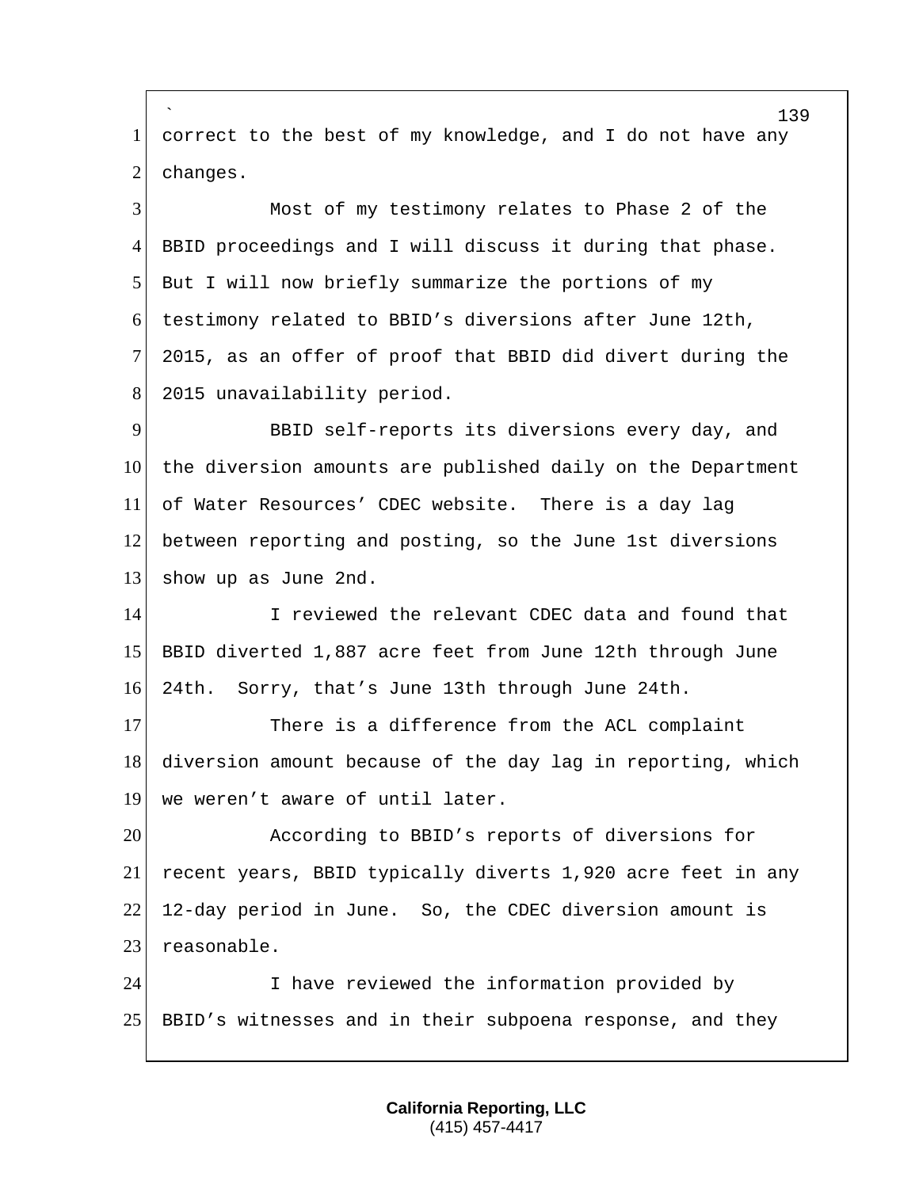correct to the best of my knowledge, and I do not have any changes.

Most of my testimony relates to Phase 2 of the BBID proceedings and I will discuss it during that phase. But I will now briefly summarize the portions of my testimony related to BBID's diversions after June 12th, 2015, as an offer of proof that BBID did divert during the 2015 unavailability period.

BBID self-reports its diversions every day, and the diversion amounts are published daily on the Department of Water Resources' CDEC website. There is a day lag between reporting and posting, so the June 1st diversions show up as June 2nd.

I reviewed the relevant CDEC data and found that BBID diverted 1,887 acre feet from June 12th through June 24th. Sorry, that's June 13th through June 24th.

There is a difference from the ACL complaint diversion amount because of the day lag in reporting, which we weren't aware of until later.

According to BBID's reports of diversions for recent years, BBID typically diverts 1,920 acre feet in any 12-day period in June. So, the CDEC diversion amount is reasonable.

I have reviewed the information provided by BBID's witnesses and in their subpoena response, and they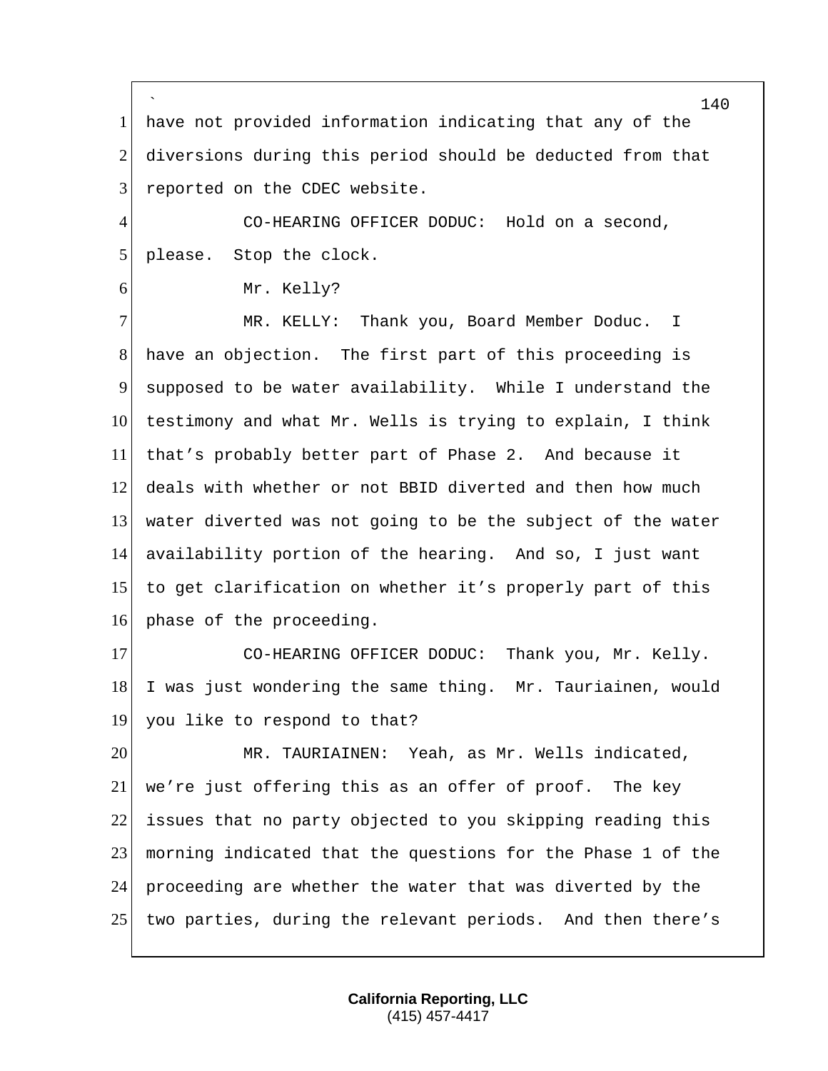have not provided information indicating that any of the diversions during this period should be deducted from that reported on the CDEC website.

CO-HEARING OFFICER DODUC: Hold on a second, please. Stop the clock.

Mr. Kelly?

MR. KELLY: Thank you, Board Member Doduc. I have an objection. The first part of this proceeding is supposed to be water availability. While I understand the testimony and what Mr. Wells is trying to explain, I think that's probably better part of Phase 2. And because it deals with whether or not BBID diverted and then how much water diverted was not going to be the subject of the water availability portion of the hearing. And so, I just want to get clarification on whether it's properly part of this phase of the proceeding.

CO-HEARING OFFICER DODUC: Thank you, Mr. Kelly. I was just wondering the same thing. Mr. Tauriainen, would you like to respond to that?

MR. TAURIAINEN: Yeah, as Mr. Wells indicated, we're just offering this as an offer of proof. The key issues that no party objected to you skipping reading this morning indicated that the questions for the Phase 1 of the proceeding are whether the water that was diverted by the two parties, during the relevant periods. And then there's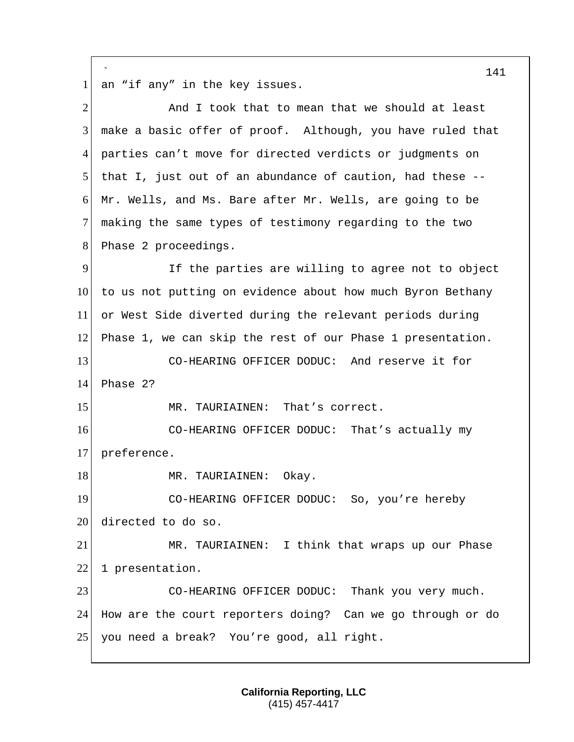an "if any" in the key issues.

And I took that to mean that we should at least make a basic offer of proof. Although, you have ruled that parties can't move for directed verdicts or judgments on that I, just out of an abundance of caution, had these -- Mr. Wells, and Ms. Bare after Mr. Wells, are going to be making the same types of testimony regarding to the two Phase 2 proceedings.

If the parties are willing to agree not to object to us not putting on evidence about how much Byron Bethany or West Side diverted during the relevant periods during Phase 1, we can skip the rest of our Phase 1 presentation.

CO-HEARING OFFICER DODUC: And reserve it for Phase 2?

MR. TAURIAINEN: That's correct.

CO-HEARING OFFICER DODUC: That's actually my preference.

MR. TAURIAINEN: Okay.

CO-HEARING OFFICER DODUC: So, you're hereby directed to do so.

MR. TAURIAINEN: I think that wraps up our Phase 1 presentation.

CO-HEARING OFFICER DODUC: Thank you very much. How are the court reporters doing? Can we go through or do you need a break? You're good, all right.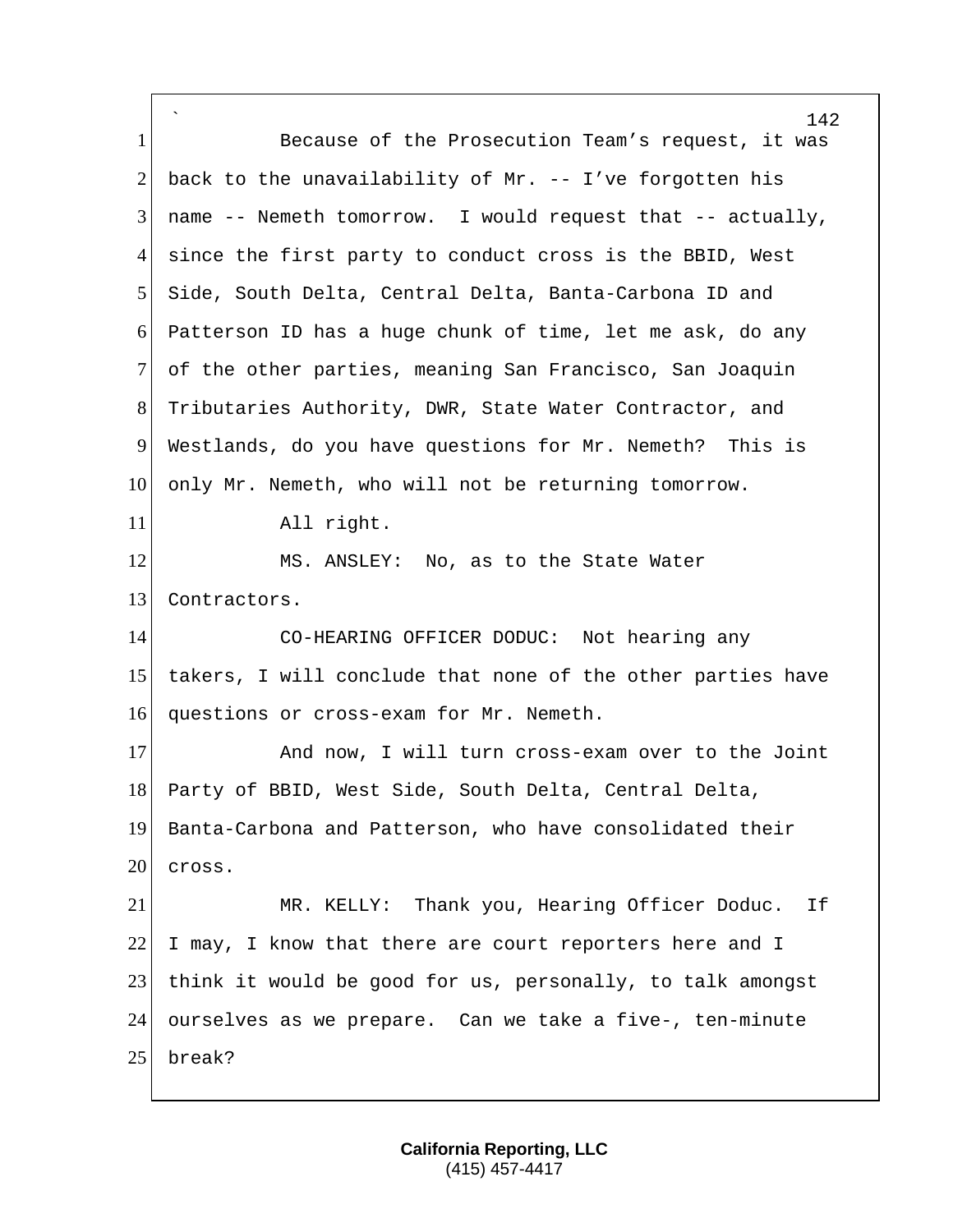Because of the Prosecution Team's request, it was back to the unavailability of Mr. -- I've forgotten his name -- Nemeth tomorrow. I would request that -- actually, since the first party to conduct cross is the BBID, West Side, South Delta, Central Delta, Banta-Carbona ID and Patterson ID has a huge chunk of time, let me ask, do any of the other parties, meaning San Francisco, San Joaquin Tributaries Authority, DWR, State Water Contractor, and Westlands, do you have questions for Mr. Nemeth? This is only Mr. Nemeth, who will not be returning tomorrow.

All right.

MS. ANSLEY: No, as to the State Water Contractors.

CO-HEARING OFFICER DODUC: Not hearing any takers, I will conclude that none of the other parties have questions or cross-exam for Mr. Nemeth.

And now, I will turn cross-exam over to the Joint Party of BBID, West Side, South Delta, Central Delta, Banta-Carbona and Patterson, who have consolidated their cross.

MR. KELLY: Thank you, Hearing Officer Doduc. If I may, I know that there are court reporters here and I think it would be good for us, personally, to talk amongst ourselves as we prepare. Can we take a five-, ten-minute break?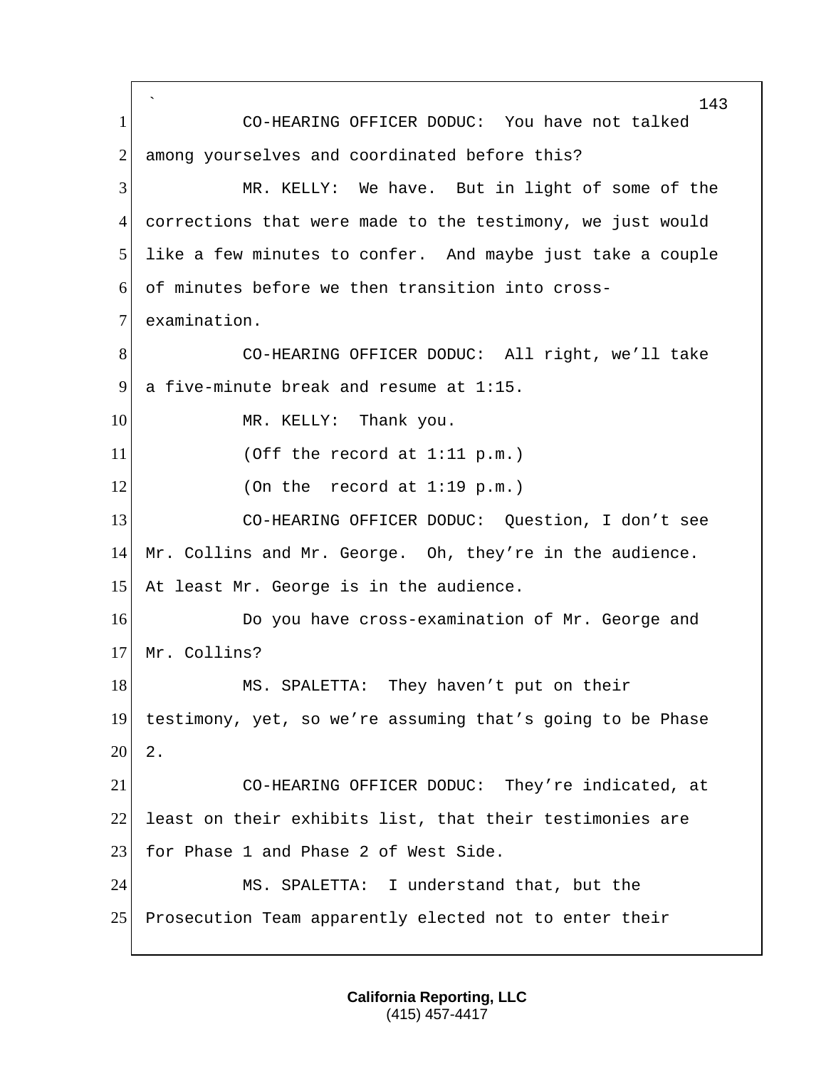CO-HEARING OFFICER DODUC: You have not talked among yourselves and coordinated before this?

MR. KELLY: We have. But in light of some of the corrections that were made to the testimony, we just would like a few minutes to confer. And maybe just take a couple of minutes before we then transition into cross-examination.

CO-HEARING OFFICER DODUC: All right, we'll take a five-minute break and resume at 1:15.

MR. KELLY: Thank you.

(Off the record at 1:11 p.m.)

(On the record at 1:19 p.m.)

CO-HEARING OFFICER DODUC: Question, I don't see Mr. Collins and Mr. George. Oh, they're in the audience. At least Mr. George is in the audience.

Do you have cross-examination of Mr. George and Mr. Collins?

MS. SPALETTA: They haven't put on their testimony, yet, so we're assuming that's going to be Phase 2.

CO-HEARING OFFICER DODUC: They're indicated, at least on their exhibits list, that their testimonies are for Phase 1 and Phase 2 of West Side.

MS. SPALETTA: I understand that, but the Prosecution Team apparently elected not to enter their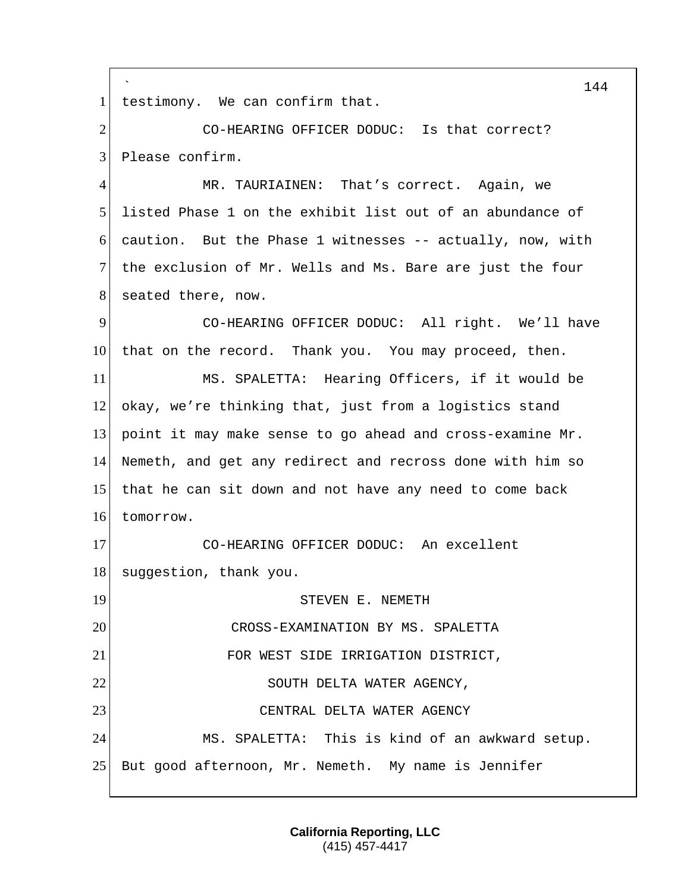testimony. We can confirm that.

CO-HEARING OFFICER DODUC: Is that correct? Please confirm.

MR. TAURIAINEN: That’s correct. Again, we listed Phase 1 on the exhibit list out of an abundance of caution. But the Phase 1 witnesses -- actually, now, with the exclusion of Mr. Wells and Ms. Bare are just the four seated there, now.

CO-HEARING OFFICER DODUC: All right. We’ll have that on the record. Thank you. You may proceed, then.

MS. SPALETTA: Hearing Officers, if it would be okay, we’re thinking that, just from a logistics stand point it may make sense to go ahead and cross-examine Mr. Nemeth, and get any redirect and recross done with him so that he can sit down and not have any need to come back tomorrow.

CO-HEARING OFFICER DODUC: An excellent suggestion, thank you.

STEVEN E. NEMETH

CROSS-EXAMINATION BY MS. SPALETTA

FOR WEST SIDE IRRIGATION DISTRICT,

SOUTH DELTA WATER AGENCY,

CENTRAL DELTA WATER AGENCY

MS. SPALETTA: This is kind of an awkward setup. But good afternoon, Mr. Nemeth. My name is Jennifer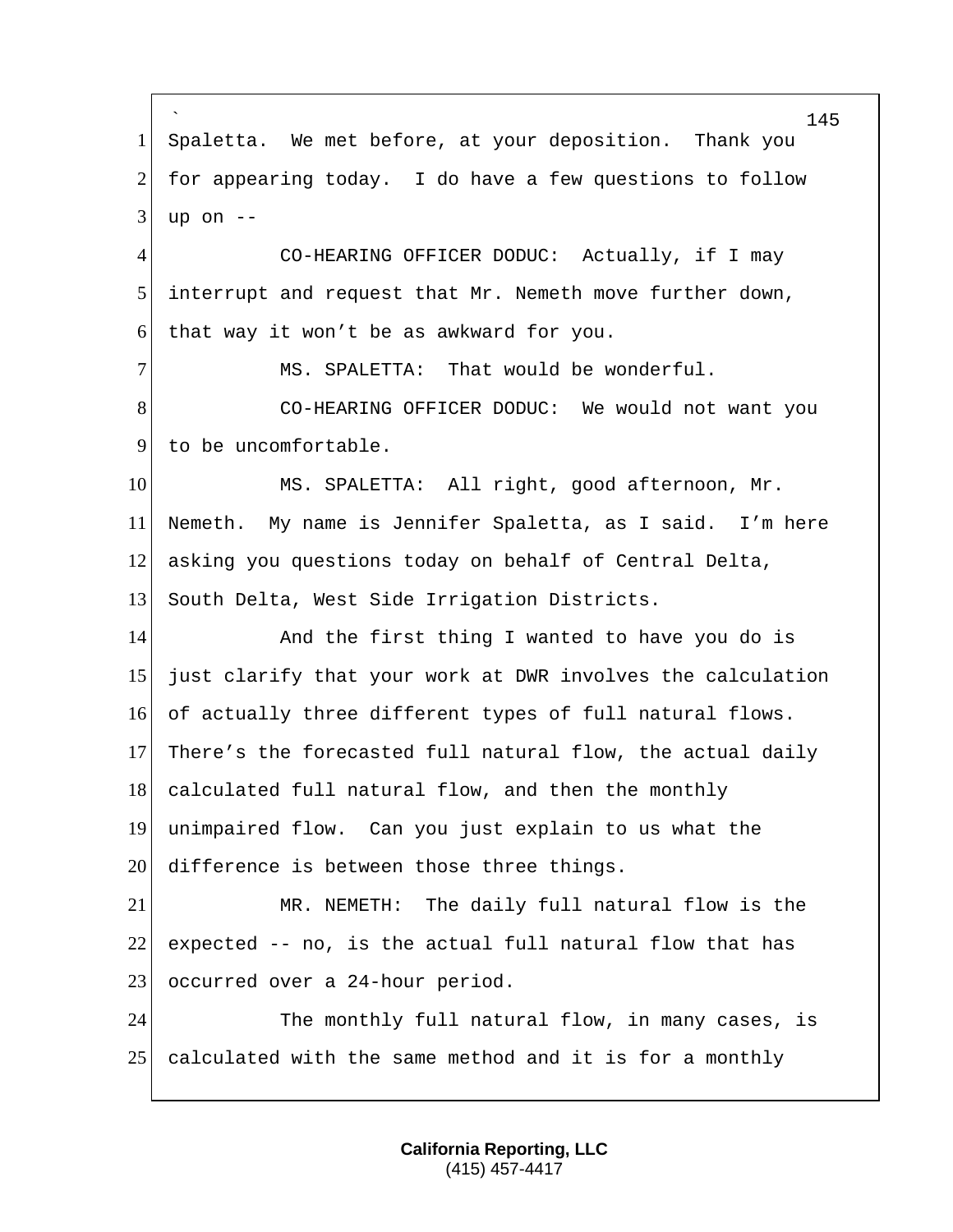Spaletta. We met before, at your deposition. Thank you for appearing today. I do have a few questions to follow up on --

CO-HEARING OFFICER DODUC: Actually, if I may interrupt and request that Mr. Nemeth move further down, that way it won't be as awkward for you.

MS. SPALETTA: That would be wonderful.

CO-HEARING OFFICER DODUC: We would not want you to be uncomfortable.

MS. SPALETTA: All right, good afternoon, Mr. Nemeth. My name is Jennifer Spaletta, as I said. I'm here asking you questions today on behalf of Central Delta, South Delta, West Side Irrigation Districts.

And the first thing I wanted to have you do is just clarify that your work at DWR involves the calculation of actually three different types of full natural flows. There's the forecasted full natural flow, the actual daily calculated full natural flow, and then the monthly unimpaired flow. Can you just explain to us what the difference is between those three things.

MR. NEMETH: The daily full natural flow is the expected -- no, is the actual full natural flow that has occurred over a 24-hour period.

The monthly full natural flow, in many cases, is calculated with the same method and it is for a monthly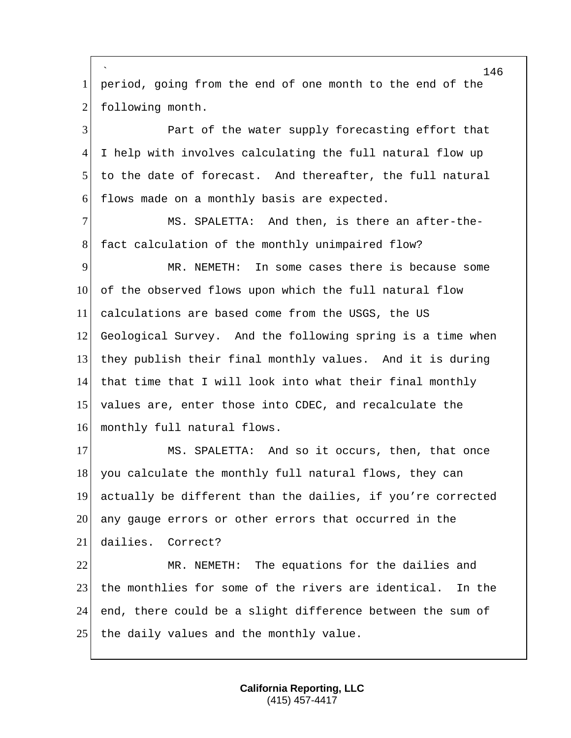period, going from the end of one month to the end of the following month.

Part of the water supply forecasting effort that I help with involves calculating the full natural flow up to the date of forecast. And thereafter, the full natural flows made on a monthly basis are expected.

MS. SPALETTA: And then, is there an after-the-fact calculation of the monthly unimpaired flow?

MR. NEMETH: In some cases there is because some of the observed flows upon which the full natural flow calculations are based come from the USGS, the US Geological Survey. And the following spring is a time when they publish their final monthly values. And it is during that time that I will look into what their final monthly values are, enter those into CDEC, and recalculate the monthly full natural flows.

MS. SPALETTA: And so it occurs, then, that once you calculate the monthly full natural flows, they can actually be different than the dailies, if you're corrected any gauge errors or other errors that occurred in the dailies. Correct?

MR. NEMETH: The equations for the dailies and the monthlies for some of the rivers are identical. In the end, there could be a slight difference between the sum of the daily values and the monthly value.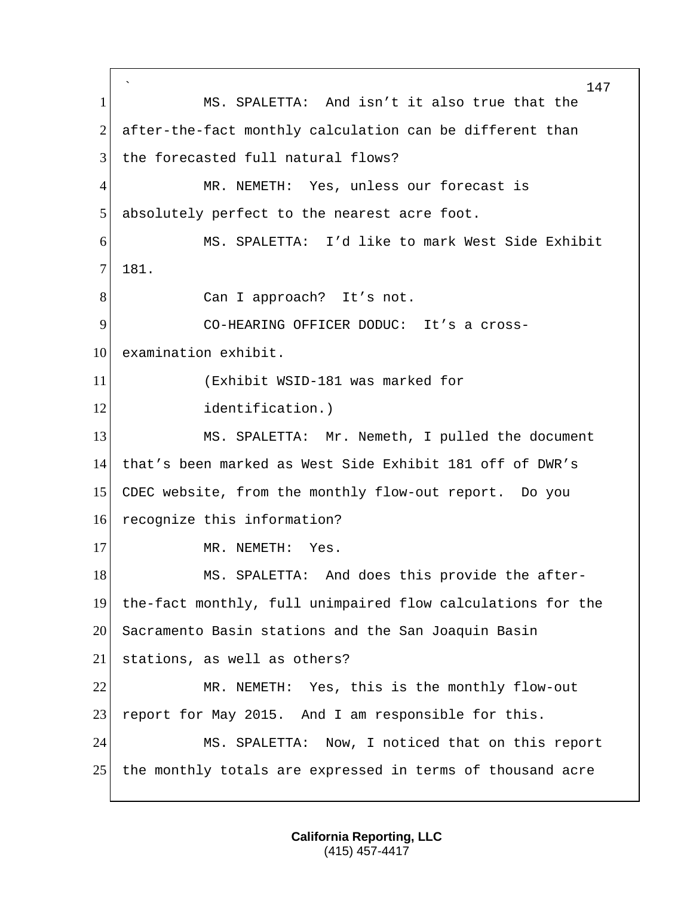MS. SPALETTA: And isn't it also true that the after-the-fact monthly calculation can be different than the forecasted full natural flows?

MR. NEMETH: Yes, unless our forecast is absolutely perfect to the nearest acre foot.

MS. SPALETTA: I'd like to mark West Side Exhibit 181.

Can I approach? It's not.

CO-HEARING OFFICER DODUC: It's a cross-examination exhibit.

(Exhibit WSID-181 was marked for identification.)

MS. SPALETTA: Mr. Nemeth, I pulled the document that's been marked as West Side Exhibit 181 off of DWR's CDEC website, from the monthly flow-out report. Do you recognize this information?

MR. NEMETH: Yes.

MS. SPALETTA: And does this provide the after-the-fact monthly, full unimpaired flow calculations for the Sacramento Basin stations and the San Joaquin Basin stations, as well as others?

MR. NEMETH: Yes, this is the monthly flow-out report for May 2015. And I am responsible for this.

MS. SPALETTA: Now, I noticed that on this report the monthly totals are expressed in terms of thousand acre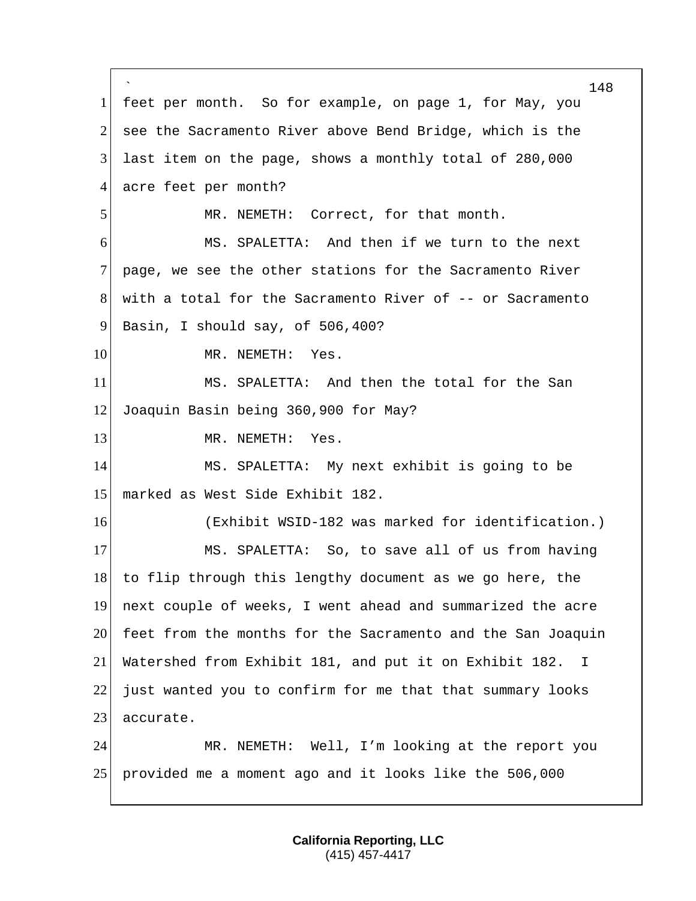feet per month. So for example, on page 1, for May, you see the Sacramento River above Bend Bridge, which is the last item on the page, shows a monthly total of 280,000 acre feet per month?

MR. NEMETH: Correct, for that month.

MS. SPALETTA: And then if we turn to the next page, we see the other stations for the Sacramento River with a total for the Sacramento River of -- or Sacramento Basin, I should say, of 506,400?

MR. NEMETH: Yes.

MS. SPALETTA: And then the total for the San Joaquin Basin being 360,900 for May?

MR. NEMETH: Yes.

MS. SPALETTA: My next exhibit is going to be marked as West Side Exhibit 182.

(Exhibit WSID-182 was marked for identification.)

MS. SPALETTA: So, to save all of us from having to flip through this lengthy document as we go here, the next couple of weeks, I went ahead and summarized the acre feet from the months for the Sacramento and the San Joaquin Watershed from Exhibit 181, and put it on Exhibit 182. I just wanted you to confirm for me that that summary looks accurate.

MR. NEMETH: Well, I'm looking at the report you provided me a moment ago and it looks like the 506,000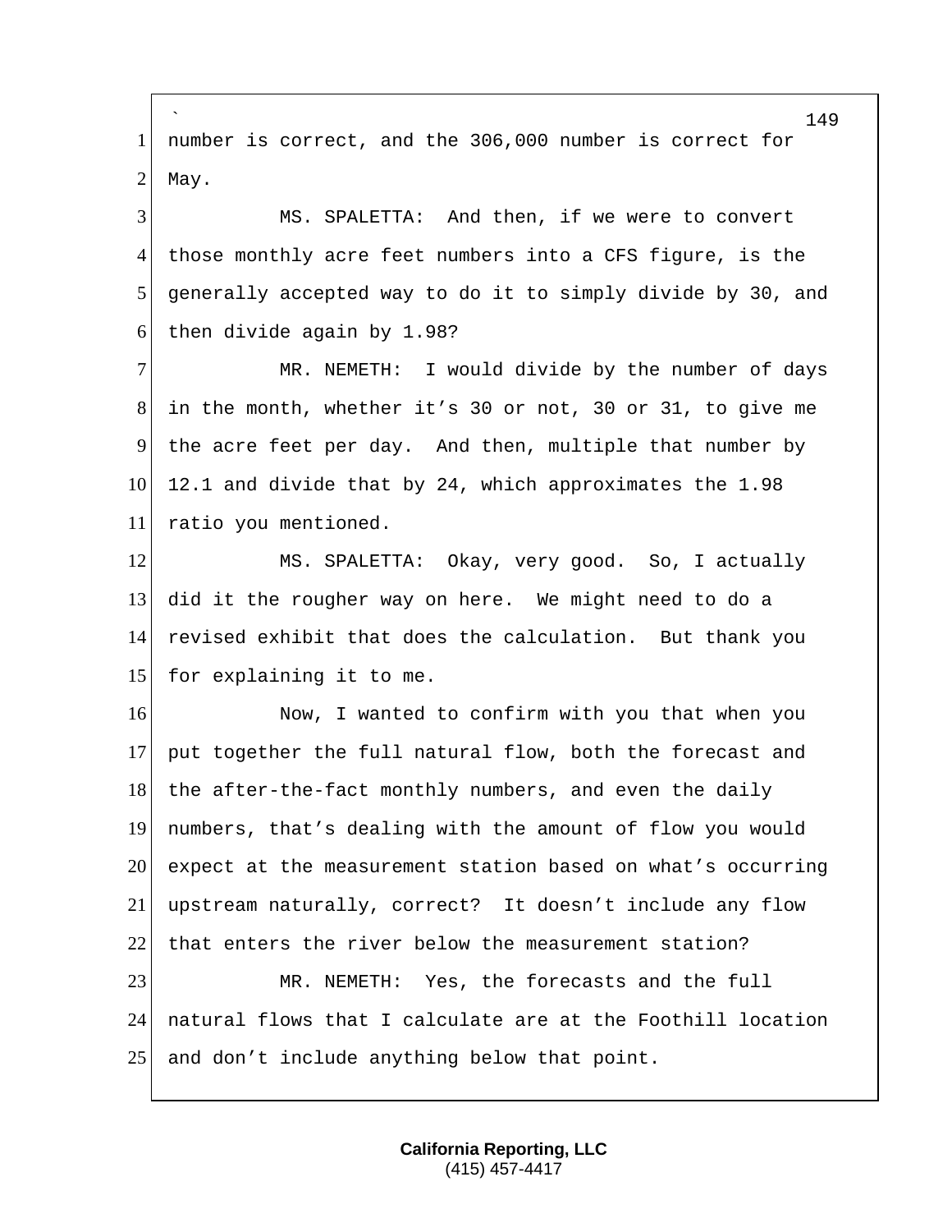number is correct, and the 306,000 number is correct for May.

MS. SPALETTA: And then, if we were to convert those monthly acre feet numbers into a CFS figure, is the generally accepted way to do it to simply divide by 30, and then divide again by 1.98?

MR. NEMETH: I would divide by the number of days in the month, whether it's 30 or not, 30 or 31, to give me the acre feet per day. And then, multiple that number by 12.1 and divide that by 24, which approximates the 1.98 ratio you mentioned.

MS. SPALETTA: Okay, very good. So, I actually did it the rougher way on here. We might need to do a revised exhibit that does the calculation. But thank you for explaining it to me.

Now, I wanted to confirm with you that when you put together the full natural flow, both the forecast and the after-the-fact monthly numbers, and even the daily numbers, that's dealing with the amount of flow you would expect at the measurement station based on what's occurring upstream naturally, correct? It doesn't include any flow that enters the river below the measurement station?

MR. NEMETH: Yes, the forecasts and the full natural flows that I calculate are at the Foothill location and don't include anything below that point.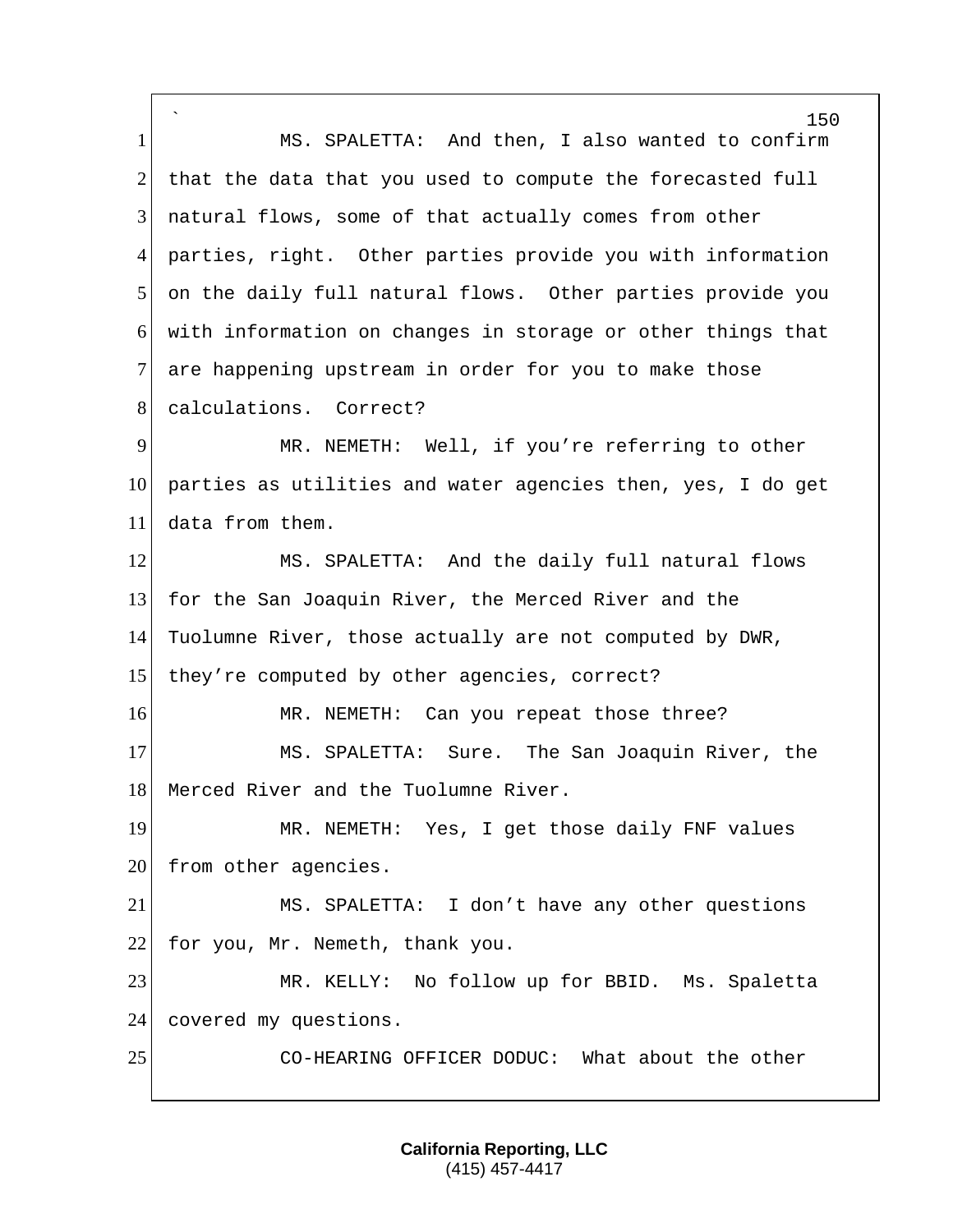MS. SPALETTA: And then, I also wanted to confirm that the data that you used to compute the forecasted full natural flows, some of that actually comes from other parties, right. Other parties provide you with information on the daily full natural flows. Other parties provide you with information on changes in storage or other things that are happening upstream in order for you to make those calculations. Correct?

MR. NEMETH: Well, if you're referring to other parties as utilities and water agencies then, yes, I do get data from them.

MS. SPALETTA: And the daily full natural flows for the San Joaquin River, the Merced River and the Tuolumne River, those actually are not computed by DWR, they're computed by other agencies, correct?

MR. NEMETH: Can you repeat those three?

MS. SPALETTA: Sure. The San Joaquin River, the Merced River and the Tuolumne River.

MR. NEMETH: Yes, I get those daily FNF values from other agencies.

MS. SPALETTA: I don't have any other questions for you, Mr. Nemeth, thank you.

MR. KELLY: No follow up for BBID. Ms. Spaletta covered my questions.

CO-HEARING OFFICER DODUC: What about the other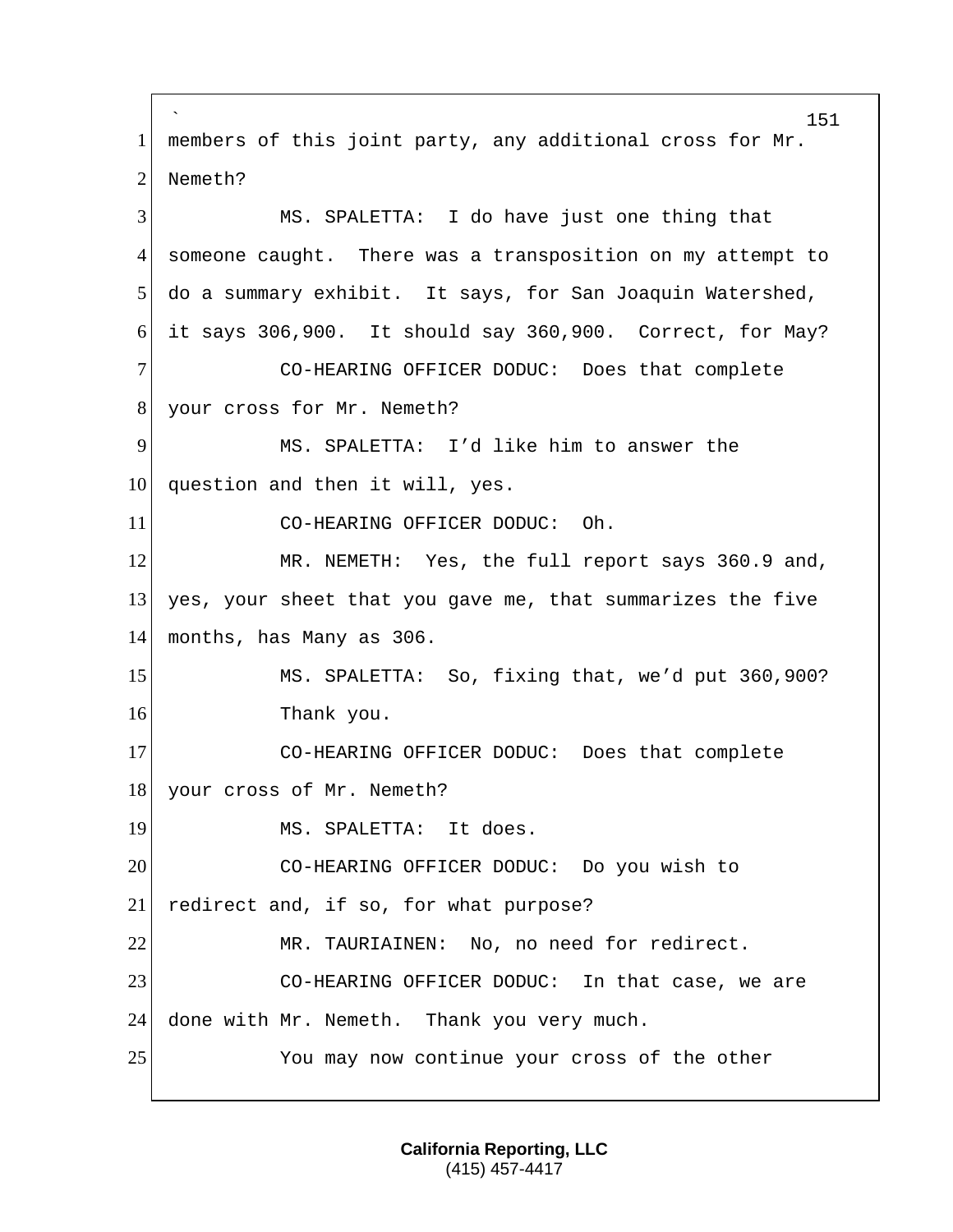members of this joint party, any additional cross for Mr. Nemeth?

MS. SPALETTA: I do have just one thing that someone caught. There was a transposition on my attempt to do a summary exhibit. It says, for San Joaquin Watershed, it says 306,900. It should say 360,900. Correct, for May?

CO-HEARING OFFICER DODUC: Does that complete your cross for Mr. Nemeth?

MS. SPALETTA: I'd like him to answer the question and then it will, yes.

CO-HEARING OFFICER DODUC: Oh.

MR. NEMETH: Yes, the full report says 360.9 and, yes, your sheet that you gave me, that summarizes the five months, has Many as 306.

MS. SPALETTA: So, fixing that, we'd put 360,900? Thank you.

CO-HEARING OFFICER DODUC: Does that complete your cross of Mr. Nemeth?

MS. SPALETTA: It does.

CO-HEARING OFFICER DODUC: Do you wish to redirect and, if so, for what purpose?

MR. TAURIAINEN: No, no need for redirect.

CO-HEARING OFFICER DODUC: In that case, we are done with Mr. Nemeth. Thank you very much.

You may now continue your cross of the other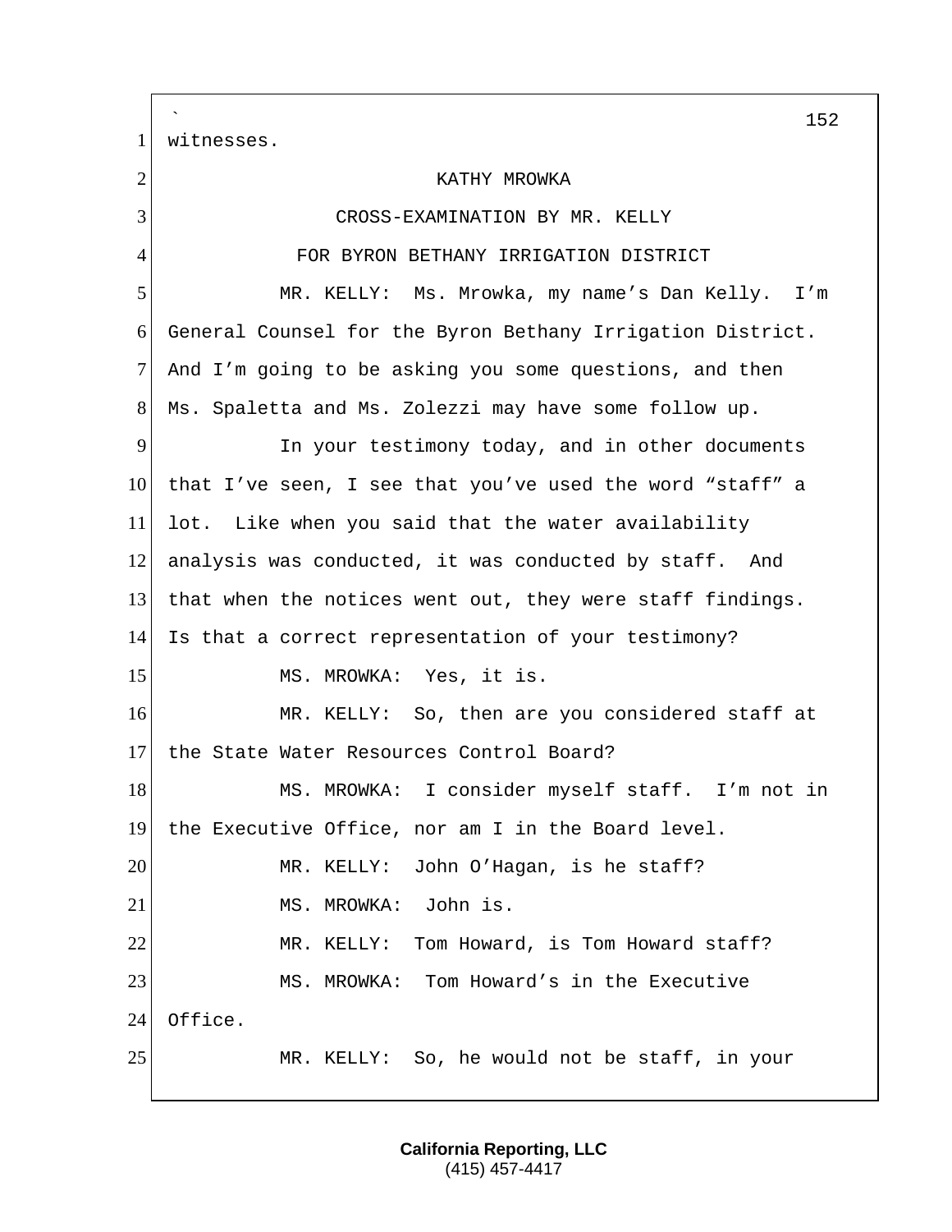witnesses.

KATHY MROWKA

CROSS-EXAMINATION BY MR. KELLY

FOR BYRON BETHANY IRRIGATION DISTRICT

MR. KELLY: Ms. Mrowka, my name's Dan Kelly. I'm General Counsel for the Byron Bethany Irrigation District. And I'm going to be asking you some questions, and then Ms. Spaletta and Ms. Zolezzi may have some follow up.

In your testimony today, and in other documents that I've seen, I see that you've used the word "staff" a lot. Like when you said that the water availability analysis was conducted, it was conducted by staff. And that when the notices went out, they were staff findings. Is that a correct representation of your testimony?

MS. MROWKA: Yes, it is.

MR. KELLY: So, then are you considered staff at the State Water Resources Control Board?

MS. MROWKA: I consider myself staff. I'm not in the Executive Office, nor am I in the Board level.

MR. KELLY: John O'Hagan, is he staff?

MS. MROWKA: John is.

MR. KELLY: Tom Howard, is Tom Howard staff?

MS. MROWKA: Tom Howard's in the Executive Office.

MR. KELLY: So, he would not be staff, in your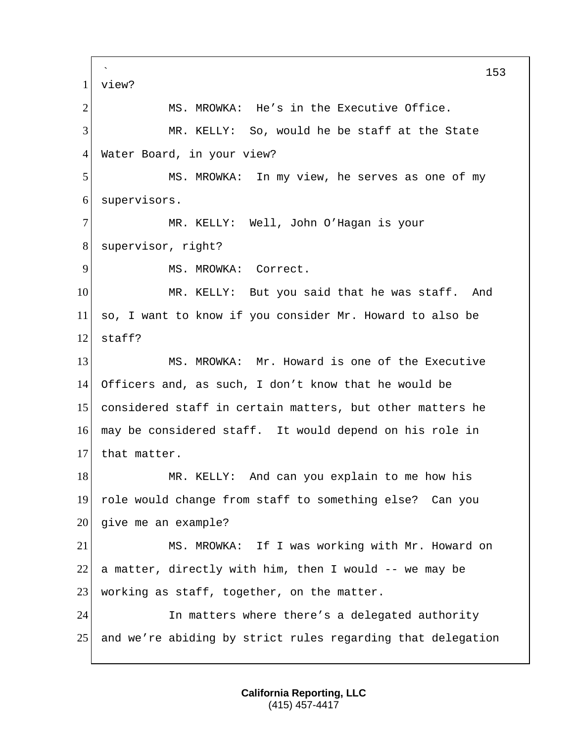view?

MS. MROWKA: He's in the Executive Office.

MR. KELLY: So, would he be staff at the State Water Board, in your view?

MS. MROWKA: In my view, he serves as one of my supervisors.

MR. KELLY: Well, John O'Hagan is your supervisor, right?

MS. MROWKA: Correct.

MR. KELLY: But you said that he was staff. And so, I want to know if you consider Mr. Howard to also be staff?

MS. MROWKA: Mr. Howard is one of the Executive Officers and, as such, I don't know that he would be considered staff in certain matters, but other matters he may be considered staff. It would depend on his role in that matter.

MR. KELLY: And can you explain to me how his role would change from staff to something else? Can you give me an example?

MS. MROWKA: If I was working with Mr. Howard on a matter, directly with him, then I would -- we may be working as staff, together, on the matter.

In matters where there's a delegated authority and we're abiding by strict rules regarding that delegation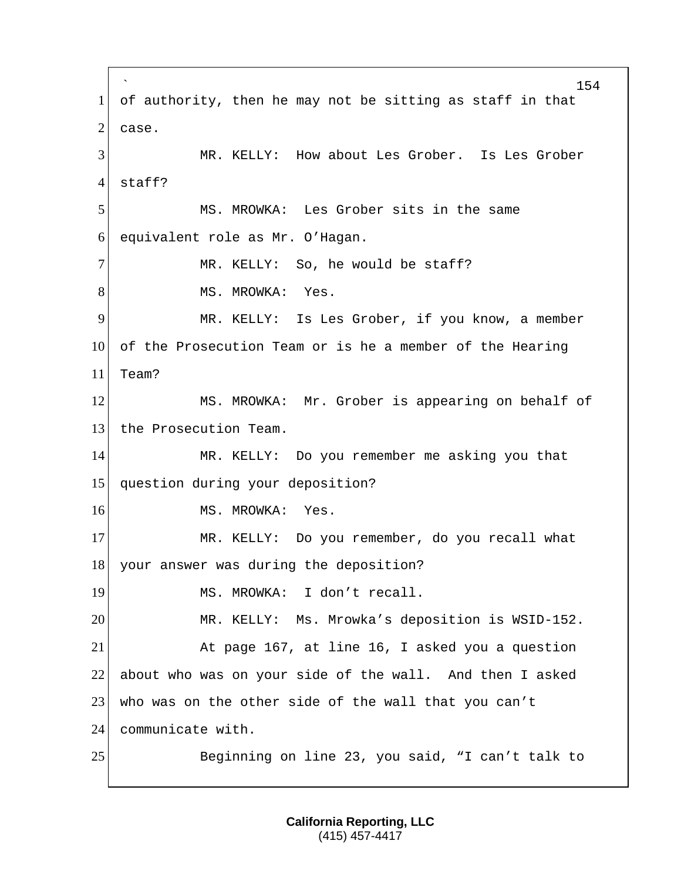of authority, then he may not be sitting as staff in that case.

MR. KELLY: How about Les Grober. Is Les Grober staff?

MS. MROWKA: Les Grober sits in the same equivalent role as Mr. O'Hagan.

MR. KELLY: So, he would be staff?

MS. MROWKA: Yes.

MR. KELLY: Is Les Grober, if you know, a member of the Prosecution Team or is he a member of the Hearing Team?

MS. MROWKA: Mr. Grober is appearing on behalf of the Prosecution Team.

MR. KELLY: Do you remember me asking you that question during your deposition?

MS. MROWKA: Yes.

MR. KELLY: Do you remember, do you recall what your answer was during the deposition?

MS. MROWKA: I don't recall.

MR. KELLY: Ms. Mrowka's deposition is WSID-152.

At page 167, at line 16, I asked you a question about who was on your side of the wall. And then I asked who was on the other side of the wall that you can't communicate with.

Beginning on line 23, you said, "I can't talk to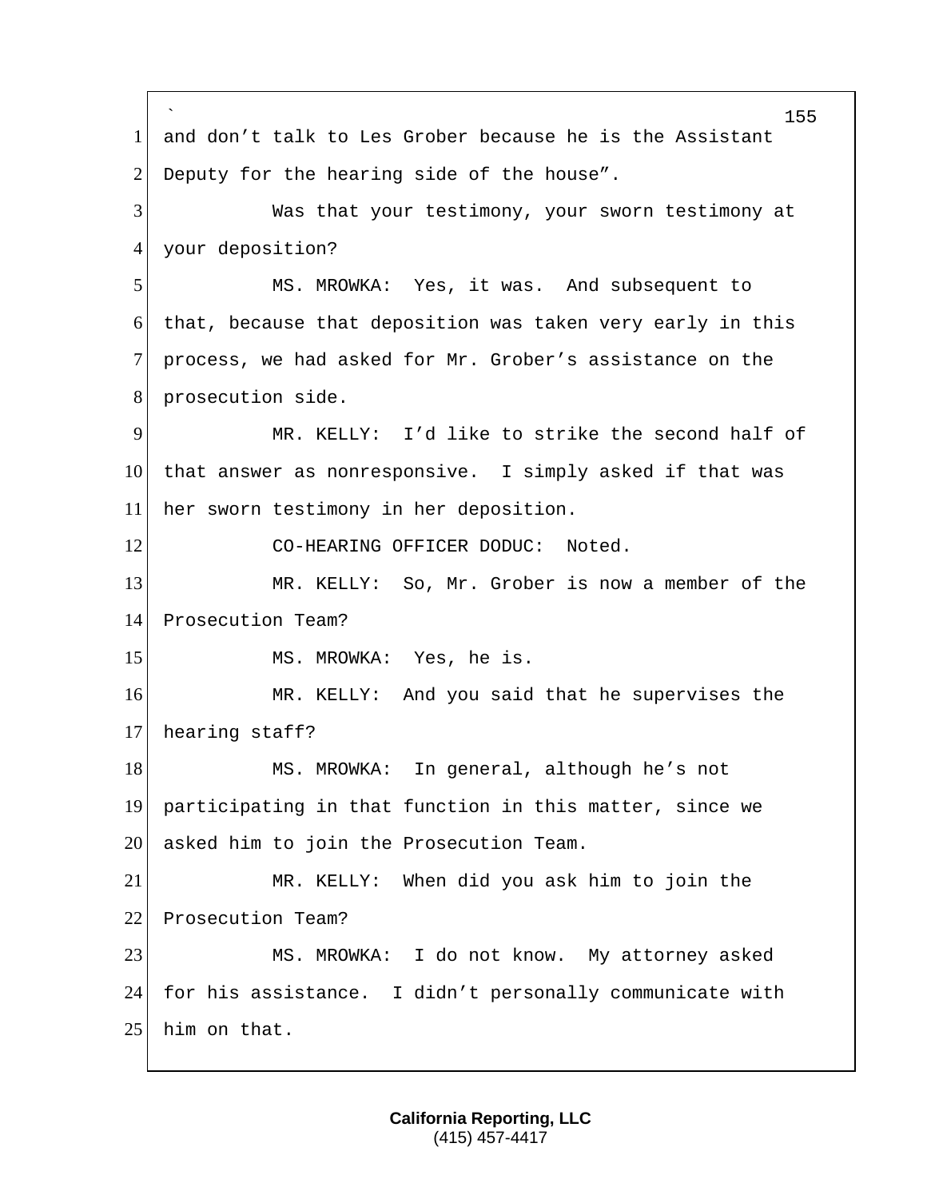and don't talk to Les Grober because he is the Assistant Deputy for the hearing side of the house".

Was that your testimony, your sworn testimony at your deposition?

MS. MROWKA: Yes, it was. And subsequent to that, because that deposition was taken very early in this process, we had asked for Mr. Grober's assistance on the prosecution side.

MR. KELLY: I'd like to strike the second half of that answer as nonresponsive. I simply asked if that was her sworn testimony in her deposition.

CO-HEARING OFFICER DODUC: Noted.

MR. KELLY: So, Mr. Grober is now a member of the Prosecution Team?

MS. MROWKA: Yes, he is.

MR. KELLY: And you said that he supervises the hearing staff?

MS. MROWKA: In general, although he's not participating in that function in this matter, since we asked him to join the Prosecution Team.

MR. KELLY: When did you ask him to join the Prosecution Team?

MS. MROWKA: I do not know. My attorney asked for his assistance. I didn't personally communicate with him on that.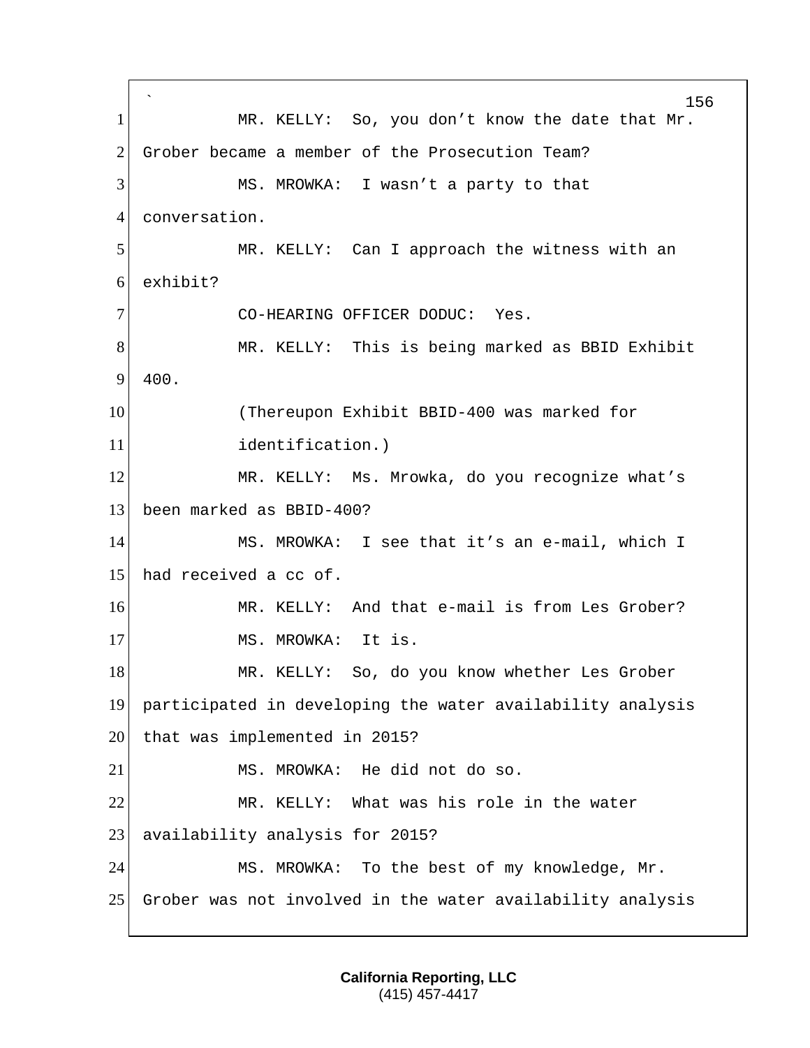MR. KELLY: So, you don't know the date that Mr. Grober became a member of the Prosecution Team?

MS. MROWKA: I wasn't a party to that conversation.

MR. KELLY: Can I approach the witness with an exhibit?

CO-HEARING OFFICER DODUC: Yes.

MR. KELLY: This is being marked as BBID Exhibit 400.

(Thereupon Exhibit BBID-400 was marked for identification.)

MR. KELLY: Ms. Mrowka, do you recognize what's been marked as BBID-400?

MS. MROWKA: I see that it's an e-mail, which I had received a cc of.

MR. KELLY: And that e-mail is from Les Grober?

MS. MROWKA: It is.

MR. KELLY: So, do you know whether Les Grober participated in developing the water availability analysis that was implemented in 2015?

MS. MROWKA: He did not do so.

MR. KELLY: What was his role in the water availability analysis for 2015?

MS. MROWKA: To the best of my knowledge, Mr. Grober was not involved in the water availability analysis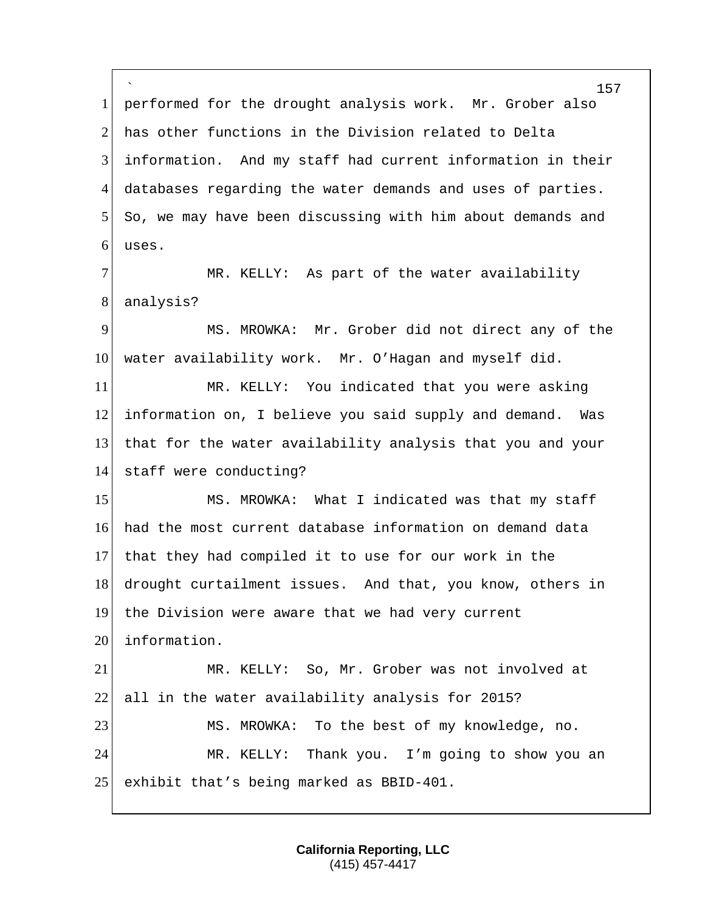performed for the drought analysis work. Mr. Grober also has other functions in the Division related to Delta information. And my staff had current information in their databases regarding the water demands and uses of parties. So, we may have been discussing with him about demands and uses.

MR. KELLY: As part of the water availability analysis?

MS. MROWKA: Mr. Grober did not direct any of the water availability work. Mr. O'Hagan and myself did.

MR. KELLY: You indicated that you were asking information on, I believe you said supply and demand. Was that for the water availability analysis that you and your staff were conducting?

MS. MROWKA: What I indicated was that my staff had the most current database information on demand data that they had compiled it to use for our work in the drought curtailment issues. And that, you know, others in the Division were aware that we had very current information.

MR. KELLY: So, Mr. Grober was not involved at all in the water availability analysis for 2015?

MS. MROWKA: To the best of my knowledge, no.

MR. KELLY: Thank you. I'm going to show you an exhibit that's being marked as BBID-401.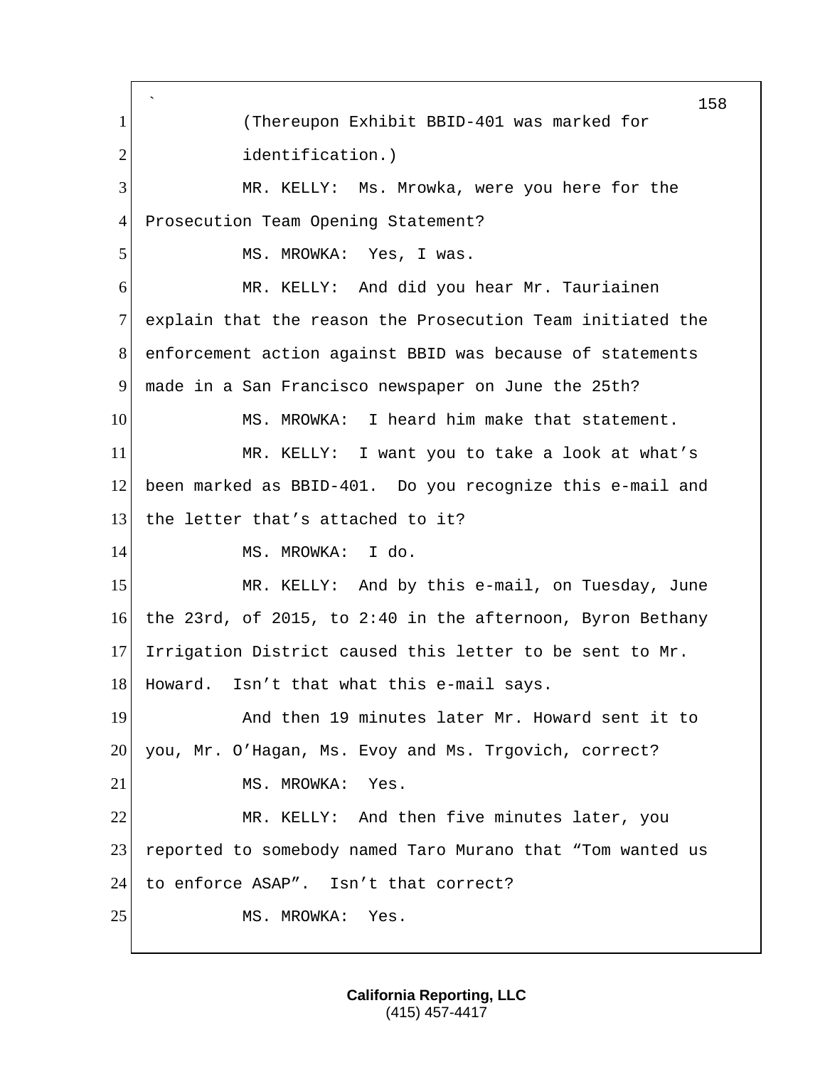(Thereupon Exhibit BBID-401 was marked for identification.)

MR. KELLY: Ms. Mrowka, were you here for the Prosecution Team Opening Statement?

MS. MROWKA: Yes, I was.

MR. KELLY: And did you hear Mr. Tauriainen explain that the reason the Prosecution Team initiated the enforcement action against BBID was because of statements made in a San Francisco newspaper on June the 25th?

MS. MROWKA: I heard him make that statement.

MR. KELLY: I want you to take a look at what's been marked as BBID-401. Do you recognize this e-mail and the letter that's attached to it?

MS. MROWKA: I do.

MR. KELLY: And by this e-mail, on Tuesday, June the 23rd, of 2015, to 2:40 in the afternoon, Byron Bethany Irrigation District caused this letter to be sent to Mr. Howard. Isn't that what this e-mail says.

And then 19 minutes later Mr. Howard sent it to you, Mr. O'Hagan, Ms. Evoy and Ms. Trgovich, correct?

MS. MROWKA: Yes.

MR. KELLY: And then five minutes later, you reported to somebody named Taro Murano that "Tom wanted us to enforce ASAP". Isn't that correct?

MS. MROWKA: Yes.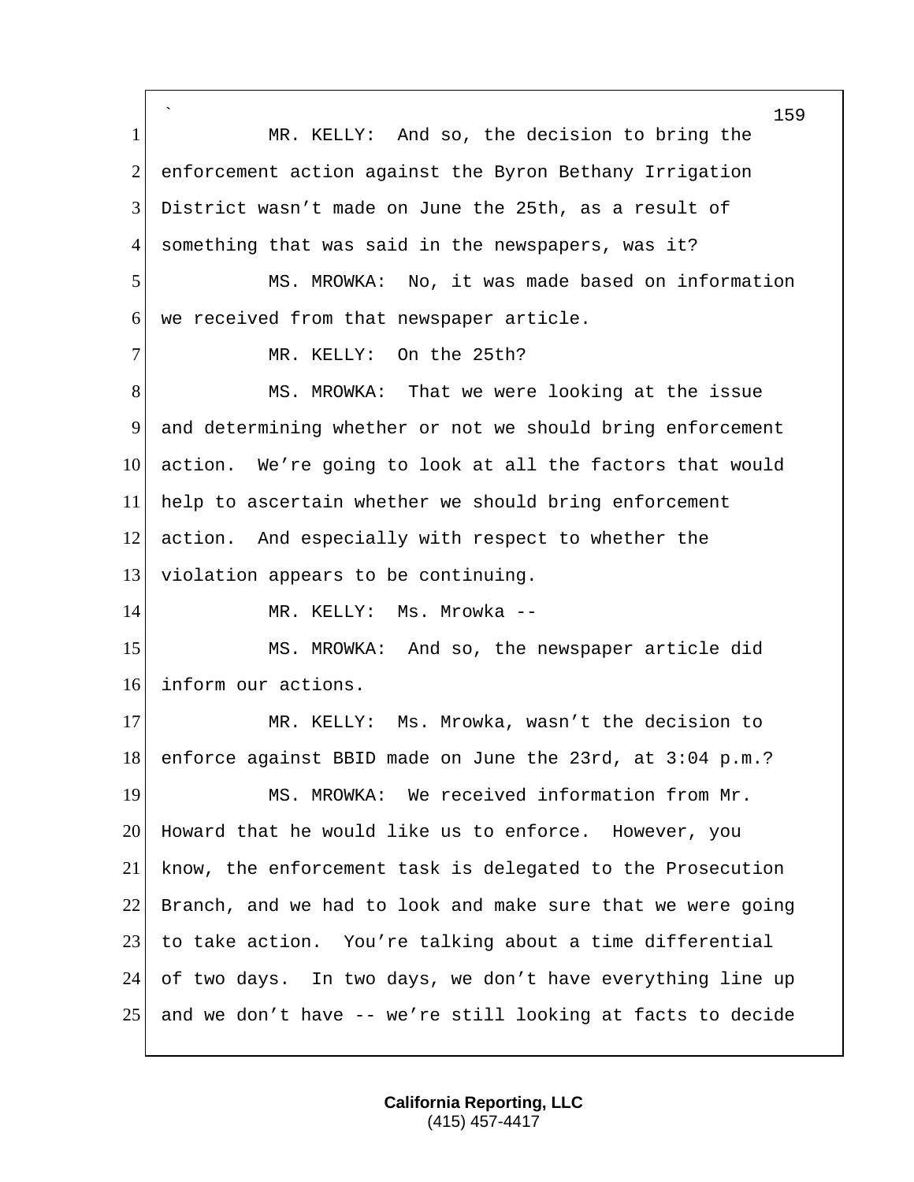MR. KELLY: And so, the decision to bring the enforcement action against the Byron Bethany Irrigation District wasn't made on June the 25th, as a result of something that was said in the newspapers, was it?

MS. MROWKA: No, it was made based on information we received from that newspaper article.

MR. KELLY: On the 25th?

MS. MROWKA: That we were looking at the issue and determining whether or not we should bring enforcement action. We're going to look at all the factors that would help to ascertain whether we should bring enforcement action. And especially with respect to whether the violation appears to be continuing.

MR. KELLY: Ms. Mrowka --

MS. MROWKA: And so, the newspaper article did inform our actions.

MR. KELLY: Ms. Mrowka, wasn't the decision to enforce against BBID made on June the 23rd, at 3:04 p.m.?

MS. MROWKA: We received information from Mr. Howard that he would like us to enforce. However, you know, the enforcement task is delegated to the Prosecution Branch, and we had to look and make sure that we were going to take action. You're talking about a time differential of two days. In two days, we don't have everything line up and we don't have -- we're still looking at facts to decide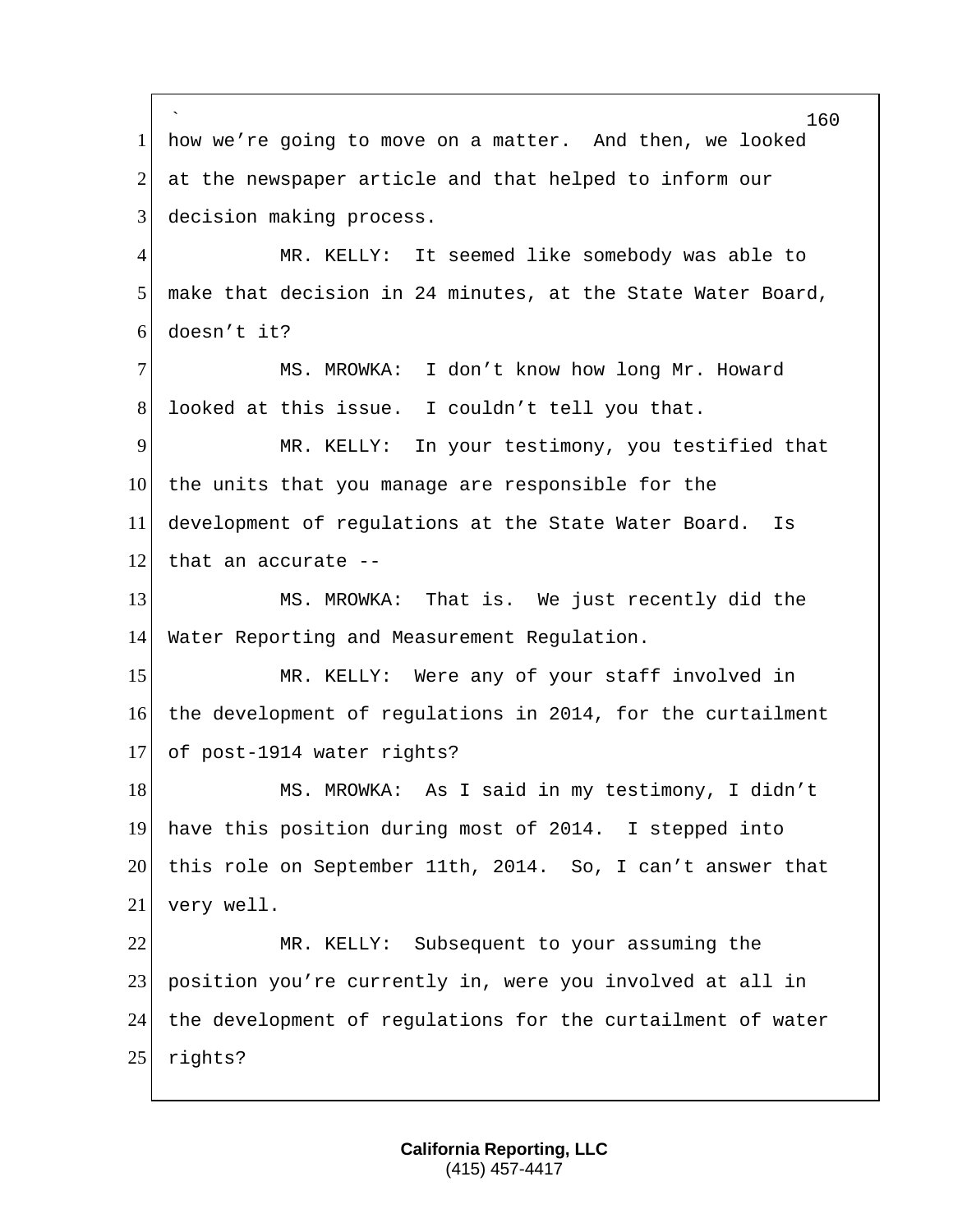how we’re going to move on a matter. And then, we looked at the newspaper article and that helped to inform our decision making process.

MR. KELLY: It seemed like somebody was able to make that decision in 24 minutes, at the State Water Board, doesn’t it?

MS. MROWKA: I don’t know how long Mr. Howard looked at this issue. I couldn’t tell you that.

MR. KELLY: In your testimony, you testified that the units that you manage are responsible for the development of regulations at the State Water Board. Is that an accurate --

MS. MROWKA: That is. We just recently did the Water Reporting and Measurement Regulation.

MR. KELLY: Were any of your staff involved in the development of regulations in 2014, for the curtailment of post-1914 water rights?

MS. MROWKA: As I said in my testimony, I didn’t have this position during most of 2014. I stepped into this role on September 11th, 2014. So, I can’t answer that very well.

MR. KELLY: Subsequent to your assuming the position you’re currently in, were you involved at all in the development of regulations for the curtailment of water rights?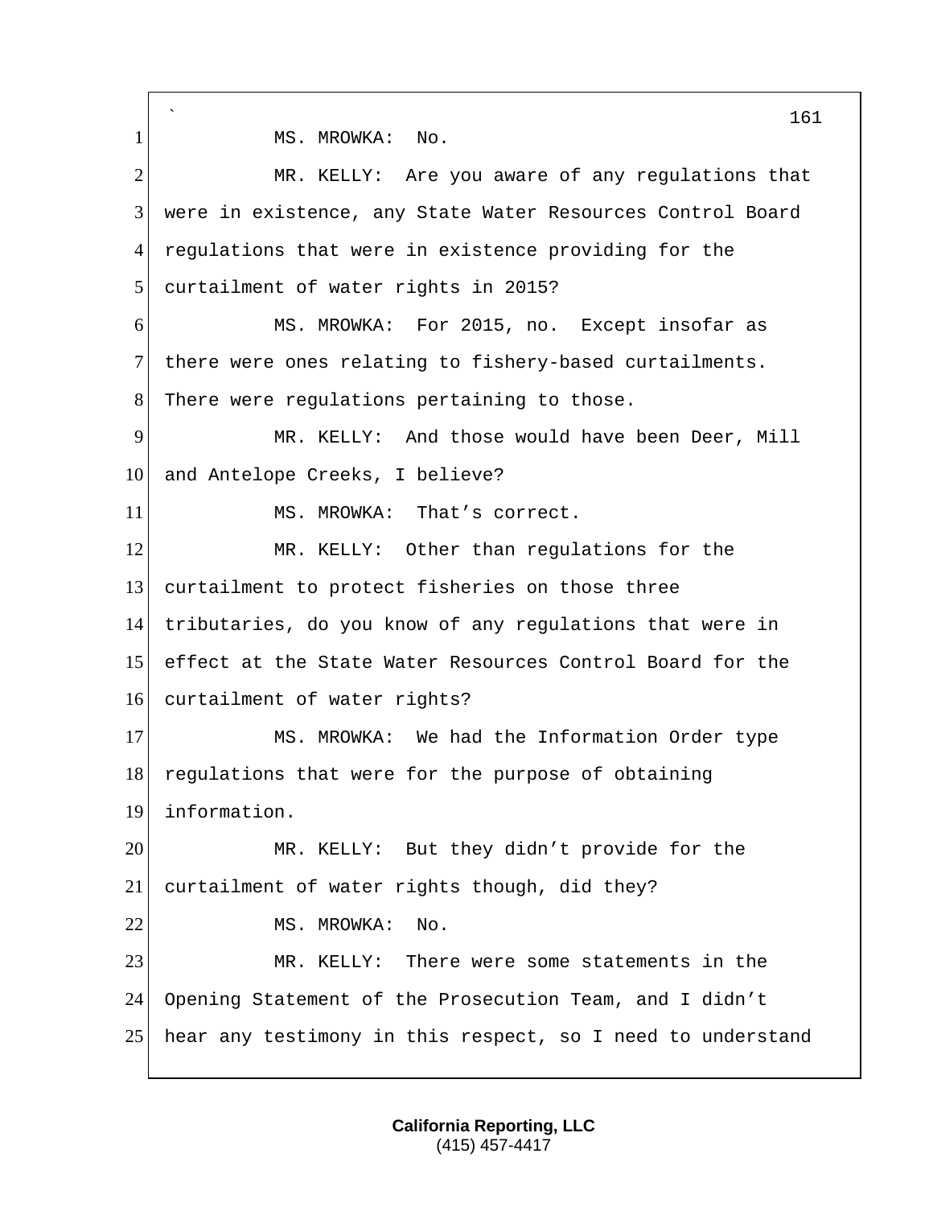MS. MROWKA: No.

MR. KELLY: Are you aware of any regulations that were in existence, any State Water Resources Control Board regulations that were in existence providing for the curtailment of water rights in 2015?

MS. MROWKA: For 2015, no. Except insofar as there were ones relating to fishery-based curtailments. There were regulations pertaining to those.

MR. KELLY: And those would have been Deer, Mill and Antelope Creeks, I believe?

MS. MROWKA: That’s correct.

MR. KELLY: Other than regulations for the curtailment to protect fisheries on those three tributaries, do you know of any regulations that were in effect at the State Water Resources Control Board for the curtailment of water rights?

MS. MROWKA: We had the Information Order type regulations that were for the purpose of obtaining information.

MR. KELLY: But they didn’t provide for the curtailment of water rights though, did they?

MS. MROWKA: No.

MR. KELLY: There were some statements in the Opening Statement of the Prosecution Team, and I didn’t hear any testimony in this respect, so I need to understand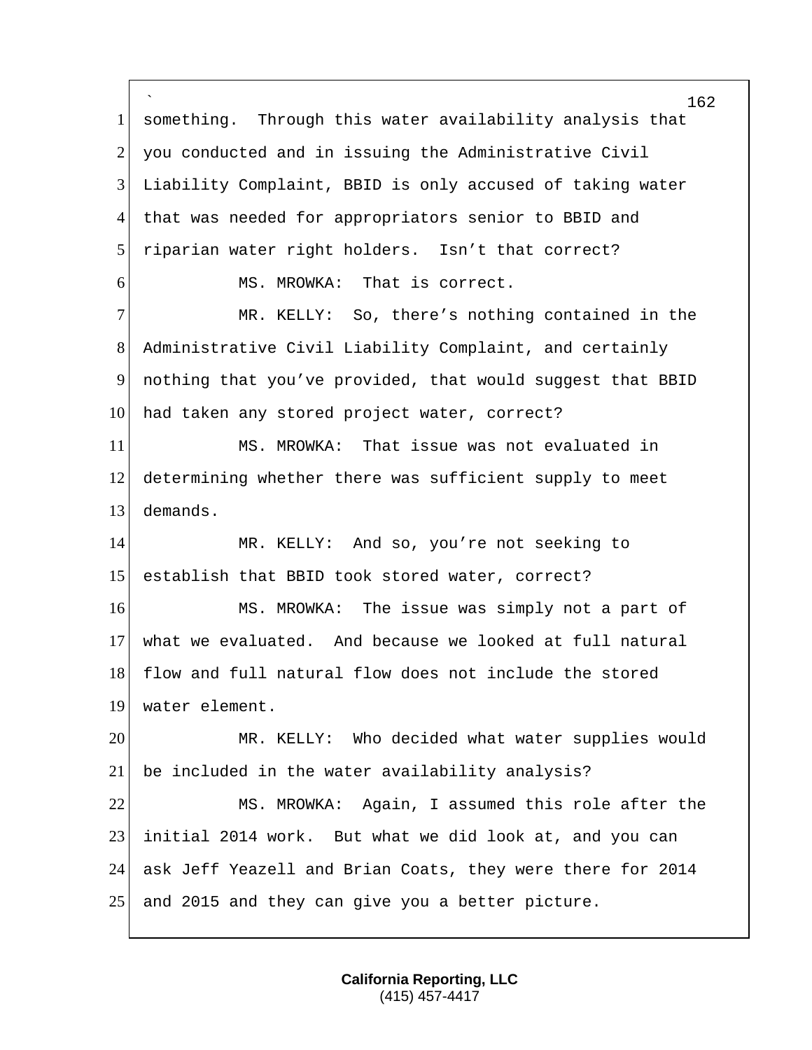something. Through this water availability analysis that you conducted and in issuing the Administrative Civil Liability Complaint, BBID is only accused of taking water that was needed for appropriators senior to BBID and riparian water right holders. Isn't that correct?

MS. MROWKA: That is correct.

MR. KELLY: So, there's nothing contained in the Administrative Civil Liability Complaint, and certainly nothing that you've provided, that would suggest that BBID had taken any stored project water, correct?

MS. MROWKA: That issue was not evaluated in determining whether there was sufficient supply to meet demands.

MR. KELLY: And so, you're not seeking to establish that BBID took stored water, correct?

MS. MROWKA: The issue was simply not a part of what we evaluated. And because we looked at full natural flow and full natural flow does not include the stored water element.

MR. KELLY: Who decided what water supplies would be included in the water availability analysis?

MS. MROWKA: Again, I assumed this role after the initial 2014 work. But what we did look at, and you can ask Jeff Yeazell and Brian Coats, they were there for 2014 and 2015 and they can give you a better picture.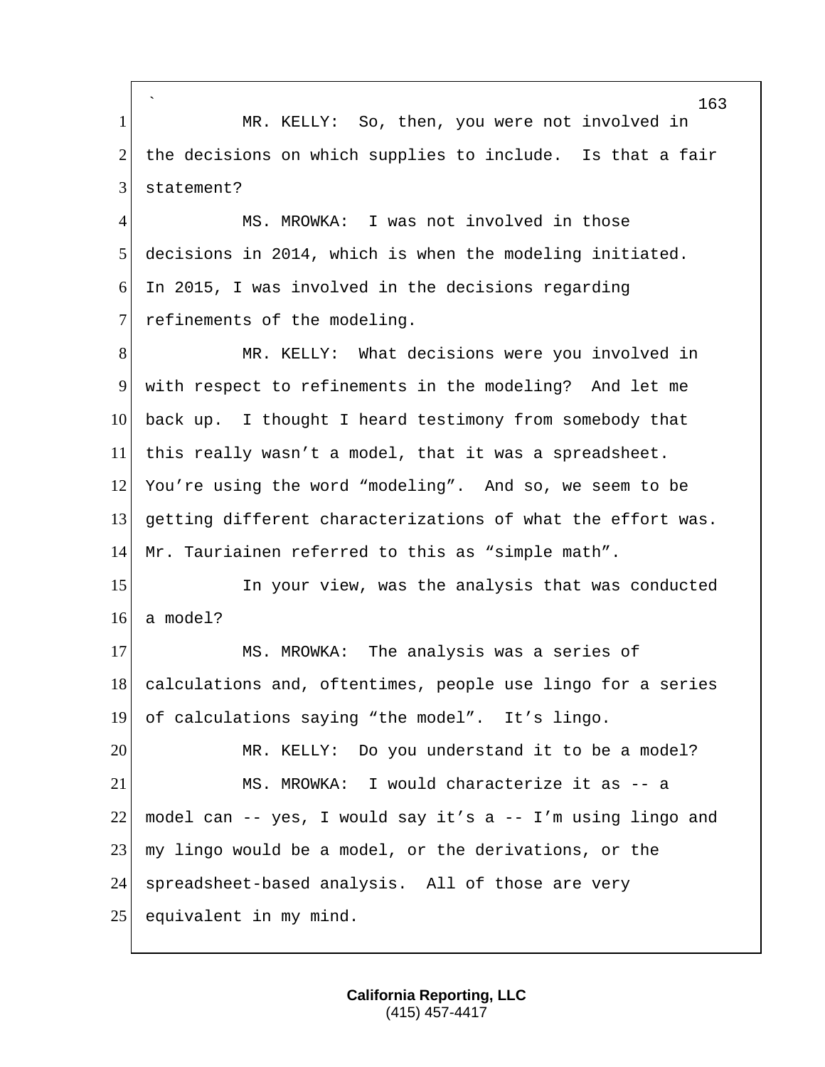MR. KELLY: So, then, you were not involved in the decisions on which supplies to include. Is that a fair statement?

MS. MROWKA: I was not involved in those decisions in 2014, which is when the modeling initiated. In 2015, I was involved in the decisions regarding refinements of the modeling.

MR. KELLY: What decisions were you involved in with respect to refinements in the modeling? And let me back up. I thought I heard testimony from somebody that this really wasn't a model, that it was a spreadsheet. You're using the word "modeling". And so, we seem to be getting different characterizations of what the effort was. Mr. Tauriainen referred to this as "simple math".

In your view, was the analysis that was conducted a model?

MS. MROWKA: The analysis was a series of calculations and, oftentimes, people use lingo for a series of calculations saying "the model". It's lingo.

MR. KELLY: Do you understand it to be a model?

MS. MROWKA: I would characterize it as -- a model can -- yes, I would say it's a -- I'm using lingo and my lingo would be a model, or the derivations, or the spreadsheet-based analysis. All of those are very equivalent in my mind.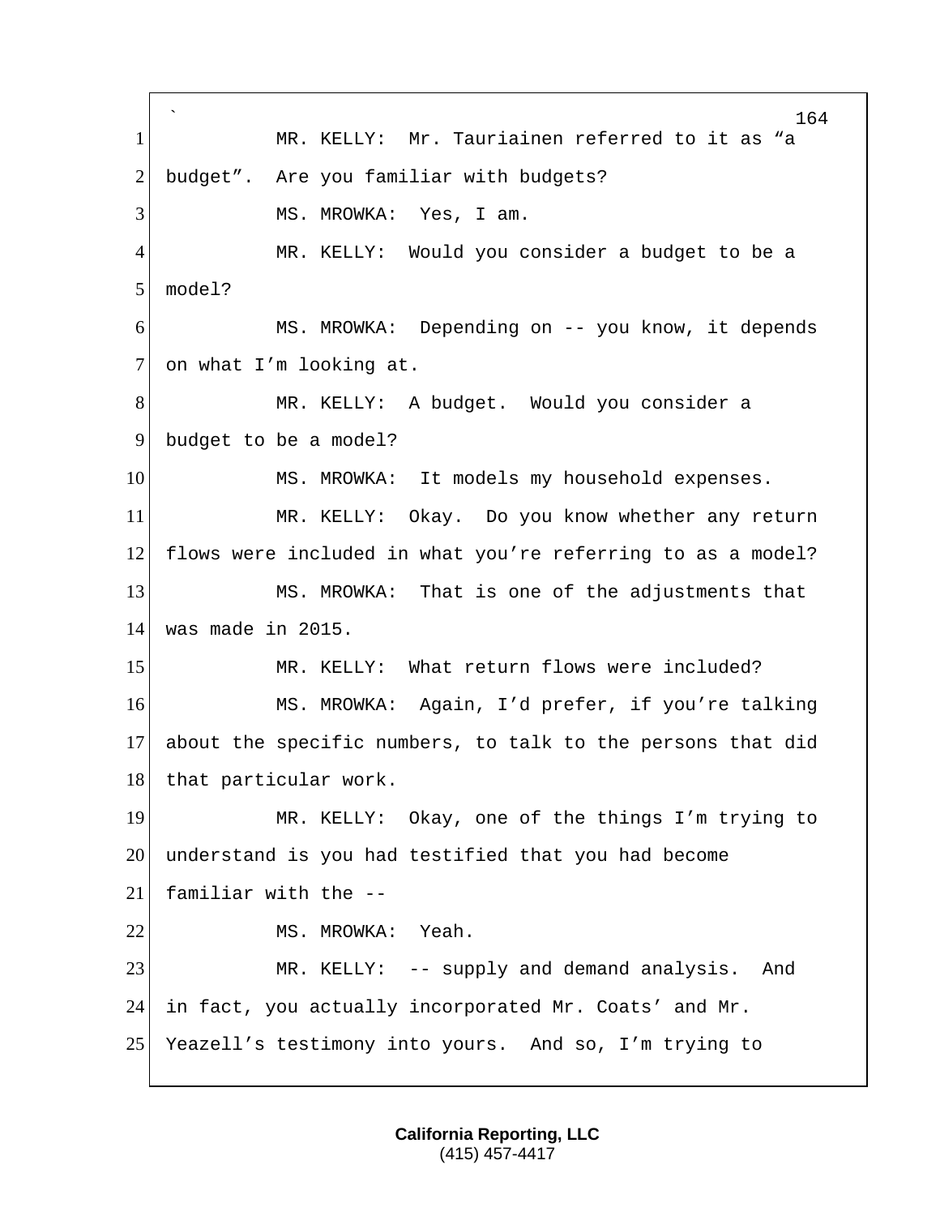MR. KELLY: Mr. Tauriainen referred to it as "a budget". Are you familiar with budgets?

MS. MROWKA: Yes, I am.

MR. KELLY: Would you consider a budget to be a model?

MS. MROWKA: Depending on -- you know, it depends on what I'm looking at.

MR. KELLY: A budget. Would you consider a budget to be a model?

MS. MROWKA: It models my household expenses.

MR. KELLY: Okay. Do you know whether any return flows were included in what you're referring to as a model?

MS. MROWKA: That is one of the adjustments that was made in 2015.

MR. KELLY: What return flows were included?

MS. MROWKA: Again, I'd prefer, if you're talking about the specific numbers, to talk to the persons that did that particular work.

MR. KELLY: Okay, one of the things I'm trying to understand is you had testified that you had become familiar with the --

MS. MROWKA: Yeah.

MR. KELLY: -- supply and demand analysis. And in fact, you actually incorporated Mr. Coats' and Mr. Yeazell's testimony into yours. And so, I'm trying to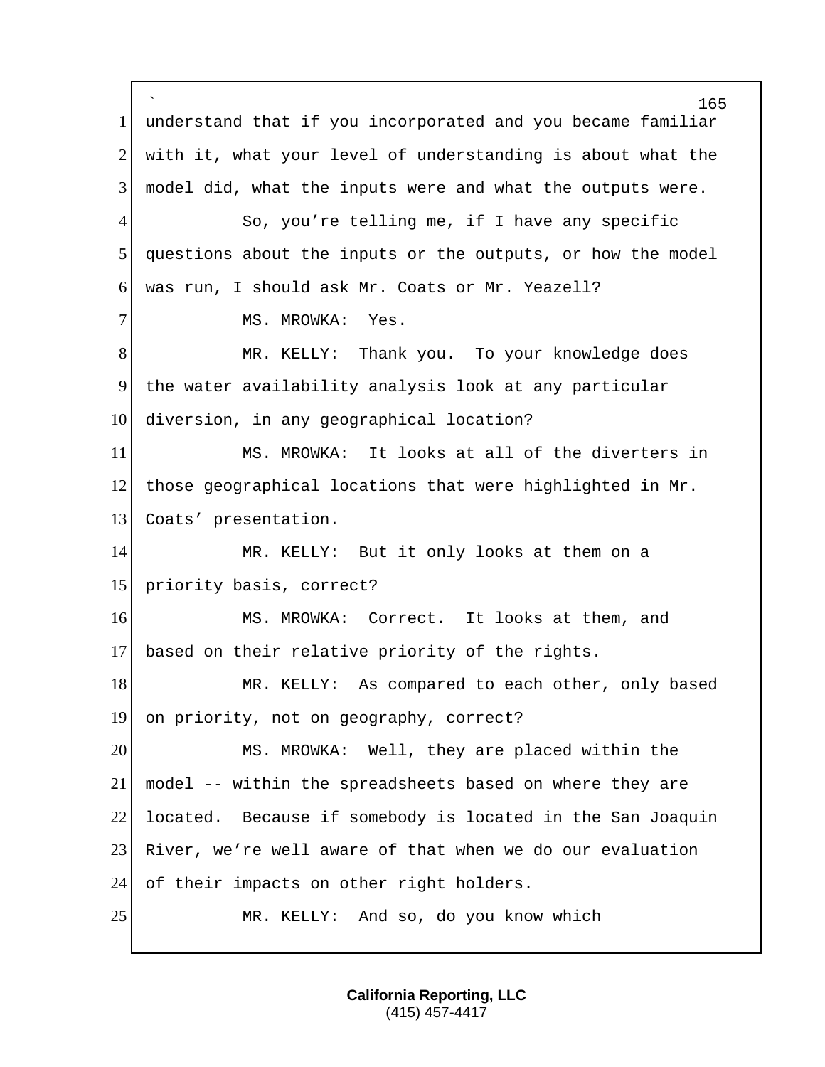understand that if you incorporated and you became familiar with it, what your level of understanding is about what the model did, what the inputs were and what the outputs were.

So, you're telling me, if I have any specific questions about the inputs or the outputs, or how the model was run, I should ask Mr. Coats or Mr. Yeazell?

MS. MROWKA: Yes.

MR. KELLY: Thank you. To your knowledge does the water availability analysis look at any particular diversion, in any geographical location?

MS. MROWKA: It looks at all of the diverters in those geographical locations that were highlighted in Mr. Coats' presentation.

MR. KELLY: But it only looks at them on a priority basis, correct?

MS. MROWKA: Correct. It looks at them, and based on their relative priority of the rights.

MR. KELLY: As compared to each other, only based on priority, not on geography, correct?

MS. MROWKA: Well, they are placed within the model -- within the spreadsheets based on where they are located. Because if somebody is located in the San Joaquin River, we're well aware of that when we do our evaluation of their impacts on other right holders.

MR. KELLY: And so, do you know which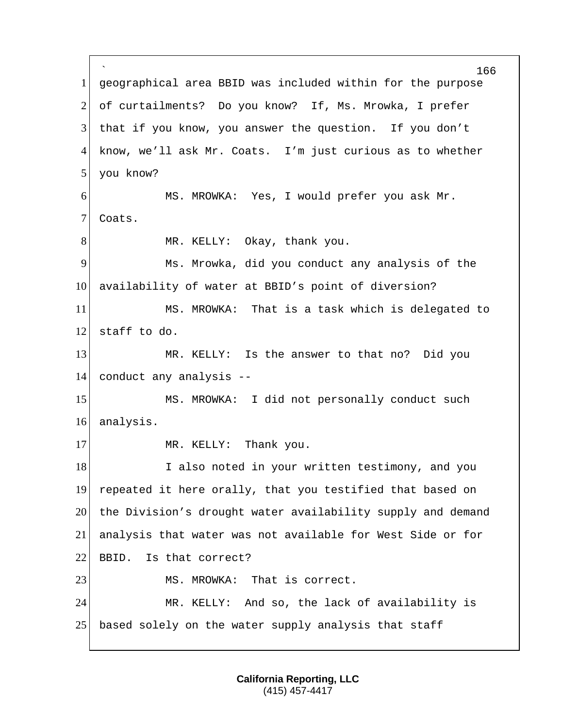geographical area BBID was included within for the purpose of curtailments? Do you know? If, Ms. Mrowka, I prefer that if you know, you answer the question. If you don't know, we'll ask Mr. Coats. I'm just curious as to whether you know?

MS. MROWKA: Yes, I would prefer you ask Mr. Coats.

MR. KELLY: Okay, thank you.

Ms. Mrowka, did you conduct any analysis of the availability of water at BBID's point of diversion?

MS. MROWKA: That is a task which is delegated to staff to do.

MR. KELLY: Is the answer to that no? Did you conduct any analysis --

MS. MROWKA: I did not personally conduct such analysis.

MR. KELLY: Thank you.

I also noted in your written testimony, and you repeated it here orally, that you testified that based on the Division's drought water availability supply and demand analysis that water was not available for West Side or for BBID. Is that correct?

MS. MROWKA: That is correct.

MR. KELLY: And so, the lack of availability is based solely on the water supply analysis that staff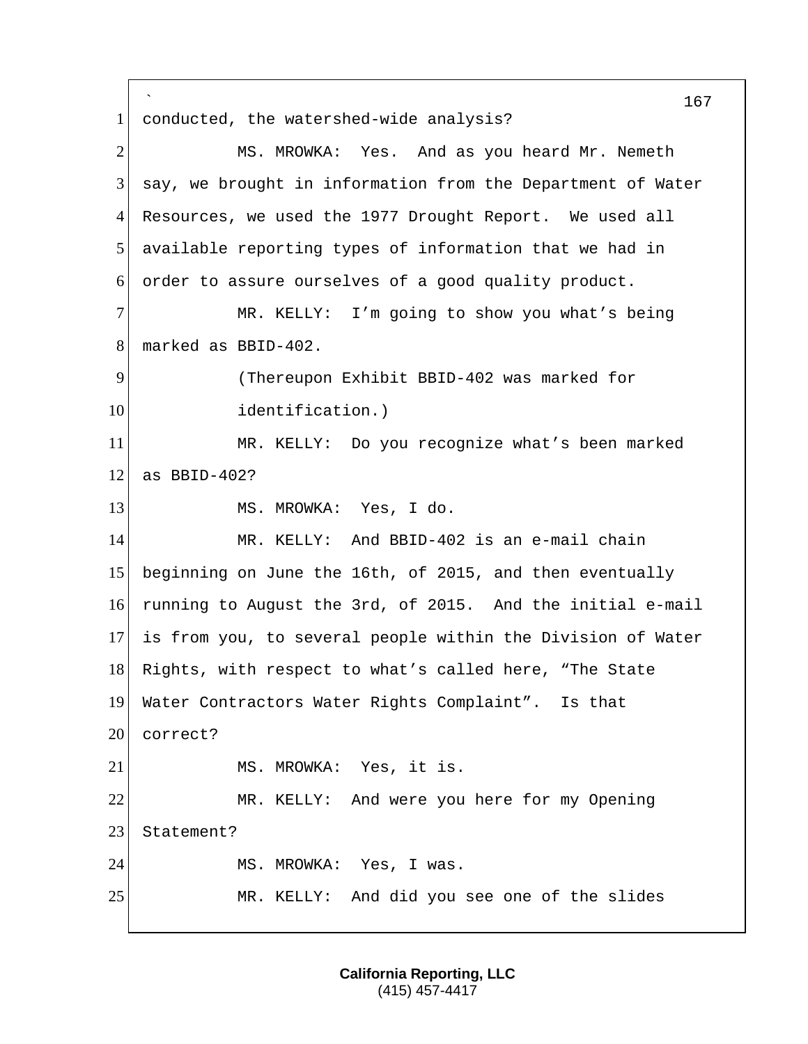conducted, the watershed-wide analysis?

MS. MROWKA: Yes. And as you heard Mr. Nemeth say, we brought in information from the Department of Water Resources, we used the 1977 Drought Report. We used all available reporting types of information that we had in order to assure ourselves of a good quality product.

MR. KELLY: I'm going to show you what's being marked as BBID-402.

(Thereupon Exhibit BBID-402 was marked for identification.)

MR. KELLY: Do you recognize what's been marked as BBID-402?

MS. MROWKA: Yes, I do.

MR. KELLY: And BBID-402 is an e-mail chain beginning on June the 16th, of 2015, and then eventually running to August the 3rd, of 2015. And the initial e-mail is from you, to several people within the Division of Water Rights, with respect to what's called here, "The State Water Contractors Water Rights Complaint". Is that correct?

MS. MROWKA: Yes, it is.

MR. KELLY: And were you here for my Opening Statement?

MS. MROWKA: Yes, I was.

MR. KELLY: And did you see one of the slides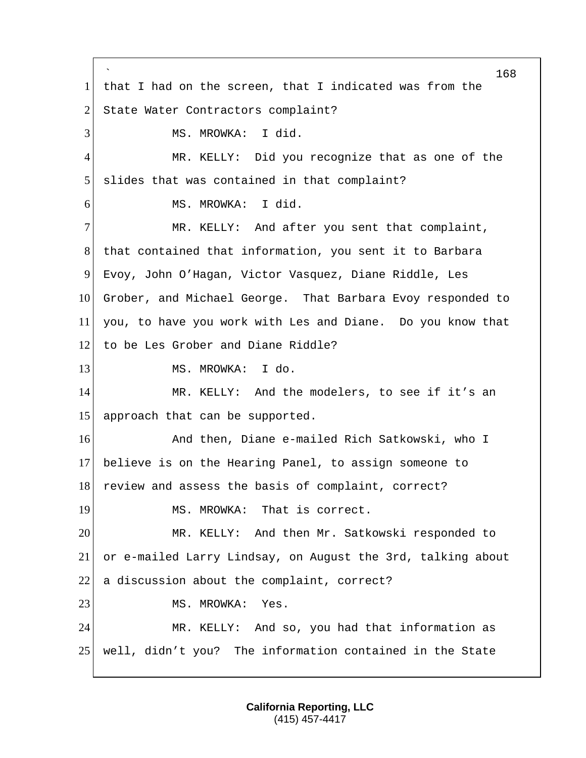that I had on the screen, that I indicated was from the State Water Contractors complaint?

MS. MROWKA: I did.

MR. KELLY: Did you recognize that as one of the slides that was contained in that complaint?

MS. MROWKA: I did.

MR. KELLY: And after you sent that complaint, that contained that information, you sent it to Barbara Evoy, John O'Hagan, Victor Vasquez, Diane Riddle, Les Grober, and Michael George. That Barbara Evoy responded to you, to have you work with Les and Diane. Do you know that to be Les Grober and Diane Riddle?

MS. MROWKA: I do.

MR. KELLY: And the modelers, to see if it's an approach that can be supported.

And then, Diane e-mailed Rich Satkowski, who I believe is on the Hearing Panel, to assign someone to review and assess the basis of complaint, correct?

MS. MROWKA: That is correct.

MR. KELLY: And then Mr. Satkowski responded to or e-mailed Larry Lindsay, on August the 3rd, talking about a discussion about the complaint, correct?

MS. MROWKA: Yes.

MR. KELLY: And so, you had that information as well, didn't you? The information contained in the State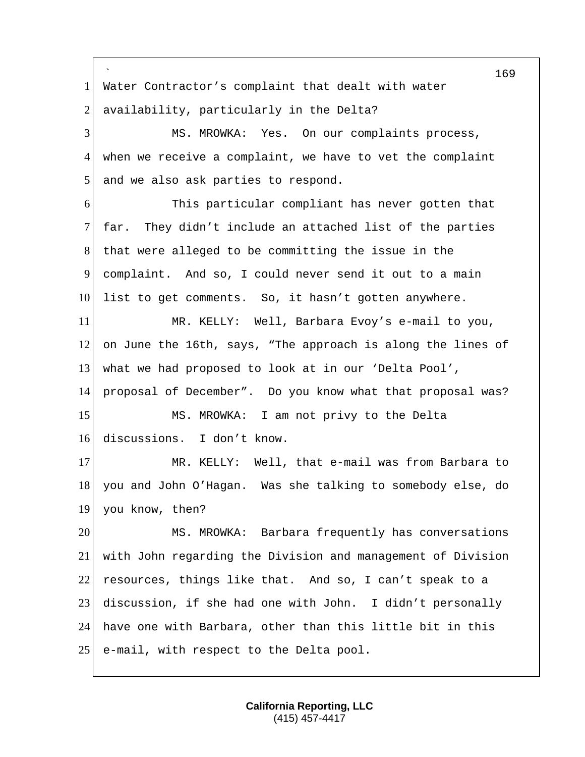Water Contractor's complaint that dealt with water availability, particularly in the Delta?

MS. MROWKA: Yes. On our complaints process, when we receive a complaint, we have to vet the complaint and we also ask parties to respond.

This particular compliant has never gotten that far. They didn't include an attached list of the parties that were alleged to be committing the issue in the complaint. And so, I could never send it out to a main list to get comments. So, it hasn't gotten anywhere.

MR. KELLY: Well, Barbara Evoy's e-mail to you, on June the 16th, says, "The approach is along the lines of what we had proposed to look at in our 'Delta Pool', proposal of December". Do you know what that proposal was?

MS. MROWKA: I am not privy to the Delta discussions. I don't know.

MR. KELLY: Well, that e-mail was from Barbara to you and John O'Hagan. Was she talking to somebody else, do you know, then?

MS. MROWKA: Barbara frequently has conversations with John regarding the Division and management of Division resources, things like that. And so, I can't speak to a discussion, if she had one with John. I didn't personally have one with Barbara, other than this little bit in this e-mail, with respect to the Delta pool.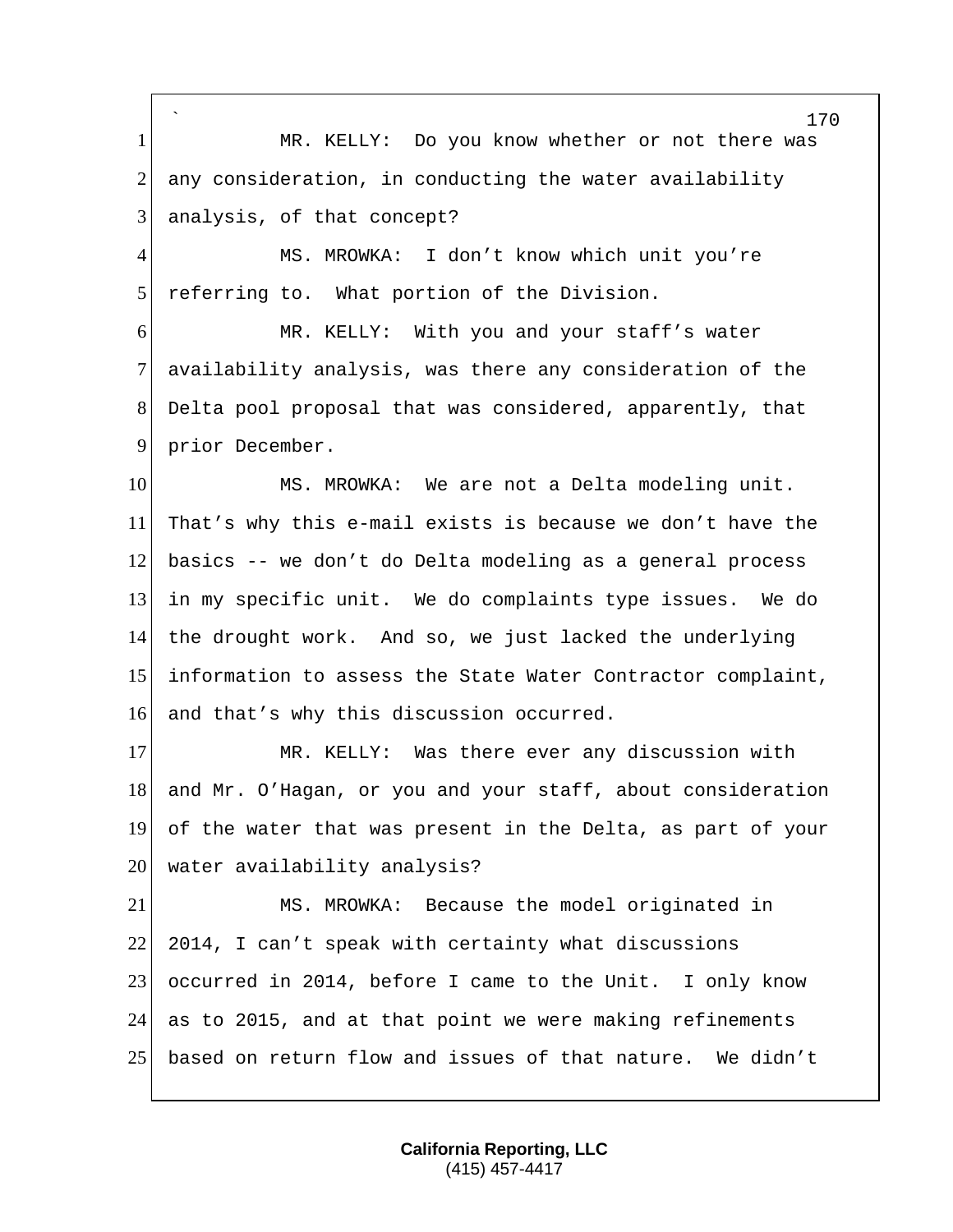MR. KELLY: Do you know whether or not there was any consideration, in conducting the water availability analysis, of that concept?

MS. MROWKA: I don't know which unit you're referring to. What portion of the Division.

MR. KELLY: With you and your staff's water availability analysis, was there any consideration of the Delta pool proposal that was considered, apparently, that prior December.

MS. MROWKA: We are not a Delta modeling unit. That's why this e-mail exists is because we don't have the basics -- we don't do Delta modeling as a general process in my specific unit. We do complaints type issues. We do the drought work. And so, we just lacked the underlying information to assess the State Water Contractor complaint, and that's why this discussion occurred.

MR. KELLY: Was there ever any discussion with and Mr. O'Hagan, or you and your staff, about consideration of the water that was present in the Delta, as part of your water availability analysis?

MS. MROWKA: Because the model originated in 2014, I can't speak with certainty what discussions occurred in 2014, before I came to the Unit. I only know as to 2015, and at that point we were making refinements based on return flow and issues of that nature. We didn't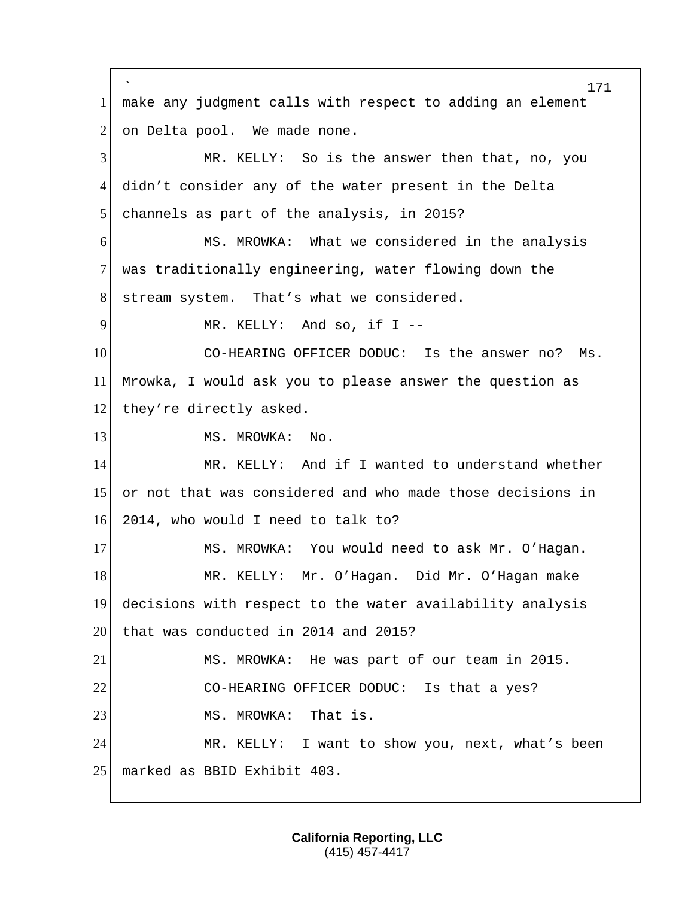make any judgment calls with respect to adding an element on Delta pool. We made none.

MR. KELLY: So is the answer then that, no, you didn't consider any of the water present in the Delta channels as part of the analysis, in 2015?

MS. MROWKA: What we considered in the analysis was traditionally engineering, water flowing down the stream system. That's what we considered.

MR. KELLY: And so, if I --

CO-HEARING OFFICER DODUC: Is the answer no? Ms. Mrowka, I would ask you to please answer the question as they're directly asked.

MS. MROWKA: No.

MR. KELLY: And if I wanted to understand whether or not that was considered and who made those decisions in 2014, who would I need to talk to?

MS. MROWKA: You would need to ask Mr. O'Hagan.

MR. KELLY: Mr. O'Hagan. Did Mr. O'Hagan make decisions with respect to the water availability analysis that was conducted in 2014 and 2015?

MS. MROWKA: He was part of our team in 2015.

CO-HEARING OFFICER DODUC: Is that a yes?

MS. MROWKA: That is.

MR. KELLY: I want to show you, next, what's been marked as BBID Exhibit 403.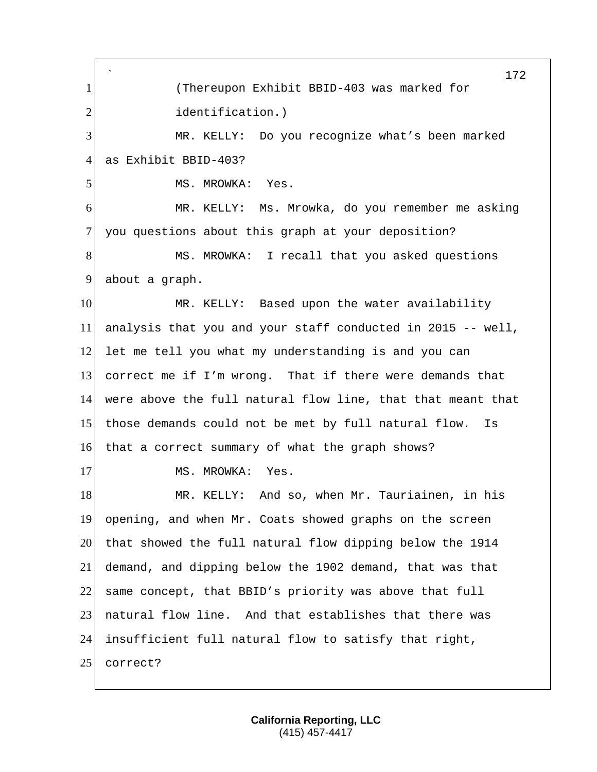(Thereupon Exhibit BBID-403 was marked for identification.)

MR. KELLY: Do you recognize what's been marked as Exhibit BBID-403?

MS. MROWKA: Yes.

MR. KELLY: Ms. Mrowka, do you remember me asking you questions about this graph at your deposition?

MS. MROWKA: I recall that you asked questions about a graph.

MR. KELLY: Based upon the water availability analysis that you and your staff conducted in 2015 -- well, let me tell you what my understanding is and you can correct me if I'm wrong. That if there were demands that were above the full natural flow line, that that meant that those demands could not be met by full natural flow. Is that a correct summary of what the graph shows?

MS. MROWKA: Yes.

MR. KELLY: And so, when Mr. Tauriainen, in his opening, and when Mr. Coats showed graphs on the screen that showed the full natural flow dipping below the 1914 demand, and dipping below the 1902 demand, that was that same concept, that BBID's priority was above that full natural flow line. And that establishes that there was insufficient full natural flow to satisfy that right, correct?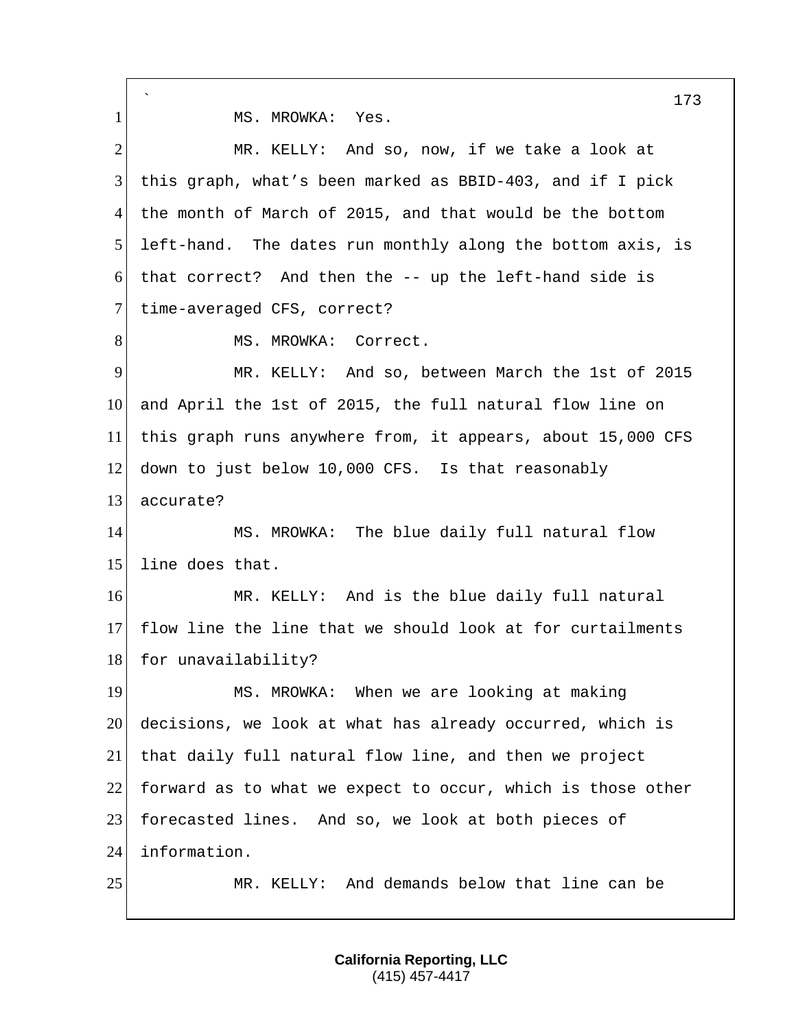MS. MROWKA: Yes.

MR. KELLY: And so, now, if we take a look at this graph, what's been marked as BBID-403, and if I pick the month of March of 2015, and that would be the bottom left-hand. The dates run monthly along the bottom axis, is that correct? And then the -- up the left-hand side is time-averaged CFS, correct?

MS. MROWKA: Correct.

MR. KELLY: And so, between March the 1st of 2015 and April the 1st of 2015, the full natural flow line on this graph runs anywhere from, it appears, about 15,000 CFS down to just below 10,000 CFS. Is that reasonably accurate?

MS. MROWKA: The blue daily full natural flow line does that.

MR. KELLY: And is the blue daily full natural flow line the line that we should look at for curtailments for unavailability?

MS. MROWKA: When we are looking at making decisions, we look at what has already occurred, which is that daily full natural flow line, and then we project forward as to what we expect to occur, which is those other forecasted lines. And so, we look at both pieces of information.

MR. KELLY: And demands below that line can be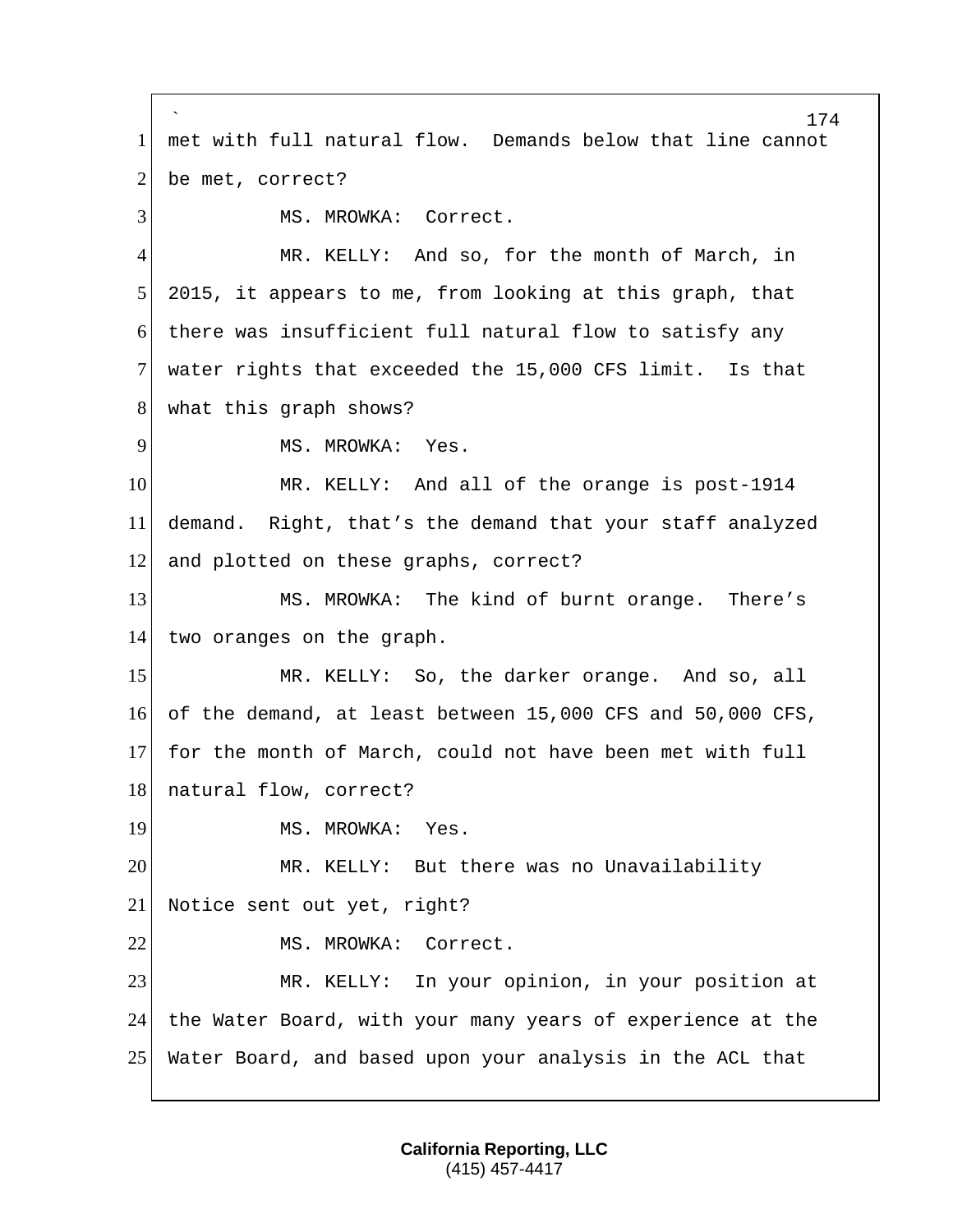met with full natural flow. Demands below that line cannot be met, correct?

MS. MROWKA: Correct.

MR. KELLY: And so, for the month of March, in 2015, it appears to me, from looking at this graph, that there was insufficient full natural flow to satisfy any water rights that exceeded the 15,000 CFS limit. Is that what this graph shows?

MS. MROWKA: Yes.

MR. KELLY: And all of the orange is post-1914 demand. Right, that's the demand that your staff analyzed and plotted on these graphs, correct?

MS. MROWKA: The kind of burnt orange. There's two oranges on the graph.

MR. KELLY: So, the darker orange. And so, all of the demand, at least between 15,000 CFS and 50,000 CFS, for the month of March, could not have been met with full natural flow, correct?

MS. MROWKA: Yes.

MR. KELLY: But there was no Unavailability Notice sent out yet, right?

MS. MROWKA: Correct.

MR. KELLY: In your opinion, in your position at the Water Board, with your many years of experience at the Water Board, and based upon your analysis in the ACL that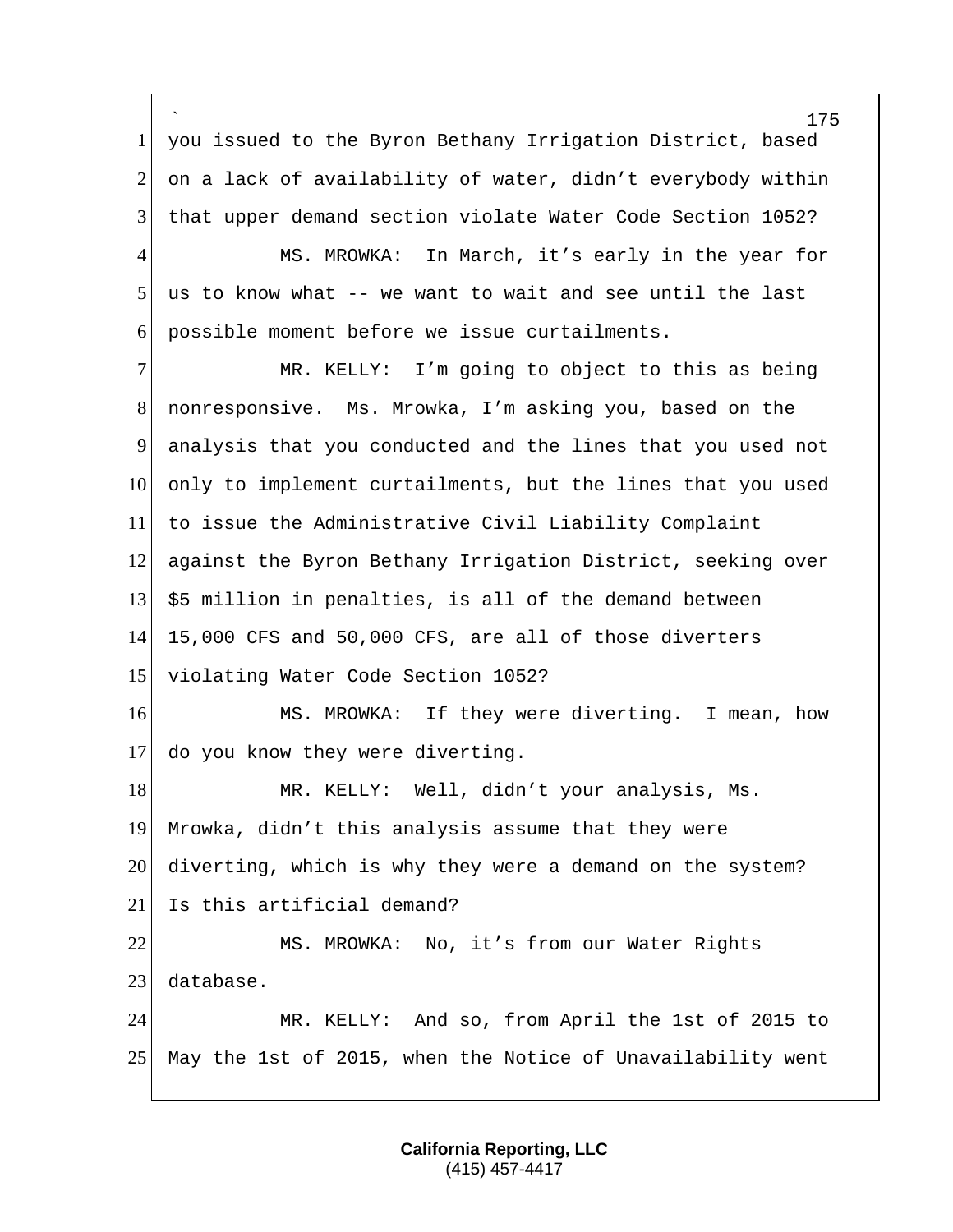you issued to the Byron Bethany Irrigation District, based on a lack of availability of water, didn't everybody within that upper demand section violate Water Code Section 1052?

MS. MROWKA: In March, it's early in the year for us to know what -- we want to wait and see until the last possible moment before we issue curtailments.

MR. KELLY: I'm going to object to this as being nonresponsive. Ms. Mrowka, I'm asking you, based on the analysis that you conducted and the lines that you used not only to implement curtailments, but the lines that you used to issue the Administrative Civil Liability Complaint against the Byron Bethany Irrigation District, seeking over $5 million in penalties, is all of the demand between 15,000 CFS and 50,000 CFS, are all of those diverters violating Water Code Section 1052?

MS. MROWKA: If they were diverting. I mean, how do you know they were diverting.

MR. KELLY: Well, didn't your analysis, Ms. Mrowka, didn't this analysis assume that they were diverting, which is why they were a demand on the system? Is this artificial demand?

MS. MROWKA: No, it's from our Water Rights database.

MR. KELLY: And so, from April the 1st of 2015 to May the 1st of 2015, when the Notice of Unavailability went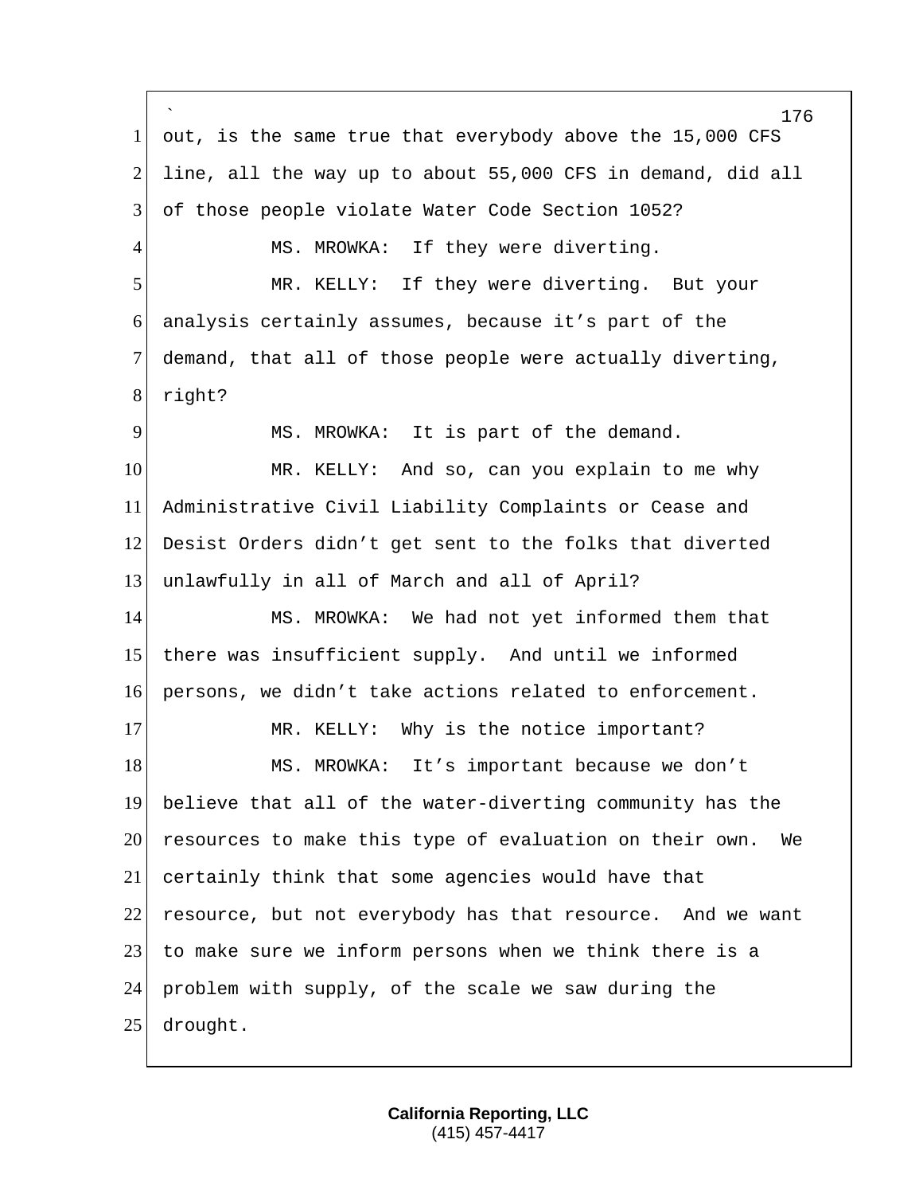out, is the same true that everybody above the 15,000 CFS line, all the way up to about 55,000 CFS in demand, did all of those people violate Water Code Section 1052?

MS. MROWKA: If they were diverting.

MR. KELLY: If they were diverting. But your analysis certainly assumes, because it's part of the demand, that all of those people were actually diverting, right?

MS. MROWKA: It is part of the demand.

MR. KELLY: And so, can you explain to me why Administrative Civil Liability Complaints or Cease and Desist Orders didn't get sent to the folks that diverted unlawfully in all of March and all of April?

MS. MROWKA: We had not yet informed them that there was insufficient supply. And until we informed persons, we didn't take actions related to enforcement.

MR. KELLY: Why is the notice important?

MS. MROWKA: It's important because we don't believe that all of the water-diverting community has the resources to make this type of evaluation on their own. We certainly think that some agencies would have that resource, but not everybody has that resource. And we want to make sure we inform persons when we think there is a problem with supply, of the scale we saw during the drought.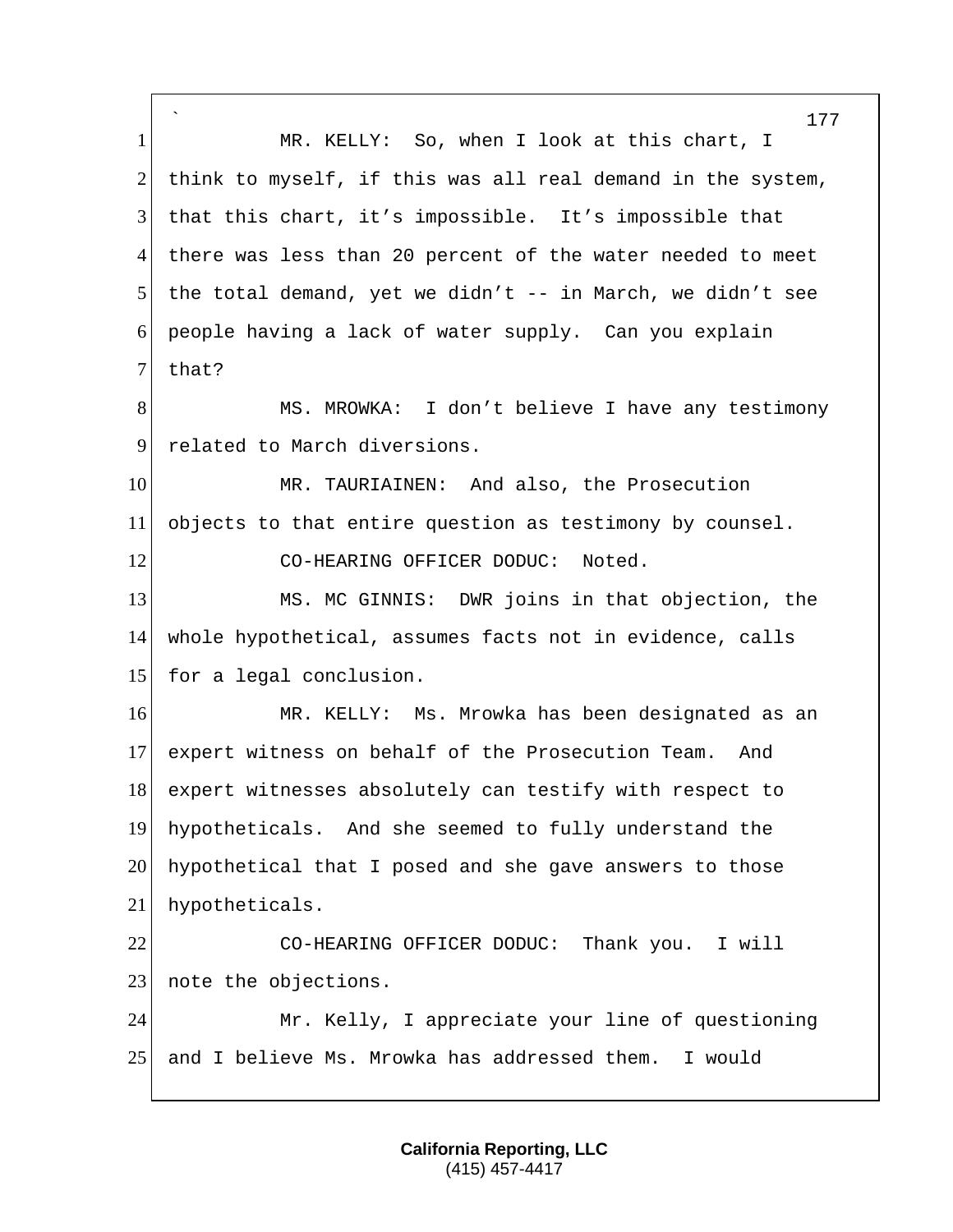MR. KELLY: So, when I look at this chart, I think to myself, if this was all real demand in the system, that this chart, it's impossible. It's impossible that there was less than 20 percent of the water needed to meet the total demand, yet we didn't -- in March, we didn't see people having a lack of water supply. Can you explain that?

MS. MROWKA: I don't believe I have any testimony related to March diversions.

MR. TAURIAINEN: And also, the Prosecution objects to that entire question as testimony by counsel.

CO-HEARING OFFICER DODUC: Noted.

MS. MC GINNIS: DWR joins in that objection, the whole hypothetical, assumes facts not in evidence, calls for a legal conclusion.

MR. KELLY: Ms. Mrowka has been designated as an expert witness on behalf of the Prosecution Team. And expert witnesses absolutely can testify with respect to hypotheticals. And she seemed to fully understand the hypothetical that I posed and she gave answers to those hypotheticals.

CO-HEARING OFFICER DODUC: Thank you. I will note the objections.

Mr. Kelly, I appreciate your line of questioning and I believe Ms. Mrowka has addressed them. I would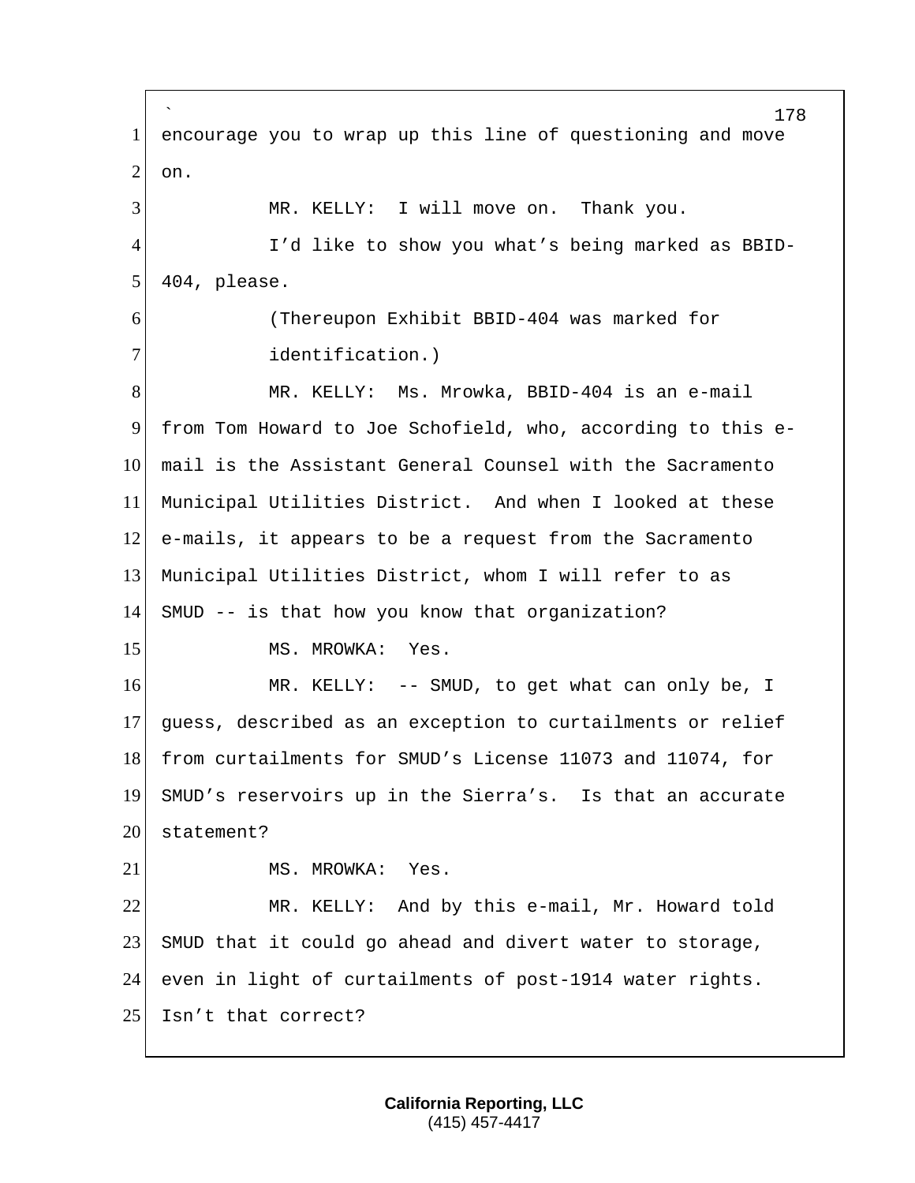encourage you to wrap up this line of questioning and move on.

MR. KELLY: I will move on. Thank you.

I'd like to show you what's being marked as BBID-404, please.

(Thereupon Exhibit BBID-404 was marked for identification.)

MR. KELLY: Ms. Mrowka, BBID-404 is an e-mail from Tom Howard to Joe Schofield, who, according to this e-mail is the Assistant General Counsel with the Sacramento Municipal Utilities District. And when I looked at these e-mails, it appears to be a request from the Sacramento Municipal Utilities District, whom I will refer to as SMUD -- is that how you know that organization?

MS. MROWKA: Yes.

MR. KELLY: -- SMUD, to get what can only be, I guess, described as an exception to curtailments or relief from curtailments for SMUD's License 11073 and 11074, for SMUD's reservoirs up in the Sierra's. Is that an accurate statement?

MS. MROWKA: Yes.

MR. KELLY: And by this e-mail, Mr. Howard told SMUD that it could go ahead and divert water to storage, even in light of curtailments of post-1914 water rights. Isn't that correct?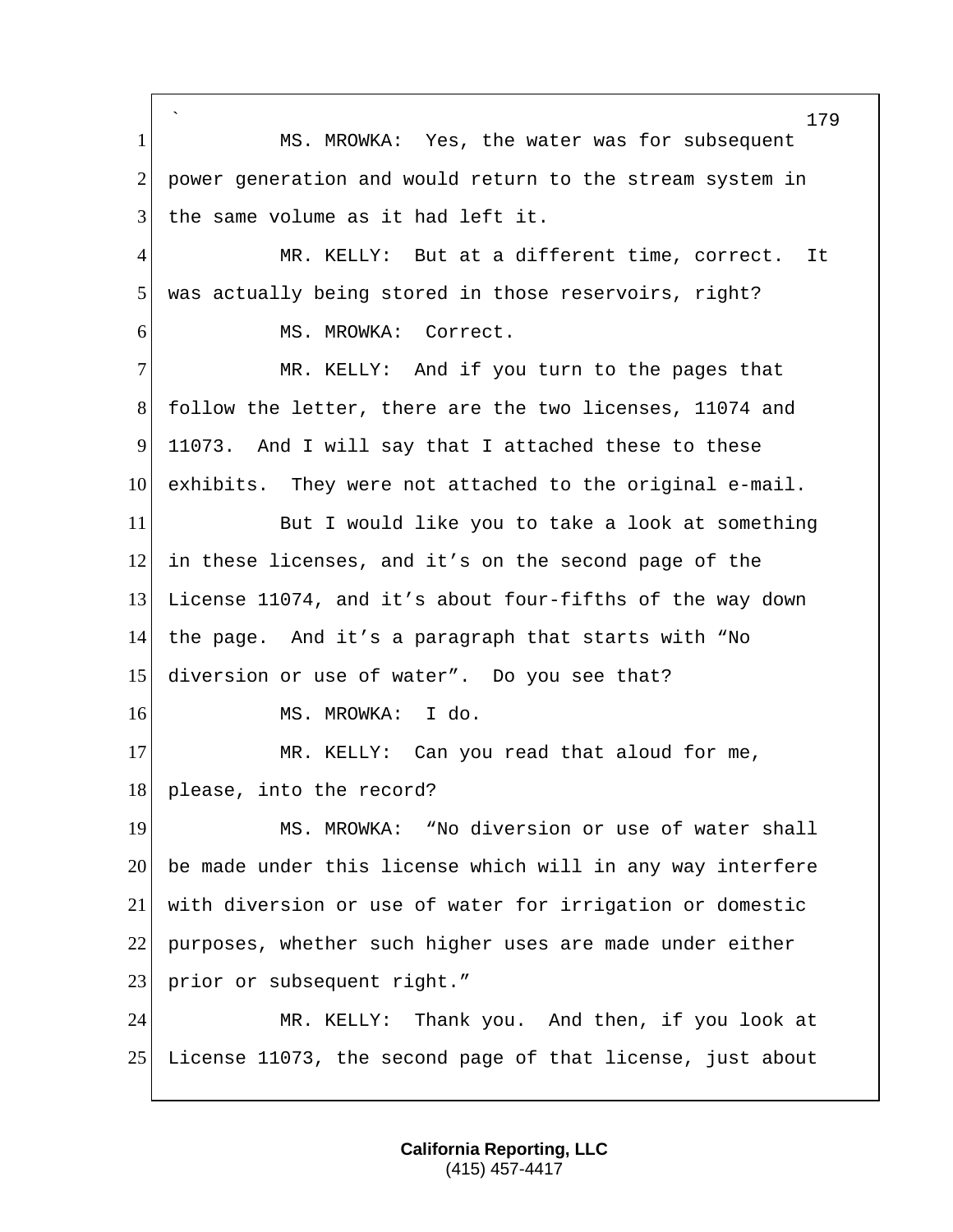MS. MROWKA: Yes, the water was for subsequent power generation and would return to the stream system in the same volume as it had left it.

MR. KELLY: But at a different time, correct. It was actually being stored in those reservoirs, right?

MS. MROWKA: Correct.

MR. KELLY: And if you turn to the pages that follow the letter, there are the two licenses, 11074 and 11073. And I will say that I attached these to these exhibits. They were not attached to the original e-mail.

But I would like you to take a look at something in these licenses, and it's on the second page of the License 11074, and it's about four-fifths of the way down the page. And it's a paragraph that starts with "No diversion or use of water". Do you see that?

MS. MROWKA: I do.

MR. KELLY: Can you read that aloud for me, please, into the record?

MS. MROWKA: "No diversion or use of water shall be made under this license which will in any way interfere with diversion or use of water for irrigation or domestic purposes, whether such higher uses are made under either prior or subsequent right."

MR. KELLY: Thank you. And then, if you look at License 11073, the second page of that license, just about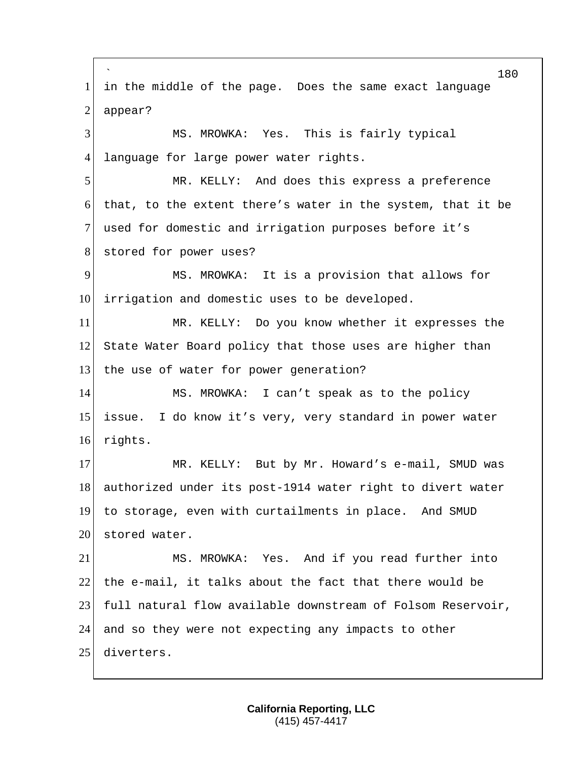in the middle of the page. Does the same exact language appear?

MS. MROWKA: Yes. This is fairly typical language for large power water rights.

MR. KELLY: And does this express a preference that, to the extent there's water in the system, that it be used for domestic and irrigation purposes before it's stored for power uses?

MS. MROWKA: It is a provision that allows for irrigation and domestic uses to be developed.

MR. KELLY: Do you know whether it expresses the State Water Board policy that those uses are higher than the use of water for power generation?

MS. MROWKA: I can't speak as to the policy issue. I do know it's very, very standard in power water rights.

MR. KELLY: But by Mr. Howard's e-mail, SMUD was authorized under its post-1914 water right to divert water to storage, even with curtailments in place. And SMUD stored water.

MS. MROWKA: Yes. And if you read further into the e-mail, it talks about the fact that there would be full natural flow available downstream of Folsom Reservoir, and so they were not expecting any impacts to other diverters.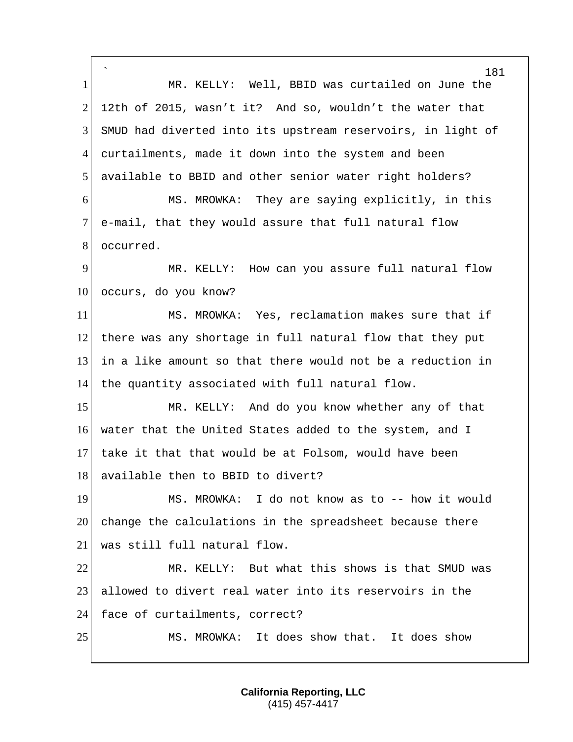MR. KELLY: Well, BBID was curtailed on June the 12th of 2015, wasn't it? And so, wouldn't the water that SMUD had diverted into its upstream reservoirs, in light of curtailments, made it down into the system and been available to BBID and other senior water right holders?

MS. MROWKA: They are saying explicitly, in this e-mail, that they would assure that full natural flow occurred.

MR. KELLY: How can you assure full natural flow occurs, do you know?

MS. MROWKA: Yes, reclamation makes sure that if there was any shortage in full natural flow that they put in a like amount so that there would not be a reduction in the quantity associated with full natural flow.

MR. KELLY: And do you know whether any of that water that the United States added to the system, and I take it that that would be at Folsom, would have been available then to BBID to divert?

MS. MROWKA: I do not know as to -- how it would change the calculations in the spreadsheet because there was still full natural flow.

MR. KELLY: But what this shows is that SMUD was allowed to divert real water into its reservoirs in the face of curtailments, correct?

MS. MROWKA: It does show that. It does show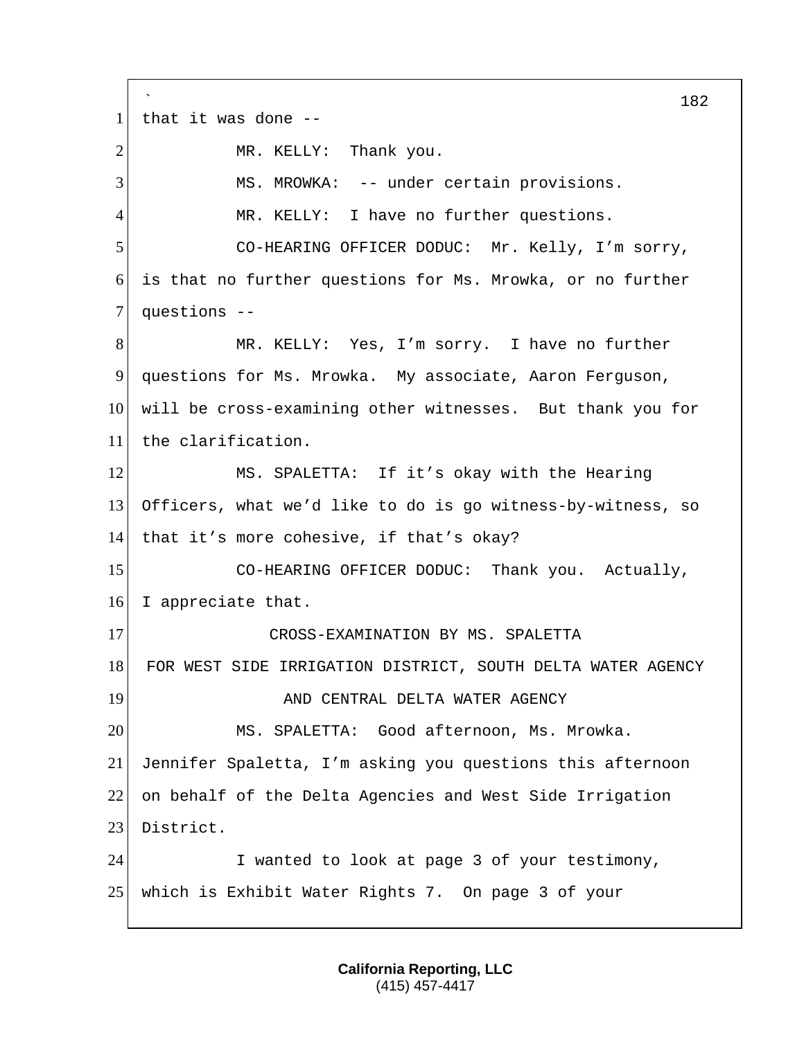that it was done --

MR. KELLY: Thank you.

MS. MROWKA: -- under certain provisions.

MR. KELLY: I have no further questions.

CO-HEARING OFFICER DODUC: Mr. Kelly, I'm sorry, is that no further questions for Ms. Mrowka, or no further questions --

MR. KELLY: Yes, I'm sorry. I have no further questions for Ms. Mrowka. My associate, Aaron Ferguson, will be cross-examining other witnesses. But thank you for the clarification.

MS. SPALETTA: If it's okay with the Hearing Officers, what we'd like to do is go witness-by-witness, so that it's more cohesive, if that's okay?

CO-HEARING OFFICER DODUC: Thank you. Actually, I appreciate that.

CROSS-EXAMINATION BY MS. SPALETTA
FOR WEST SIDE IRRIGATION DISTRICT, SOUTH DELTA WATER AGENCY
AND CENTRAL DELTA WATER AGENCY

MS. SPALETTA: Good afternoon, Ms. Mrowka. Jennifer Spaletta, I'm asking you questions this afternoon on behalf of the Delta Agencies and West Side Irrigation District.

I wanted to look at page 3 of your testimony, which is Exhibit Water Rights 7. On page 3 of your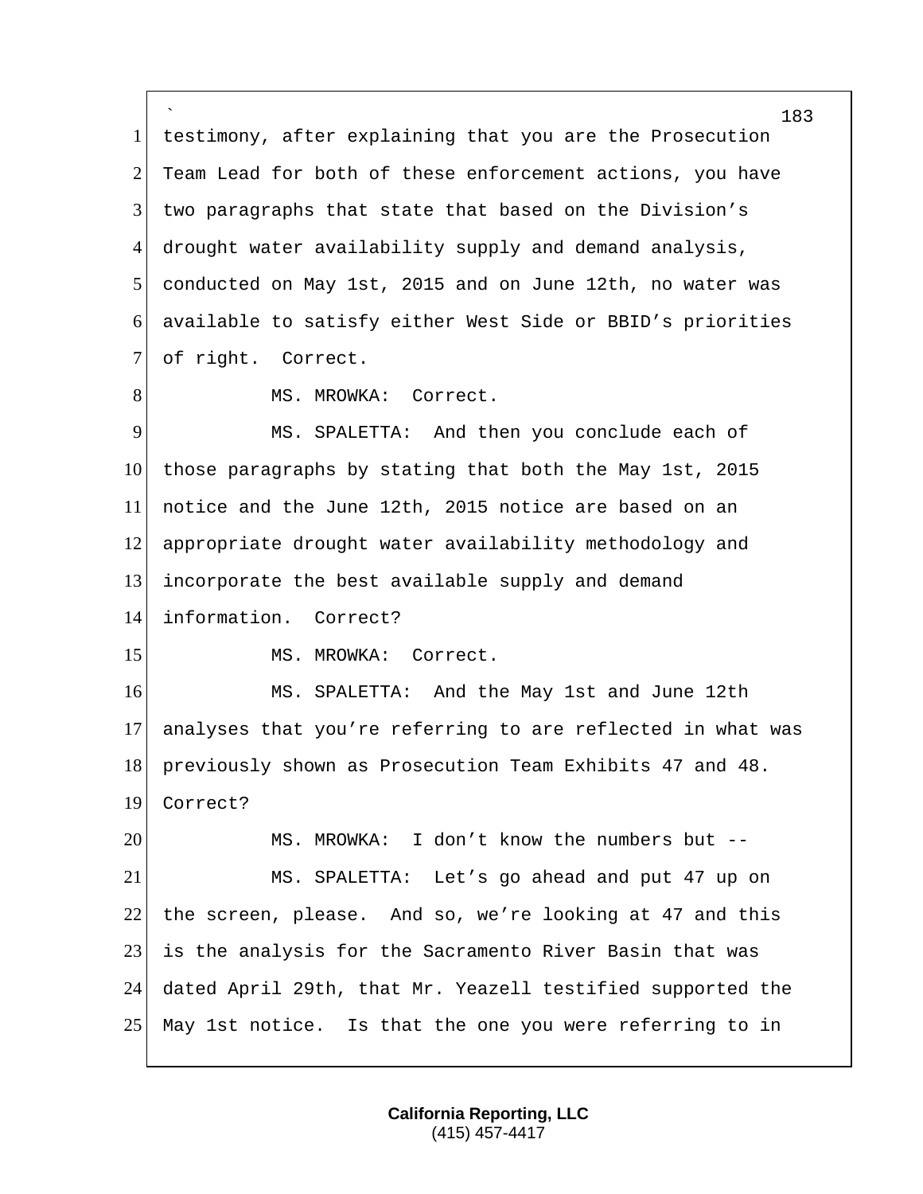testimony, after explaining that you are the Prosecution Team Lead for both of these enforcement actions, you have two paragraphs that state that based on the Division's drought water availability supply and demand analysis, conducted on May 1st, 2015 and on June 12th, no water was available to satisfy either West Side or BBID's priorities of right. Correct.

MS. MROWKA: Correct.

MS. SPALETTA: And then you conclude each of those paragraphs by stating that both the May 1st, 2015 notice and the June 12th, 2015 notice are based on an appropriate drought water availability methodology and incorporate the best available supply and demand information. Correct?

MS. MROWKA: Correct.

MS. SPALETTA: And the May 1st and June 12th analyses that you're referring to are reflected in what was previously shown as Prosecution Team Exhibits 47 and 48. Correct?

MS. MROWKA: I don't know the numbers but --

MS. SPALETTA: Let's go ahead and put 47 up on the screen, please. And so, we're looking at 47 and this is the analysis for the Sacramento River Basin that was dated April 29th, that Mr. Yeazell testified supported the May 1st notice. Is that the one you were referring to in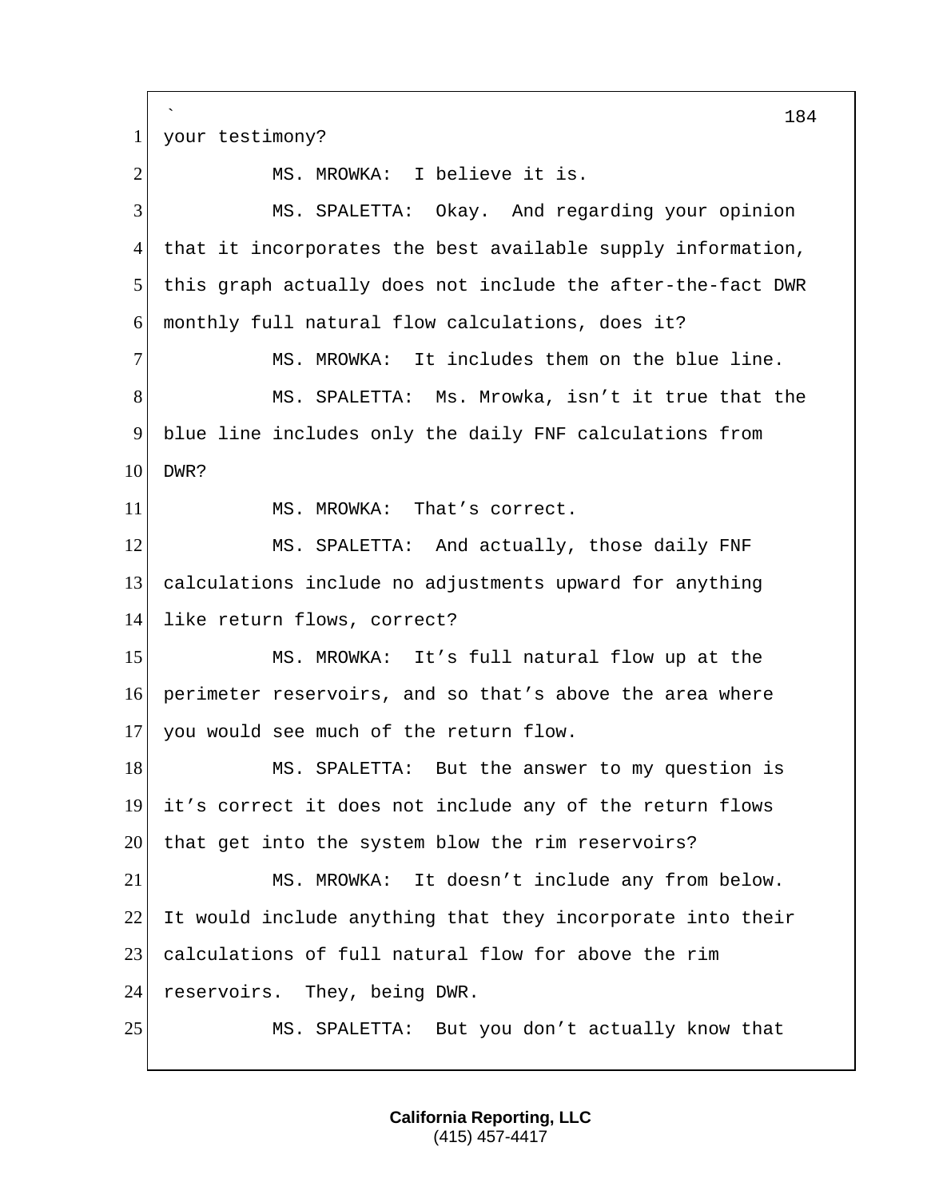your testimony?

MS. MROWKA: I believe it is.

MS. SPALETTA: Okay. And regarding your opinion that it incorporates the best available supply information, this graph actually does not include the after-the-fact DWR monthly full natural flow calculations, does it?

MS. MROWKA: It includes them on the blue line.

MS. SPALETTA: Ms. Mrowka, isn't it true that the blue line includes only the daily FNF calculations from DWR?

MS. MROWKA: That's correct.

MS. SPALETTA: And actually, those daily FNF calculations include no adjustments upward for anything like return flows, correct?

MS. MROWKA: It's full natural flow up at the perimeter reservoirs, and so that's above the area where you would see much of the return flow.

MS. SPALETTA: But the answer to my question is it's correct it does not include any of the return flows that get into the system blow the rim reservoirs?

MS. MROWKA: It doesn't include any from below. It would include anything that they incorporate into their calculations of full natural flow for above the rim reservoirs. They, being DWR.

MS. SPALETTA: But you don't actually know that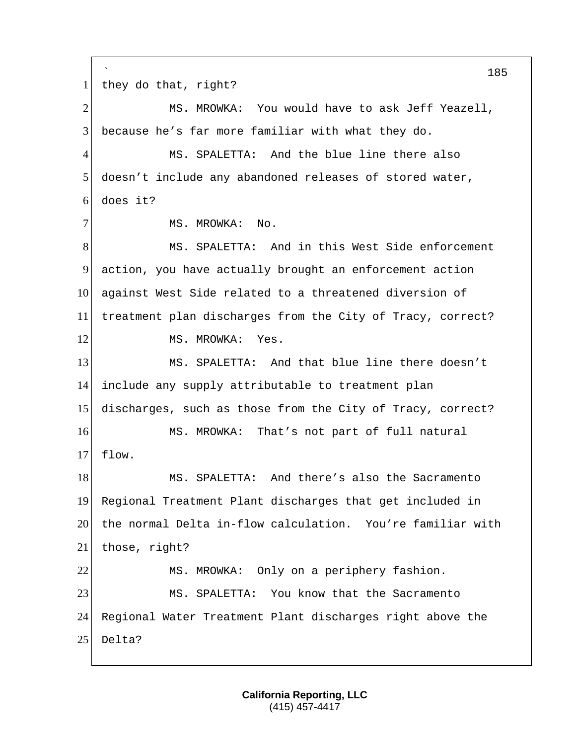they do that, right?

MS. MROWKA: You would have to ask Jeff Yeazell, because he's far more familiar with what they do.

MS. SPALETTA: And the blue line there also doesn't include any abandoned releases of stored water, does it?

MS. MROWKA: No.

MS. SPALETTA: And in this West Side enforcement action, you have actually brought an enforcement action against West Side related to a threatened diversion of treatment plan discharges from the City of Tracy, correct?

MS. MROWKA: Yes.

MS. SPALETTA: And that blue line there doesn't include any supply attributable to treatment plan discharges, such as those from the City of Tracy, correct?

MS. MROWKA: That's not part of full natural flow.

MS. SPALETTA: And there's also the Sacramento Regional Treatment Plant discharges that get included in the normal Delta in-flow calculation. You're familiar with those, right?

MS. MROWKA: Only on a periphery fashion.

MS. SPALETTA: You know that the Sacramento Regional Water Treatment Plant discharges right above the Delta?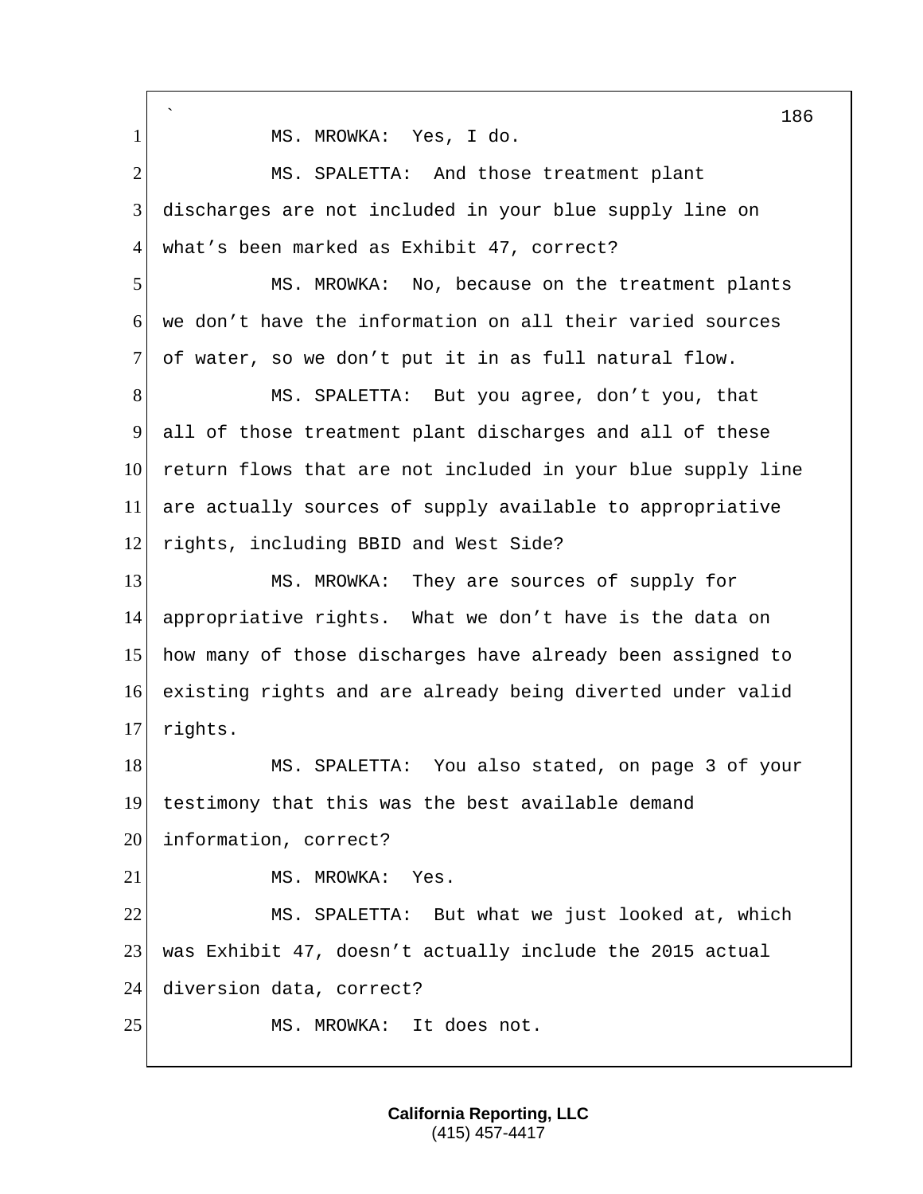MS. MROWKA: Yes, I do.

MS. SPALETTA: And those treatment plant discharges are not included in your blue supply line on what's been marked as Exhibit 47, correct?

MS. MROWKA: No, because on the treatment plants we don't have the information on all their varied sources of water, so we don't put it in as full natural flow.

MS. SPALETTA: But you agree, don't you, that all of those treatment plant discharges and all of these return flows that are not included in your blue supply line are actually sources of supply available to appropriative rights, including BBID and West Side?

MS. MROWKA: They are sources of supply for appropriative rights. What we don't have is the data on how many of those discharges have already been assigned to existing rights and are already being diverted under valid rights.

MS. SPALETTA: You also stated, on page 3 of your testimony that this was the best available demand information, correct?

MS. MROWKA: Yes.

MS. SPALETTA: But what we just looked at, which was Exhibit 47, doesn't actually include the 2015 actual diversion data, correct?

MS. MROWKA: It does not.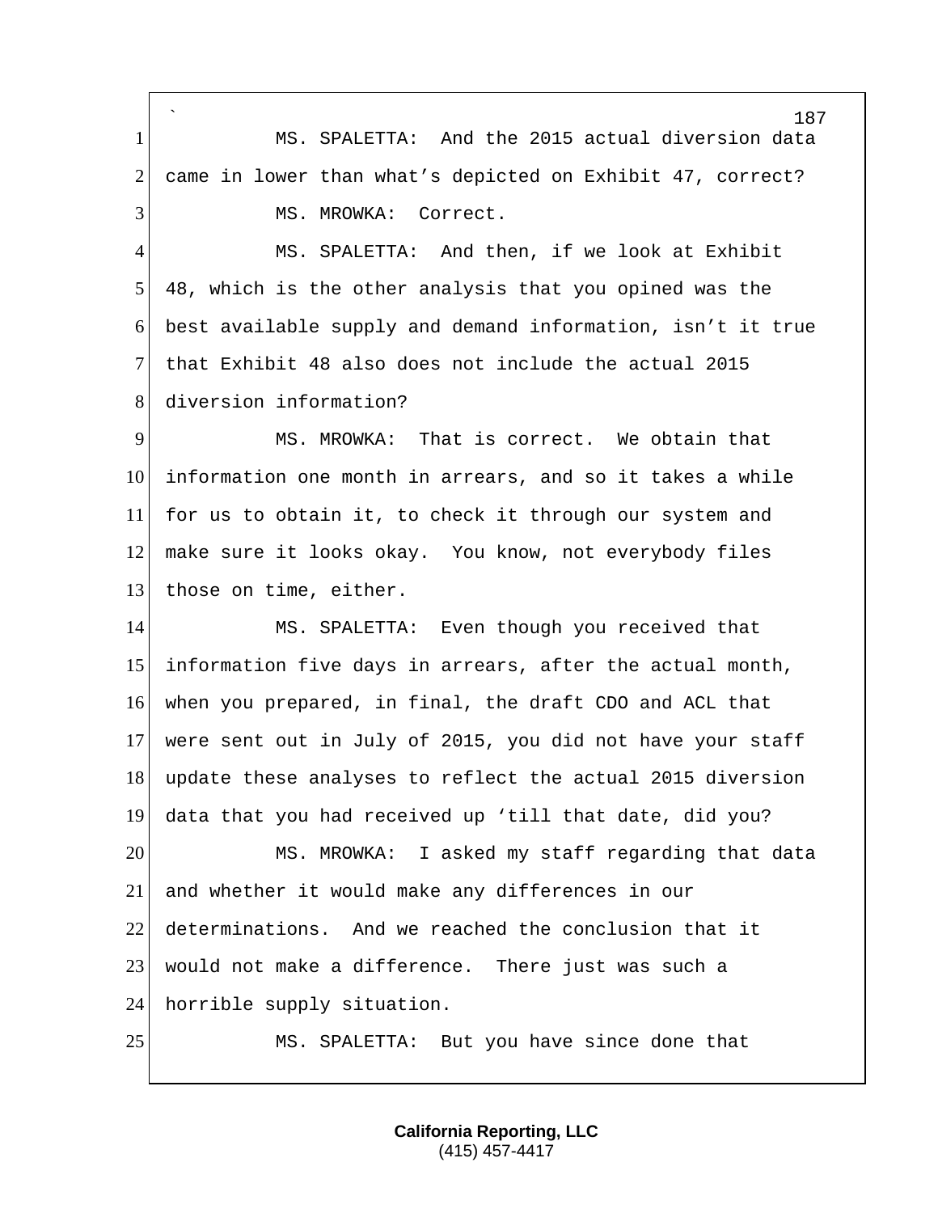MS. SPALETTA: And the 2015 actual diversion data came in lower than what's depicted on Exhibit 47, correct?

MS. MROWKA: Correct.

MS. SPALETTA: And then, if we look at Exhibit 48, which is the other analysis that you opined was the best available supply and demand information, isn't it true that Exhibit 48 also does not include the actual 2015 diversion information?

MS. MROWKA: That is correct. We obtain that information one month in arrears, and so it takes a while for us to obtain it, to check it through our system and make sure it looks okay. You know, not everybody files those on time, either.

MS. SPALETTA: Even though you received that information five days in arrears, after the actual month, when you prepared, in final, the draft CDO and ACL that were sent out in July of 2015, you did not have your staff update these analyses to reflect the actual 2015 diversion data that you had received up 'till that date, did you?

MS. MROWKA: I asked my staff regarding that data and whether it would make any differences in our determinations. And we reached the conclusion that it would not make a difference. There just was such a horrible supply situation.

MS. SPALETTA: But you have since done that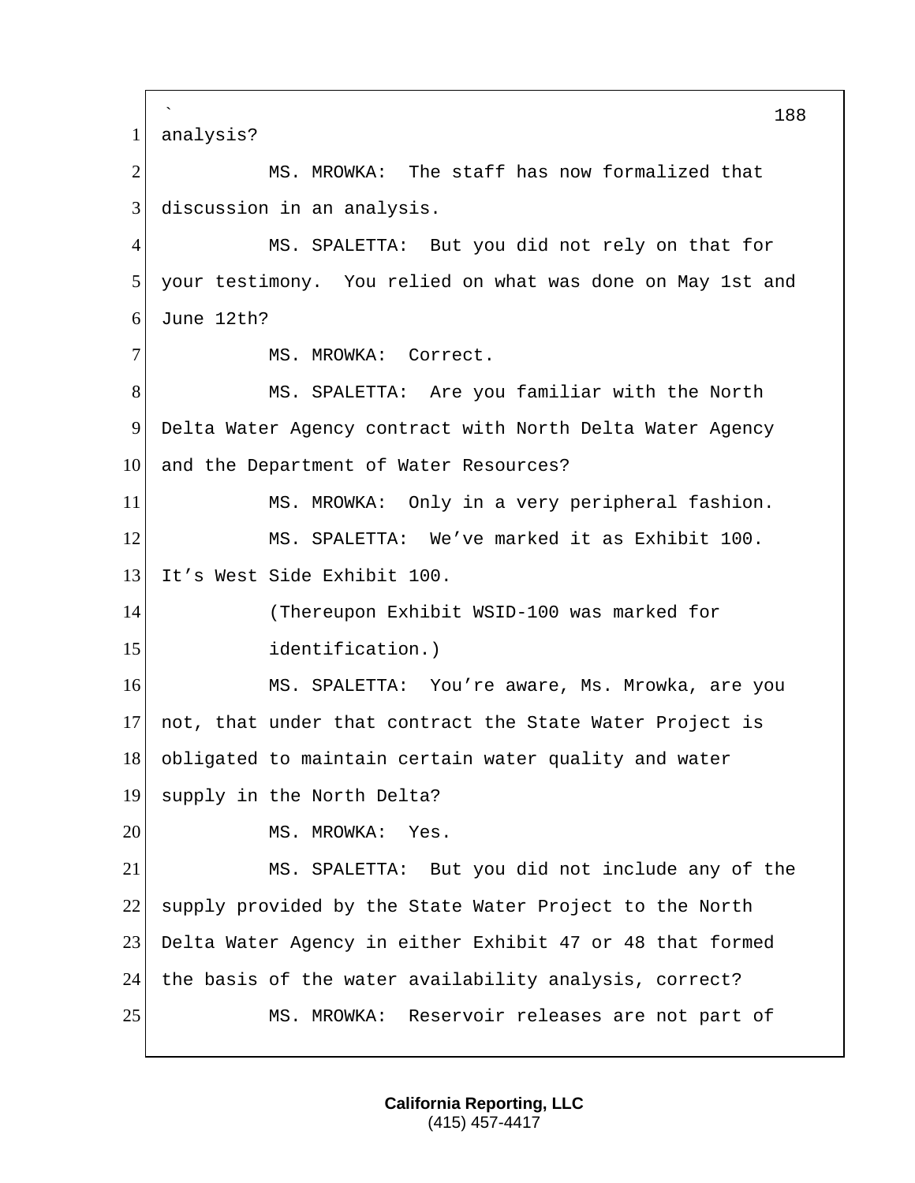analysis?

MS. MROWKA: The staff has now formalized that discussion in an analysis.

MS. SPALETTA: But you did not rely on that for your testimony. You relied on what was done on May 1st and June 12th?

MS. MROWKA: Correct.

MS. SPALETTA: Are you familiar with the North Delta Water Agency contract with North Delta Water Agency and the Department of Water Resources?

MS. MROWKA: Only in a very peripheral fashion.

MS. SPALETTA: We've marked it as Exhibit 100. It's West Side Exhibit 100.

(Thereupon Exhibit WSID-100 was marked for identification.)

MS. SPALETTA: You're aware, Ms. Mrowka, are you not, that under that contract the State Water Project is obligated to maintain certain water quality and water supply in the North Delta?

MS. MROWKA: Yes.

MS. SPALETTA: But you did not include any of the supply provided by the State Water Project to the North Delta Water Agency in either Exhibit 47 or 48 that formed the basis of the water availability analysis, correct?

MS. MROWKA: Reservoir releases are not part of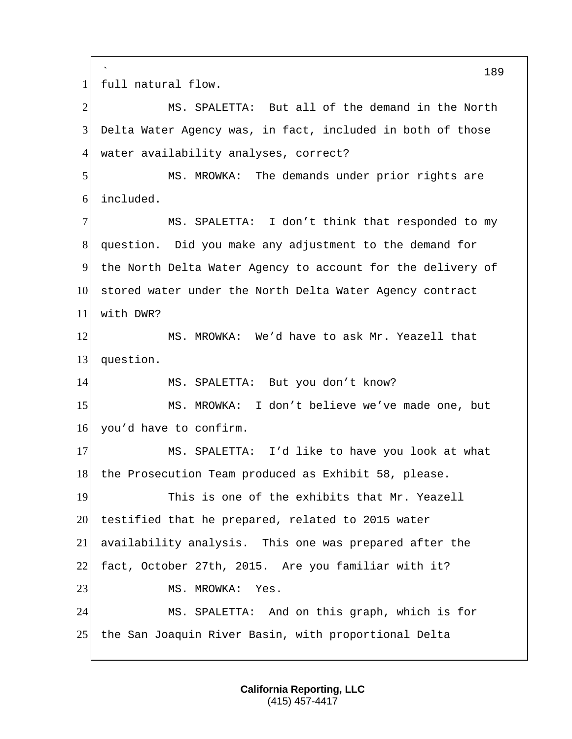full natural flow.

MS. SPALETTA: But all of the demand in the North Delta Water Agency was, in fact, included in both of those water availability analyses, correct?

MS. MROWKA: The demands under prior rights are included.

MS. SPALETTA: I don't think that responded to my question. Did you make any adjustment to the demand for the North Delta Water Agency to account for the delivery of stored water under the North Delta Water Agency contract with DWR?

MS. MROWKA: We'd have to ask Mr. Yeazell that question.

MS. SPALETTA: But you don't know?

MS. MROWKA: I don't believe we've made one, but you'd have to confirm.

MS. SPALETTA: I'd like to have you look at what the Prosecution Team produced as Exhibit 58, please.

This is one of the exhibits that Mr. Yeazell testified that he prepared, related to 2015 water availability analysis. This one was prepared after the fact, October 27th, 2015. Are you familiar with it?

MS. MROWKA: Yes.

MS. SPALETTA: And on this graph, which is for the San Joaquin River Basin, with proportional Delta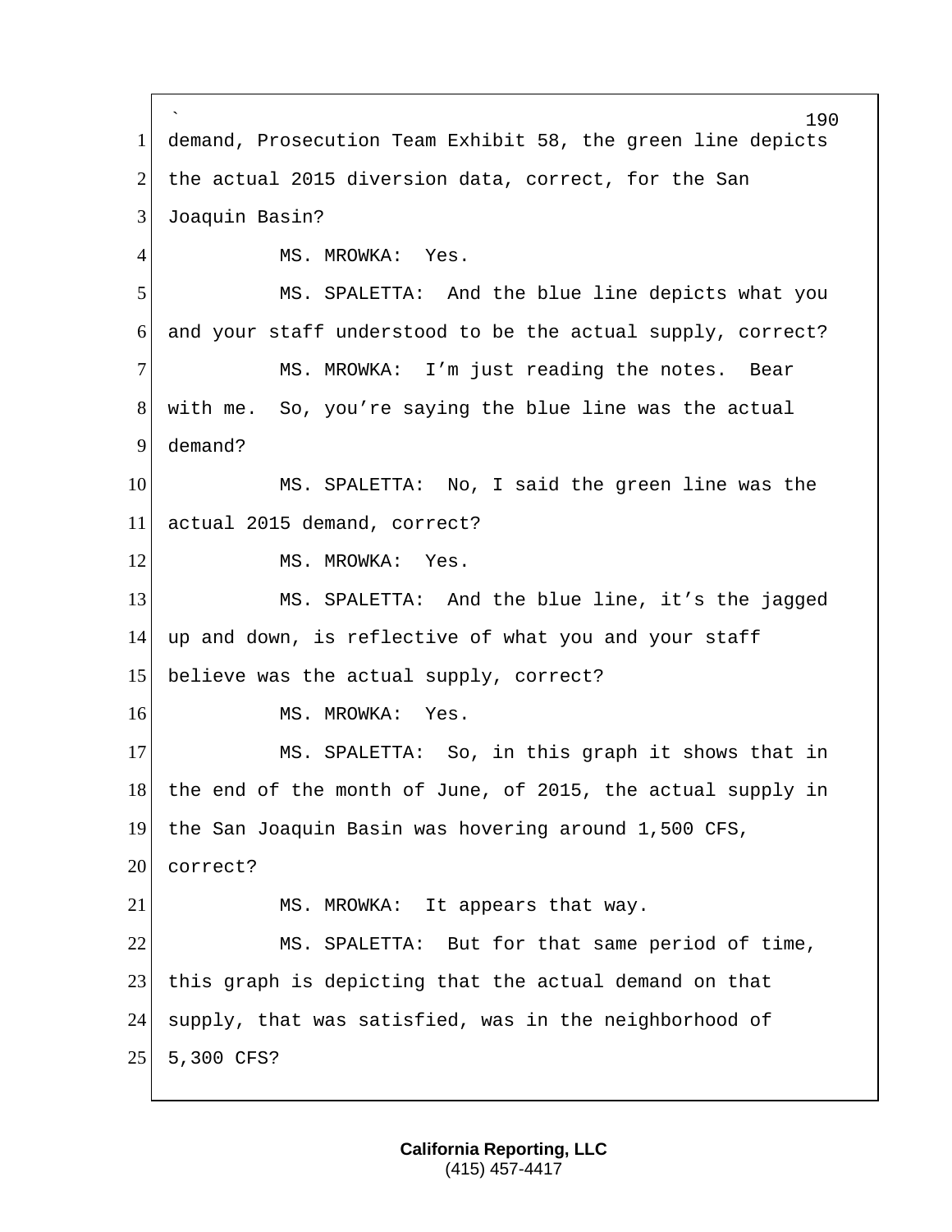demand, Prosecution Team Exhibit 58, the green line depicts the actual 2015 diversion data, correct, for the San Joaquin Basin?

MS. MROWKA: Yes.

MS. SPALETTA: And the blue line depicts what you and your staff understood to be the actual supply, correct?

MS. MROWKA: I'm just reading the notes. Bear with me. So, you're saying the blue line was the actual demand?

MS. SPALETTA: No, I said the green line was the actual 2015 demand, correct?

MS. MROWKA: Yes.

MS. SPALETTA: And the blue line, it's the jagged up and down, is reflective of what you and your staff believe was the actual supply, correct?

MS. MROWKA: Yes.

MS. SPALETTA: So, in this graph it shows that in the end of the month of June, of 2015, the actual supply in the San Joaquin Basin was hovering around 1,500 CFS, correct?

MS. MROWKA: It appears that way.

MS. SPALETTA: But for that same period of time, this graph is depicting that the actual demand on that supply, that was satisfied, was in the neighborhood of 5,300 CFS?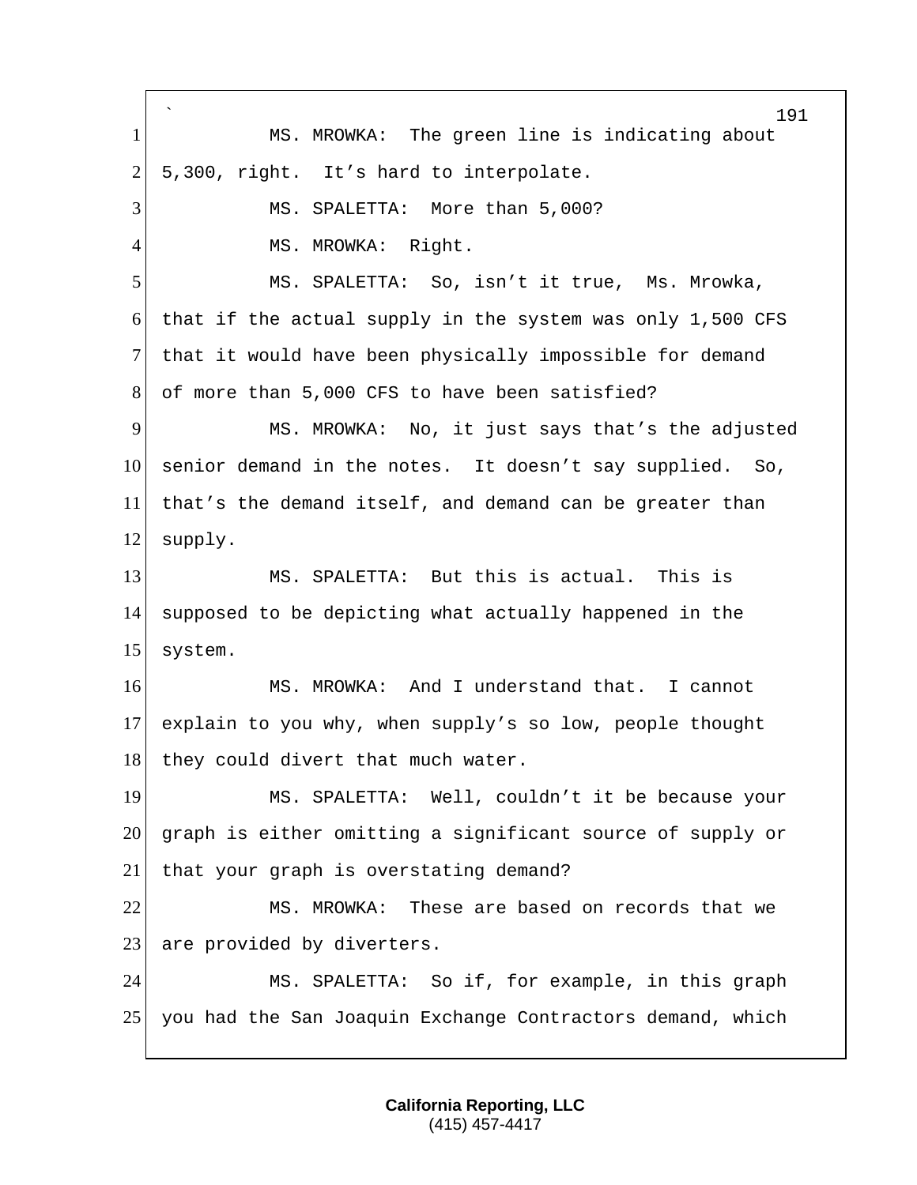MS. MROWKA: The green line is indicating about 5,300, right. It's hard to interpolate.

MS. SPALETTA: More than 5,000?

MS. MROWKA: Right.

MS. SPALETTA: So, isn't it true, Ms. Mrowka, that if the actual supply in the system was only 1,500 CFS that it would have been physically impossible for demand of more than 5,000 CFS to have been satisfied?

MS. MROWKA: No, it just says that's the adjusted senior demand in the notes. It doesn't say supplied. So, that's the demand itself, and demand can be greater than supply.

MS. SPALETTA: But this is actual. This is supposed to be depicting what actually happened in the system.

MS. MROWKA: And I understand that. I cannot explain to you why, when supply's so low, people thought they could divert that much water.

MS. SPALETTA: Well, couldn't it be because your graph is either omitting a significant source of supply or that your graph is overstating demand?

MS. MROWKA: These are based on records that we are provided by diverters.

MS. SPALETTA: So if, for example, in this graph you had the San Joaquin Exchange Contractors demand, which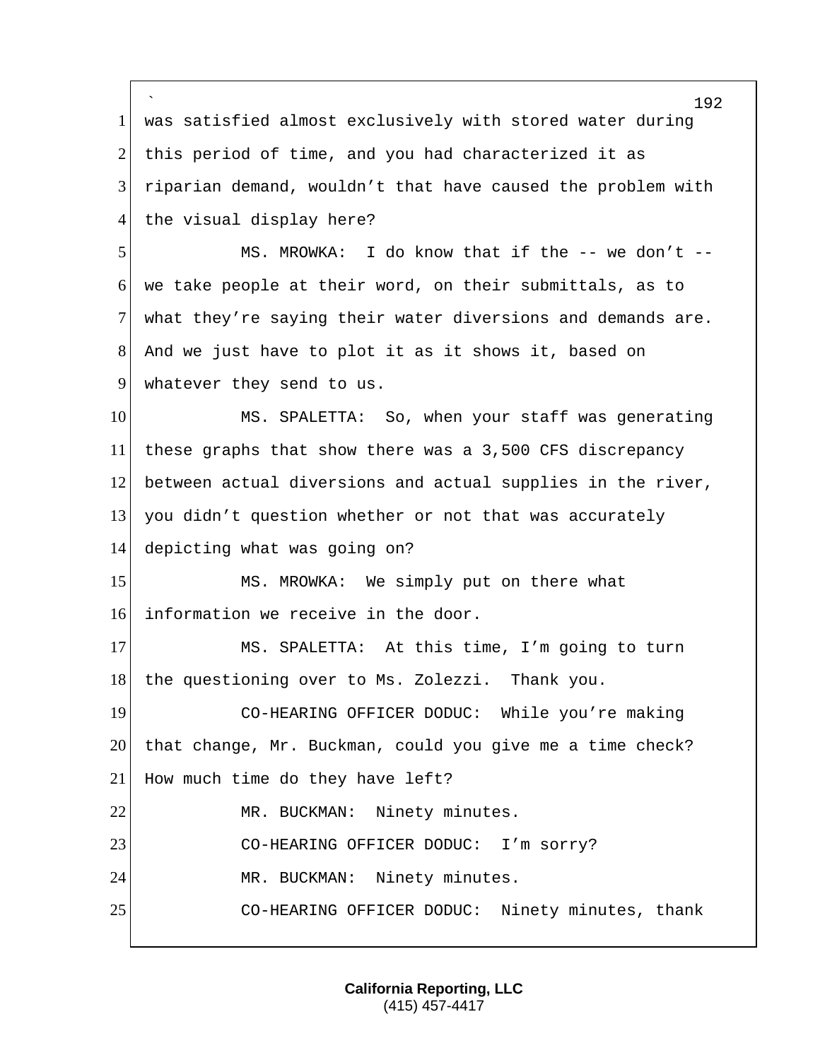was satisfied almost exclusively with stored water during this period of time, and you had characterized it as riparian demand, wouldn't that have caused the problem with the visual display here?

MS. MROWKA: I do know that if the -- we don't -- we take people at their word, on their submittals, as to what they're saying their water diversions and demands are. And we just have to plot it as it shows it, based on whatever they send to us.

MS. SPALETTA: So, when your staff was generating these graphs that show there was a 3,500 CFS discrepancy between actual diversions and actual supplies in the river, you didn't question whether or not that was accurately depicting what was going on?

MS. MROWKA: We simply put on there what information we receive in the door.

MS. SPALETTA: At this time, I'm going to turn the questioning over to Ms. Zolezzi. Thank you.

CO-HEARING OFFICER DODUC: While you're making that change, Mr. Buckman, could you give me a time check? How much time do they have left?

MR. BUCKMAN: Ninety minutes.

CO-HEARING OFFICER DODUC: I'm sorry?

MR. BUCKMAN: Ninety minutes.

CO-HEARING OFFICER DODUC: Ninety minutes, thank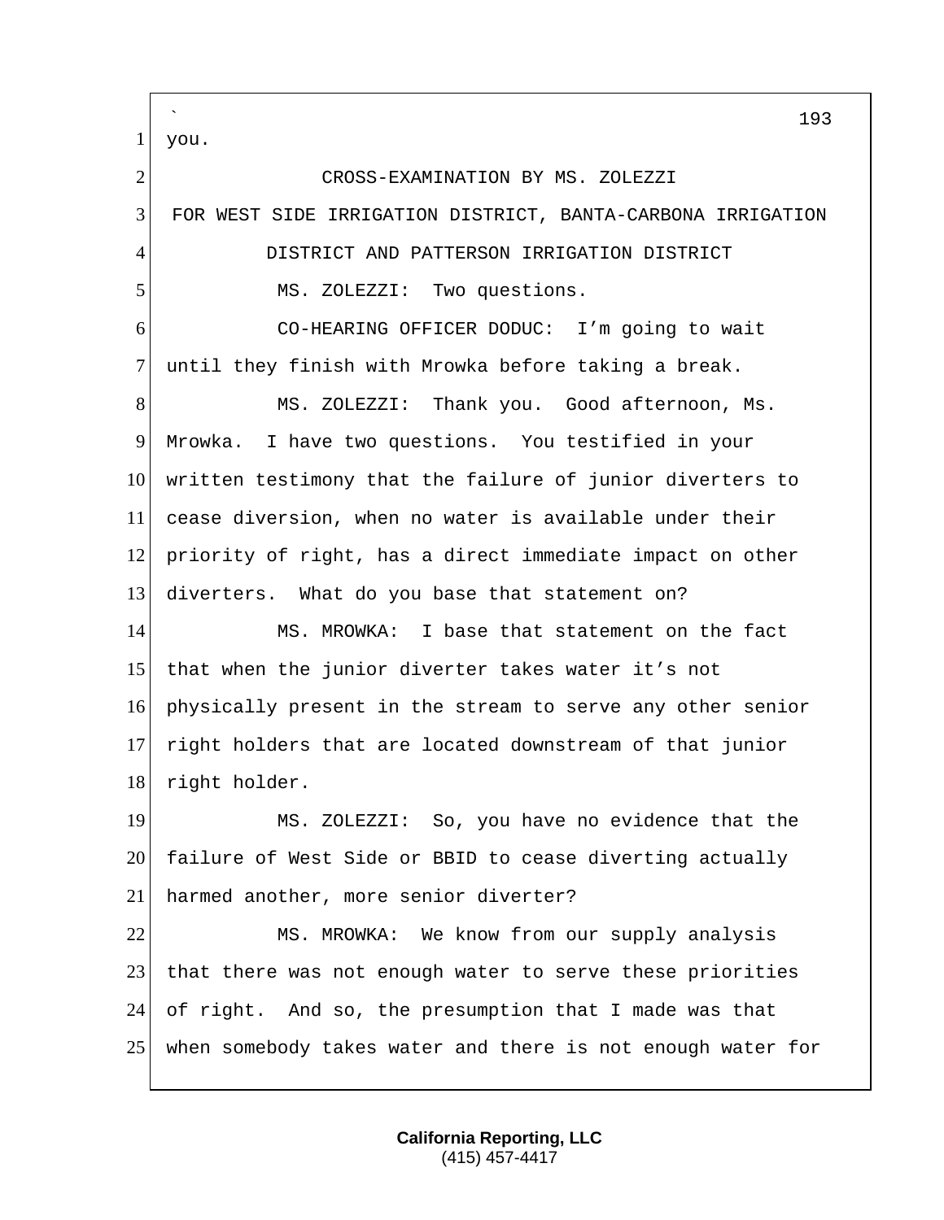you.

CROSS-EXAMINATION BY MS. ZOLEZZI
FOR WEST SIDE IRRIGATION DISTRICT, BANTA-CARBONA IRRIGATION
DISTRICT AND PATTERSON IRRIGATION DISTRICT

MS. ZOLEZZI: Two questions.

CO-HEARING OFFICER DODUC: I'm going to wait until they finish with Mrowka before taking a break.

MS. ZOLEZZI: Thank you. Good afternoon, Ms. Mrowka. I have two questions. You testified in your written testimony that the failure of junior diverters to cease diversion, when no water is available under their priority of right, has a direct immediate impact on other diverters. What do you base that statement on?

MS. MROWKA: I base that statement on the fact that when the junior diverter takes water it's not physically present in the stream to serve any other senior right holders that are located downstream of that junior right holder.

MS. ZOLEZZI: So, you have no evidence that the failure of West Side or BBID to cease diverting actually harmed another, more senior diverter?

MS. MROWKA: We know from our supply analysis that there was not enough water to serve these priorities of right. And so, the presumption that I made was that when somebody takes water and there is not enough water for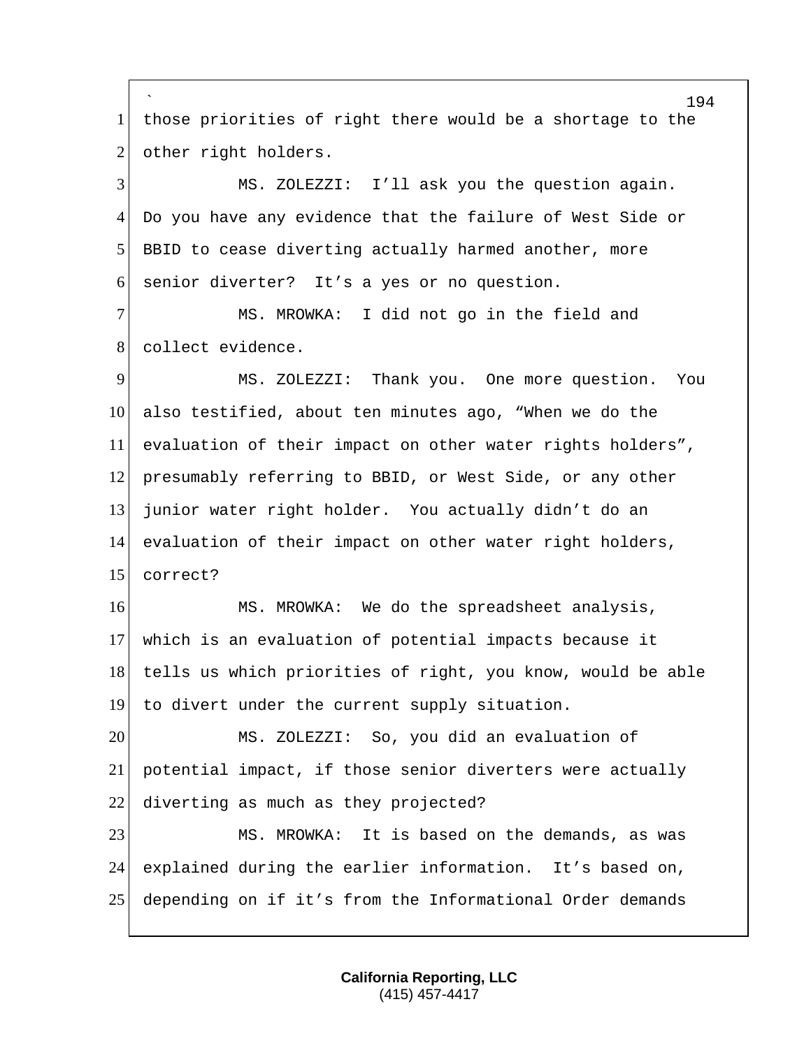those priorities of right there would be a shortage to the other right holders.

MS. ZOLEZZI: I'll ask you the question again. Do you have any evidence that the failure of West Side or BBID to cease diverting actually harmed another, more senior diverter? It's a yes or no question.

MS. MROWKA: I did not go in the field and collect evidence.

MS. ZOLEZZI: Thank you. One more question. You also testified, about ten minutes ago, "When we do the evaluation of their impact on other water rights holders", presumably referring to BBID, or West Side, or any other junior water right holder. You actually didn't do an evaluation of their impact on other water right holders, correct?

MS. MROWKA: We do the spreadsheet analysis, which is an evaluation of potential impacts because it tells us which priorities of right, you know, would be able to divert under the current supply situation.

MS. ZOLEZZI: So, you did an evaluation of potential impact, if those senior diverters were actually diverting as much as they projected?

MS. MROWKA: It is based on the demands, as was explained during the earlier information. It's based on, depending on if it's from the Informational Order demands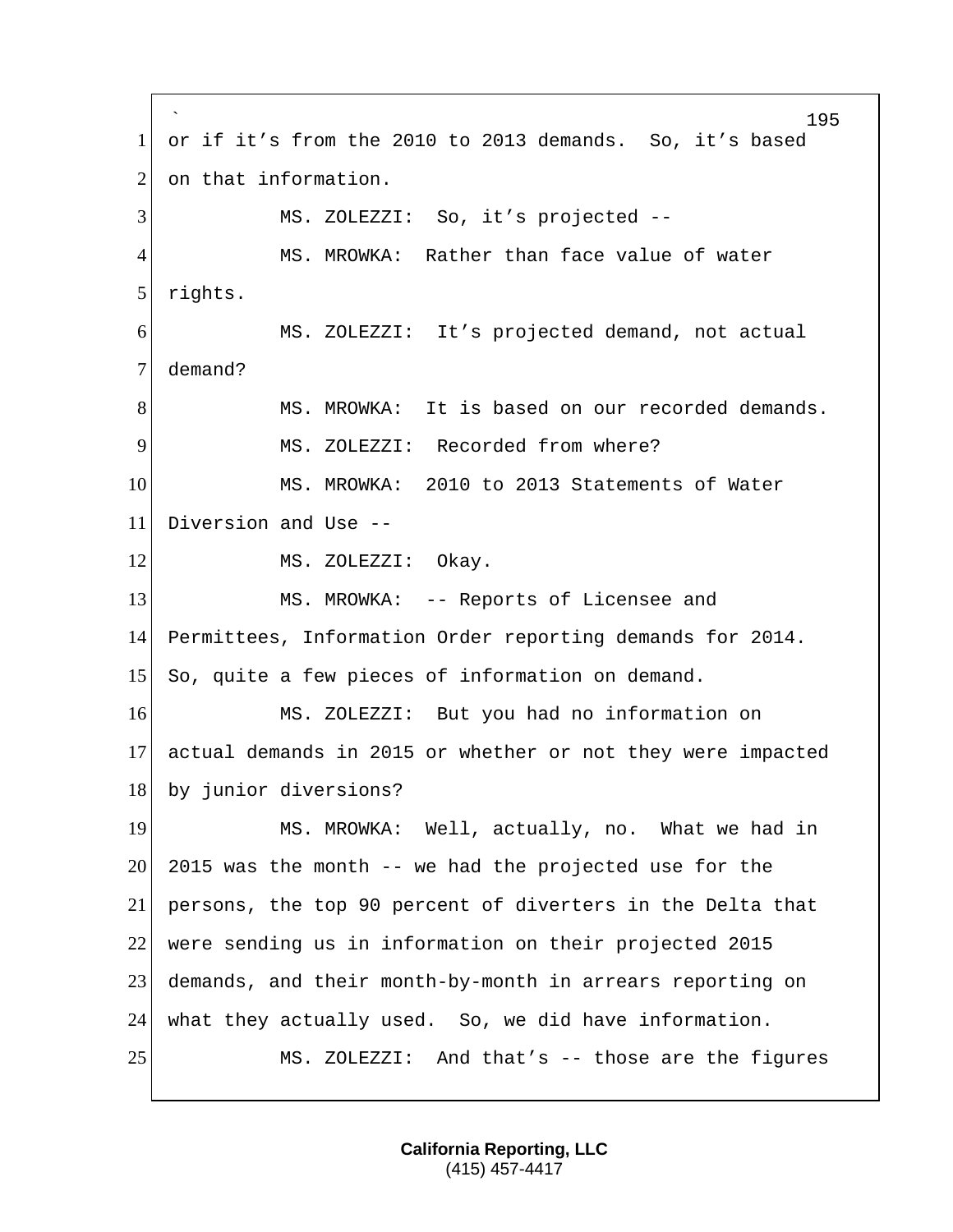or if it's from the 2010 to 2013 demands. So, it's based on that information.

MS. ZOLEZZI: So, it's projected --

MS. MROWKA: Rather than face value of water rights.

MS. ZOLEZZI: It's projected demand, not actual demand?

MS. MROWKA: It is based on our recorded demands.

MS. ZOLEZZI: Recorded from where?

MS. MROWKA: 2010 to 2013 Statements of Water Diversion and Use --

MS. ZOLEZZI: Okay.

MS. MROWKA: -- Reports of Licensee and Permittees, Information Order reporting demands for 2014. So, quite a few pieces of information on demand.

MS. ZOLEZZI: But you had no information on actual demands in 2015 or whether or not they were impacted by junior diversions?

MS. MROWKA: Well, actually, no. What we had in 2015 was the month -- we had the projected use for the persons, the top 90 percent of diverters in the Delta that were sending us in information on their projected 2015 demands, and their month-by-month in arrears reporting on what they actually used. So, we did have information.

MS. ZOLEZZI: And that's -- those are the figures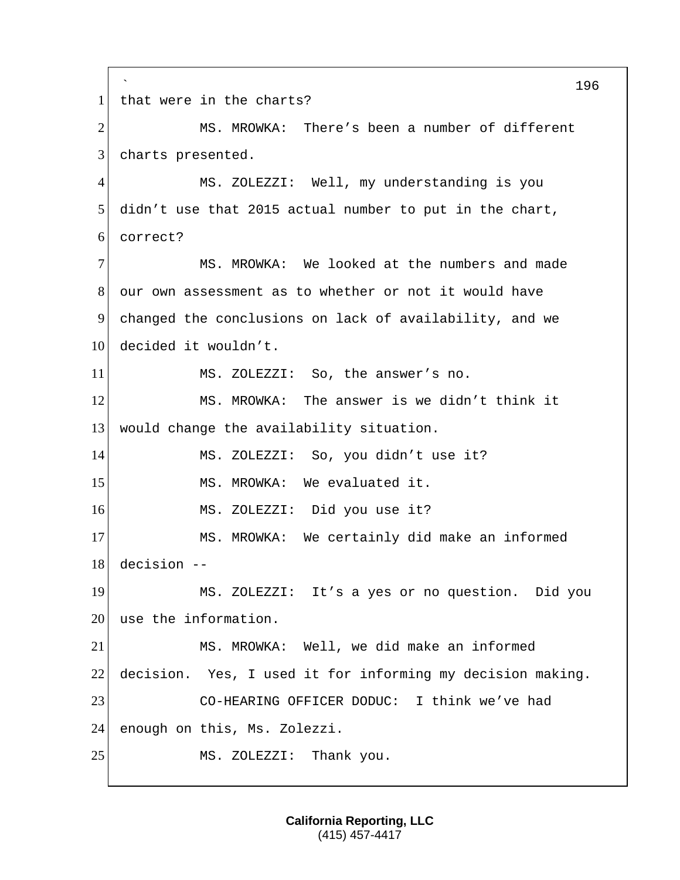that were in the charts?

MS. MROWKA: There's been a number of different charts presented.

MS. ZOLEZZI: Well, my understanding is you didn't use that 2015 actual number to put in the chart, correct?

MS. MROWKA: We looked at the numbers and made our own assessment as to whether or not it would have changed the conclusions on lack of availability, and we decided it wouldn't.

MS. ZOLEZZI: So, the answer's no.

MS. MROWKA: The answer is we didn't think it would change the availability situation.

MS. ZOLEZZI: So, you didn't use it?

MS. MROWKA: We evaluated it.

MS. ZOLEZZI: Did you use it?

MS. MROWKA: We certainly did make an informed decision --

MS. ZOLEZZI: It's a yes or no question. Did you use the information.

MS. MROWKA: Well, we did make an informed decision. Yes, I used it for informing my decision making.

CO-HEARING OFFICER DODUC: I think we've had enough on this, Ms. Zolezzi.

MS. ZOLEZZI: Thank you.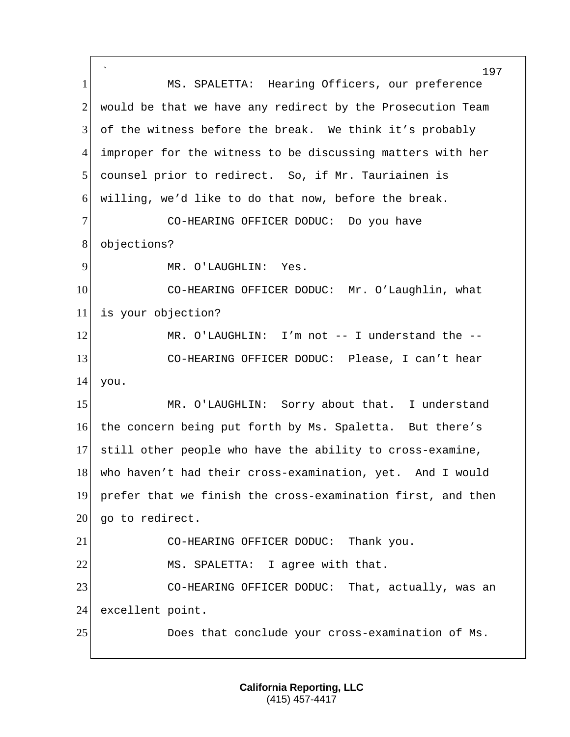MS. SPALETTA: Hearing Officers, our preference would be that we have any redirect by the Prosecution Team of the witness before the break. We think it's probably improper for the witness to be discussing matters with her counsel prior to redirect. So, if Mr. Tauriainen is willing, we'd like to do that now, before the break.

CO-HEARING OFFICER DODUC: Do you have objections?

MR. O'LAUGHLIN: Yes.

CO-HEARING OFFICER DODUC: Mr. O'Laughlin, what is your objection?

MR. O'LAUGHLIN: I'm not -- I understand the --

CO-HEARING OFFICER DODUC: Please, I can't hear you.

MR. O'LAUGHLIN: Sorry about that. I understand the concern being put forth by Ms. Spaletta. But there's still other people who have the ability to cross-examine, who haven't had their cross-examination, yet. And I would prefer that we finish the cross-examination first, and then go to redirect.

CO-HEARING OFFICER DODUC: Thank you.

MS. SPALETTA: I agree with that.

CO-HEARING OFFICER DODUC: That, actually, was an excellent point.

Does that conclude your cross-examination of Ms.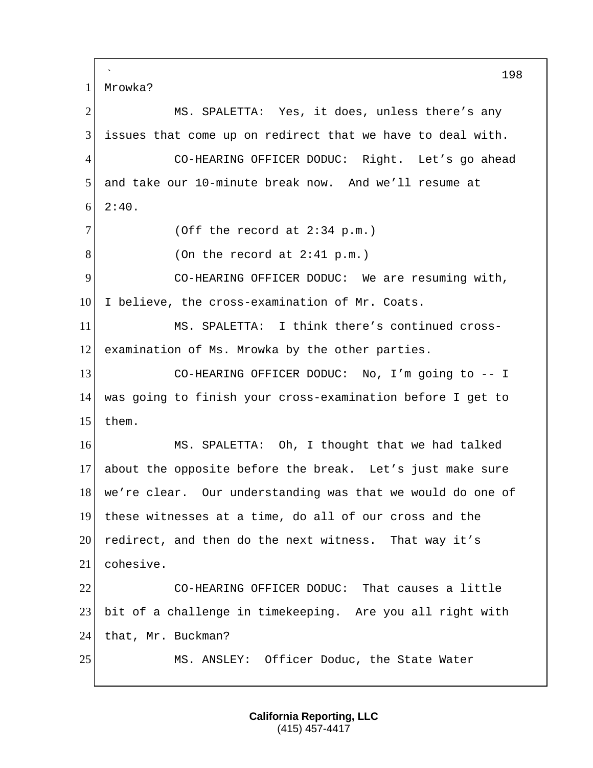Mrowka?

MS. SPALETTA: Yes, it does, unless there's any issues that come up on redirect that we have to deal with.

CO-HEARING OFFICER DODUC: Right. Let's go ahead and take our 10-minute break now. And we'll resume at 2:40.

(Off the record at 2:34 p.m.)

(On the record at 2:41 p.m.)

CO-HEARING OFFICER DODUC: We are resuming with, I believe, the cross-examination of Mr. Coats.

MS. SPALETTA: I think there's continued cross-examination of Ms. Mrowka by the other parties.

CO-HEARING OFFICER DODUC: No, I'm going to -- I was going to finish your cross-examination before I get to them.

MS. SPALETTA: Oh, I thought that we had talked about the opposite before the break. Let's just make sure we're clear. Our understanding was that we would do one of these witnesses at a time, do all of our cross and the redirect, and then do the next witness. That way it's cohesive.

CO-HEARING OFFICER DODUC: That causes a little bit of a challenge in timekeeping. Are you all right with that, Mr. Buckman?

MS. ANSLEY: Officer Doduc, the State Water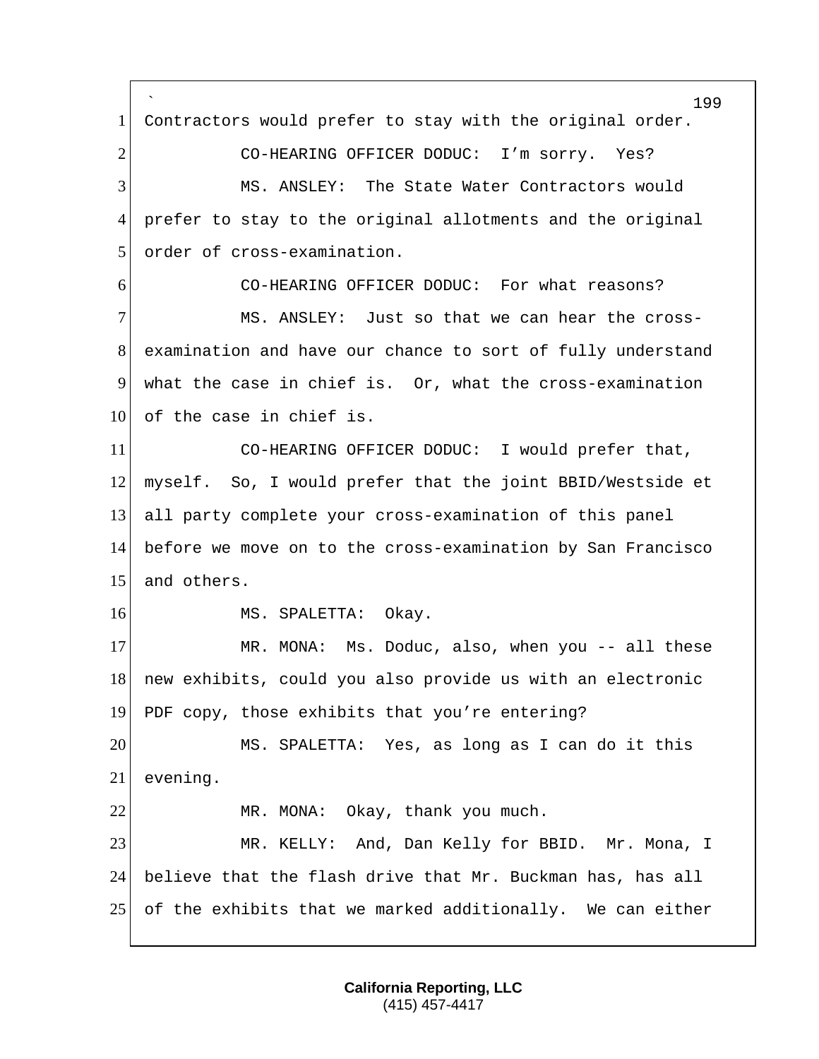Contractors would prefer to stay with the original order.

CO-HEARING OFFICER DODUC: I'm sorry. Yes?

MS. ANSLEY: The State Water Contractors would prefer to stay to the original allotments and the original order of cross-examination.

CO-HEARING OFFICER DODUC: For what reasons?

MS. ANSLEY: Just so that we can hear the cross-examination and have our chance to sort of fully understand what the case in chief is. Or, what the cross-examination of the case in chief is.

CO-HEARING OFFICER DODUC: I would prefer that, myself. So, I would prefer that the joint BBID/Westside et all party complete your cross-examination of this panel before we move on to the cross-examination by San Francisco and others.

MS. SPALETTA: Okay.

MR. MONA: Ms. Doduc, also, when you -- all these new exhibits, could you also provide us with an electronic PDF copy, those exhibits that you're entering?

MS. SPALETTA: Yes, as long as I can do it this evening.

MR. MONA: Okay, thank you much.

MR. KELLY: And, Dan Kelly for BBID. Mr. Mona, I believe that the flash drive that Mr. Buckman has, has all of the exhibits that we marked additionally. We can either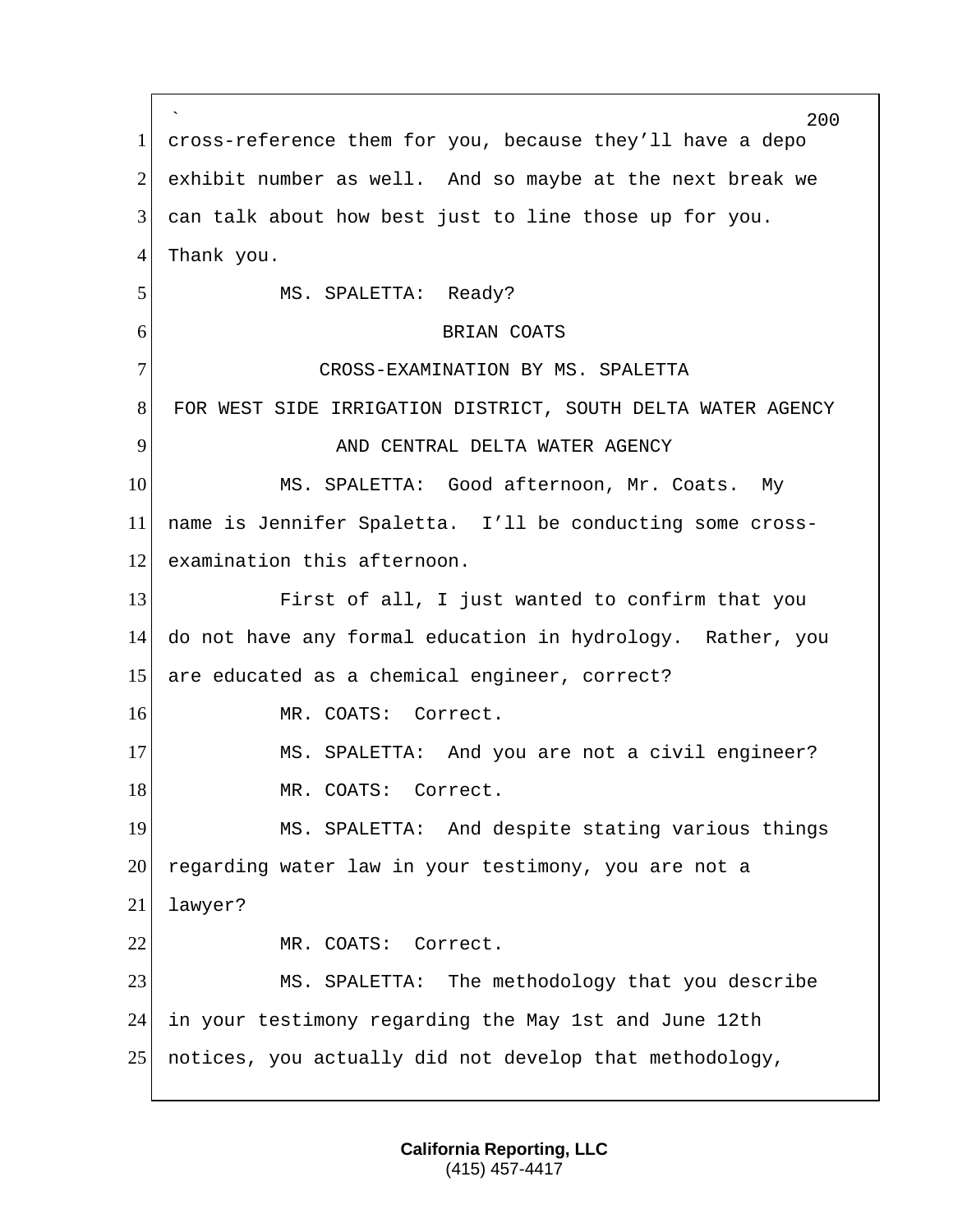cross-reference them for you, because they'll have a depo exhibit number as well. And so maybe at the next break we can talk about how best just to line those up for you. Thank you.

MS. SPALETTA: Ready?

BRIAN COATS

CROSS-EXAMINATION BY MS. SPALETTA

FOR WEST SIDE IRRIGATION DISTRICT, SOUTH DELTA WATER AGENCY AND CENTRAL DELTA WATER AGENCY

MS. SPALETTA: Good afternoon, Mr. Coats. My name is Jennifer Spaletta. I'll be conducting some cross-examination this afternoon.

First of all, I just wanted to confirm that you do not have any formal education in hydrology. Rather, you are educated as a chemical engineer, correct?

MR. COATS: Correct.

MS. SPALETTA: And you are not a civil engineer?

MR. COATS: Correct.

MS. SPALETTA: And despite stating various things regarding water law in your testimony, you are not a lawyer?

MR. COATS: Correct.

MS. SPALETTA: The methodology that you describe in your testimony regarding the May 1st and June 12th notices, you actually did not develop that methodology,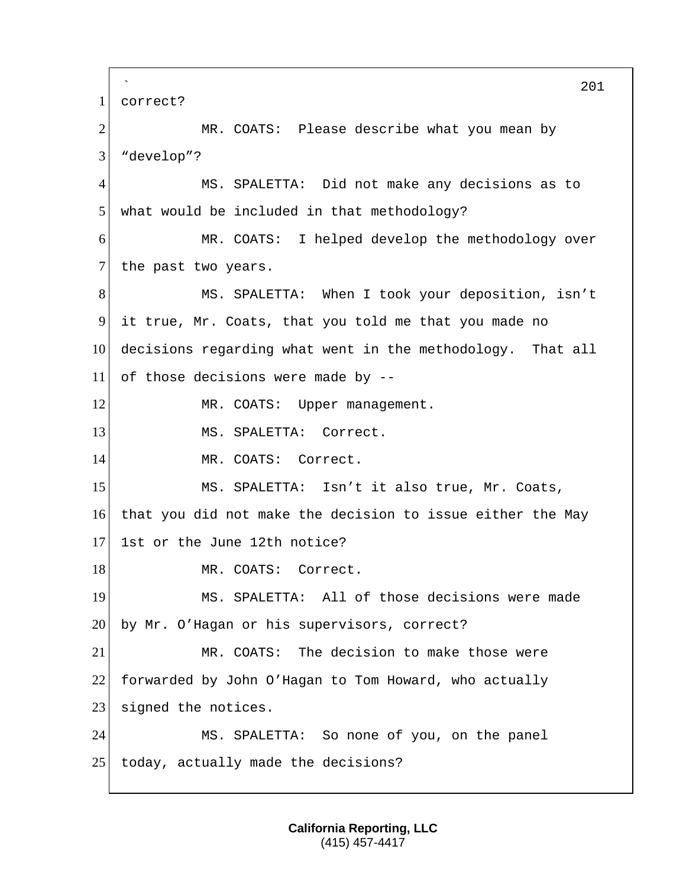correct?

MR. COATS: Please describe what you mean by "develop"?

MS. SPALETTA: Did not make any decisions as to what would be included in that methodology?

MR. COATS: I helped develop the methodology over the past two years.

MS. SPALETTA: When I took your deposition, isn't it true, Mr. Coats, that you told me that you made no decisions regarding what went in the methodology. That all of those decisions were made by --

MR. COATS: Upper management.

MS. SPALETTA: Correct.

MR. COATS: Correct.

MS. SPALETTA: Isn't it also true, Mr. Coats, that you did not make the decision to issue either the May 1st or the June 12th notice?

MR. COATS: Correct.

MS. SPALETTA: All of those decisions were made by Mr. O'Hagan or his supervisors, correct?

MR. COATS: The decision to make those were forwarded by John O'Hagan to Tom Howard, who actually signed the notices.

MS. SPALETTA: So none of you, on the panel today, actually made the decisions?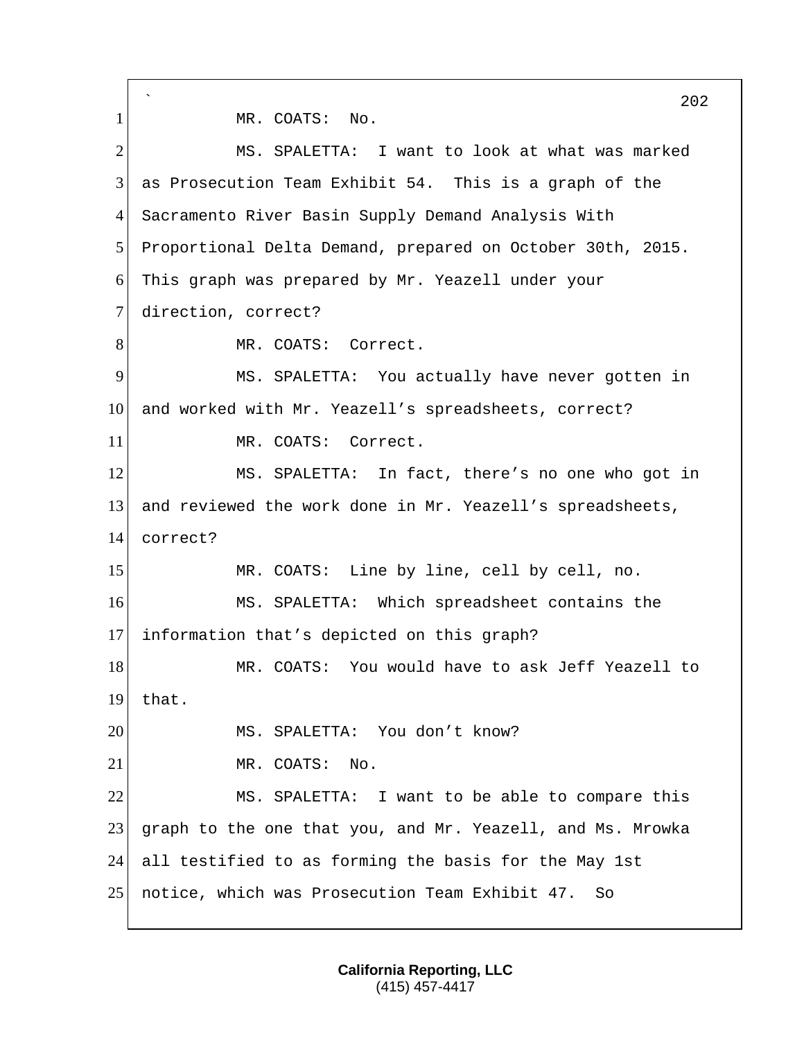MR. COATS: No.

MS. SPALETTA: I want to look at what was marked as Prosecution Team Exhibit 54. This is a graph of the Sacramento River Basin Supply Demand Analysis With Proportional Delta Demand, prepared on October 30th, 2015. This graph was prepared by Mr. Yeazell under your direction, correct?

MR. COATS: Correct.

MS. SPALETTA: You actually have never gotten in and worked with Mr. Yeazell's spreadsheets, correct?

MR. COATS: Correct.

MS. SPALETTA: In fact, there's no one who got in and reviewed the work done in Mr. Yeazell's spreadsheets, correct?

MR. COATS: Line by line, cell by cell, no.

MS. SPALETTA: Which spreadsheet contains the information that's depicted on this graph?

MR. COATS: You would have to ask Jeff Yeazell to that.

MS. SPALETTA: You don't know?

MR. COATS: No.

MS. SPALETTA: I want to be able to compare this graph to the one that you, and Mr. Yeazell, and Ms. Mrowka all testified to as forming the basis for the May 1st notice, which was Prosecution Team Exhibit 47. So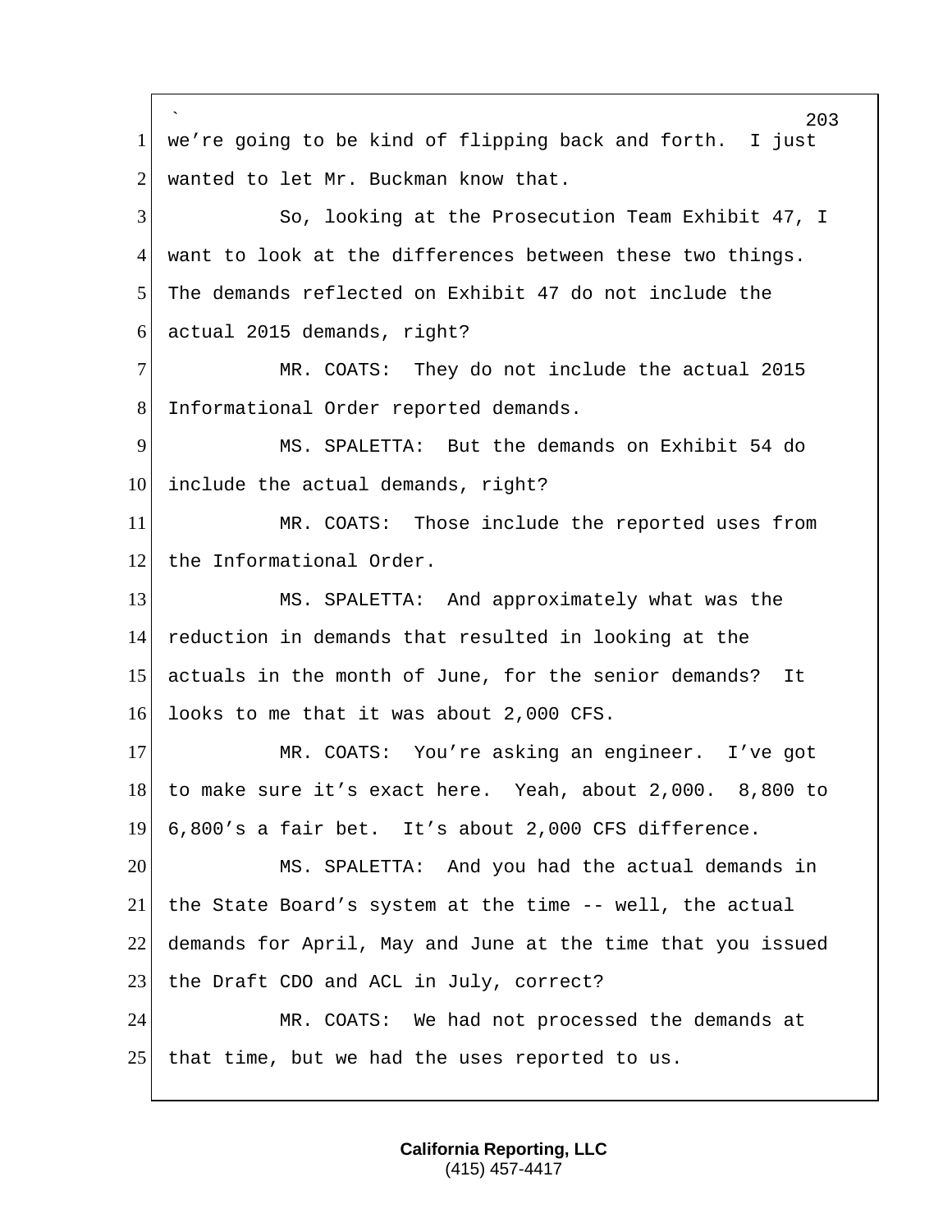we're going to be kind of flipping back and forth. I just wanted to let Mr. Buckman know that.

So, looking at the Prosecution Team Exhibit 47, I want to look at the differences between these two things. The demands reflected on Exhibit 47 do not include the actual 2015 demands, right?

MR. COATS: They do not include the actual 2015 Informational Order reported demands.

MS. SPALETTA: But the demands on Exhibit 54 do include the actual demands, right?

MR. COATS: Those include the reported uses from the Informational Order.

MS. SPALETTA: And approximately what was the reduction in demands that resulted in looking at the actuals in the month of June, for the senior demands? It looks to me that it was about 2,000 CFS.

MR. COATS: You're asking an engineer. I've got to make sure it's exact here. Yeah, about 2,000. 8,800 to 6,800's a fair bet. It's about 2,000 CFS difference.

MS. SPALETTA: And you had the actual demands in the State Board's system at the time -- well, the actual demands for April, May and June at the time that you issued the Draft CDO and ACL in July, correct?

MR. COATS: We had not processed the demands at that time, but we had the uses reported to us.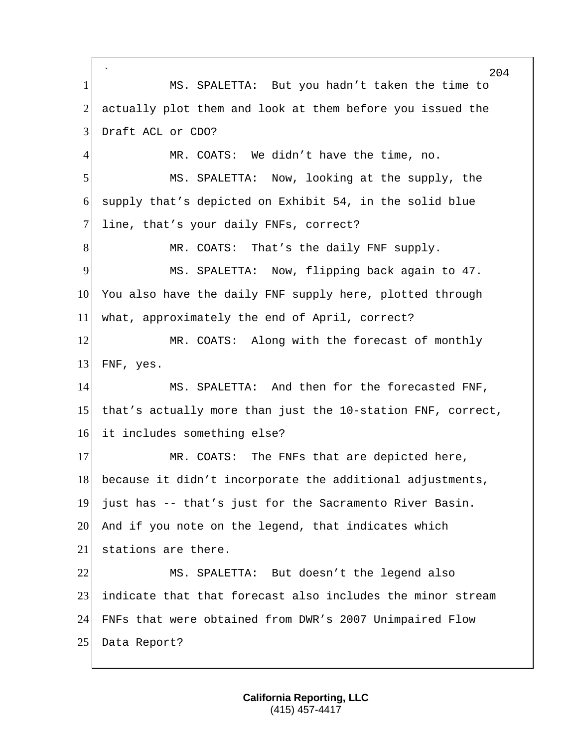MS. SPALETTA: But you hadn't taken the time to actually plot them and look at them before you issued the Draft ACL or CDO?

MR. COATS: We didn't have the time, no.

MS. SPALETTA: Now, looking at the supply, the supply that's depicted on Exhibit 54, in the solid blue line, that's your daily FNFs, correct?

MR. COATS: That's the daily FNF supply.

MS. SPALETTA: Now, flipping back again to 47. You also have the daily FNF supply here, plotted through what, approximately the end of April, correct?

MR. COATS: Along with the forecast of monthly FNF, yes.

MS. SPALETTA: And then for the forecasted FNF, that's actually more than just the 10-station FNF, correct, it includes something else?

MR. COATS: The FNFs that are depicted here, because it didn't incorporate the additional adjustments, just has -- that's just for the Sacramento River Basin. And if you note on the legend, that indicates which stations are there.

MS. SPALETTA: But doesn't the legend also indicate that that forecast also includes the minor stream FNFs that were obtained from DWR's 2007 Unimpaired Flow Data Report?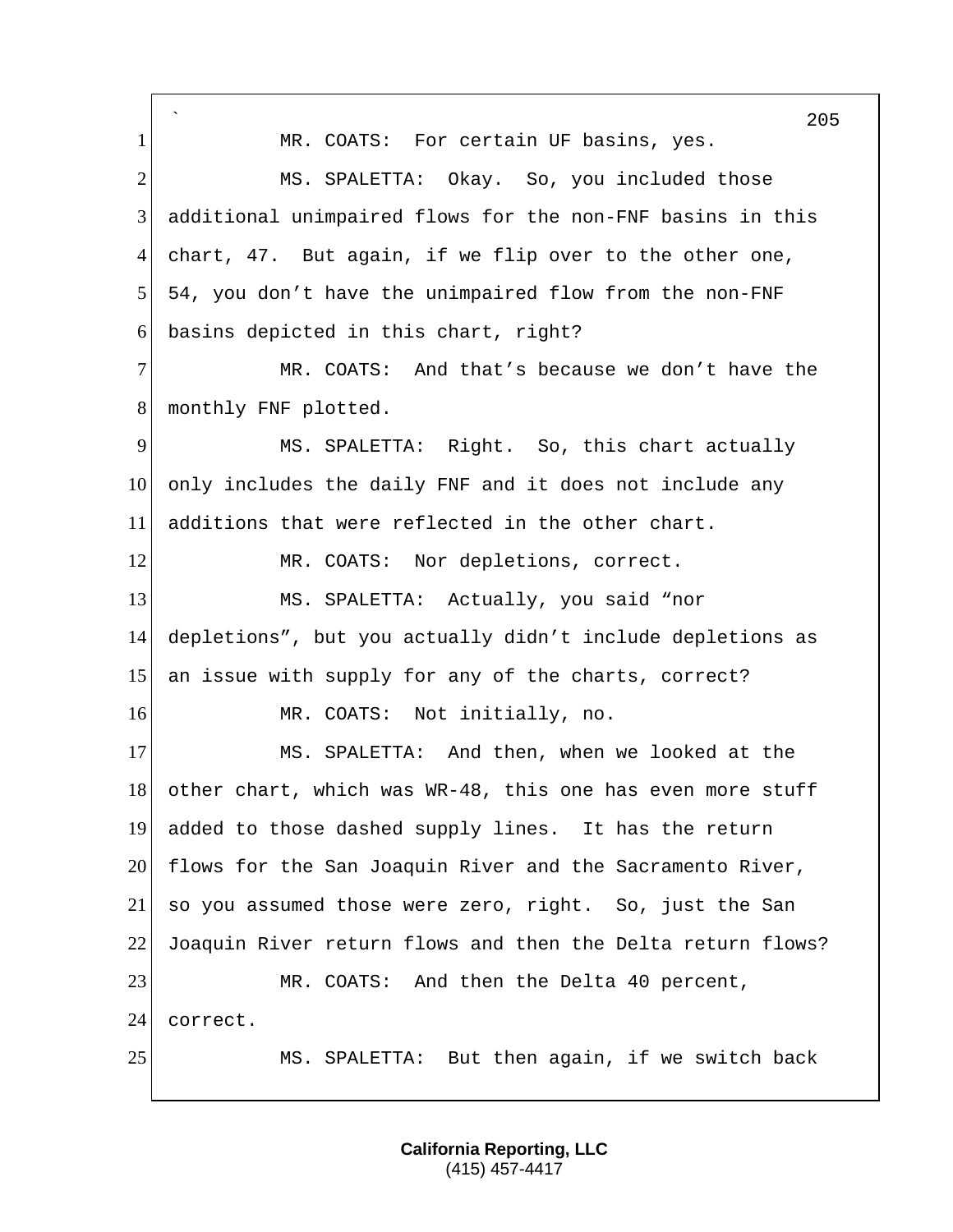MR. COATS: For certain UF basins, yes.

MS. SPALETTA: Okay. So, you included those additional unimpaired flows for the non-FNF basins in this chart, 47. But again, if we flip over to the other one, 54, you don't have the unimpaired flow from the non-FNF basins depicted in this chart, right?

MR. COATS: And that's because we don't have the monthly FNF plotted.

MS. SPALETTA: Right. So, this chart actually only includes the daily FNF and it does not include any additions that were reflected in the other chart.

MR. COATS: Nor depletions, correct.

MS. SPALETTA: Actually, you said "nor depletions", but you actually didn't include depletions as an issue with supply for any of the charts, correct?

MR. COATS: Not initially, no.

MS. SPALETTA: And then, when we looked at the other chart, which was WR-48, this one has even more stuff added to those dashed supply lines. It has the return flows for the San Joaquin River and the Sacramento River, so you assumed those were zero, right. So, just the San Joaquin River return flows and then the Delta return flows?

MR. COATS: And then the Delta 40 percent, correct.

MS. SPALETTA: But then again, if we switch back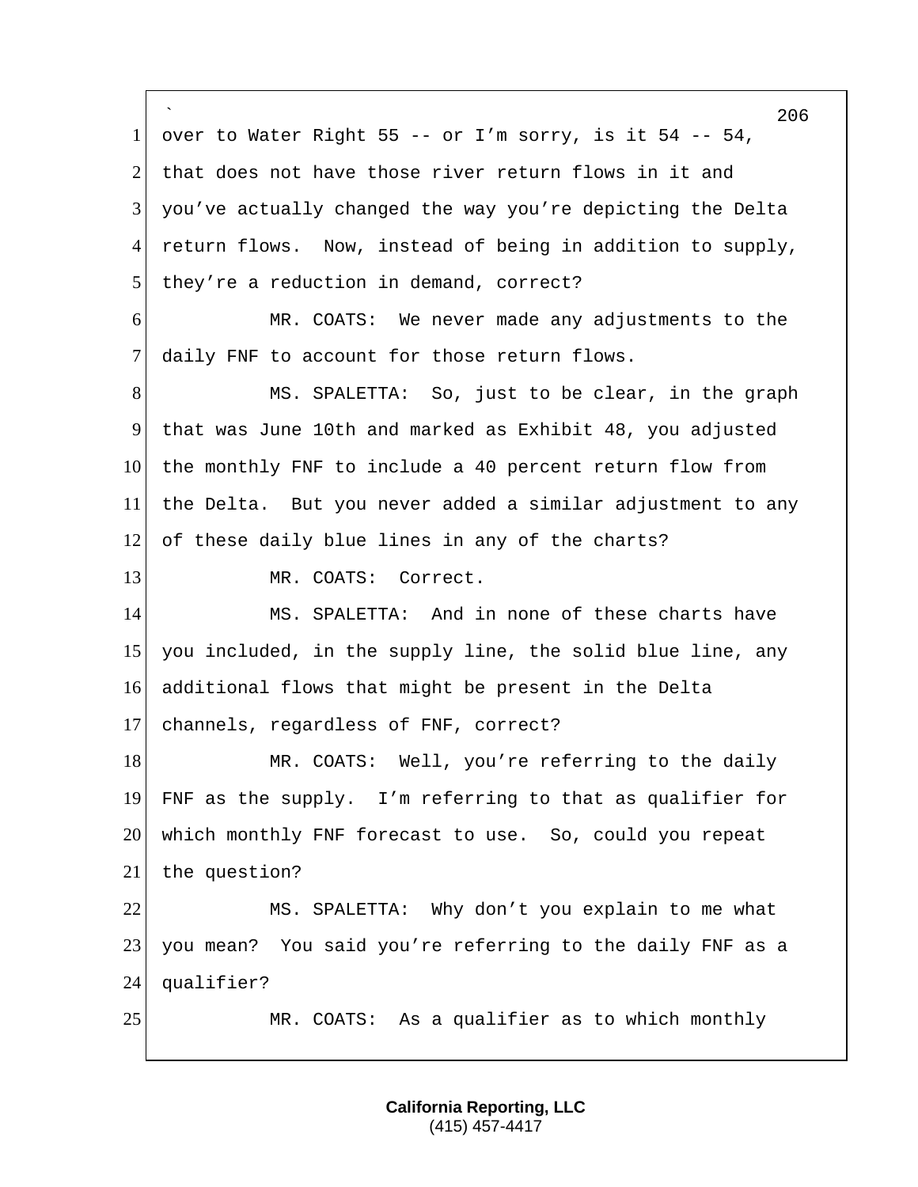over to Water Right 55 -- or I'm sorry, is it 54 -- 54, that does not have those river return flows in it and you've actually changed the way you're depicting the Delta return flows. Now, instead of being in addition to supply, they're a reduction in demand, correct?

MR. COATS: We never made any adjustments to the daily FNF to account for those return flows.

MS. SPALETTA: So, just to be clear, in the graph that was June 10th and marked as Exhibit 48, you adjusted the monthly FNF to include a 40 percent return flow from the Delta. But you never added a similar adjustment to any of these daily blue lines in any of the charts?

MR. COATS: Correct.

MS. SPALETTA: And in none of these charts have you included, in the supply line, the solid blue line, any additional flows that might be present in the Delta channels, regardless of FNF, correct?

MR. COATS: Well, you're referring to the daily FNF as the supply. I'm referring to that as qualifier for which monthly FNF forecast to use. So, could you repeat the question?

MS. SPALETTA: Why don't you explain to me what you mean? You said you're referring to the daily FNF as a qualifier?

MR. COATS: As a qualifier as to which monthly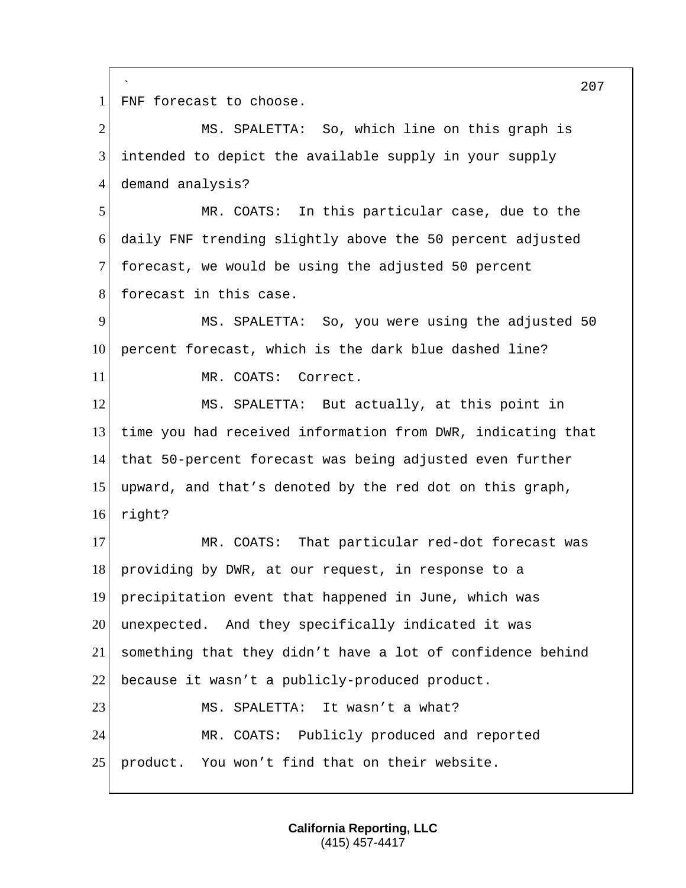FNF forecast to choose.

MS. SPALETTA: So, which line on this graph is intended to depict the available supply in your supply demand analysis?

MR. COATS: In this particular case, due to the daily FNF trending slightly above the 50 percent adjusted forecast, we would be using the adjusted 50 percent forecast in this case.

MS. SPALETTA: So, you were using the adjusted 50 percent forecast, which is the dark blue dashed line?

MR. COATS: Correct.

MS. SPALETTA: But actually, at this point in time you had received information from DWR, indicating that that 50-percent forecast was being adjusted even further upward, and that's denoted by the red dot on this graph, right?

MR. COATS: That particular red-dot forecast was providing by DWR, at our request, in response to a precipitation event that happened in June, which was unexpected. And they specifically indicated it was something that they didn't have a lot of confidence behind because it wasn't a publicly-produced product.

MS. SPALETTA: It wasn't a what?

MR. COATS: Publicly produced and reported product. You won't find that on their website.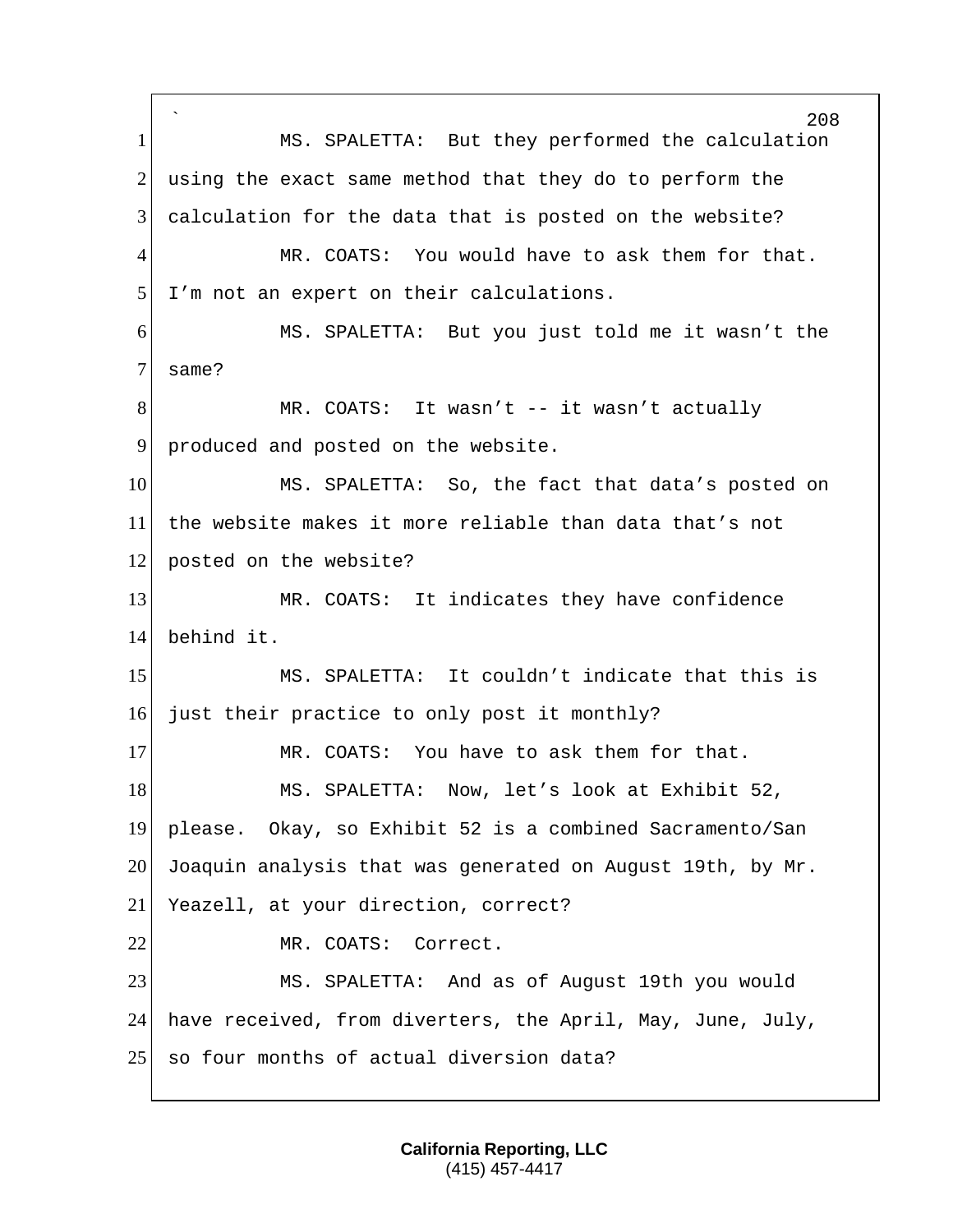MS. SPALETTA: But they performed the calculation using the exact same method that they do to perform the calculation for the data that is posted on the website?

MR. COATS: You would have to ask them for that. I'm not an expert on their calculations.

MS. SPALETTA: But you just told me it wasn't the same?

MR. COATS: It wasn't -- it wasn't actually produced and posted on the website.

MS. SPALETTA: So, the fact that data's posted on the website makes it more reliable than data that's not posted on the website?

MR. COATS: It indicates they have confidence behind it.

MS. SPALETTA: It couldn't indicate that this is just their practice to only post it monthly?

MR. COATS: You have to ask them for that.

MS. SPALETTA: Now, let's look at Exhibit 52, please. Okay, so Exhibit 52 is a combined Sacramento/San Joaquin analysis that was generated on August 19th, by Mr. Yeazell, at your direction, correct?

MR. COATS: Correct.

MS. SPALETTA: And as of August 19th you would have received, from diverters, the April, May, June, July, so four months of actual diversion data?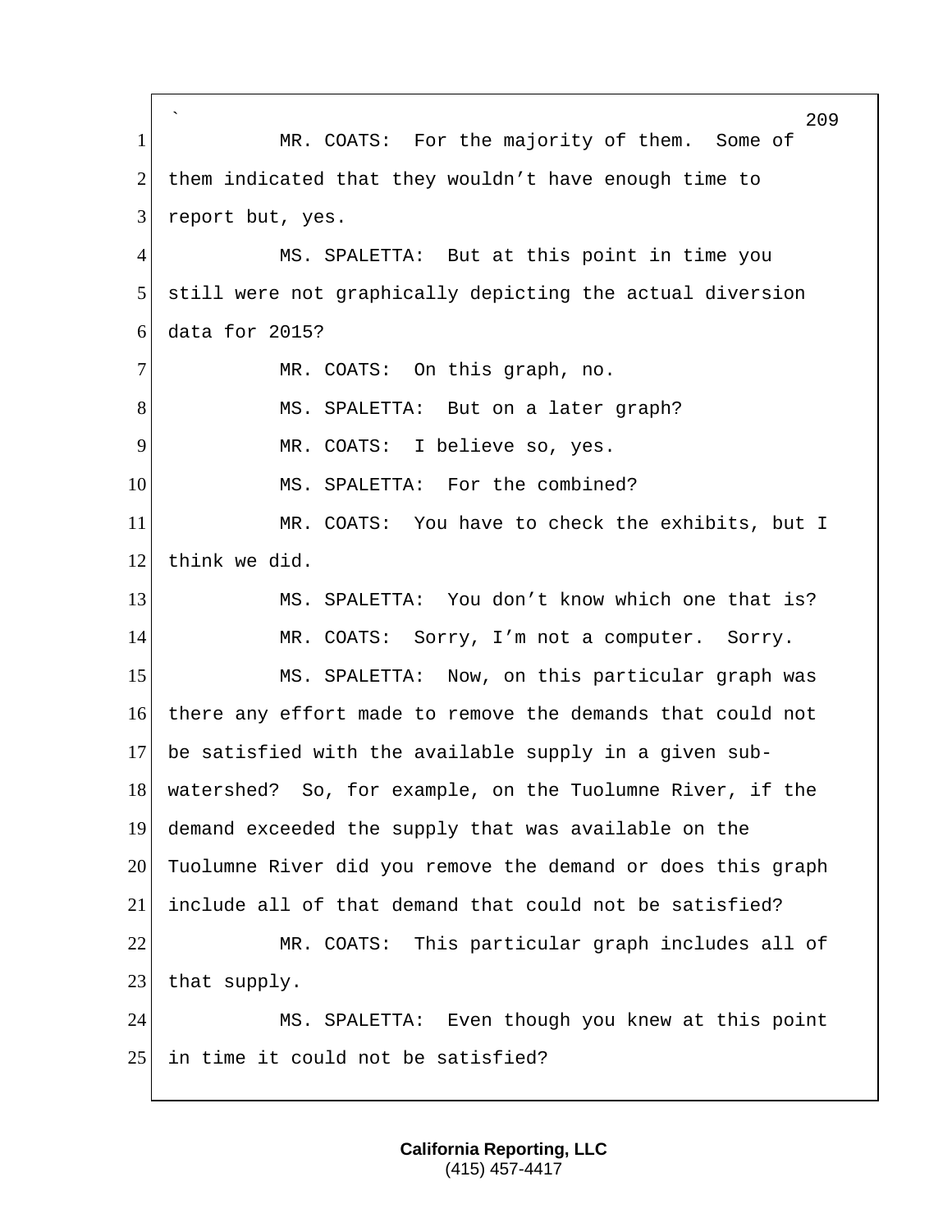MR. COATS: For the majority of them. Some of them indicated that they wouldn't have enough time to report but, yes.

MS. SPALETTA: But at this point in time you still were not graphically depicting the actual diversion data for 2015?

MR. COATS: On this graph, no.

MS. SPALETTA: But on a later graph?

MR. COATS: I believe so, yes.

MS. SPALETTA: For the combined?

MR. COATS: You have to check the exhibits, but I think we did.

MS. SPALETTA: You don't know which one that is?

MR. COATS: Sorry, I'm not a computer. Sorry.

MS. SPALETTA: Now, on this particular graph was there any effort made to remove the demands that could not be satisfied with the available supply in a given sub-watershed? So, for example, on the Tuolumne River, if the demand exceeded the supply that was available on the Tuolumne River did you remove the demand or does this graph include all of that demand that could not be satisfied?

MR. COATS: This particular graph includes all of that supply.

MS. SPALETTA: Even though you knew at this point in time it could not be satisfied?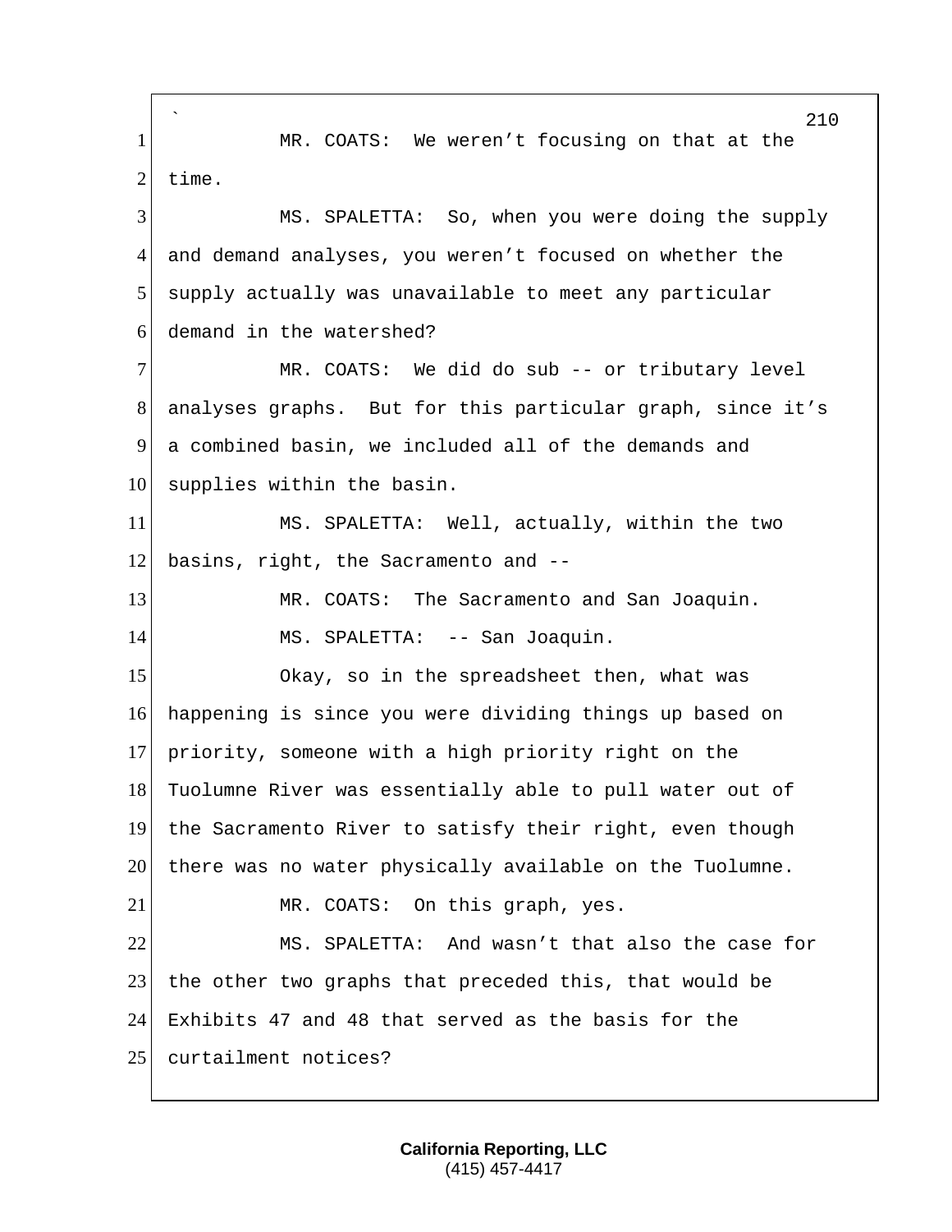MR. COATS: We weren't focusing on that at the time.

MS. SPALETTA: So, when you were doing the supply and demand analyses, you weren't focused on whether the supply actually was unavailable to meet any particular demand in the watershed?

MR. COATS: We did do sub -- or tributary level analyses graphs. But for this particular graph, since it's a combined basin, we included all of the demands and supplies within the basin.

MS. SPALETTA: Well, actually, within the two basins, right, the Sacramento and --

MR. COATS: The Sacramento and San Joaquin.

MS. SPALETTA: -- San Joaquin.

Okay, so in the spreadsheet then, what was happening is since you were dividing things up based on priority, someone with a high priority right on the Tuolumne River was essentially able to pull water out of the Sacramento River to satisfy their right, even though there was no water physically available on the Tuolumne.

MR. COATS: On this graph, yes.

MS. SPALETTA: And wasn't that also the case for the other two graphs that preceded this, that would be Exhibits 47 and 48 that served as the basis for the curtailment notices?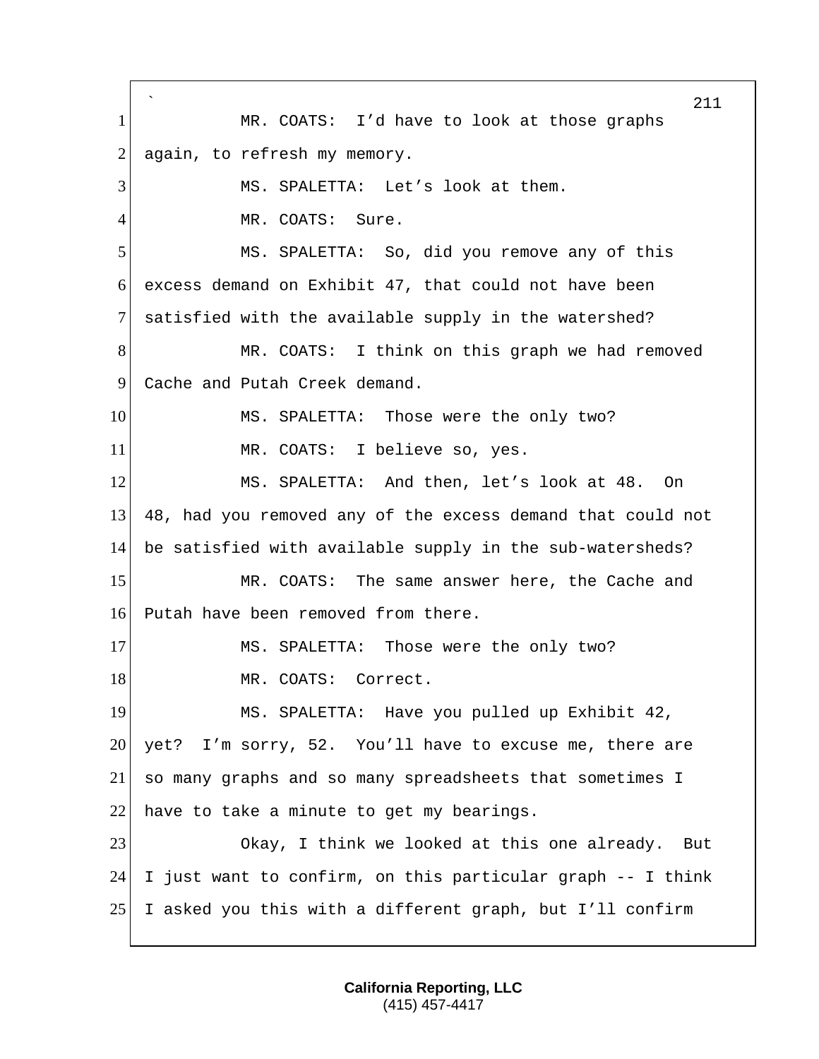MR. COATS: I'd have to look at those graphs again, to refresh my memory.

MS. SPALETTA: Let's look at them.

MR. COATS: Sure.

MS. SPALETTA: So, did you remove any of this excess demand on Exhibit 47, that could not have been satisfied with the available supply in the watershed?

MR. COATS: I think on this graph we had removed Cache and Putah Creek demand.

MS. SPALETTA: Those were the only two?

MR. COATS: I believe so, yes.

MS. SPALETTA: And then, let's look at 48. On 48, had you removed any of the excess demand that could not be satisfied with available supply in the sub-watersheds?

MR. COATS: The same answer here, the Cache and Putah have been removed from there.

MS. SPALETTA: Those were the only two?

MR. COATS: Correct.

MS. SPALETTA: Have you pulled up Exhibit 42, yet? I'm sorry, 52. You'll have to excuse me, there are so many graphs and so many spreadsheets that sometimes I have to take a minute to get my bearings.

Okay, I think we looked at this one already. But I just want to confirm, on this particular graph -- I think I asked you this with a different graph, but I'll confirm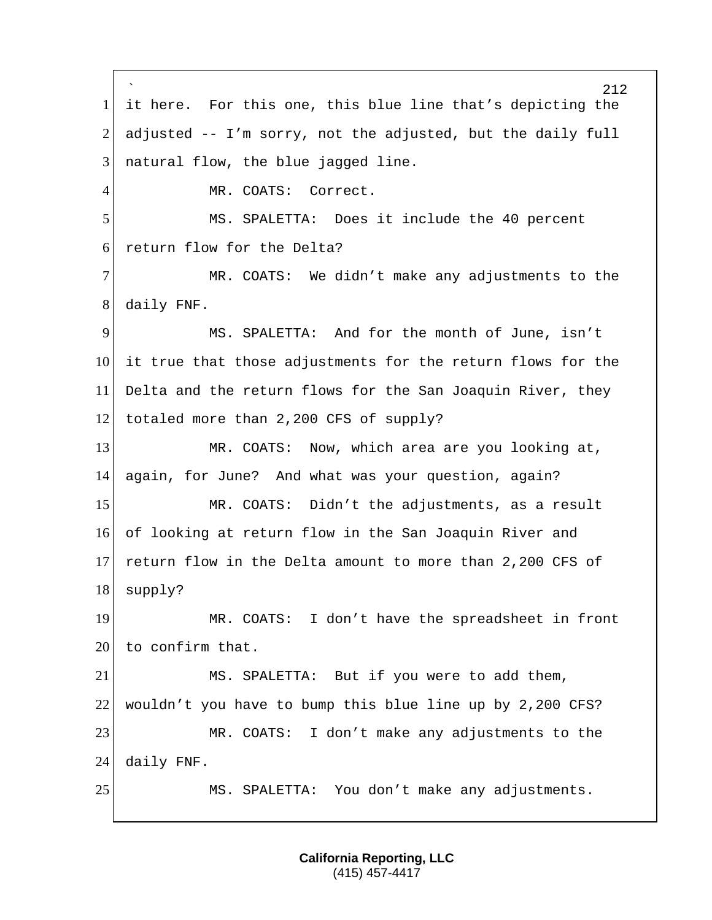it here. For this one, this blue line that's depicting the adjusted -- I'm sorry, not the adjusted, but the daily full natural flow, the blue jagged line.

MR. COATS: Correct.

MS. SPALETTA: Does it include the 40 percent return flow for the Delta?

MR. COATS: We didn't make any adjustments to the daily FNF.

MS. SPALETTA: And for the month of June, isn't it true that those adjustments for the return flows for the Delta and the return flows for the San Joaquin River, they totaled more than 2,200 CFS of supply?

MR. COATS: Now, which area are you looking at, again, for June? And what was your question, again?

MR. COATS: Didn't the adjustments, as a result of looking at return flow in the San Joaquin River and return flow in the Delta amount to more than 2,200 CFS of supply?

MR. COATS: I don't have the spreadsheet in front to confirm that.

MS. SPALETTA: But if you were to add them, wouldn't you have to bump this blue line up by 2,200 CFS?

MR. COATS: I don't make any adjustments to the daily FNF.

MS. SPALETTA: You don't make any adjustments.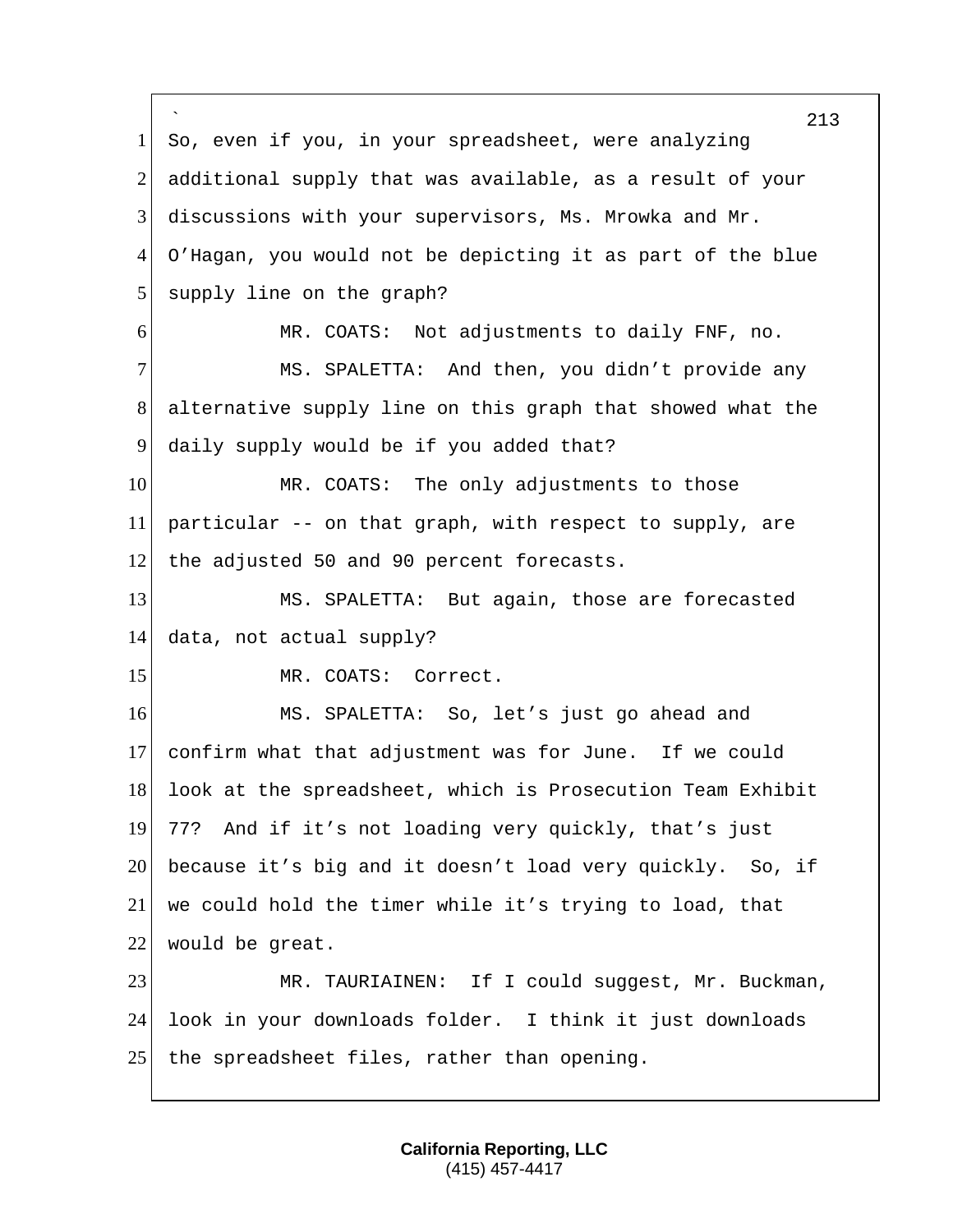So, even if you, in your spreadsheet, were analyzing additional supply that was available, as a result of your discussions with your supervisors, Ms. Mrowka and Mr. O'Hagan, you would not be depicting it as part of the blue supply line on the graph?

MR. COATS: Not adjustments to daily FNF, no.

MS. SPALETTA: And then, you didn't provide any alternative supply line on this graph that showed what the daily supply would be if you added that?

MR. COATS: The only adjustments to those particular -- on that graph, with respect to supply, are the adjusted 50 and 90 percent forecasts.

MS. SPALETTA: But again, those are forecasted data, not actual supply?

MR. COATS: Correct.

MS. SPALETTA: So, let's just go ahead and confirm what that adjustment was for June. If we could look at the spreadsheet, which is Prosecution Team Exhibit 77? And if it's not loading very quickly, that's just because it's big and it doesn't load very quickly. So, if we could hold the timer while it's trying to load, that would be great.

MR. TAURIAINEN: If I could suggest, Mr. Buckman, look in your downloads folder. I think it just downloads the spreadsheet files, rather than opening.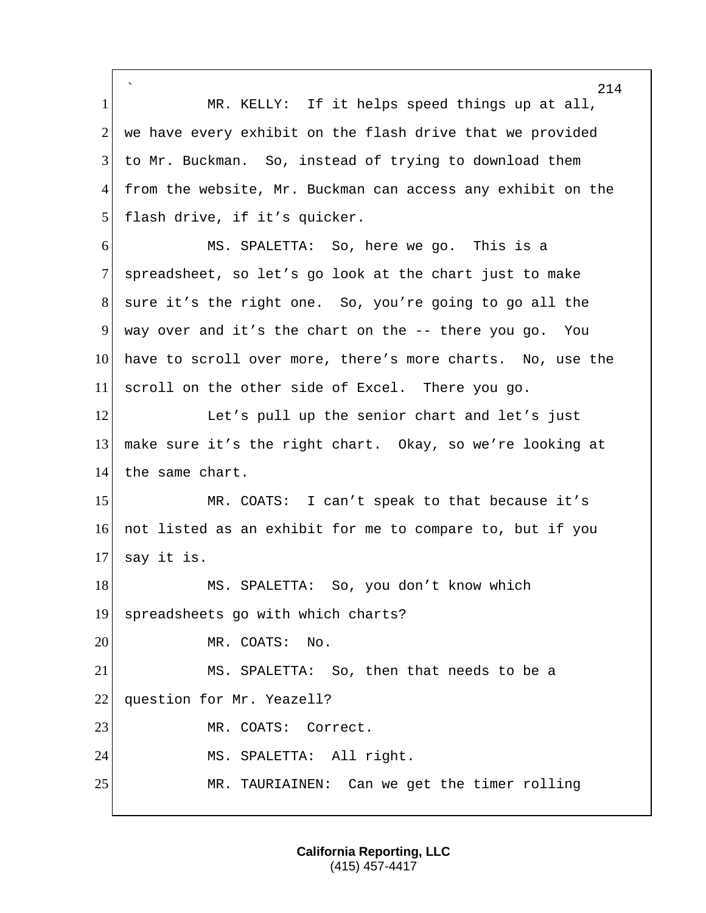MR. KELLY: If it helps speed things up at all, we have every exhibit on the flash drive that we provided to Mr. Buckman. So, instead of trying to download them from the website, Mr. Buckman can access any exhibit on the flash drive, if it's quicker.

MS. SPALETTA: So, here we go. This is a spreadsheet, so let's go look at the chart just to make sure it's the right one. So, you're going to go all the way over and it's the chart on the -- there you go. You have to scroll over more, there's more charts. No, use the scroll on the other side of Excel. There you go.

Let's pull up the senior chart and let's just make sure it's the right chart. Okay, so we're looking at the same chart.

MR. COATS: I can't speak to that because it's not listed as an exhibit for me to compare to, but if you say it is.

MS. SPALETTA: So, you don't know which spreadsheets go with which charts?

MR. COATS: No.

MS. SPALETTA: So, then that needs to be a question for Mr. Yeazell?

MR. COATS: Correct.

MS. SPALETTA: All right.

MR. TAURIAINEN: Can we get the timer rolling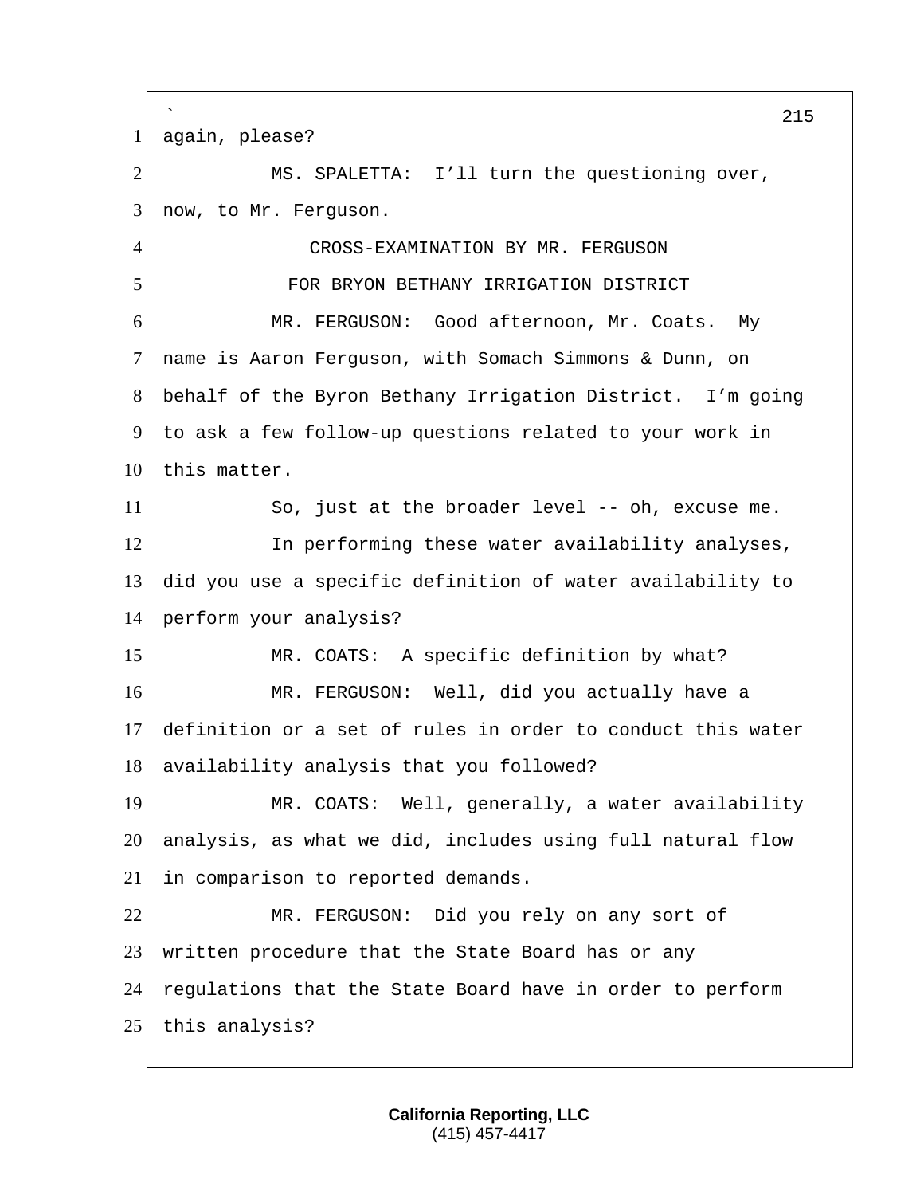again, please?

MS. SPALETTA: I'll turn the questioning over, now, to Mr. Ferguson.

CROSS-EXAMINATION BY MR. FERGUSON

FOR BRYON BETHANY IRRIGATION DISTRICT

MR. FERGUSON: Good afternoon, Mr. Coats. My name is Aaron Ferguson, with Somach Simmons & Dunn, on behalf of the Byron Bethany Irrigation District. I'm going to ask a few follow-up questions related to your work in this matter.

So, just at the broader level -- oh, excuse me.

In performing these water availability analyses, did you use a specific definition of water availability to perform your analysis?

MR. COATS: A specific definition by what?

MR. FERGUSON: Well, did you actually have a definition or a set of rules in order to conduct this water availability analysis that you followed?

MR. COATS: Well, generally, a water availability analysis, as what we did, includes using full natural flow in comparison to reported demands.

MR. FERGUSON: Did you rely on any sort of written procedure that the State Board has or any regulations that the State Board have in order to perform this analysis?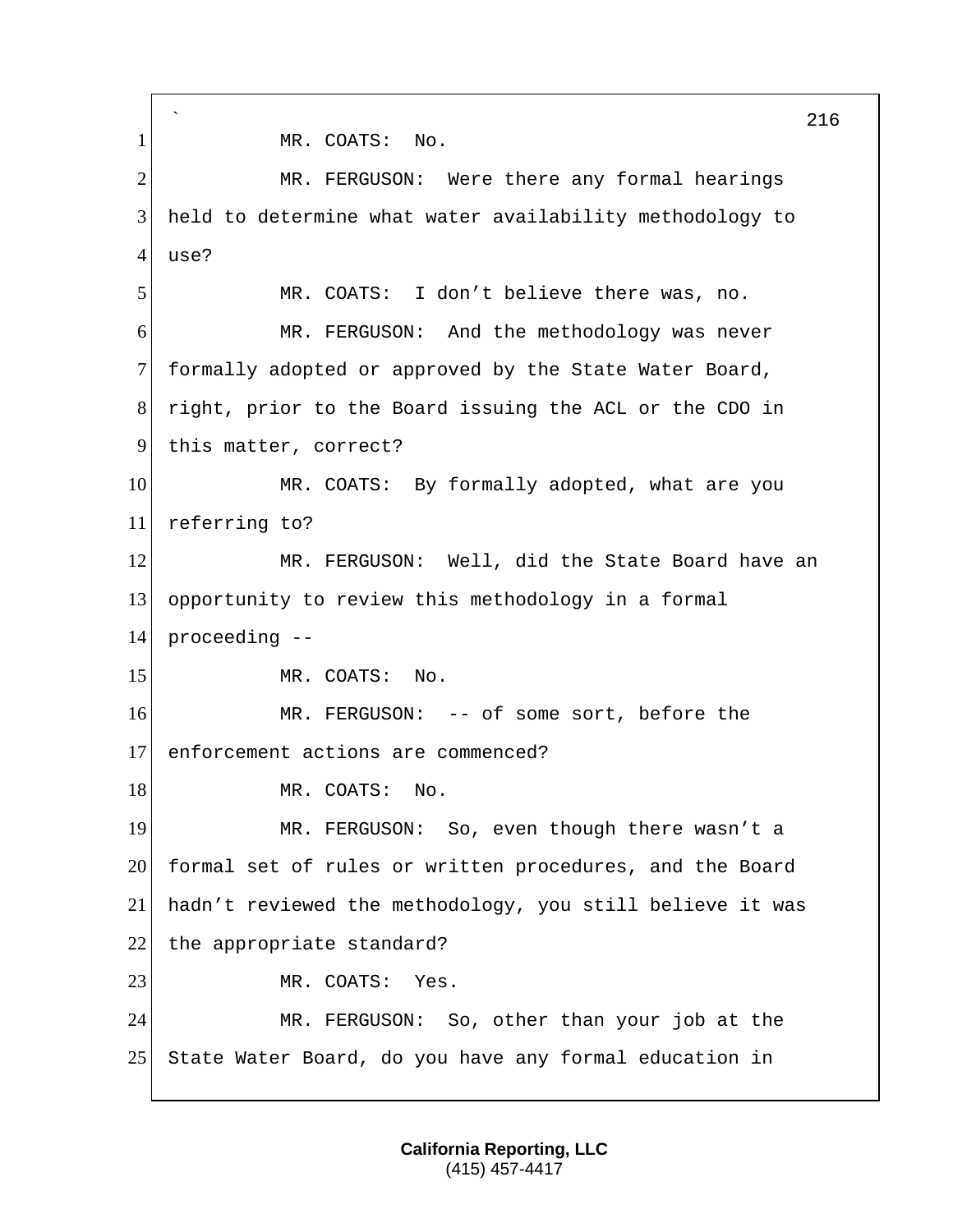MR. COATS: No.

MR. FERGUSON: Were there any formal hearings held to determine what water availability methodology to use?

MR. COATS: I don't believe there was, no.

MR. FERGUSON: And the methodology was never formally adopted or approved by the State Water Board, right, prior to the Board issuing the ACL or the CDO in this matter, correct?

MR. COATS: By formally adopted, what are you referring to?

MR. FERGUSON: Well, did the State Board have an opportunity to review this methodology in a formal proceeding --

MR. COATS: No.

MR. FERGUSON: -- of some sort, before the enforcement actions are commenced?

MR. COATS: No.

MR. FERGUSON: So, even though there wasn't a formal set of rules or written procedures, and the Board hadn't reviewed the methodology, you still believe it was the appropriate standard?

MR. COATS: Yes.

MR. FERGUSON: So, other than your job at the State Water Board, do you have any formal education in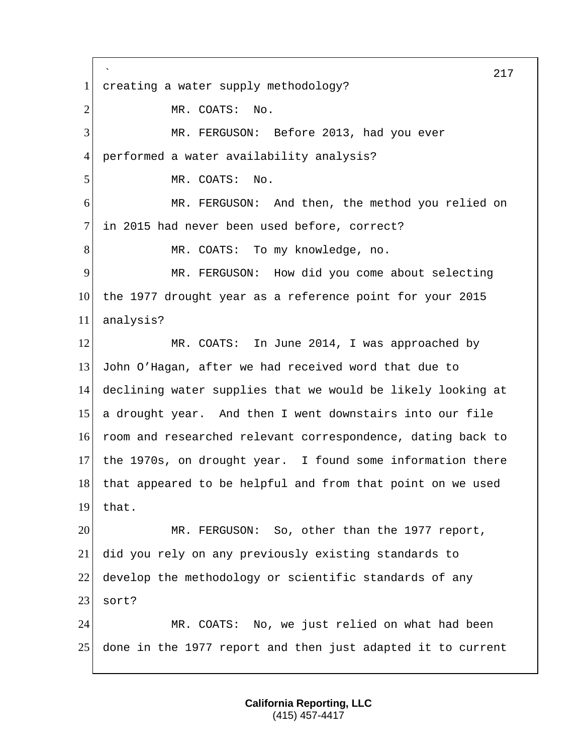creating a water supply methodology?

MR. COATS: No.

MR. FERGUSON: Before 2013, had you ever performed a water availability analysis?

MR. COATS: No.

MR. FERGUSON: And then, the method you relied on in 2015 had never been used before, correct?

MR. COATS: To my knowledge, no.

MR. FERGUSON: How did you come about selecting the 1977 drought year as a reference point for your 2015 analysis?

MR. COATS: In June 2014, I was approached by John O'Hagan, after we had received word that due to declining water supplies that we would be likely looking at a drought year. And then I went downstairs into our file room and researched relevant correspondence, dating back to the 1970s, on drought year. I found some information there that appeared to be helpful and from that point on we used that.

MR. FERGUSON: So, other than the 1977 report, did you rely on any previously existing standards to develop the methodology or scientific standards of any sort?

MR. COATS: No, we just relied on what had been done in the 1977 report and then just adapted it to current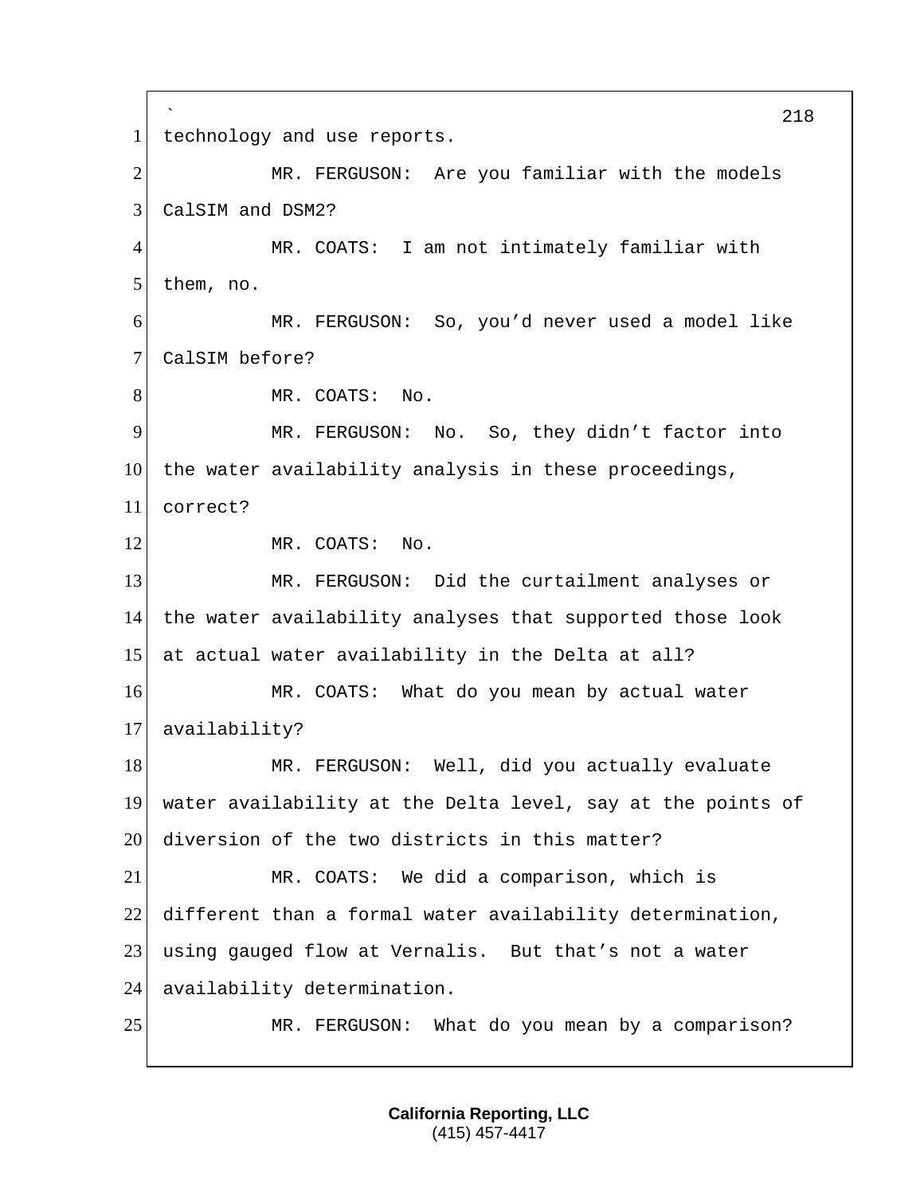technology and use reports.

MR. FERGUSON: Are you familiar with the models CalSIM and DSM2?

MR. COATS: I am not intimately familiar with them, no.

MR. FERGUSON: So, you'd never used a model like CalSIM before?

MR. COATS: No.

MR. FERGUSON: No. So, they didn't factor into the water availability analysis in these proceedings, correct?

MR. COATS: No.

MR. FERGUSON: Did the curtailment analyses or the water availability analyses that supported those look at actual water availability in the Delta at all?

MR. COATS: What do you mean by actual water availability?

MR. FERGUSON: Well, did you actually evaluate water availability at the Delta level, say at the points of diversion of the two districts in this matter?

MR. COATS: We did a comparison, which is different than a formal water availability determination, using gauged flow at Vernalis. But that's not a water availability determination.

MR. FERGUSON: What do you mean by a comparison?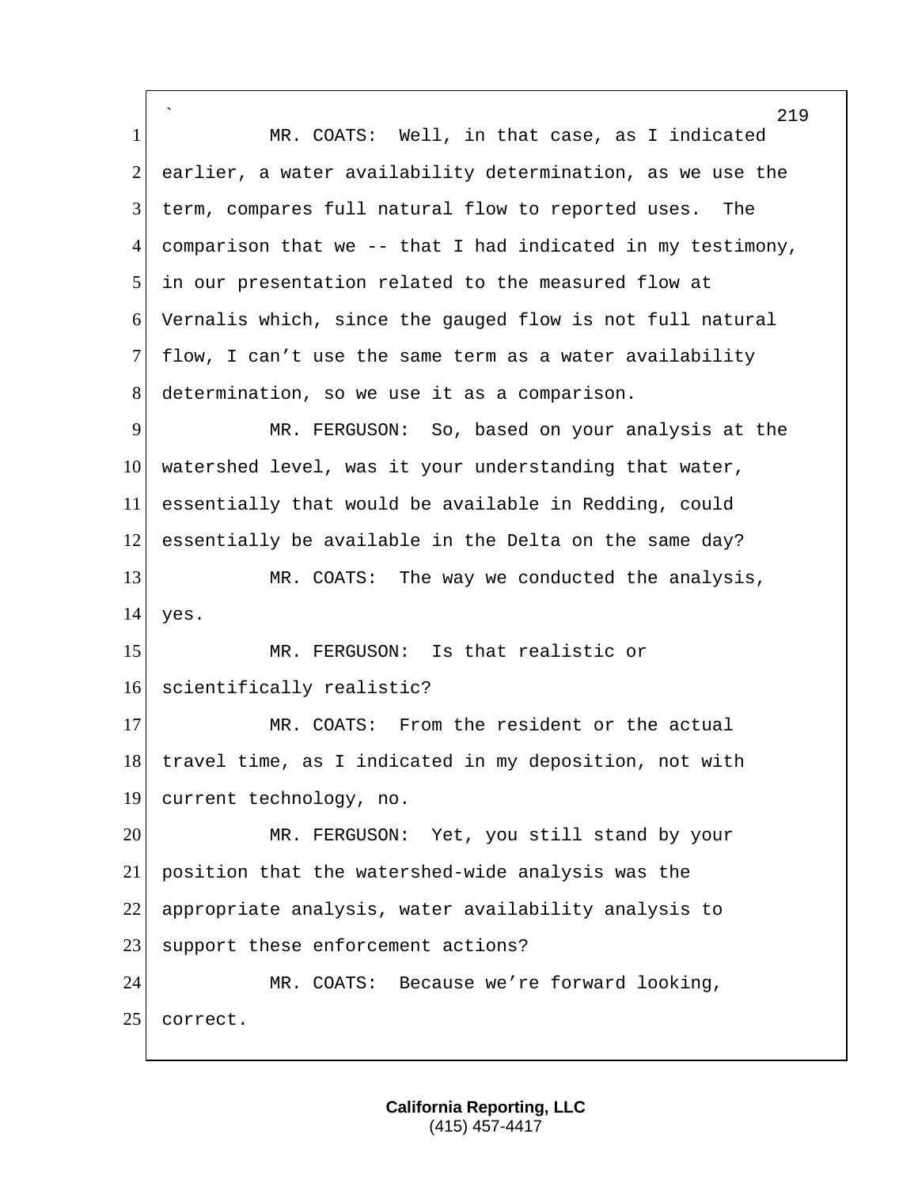MR. COATS: Well, in that case, as I indicated earlier, a water availability determination, as we use the term, compares full natural flow to reported uses. The comparison that we -- that I had indicated in my testimony, in our presentation related to the measured flow at Vernalis which, since the gauged flow is not full natural flow, I can't use the same term as a water availability determination, so we use it as a comparison.

MR. FERGUSON: So, based on your analysis at the watershed level, was it your understanding that water, essentially that would be available in Redding, could essentially be available in the Delta on the same day?

MR. COATS: The way we conducted the analysis, yes.

MR. FERGUSON: Is that realistic or scientifically realistic?

MR. COATS: From the resident or the actual travel time, as I indicated in my deposition, not with current technology, no.

MR. FERGUSON: Yet, you still stand by your position that the watershed-wide analysis was the appropriate analysis, water availability analysis to support these enforcement actions?

MR. COATS: Because we're forward looking, correct.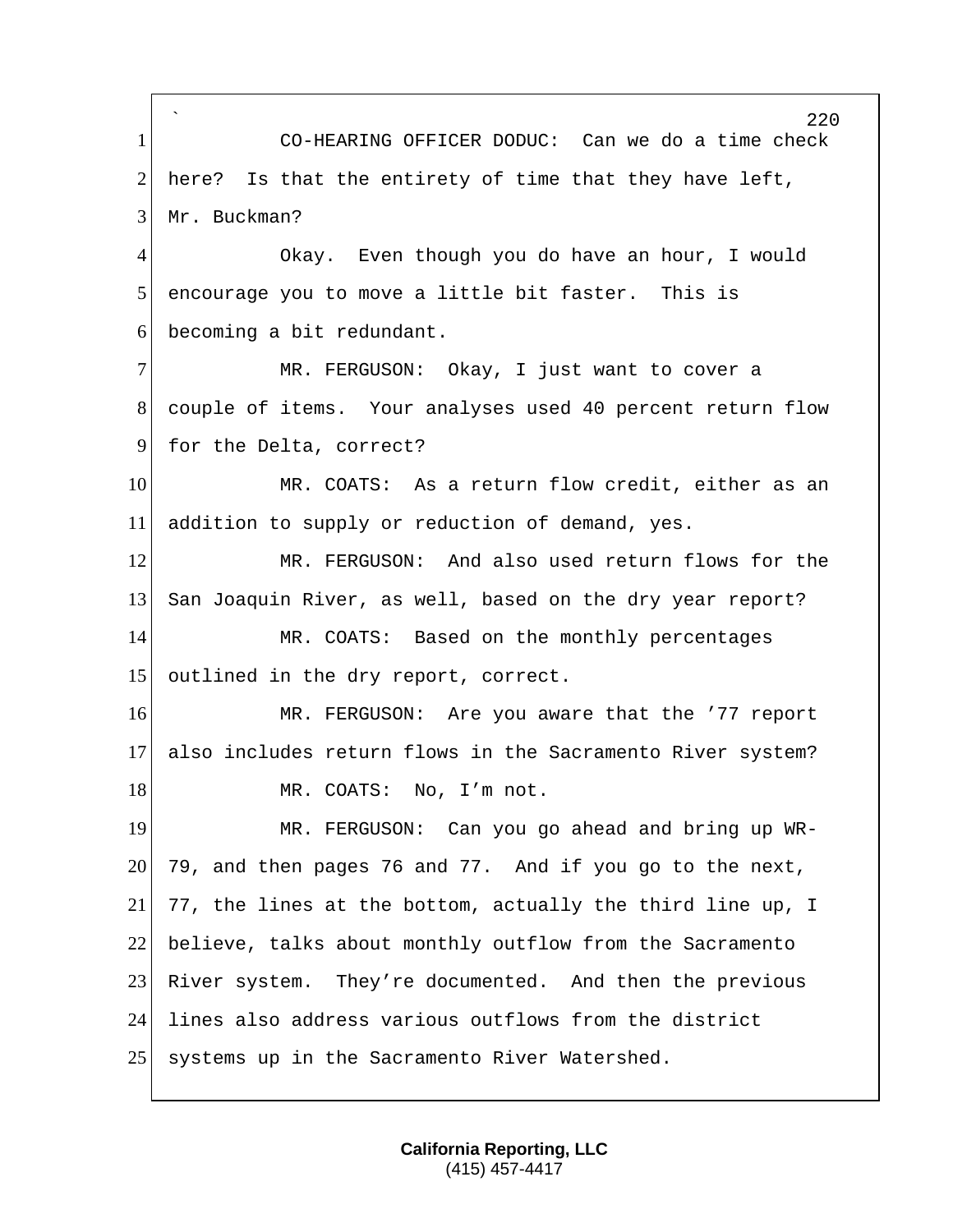CO-HEARING OFFICER DODUC: Can we do a time check here? Is that the entirety of time that they have left, Mr. Buckman?

Okay. Even though you do have an hour, I would encourage you to move a little bit faster. This is becoming a bit redundant.

MR. FERGUSON: Okay, I just want to cover a couple of items. Your analyses used 40 percent return flow for the Delta, correct?

MR. COATS: As a return flow credit, either as an addition to supply or reduction of demand, yes.

MR. FERGUSON: And also used return flows for the San Joaquin River, as well, based on the dry year report?

MR. COATS: Based on the monthly percentages outlined in the dry report, correct.

MR. FERGUSON: Are you aware that the '77 report also includes return flows in the Sacramento River system?

MR. COATS: No, I'm not.

MR. FERGUSON: Can you go ahead and bring up WR-79, and then pages 76 and 77. And if you go to the next, 77, the lines at the bottom, actually the third line up, I believe, talks about monthly outflow from the Sacramento River system. They're documented. And then the previous lines also address various outflows from the district systems up in the Sacramento River Watershed.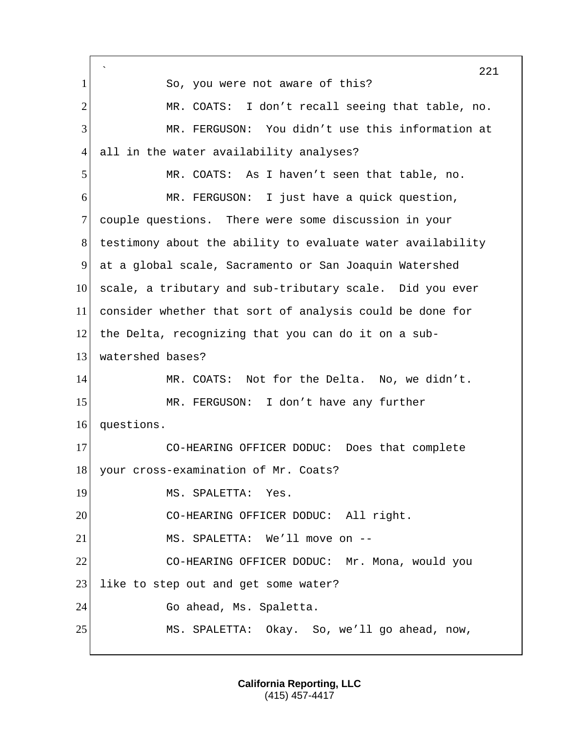So, you were not aware of this?

MR. COATS: I don't recall seeing that table, no.

MR. FERGUSON: You didn't use this information at all in the water availability analyses?

MR. COATS: As I haven't seen that table, no.

MR. FERGUSON: I just have a quick question, couple questions. There were some discussion in your testimony about the ability to evaluate water availability at a global scale, Sacramento or San Joaquin Watershed scale, a tributary and sub-tributary scale. Did you ever consider whether that sort of analysis could be done for the Delta, recognizing that you can do it on a sub-watershed bases?

MR. COATS: Not for the Delta. No, we didn't.

MR. FERGUSON: I don't have any further questions.

CO-HEARING OFFICER DODUC: Does that complete your cross-examination of Mr. Coats?

MS. SPALETTA: Yes.

CO-HEARING OFFICER DODUC: All right.

MS. SPALETTA: We'll move on --

CO-HEARING OFFICER DODUC: Mr. Mona, would you like to step out and get some water?

Go ahead, Ms. Spaletta.

MS. SPALETTA: Okay. So, we'll go ahead, now,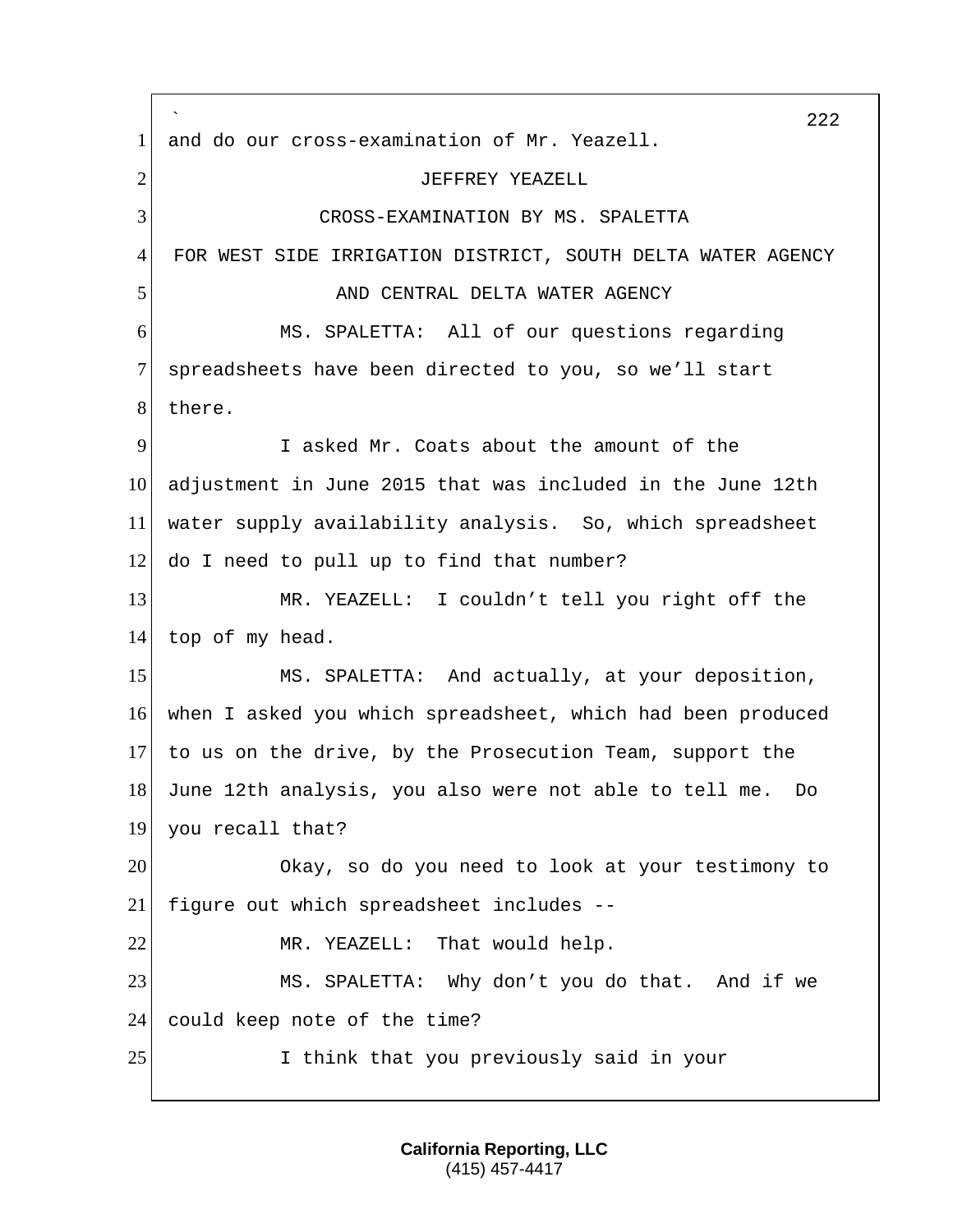and do our cross-examination of Mr. Yeazell.

JEFFREY YEAZELL

CROSS-EXAMINATION BY MS. SPALETTA

FOR WEST SIDE IRRIGATION DISTRICT, SOUTH DELTA WATER AGENCY

AND CENTRAL DELTA WATER AGENCY

MS. SPALETTA: All of our questions regarding spreadsheets have been directed to you, so we'll start there.

I asked Mr. Coats about the amount of the adjustment in June 2015 that was included in the June 12th water supply availability analysis. So, which spreadsheet do I need to pull up to find that number?

MR. YEAZELL: I couldn't tell you right off the top of my head.

MS. SPALETTA: And actually, at your deposition, when I asked you which spreadsheet, which had been produced to us on the drive, by the Prosecution Team, support the June 12th analysis, you also were not able to tell me. Do you recall that?

Okay, so do you need to look at your testimony to figure out which spreadsheet includes --

MR. YEAZELL: That would help.

MS. SPALETTA: Why don't you do that. And if we could keep note of the time?

I think that you previously said in your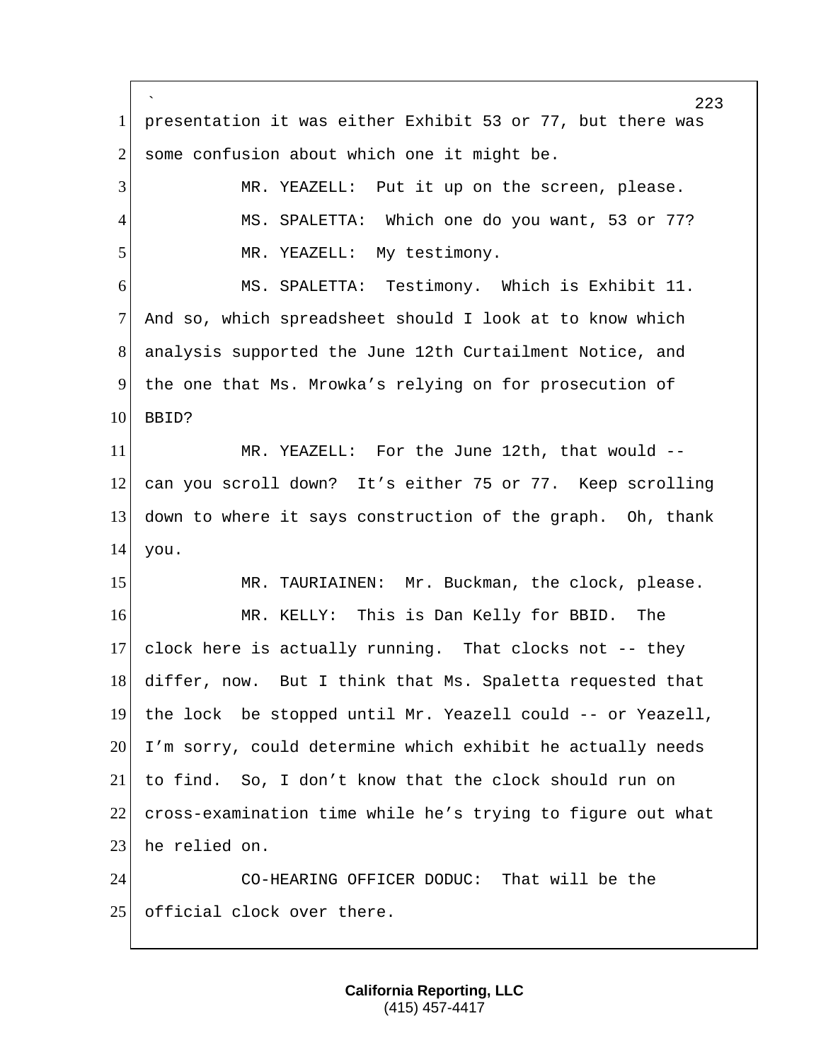presentation it was either Exhibit 53 or 77, but there was some confusion about which one it might be.

MR. YEAZELL: Put it up on the screen, please.

MS. SPALETTA: Which one do you want, 53 or 77?

MR. YEAZELL: My testimony.

MS. SPALETTA: Testimony. Which is Exhibit 11. And so, which spreadsheet should I look at to know which analysis supported the June 12th Curtailment Notice, and the one that Ms. Mrowka's relying on for prosecution of BBID?

MR. YEAZELL: For the June 12th, that would -- can you scroll down? It's either 75 or 77. Keep scrolling down to where it says construction of the graph. Oh, thank you.

MR. TAURIAINEN: Mr. Buckman, the clock, please.

MR. KELLY: This is Dan Kelly for BBID. The clock here is actually running. That clocks not -- they differ, now. But I think that Ms. Spaletta requested that the lock be stopped until Mr. Yeazell could -- or Yeazell, I'm sorry, could determine which exhibit he actually needs to find. So, I don't know that the clock should run on cross-examination time while he's trying to figure out what he relied on.

CO-HEARING OFFICER DODUC: That will be the official clock over there.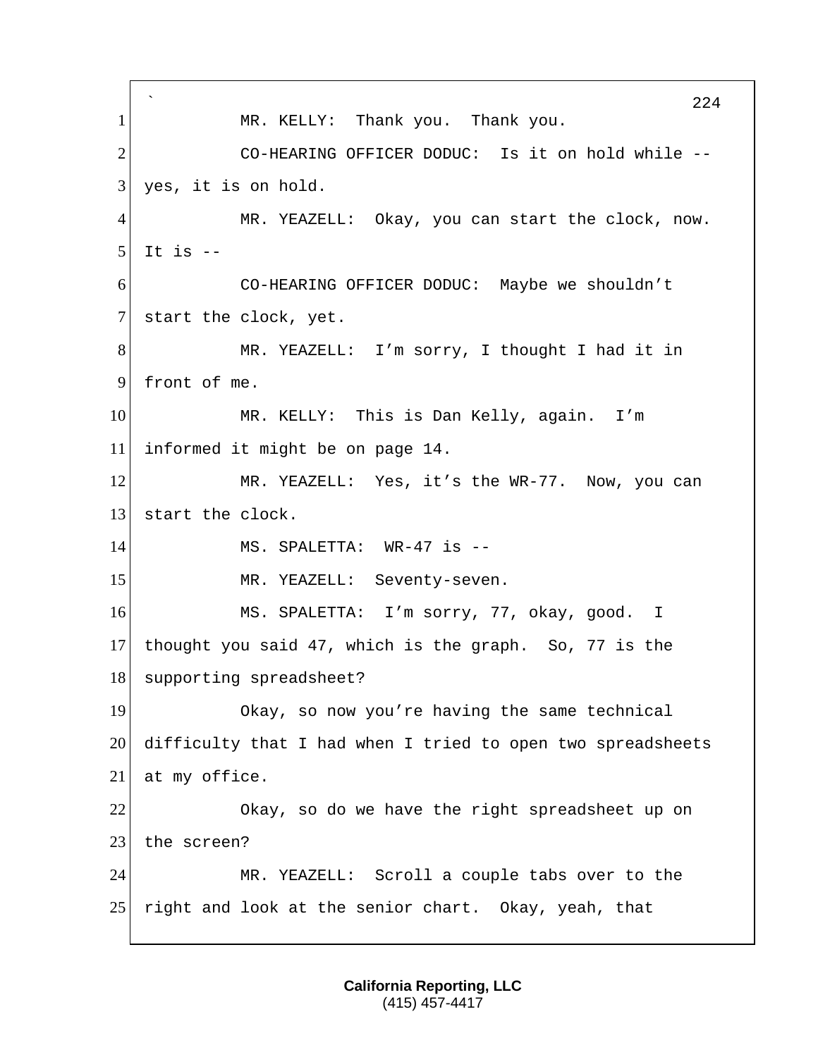MR. KELLY: Thank you. Thank you.

CO-HEARING OFFICER DODUC: Is it on hold while -- yes, it is on hold.

MR. YEAZELL: Okay, you can start the clock, now. It is --

CO-HEARING OFFICER DODUC: Maybe we shouldn't start the clock, yet.

MR. YEAZELL: I'm sorry, I thought I had it in front of me.

MR. KELLY: This is Dan Kelly, again. I'm informed it might be on page 14.

MR. YEAZELL: Yes, it's the WR-77. Now, you can start the clock.

MS. SPALETTA: WR-47 is --

MR. YEAZELL: Seventy-seven.

MS. SPALETTA: I'm sorry, 77, okay, good. I thought you said 47, which is the graph. So, 77 is the supporting spreadsheet?

Okay, so now you're having the same technical difficulty that I had when I tried to open two spreadsheets at my office.

Okay, so do we have the right spreadsheet up on the screen?

MR. YEAZELL: Scroll a couple tabs over to the right and look at the senior chart. Okay, yeah, that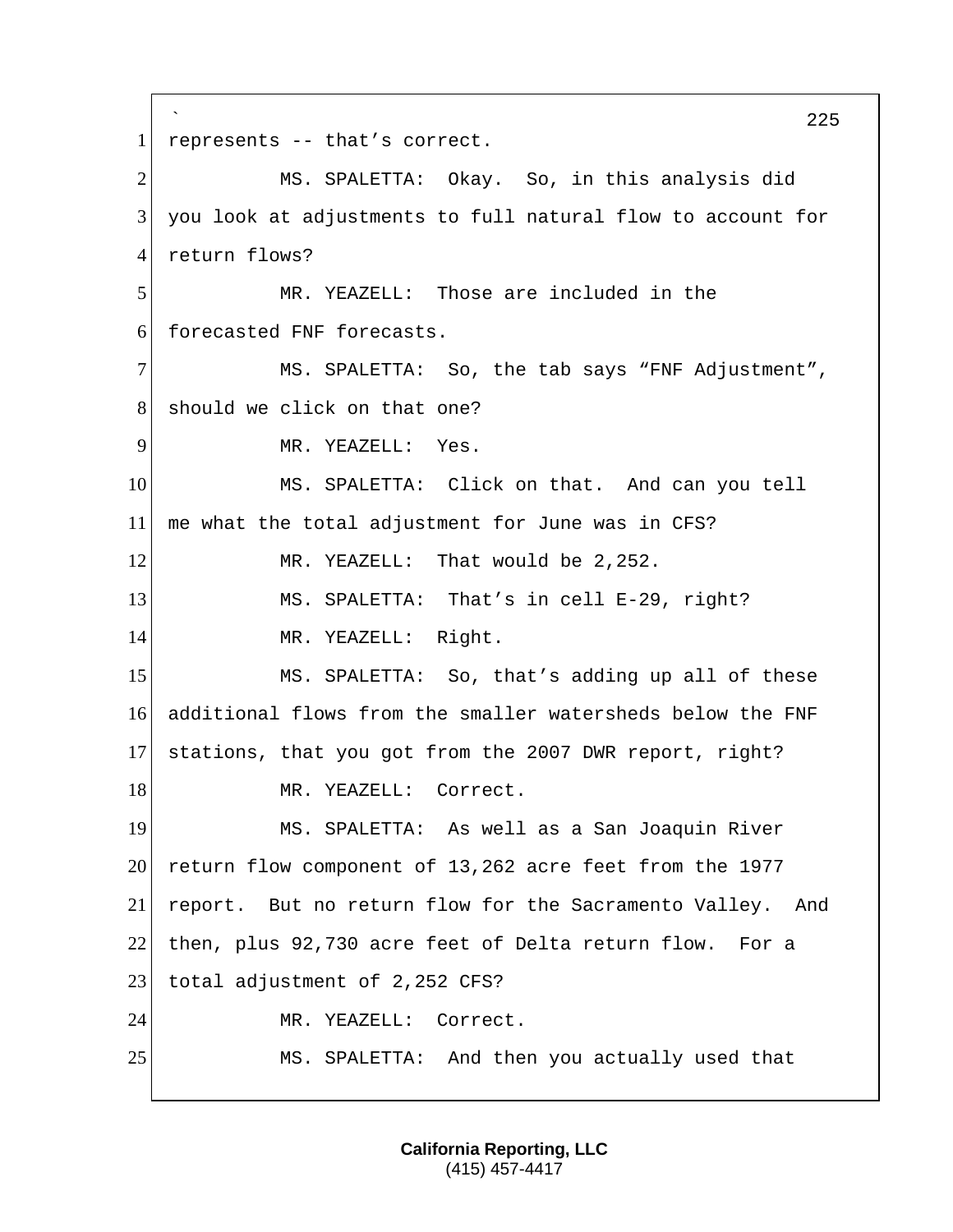represents -- that's correct.

MS. SPALETTA: Okay. So, in this analysis did you look at adjustments to full natural flow to account for return flows?

MR. YEAZELL: Those are included in the forecasted FNF forecasts.

MS. SPALETTA: So, the tab says "FNF Adjustment", should we click on that one?

MR. YEAZELL: Yes.

MS. SPALETTA: Click on that. And can you tell me what the total adjustment for June was in CFS?

MR. YEAZELL: That would be 2,252.

MS. SPALETTA: That's in cell E-29, right?

MR. YEAZELL: Right.

MS. SPALETTA: So, that's adding up all of these additional flows from the smaller watersheds below the FNF stations, that you got from the 2007 DWR report, right?

MR. YEAZELL: Correct.

MS. SPALETTA: As well as a San Joaquin River return flow component of 13,262 acre feet from the 1977 report. But no return flow for the Sacramento Valley. And then, plus 92,730 acre feet of Delta return flow. For a total adjustment of 2,252 CFS?

MR. YEAZELL: Correct.

MS. SPALETTA: And then you actually used that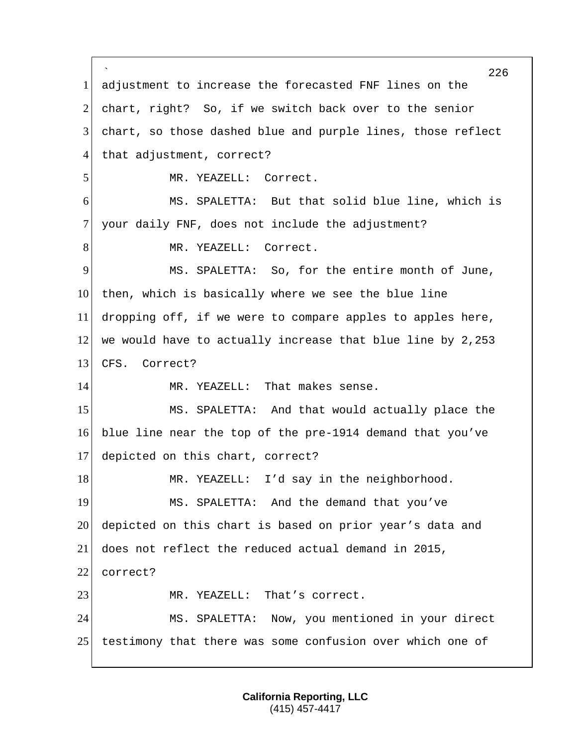adjustment to increase the forecasted FNF lines on the chart, right? So, if we switch back over to the senior chart, so those dashed blue and purple lines, those reflect that adjustment, correct?

MR. YEAZELL: Correct.

MS. SPALETTA: But that solid blue line, which is your daily FNF, does not include the adjustment?

MR. YEAZELL: Correct.

MS. SPALETTA: So, for the entire month of June, then, which is basically where we see the blue line dropping off, if we were to compare apples to apples here, we would have to actually increase that blue line by 2,253 CFS. Correct?

MR. YEAZELL: That makes sense.

MS. SPALETTA: And that would actually place the blue line near the top of the pre-1914 demand that you've depicted on this chart, correct?

MR. YEAZELL: I'd say in the neighborhood.

MS. SPALETTA: And the demand that you've depicted on this chart is based on prior year's data and does not reflect the reduced actual demand in 2015, correct?

MR. YEAZELL: That's correct.

MS. SPALETTA: Now, you mentioned in your direct testimony that there was some confusion over which one of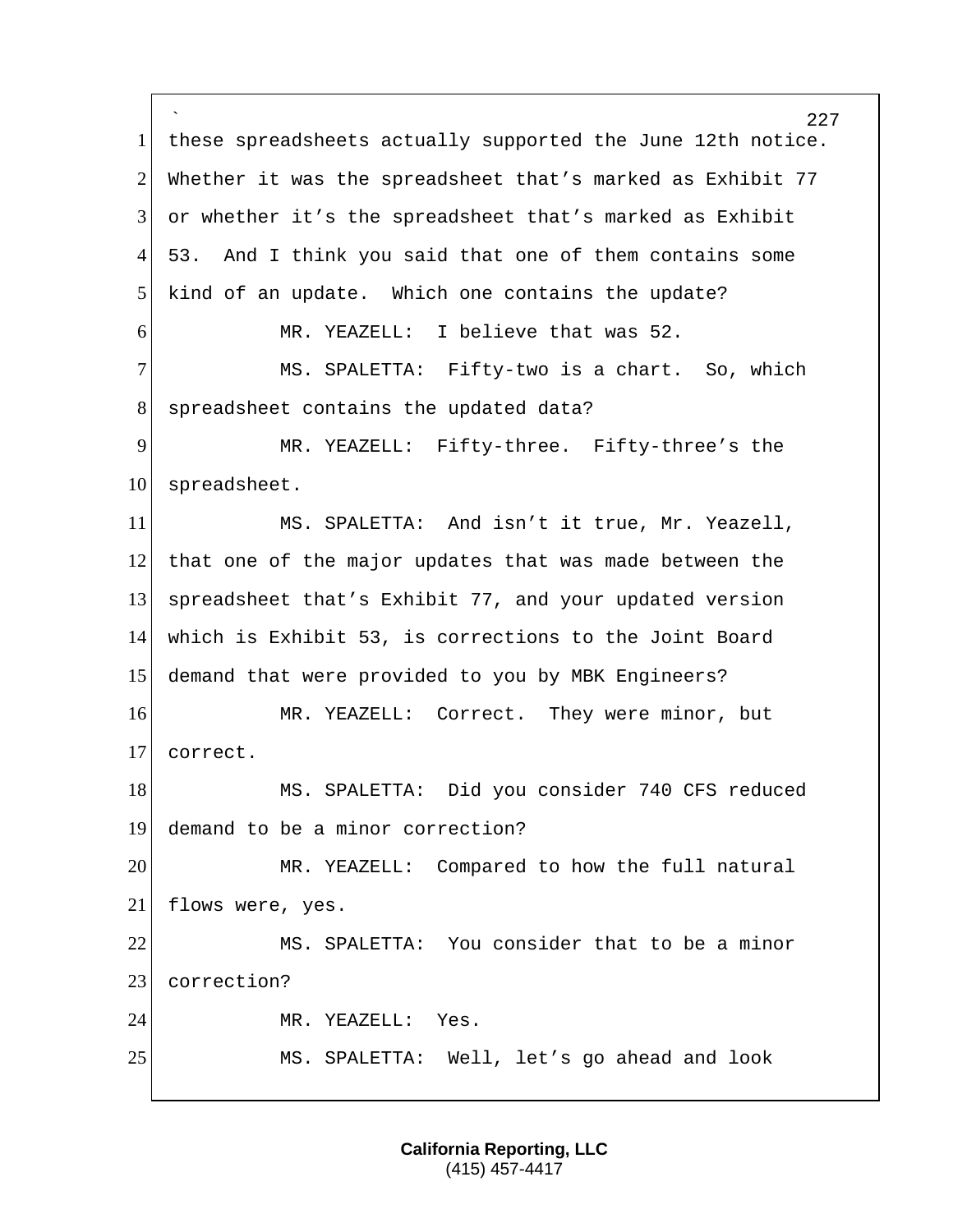these spreadsheets actually supported the June 12th notice. Whether it was the spreadsheet that's marked as Exhibit 77 or whether it's the spreadsheet that's marked as Exhibit 53. And I think you said that one of them contains some kind of an update. Which one contains the update?

MR. YEAZELL: I believe that was 52.

MS. SPALETTA: Fifty-two is a chart. So, which spreadsheet contains the updated data?

MR. YEAZELL: Fifty-three. Fifty-three's the spreadsheet.

MS. SPALETTA: And isn't it true, Mr. Yeazell, that one of the major updates that was made between the spreadsheet that's Exhibit 77, and your updated version which is Exhibit 53, is corrections to the Joint Board demand that were provided to you by MBK Engineers?

MR. YEAZELL: Correct. They were minor, but correct.

MS. SPALETTA: Did you consider 740 CFS reduced demand to be a minor correction?

MR. YEAZELL: Compared to how the full natural flows were, yes.

MS. SPALETTA: You consider that to be a minor correction?

MR. YEAZELL: Yes.

MS. SPALETTA: Well, let's go ahead and look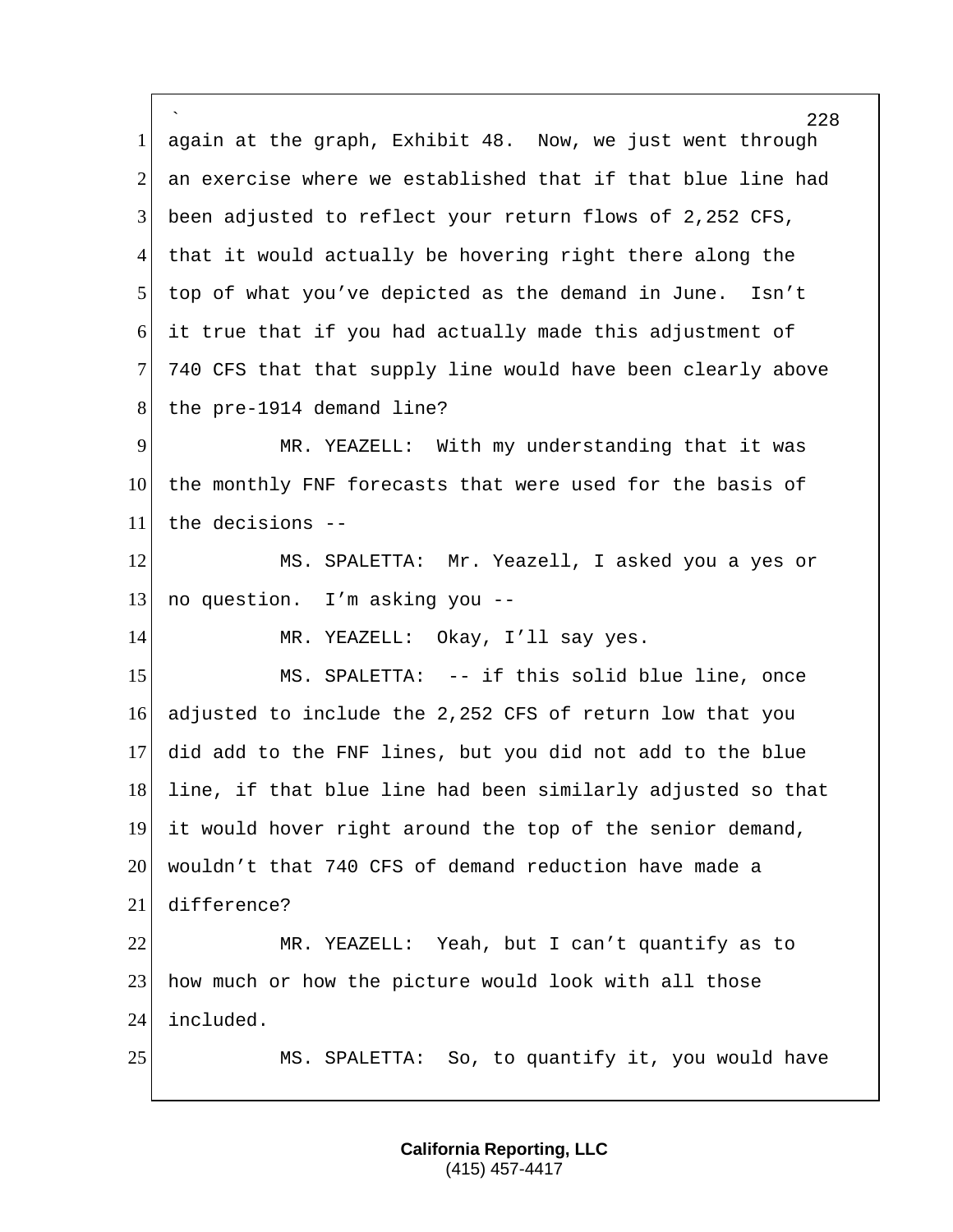again at the graph, Exhibit 48. Now, we just went through an exercise where we established that if that blue line had been adjusted to reflect your return flows of 2,252 CFS, that it would actually be hovering right there along the top of what you've depicted as the demand in June. Isn't it true that if you had actually made this adjustment of 740 CFS that that supply line would have been clearly above the pre-1914 demand line?

MR. YEAZELL: With my understanding that it was the monthly FNF forecasts that were used for the basis of the decisions --

MS. SPALETTA: Mr. Yeazell, I asked you a yes or no question. I'm asking you --

MR. YEAZELL: Okay, I'll say yes.

MS. SPALETTA: -- if this solid blue line, once adjusted to include the 2,252 CFS of return low that you did add to the FNF lines, but you did not add to the blue line, if that blue line had been similarly adjusted so that it would hover right around the top of the senior demand, wouldn't that 740 CFS of demand reduction have made a difference?

MR. YEAZELL: Yeah, but I can't quantify as to how much or how the picture would look with all those included.

MS. SPALETTA: So, to quantify it, you would have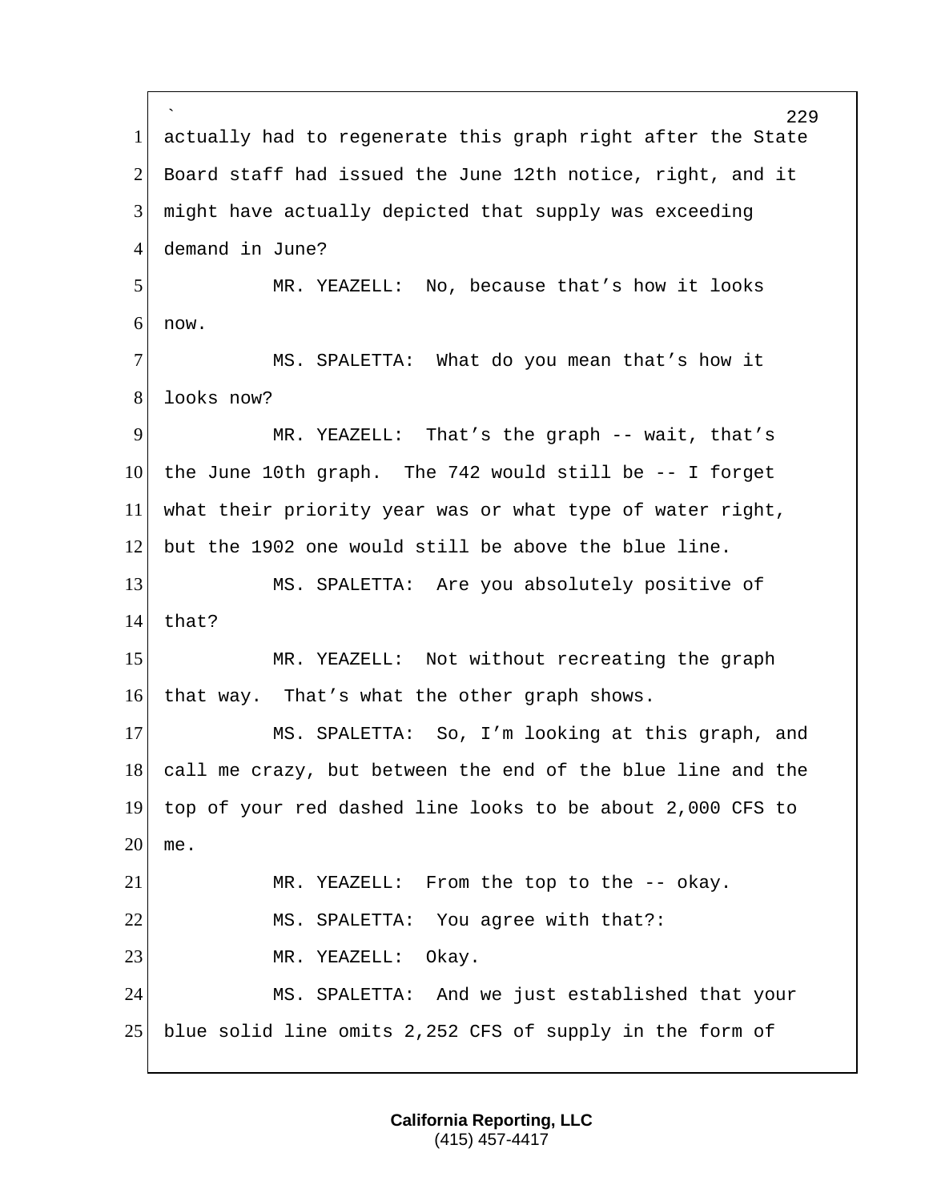actually had to regenerate this graph right after the State Board staff had issued the June 12th notice, right, and it might have actually depicted that supply was exceeding demand in June?

MR. YEAZELL: No, because that's how it looks now.

MS. SPALETTA: What do you mean that's how it looks now?

MR. YEAZELL: That's the graph -- wait, that's the June 10th graph. The 742 would still be -- I forget what their priority year was or what type of water right, but the 1902 one would still be above the blue line.

MS. SPALETTA: Are you absolutely positive of that?

MR. YEAZELL: Not without recreating the graph that way. That's what the other graph shows.

MS. SPALETTA: So, I'm looking at this graph, and call me crazy, but between the end of the blue line and the top of your red dashed line looks to be about 2,000 CFS to me.

MR. YEAZELL: From the top to the -- okay.

MS. SPALETTA: You agree with that?:

MR. YEAZELL: Okay.

MS. SPALETTA: And we just established that your blue solid line omits 2,252 CFS of supply in the form of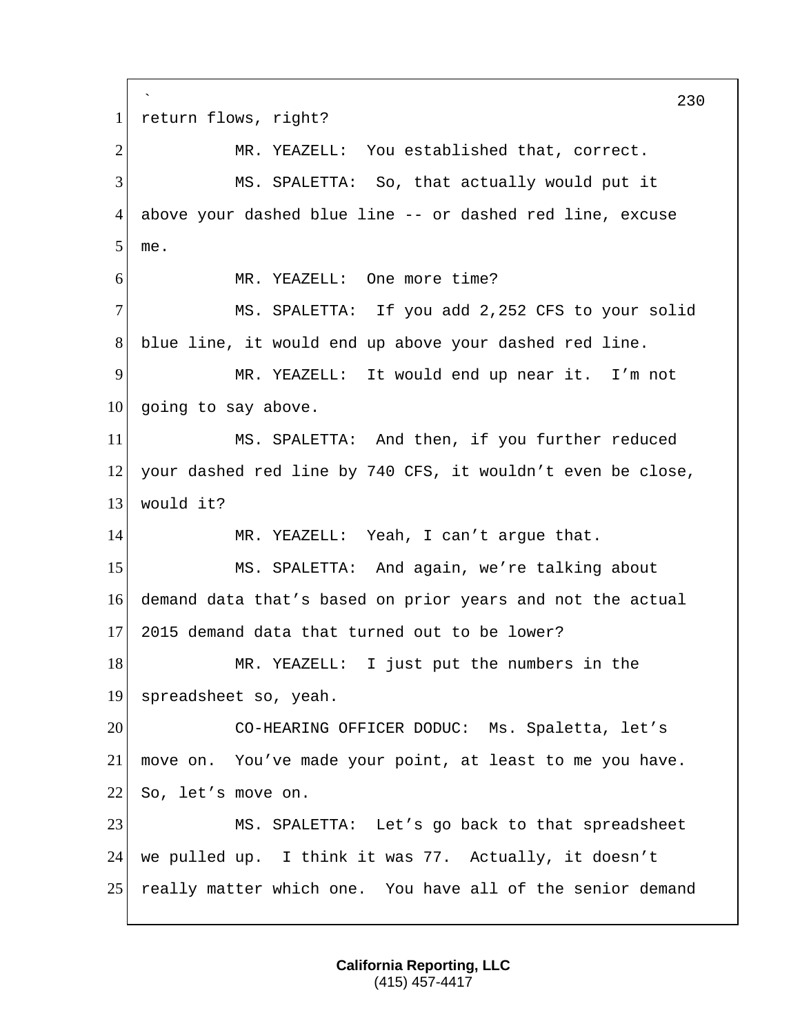return flows, right?

MR. YEAZELL: You established that, correct.

MS. SPALETTA: So, that actually would put it above your dashed blue line -- or dashed red line, excuse me.

MR. YEAZELL: One more time?

MS. SPALETTA: If you add 2,252 CFS to your solid blue line, it would end up above your dashed red line.

MR. YEAZELL: It would end up near it. I'm not going to say above.

MS. SPALETTA: And then, if you further reduced your dashed red line by 740 CFS, it wouldn't even be close, would it?

MR. YEAZELL: Yeah, I can't argue that.

MS. SPALETTA: And again, we're talking about demand data that's based on prior years and not the actual 2015 demand data that turned out to be lower?

MR. YEAZELL: I just put the numbers in the spreadsheet so, yeah.

CO-HEARING OFFICER DODUC: Ms. Spaletta, let's move on. You've made your point, at least to me you have. So, let's move on.

MS. SPALETTA: Let's go back to that spreadsheet we pulled up. I think it was 77. Actually, it doesn't really matter which one. You have all of the senior demand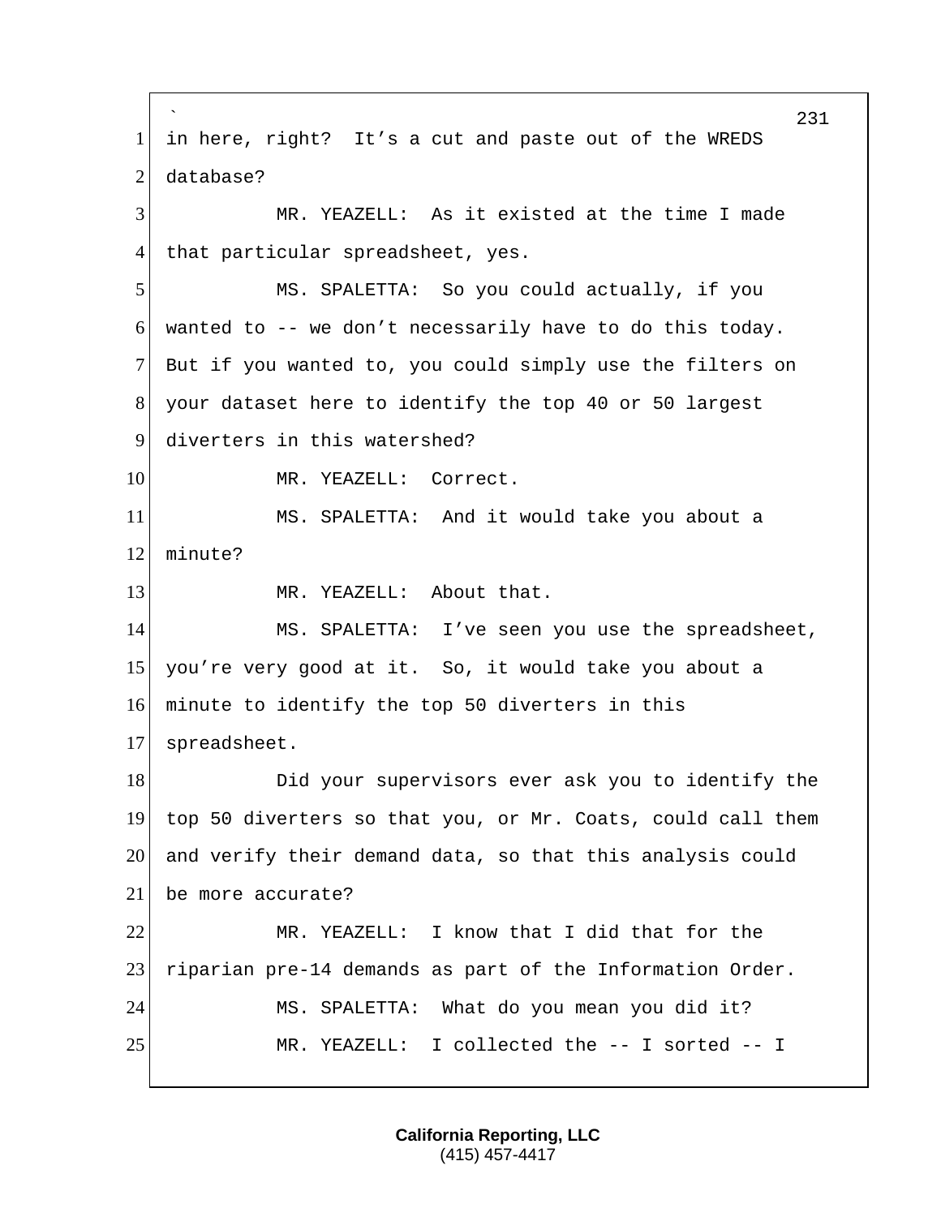in here, right? It’s a cut and paste out of the WREDS database?

MR. YEAZELL: As it existed at the time I made that particular spreadsheet, yes.

MS. SPALETTA: So you could actually, if you wanted to -- we don’t necessarily have to do this today. But if you wanted to, you could simply use the filters on your dataset here to identify the top 40 or 50 largest diverters in this watershed?

MR. YEAZELL: Correct.

MS. SPALETTA: And it would take you about a minute?

MR. YEAZELL: About that.

MS. SPALETTA: I’ve seen you use the spreadsheet, you’re very good at it. So, it would take you about a minute to identify the top 50 diverters in this spreadsheet.

Did your supervisors ever ask you to identify the top 50 diverters so that you, or Mr. Coats, could call them and verify their demand data, so that this analysis could be more accurate?

MR. YEAZELL: I know that I did that for the riparian pre-14 demands as part of the Information Order.

MS. SPALETTA: What do you mean you did it?

MR. YEAZELL: I collected the -- I sorted -- I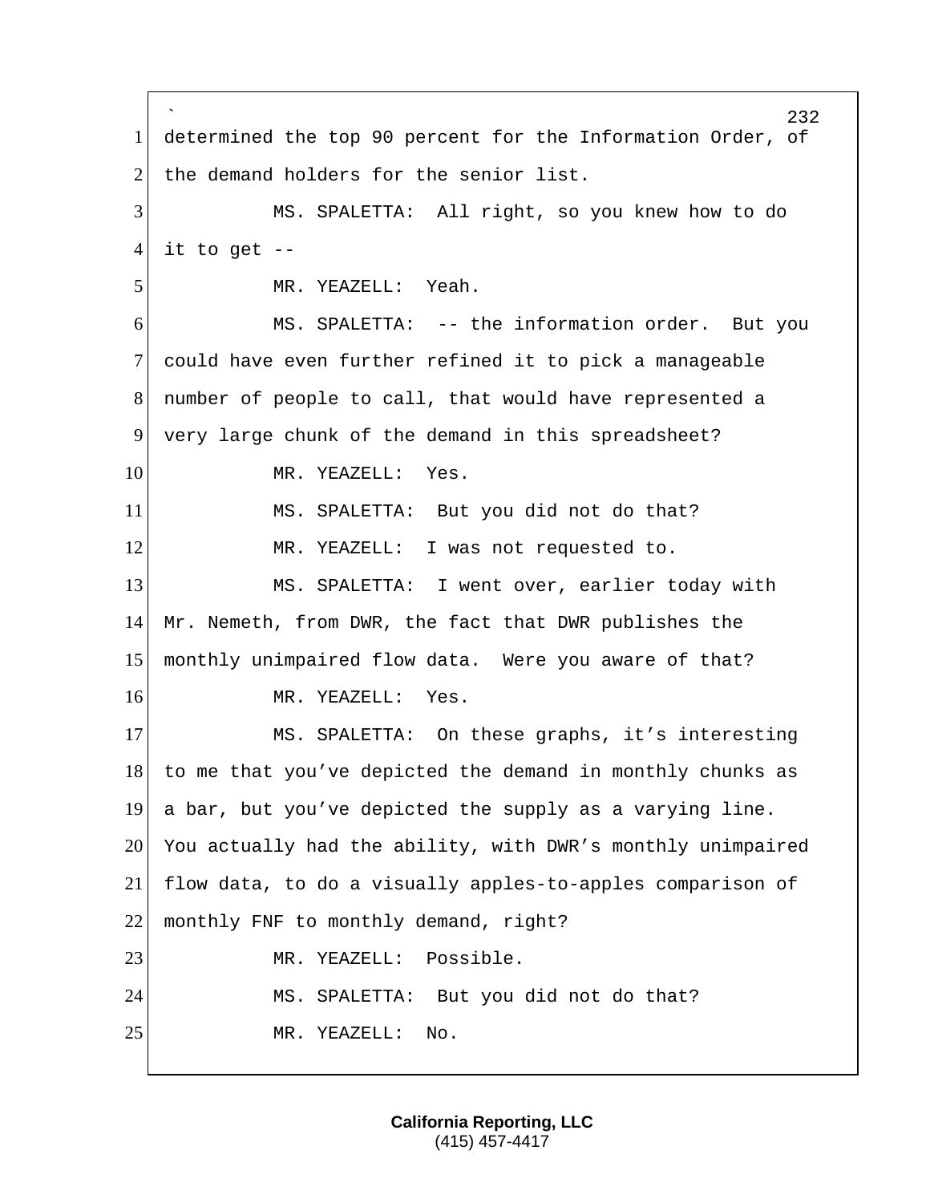determined the top 90 percent for the Information Order, of the demand holders for the senior list.

MS. SPALETTA: All right, so you knew how to do it to get --

MR. YEAZELL: Yeah.

MS. SPALETTA: -- the information order. But you could have even further refined it to pick a manageable number of people to call, that would have represented a very large chunk of the demand in this spreadsheet?

MR. YEAZELL: Yes.

MS. SPALETTA: But you did not do that?

MR. YEAZELL: I was not requested to.

MS. SPALETTA: I went over, earlier today with Mr. Nemeth, from DWR, the fact that DWR publishes the monthly unimpaired flow data. Were you aware of that?

MR. YEAZELL: Yes.

MS. SPALETTA: On these graphs, it's interesting to me that you've depicted the demand in monthly chunks as a bar, but you've depicted the supply as a varying line. You actually had the ability, with DWR's monthly unimpaired flow data, to do a visually apples-to-apples comparison of monthly FNF to monthly demand, right?

MR. YEAZELL: Possible.

MS. SPALETTA: But you did not do that?

MR. YEAZELL: No.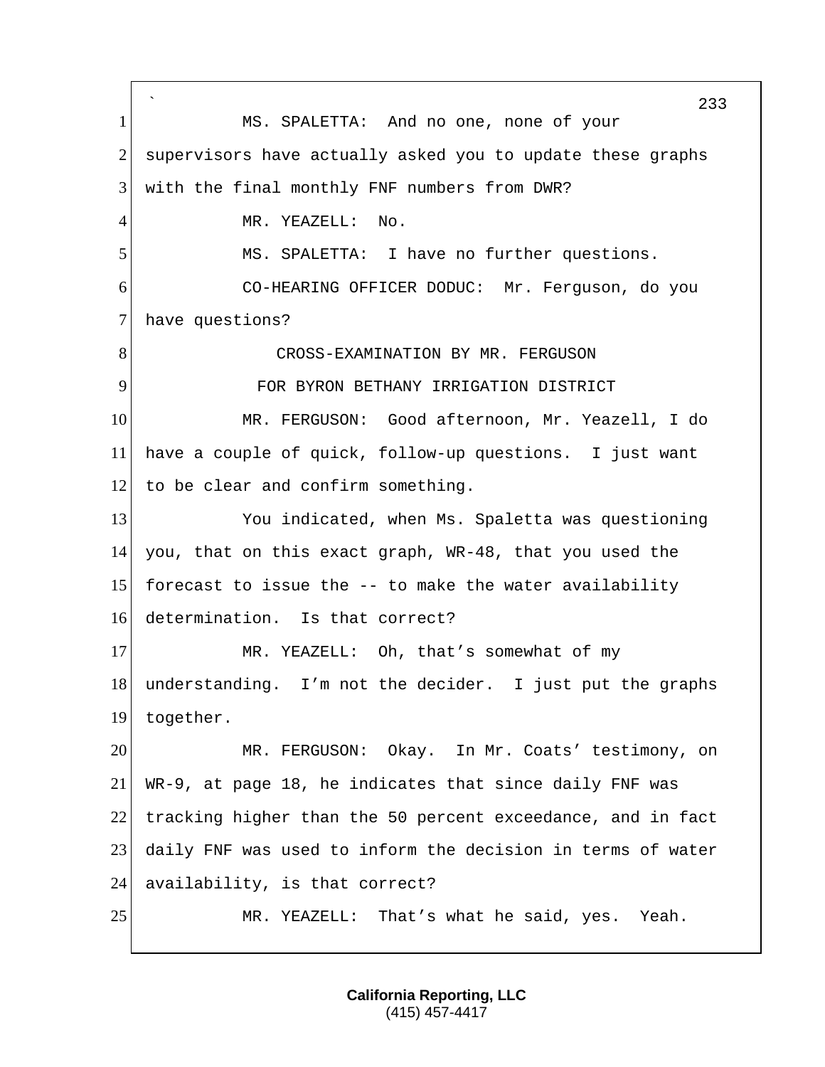MS. SPALETTA: And no one, none of your supervisors have actually asked you to update these graphs with the final monthly FNF numbers from DWR?

MR. YEAZELL: No.

MS. SPALETTA: I have no further questions.

CO-HEARING OFFICER DODUC: Mr. Ferguson, do you have questions?

CROSS-EXAMINATION BY MR. FERGUSON
FOR BYRON BETHANY IRRIGATION DISTRICT

MR. FERGUSON: Good afternoon, Mr. Yeazell, I do have a couple of quick, follow-up questions. I just want to be clear and confirm something.

You indicated, when Ms. Spaletta was questioning you, that on this exact graph, WR-48, that you used the forecast to issue the -- to make the water availability determination. Is that correct?

MR. YEAZELL: Oh, that's somewhat of my understanding. I'm not the decider. I just put the graphs together.

MR. FERGUSON: Okay. In Mr. Coats' testimony, on WR-9, at page 18, he indicates that since daily FNF was tracking higher than the 50 percent exceedance, and in fact daily FNF was used to inform the decision in terms of water availability, is that correct?

MR. YEAZELL: That's what he said, yes. Yeah.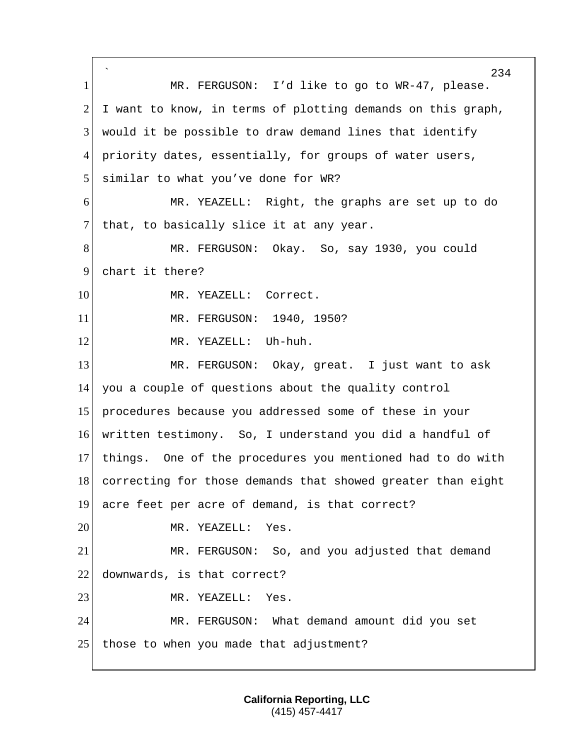MR. FERGUSON: I'd like to go to WR-47, please. I want to know, in terms of plotting demands on this graph, would it be possible to draw demand lines that identify priority dates, essentially, for groups of water users, similar to what you've done for WR?

MR. YEAZELL: Right, the graphs are set up to do that, to basically slice it at any year.

MR. FERGUSON: Okay. So, say 1930, you could chart it there?

MR. YEAZELL: Correct.

MR. FERGUSON: 1940, 1950?

MR. YEAZELL: Uh-huh.

MR. FERGUSON: Okay, great. I just want to ask you a couple of questions about the quality control procedures because you addressed some of these in your written testimony. So, I understand you did a handful of things. One of the procedures you mentioned had to do with correcting for those demands that showed greater than eight acre feet per acre of demand, is that correct?

MR. YEAZELL: Yes.

MR. FERGUSON: So, and you adjusted that demand downwards, is that correct?

MR. YEAZELL: Yes.

MR. FERGUSON: What demand amount did you set those to when you made that adjustment?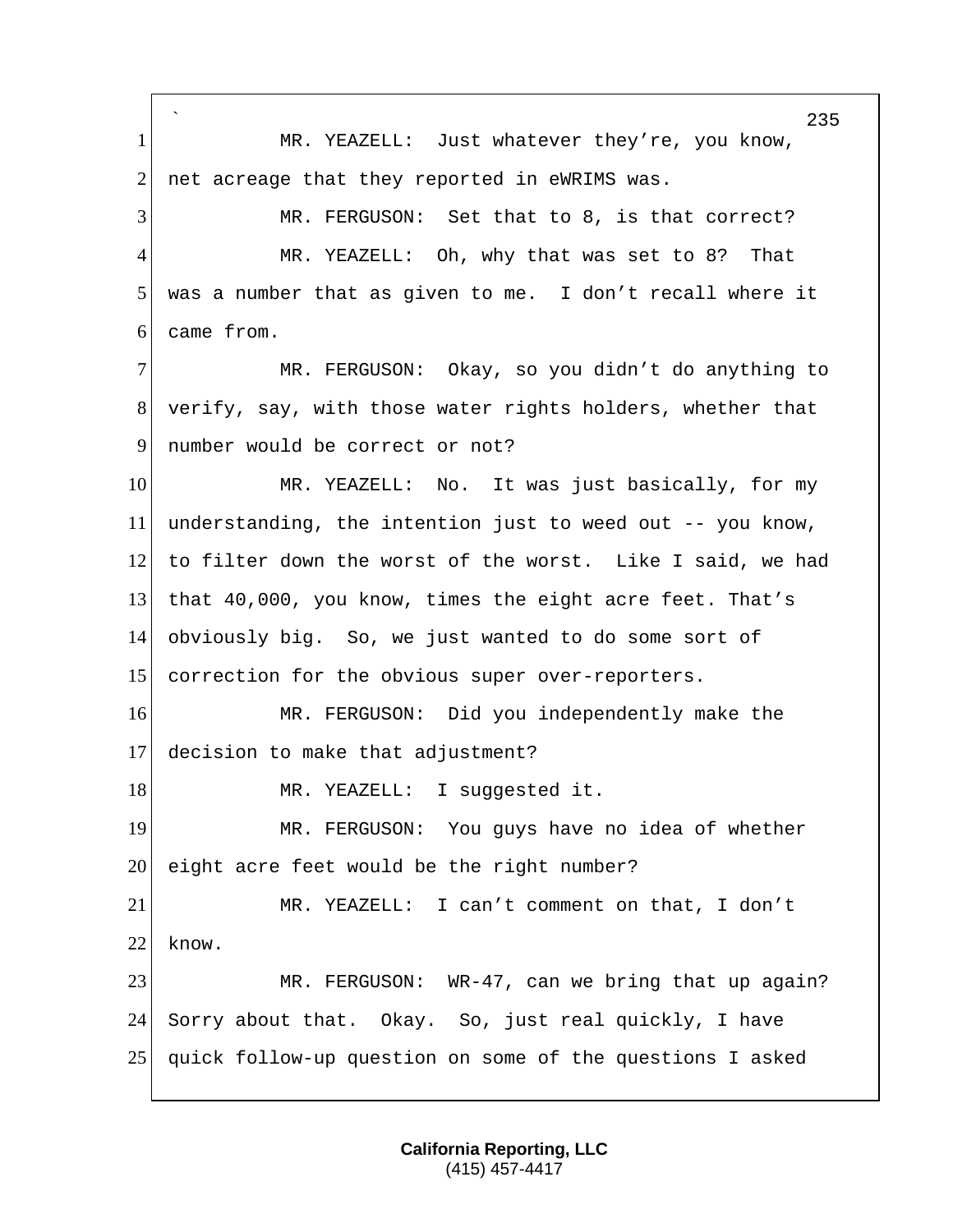MR. YEAZELL: Just whatever they're, you know, net acreage that they reported in eWRIMS was.

MR. FERGUSON: Set that to 8, is that correct?

MR. YEAZELL: Oh, why that was set to 8? That was a number that as given to me. I don't recall where it came from.

MR. FERGUSON: Okay, so you didn't do anything to verify, say, with those water rights holders, whether that number would be correct or not?

MR. YEAZELL: No. It was just basically, for my understanding, the intention just to weed out -- you know, to filter down the worst of the worst. Like I said, we had that 40,000, you know, times the eight acre feet. That's obviously big. So, we just wanted to do some sort of correction for the obvious super over-reporters.

MR. FERGUSON: Did you independently make the decision to make that adjustment?

MR. YEAZELL: I suggested it.

MR. FERGUSON: You guys have no idea of whether eight acre feet would be the right number?

MR. YEAZELL: I can't comment on that, I don't know.

MR. FERGUSON: WR-47, can we bring that up again? Sorry about that. Okay. So, just real quickly, I have quick follow-up question on some of the questions I asked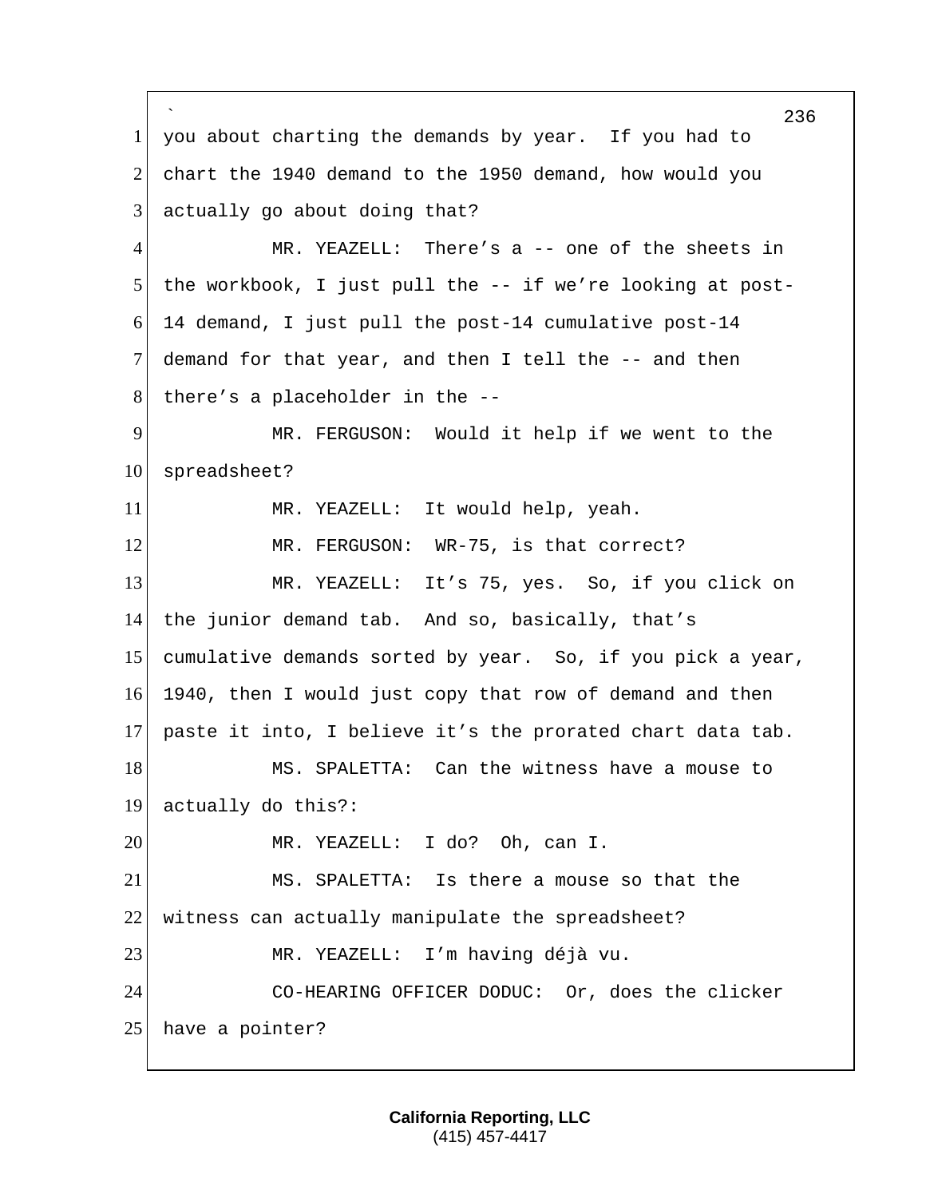you about charting the demands by year. If you had to chart the 1940 demand to the 1950 demand, how would you actually go about doing that?

MR. YEAZELL: There's a -- one of the sheets in the workbook, I just pull the -- if we're looking at post-14 demand, I just pull the post-14 cumulative post-14 demand for that year, and then I tell the -- and then there's a placeholder in the --

MR. FERGUSON: Would it help if we went to the spreadsheet?

MR. YEAZELL: It would help, yeah.

MR. FERGUSON: WR-75, is that correct?

MR. YEAZELL: It's 75, yes. So, if you click on the junior demand tab. And so, basically, that's cumulative demands sorted by year. So, if you pick a year, 1940, then I would just copy that row of demand and then paste it into, I believe it's the prorated chart data tab.

MS. SPALETTA: Can the witness have a mouse to actually do this?:

MR. YEAZELL: I do? Oh, can I.

MS. SPALETTA: Is there a mouse so that the witness can actually manipulate the spreadsheet?

MR. YEAZELL: I'm having déjà vu.

CO-HEARING OFFICER DODUC: Or, does the clicker have a pointer?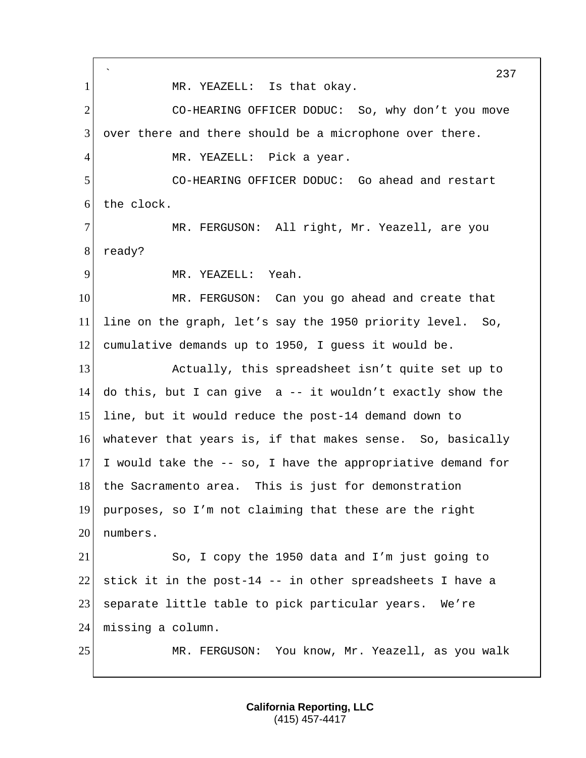MR. YEAZELL: Is that okay.

CO-HEARING OFFICER DODUC: So, why don't you move over there and there should be a microphone over there.

MR. YEAZELL: Pick a year.

CO-HEARING OFFICER DODUC: Go ahead and restart the clock.

MR. FERGUSON: All right, Mr. Yeazell, are you ready?

MR. YEAZELL: Yeah.

MR. FERGUSON: Can you go ahead and create that line on the graph, let's say the 1950 priority level. So, cumulative demands up to 1950, I guess it would be.

Actually, this spreadsheet isn't quite set up to do this, but I can give a -- it wouldn't exactly show the line, but it would reduce the post-14 demand down to whatever that years is, if that makes sense. So, basically I would take the -- so, I have the appropriative demand for the Sacramento area. This is just for demonstration purposes, so I'm not claiming that these are the right numbers.

So, I copy the 1950 data and I'm just going to stick it in the post-14 -- in other spreadsheets I have a separate little table to pick particular years. We're missing a column.

MR. FERGUSON: You know, Mr. Yeazell, as you walk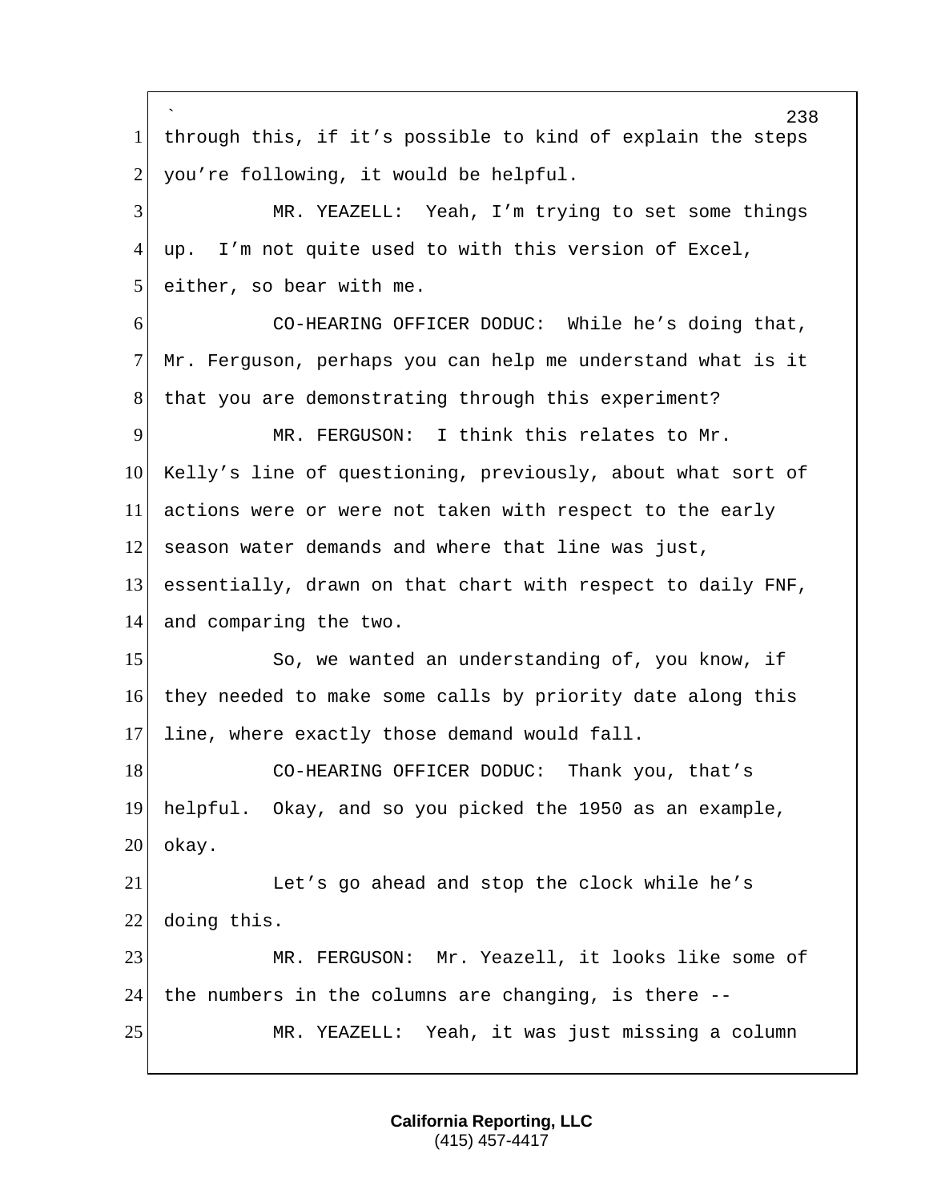through this, if it's possible to kind of explain the steps you're following, it would be helpful.

MR. YEAZELL: Yeah, I'm trying to set some things up. I'm not quite used to with this version of Excel, either, so bear with me.

CO-HEARING OFFICER DODUC: While he's doing that, Mr. Ferguson, perhaps you can help me understand what is it that you are demonstrating through this experiment?

MR. FERGUSON: I think this relates to Mr. Kelly's line of questioning, previously, about what sort of actions were or were not taken with respect to the early season water demands and where that line was just, essentially, drawn on that chart with respect to daily FNF, and comparing the two.

So, we wanted an understanding of, you know, if they needed to make some calls by priority date along this line, where exactly those demand would fall.

CO-HEARING OFFICER DODUC: Thank you, that's helpful. Okay, and so you picked the 1950 as an example, okay.

Let's go ahead and stop the clock while he's doing this.

MR. FERGUSON: Mr. Yeazell, it looks like some of the numbers in the columns are changing, is there --

MR. YEAZELL: Yeah, it was just missing a column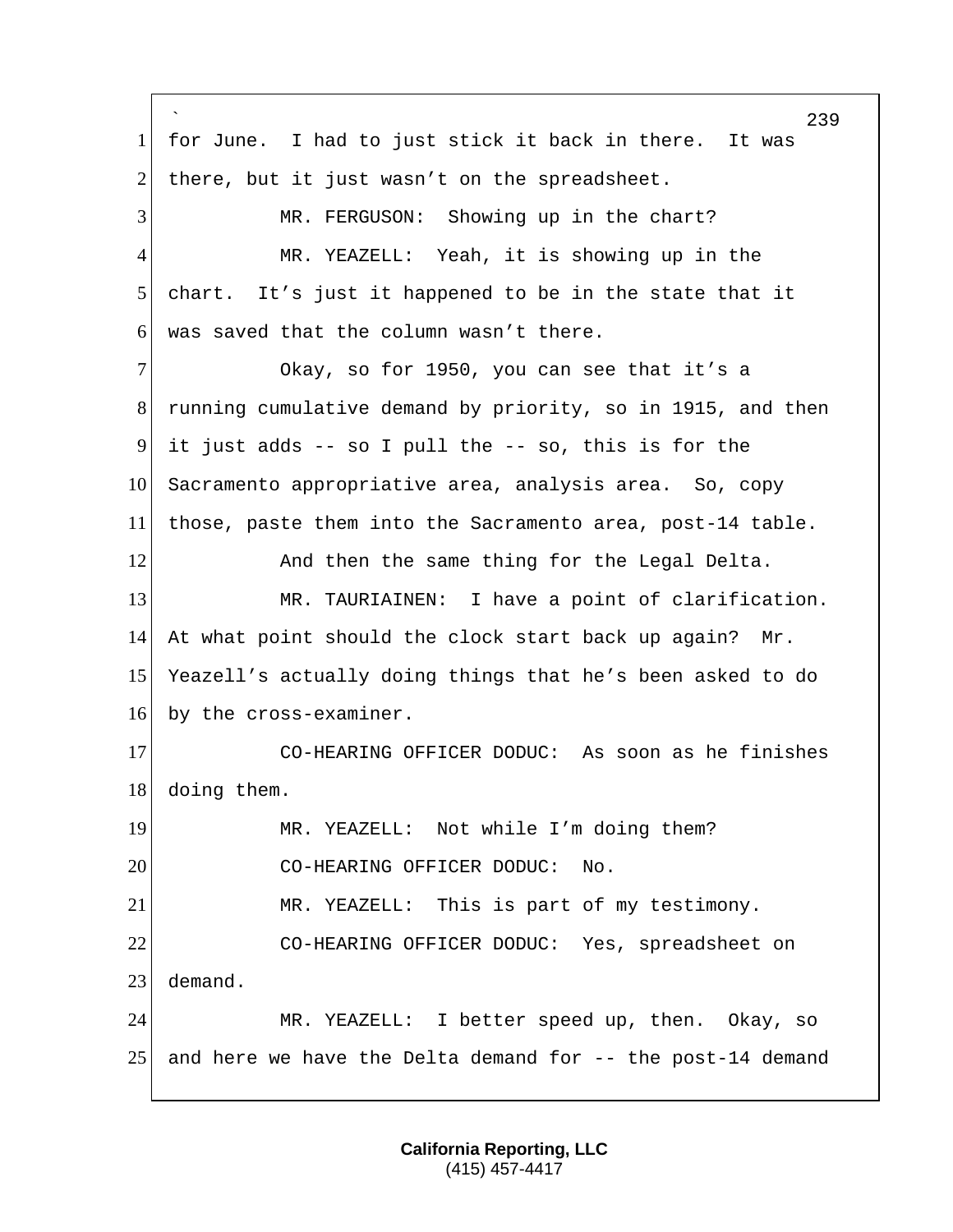for June. I had to just stick it back in there. It was there, but it just wasn't on the spreadsheet.

MR. FERGUSON: Showing up in the chart?

MR. YEAZELL: Yeah, it is showing up in the chart. It's just it happened to be in the state that it was saved that the column wasn't there.

Okay, so for 1950, you can see that it's a running cumulative demand by priority, so in 1915, and then it just adds -- so I pull the -- so, this is for the Sacramento appropriative area, analysis area. So, copy those, paste them into the Sacramento area, post-14 table.

And then the same thing for the Legal Delta.

MR. TAURIAINEN: I have a point of clarification. At what point should the clock start back up again? Mr. Yeazell's actually doing things that he's been asked to do by the cross-examiner.

CO-HEARING OFFICER DODUC: As soon as he finishes doing them.

MR. YEAZELL: Not while I'm doing them?

CO-HEARING OFFICER DODUC: No.

MR. YEAZELL: This is part of my testimony.

CO-HEARING OFFICER DODUC: Yes, spreadsheet on demand.

MR. YEAZELL: I better speed up, then. Okay, so and here we have the Delta demand for -- the post-14 demand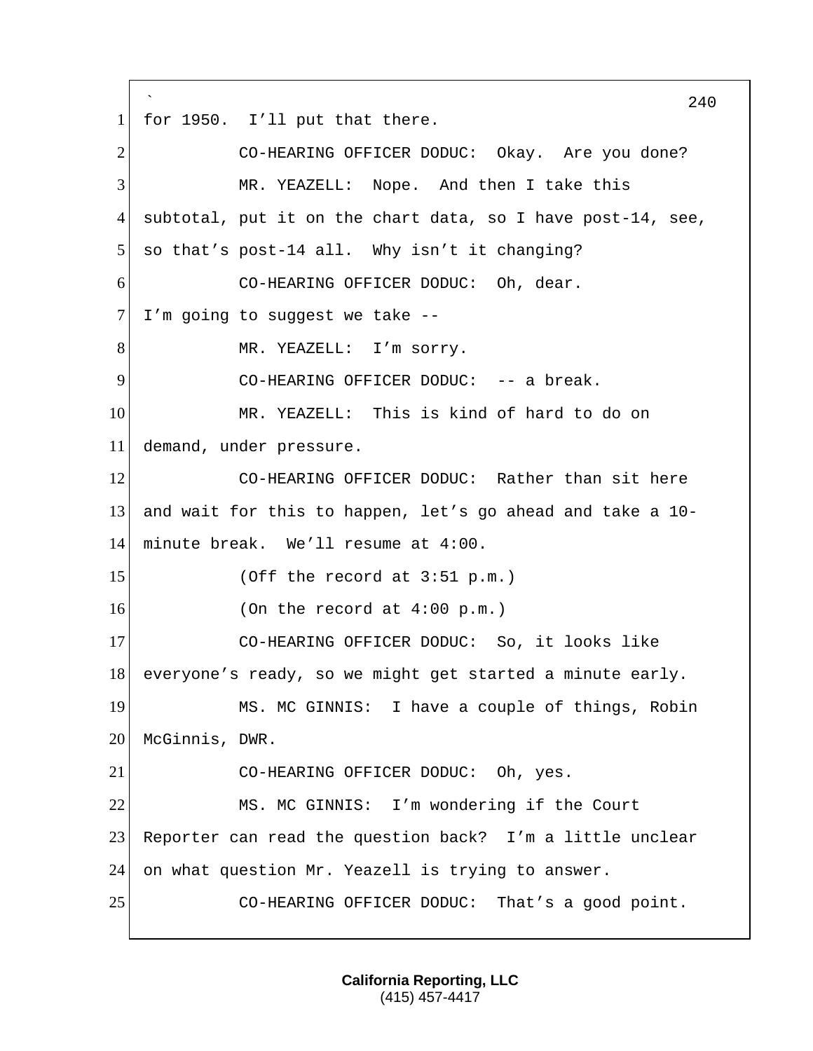for 1950. I'll put that there.

CO-HEARING OFFICER DODUC: Okay. Are you done?

MR. YEAZELL: Nope. And then I take this subtotal, put it on the chart data, so I have post-14, see, so that's post-14 all. Why isn't it changing?

CO-HEARING OFFICER DODUC: Oh, dear. I'm going to suggest we take --

MR. YEAZELL: I'm sorry.

CO-HEARING OFFICER DODUC: -- a break.

MR. YEAZELL: This is kind of hard to do on demand, under pressure.

CO-HEARING OFFICER DODUC: Rather than sit here and wait for this to happen, let's go ahead and take a 10-minute break. We'll resume at 4:00.

(Off the record at 3:51 p.m.)

(On the record at 4:00 p.m.)

CO-HEARING OFFICER DODUC: So, it looks like everyone's ready, so we might get started a minute early.

MS. MC GINNIS: I have a couple of things, Robin McGinnis, DWR.

CO-HEARING OFFICER DODUC: Oh, yes.

MS. MC GINNIS: I'm wondering if the Court Reporter can read the question back? I'm a little unclear on what question Mr. Yeazell is trying to answer.

CO-HEARING OFFICER DODUC: That's a good point.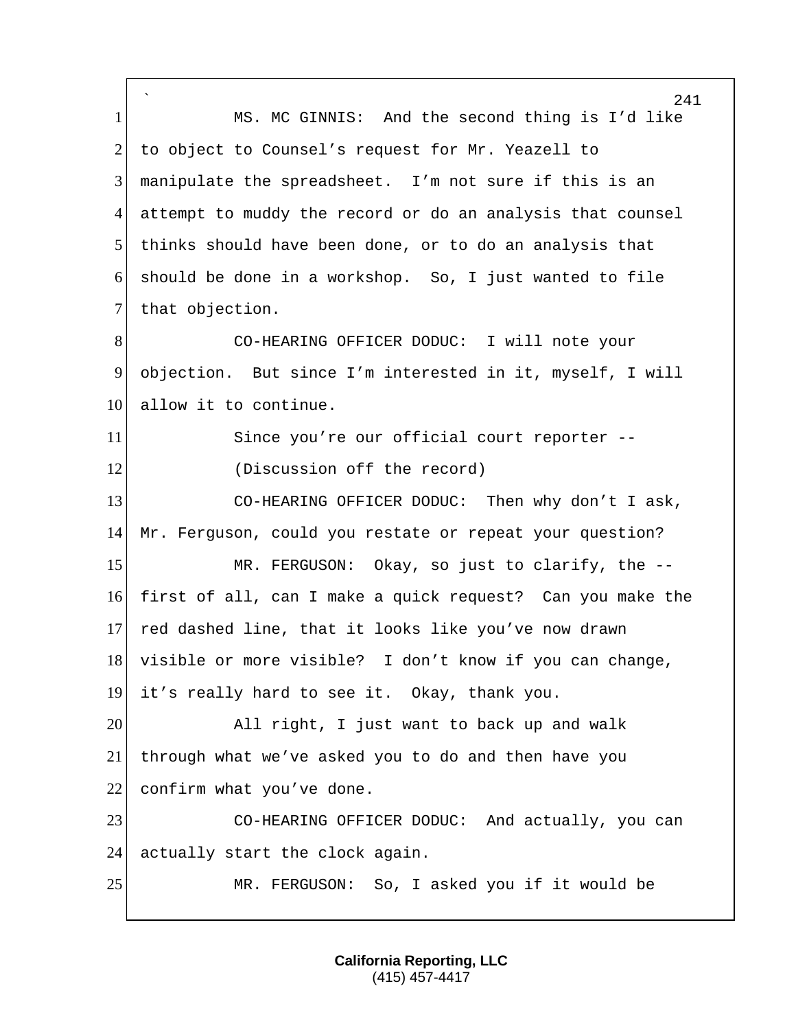MS. MC GINNIS: And the second thing is I'd like to object to Counsel's request for Mr. Yeazell to manipulate the spreadsheet. I'm not sure if this is an attempt to muddy the record or do an analysis that counsel thinks should have been done, or to do an analysis that should be done in a workshop. So, I just wanted to file that objection.

CO-HEARING OFFICER DODUC: I will note your objection. But since I'm interested in it, myself, I will allow it to continue.

Since you're our official court reporter --

(Discussion off the record)

CO-HEARING OFFICER DODUC: Then why don't I ask, Mr. Ferguson, could you restate or repeat your question?

MR. FERGUSON: Okay, so just to clarify, the -- first of all, can I make a quick request? Can you make the red dashed line, that it looks like you've now drawn visible or more visible? I don't know if you can change, it's really hard to see it. Okay, thank you.

All right, I just want to back up and walk through what we've asked you to do and then have you confirm what you've done.

CO-HEARING OFFICER DODUC: And actually, you can actually start the clock again.

MR. FERGUSON: So, I asked you if it would be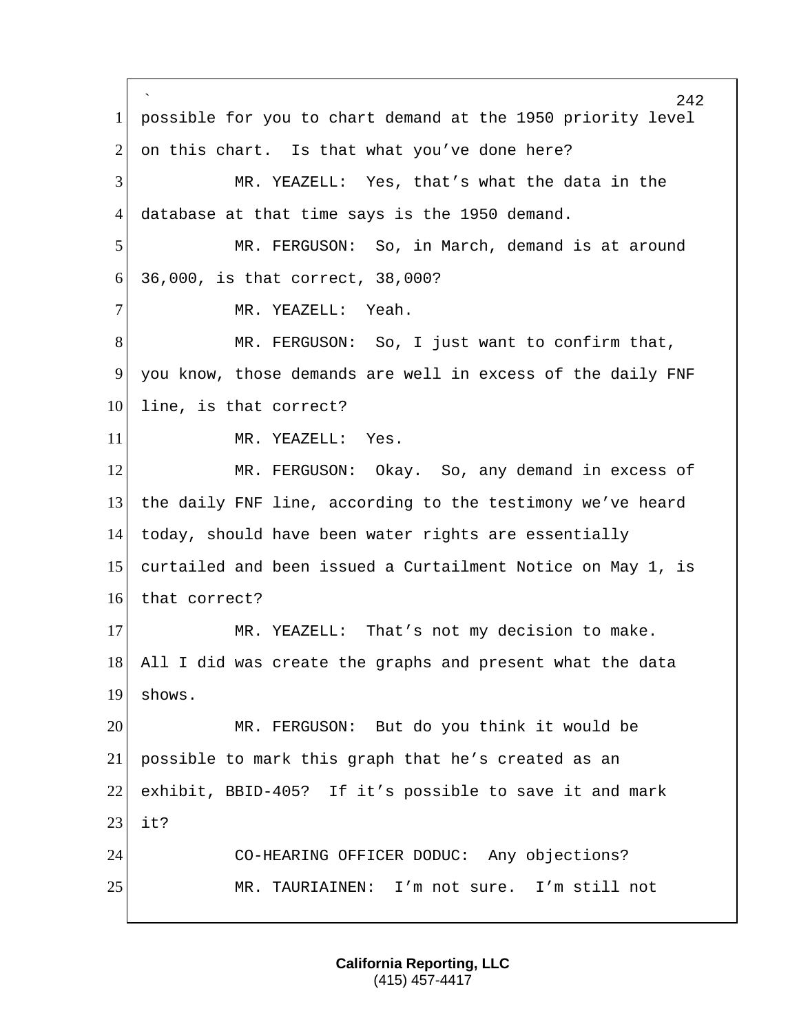possible for you to chart demand at the 1950 priority level on this chart. Is that what you've done here?

MR. YEAZELL: Yes, that's what the data in the database at that time says is the 1950 demand.

MR. FERGUSON: So, in March, demand is at around 36,000, is that correct, 38,000?

MR. YEAZELL: Yeah.

MR. FERGUSON: So, I just want to confirm that, you know, those demands are well in excess of the daily FNF line, is that correct?

MR. YEAZELL: Yes.

MR. FERGUSON: Okay. So, any demand in excess of the daily FNF line, according to the testimony we've heard today, should have been water rights are essentially curtailed and been issued a Curtailment Notice on May 1, is that correct?

MR. YEAZELL: That's not my decision to make. All I did was create the graphs and present what the data shows.

MR. FERGUSON: But do you think it would be possible to mark this graph that he's created as an exhibit, BBID-405? If it's possible to save it and mark it?

CO-HEARING OFFICER DODUC: Any objections?

MR. TAURIAINEN: I'm not sure. I'm still not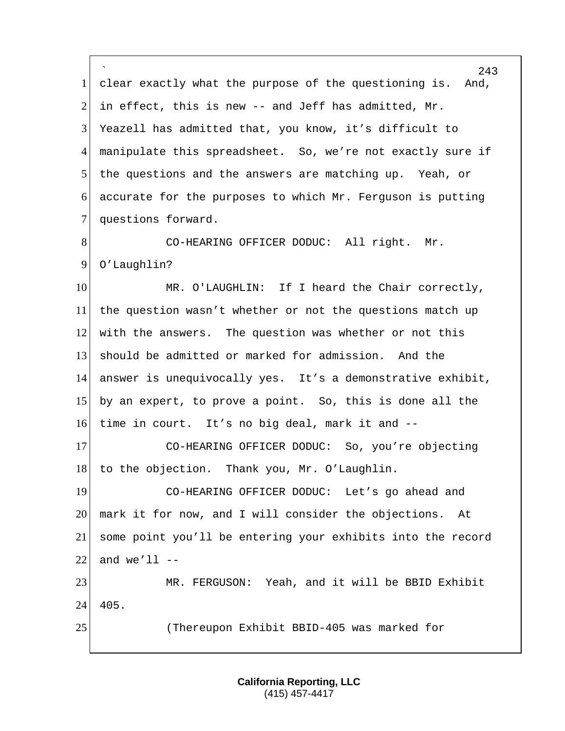clear exactly what the purpose of the questioning is. And, in effect, this is new -- and Jeff has admitted, Mr. Yeazell has admitted that, you know, it's difficult to manipulate this spreadsheet. So, we're not exactly sure if the questions and the answers are matching up. Yeah, or accurate for the purposes to which Mr. Ferguson is putting questions forward.

CO-HEARING OFFICER DODUC: All right. Mr. O'Laughlin?

MR. O'LAUGHLIN: If I heard the Chair correctly, the question wasn't whether or not the questions match up with the answers. The question was whether or not this should be admitted or marked for admission. And the answer is unequivocally yes. It's a demonstrative exhibit, by an expert, to prove a point. So, this is done all the time in court. It's no big deal, mark it and --

CO-HEARING OFFICER DODUC: So, you're objecting to the objection. Thank you, Mr. O'Laughlin.

CO-HEARING OFFICER DODUC: Let's go ahead and mark it for now, and I will consider the objections. At some point you'll be entering your exhibits into the record and we'll --

MR. FERGUSON: Yeah, and it will be BBID Exhibit 405.

(Thereupon Exhibit BBID-405 was marked for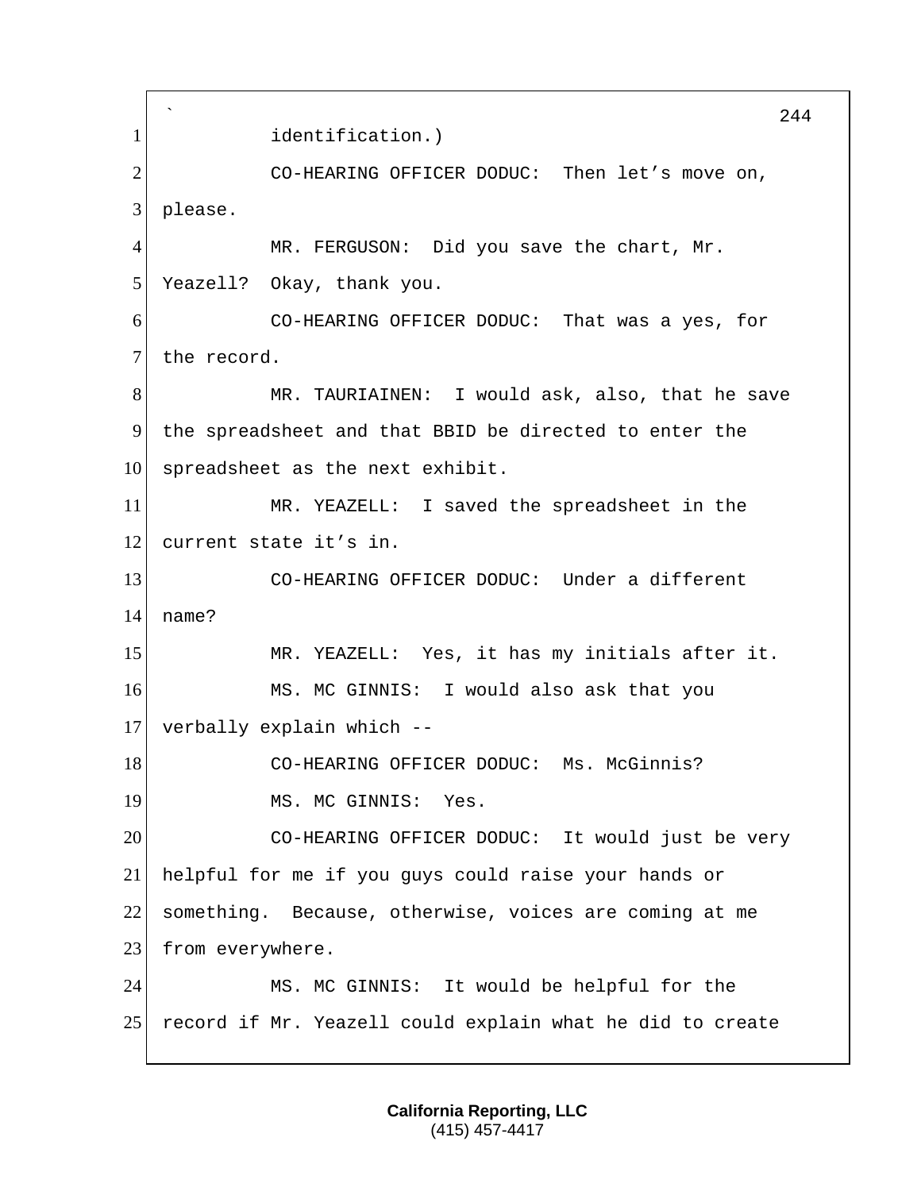identification.)

CO-HEARING OFFICER DODUC: Then let's move on, please.

MR. FERGUSON: Did you save the chart, Mr. Yeazell? Okay, thank you.

CO-HEARING OFFICER DODUC: That was a yes, for the record.

MR. TAURIAINEN: I would ask, also, that he save the spreadsheet and that BBID be directed to enter the spreadsheet as the next exhibit.

MR. YEAZELL: I saved the spreadsheet in the current state it's in.

CO-HEARING OFFICER DODUC: Under a different name?

MR. YEAZELL: Yes, it has my initials after it.

MS. MC GINNIS: I would also ask that you verbally explain which --

CO-HEARING OFFICER DODUC: Ms. McGinnis?

MS. MC GINNIS: Yes.

CO-HEARING OFFICER DODUC: It would just be very helpful for me if you guys could raise your hands or something. Because, otherwise, voices are coming at me from everywhere.

MS. MC GINNIS: It would be helpful for the record if Mr. Yeazell could explain what he did to create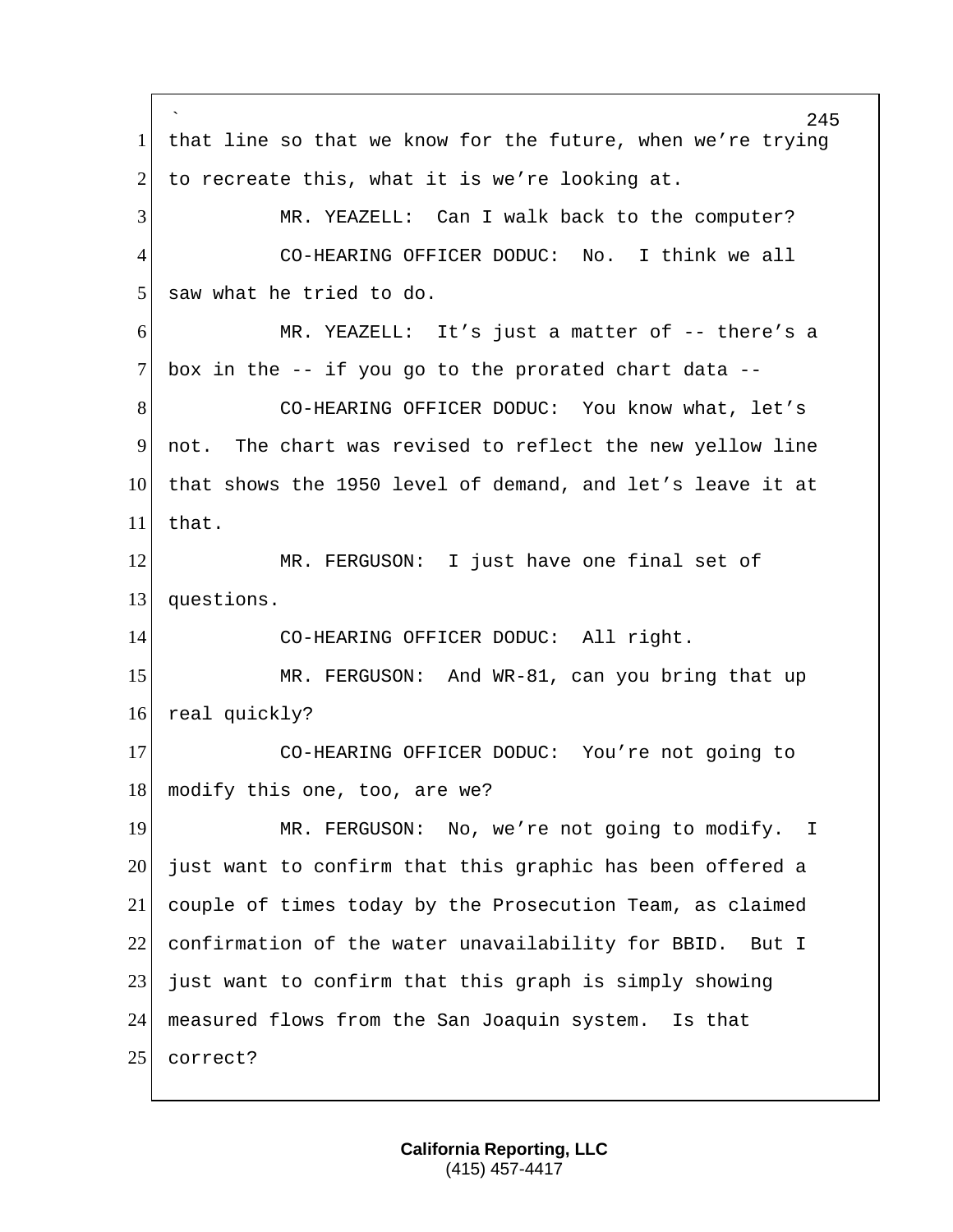that line so that we know for the future, when we're trying to recreate this, what it is we're looking at.

MR. YEAZELL: Can I walk back to the computer?

CO-HEARING OFFICER DODUC: No. I think we all saw what he tried to do.

MR. YEAZELL: It's just a matter of -- there's a box in the -- if you go to the prorated chart data --

CO-HEARING OFFICER DODUC: You know what, let's not. The chart was revised to reflect the new yellow line that shows the 1950 level of demand, and let's leave it at that.

MR. FERGUSON: I just have one final set of questions.

CO-HEARING OFFICER DODUC: All right.

MR. FERGUSON: And WR-81, can you bring that up real quickly?

CO-HEARING OFFICER DODUC: You're not going to modify this one, too, are we?

MR. FERGUSON: No, we're not going to modify. I just want to confirm that this graphic has been offered a couple of times today by the Prosecution Team, as claimed confirmation of the water unavailability for BBID. But I just want to confirm that this graph is simply showing measured flows from the San Joaquin system. Is that correct?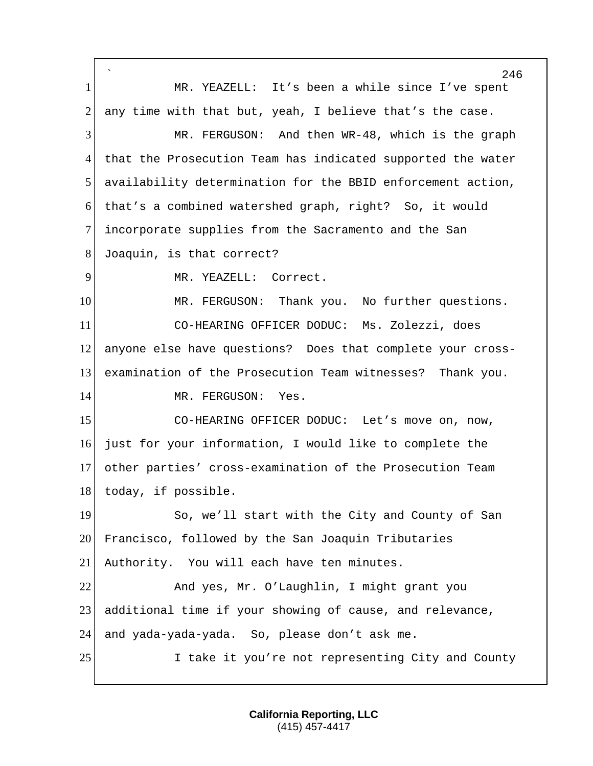MR. YEAZELL: It's been a while since I've spent any time with that but, yeah, I believe that's the case.

MR. FERGUSON: And then WR-48, which is the graph that the Prosecution Team has indicated supported the water availability determination for the BBID enforcement action, that's a combined watershed graph, right? So, it would incorporate supplies from the Sacramento and the San Joaquin, is that correct?

MR. YEAZELL: Correct.

MR. FERGUSON: Thank you. No further questions.

CO-HEARING OFFICER DODUC: Ms. Zolezzi, does anyone else have questions? Does that complete your cross-examination of the Prosecution Team witnesses? Thank you.

MR. FERGUSON: Yes.

CO-HEARING OFFICER DODUC: Let's move on, now, just for your information, I would like to complete the other parties' cross-examination of the Prosecution Team today, if possible.

So, we'll start with the City and County of San Francisco, followed by the San Joaquin Tributaries Authority. You will each have ten minutes.

And yes, Mr. O'Laughlin, I might grant you additional time if your showing of cause, and relevance, and yada-yada-yada. So, please don't ask me.

I take it you're not representing City and County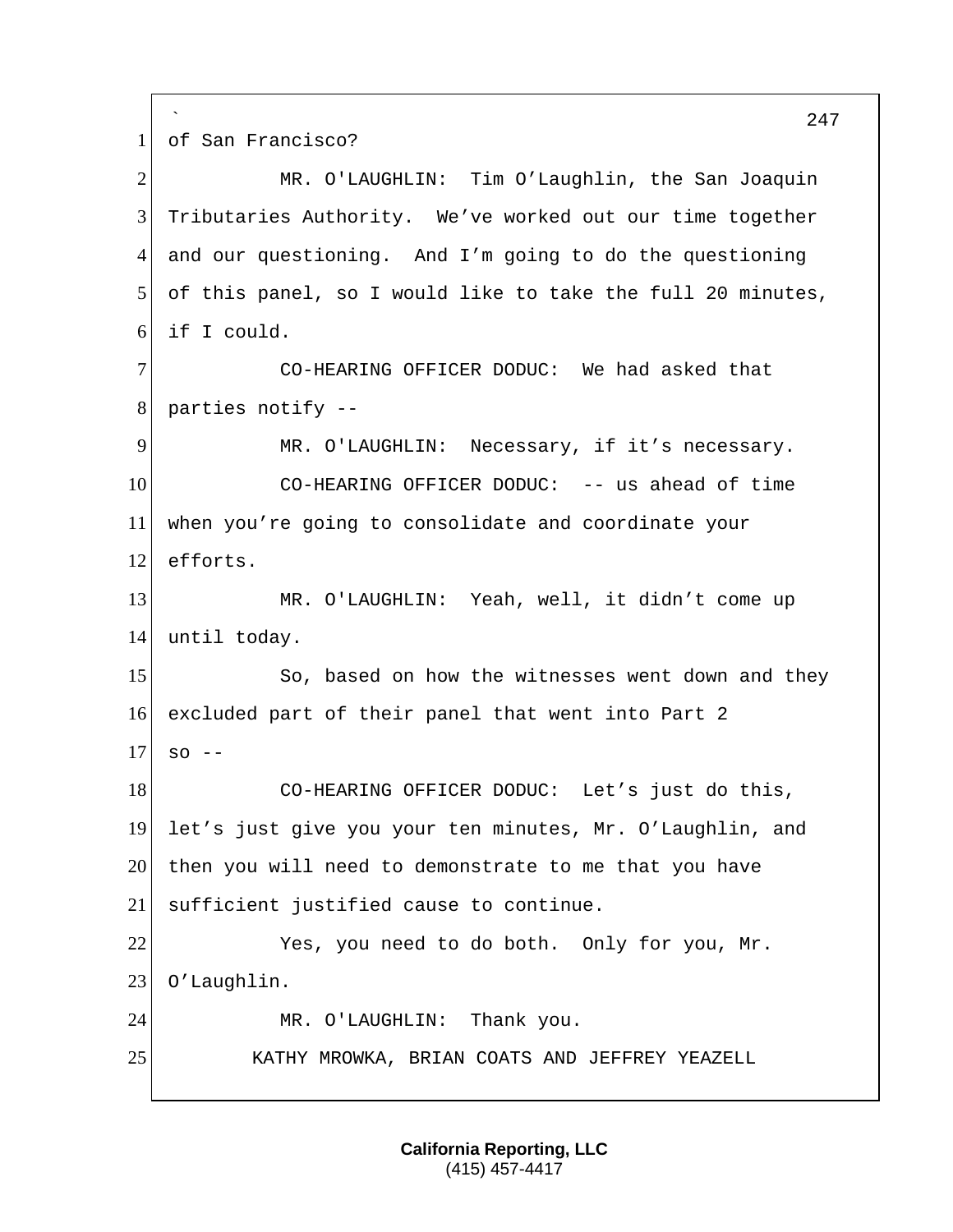of San Francisco?

MR. O'LAUGHLIN: Tim O'Laughlin, the San Joaquin Tributaries Authority. We've worked out our time together and our questioning. And I'm going to do the questioning of this panel, so I would like to take the full 20 minutes, if I could.

CO-HEARING OFFICER DODUC: We had asked that parties notify --

MR. O'LAUGHLIN: Necessary, if it's necessary.

CO-HEARING OFFICER DODUC: -- us ahead of time when you're going to consolidate and coordinate your efforts.

MR. O'LAUGHLIN: Yeah, well, it didn't come up until today.

So, based on how the witnesses went down and they excluded part of their panel that went into Part 2 so --

CO-HEARING OFFICER DODUC: Let's just do this, let's just give you your ten minutes, Mr. O'Laughlin, and then you will need to demonstrate to me that you have sufficient justified cause to continue.

Yes, you need to do both. Only for you, Mr. O'Laughlin.

MR. O'LAUGHLIN: Thank you.

KATHY MROWKA, BRIAN COATS AND JEFFREY YEAZELL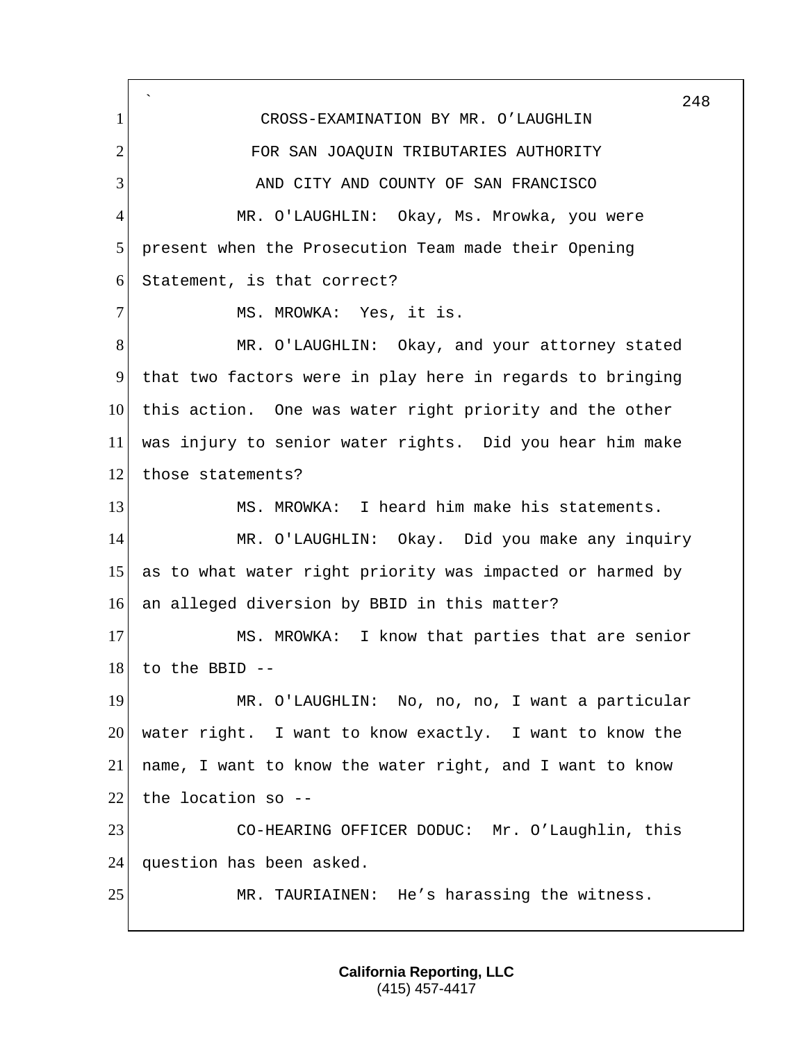CROSS-EXAMINATION BY MR. O'LAUGHLIN
FOR SAN JOAQUIN TRIBUTARIES AUTHORITY
AND CITY AND COUNTY OF SAN FRANCISCO

MR. O'LAUGHLIN: Okay, Ms. Mrowka, you were present when the Prosecution Team made their Opening Statement, is that correct?

MS. MROWKA: Yes, it is.

MR. O'LAUGHLIN: Okay, and your attorney stated that two factors were in play here in regards to bringing this action. One was water right priority and the other was injury to senior water rights. Did you hear him make those statements?

MS. MROWKA: I heard him make his statements.

MR. O'LAUGHLIN: Okay. Did you make any inquiry as to what water right priority was impacted or harmed by an alleged diversion by BBID in this matter?

MS. MROWKA: I know that parties that are senior to the BBID --

MR. O'LAUGHLIN: No, no, no, I want a particular water right. I want to know exactly. I want to know the name, I want to know the water right, and I want to know the location so --

CO-HEARING OFFICER DODUC: Mr. O'Laughlin, this question has been asked.

MR. TAURIAINEN: He's harassing the witness.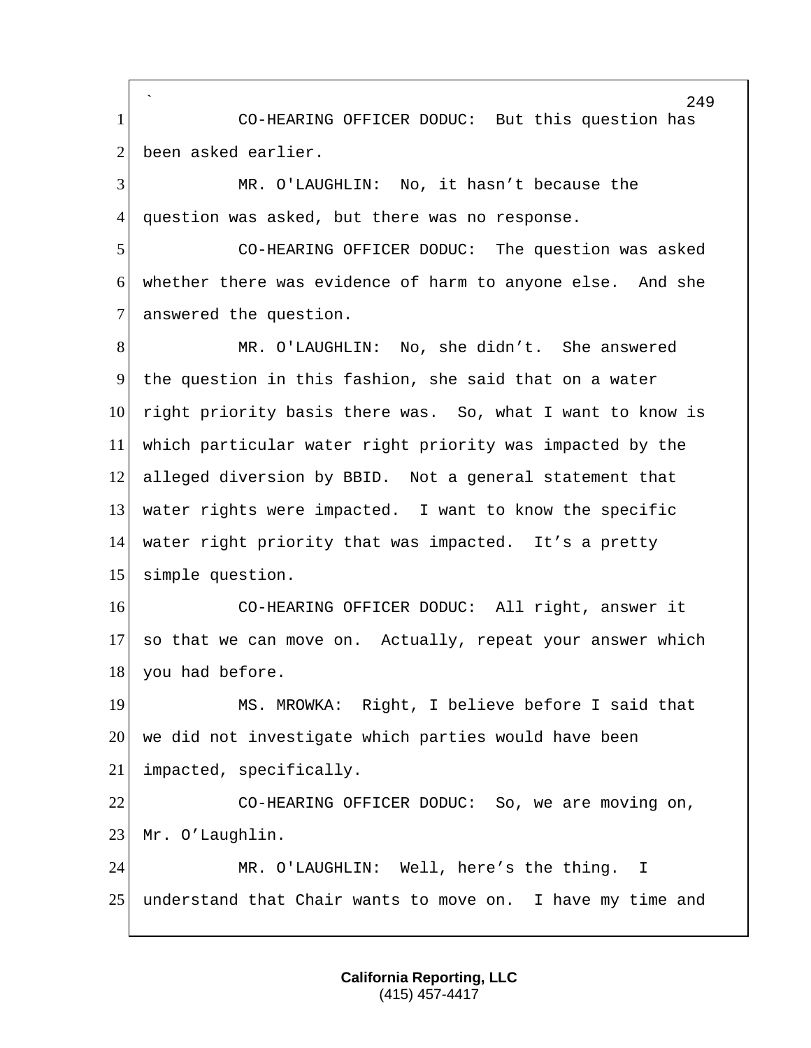CO-HEARING OFFICER DODUC: But this question has been asked earlier.

MR. O'LAUGHLIN: No, it hasn't because the question was asked, but there was no response.

CO-HEARING OFFICER DODUC: The question was asked whether there was evidence of harm to anyone else. And she answered the question.

MR. O'LAUGHLIN: No, she didn't. She answered the question in this fashion, she said that on a water right priority basis there was. So, what I want to know is which particular water right priority was impacted by the alleged diversion by BBID. Not a general statement that water rights were impacted. I want to know the specific water right priority that was impacted. It's a pretty simple question.

CO-HEARING OFFICER DODUC: All right, answer it so that we can move on. Actually, repeat your answer which you had before.

MS. MROWKA: Right, I believe before I said that we did not investigate which parties would have been impacted, specifically.

CO-HEARING OFFICER DODUC: So, we are moving on, Mr. O'Laughlin.

MR. O'LAUGHLIN: Well, here's the thing. I understand that Chair wants to move on. I have my time and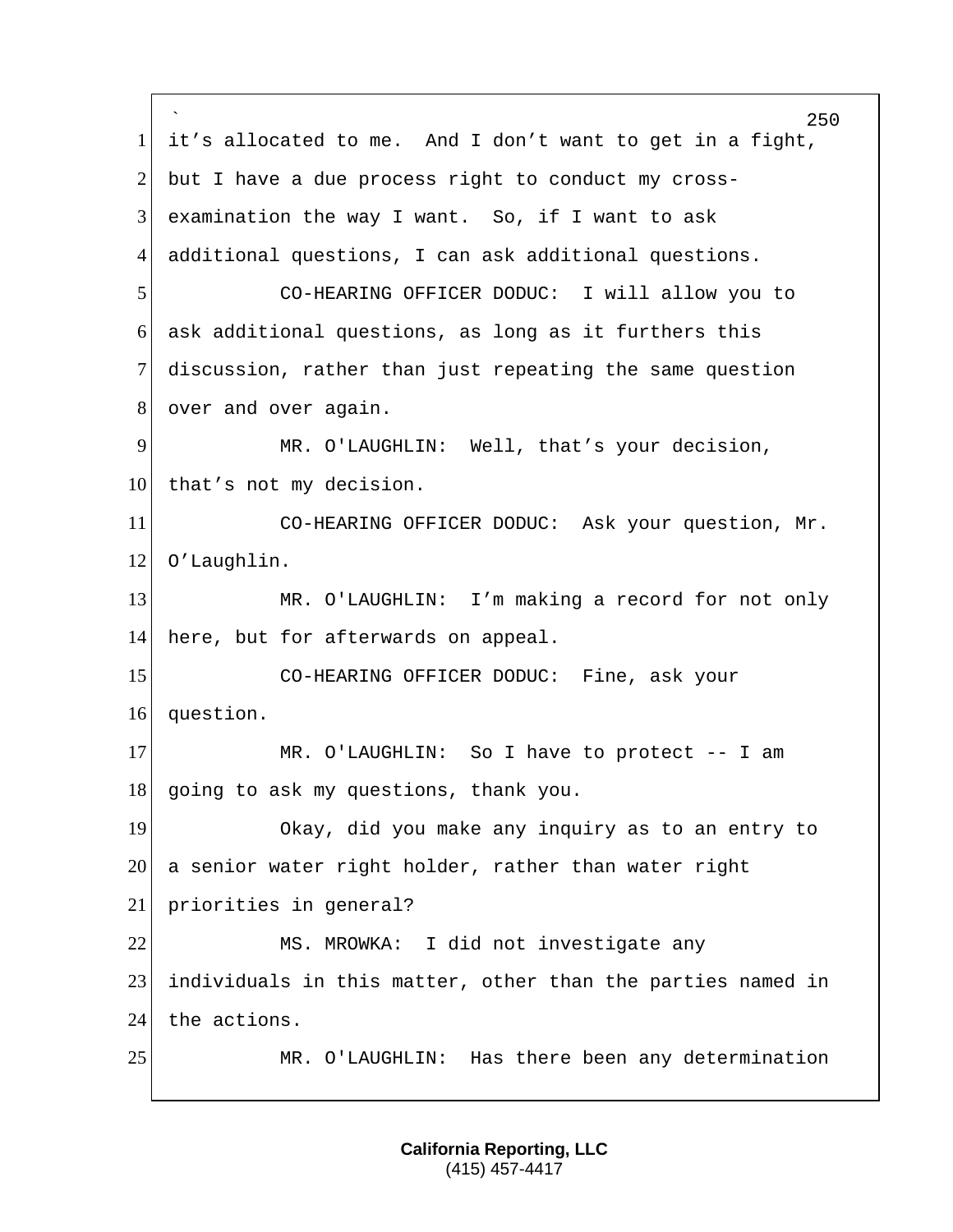it's allocated to me. And I don't want to get in a fight, but I have a due process right to conduct my cross-examination the way I want. So, if I want to ask additional questions, I can ask additional questions.

CO-HEARING OFFICER DODUC: I will allow you to ask additional questions, as long as it furthers this discussion, rather than just repeating the same question over and over again.

MR. O'LAUGHLIN: Well, that's your decision, that's not my decision.

CO-HEARING OFFICER DODUC: Ask your question, Mr. O'Laughlin.

MR. O'LAUGHLIN: I'm making a record for not only here, but for afterwards on appeal.

CO-HEARING OFFICER DODUC: Fine, ask your question.

MR. O'LAUGHLIN: So I have to protect -- I am going to ask my questions, thank you.

Okay, did you make any inquiry as to an entry to a senior water right holder, rather than water right priorities in general?

MS. MROWKA: I did not investigate any individuals in this matter, other than the parties named in the actions.

MR. O'LAUGHLIN: Has there been any determination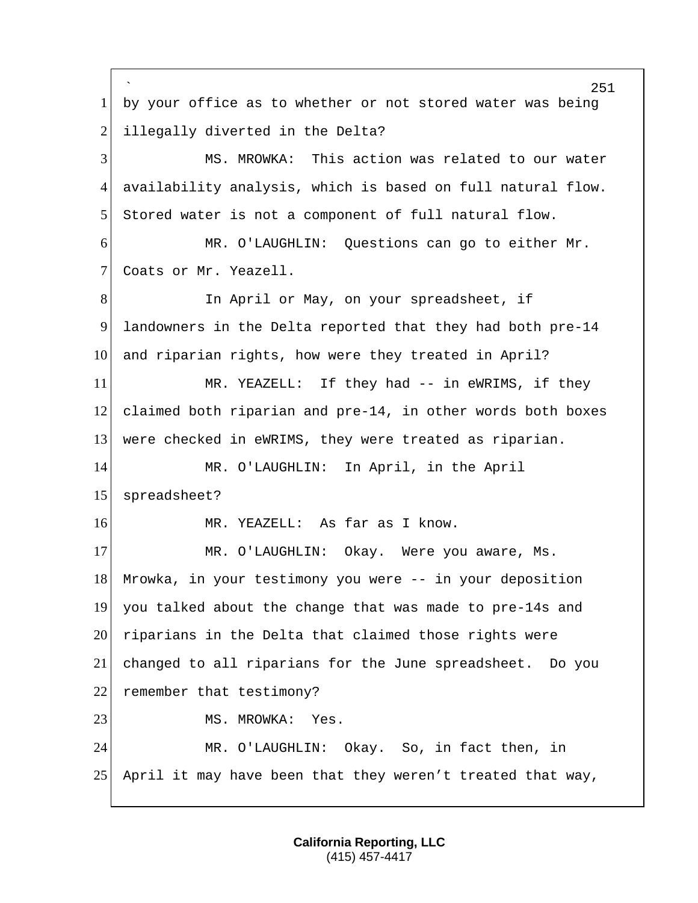by your office as to whether or not stored water was being illegally diverted in the Delta?

MS. MROWKA: This action was related to our water availability analysis, which is based on full natural flow. Stored water is not a component of full natural flow.

MR. O'LAUGHLIN: Questions can go to either Mr. Coats or Mr. Yeazell.

In April or May, on your spreadsheet, if landowners in the Delta reported that they had both pre-14 and riparian rights, how were they treated in April?

MR. YEAZELL: If they had -- in eWRIMS, if they claimed both riparian and pre-14, in other words both boxes were checked in eWRIMS, they were treated as riparian.

MR. O'LAUGHLIN: In April, in the April spreadsheet?

MR. YEAZELL: As far as I know.

MR. O'LAUGHLIN: Okay. Were you aware, Ms. Mrowka, in your testimony you were -- in your deposition you talked about the change that was made to pre-14s and riparians in the Delta that claimed those rights were changed to all riparians for the June spreadsheet. Do you remember that testimony?

MS. MROWKA: Yes.

MR. O'LAUGHLIN: Okay. So, in fact then, in April it may have been that they weren't treated that way,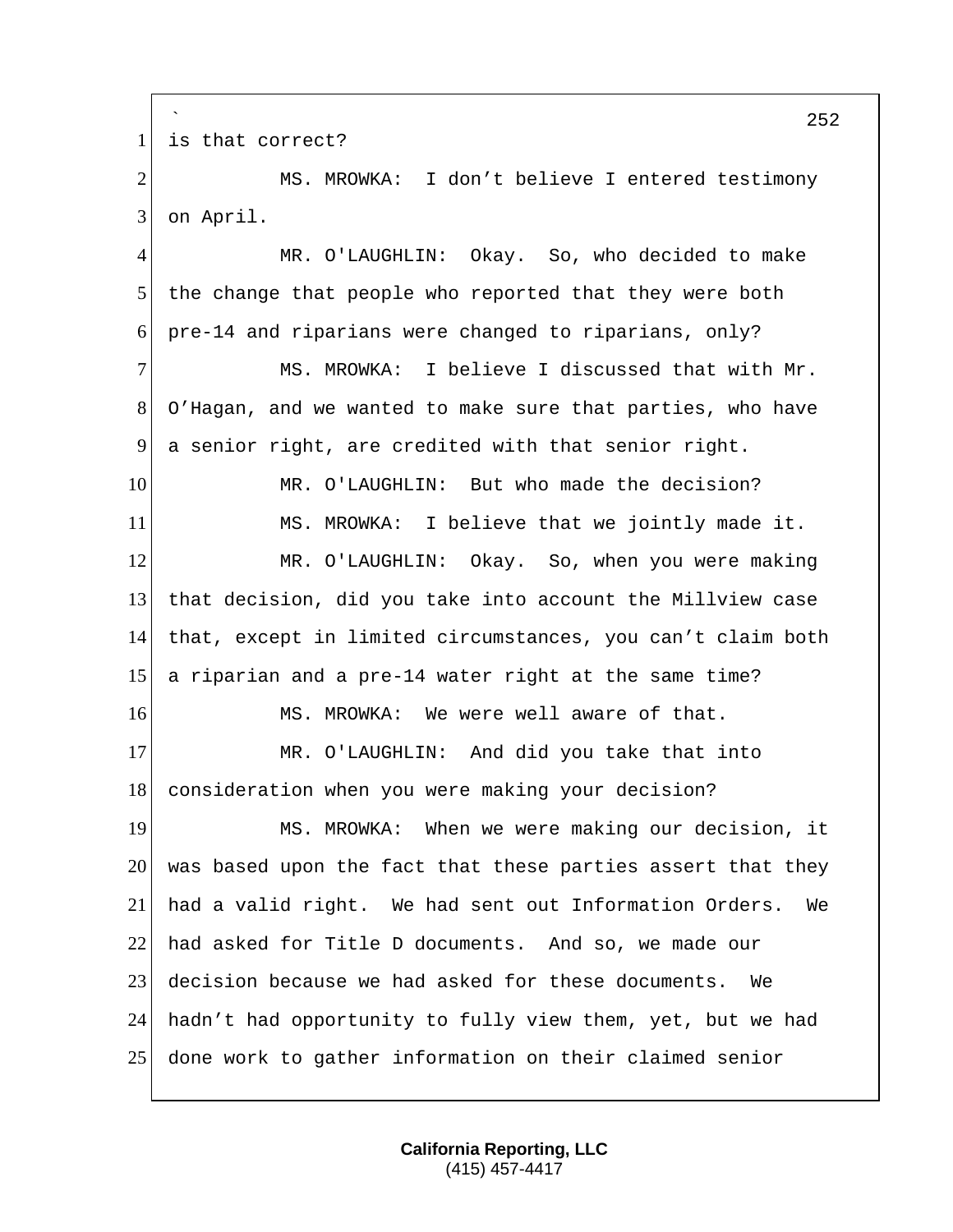is that correct?

MS. MROWKA: I don’t believe I entered testimony on April.

MR. O'LAUGHLIN: Okay. So, who decided to make the change that people who reported that they were both pre-14 and riparians were changed to riparians, only?

MS. MROWKA: I believe I discussed that with Mr. O’Hagan, and we wanted to make sure that parties, who have a senior right, are credited with that senior right.

MR. O'LAUGHLIN: But who made the decision?

MS. MROWKA: I believe that we jointly made it.

MR. O'LAUGHLIN: Okay. So, when you were making that decision, did you take into account the Millview case that, except in limited circumstances, you can’t claim both a riparian and a pre-14 water right at the same time?

MS. MROWKA: We were well aware of that.

MR. O'LAUGHLIN: And did you take that into consideration when you were making your decision?

MS. MROWKA: When we were making our decision, it was based upon the fact that these parties assert that they had a valid right. We had sent out Information Orders. We had asked for Title D documents. And so, we made our decision because we had asked for these documents. We hadn’t had opportunity to fully view them, yet, but we had done work to gather information on their claimed senior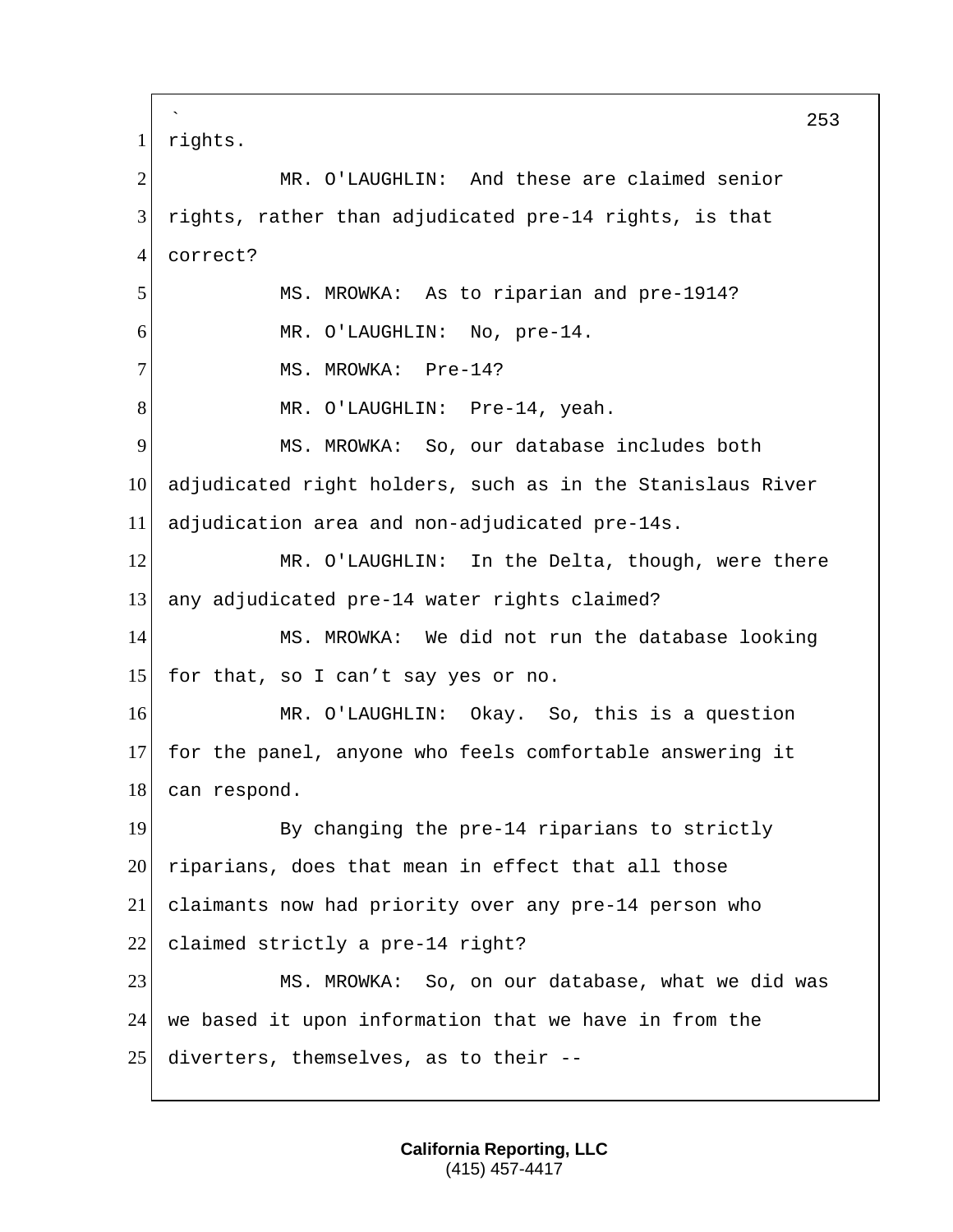rights.

MR. O'LAUGHLIN: And these are claimed senior rights, rather than adjudicated pre-14 rights, is that correct?

MS. MROWKA: As to riparian and pre-1914?

MR. O'LAUGHLIN: No, pre-14.

MS. MROWKA: Pre-14?

MR. O'LAUGHLIN: Pre-14, yeah.

MS. MROWKA: So, our database includes both adjudicated right holders, such as in the Stanislaus River adjudication area and non-adjudicated pre-14s.

MR. O'LAUGHLIN: In the Delta, though, were there any adjudicated pre-14 water rights claimed?

MS. MROWKA: We did not run the database looking for that, so I can't say yes or no.

MR. O'LAUGHLIN: Okay. So, this is a question for the panel, anyone who feels comfortable answering it can respond.

By changing the pre-14 riparians to strictly riparians, does that mean in effect that all those claimants now had priority over any pre-14 person who claimed strictly a pre-14 right?

MS. MROWKA: So, on our database, what we did was we based it upon information that we have in from the diverters, themselves, as to their --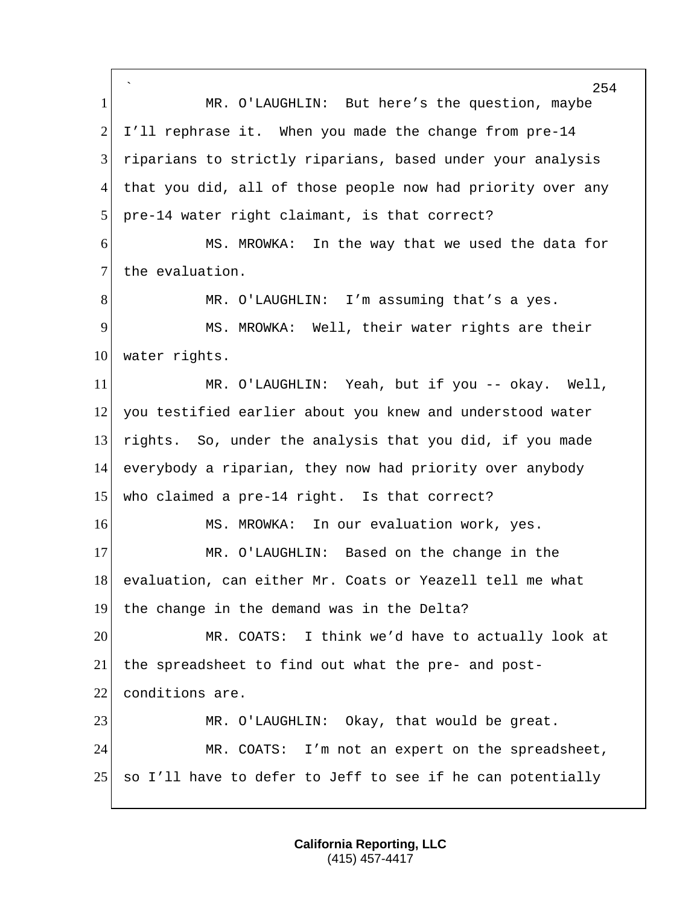MR. O'LAUGHLIN: But here's the question, maybe I'll rephrase it. When you made the change from pre-14 riparians to strictly riparians, based under your analysis that you did, all of those people now had priority over any pre-14 water right claimant, is that correct?

MS. MROWKA: In the way that we used the data for the evaluation.

MR. O'LAUGHLIN: I'm assuming that's a yes.

MS. MROWKA: Well, their water rights are their water rights.

MR. O'LAUGHLIN: Yeah, but if you -- okay. Well, you testified earlier about you knew and understood water rights. So, under the analysis that you did, if you made everybody a riparian, they now had priority over anybody who claimed a pre-14 right. Is that correct?

MS. MROWKA: In our evaluation work, yes.

MR. O'LAUGHLIN: Based on the change in the evaluation, can either Mr. Coats or Yeazell tell me what the change in the demand was in the Delta?

MR. COATS: I think we'd have to actually look at the spreadsheet to find out what the pre- and post-conditions are.

MR. O'LAUGHLIN: Okay, that would be great.

MR. COATS: I'm not an expert on the spreadsheet, so I'll have to defer to Jeff to see if he can potentially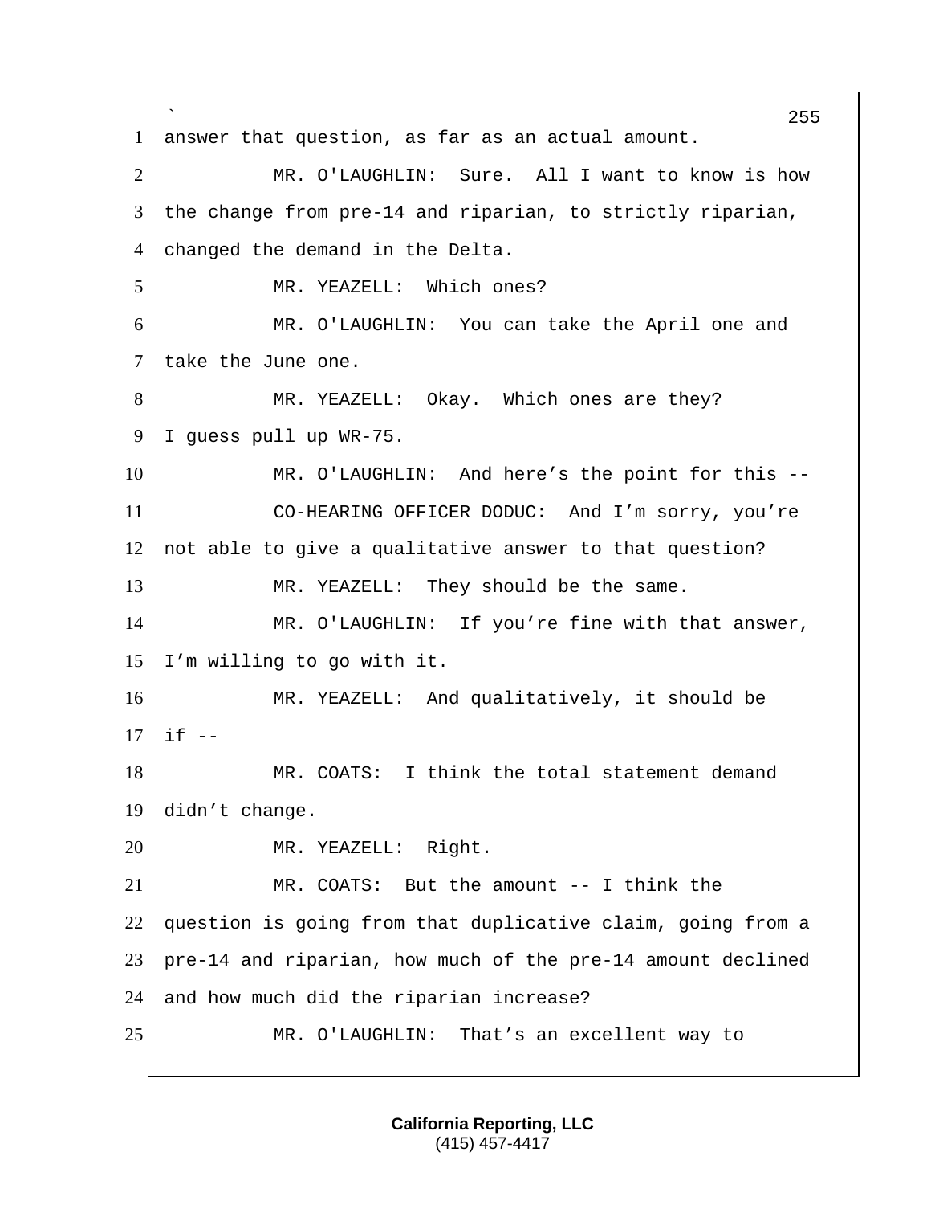answer that question, as far as an actual amount.

MR. O'LAUGHLIN: Sure. All I want to know is how the change from pre-14 and riparian, to strictly riparian, changed the demand in the Delta.

MR. YEAZELL: Which ones?

MR. O'LAUGHLIN: You can take the April one and take the June one.

MR. YEAZELL: Okay. Which ones are they? I guess pull up WR-75.

MR. O'LAUGHLIN: And here's the point for this --

CO-HEARING OFFICER DODUC: And I'm sorry, you're not able to give a qualitative answer to that question?

MR. YEAZELL: They should be the same.

MR. O'LAUGHLIN: If you're fine with that answer, I'm willing to go with it.

MR. YEAZELL: And qualitatively, it should be if --

MR. COATS: I think the total statement demand didn't change.

MR. YEAZELL: Right.

MR. COATS: But the amount -- I think the question is going from that duplicative claim, going from a pre-14 and riparian, how much of the pre-14 amount declined and how much did the riparian increase?

MR. O'LAUGHLIN: That's an excellent way to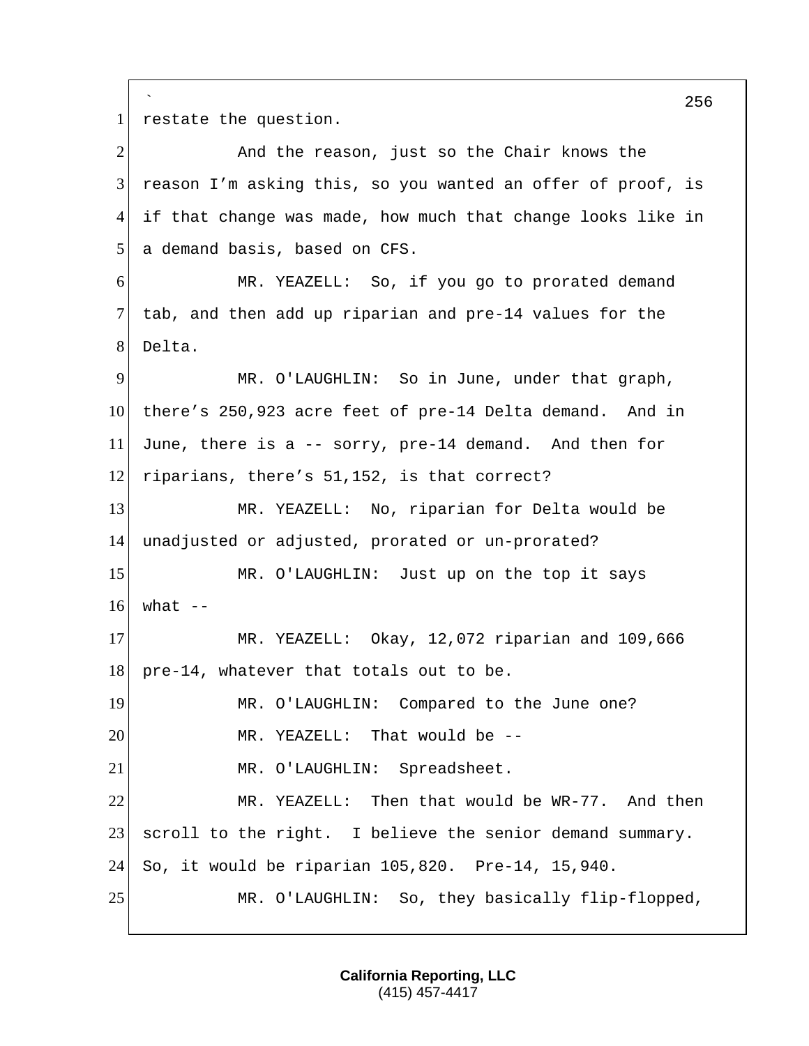restate the question.

And the reason, just so the Chair knows the reason I'm asking this, so you wanted an offer of proof, is if that change was made, how much that change looks like in a demand basis, based on CFS.

MR. YEAZELL: So, if you go to prorated demand tab, and then add up riparian and pre-14 values for the Delta.

MR. O'LAUGHLIN: So in June, under that graph, there's 250,923 acre feet of pre-14 Delta demand. And in June, there is a -- sorry, pre-14 demand. And then for riparians, there's 51,152, is that correct?

MR. YEAZELL: No, riparian for Delta would be unadjusted or adjusted, prorated or un-prorated?

MR. O'LAUGHLIN: Just up on the top it says what --

MR. YEAZELL: Okay, 12,072 riparian and 109,666 pre-14, whatever that totals out to be.

MR. O'LAUGHLIN: Compared to the June one?

MR. YEAZELL: That would be --

MR. O'LAUGHLIN: Spreadsheet.

MR. YEAZELL: Then that would be WR-77. And then scroll to the right. I believe the senior demand summary. So, it would be riparian 105,820. Pre-14, 15,940.

MR. O'LAUGHLIN: So, they basically flip-flopped,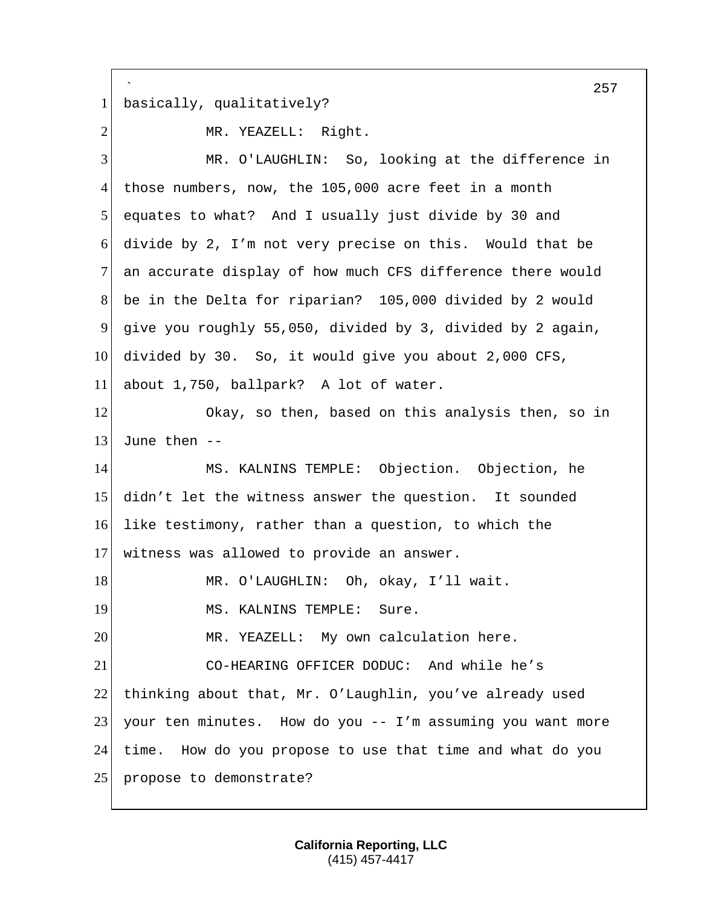basically, qualitatively?

MR. YEAZELL: Right.

MR. O'LAUGHLIN: So, looking at the difference in those numbers, now, the 105,000 acre feet in a month equates to what? And I usually just divide by 30 and divide by 2, I'm not very precise on this. Would that be an accurate display of how much CFS difference there would be in the Delta for riparian? 105,000 divided by 2 would give you roughly 55,050, divided by 3, divided by 2 again, divided by 30. So, it would give you about 2,000 CFS, about 1,750, ballpark? A lot of water.

Okay, so then, based on this analysis then, so in June then --

MS. KALNINS TEMPLE: Objection. Objection, he didn't let the witness answer the question. It sounded like testimony, rather than a question, to which the witness was allowed to provide an answer.

MR. O'LAUGHLIN: Oh, okay, I'll wait.

MS. KALNINS TEMPLE: Sure.

MR. YEAZELL: My own calculation here.

CO-HEARING OFFICER DODUC: And while he's thinking about that, Mr. O'Laughlin, you've already used your ten minutes. How do you -- I'm assuming you want more time. How do you propose to use that time and what do you propose to demonstrate?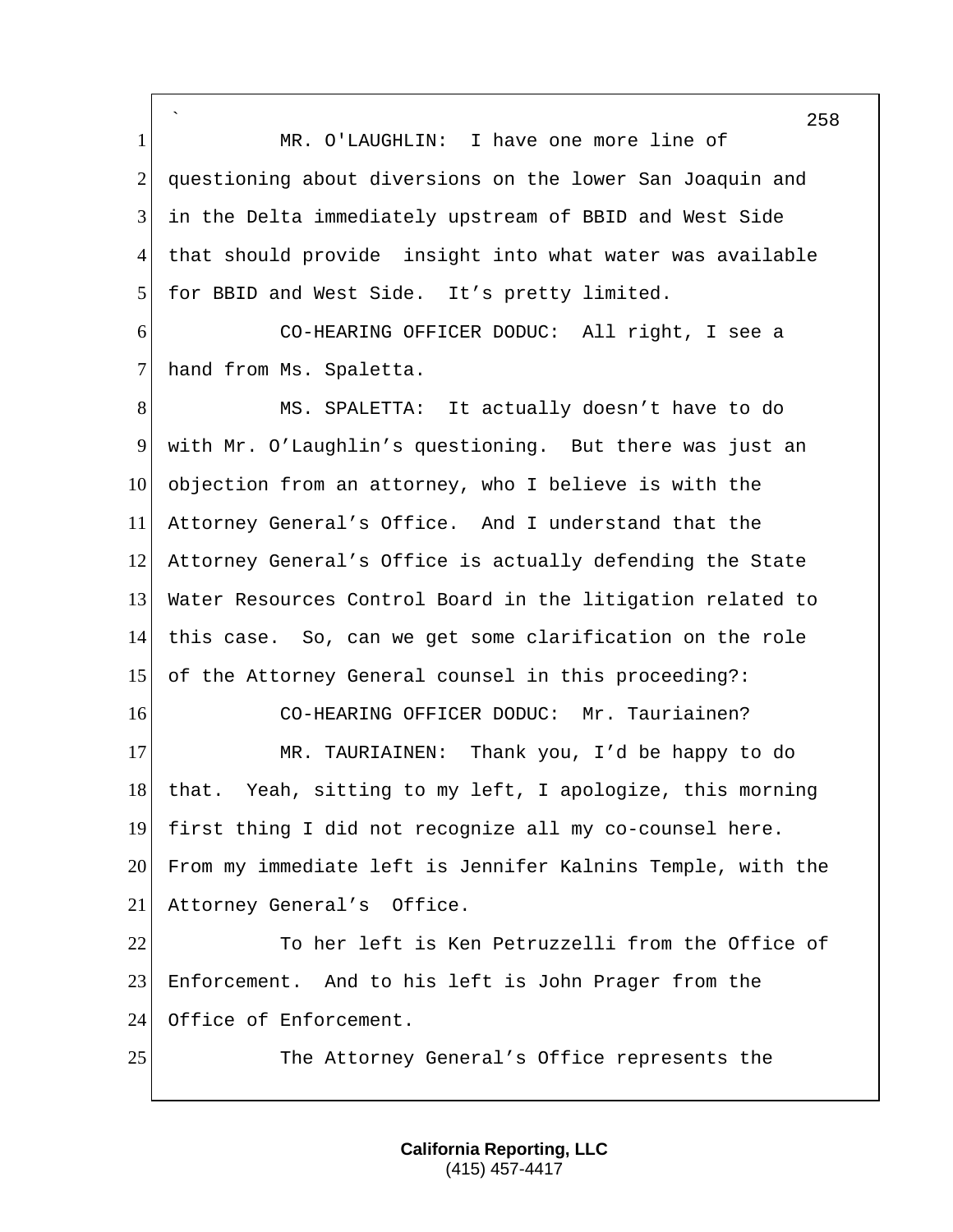MR. O'LAUGHLIN: I have one more line of questioning about diversions on the lower San Joaquin and in the Delta immediately upstream of BBID and West Side that should provide insight into what water was available for BBID and West Side. It's pretty limited.

CO-HEARING OFFICER DODUC: All right, I see a hand from Ms. Spaletta.

MS. SPALETTA: It actually doesn't have to do with Mr. O'Laughlin's questioning. But there was just an objection from an attorney, who I believe is with the Attorney General's Office. And I understand that the Attorney General's Office is actually defending the State Water Resources Control Board in the litigation related to this case. So, can we get some clarification on the role of the Attorney General counsel in this proceeding?:

CO-HEARING OFFICER DODUC: Mr. Tauriainen?

MR. TAURIAINEN: Thank you, I'd be happy to do that. Yeah, sitting to my left, I apologize, this morning first thing I did not recognize all my co-counsel here. From my immediate left is Jennifer Kalnins Temple, with the Attorney General's Office.

To her left is Ken Petruzzelli from the Office of Enforcement. And to his left is John Prager from the Office of Enforcement.

The Attorney General's Office represents the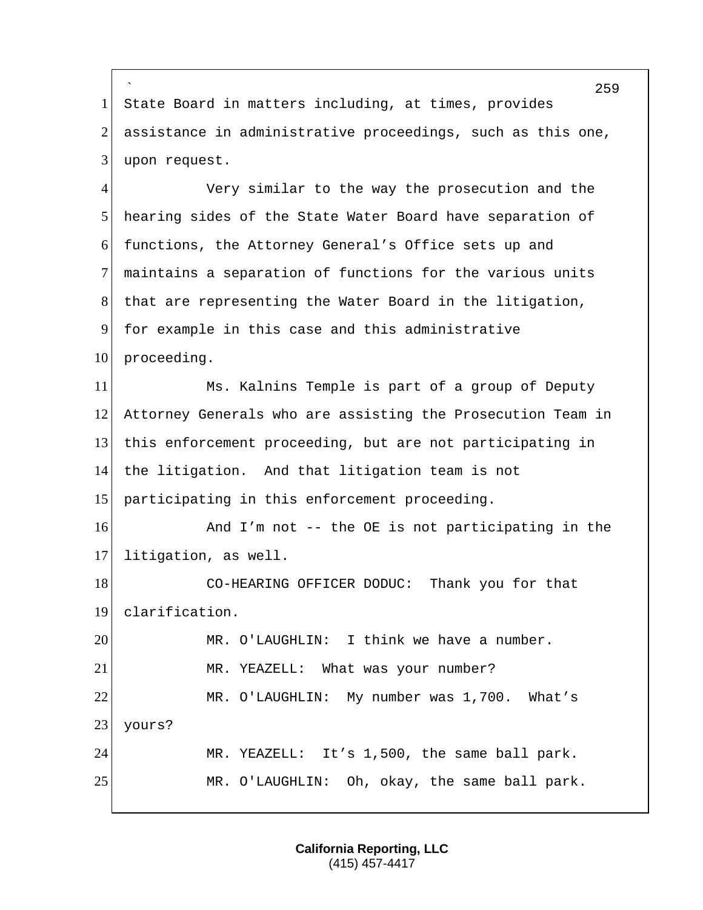State Board in matters including, at times, provides assistance in administrative proceedings, such as this one, upon request.

Very similar to the way the prosecution and the hearing sides of the State Water Board have separation of functions, the Attorney General's Office sets up and maintains a separation of functions for the various units that are representing the Water Board in the litigation, for example in this case and this administrative proceeding.

Ms. Kalnins Temple is part of a group of Deputy Attorney Generals who are assisting the Prosecution Team in this enforcement proceeding, but are not participating in the litigation. And that litigation team is not participating in this enforcement proceeding.

And I'm not -- the OE is not participating in the litigation, as well.

CO-HEARING OFFICER DODUC: Thank you for that clarification.

MR. O'LAUGHLIN: I think we have a number.

MR. YEAZELL: What was your number?

MR. O'LAUGHLIN: My number was 1,700. What's yours?

MR. YEAZELL: It's 1,500, the same ball park.

MR. O'LAUGHLIN: Oh, okay, the same ball park.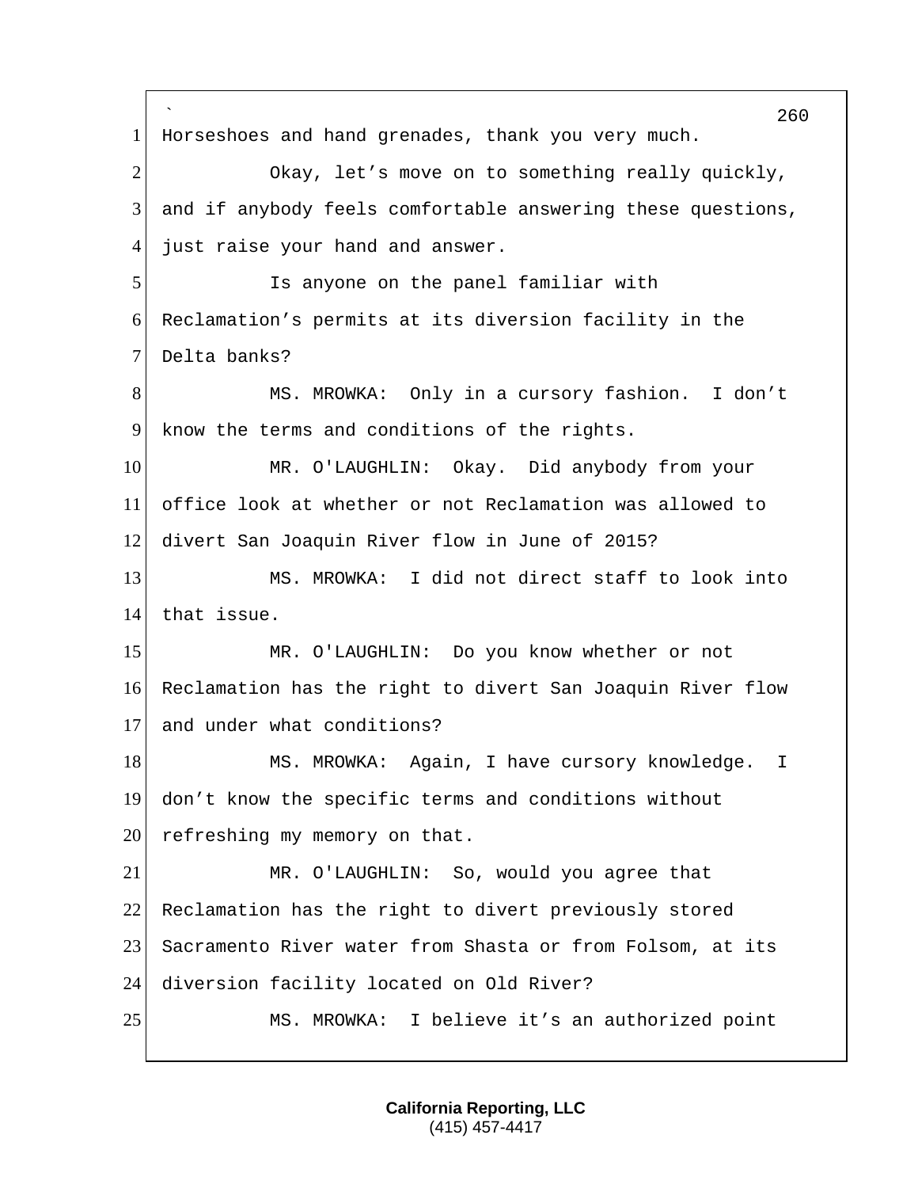Horseshoes and hand grenades, thank you very much.

Okay, let's move on to something really quickly, and if anybody feels comfortable answering these questions, just raise your hand and answer.

Is anyone on the panel familiar with Reclamation's permits at its diversion facility in the Delta banks?

MS. MROWKA: Only in a cursory fashion. I don't know the terms and conditions of the rights.

MR. O'LAUGHLIN: Okay. Did anybody from your office look at whether or not Reclamation was allowed to divert San Joaquin River flow in June of 2015?

MS. MROWKA: I did not direct staff to look into that issue.

MR. O'LAUGHLIN: Do you know whether or not Reclamation has the right to divert San Joaquin River flow and under what conditions?

MS. MROWKA: Again, I have cursory knowledge. I don't know the specific terms and conditions without refreshing my memory on that.

MR. O'LAUGHLIN: So, would you agree that Reclamation has the right to divert previously stored Sacramento River water from Shasta or from Folsom, at its diversion facility located on Old River?

MS. MROWKA: I believe it's an authorized point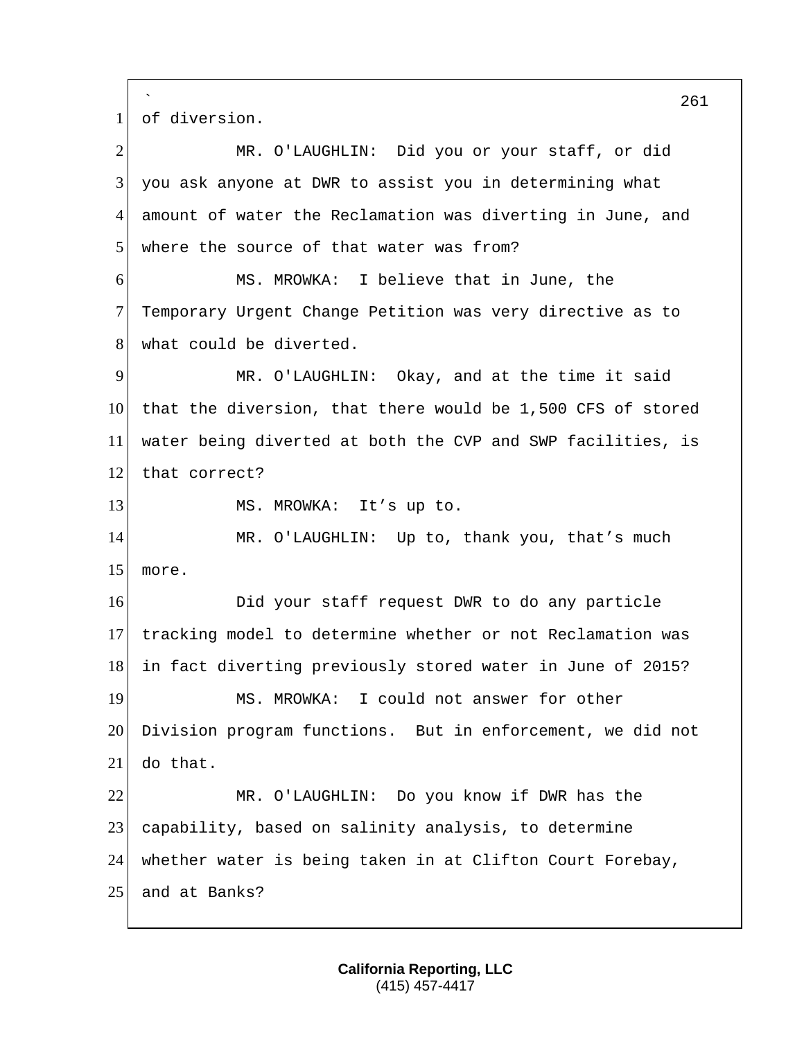of diversion.

MR. O'LAUGHLIN: Did you or your staff, or did you ask anyone at DWR to assist you in determining what amount of water the Reclamation was diverting in June, and where the source of that water was from?

MS. MROWKA: I believe that in June, the Temporary Urgent Change Petition was very directive as to what could be diverted.

MR. O'LAUGHLIN: Okay, and at the time it said that the diversion, that there would be 1,500 CFS of stored water being diverted at both the CVP and SWP facilities, is that correct?

MS. MROWKA: It's up to.

MR. O'LAUGHLIN: Up to, thank you, that's much more.

Did your staff request DWR to do any particle tracking model to determine whether or not Reclamation was in fact diverting previously stored water in June of 2015?

MS. MROWKA: I could not answer for other Division program functions. But in enforcement, we did not do that.

MR. O'LAUGHLIN: Do you know if DWR has the capability, based on salinity analysis, to determine whether water is being taken in at Clifton Court Forebay, and at Banks?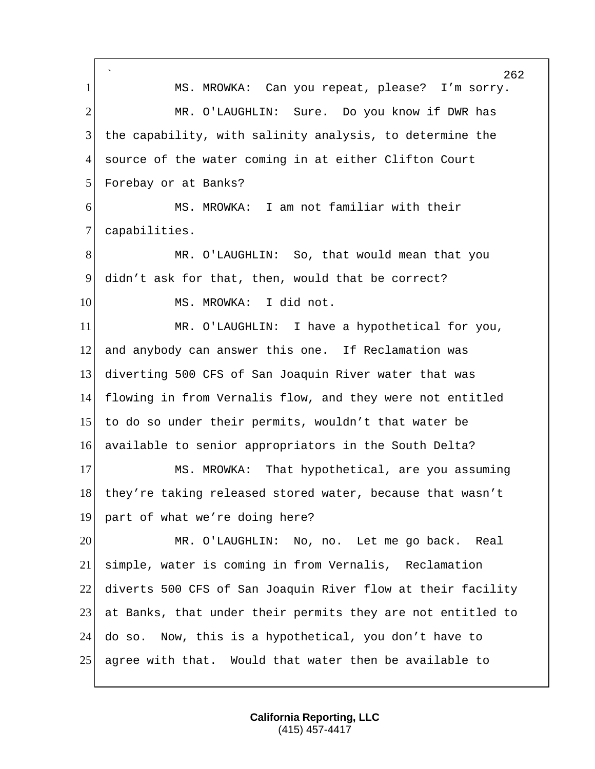MS. MROWKA: Can you repeat, please? I'm sorry.

MR. O'LAUGHLIN: Sure. Do you know if DWR has the capability, with salinity analysis, to determine the source of the water coming in at either Clifton Court Forebay or at Banks?

MS. MROWKA: I am not familiar with their capabilities.

MR. O'LAUGHLIN: So, that would mean that you didn't ask for that, then, would that be correct?

MS. MROWKA: I did not.

MR. O'LAUGHLIN: I have a hypothetical for you, and anybody can answer this one. If Reclamation was diverting 500 CFS of San Joaquin River water that was flowing in from Vernalis flow, and they were not entitled to do so under their permits, wouldn't that water be available to senior appropriators in the South Delta?

MS. MROWKA: That hypothetical, are you assuming they're taking released stored water, because that wasn't part of what we're doing here?

MR. O'LAUGHLIN: No, no. Let me go back. Real simple, water is coming in from Vernalis, Reclamation diverts 500 CFS of San Joaquin River flow at their facility at Banks, that under their permits they are not entitled to do so. Now, this is a hypothetical, you don't have to agree with that. Would that water then be available to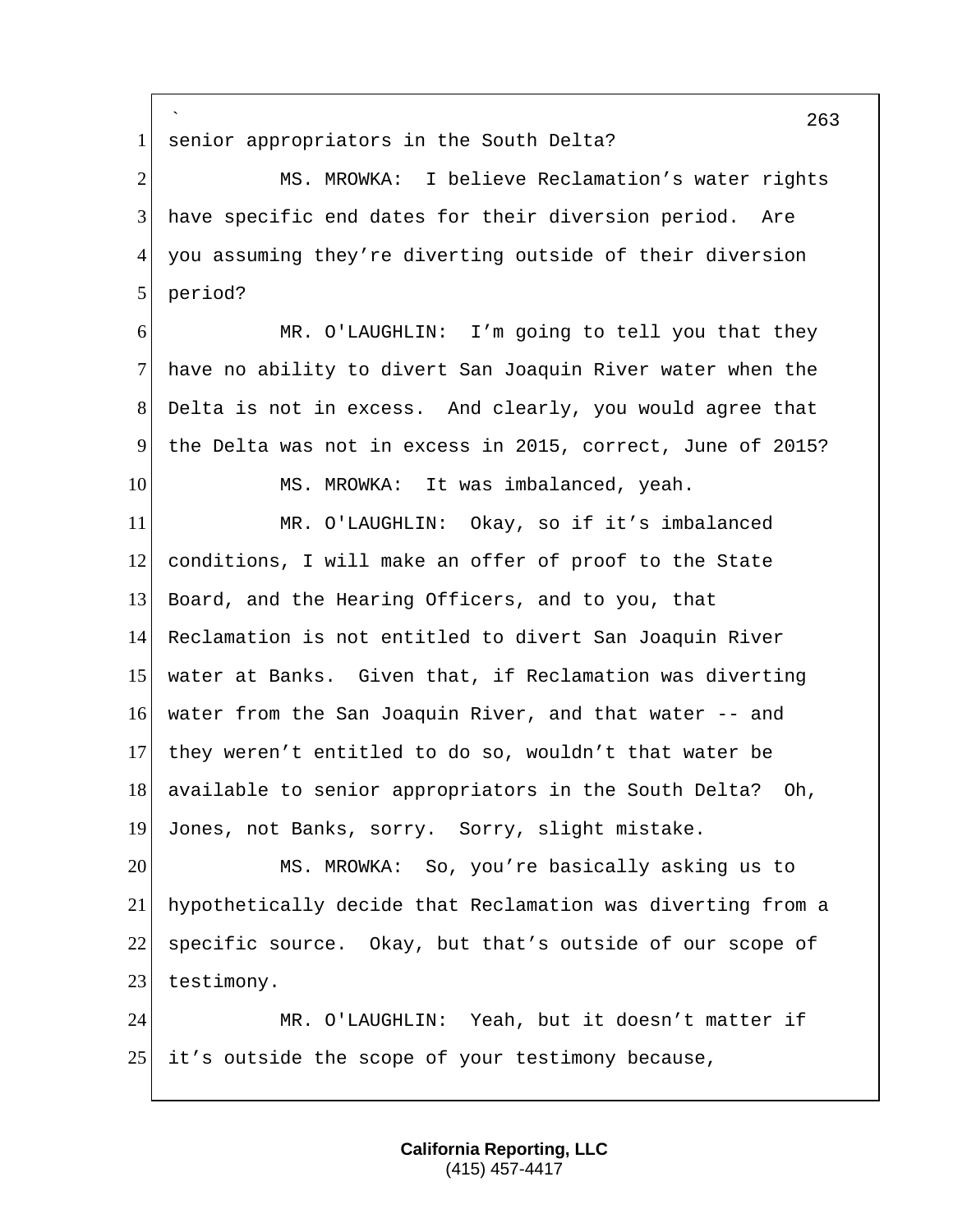senior appropriators in the South Delta?

MS. MROWKA: I believe Reclamation's water rights have specific end dates for their diversion period. Are you assuming they're diverting outside of their diversion period?

MR. O'LAUGHLIN: I'm going to tell you that they have no ability to divert San Joaquin River water when the Delta is not in excess. And clearly, you would agree that the Delta was not in excess in 2015, correct, June of 2015?

MS. MROWKA: It was imbalanced, yeah.

MR. O'LAUGHLIN: Okay, so if it's imbalanced conditions, I will make an offer of proof to the State Board, and the Hearing Officers, and to you, that Reclamation is not entitled to divert San Joaquin River water at Banks. Given that, if Reclamation was diverting water from the San Joaquin River, and that water -- and they weren't entitled to do so, wouldn't that water be available to senior appropriators in the South Delta? Oh, Jones, not Banks, sorry. Sorry, slight mistake.

MS. MROWKA: So, you're basically asking us to hypothetically decide that Reclamation was diverting from a specific source. Okay, but that's outside of our scope of testimony.

MR. O'LAUGHLIN: Yeah, but it doesn't matter if it's outside the scope of your testimony because,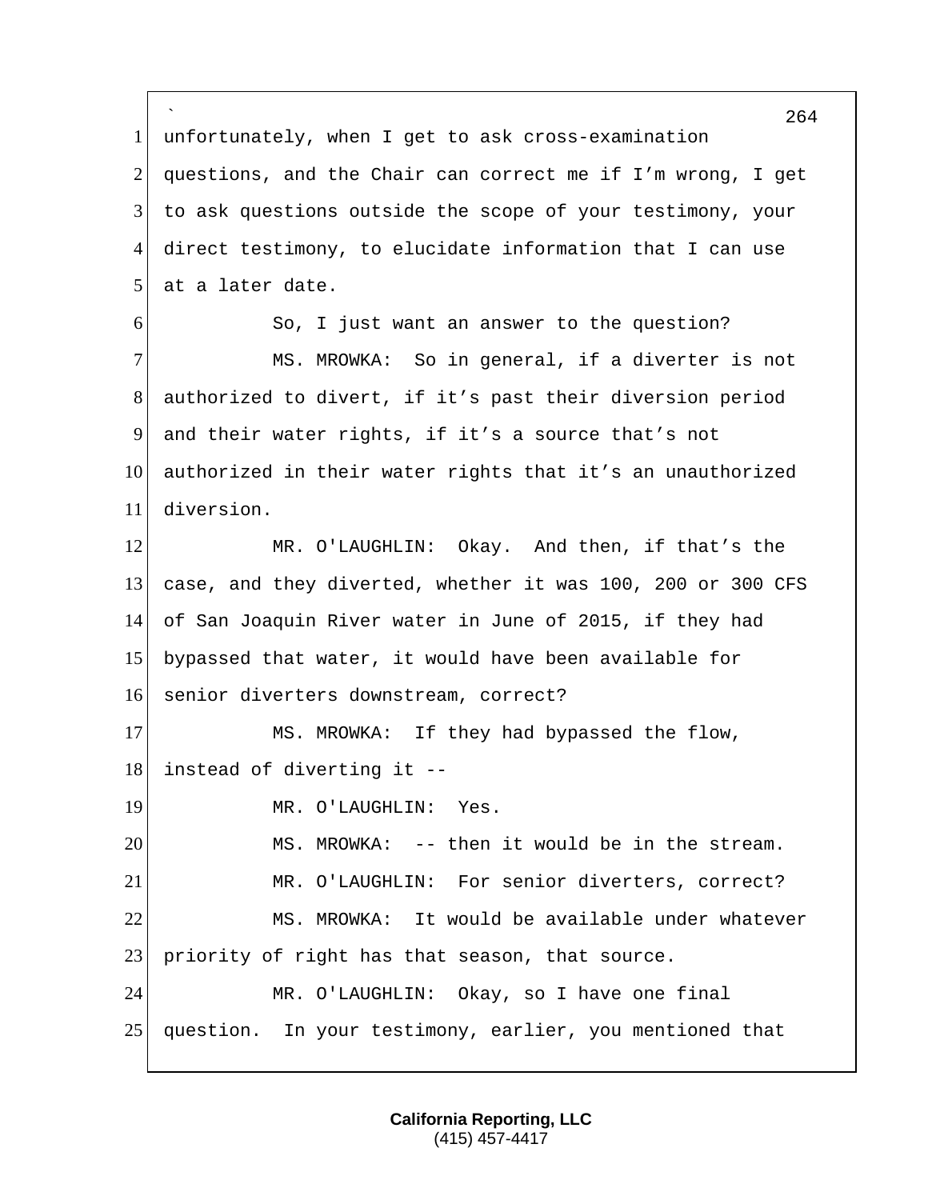unfortunately, when I get to ask cross-examination questions, and the Chair can correct me if I'm wrong, I get to ask questions outside the scope of your testimony, your direct testimony, to elucidate information that I can use at a later date.

So, I just want an answer to the question?

MS. MROWKA: So in general, if a diverter is not authorized to divert, if it's past their diversion period and their water rights, if it's a source that's not authorized in their water rights that it's an unauthorized diversion.

MR. O'LAUGHLIN: Okay. And then, if that's the case, and they diverted, whether it was 100, 200 or 300 CFS of San Joaquin River water in June of 2015, if they had bypassed that water, it would have been available for senior diverters downstream, correct?

MS. MROWKA: If they had bypassed the flow, instead of diverting it --

MR. O'LAUGHLIN: Yes.

MS. MROWKA: -- then it would be in the stream.

MR. O'LAUGHLIN: For senior diverters, correct?

MS. MROWKA: It would be available under whatever priority of right has that season, that source.

MR. O'LAUGHLIN: Okay, so I have one final question. In your testimony, earlier, you mentioned that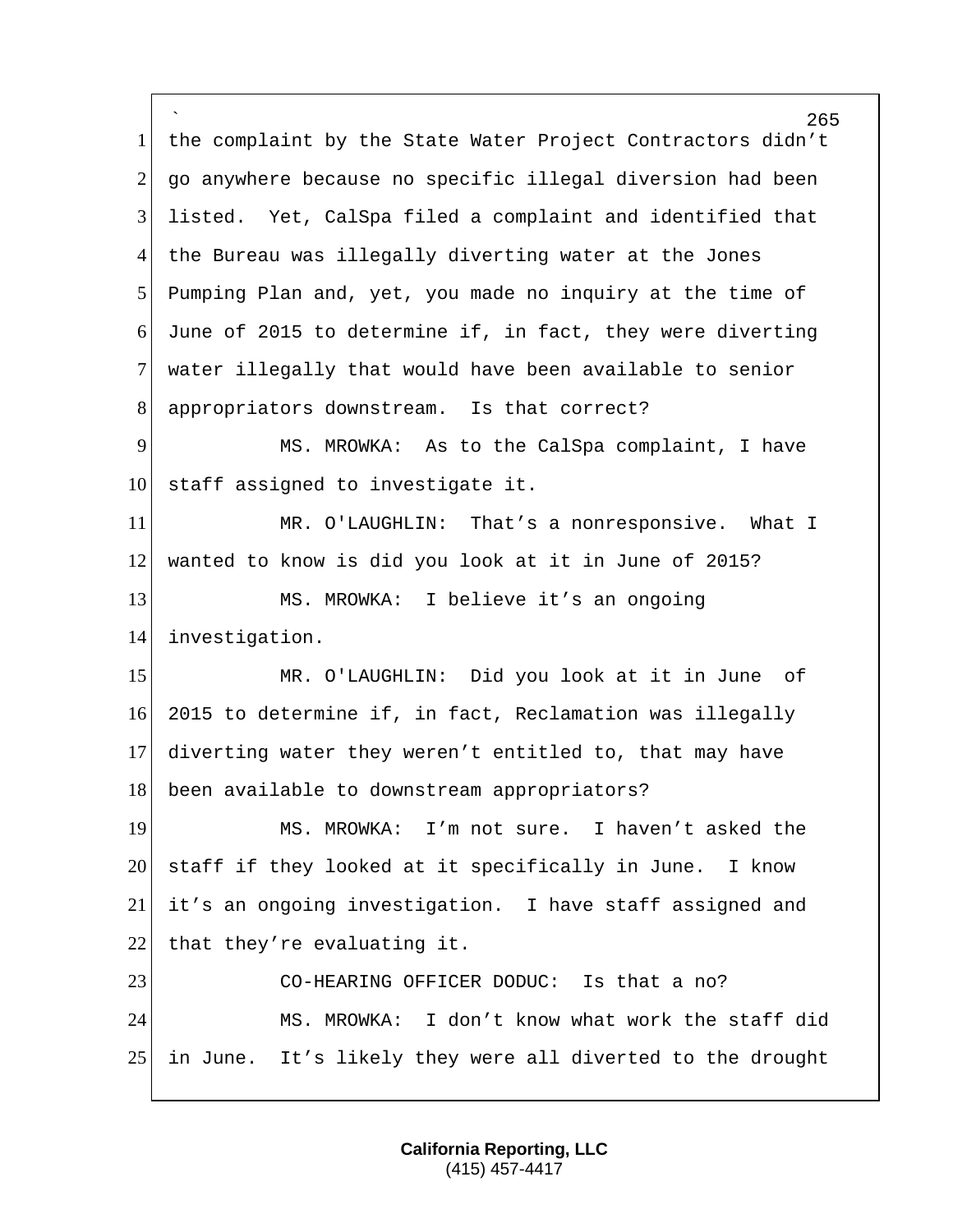the complaint by the State Water Project Contractors didn't go anywhere because no specific illegal diversion had been listed. Yet, CalSpa filed a complaint and identified that the Bureau was illegally diverting water at the Jones Pumping Plan and, yet, you made no inquiry at the time of June of 2015 to determine if, in fact, they were diverting water illegally that would have been available to senior appropriators downstream. Is that correct?

MS. MROWKA: As to the CalSpa complaint, I have staff assigned to investigate it.

MR. O'LAUGHLIN: That's a nonresponsive. What I wanted to know is did you look at it in June of 2015?

MS. MROWKA: I believe it's an ongoing investigation.

MR. O'LAUGHLIN: Did you look at it in June of 2015 to determine if, in fact, Reclamation was illegally diverting water they weren't entitled to, that may have been available to downstream appropriators?

MS. MROWKA: I'm not sure. I haven't asked the staff if they looked at it specifically in June. I know it's an ongoing investigation. I have staff assigned and that they're evaluating it.

CO-HEARING OFFICER DODUC: Is that a no?

MS. MROWKA: I don't know what work the staff did in June. It's likely they were all diverted to the drought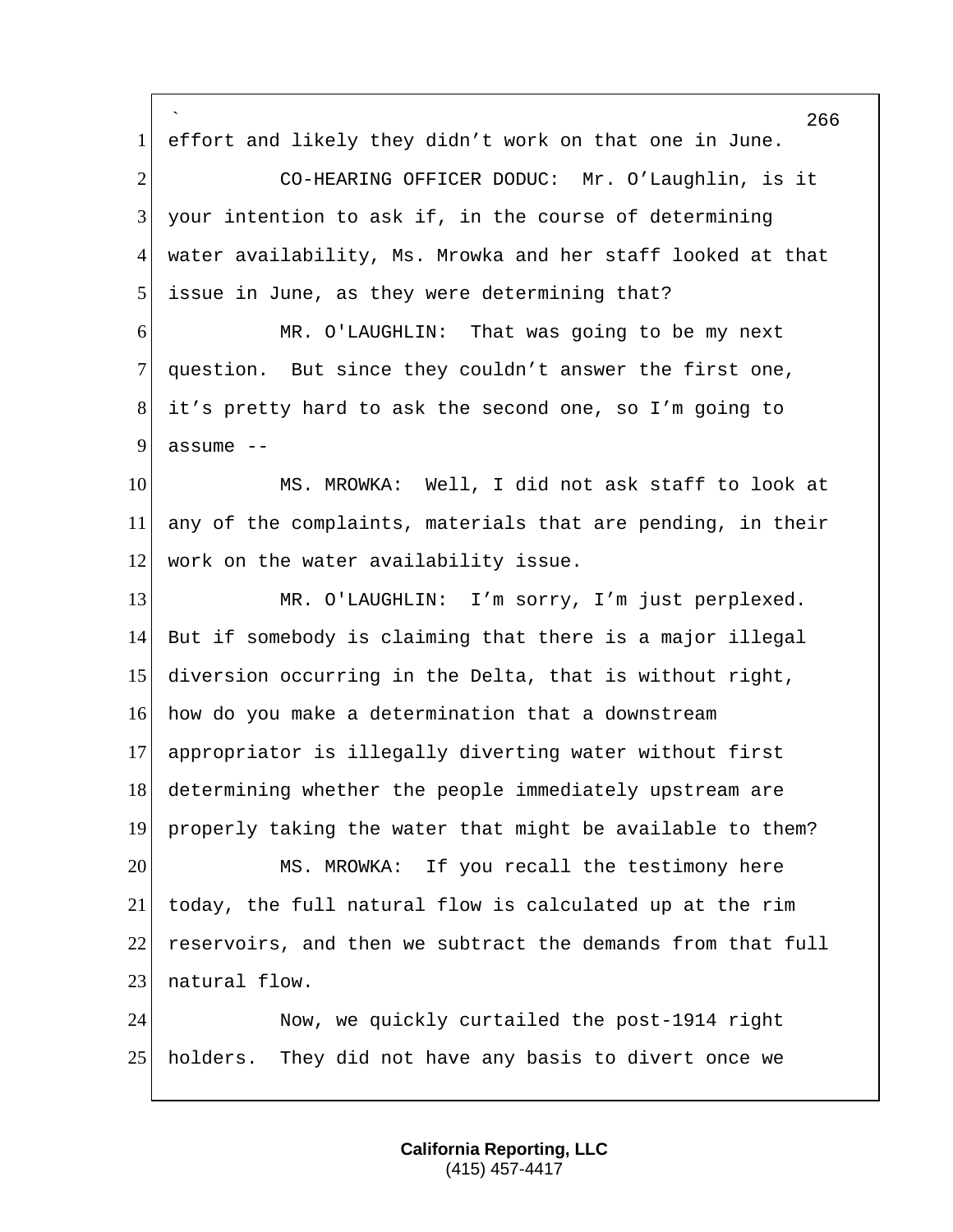effort and likely they didn't work on that one in June.

CO-HEARING OFFICER DODUC: Mr. O'Laughlin, is it your intention to ask if, in the course of determining water availability, Ms. Mrowka and her staff looked at that issue in June, as they were determining that?

MR. O'LAUGHLIN: That was going to be my next question. But since they couldn't answer the first one, it's pretty hard to ask the second one, so I'm going to assume --

MS. MROWKA: Well, I did not ask staff to look at any of the complaints, materials that are pending, in their work on the water availability issue.

MR. O'LAUGHLIN: I'm sorry, I'm just perplexed. But if somebody is claiming that there is a major illegal diversion occurring in the Delta, that is without right, how do you make a determination that a downstream appropriator is illegally diverting water without first determining whether the people immediately upstream are properly taking the water that might be available to them?

MS. MROWKA: If you recall the testimony here today, the full natural flow is calculated up at the rim reservoirs, and then we subtract the demands from that full natural flow.

Now, we quickly curtailed the post-1914 right holders. They did not have any basis to divert once we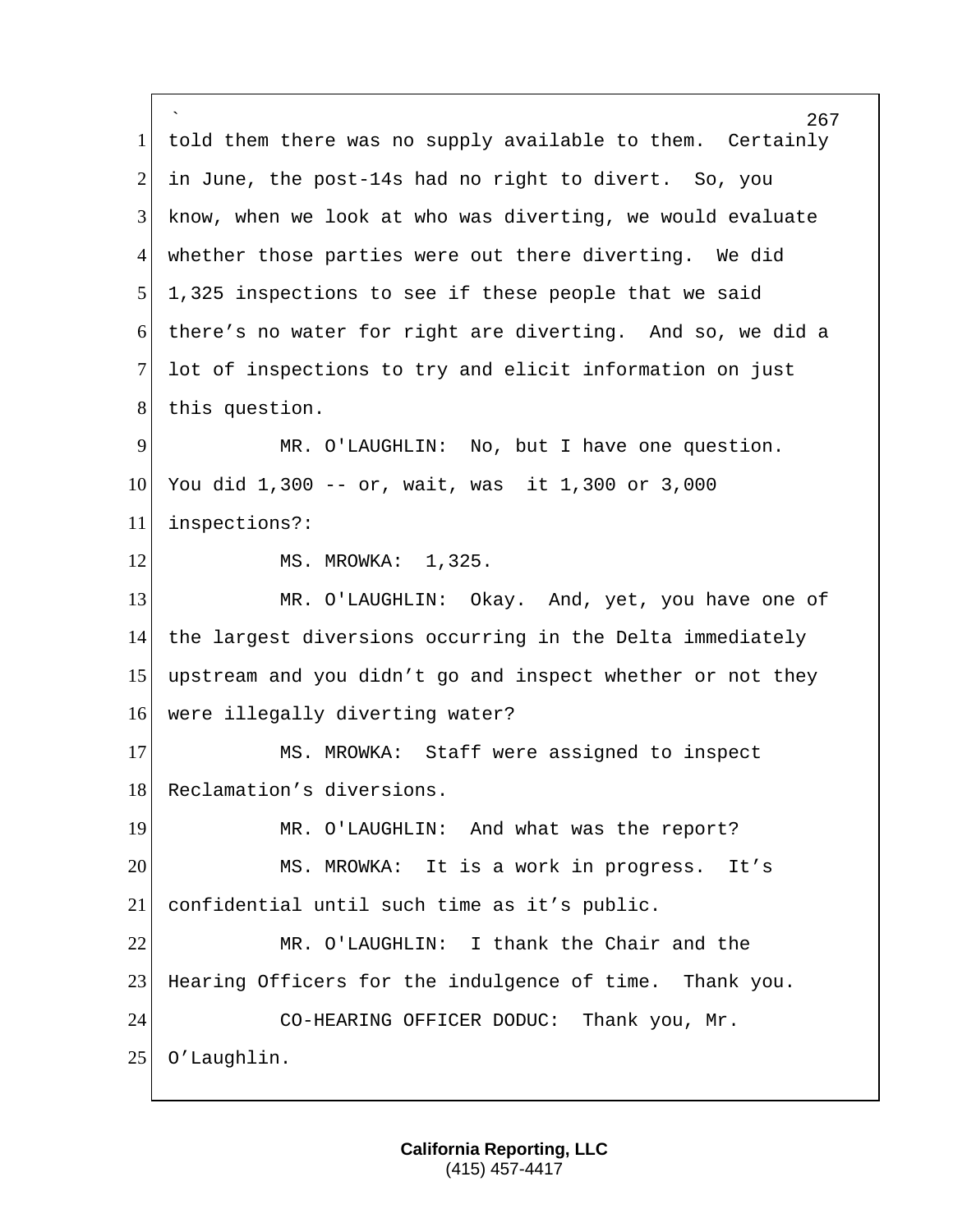told them there was no supply available to them. Certainly in June, the post-14s had no right to divert. So, you know, when we look at who was diverting, we would evaluate whether those parties were out there diverting. We did 1,325 inspections to see if these people that we said there's no water for right are diverting. And so, we did a lot of inspections to try and elicit information on just this question.

MR. O'LAUGHLIN: No, but I have one question. You did 1,300 -- or, wait, was it 1,300 or 3,000 inspections?:

MS. MROWKA: 1,325.

MR. O'LAUGHLIN: Okay. And, yet, you have one of the largest diversions occurring in the Delta immediately upstream and you didn't go and inspect whether or not they were illegally diverting water?

MS. MROWKA: Staff were assigned to inspect Reclamation's diversions.

MR. O'LAUGHLIN: And what was the report?

MS. MROWKA: It is a work in progress. It's confidential until such time as it's public.

MR. O'LAUGHLIN: I thank the Chair and the Hearing Officers for the indulgence of time. Thank you.

CO-HEARING OFFICER DODUC: Thank you, Mr. O'Laughlin.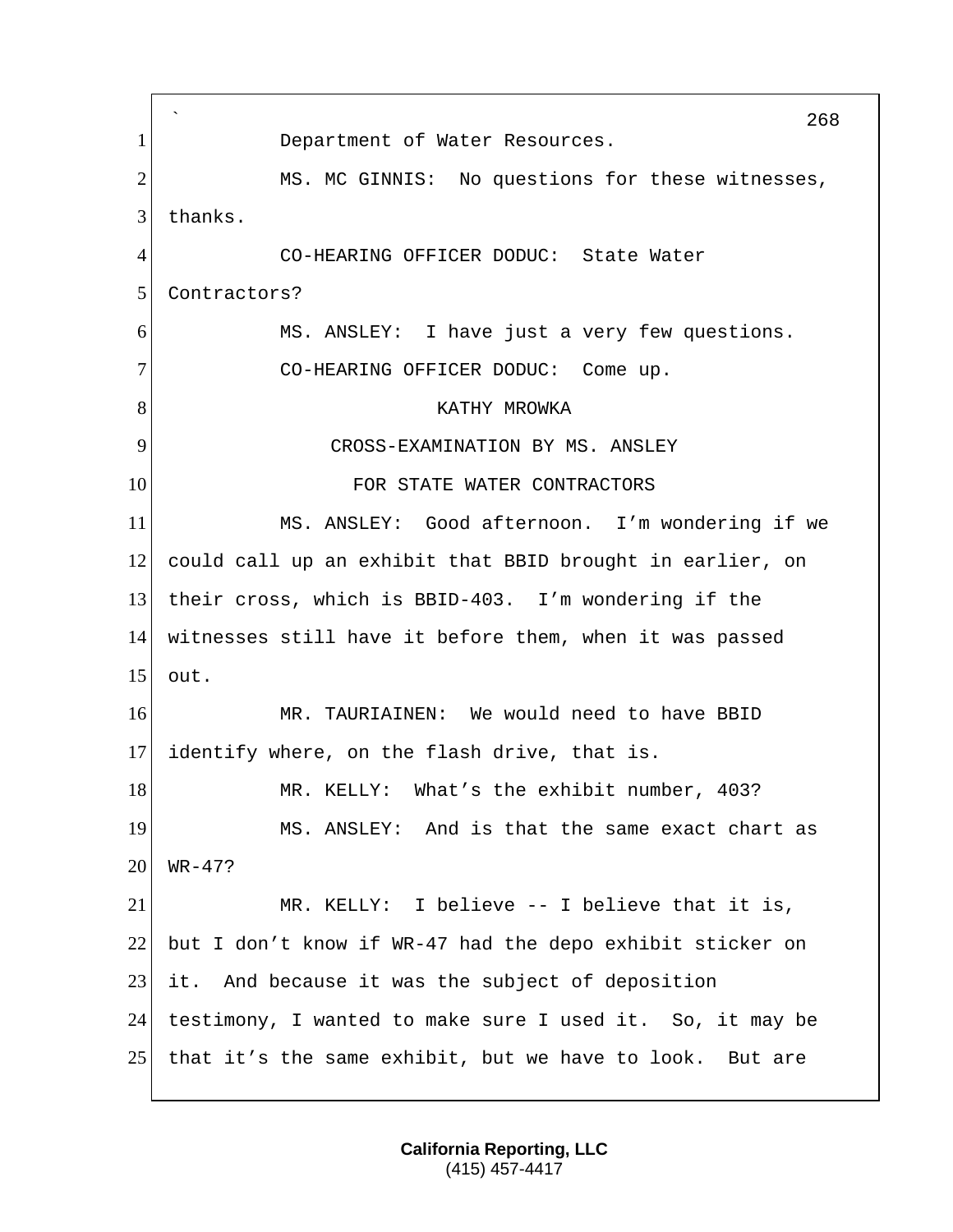Department of Water Resources.

MS. MC GINNIS: No questions for these witnesses, thanks.

CO-HEARING OFFICER DODUC: State Water Contractors?

MS. ANSLEY: I have just a very few questions.

CO-HEARING OFFICER DODUC: Come up.

KATHY MROWKA

CROSS-EXAMINATION BY MS. ANSLEY

FOR STATE WATER CONTRACTORS

MS. ANSLEY: Good afternoon. I'm wondering if we could call up an exhibit that BBID brought in earlier, on their cross, which is BBID-403. I'm wondering if the witnesses still have it before them, when it was passed out.

MR. TAURIAINEN: We would need to have BBID identify where, on the flash drive, that is.

MR. KELLY: What's the exhibit number, 403?

MS. ANSLEY: And is that the same exact chart as WR-47?

MR. KELLY: I believe -- I believe that it is, but I don't know if WR-47 had the depo exhibit sticker on it. And because it was the subject of deposition testimony, I wanted to make sure I used it. So, it may be that it's the same exhibit, but we have to look. But are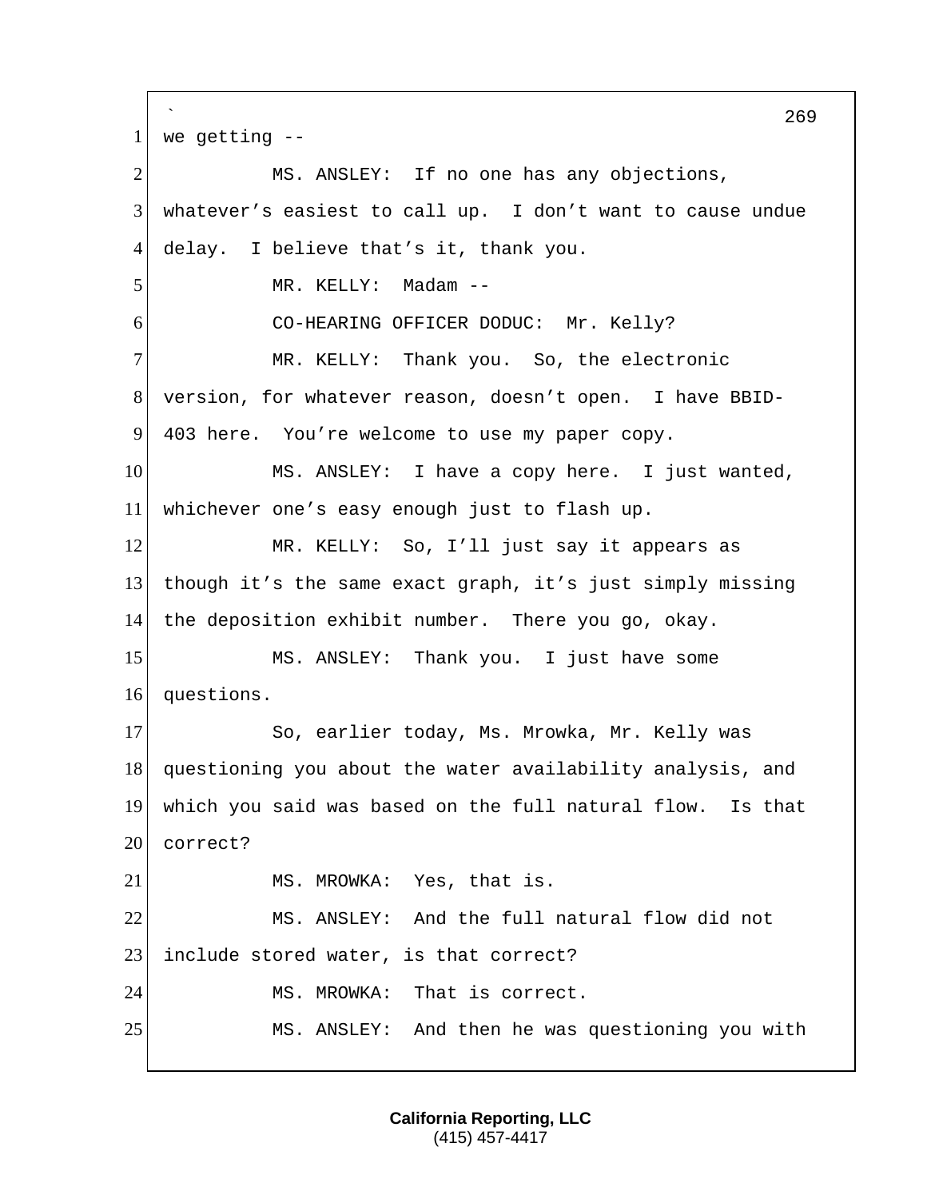we getting --

MS. ANSLEY: If no one has any objections, whatever's easiest to call up. I don't want to cause undue delay. I believe that's it, thank you.

MR. KELLY: Madam --

CO-HEARING OFFICER DODUC: Mr. Kelly?

MR. KELLY: Thank you. So, the electronic version, for whatever reason, doesn't open. I have BBID-403 here. You're welcome to use my paper copy.

MS. ANSLEY: I have a copy here. I just wanted, whichever one's easy enough just to flash up.

MR. KELLY: So, I'll just say it appears as though it's the same exact graph, it's just simply missing the deposition exhibit number. There you go, okay.

MS. ANSLEY: Thank you. I just have some questions.

So, earlier today, Ms. Mrowka, Mr. Kelly was questioning you about the water availability analysis, and which you said was based on the full natural flow. Is that correct?

MS. MROWKA: Yes, that is.

MS. ANSLEY: And the full natural flow did not include stored water, is that correct?

MS. MROWKA: That is correct.

MS. ANSLEY: And then he was questioning you with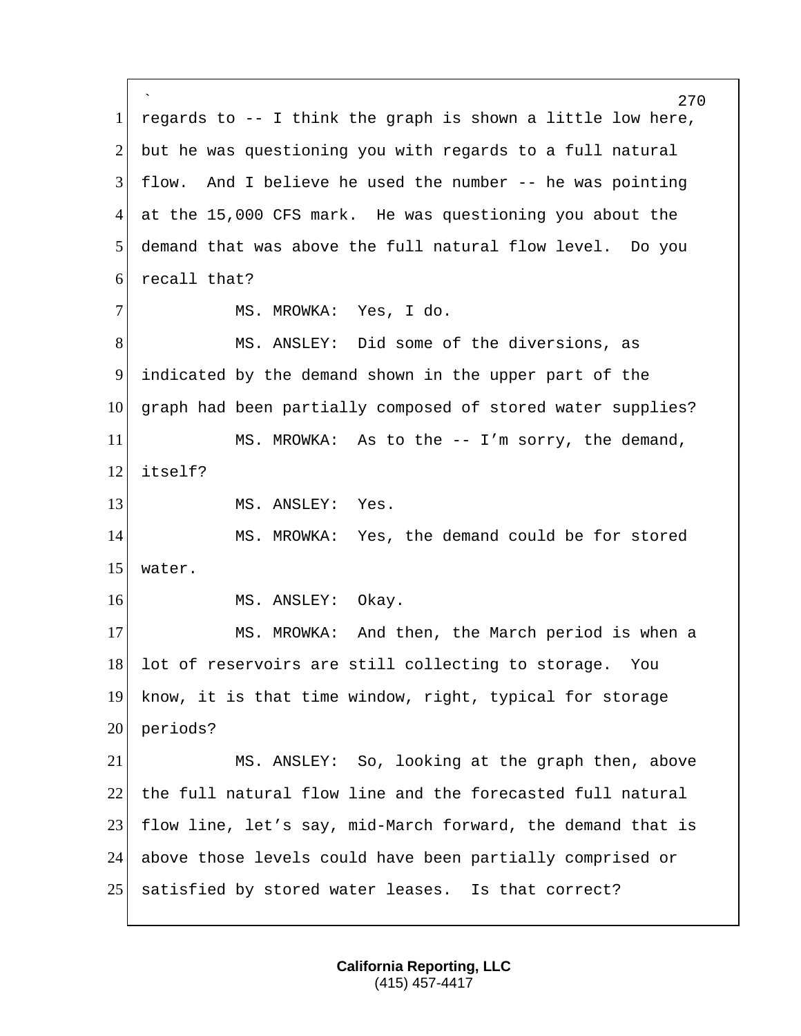regards to -- I think the graph is shown a little low here, but he was questioning you with regards to a full natural flow. And I believe he used the number -- he was pointing at the 15,000 CFS mark. He was questioning you about the demand that was above the full natural flow level. Do you recall that?

MS. MROWKA: Yes, I do.

MS. ANSLEY: Did some of the diversions, as indicated by the demand shown in the upper part of the graph had been partially composed of stored water supplies?

MS. MROWKA: As to the -- I'm sorry, the demand, itself?

MS. ANSLEY: Yes.

MS. MROWKA: Yes, the demand could be for stored water.

MS. ANSLEY: Okay.

MS. MROWKA: And then, the March period is when a lot of reservoirs are still collecting to storage. You know, it is that time window, right, typical for storage periods?

MS. ANSLEY: So, looking at the graph then, above the full natural flow line and the forecasted full natural flow line, let's say, mid-March forward, the demand that is above those levels could have been partially comprised or satisfied by stored water leases. Is that correct?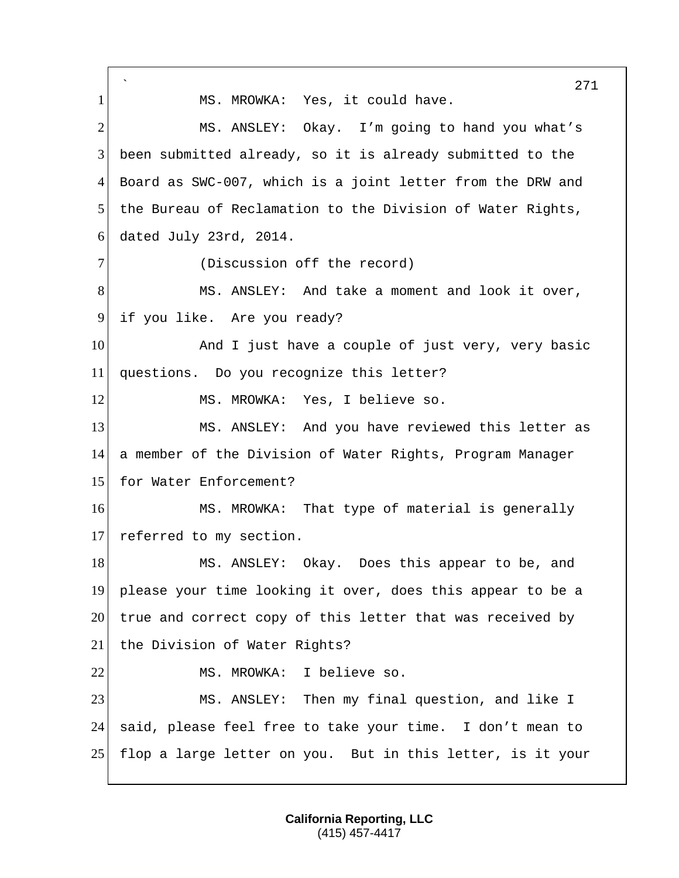MS. MROWKA: Yes, it could have.

MS. ANSLEY: Okay. I'm going to hand you what's been submitted already, so it is already submitted to the Board as SWC-007, which is a joint letter from the DRW and the Bureau of Reclamation to the Division of Water Rights, dated July 23rd, 2014.

(Discussion off the record)

MS. ANSLEY: And take a moment and look it over, if you like. Are you ready?

And I just have a couple of just very, very basic questions. Do you recognize this letter?

MS. MROWKA: Yes, I believe so.

MS. ANSLEY: And you have reviewed this letter as a member of the Division of Water Rights, Program Manager for Water Enforcement?

MS. MROWKA: That type of material is generally referred to my section.

MS. ANSLEY: Okay. Does this appear to be, and please your time looking it over, does this appear to be a true and correct copy of this letter that was received by the Division of Water Rights?

MS. MROWKA: I believe so.

MS. ANSLEY: Then my final question, and like I said, please feel free to take your time. I don't mean to flop a large letter on you. But in this letter, is it your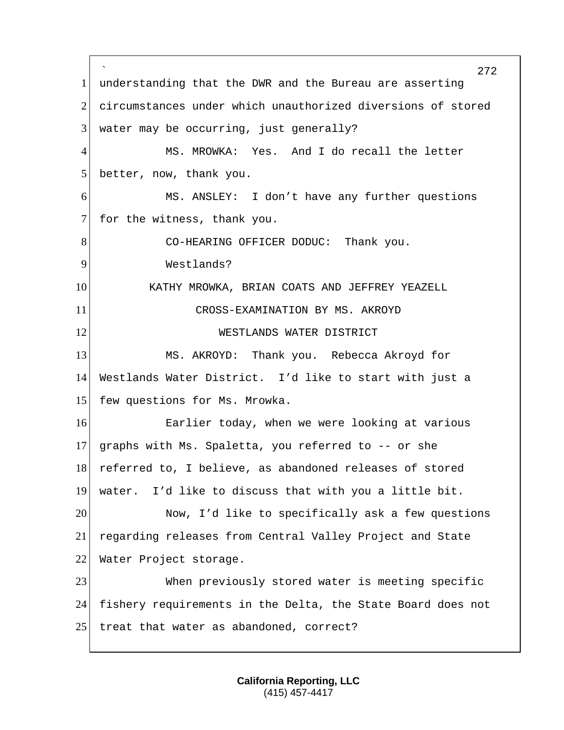understanding that the DWR and the Bureau are asserting circumstances under which unauthorized diversions of stored water may be occurring, just generally?

MS. MROWKA: Yes. And I do recall the letter better, now, thank you.

MS. ANSLEY: I don't have any further questions for the witness, thank you.

CO-HEARING OFFICER DODUC: Thank you.

Westlands?

KATHY MROWKA, BRIAN COATS AND JEFFREY YEAZELL

CROSS-EXAMINATION BY MS. AKROYD

WESTLANDS WATER DISTRICT

MS. AKROYD: Thank you. Rebecca Akroyd for Westlands Water District. I'd like to start with just a few questions for Ms. Mrowka.

Earlier today, when we were looking at various graphs with Ms. Spaletta, you referred to -- or she referred to, I believe, as abandoned releases of stored water. I'd like to discuss that with you a little bit.

Now, I'd like to specifically ask a few questions regarding releases from Central Valley Project and State Water Project storage.

When previously stored water is meeting specific fishery requirements in the Delta, the State Board does not treat that water as abandoned, correct?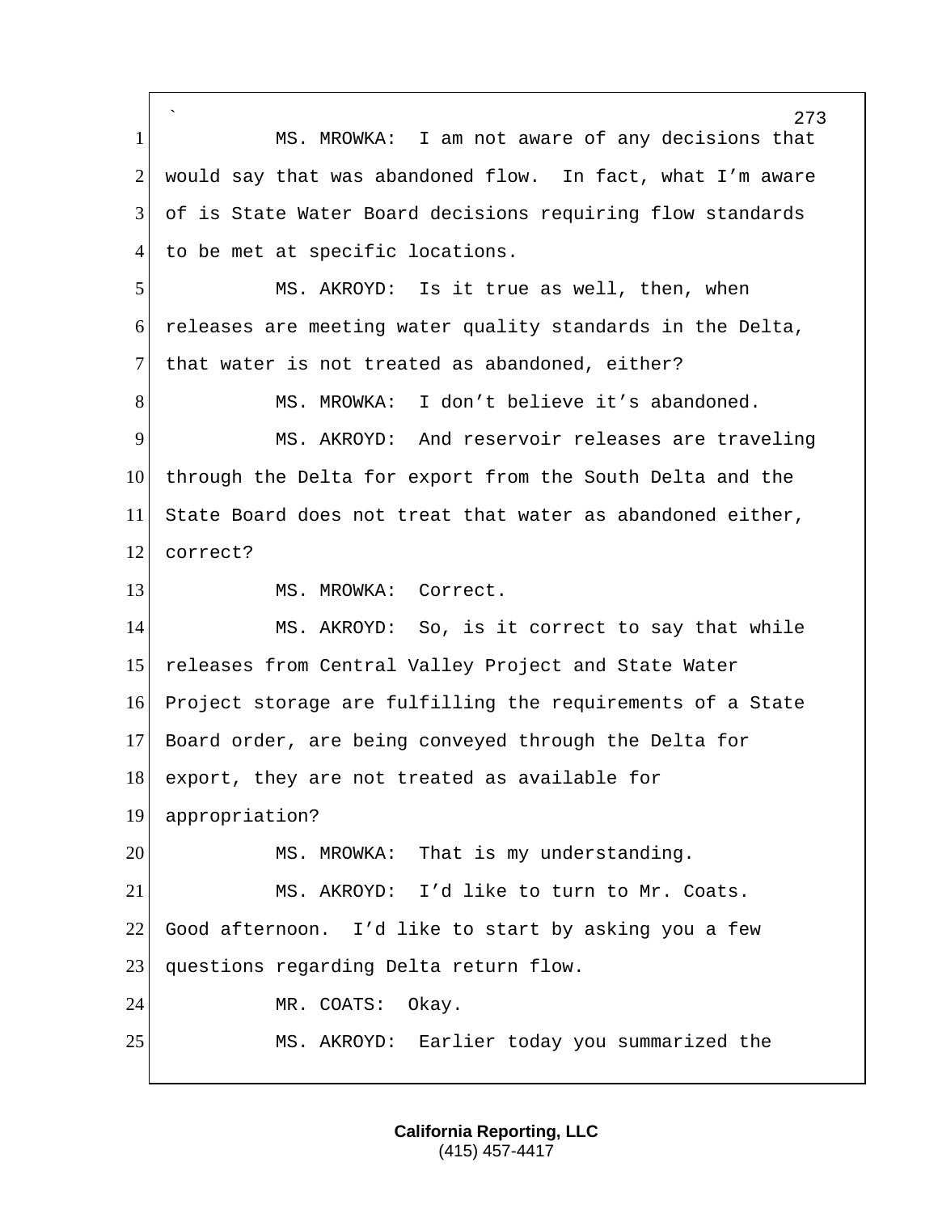MS. MROWKA: I am not aware of any decisions that would say that was abandoned flow. In fact, what I'm aware of is State Water Board decisions requiring flow standards to be met at specific locations.

MS. AKROYD: Is it true as well, then, when releases are meeting water quality standards in the Delta, that water is not treated as abandoned, either?

MS. MROWKA: I don't believe it's abandoned.

MS. AKROYD: And reservoir releases are traveling through the Delta for export from the South Delta and the State Board does not treat that water as abandoned either, correct?

MS. MROWKA: Correct.

MS. AKROYD: So, is it correct to say that while releases from Central Valley Project and State Water Project storage are fulfilling the requirements of a State Board order, are being conveyed through the Delta for export, they are not treated as available for appropriation?

MS. MROWKA: That is my understanding.

MS. AKROYD: I'd like to turn to Mr. Coats. Good afternoon. I'd like to start by asking you a few questions regarding Delta return flow.

MR. COATS: Okay.

MS. AKROYD: Earlier today you summarized the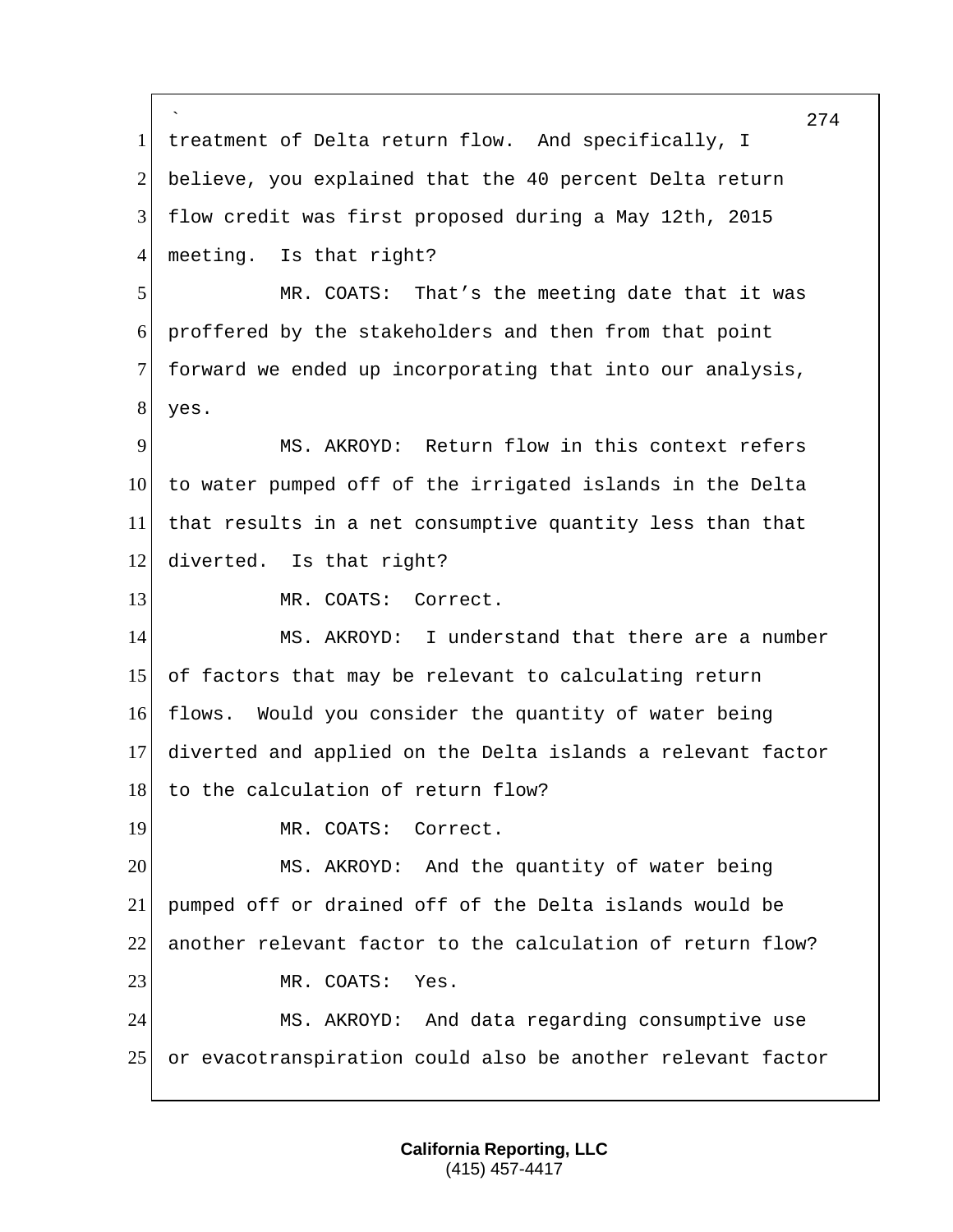treatment of Delta return flow. And specifically, I believe, you explained that the 40 percent Delta return flow credit was first proposed during a May 12th, 2015 meeting. Is that right?

MR. COATS: That's the meeting date that it was proffered by the stakeholders and then from that point forward we ended up incorporating that into our analysis, yes.

MS. AKROYD: Return flow in this context refers to water pumped off of the irrigated islands in the Delta that results in a net consumptive quantity less than that diverted. Is that right?

MR. COATS: Correct.

MS. AKROYD: I understand that there are a number of factors that may be relevant to calculating return flows. Would you consider the quantity of water being diverted and applied on the Delta islands a relevant factor to the calculation of return flow?

MR. COATS: Correct.

MS. AKROYD: And the quantity of water being pumped off or drained off of the Delta islands would be another relevant factor to the calculation of return flow?

MR. COATS: Yes.

MS. AKROYD: And data regarding consumptive use or evacotranspiration could also be another relevant factor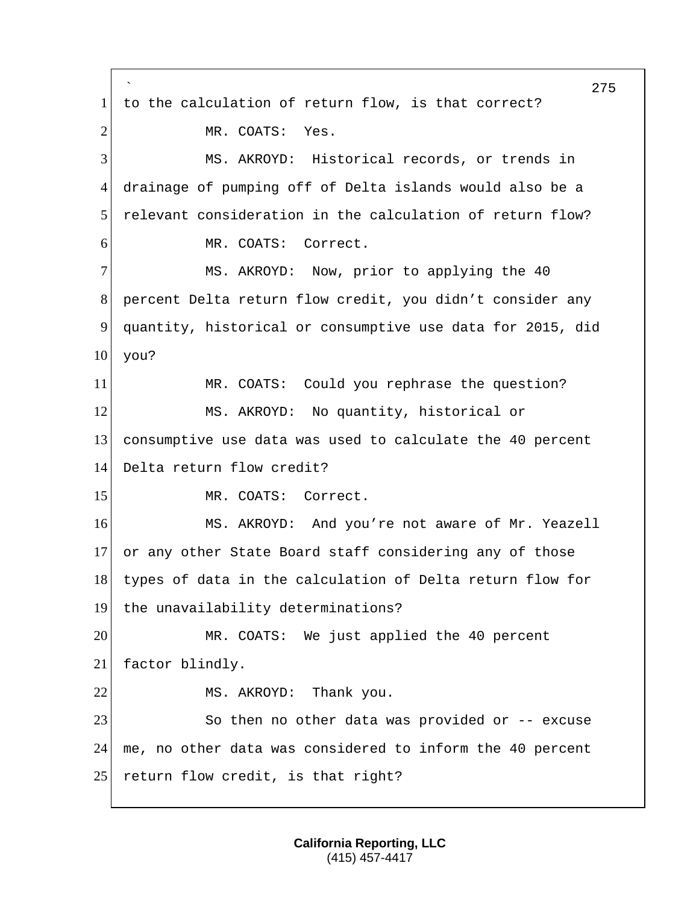to the calculation of return flow, is that correct?

MR. COATS: Yes.

MS. AKROYD: Historical records, or trends in drainage of pumping off of Delta islands would also be a relevant consideration in the calculation of return flow?

MR. COATS: Correct.

MS. AKROYD: Now, prior to applying the 40 percent Delta return flow credit, you didn't consider any quantity, historical or consumptive use data for 2015, did you?

MR. COATS: Could you rephrase the question?

MS. AKROYD: No quantity, historical or consumptive use data was used to calculate the 40 percent Delta return flow credit?

MR. COATS: Correct.

MS. AKROYD: And you're not aware of Mr. Yeazell or any other State Board staff considering any of those types of data in the calculation of Delta return flow for the unavailability determinations?

MR. COATS: We just applied the 40 percent factor blindly.

MS. AKROYD: Thank you.

So then no other data was provided or -- excuse me, no other data was considered to inform the 40 percent return flow credit, is that right?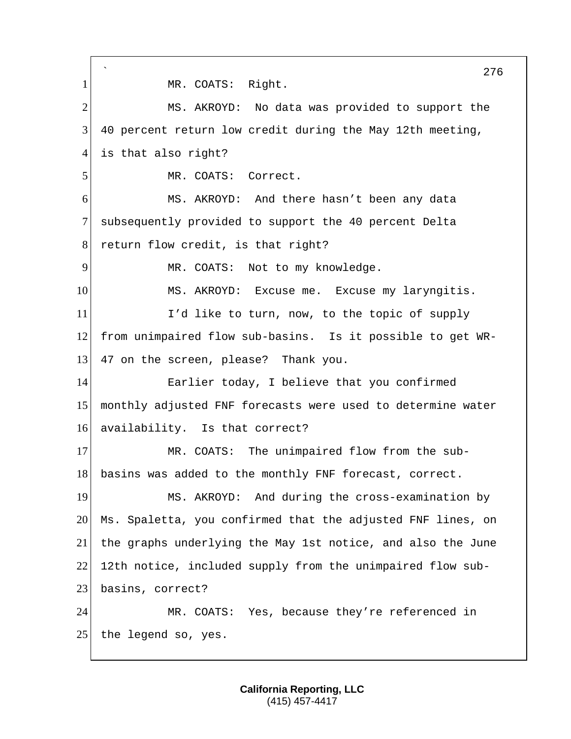MR. COATS: Right.

MS. AKROYD: No data was provided to support the 40 percent return low credit during the May 12th meeting, is that also right?

MR. COATS: Correct.

MS. AKROYD: And there hasn't been any data subsequently provided to support the 40 percent Delta return flow credit, is that right?

MR. COATS: Not to my knowledge.

MS. AKROYD: Excuse me. Excuse my laryngitis.

I'd like to turn, now, to the topic of supply from unimpaired flow sub-basins. Is it possible to get WR-47 on the screen, please? Thank you.

Earlier today, I believe that you confirmed monthly adjusted FNF forecasts were used to determine water availability. Is that correct?

MR. COATS: The unimpaired flow from the sub-basins was added to the monthly FNF forecast, correct.

MS. AKROYD: And during the cross-examination by Ms. Spaletta, you confirmed that the adjusted FNF lines, on the graphs underlying the May 1st notice, and also the June 12th notice, included supply from the unimpaired flow sub-basins, correct?

MR. COATS: Yes, because they're referenced in the legend so, yes.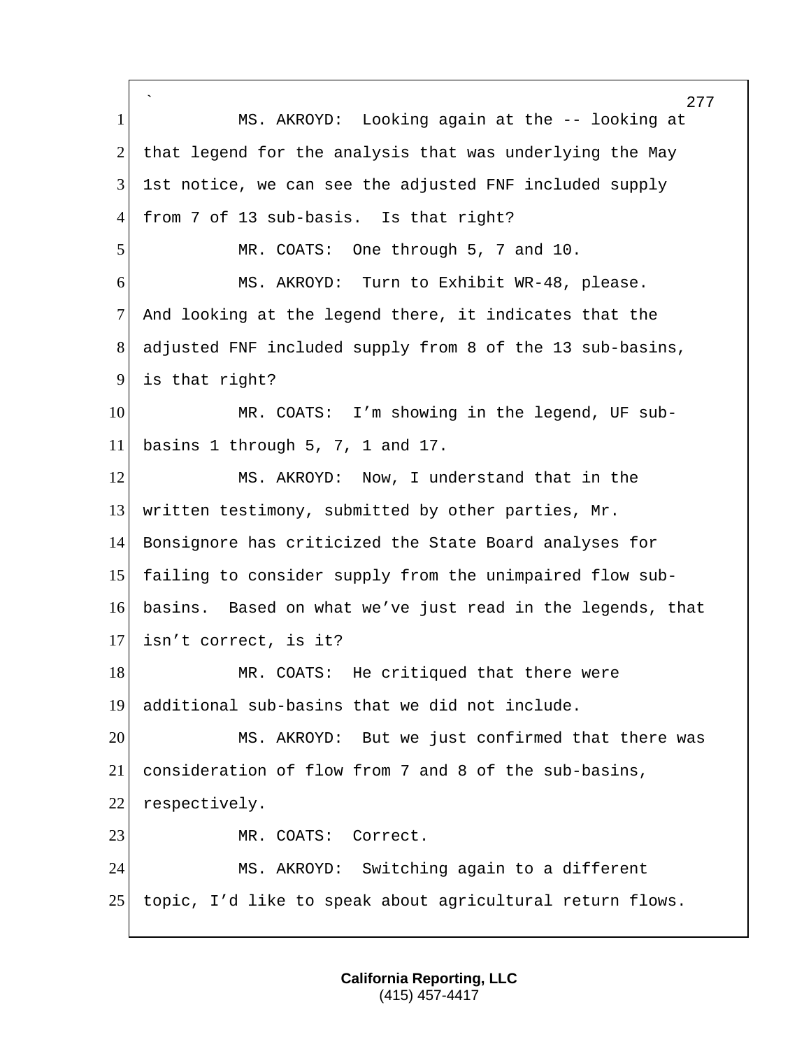MS. AKROYD: Looking again at the -- looking at that legend for the analysis that was underlying the May 1st notice, we can see the adjusted FNF included supply from 7 of 13 sub-basis. Is that right?

MR. COATS: One through 5, 7 and 10.

MS. AKROYD: Turn to Exhibit WR-48, please. And looking at the legend there, it indicates that the adjusted FNF included supply from 8 of the 13 sub-basins, is that right?

MR. COATS: I'm showing in the legend, UF sub-basins 1 through 5, 7, 1 and 17.

MS. AKROYD: Now, I understand that in the written testimony, submitted by other parties, Mr. Bonsignore has criticized the State Board analyses for failing to consider supply from the unimpaired flow sub-basins. Based on what we've just read in the legends, that isn't correct, is it?

MR. COATS: He critiqued that there were additional sub-basins that we did not include.

MS. AKROYD: But we just confirmed that there was consideration of flow from 7 and 8 of the sub-basins, respectively.

MR. COATS: Correct.

MS. AKROYD: Switching again to a different topic, I'd like to speak about agricultural return flows.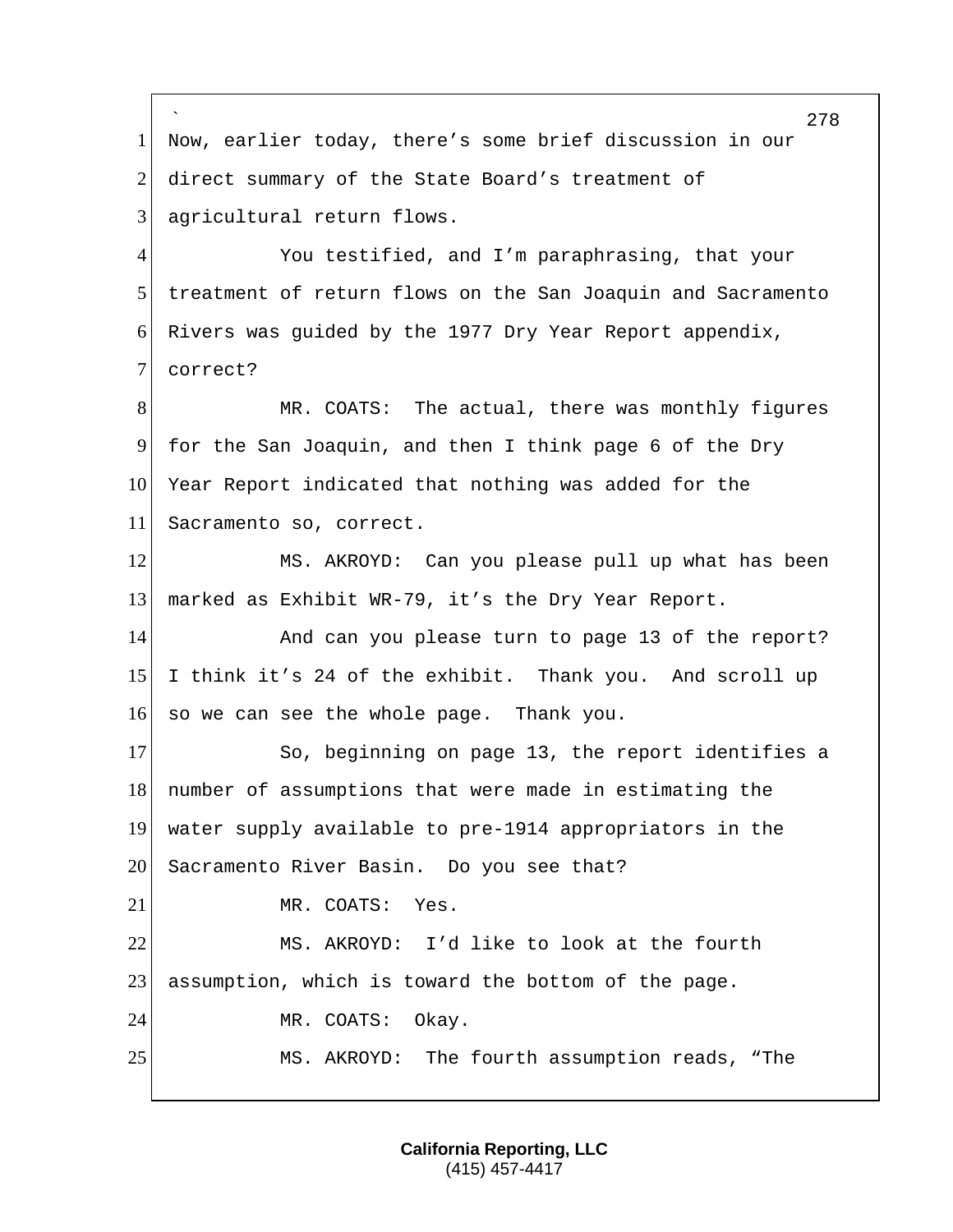Now, earlier today, there's some brief discussion in our direct summary of the State Board's treatment of agricultural return flows.

You testified, and I'm paraphrasing, that your treatment of return flows on the San Joaquin and Sacramento Rivers was guided by the 1977 Dry Year Report appendix, correct?

MR. COATS: The actual, there was monthly figures for the San Joaquin, and then I think page 6 of the Dry Year Report indicated that nothing was added for the Sacramento so, correct.

MS. AKROYD: Can you please pull up what has been marked as Exhibit WR-79, it's the Dry Year Report.

And can you please turn to page 13 of the report? I think it's 24 of the exhibit. Thank you. And scroll up so we can see the whole page. Thank you.

So, beginning on page 13, the report identifies a number of assumptions that were made in estimating the water supply available to pre-1914 appropriators in the Sacramento River Basin. Do you see that?

MR. COATS: Yes.

MS. AKROYD: I'd like to look at the fourth assumption, which is toward the bottom of the page.

MR. COATS: Okay.

MS. AKROYD: The fourth assumption reads, "The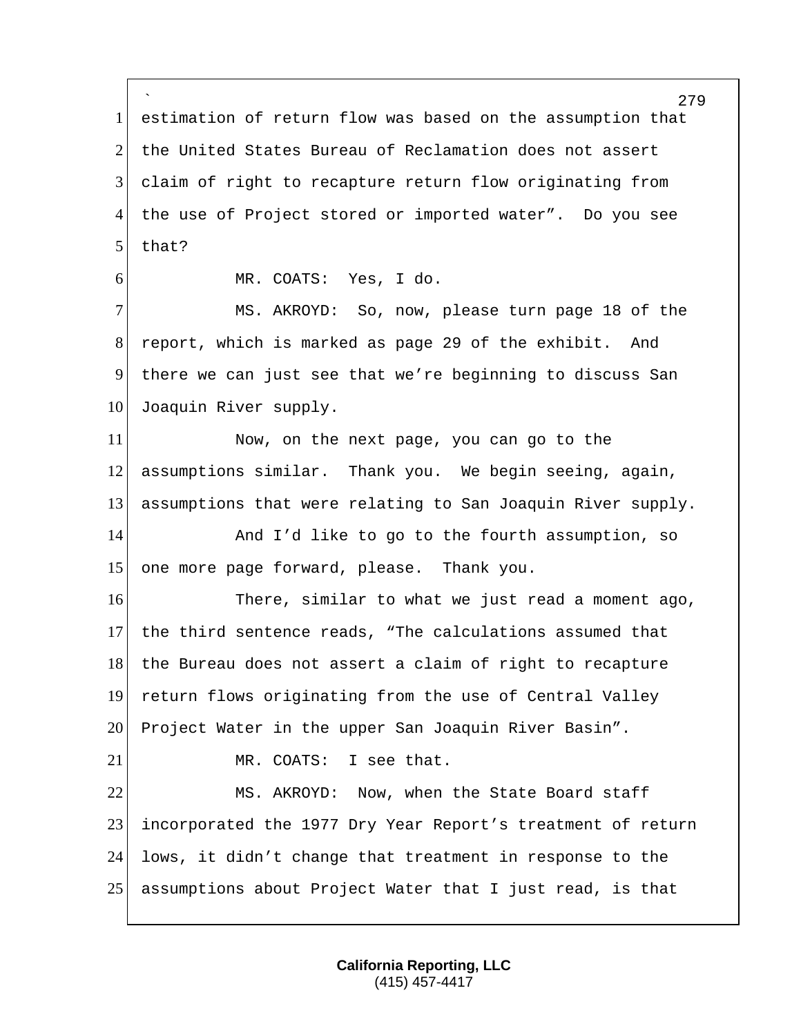estimation of return flow was based on the assumption that the United States Bureau of Reclamation does not assert claim of right to recapture return flow originating from the use of Project stored or imported water". Do you see that?

MR. COATS: Yes, I do.

MS. AKROYD: So, now, please turn page 18 of the report, which is marked as page 29 of the exhibit. And there we can just see that we're beginning to discuss San Joaquin River supply.

Now, on the next page, you can go to the assumptions similar. Thank you. We begin seeing, again, assumptions that were relating to San Joaquin River supply.

And I'd like to go to the fourth assumption, so one more page forward, please. Thank you.

There, similar to what we just read a moment ago, the third sentence reads, "The calculations assumed that the Bureau does not assert a claim of right to recapture return flows originating from the use of Central Valley Project Water in the upper San Joaquin River Basin".

MR. COATS: I see that.

MS. AKROYD: Now, when the State Board staff incorporated the 1977 Dry Year Report's treatment of return lows, it didn't change that treatment in response to the assumptions about Project Water that I just read, is that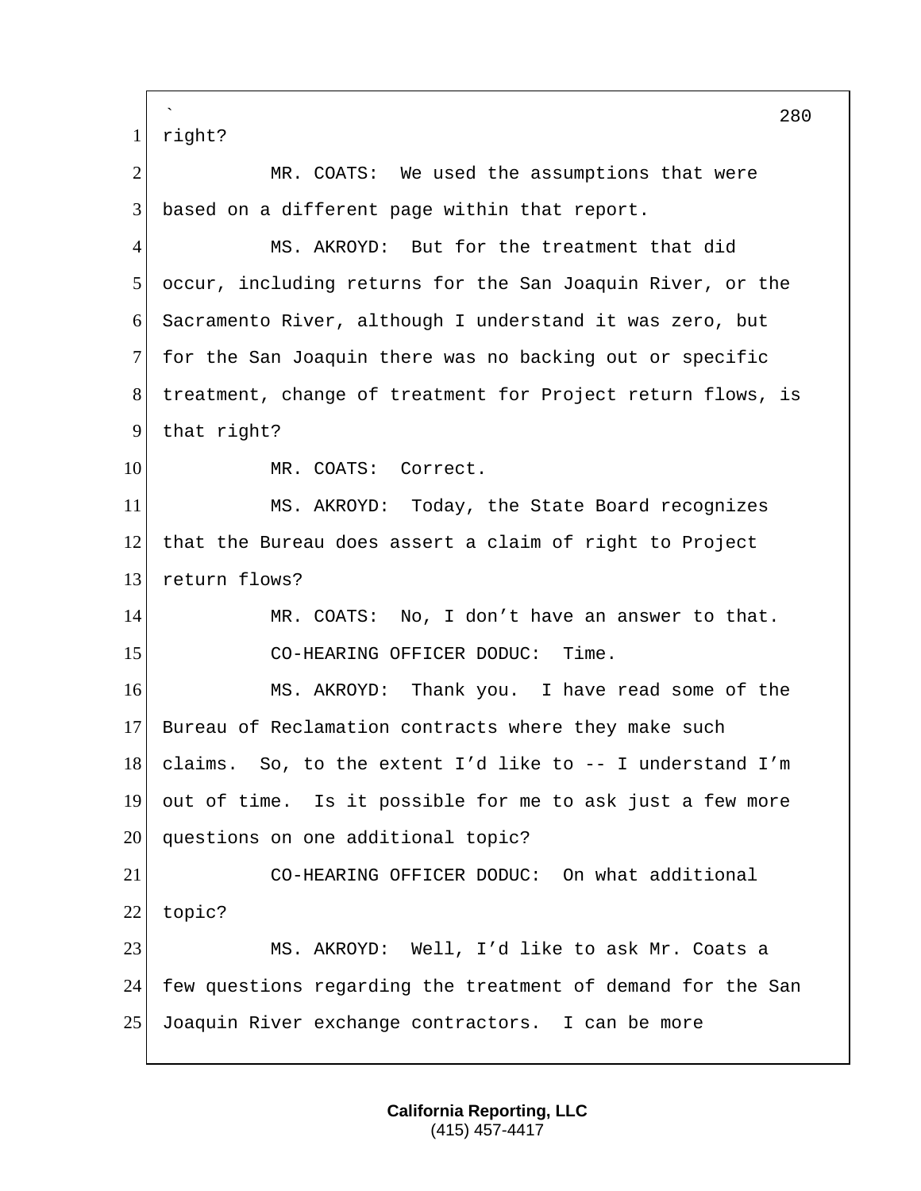right?

MR. COATS: We used the assumptions that were based on a different page within that report.

MS. AKROYD: But for the treatment that did occur, including returns for the San Joaquin River, or the Sacramento River, although I understand it was zero, but for the San Joaquin there was no backing out or specific treatment, change of treatment for Project return flows, is that right?

MR. COATS: Correct.

MS. AKROYD: Today, the State Board recognizes that the Bureau does assert a claim of right to Project return flows?

MR. COATS: No, I don't have an answer to that.

CO-HEARING OFFICER DODUC: Time.

MS. AKROYD: Thank you. I have read some of the Bureau of Reclamation contracts where they make such claims. So, to the extent I'd like to -- I understand I'm out of time. Is it possible for me to ask just a few more questions on one additional topic?

CO-HEARING OFFICER DODUC: On what additional topic?

MS. AKROYD: Well, I'd like to ask Mr. Coats a few questions regarding the treatment of demand for the San Joaquin River exchange contractors. I can be more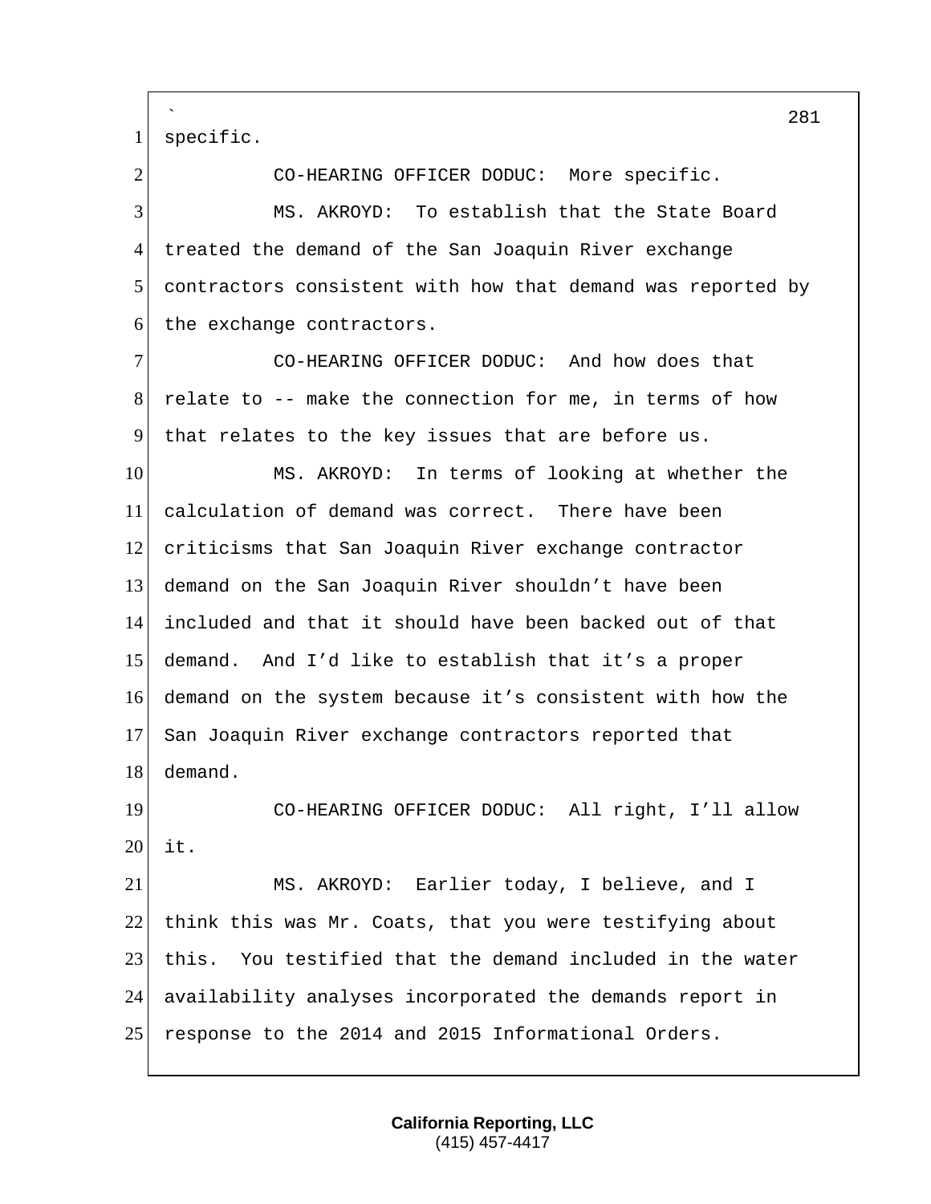specific.

CO-HEARING OFFICER DODUC: More specific.

MS. AKROYD: To establish that the State Board treated the demand of the San Joaquin River exchange contractors consistent with how that demand was reported by the exchange contractors.

CO-HEARING OFFICER DODUC: And how does that relate to -- make the connection for me, in terms of how that relates to the key issues that are before us.

MS. AKROYD: In terms of looking at whether the calculation of demand was correct. There have been criticisms that San Joaquin River exchange contractor demand on the San Joaquin River shouldn't have been included and that it should have been backed out of that demand. And I'd like to establish that it's a proper demand on the system because it's consistent with how the San Joaquin River exchange contractors reported that demand.

CO-HEARING OFFICER DODUC: All right, I'll allow it.

MS. AKROYD: Earlier today, I believe, and I think this was Mr. Coats, that you were testifying about this. You testified that the demand included in the water availability analyses incorporated the demands report in response to the 2014 and 2015 Informational Orders.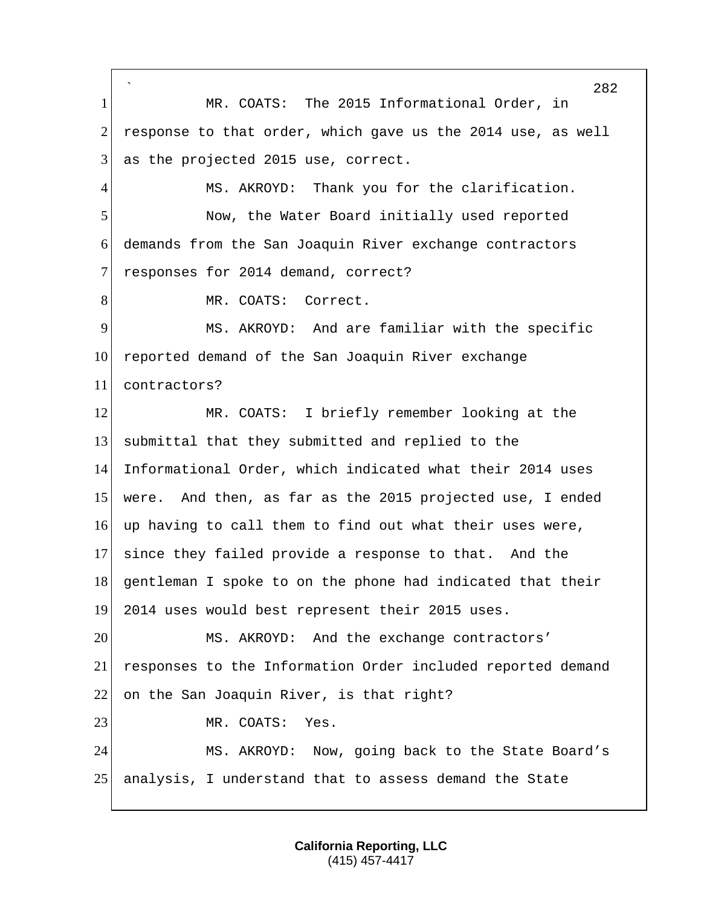MR. COATS: The 2015 Informational Order, in response to that order, which gave us the 2014 use, as well as the projected 2015 use, correct.

MS. AKROYD: Thank you for the clarification.

Now, the Water Board initially used reported demands from the San Joaquin River exchange contractors responses for 2014 demand, correct?

MR. COATS: Correct.

MS. AKROYD: And are familiar with the specific reported demand of the San Joaquin River exchange contractors?

MR. COATS: I briefly remember looking at the submittal that they submitted and replied to the Informational Order, which indicated what their 2014 uses were. And then, as far as the 2015 projected use, I ended up having to call them to find out what their uses were, since they failed provide a response to that. And the gentleman I spoke to on the phone had indicated that their 2014 uses would best represent their 2015 uses.

MS. AKROYD: And the exchange contractors' responses to the Information Order included reported demand on the San Joaquin River, is that right?

MR. COATS: Yes.

MS. AKROYD: Now, going back to the State Board's analysis, I understand that to assess demand the State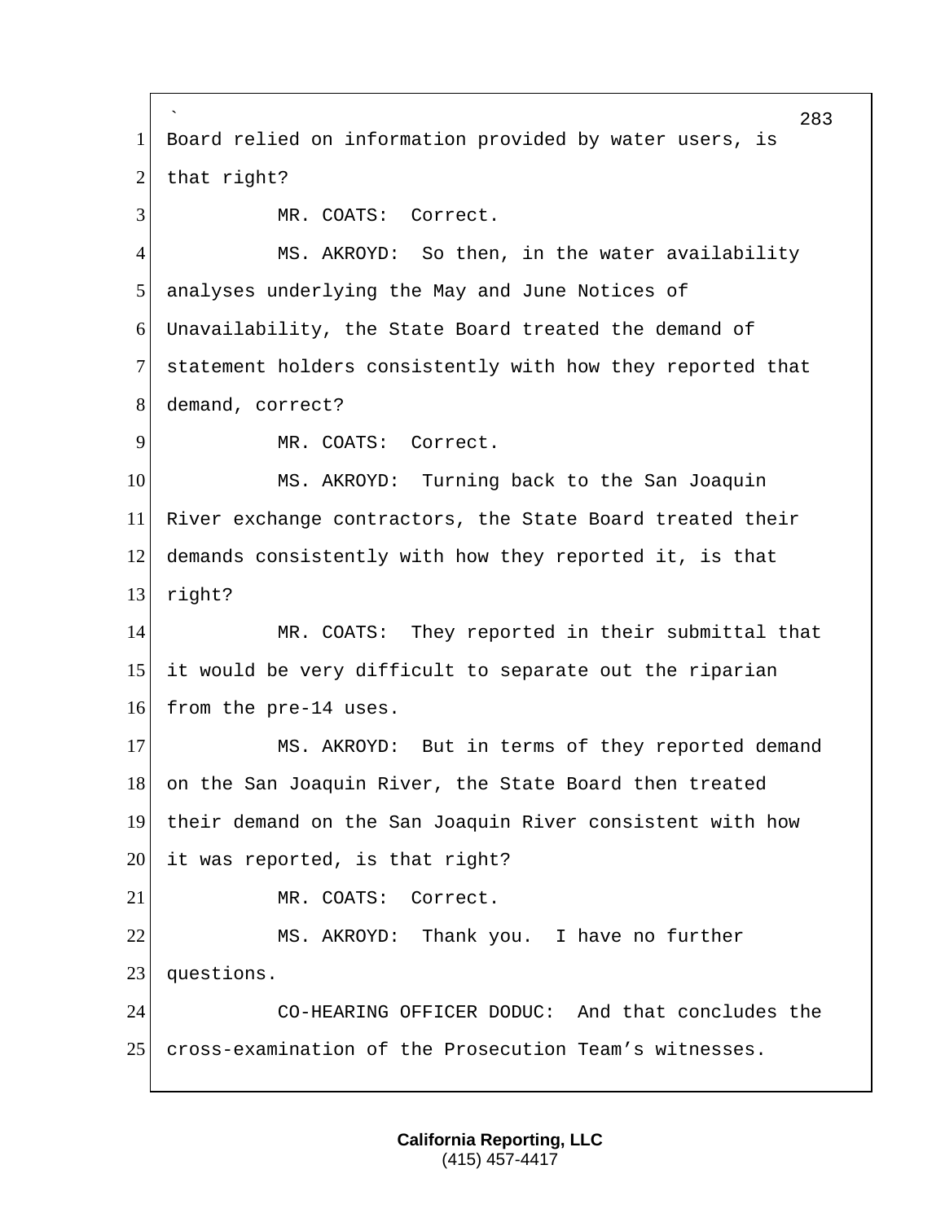Board relied on information provided by water users, is that right?

MR. COATS: Correct.

MS. AKROYD: So then, in the water availability analyses underlying the May and June Notices of Unavailability, the State Board treated the demand of statement holders consistently with how they reported that demand, correct?

MR. COATS: Correct.

MS. AKROYD: Turning back to the San Joaquin River exchange contractors, the State Board treated their demands consistently with how they reported it, is that right?

MR. COATS: They reported in their submittal that it would be very difficult to separate out the riparian from the pre-14 uses.

MS. AKROYD: But in terms of they reported demand on the San Joaquin River, the State Board then treated their demand on the San Joaquin River consistent with how it was reported, is that right?

MR. COATS: Correct.

MS. AKROYD: Thank you. I have no further questions.

CO-HEARING OFFICER DODUC: And that concludes the cross-examination of the Prosecution Team's witnesses.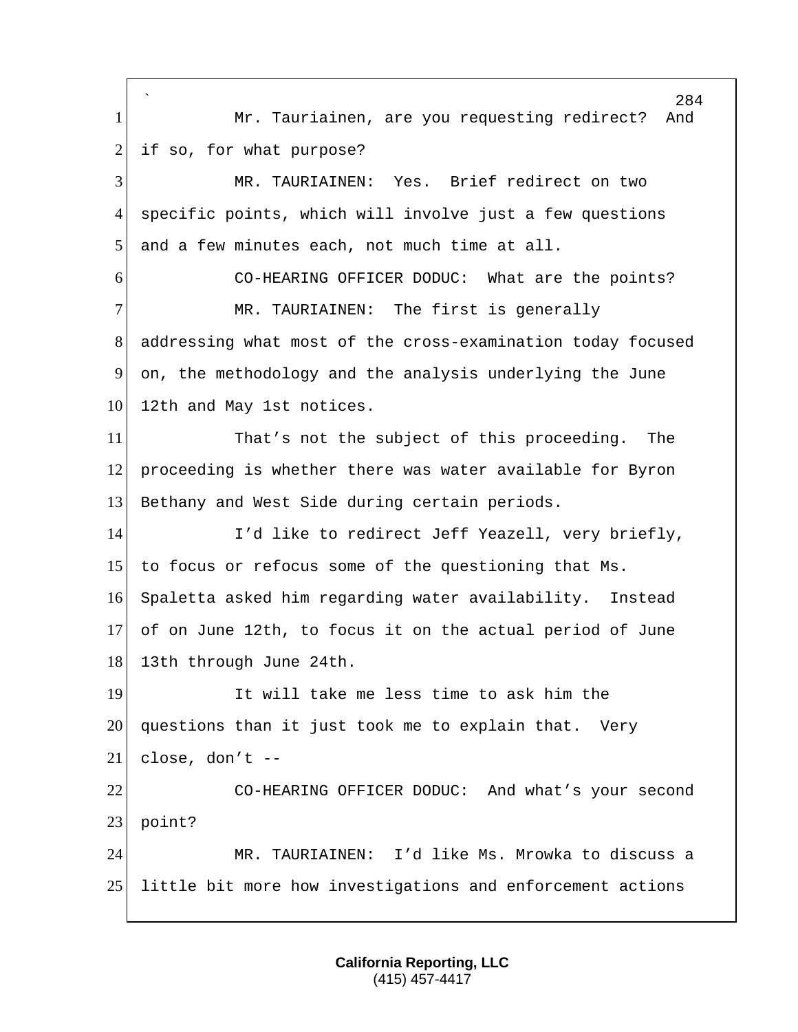Mr. Tauriainen, are you requesting redirect? And if so, for what purpose?

MR. TAURIAINEN: Yes. Brief redirect on two specific points, which will involve just a few questions and a few minutes each, not much time at all.

CO-HEARING OFFICER DODUC: What are the points?

MR. TAURIAINEN: The first is generally addressing what most of the cross-examination today focused on, the methodology and the analysis underlying the June 12th and May 1st notices.

That's not the subject of this proceeding. The proceeding is whether there was water available for Byron Bethany and West Side during certain periods.

I'd like to redirect Jeff Yeazell, very briefly, to focus or refocus some of the questioning that Ms. Spaletta asked him regarding water availability. Instead of on June 12th, to focus it on the actual period of June 13th through June 24th.

It will take me less time to ask him the questions than it just took me to explain that. Very close, don't --

CO-HEARING OFFICER DODUC: And what's your second point?

MR. TAURIAINEN: I'd like Ms. Mrowka to discuss a little bit more how investigations and enforcement actions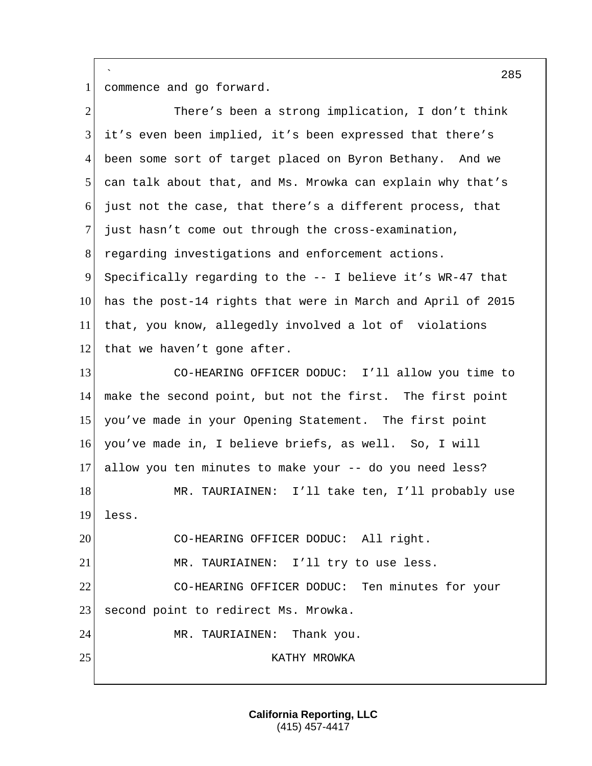commence and go forward.

There's been a strong implication, I don't think it's even been implied, it's been expressed that there's been some sort of target placed on Byron Bethany. And we can talk about that, and Ms. Mrowka can explain why that's just not the case, that there's a different process, that just hasn't come out through the cross-examination, regarding investigations and enforcement actions. Specifically regarding to the -- I believe it's WR-47 that has the post-14 rights that were in March and April of 2015 that, you know, allegedly involved a lot of violations that we haven't gone after.

CO-HEARING OFFICER DODUC: I'll allow you time to make the second point, but not the first. The first point you've made in your Opening Statement. The first point you've made in, I believe briefs, as well. So, I will allow you ten minutes to make your -- do you need less?

MR. TAURIAINEN: I'll take ten, I'll probably use less.

CO-HEARING OFFICER DODUC: All right.

MR. TAURIAINEN: I'll try to use less.

CO-HEARING OFFICER DODUC: Ten minutes for your second point to redirect Ms. Mrowka.

MR. TAURIAINEN: Thank you.

KATHY MROWKA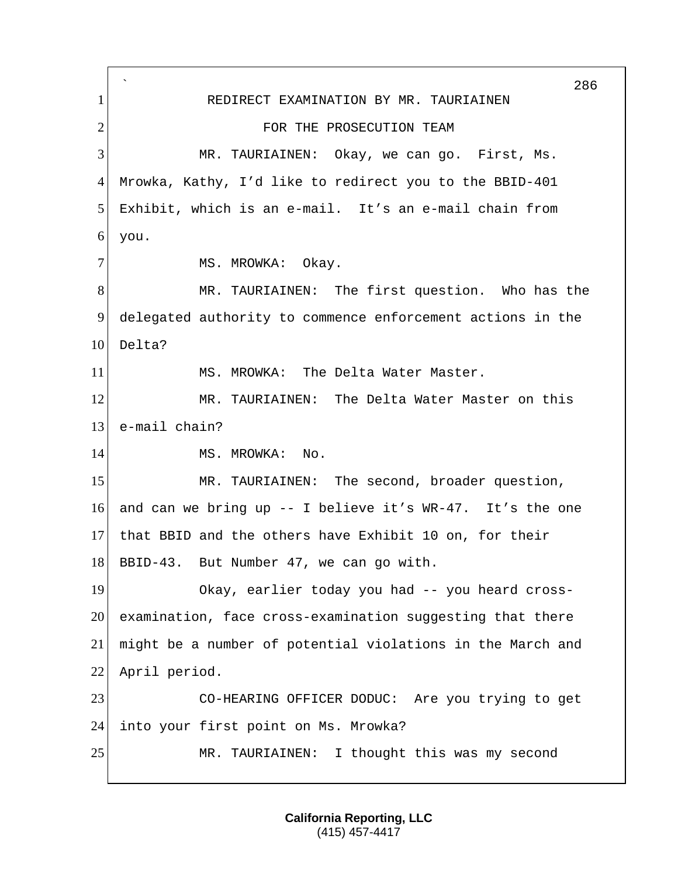REDIRECT EXAMINATION BY MR. TAURIAINEN

FOR THE PROSECUTION TEAM

MR. TAURIAINEN: Okay, we can go. First, Ms. Mrowka, Kathy, I'd like to redirect you to the BBID-401 Exhibit, which is an e-mail. It's an e-mail chain from you.

MS. MROWKA: Okay.

MR. TAURIAINEN: The first question. Who has the delegated authority to commence enforcement actions in the Delta?

MS. MROWKA: The Delta Water Master.

MR. TAURIAINEN: The Delta Water Master on this e-mail chain?

MS. MROWKA: No.

MR. TAURIAINEN: The second, broader question, and can we bring up -- I believe it's WR-47. It's the one that BBID and the others have Exhibit 10 on, for their BBID-43. But Number 47, we can go with.

Okay, earlier today you had -- you heard cross-examination, face cross-examination suggesting that there might be a number of potential violations in the March and April period.

CO-HEARING OFFICER DODUC: Are you trying to get into your first point on Ms. Mrowka?

MR. TAURIAINEN: I thought this was my second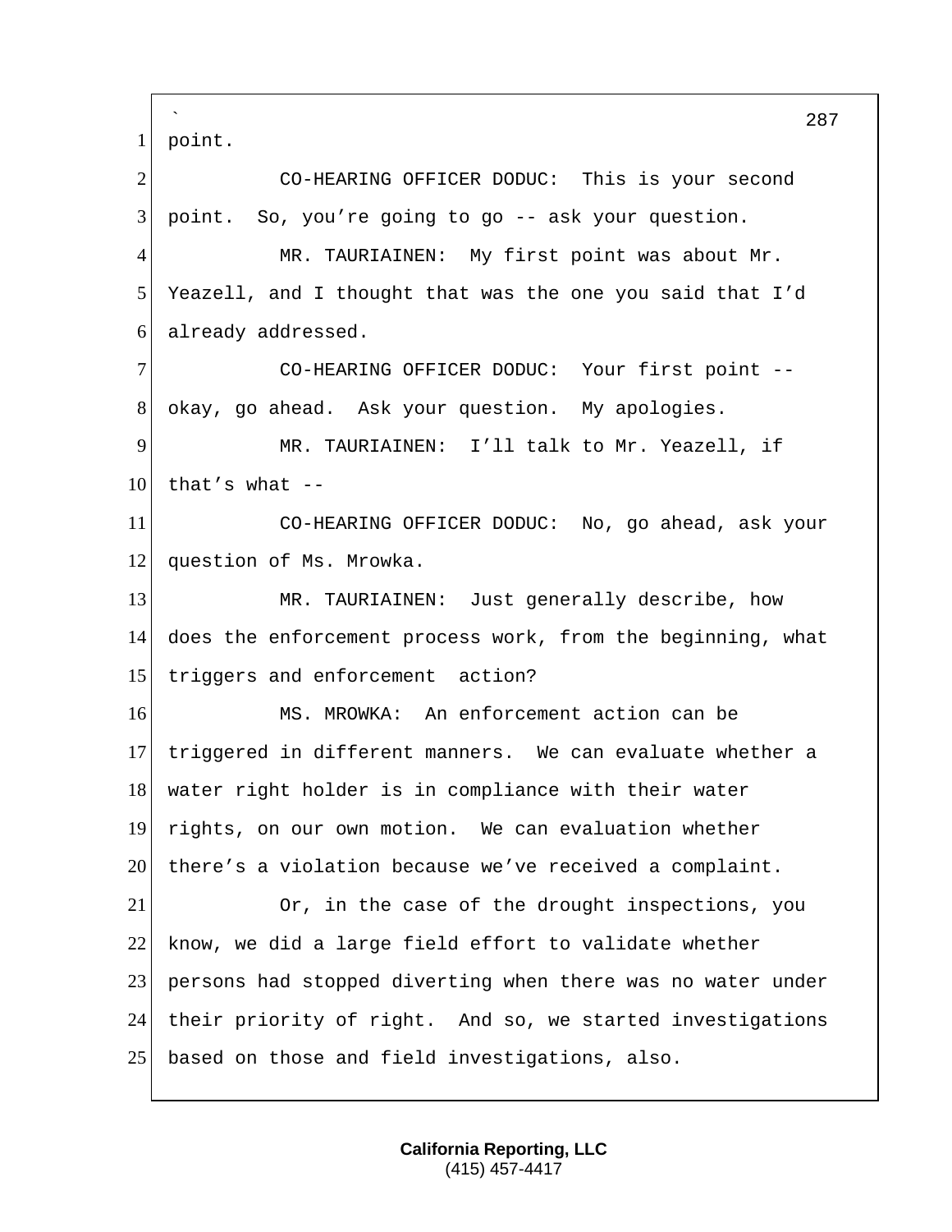point.

CO-HEARING OFFICER DODUC: This is your second point. So, you're going to go -- ask your question.

MR. TAURIAINEN: My first point was about Mr. Yeazell, and I thought that was the one you said that I'd already addressed.

CO-HEARING OFFICER DODUC: Your first point -- okay, go ahead. Ask your question. My apologies.

MR. TAURIAINEN: I'll talk to Mr. Yeazell, if that's what --

CO-HEARING OFFICER DODUC: No, go ahead, ask your question of Ms. Mrowka.

MR. TAURIAINEN: Just generally describe, how does the enforcement process work, from the beginning, what triggers and enforcement action?

MS. MROWKA: An enforcement action can be triggered in different manners. We can evaluate whether a water right holder is in compliance with their water rights, on our own motion. We can evaluation whether there's a violation because we've received a complaint.

Or, in the case of the drought inspections, you know, we did a large field effort to validate whether persons had stopped diverting when there was no water under their priority of right. And so, we started investigations based on those and field investigations, also.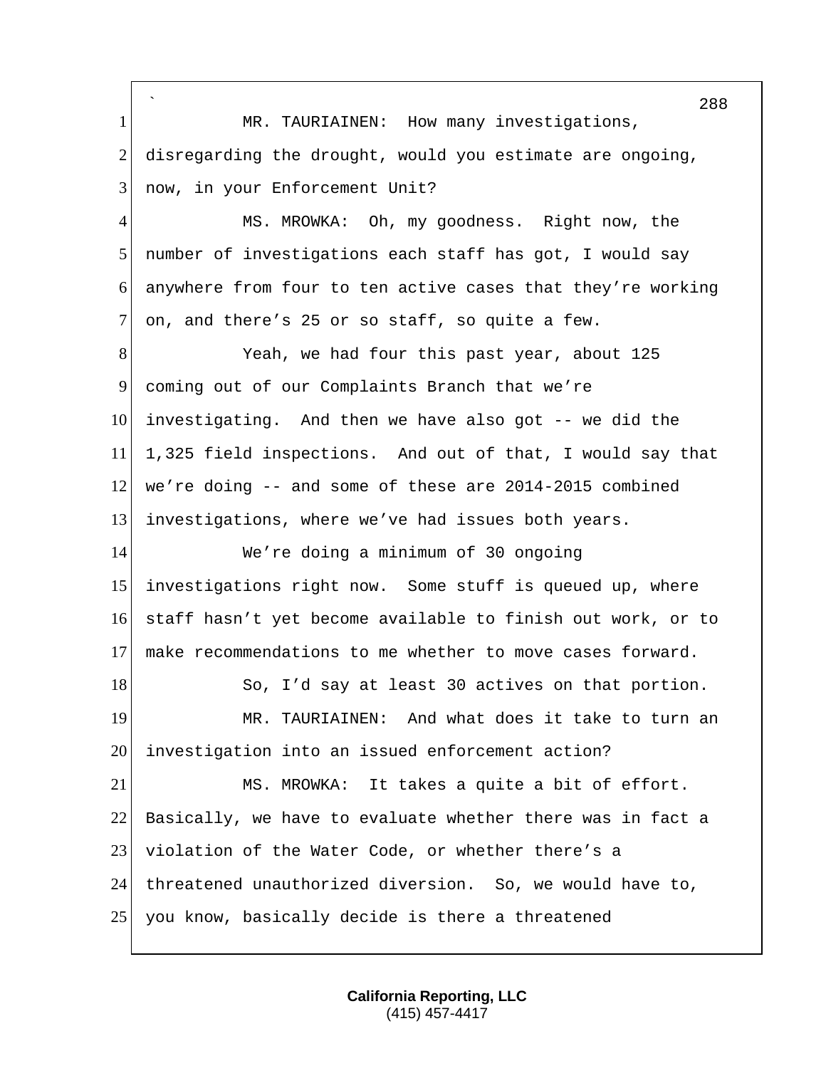MR. TAURIAINEN: How many investigations, disregarding the drought, would you estimate are ongoing, now, in your Enforcement Unit?

MS. MROWKA: Oh, my goodness. Right now, the number of investigations each staff has got, I would say anywhere from four to ten active cases that they're working on, and there's 25 or so staff, so quite a few.

Yeah, we had four this past year, about 125 coming out of our Complaints Branch that we're investigating. And then we have also got -- we did the 1,325 field inspections. And out of that, I would say that we're doing -- and some of these are 2014-2015 combined investigations, where we've had issues both years.

We're doing a minimum of 30 ongoing investigations right now. Some stuff is queued up, where staff hasn't yet become available to finish out work, or to make recommendations to me whether to move cases forward.

So, I'd say at least 30 actives on that portion.

MR. TAURIAINEN: And what does it take to turn an investigation into an issued enforcement action?

MS. MROWKA: It takes a quite a bit of effort. Basically, we have to evaluate whether there was in fact a violation of the Water Code, or whether there's a threatened unauthorized diversion. So, we would have to, you know, basically decide is there a threatened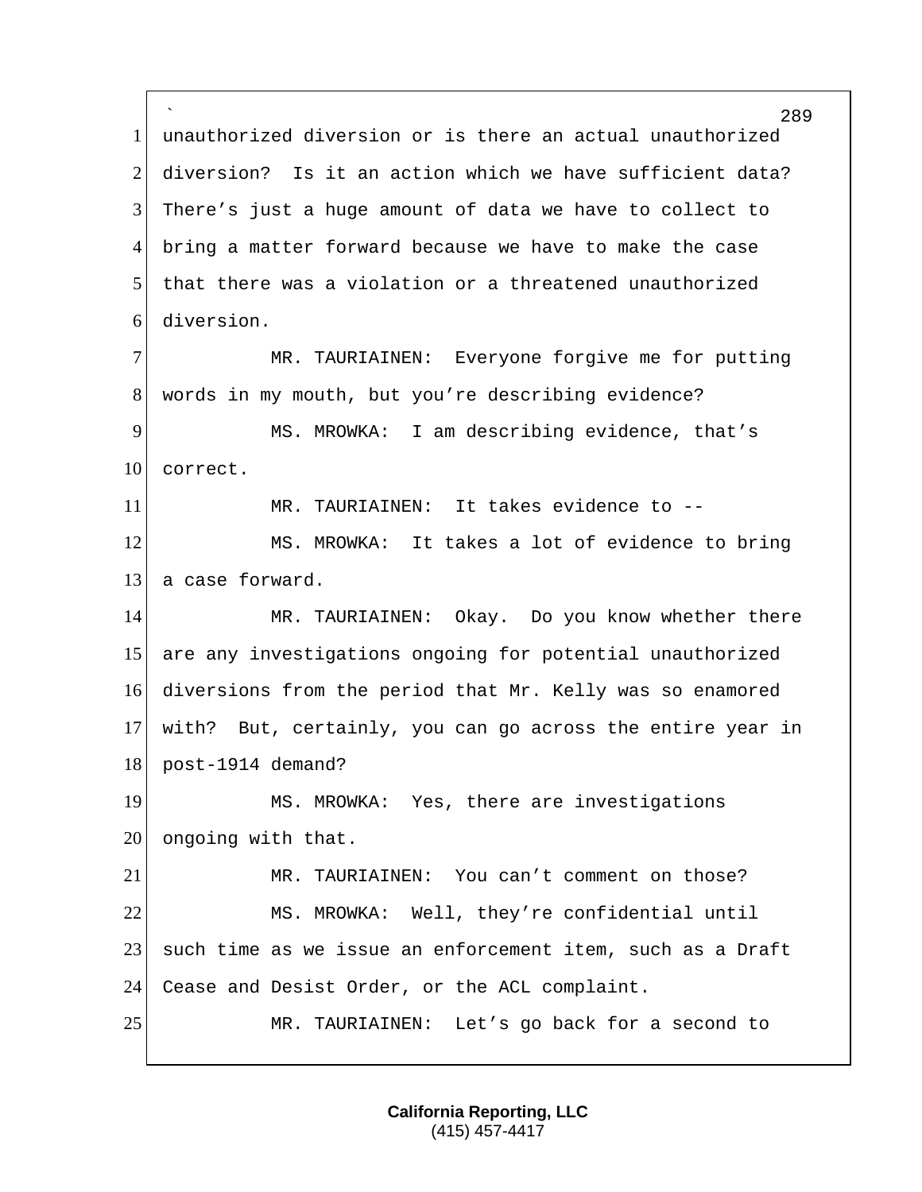unauthorized diversion or is there an actual unauthorized diversion? Is it an action which we have sufficient data? There's just a huge amount of data we have to collect to bring a matter forward because we have to make the case that there was a violation or a threatened unauthorized diversion.

MR. TAURIAINEN: Everyone forgive me for putting words in my mouth, but you're describing evidence?

MS. MROWKA: I am describing evidence, that's correct.

MR. TAURIAINEN: It takes evidence to --

MS. MROWKA: It takes a lot of evidence to bring a case forward.

MR. TAURIAINEN: Okay. Do you know whether there are any investigations ongoing for potential unauthorized diversions from the period that Mr. Kelly was so enamored with? But, certainly, you can go across the entire year in post-1914 demand?

MS. MROWKA: Yes, there are investigations ongoing with that.

MR. TAURIAINEN: You can't comment on those?

MS. MROWKA: Well, they're confidential until such time as we issue an enforcement item, such as a Draft Cease and Desist Order, or the ACL complaint.

MR. TAURIAINEN: Let's go back for a second to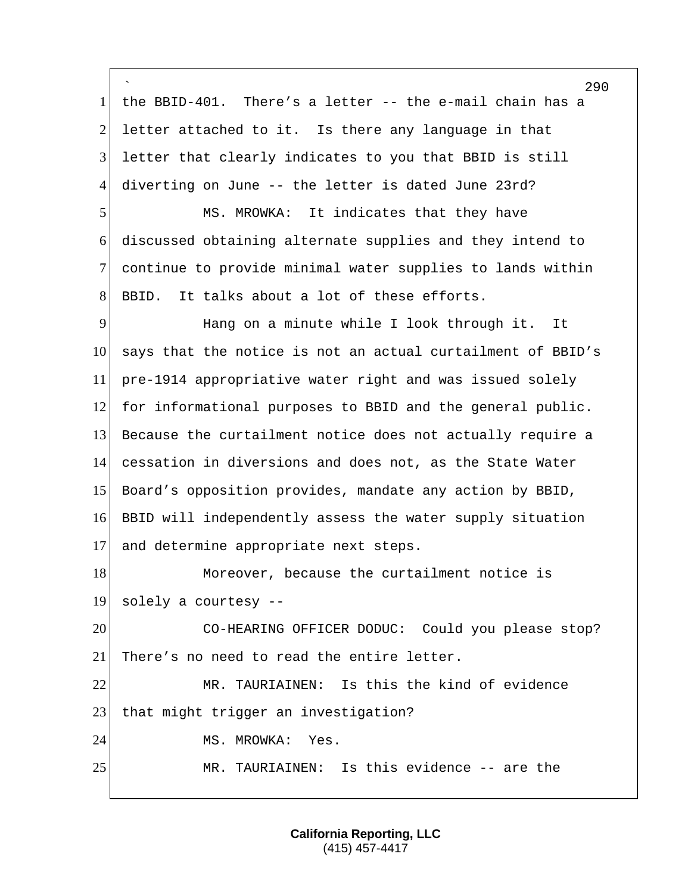the BBID-401. There's a letter -- the e-mail chain has a letter attached to it. Is there any language in that letter that clearly indicates to you that BBID is still diverting on June -- the letter is dated June 23rd?

MS. MROWKA: It indicates that they have discussed obtaining alternate supplies and they intend to continue to provide minimal water supplies to lands within BBID. It talks about a lot of these efforts.

Hang on a minute while I look through it. It says that the notice is not an actual curtailment of BBID's pre-1914 appropriative water right and was issued solely for informational purposes to BBID and the general public. Because the curtailment notice does not actually require a cessation in diversions and does not, as the State Water Board's opposition provides, mandate any action by BBID, BBID will independently assess the water supply situation and determine appropriate next steps.

Moreover, because the curtailment notice is solely a courtesy --

CO-HEARING OFFICER DODUC: Could you please stop? There's no need to read the entire letter.

MR. TAURIAINEN: Is this the kind of evidence that might trigger an investigation?

MS. MROWKA: Yes.

MR. TAURIAINEN: Is this evidence -- are the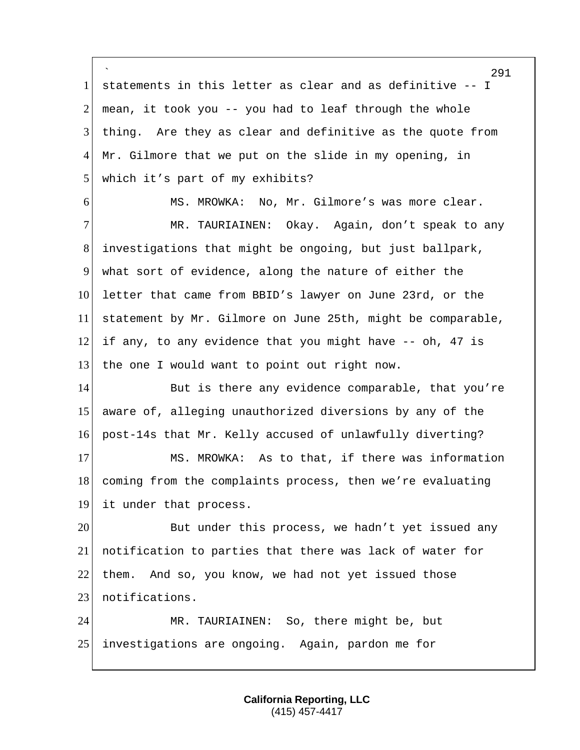statements in this letter as clear and as definitive -- I mean, it took you -- you had to leaf through the whole thing. Are they as clear and definitive as the quote from Mr. Gilmore that we put on the slide in my opening, in which it's part of my exhibits?

MS. MROWKA: No, Mr. Gilmore's was more clear.

MR. TAURIAINEN: Okay. Again, don't speak to any investigations that might be ongoing, but just ballpark, what sort of evidence, along the nature of either the letter that came from BBID's lawyer on June 23rd, or the statement by Mr. Gilmore on June 25th, might be comparable, if any, to any evidence that you might have -- oh, 47 is the one I would want to point out right now.

But is there any evidence comparable, that you're aware of, alleging unauthorized diversions by any of the post-14s that Mr. Kelly accused of unlawfully diverting?

MS. MROWKA: As to that, if there was information coming from the complaints process, then we're evaluating it under that process.

But under this process, we hadn't yet issued any notification to parties that there was lack of water for them. And so, you know, we had not yet issued those notifications.

MR. TAURIAINEN: So, there might be, but investigations are ongoing. Again, pardon me for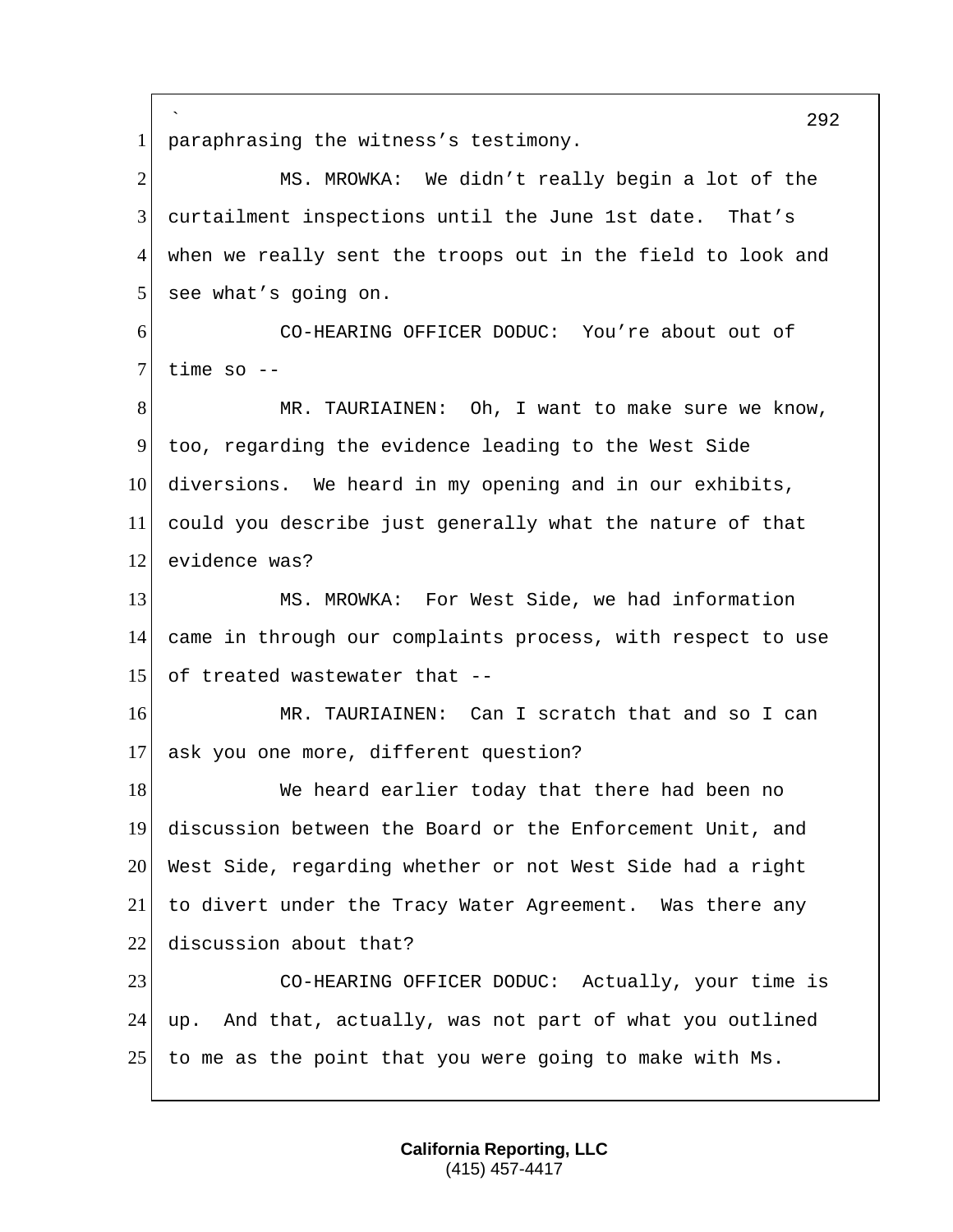paraphrasing the witness's testimony.

MS. MROWKA: We didn't really begin a lot of the curtailment inspections until the June 1st date. That's when we really sent the troops out in the field to look and see what's going on.

CO-HEARING OFFICER DODUC: You're about out of time so --

MR. TAURIAINEN: Oh, I want to make sure we know, too, regarding the evidence leading to the West Side diversions. We heard in my opening and in our exhibits, could you describe just generally what the nature of that evidence was?

MS. MROWKA: For West Side, we had information came in through our complaints process, with respect to use of treated wastewater that --

MR. TAURIAINEN: Can I scratch that and so I can ask you one more, different question?

We heard earlier today that there had been no discussion between the Board or the Enforcement Unit, and West Side, regarding whether or not West Side had a right to divert under the Tracy Water Agreement. Was there any discussion about that?

CO-HEARING OFFICER DODUC: Actually, your time is up. And that, actually, was not part of what you outlined to me as the point that you were going to make with Ms.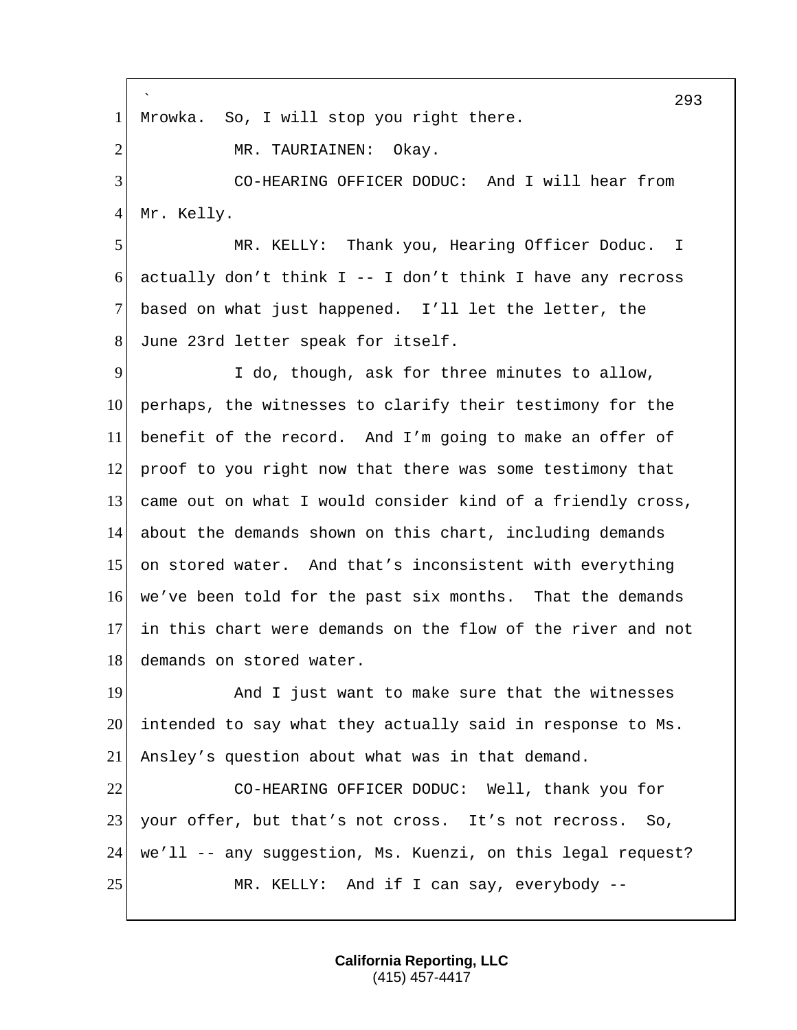Mrowka. So, I will stop you right there.

MR. TAURIAINEN: Okay.

CO-HEARING OFFICER DODUC: And I will hear from Mr. Kelly.

MR. KELLY: Thank you, Hearing Officer Doduc. I actually don't think I -- I don't think I have any recross based on what just happened. I'll let the letter, the June 23rd letter speak for itself.

I do, though, ask for three minutes to allow, perhaps, the witnesses to clarify their testimony for the benefit of the record. And I'm going to make an offer of proof to you right now that there was some testimony that came out on what I would consider kind of a friendly cross, about the demands shown on this chart, including demands on stored water. And that's inconsistent with everything we've been told for the past six months. That the demands in this chart were demands on the flow of the river and not demands on stored water.

And I just want to make sure that the witnesses intended to say what they actually said in response to Ms. Ansley's question about what was in that demand.

CO-HEARING OFFICER DODUC: Well, thank you for your offer, but that's not cross. It's not recross. So, we'll -- any suggestion, Ms. Kuenzi, on this legal request?

MR. KELLY: And if I can say, everybody --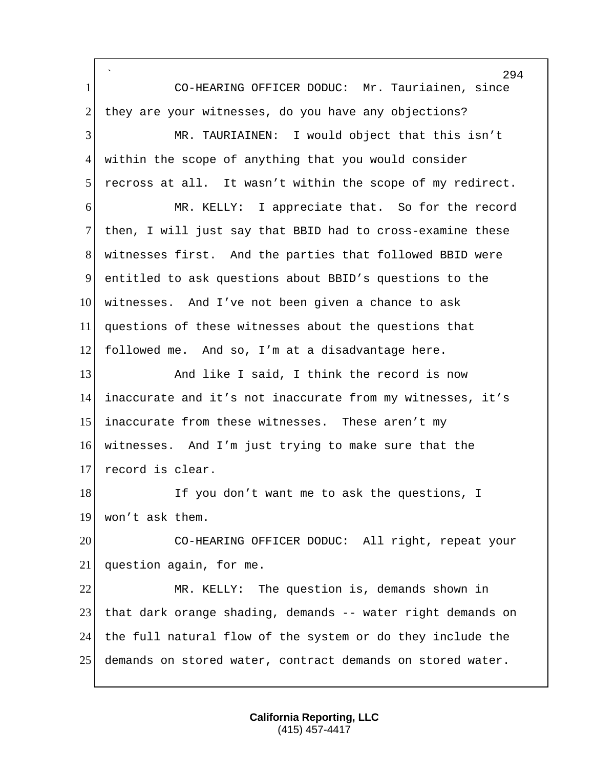CO-HEARING OFFICER DODUC: Mr. Tauriainen, since they are your witnesses, do you have any objections?

MR. TAURIAINEN: I would object that this isn't within the scope of anything that you would consider recross at all. It wasn't within the scope of my redirect.

MR. KELLY: I appreciate that. So for the record then, I will just say that BBID had to cross-examine these witnesses first. And the parties that followed BBID were entitled to ask questions about BBID's questions to the witnesses. And I've not been given a chance to ask questions of these witnesses about the questions that followed me. And so, I'm at a disadvantage here.

And like I said, I think the record is now inaccurate and it's not inaccurate from my witnesses, it's inaccurate from these witnesses. These aren't my witnesses. And I'm just trying to make sure that the record is clear.

If you don't want me to ask the questions, I won't ask them.

CO-HEARING OFFICER DODUC: All right, repeat your question again, for me.

MR. KELLY: The question is, demands shown in that dark orange shading, demands -- water right demands on the full natural flow of the system or do they include the demands on stored water, contract demands on stored water.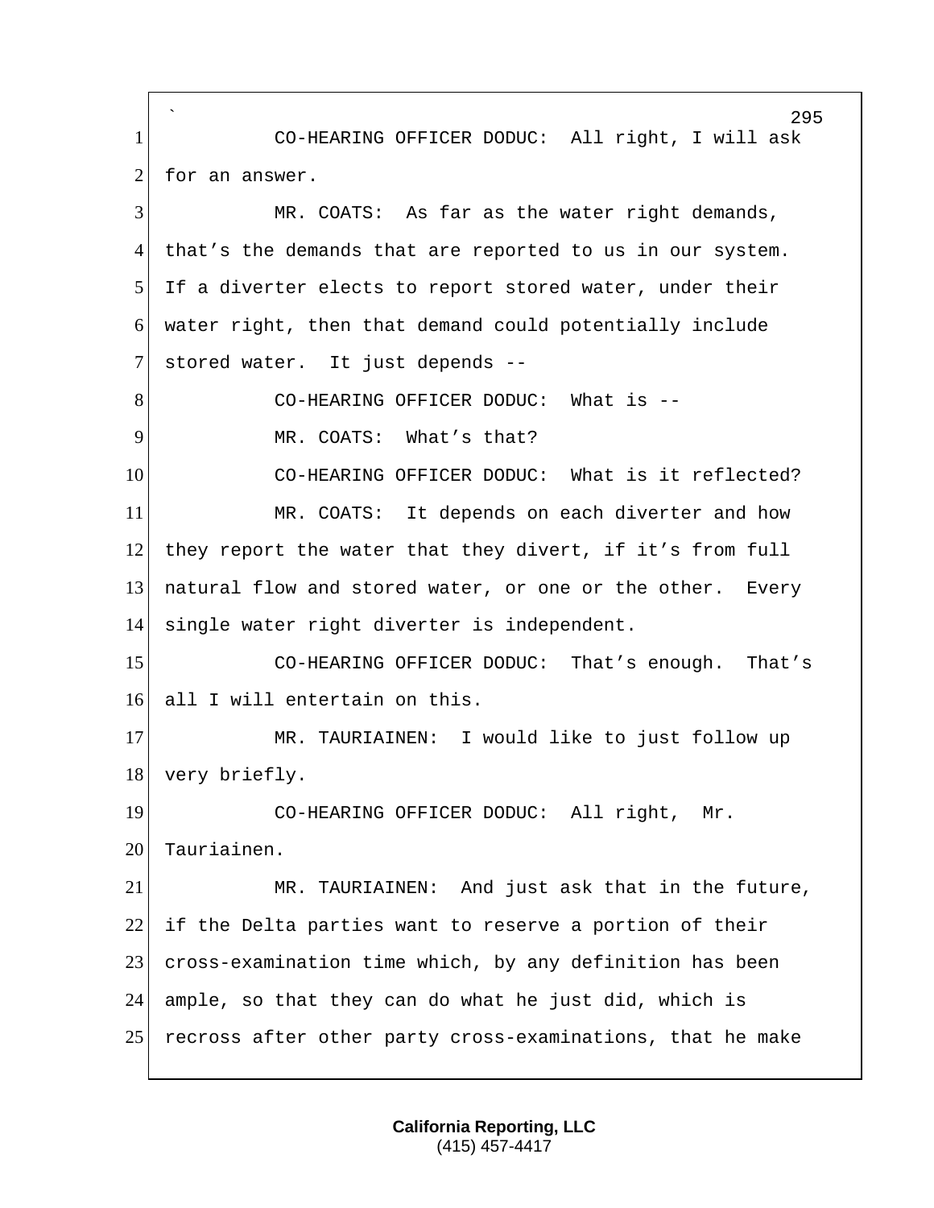CO-HEARING OFFICER DODUC: All right, I will ask for an answer.

MR. COATS: As far as the water right demands, that's the demands that are reported to us in our system. If a diverter elects to report stored water, under their water right, then that demand could potentially include stored water. It just depends --

CO-HEARING OFFICER DODUC: What is --

MR. COATS: What's that?

CO-HEARING OFFICER DODUC: What is it reflected?

MR. COATS: It depends on each diverter and how they report the water that they divert, if it's from full natural flow and stored water, or one or the other. Every single water right diverter is independent.

CO-HEARING OFFICER DODUC: That's enough. That's all I will entertain on this.

MR. TAURIAINEN: I would like to just follow up very briefly.

CO-HEARING OFFICER DODUC: All right, Mr. Tauriainen.

MR. TAURIAINEN: And just ask that in the future, if the Delta parties want to reserve a portion of their cross-examination time which, by any definition has been ample, so that they can do what he just did, which is recross after other party cross-examinations, that he make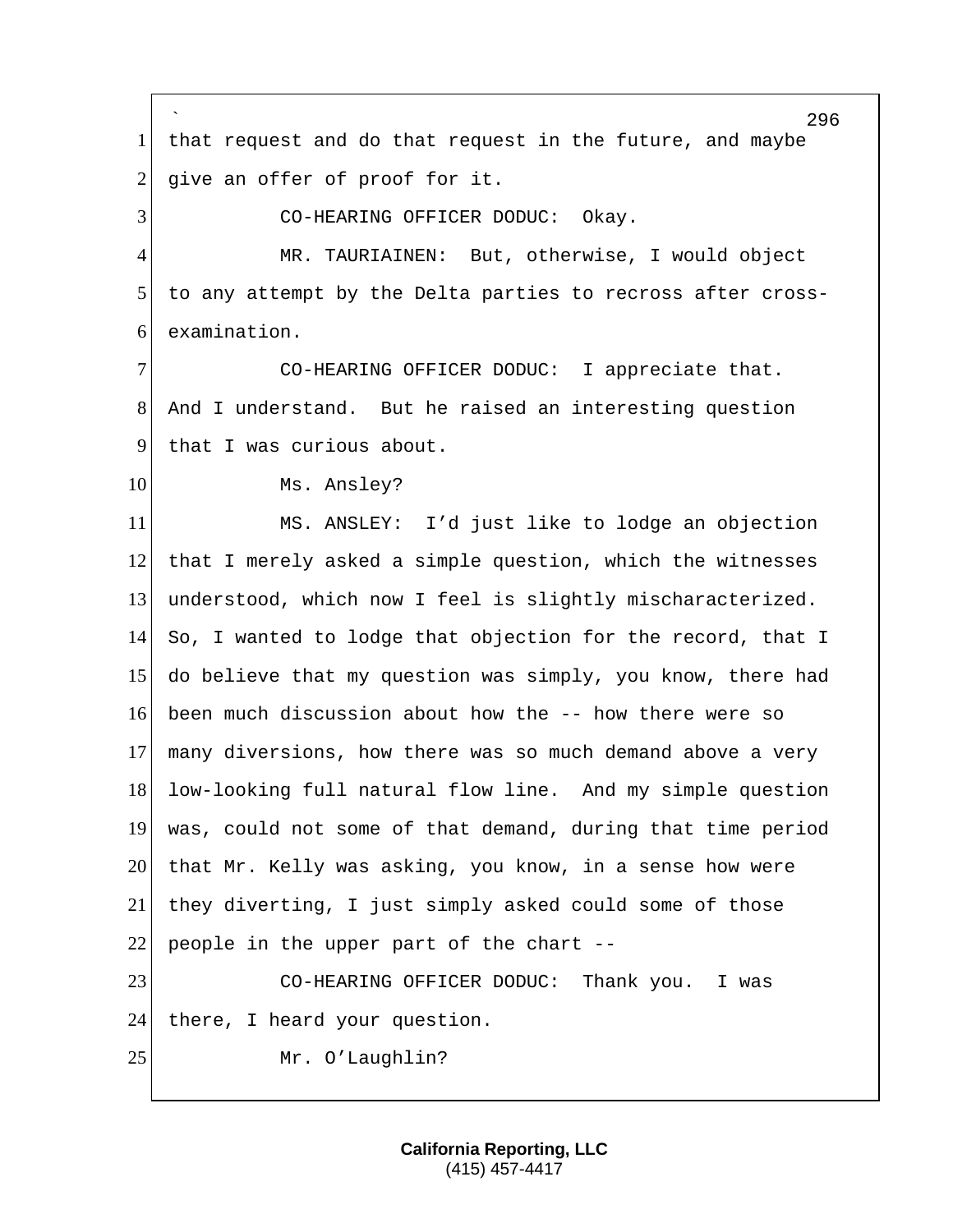that request and do that request in the future, and maybe give an offer of proof for it.

CO-HEARING OFFICER DODUC: Okay.

MR. TAURIAINEN: But, otherwise, I would object to any attempt by the Delta parties to recross after cross-examination.

CO-HEARING OFFICER DODUC: I appreciate that. And I understand. But he raised an interesting question that I was curious about.

Ms. Ansley?

MS. ANSLEY: I’d just like to lodge an objection that I merely asked a simple question, which the witnesses understood, which now I feel is slightly mischaracterized. So, I wanted to lodge that objection for the record, that I do believe that my question was simply, you know, there had been much discussion about how the -- how there were so many diversions, how there was so much demand above a very low-looking full natural flow line. And my simple question was, could not some of that demand, during that time period that Mr. Kelly was asking, you know, in a sense how were they diverting, I just simply asked could some of those people in the upper part of the chart --

CO-HEARING OFFICER DODUC: Thank you. I was there, I heard your question.

Mr. O’Laughlin?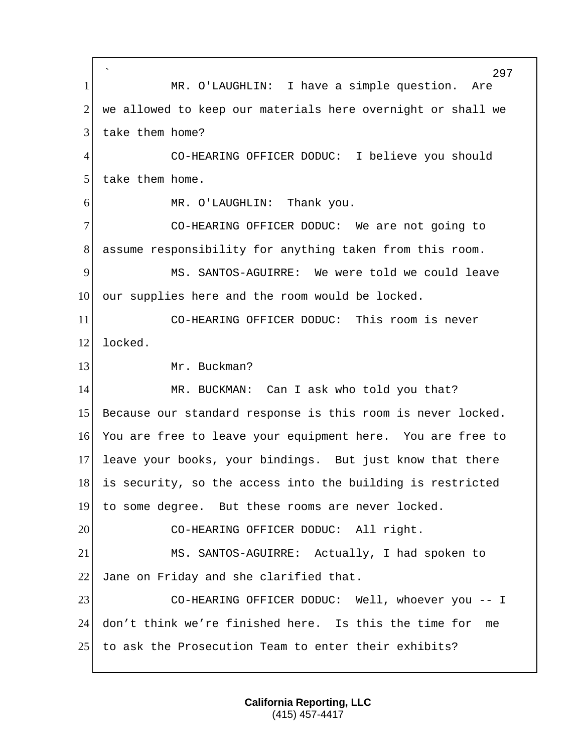MR. O'LAUGHLIN: I have a simple question. Are we allowed to keep our materials here overnight or shall we take them home?

CO-HEARING OFFICER DODUC: I believe you should take them home.

MR. O'LAUGHLIN: Thank you.

CO-HEARING OFFICER DODUC: We are not going to assume responsibility for anything taken from this room.

MS. SANTOS-AGUIRRE: We were told we could leave our supplies here and the room would be locked.

CO-HEARING OFFICER DODUC: This room is never locked.

Mr. Buckman?

MR. BUCKMAN: Can I ask who told you that? Because our standard response is this room is never locked. You are free to leave your equipment here. You are free to leave your books, your bindings. But just know that there is security, so the access into the building is restricted to some degree. But these rooms are never locked.

CO-HEARING OFFICER DODUC: All right.

MS. SANTOS-AGUIRRE: Actually, I had spoken to Jane on Friday and she clarified that.

CO-HEARING OFFICER DODUC: Well, whoever you -- I don't think we're finished here. Is this the time for me to ask the Prosecution Team to enter their exhibits?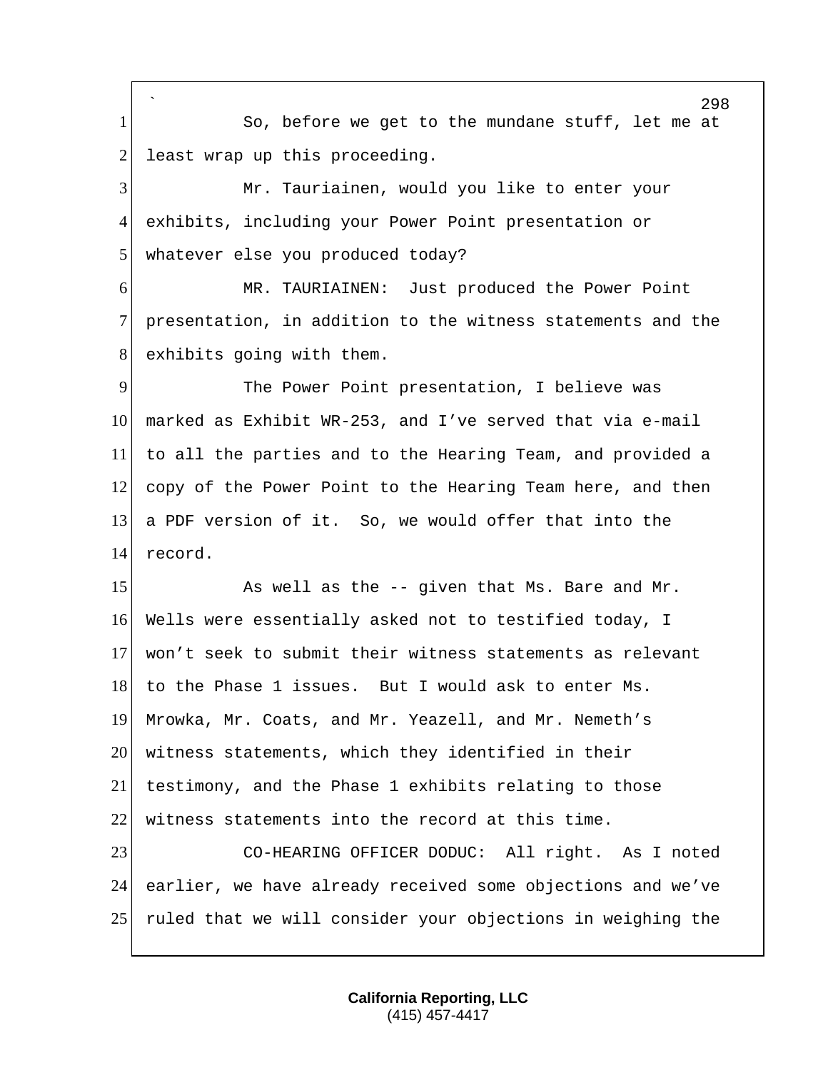So, before we get to the mundane stuff, let me at least wrap up this proceeding.

Mr. Tauriainen, would you like to enter your exhibits, including your Power Point presentation or whatever else you produced today?

MR. TAURIAINEN: Just produced the Power Point presentation, in addition to the witness statements and the exhibits going with them.

The Power Point presentation, I believe was marked as Exhibit WR-253, and I've served that via e-mail to all the parties and to the Hearing Team, and provided a copy of the Power Point to the Hearing Team here, and then a PDF version of it. So, we would offer that into the record.

As well as the -- given that Ms. Bare and Mr. Wells were essentially asked not to testified today, I won't seek to submit their witness statements as relevant to the Phase 1 issues. But I would ask to enter Ms. Mrowka, Mr. Coats, and Mr. Yeazell, and Mr. Nemeth's witness statements, which they identified in their testimony, and the Phase 1 exhibits relating to those witness statements into the record at this time.

CO-HEARING OFFICER DODUC: All right. As I noted earlier, we have already received some objections and we've ruled that we will consider your objections in weighing the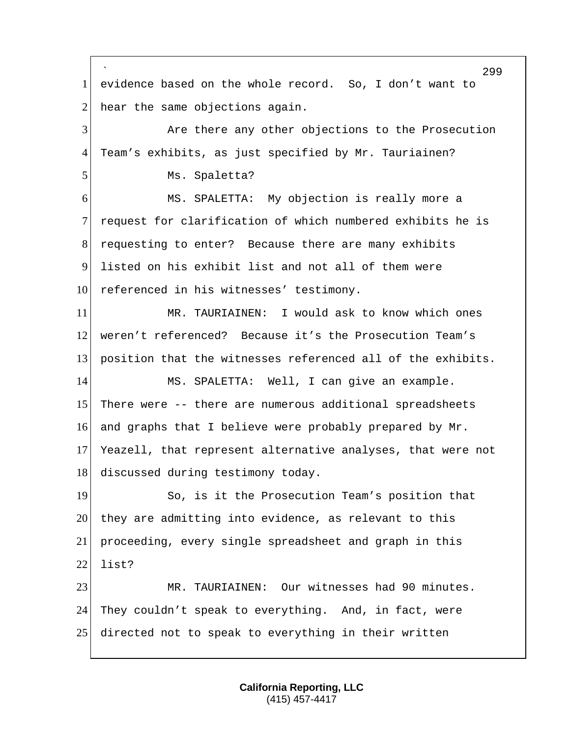evidence based on the whole record. So, I don't want to hear the same objections again.

Are there any other objections to the Prosecution Team's exhibits, as just specified by Mr. Tauriainen?

Ms. Spaletta?

MS. SPALETTA: My objection is really more a request for clarification of which numbered exhibits he is requesting to enter? Because there are many exhibits listed on his exhibit list and not all of them were referenced in his witnesses' testimony.

MR. TAURIAINEN: I would ask to know which ones weren't referenced? Because it's the Prosecution Team's position that the witnesses referenced all of the exhibits.

MS. SPALETTA: Well, I can give an example. There were -- there are numerous additional spreadsheets and graphs that I believe were probably prepared by Mr. Yeazell, that represent alternative analyses, that were not discussed during testimony today.

So, is it the Prosecution Team's position that they are admitting into evidence, as relevant to this proceeding, every single spreadsheet and graph in this list?

MR. TAURIAINEN: Our witnesses had 90 minutes. They couldn't speak to everything. And, in fact, were directed not to speak to everything in their written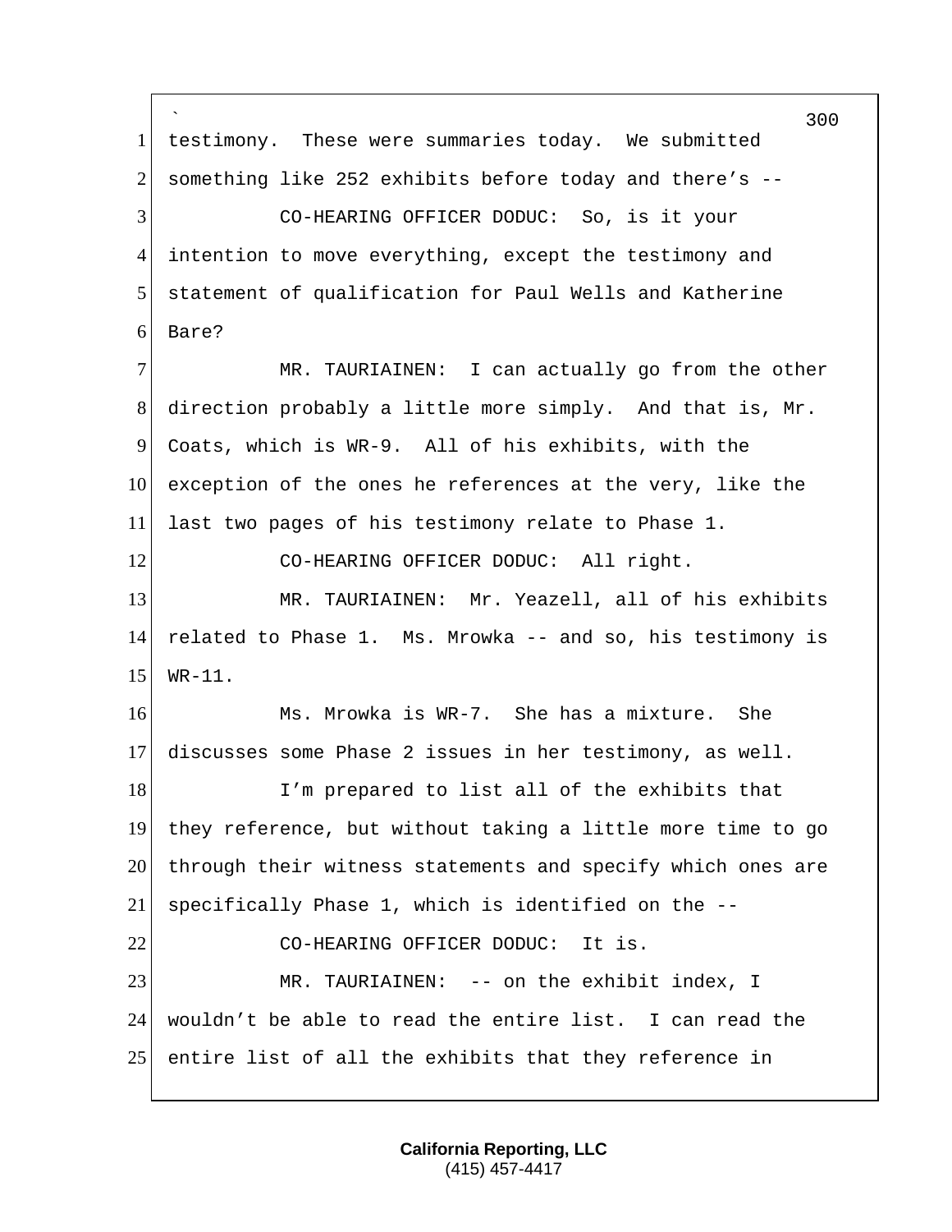testimony. These were summaries today. We submitted something like 252 exhibits before today and there's --

CO-HEARING OFFICER DODUC: So, is it your intention to move everything, except the testimony and statement of qualification for Paul Wells and Katherine Bare?

MR. TAURIAINEN: I can actually go from the other direction probably a little more simply. And that is, Mr. Coats, which is WR-9. All of his exhibits, with the exception of the ones he references at the very, like the last two pages of his testimony relate to Phase 1.

CO-HEARING OFFICER DODUC: All right.

MR. TAURIAINEN: Mr. Yeazell, all of his exhibits related to Phase 1. Ms. Mrowka -- and so, his testimony is WR-11.

Ms. Mrowka is WR-7. She has a mixture. She discusses some Phase 2 issues in her testimony, as well.

I'm prepared to list all of the exhibits that they reference, but without taking a little more time to go through their witness statements and specify which ones are specifically Phase 1, which is identified on the --

CO-HEARING OFFICER DODUC: It is.

MR. TAURIAINEN: -- on the exhibit index, I wouldn't be able to read the entire list. I can read the entire list of all the exhibits that they reference in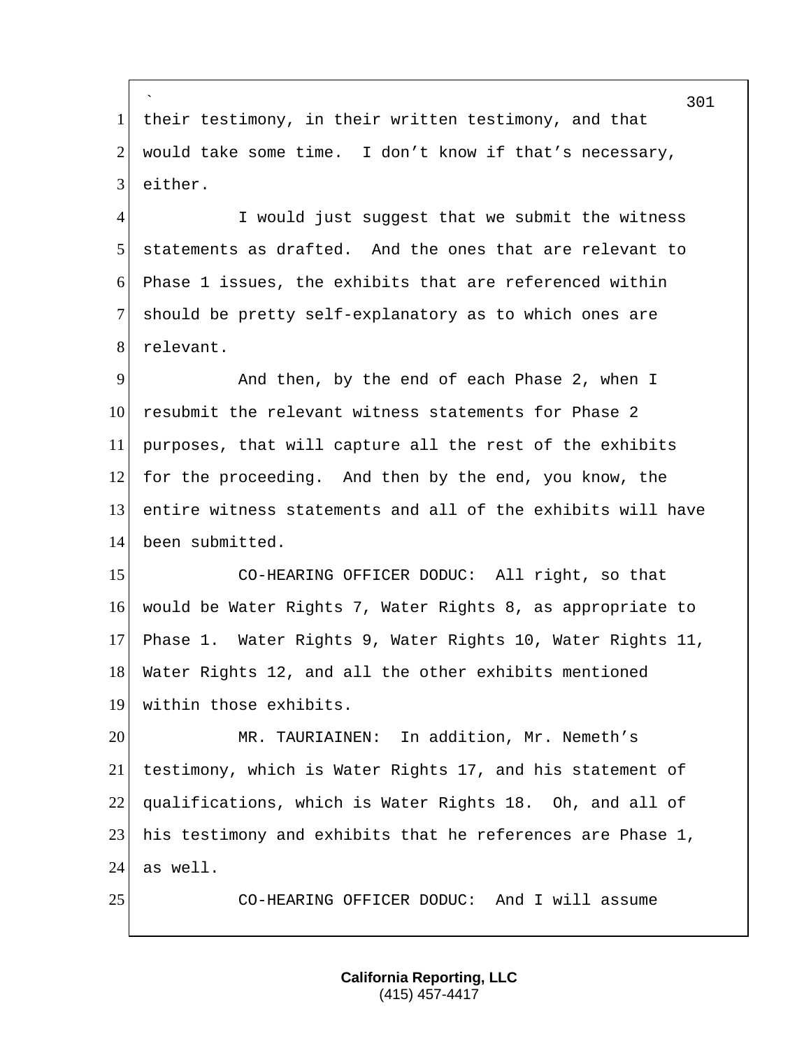their testimony, in their written testimony, and that would take some time. I don't know if that's necessary, either.

I would just suggest that we submit the witness statements as drafted. And the ones that are relevant to Phase 1 issues, the exhibits that are referenced within should be pretty self-explanatory as to which ones are relevant.

And then, by the end of each Phase 2, when I resubmit the relevant witness statements for Phase 2 purposes, that will capture all the rest of the exhibits for the proceeding. And then by the end, you know, the entire witness statements and all of the exhibits will have been submitted.

CO-HEARING OFFICER DODUC: All right, so that would be Water Rights 7, Water Rights 8, as appropriate to Phase 1. Water Rights 9, Water Rights 10, Water Rights 11, Water Rights 12, and all the other exhibits mentioned within those exhibits.

MR. TAURIAINEN: In addition, Mr. Nemeth's testimony, which is Water Rights 17, and his statement of qualifications, which is Water Rights 18. Oh, and all of his testimony and exhibits that he references are Phase 1, as well.

CO-HEARING OFFICER DODUC: And I will assume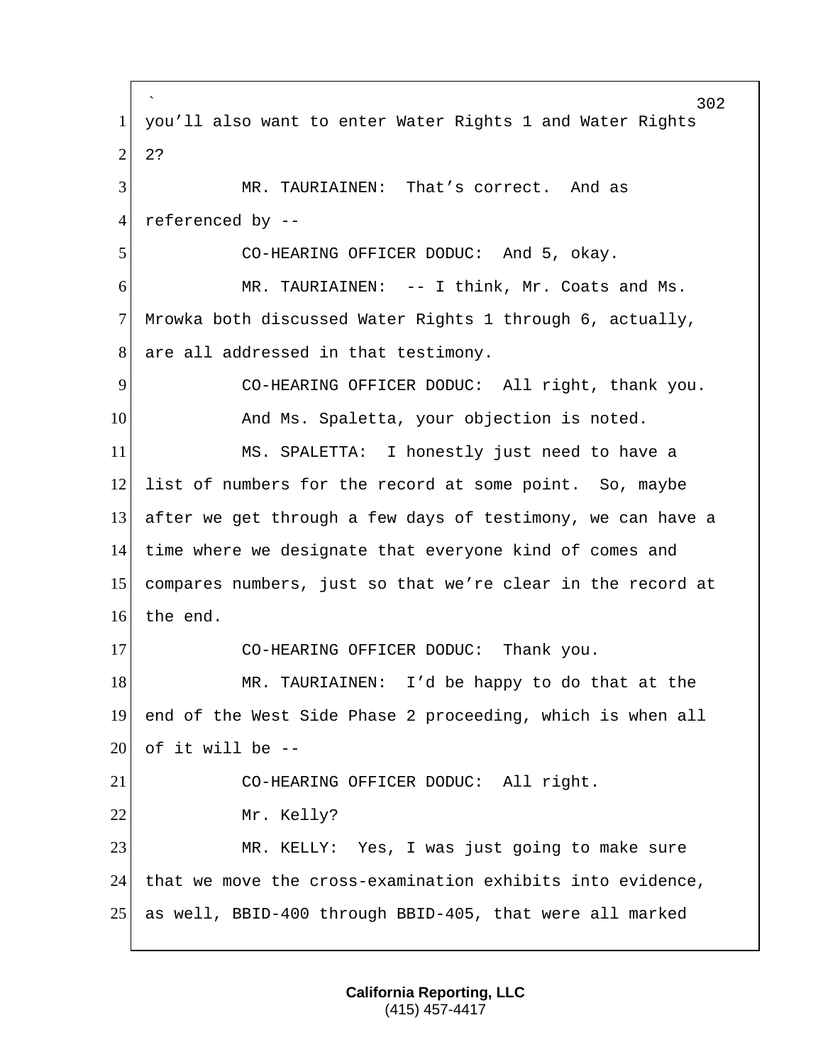you'll also want to enter Water Rights 1 and Water Rights 2?

MR. TAURIAINEN: That's correct. And as referenced by --

CO-HEARING OFFICER DODUC: And 5, okay.

MR. TAURIAINEN: -- I think, Mr. Coats and Ms. Mrowka both discussed Water Rights 1 through 6, actually, are all addressed in that testimony.

CO-HEARING OFFICER DODUC: All right, thank you.

And Ms. Spaletta, your objection is noted.

MS. SPALETTA: I honestly just need to have a list of numbers for the record at some point. So, maybe after we get through a few days of testimony, we can have a time where we designate that everyone kind of comes and compares numbers, just so that we're clear in the record at the end.

CO-HEARING OFFICER DODUC: Thank you.

MR. TAURIAINEN: I'd be happy to do that at the end of the West Side Phase 2 proceeding, which is when all of it will be --

CO-HEARING OFFICER DODUC: All right.

Mr. Kelly?

MR. KELLY: Yes, I was just going to make sure that we move the cross-examination exhibits into evidence, as well, BBID-400 through BBID-405, that were all marked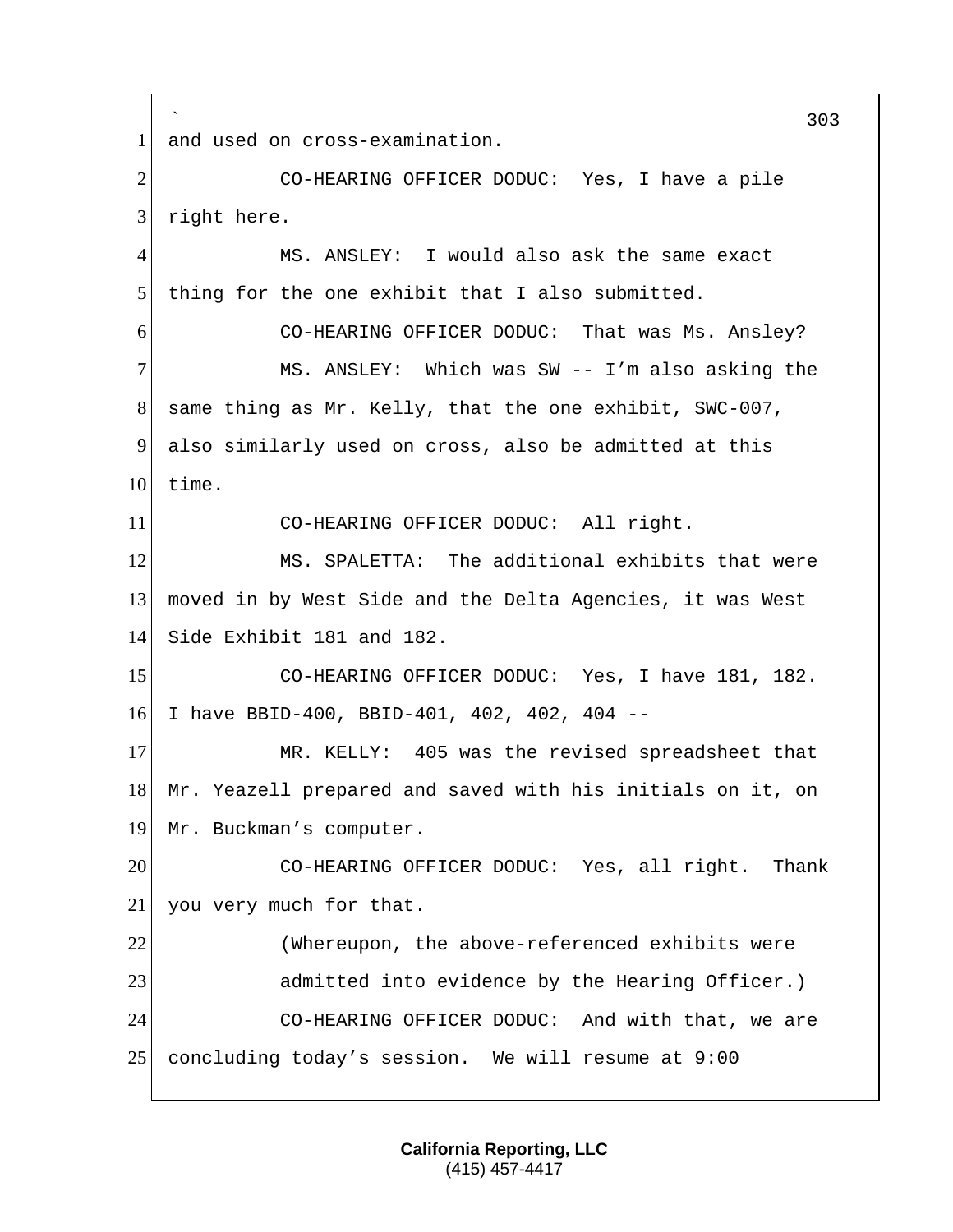and used on cross-examination.

CO-HEARING OFFICER DODUC: Yes, I have a pile right here.

MS. ANSLEY: I would also ask the same exact thing for the one exhibit that I also submitted.

CO-HEARING OFFICER DODUC: That was Ms. Ansley?

MS. ANSLEY: Which was SW -- I'm also asking the same thing as Mr. Kelly, that the one exhibit, SWC-007, also similarly used on cross, also be admitted at this time.

CO-HEARING OFFICER DODUC: All right.

MS. SPALETTA: The additional exhibits that were moved in by West Side and the Delta Agencies, it was West Side Exhibit 181 and 182.

CO-HEARING OFFICER DODUC: Yes, I have 181, 182. I have BBID-400, BBID-401, 402, 402, 404 --

MR. KELLY: 405 was the revised spreadsheet that Mr. Yeazell prepared and saved with his initials on it, on Mr. Buckman's computer.

CO-HEARING OFFICER DODUC: Yes, all right. Thank you very much for that.

(Whereupon, the above-referenced exhibits were admitted into evidence by the Hearing Officer.)

CO-HEARING OFFICER DODUC: And with that, we are concluding today's session. We will resume at 9:00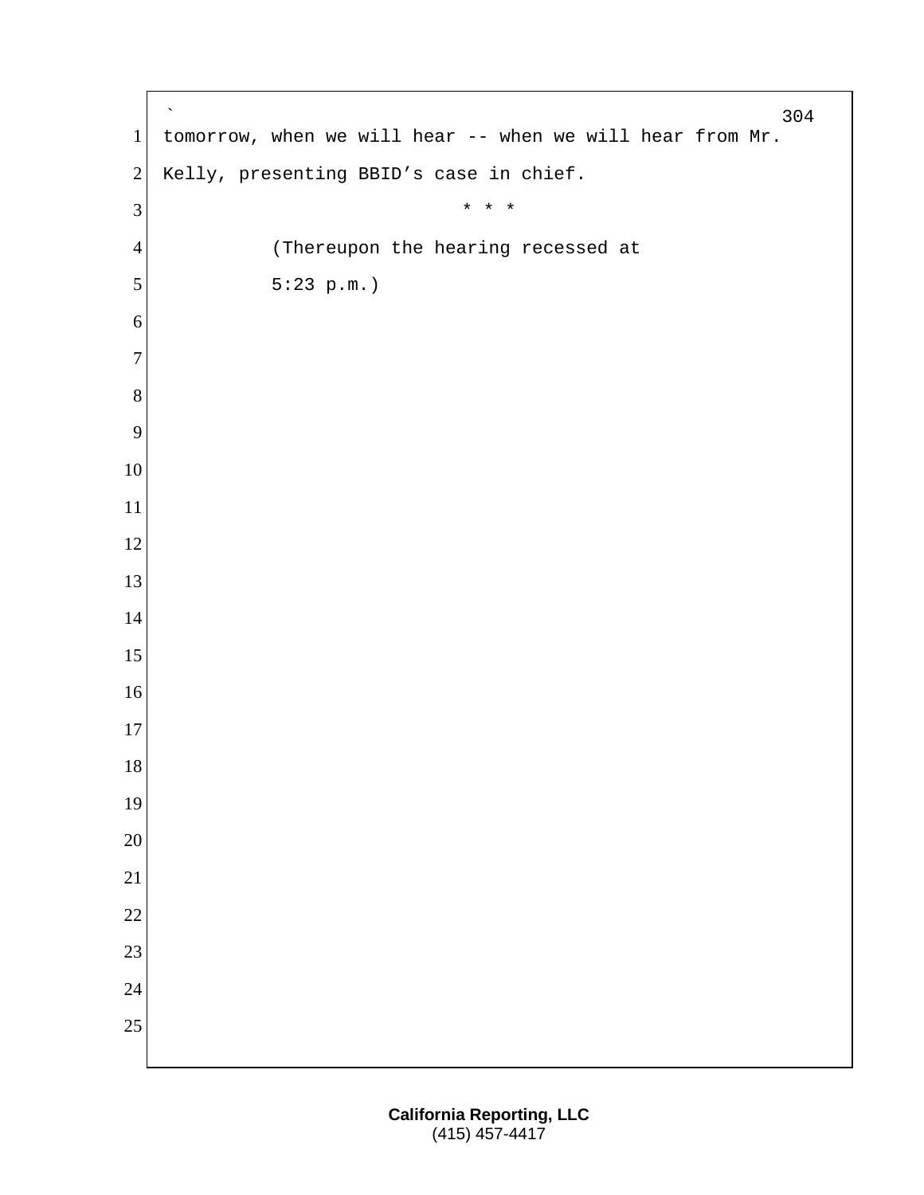tomorrow, when we will hear -- when we will hear from Mr. Kelly, presenting BBID's case in chief.

* * *

(Thereupon the hearing recessed at 5:23 p.m.)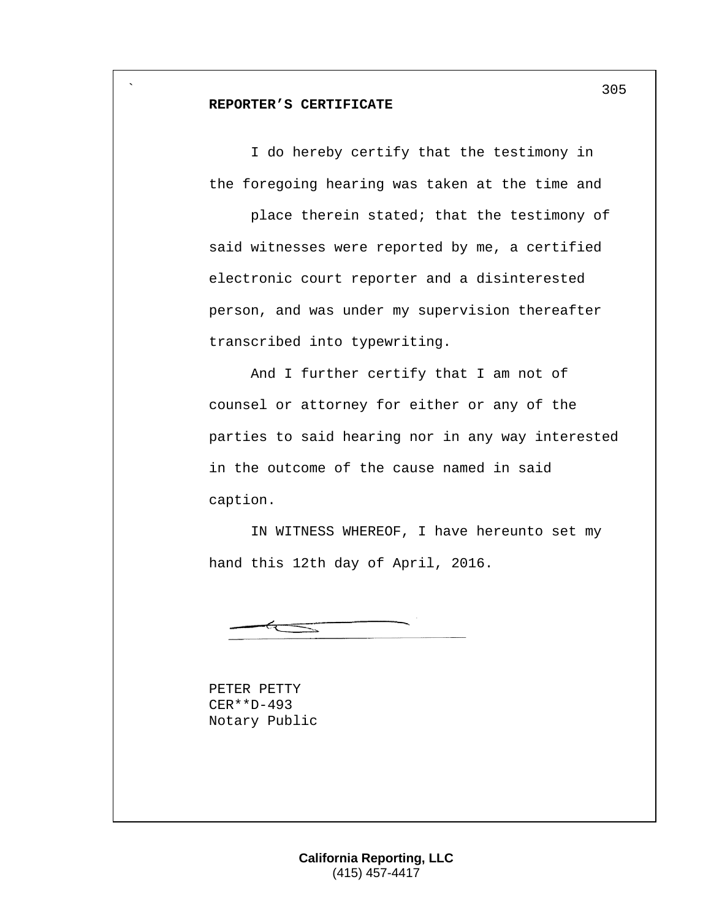**REPORTER'S CERTIFICATE**

I do hereby certify that the testimony in the foregoing hearing was taken at the time and place therein stated; that the testimony of said witnesses were reported by me, a certified electronic court reporter and a disinterested person, and was under my supervision thereafter transcribed into typewriting.

And I further certify that I am not of counsel or attorney for either or any of the parties to said hearing nor in any way interested in the outcome of the cause named in said caption.

IN WITNESS WHEREOF, I have hereunto set my hand this 12th day of April, 2016.

PETER PETTY
CER**D-493
Notary Public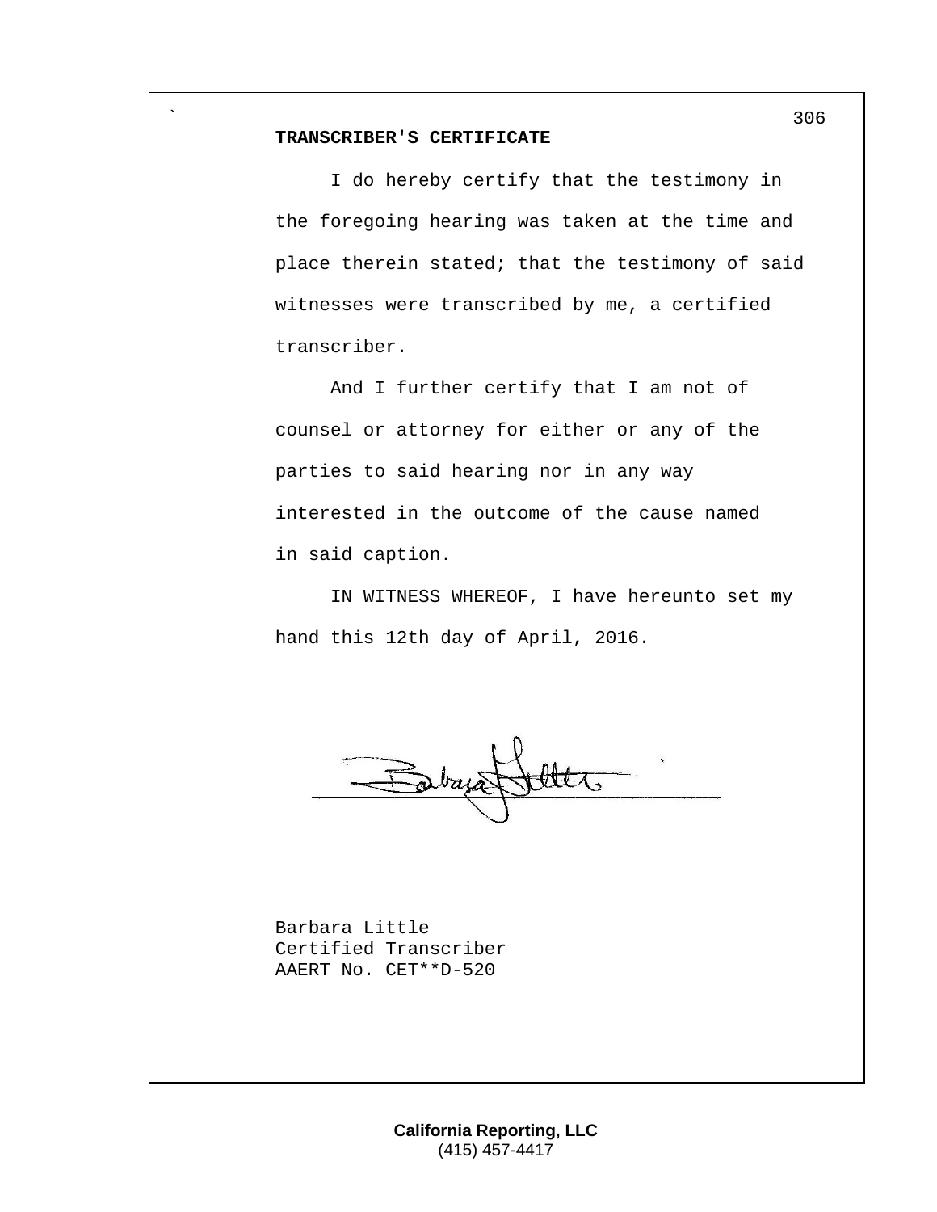**TRANSCRIBER'S CERTIFICATE**

I do hereby certify that the testimony in the foregoing hearing was taken at the time and place therein stated; that the testimony of said witnesses were transcribed by me, a certified transcriber.

And I further certify that I am not of counsel or attorney for either or any of the parties to said hearing nor in any way interested in the outcome of the cause named in said caption.

IN WITNESS WHEREOF, I have hereunto set my hand this 12th day of April, 2016.

Barbara Little
Certified Transcriber
AAERT No. CET**D-520